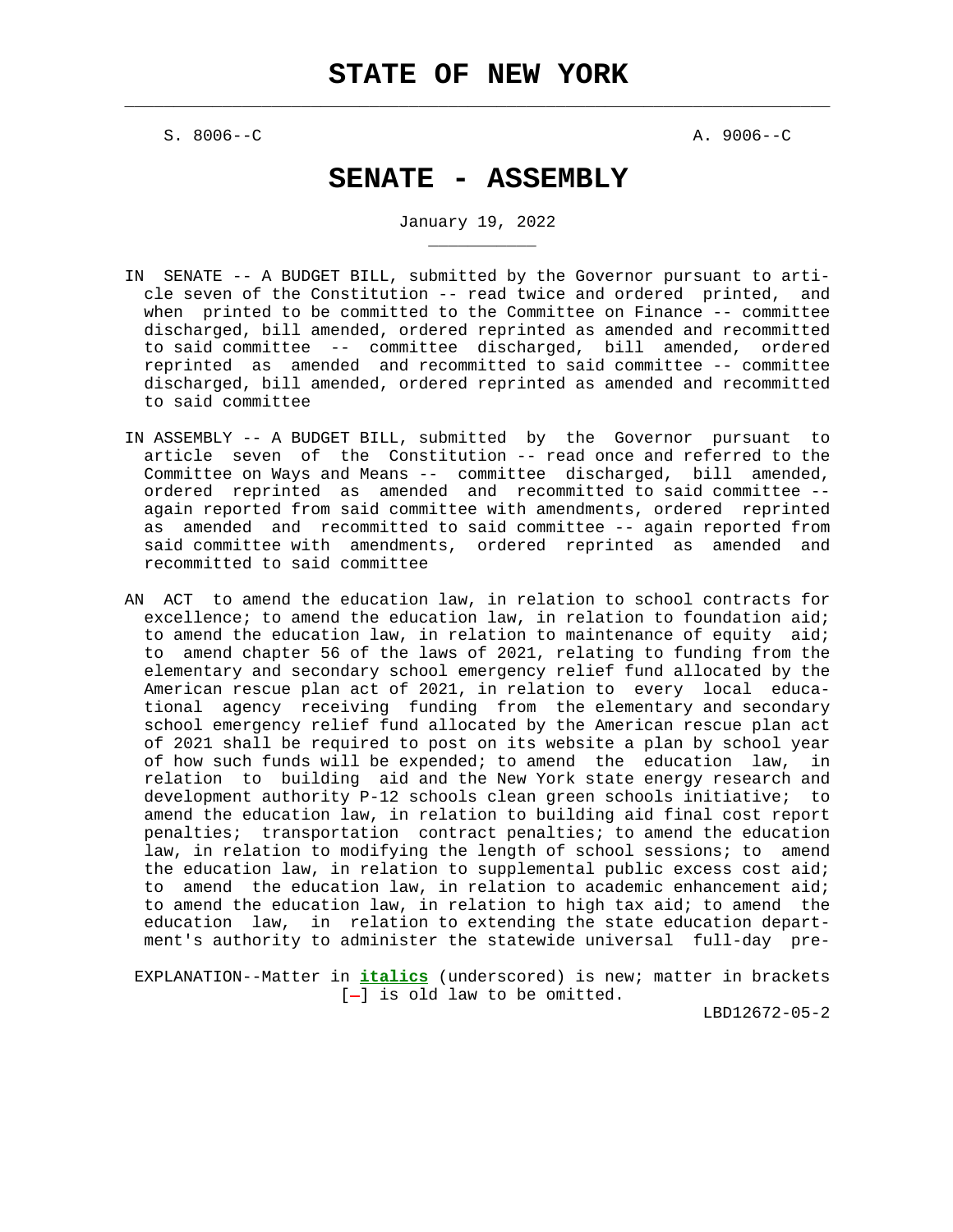# STATE OF NEW YORK

S. 8006--C A. 9006--C

# SENATE - ASSEMBLY

January 19, 2022

IN SENATE -- A BUDGET BILL, submitted by the Governor pursuant to article seven of the Constitution -- read twice and ordered printed, and when printed to be committed to the Committee on Finance -- committee discharged, bill amended, ordered reprinted as amended and recommitted to said committee -- committee discharged, bill amended, ordered reprinted as amended and recommitted to said committee -- committee discharged, bill amended, ordered reprinted as amended and recommitted to said committee

IN ASSEMBLY -- A BUDGET BILL, submitted by the Governor pursuant to article seven of the Constitution -- read once and referred to the Committee on Ways and Means -- committee discharged, bill amended, ordered reprinted as amended and recommitted to said committee -- again reported from said committee with amendments, ordered reprinted as amended and recommitted to said committee -- again reported from said committee with amendments, ordered reprinted as amended and recommitted to said committee

AN ACT to amend the education law, in relation to school contracts for excellence; to amend the education law, in relation to foundation aid; to amend the education law, in relation to maintenance of equity aid; to amend chapter 56 of the laws of 2021, relating to funding from the elementary and secondary school emergency relief fund allocated by the American rescue plan act of 2021, in relation to every local educational agency receiving funding from the elementary and secondary school emergency relief fund allocated by the American rescue plan act of 2021 shall be required to post on its website a plan by school year of how such funds will be expended; to amend the education law, in relation to building aid and the New York state energy research and development authority P-12 schools clean green schools initiative; to amend the education law, in relation to building aid final cost report penalties; transportation contract penalties; to amend the education law, in relation to modifying the length of school sessions; to amend the education law, in relation to supplemental public excess cost aid; to amend the education law, in relation to academic enhancement aid; to amend the education law, in relation to high tax aid; to amend the education law, in relation to extending the state education department's authority to administer the statewide universal full-day pre-

EXPLANATION--Matter in ***italics*** (underscored) is new; matter in brackets [-] is old law to be omitted.

LBD12672-05-2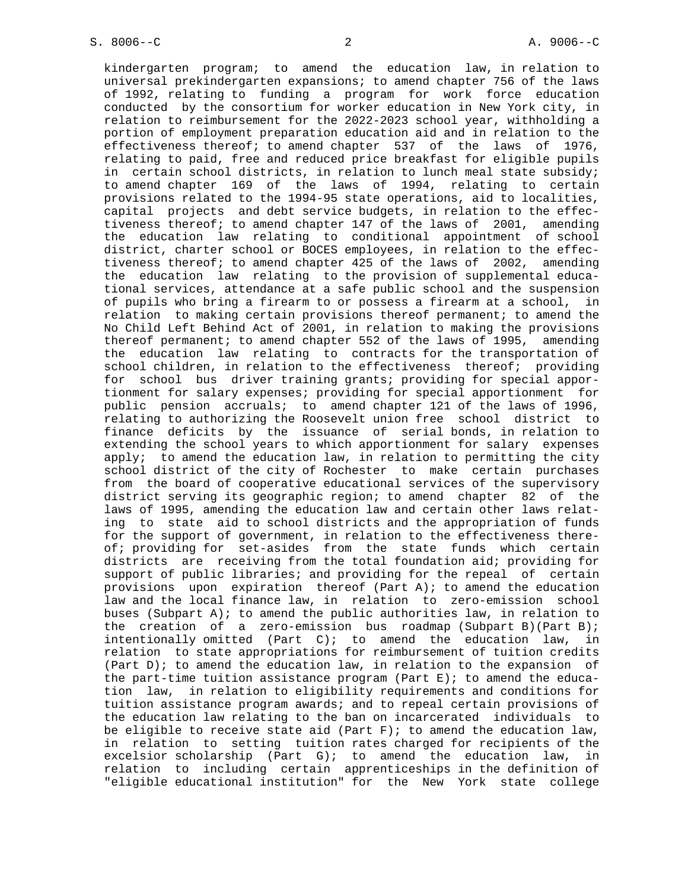kindergarten program; to amend the education law, in relation to universal prekindergarten expansions; to amend chapter 756 of the laws of 1992, relating to funding a program for work force education conducted by the consortium for worker education in New York city, in relation to reimbursement for the 2022-2023 school year, withholding a portion of employment preparation education aid and in relation to the effectiveness thereof; to amend chapter 537 of the laws of 1976, relating to paid, free and reduced price breakfast for eligible pupils in certain school districts, in relation to lunch meal state subsidy; to amend chapter 169 of the laws of 1994, relating to certain provisions related to the 1994-95 state operations, aid to localities, capital projects and debt service budgets, in relation to the effectiveness thereof; to amend chapter 147 of the laws of 2001, amending the education law relating to conditional appointment of school district, charter school or BOCES employees, in relation to the effectiveness thereof; to amend chapter 425 of the laws of 2002, amending the education law relating to the provision of supplemental educational services, attendance at a safe public school and the suspension of pupils who bring a firearm to or possess a firearm at a school, in relation to making certain provisions thereof permanent; to amend the No Child Left Behind Act of 2001, in relation to making the provisions thereof permanent; to amend chapter 552 of the laws of 1995, amending the education law relating to contracts for the transportation of school children, in relation to the effectiveness thereof; providing for school bus driver training grants; providing for special apportionment for salary expenses; providing for special apportionment for public pension accruals; to amend chapter 121 of the laws of 1996, relating to authorizing the Roosevelt union free school district to finance deficits by the issuance of serial bonds, in relation to extending the school years to which apportionment for salary expenses apply; to amend the education law, in relation to permitting the city school district of the city of Rochester to make certain purchases from the board of cooperative educational services of the supervisory district serving its geographic region; to amend chapter 82 of the laws of 1995, amending the education law and certain other laws relating to state aid to school districts and the appropriation of funds for the support of government, in relation to the effectiveness thereof; providing for set-asides from the state funds which certain districts are receiving from the total foundation aid; providing for support of public libraries; and providing for the repeal of certain provisions upon expiration thereof (Part A); to amend the education law and the local finance law, in relation to zero-emission school buses (Subpart A); to amend the public authorities law, in relation to the creation of a zero-emission bus roadmap (Subpart B)(Part B); intentionally omitted (Part C); to amend the education law, in relation to state appropriations for reimbursement of tuition credits (Part D); to amend the education law, in relation to the expansion of the part-time tuition assistance program (Part E); to amend the education law, in relation to eligibility requirements and conditions for tuition assistance program awards; and to repeal certain provisions of the education law relating to the ban on incarcerated individuals to be eligible to receive state aid (Part F); to amend the education law, in relation to setting tuition rates charged for recipients of the excelsior scholarship (Part G); to amend the education law, in relation to including certain apprenticeships in the definition of "eligible educational institution" for the New York state college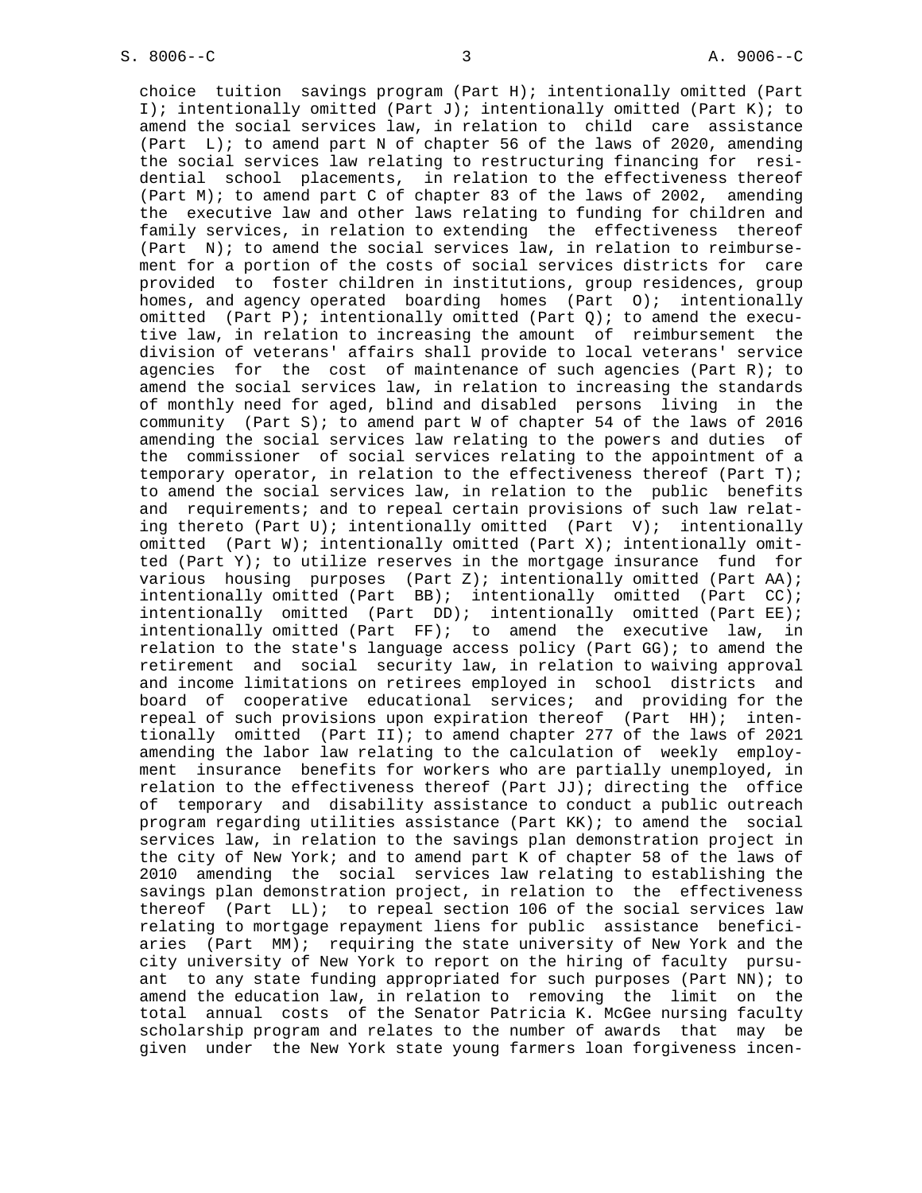choice tuition savings program (Part H); intentionally omitted (Part I); intentionally omitted (Part J); intentionally omitted (Part K); to amend the social services law, in relation to child care assistance (Part L); to amend part N of chapter 56 of the laws of 2020, amending the social services law relating to restructuring financing for residential school placements, in relation to the effectiveness thereof (Part M); to amend part C of chapter 83 of the laws of 2002, amending the executive law and other laws relating to funding for children and family services, in relation to extending the effectiveness thereof (Part N); to amend the social services law, in relation to reimbursement for a portion of the costs of social services districts for care provided to foster children in institutions, group residences, group homes, and agency operated boarding homes (Part O); intentionally omitted (Part P); intentionally omitted (Part Q); to amend the executive law, in relation to increasing the amount of reimbursement the division of veterans' affairs shall provide to local veterans' service agencies for the cost of maintenance of such agencies (Part R); to amend the social services law, in relation to increasing the standards of monthly need for aged, blind and disabled persons living in the community (Part S); to amend part W of chapter 54 of the laws of 2016 amending the social services law relating to the powers and duties of the commissioner of social services relating to the appointment of a temporary operator, in relation to the effectiveness thereof (Part T); to amend the social services law, in relation to the public benefits and requirements; and to repeal certain provisions of such law relating thereto (Part U); intentionally omitted (Part V); intentionally omitted (Part W); intentionally omitted (Part X); intentionally omitted (Part Y); to utilize reserves in the mortgage insurance fund for various housing purposes (Part Z); intentionally omitted (Part AA); intentionally omitted (Part BB); intentionally omitted (Part CC); intentionally omitted (Part DD); intentionally omitted (Part EE); intentionally omitted (Part FF); to amend the executive law, in relation to the state's language access policy (Part GG); to amend the retirement and social security law, in relation to waiving approval and income limitations on retirees employed in school districts and board of cooperative educational services; and providing for the repeal of such provisions upon expiration thereof (Part HH); intentionally omitted (Part II); to amend chapter 277 of the laws of 2021 amending the labor law relating to the calculation of weekly employment insurance benefits for workers who are partially unemployed, in relation to the effectiveness thereof (Part JJ); directing the office of temporary and disability assistance to conduct a public outreach program regarding utilities assistance (Part KK); to amend the social services law, in relation to the savings plan demonstration project in the city of New York; and to amend part K of chapter 58 of the laws of 2010 amending the social services law relating to establishing the savings plan demonstration project, in relation to the effectiveness thereof (Part LL); to repeal section 106 of the social services law relating to mortgage repayment liens for public assistance beneficiaries (Part MM); requiring the state university of New York and the city university of New York to report on the hiring of faculty pursuant to any state funding appropriated for such purposes (Part NN); to amend the education law, in relation to removing the limit on the total annual costs of the Senator Patricia K. McGee nursing faculty scholarship program and relates to the number of awards that may be given under the New York state young farmers loan forgiveness incen-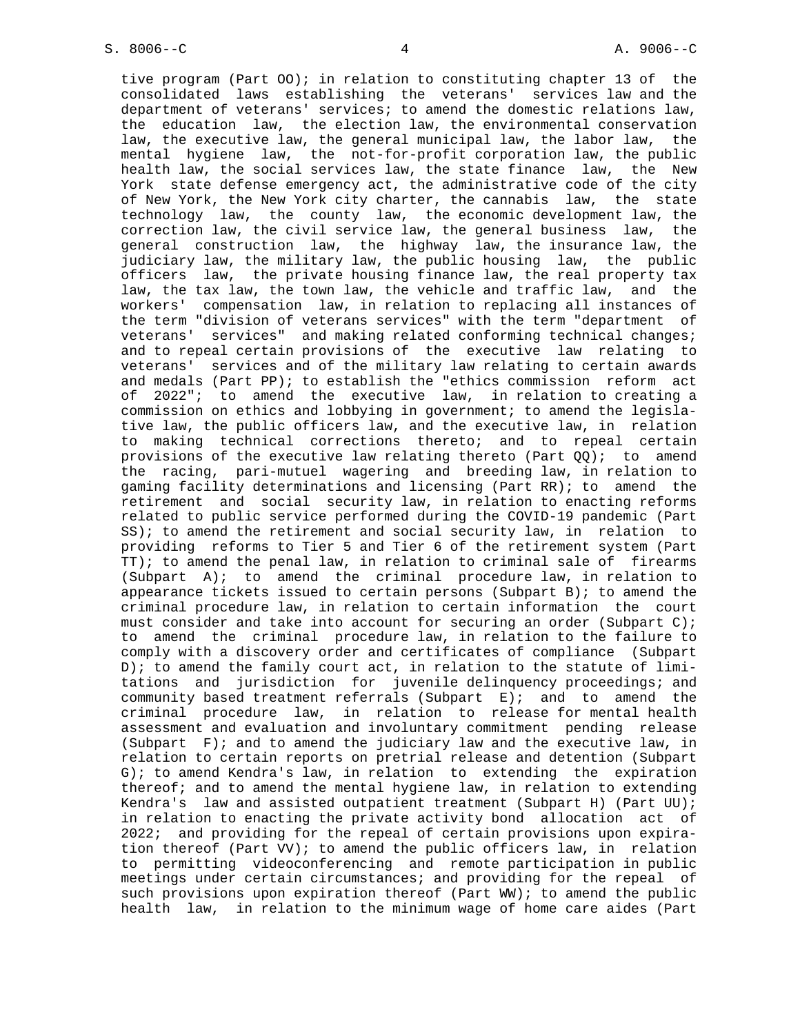tive program (Part OO); in relation to constituting chapter 13 of the consolidated laws establishing the veterans' services law and the department of veterans' services; to amend the domestic relations law, the education law, the election law, the environmental conservation law, the executive law, the general municipal law, the labor law, the mental hygiene law, the not-for-profit corporation law, the public health law, the social services law, the state finance law, the New York state defense emergency act, the administrative code of the city of New York, the New York city charter, the cannabis law, the state technology law, the county law, the economic development law, the correction law, the civil service law, the general business law, the general construction law, the highway law, the insurance law, the judiciary law, the military law, the public housing law, the public officers law, the private housing finance law, the real property tax law, the tax law, the town law, the vehicle and traffic law, and the workers' compensation law, in relation to replacing all instances of the term "division of veterans services" with the term "department of veterans' services" and making related conforming technical changes; and to repeal certain provisions of the executive law relating to veterans' services and of the military law relating to certain awards and medals (Part PP); to establish the "ethics commission reform act of 2022"; to amend the executive law, in relation to creating a commission on ethics and lobbying in government; to amend the legislative law, the public officers law, and the executive law, in relation to making technical corrections thereto; and to repeal certain provisions of the executive law relating thereto (Part QQ); to amend the racing, pari-mutuel wagering and breeding law, in relation to gaming facility determinations and licensing (Part RR); to amend the retirement and social security law, in relation to enacting reforms related to public service performed during the COVID-19 pandemic (Part SS); to amend the retirement and social security law, in relation to providing reforms to Tier 5 and Tier 6 of the retirement system (Part TT); to amend the penal law, in relation to criminal sale of firearms (Subpart A); to amend the criminal procedure law, in relation to appearance tickets issued to certain persons (Subpart B); to amend the criminal procedure law, in relation to certain information the court must consider and take into account for securing an order (Subpart C); to amend the criminal procedure law, in relation to the failure to comply with a discovery order and certificates of compliance (Subpart D); to amend the family court act, in relation to the statute of limitations and jurisdiction for juvenile delinquency proceedings; and community based treatment referrals (Subpart E); and to amend the criminal procedure law, in relation to release for mental health assessment and evaluation and involuntary commitment pending release (Subpart F); and to amend the judiciary law and the executive law, in relation to certain reports on pretrial release and detention (Subpart G); to amend Kendra's law, in relation to extending the expiration thereof; and to amend the mental hygiene law, in relation to extending Kendra's law and assisted outpatient treatment (Subpart H) (Part UU); in relation to enacting the private activity bond allocation act of 2022; and providing for the repeal of certain provisions upon expiration thereof (Part VV); to amend the public officers law, in relation to permitting videoconferencing and remote participation in public meetings under certain circumstances; and providing for the repeal of such provisions upon expiration thereof (Part WW); to amend the public health law, in relation to the minimum wage of home care aides (Part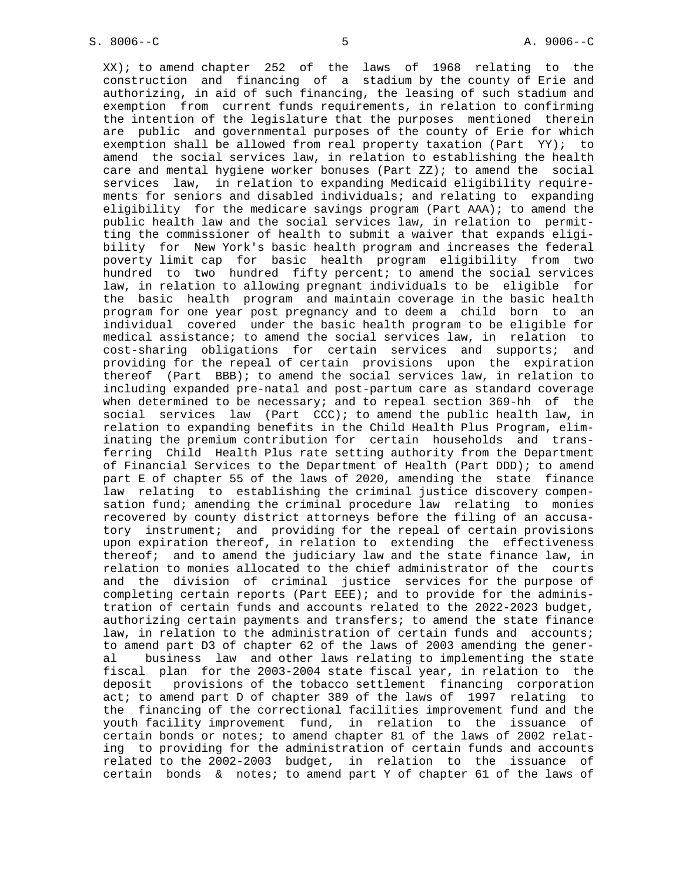XX); to amend chapter 252 of the laws of 1968 relating to the construction and financing of a stadium by the county of Erie and authorizing, in aid of such financing, the leasing of such stadium and exemption from current funds requirements, in relation to confirming the intention of the legislature that the purposes mentioned therein are public and governmental purposes of the county of Erie for which exemption shall be allowed from real property taxation (Part YY); to amend the social services law, in relation to establishing the health care and mental hygiene worker bonuses (Part ZZ); to amend the social services law, in relation to expanding Medicaid eligibility requirements for seniors and disabled individuals; and relating to expanding eligibility for the medicare savings program (Part AAA); to amend the public health law and the social services law, in relation to permitting the commissioner of health to submit a waiver that expands eligibility for New York's basic health program and increases the federal poverty limit cap for basic health program eligibility from two hundred to two hundred fifty percent; to amend the social services law, in relation to allowing pregnant individuals to be eligible for the basic health program and maintain coverage in the basic health program for one year post pregnancy and to deem a child born to an individual covered under the basic health program to be eligible for medical assistance; to amend the social services law, in relation to cost-sharing obligations for certain services and supports; and providing for the repeal of certain provisions upon the expiration thereof (Part BBB); to amend the social services law, in relation to including expanded pre-natal and post-partum care as standard coverage when determined to be necessary; and to repeal section 369-hh of the social services law (Part CCC); to amend the public health law, in relation to expanding benefits in the Child Health Plus Program, eliminating the premium contribution for certain households and transferring Child Health Plus rate setting authority from the Department of Financial Services to the Department of Health (Part DDD); to amend part E of chapter 55 of the laws of 2020, amending the state finance law relating to establishing the criminal justice discovery compensation fund; amending the criminal procedure law relating to monies recovered by county district attorneys before the filing of an accusatory instrument; and providing for the repeal of certain provisions upon expiration thereof, in relation to extending the effectiveness thereof; and to amend the judiciary law and the state finance law, in relation to monies allocated to the chief administrator of the courts and the division of criminal justice services for the purpose of completing certain reports (Part EEE); and to provide for the administration of certain funds and accounts related to the 2022-2023 budget, authorizing certain payments and transfers; to amend the state finance law, in relation to the administration of certain funds and accounts; to amend part D3 of chapter 62 of the laws of 2003 amending the general business law and other laws relating to implementing the state fiscal plan for the 2003-2004 state fiscal year, in relation to the deposit provisions of the tobacco settlement financing corporation act; to amend part D of chapter 389 of the laws of 1997 relating to the financing of the correctional facilities improvement fund and the youth facility improvement fund, in relation to the issuance of certain bonds or notes; to amend chapter 81 of the laws of 2002 relating to providing for the administration of certain funds and accounts related to the 2002-2003 budget, in relation to the issuance of certain bonds & notes; to amend part Y of chapter 61 of the laws of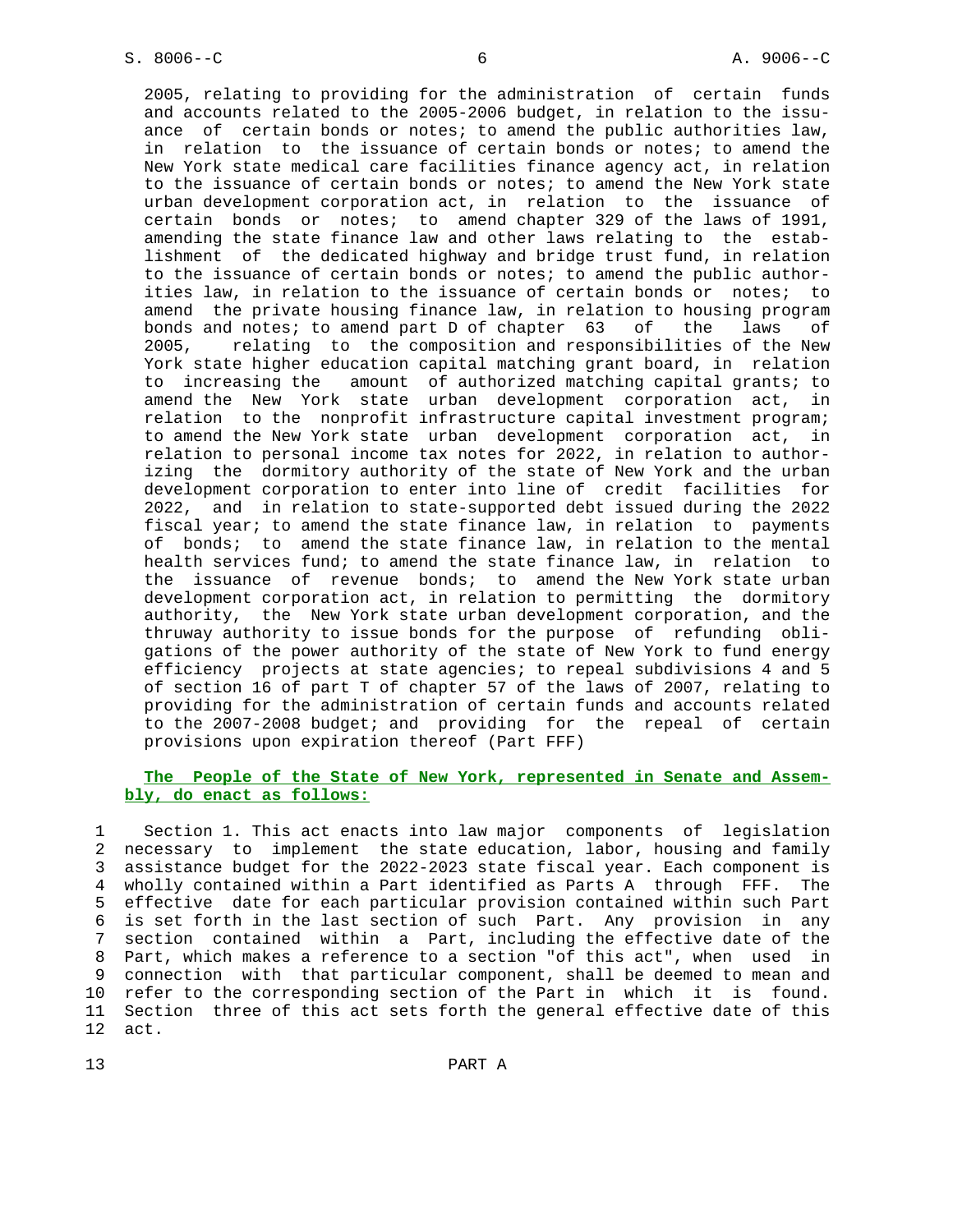2005, relating to providing for the administration of certain funds and accounts related to the 2005-2006 budget, in relation to the issuance of certain bonds or notes; to amend the public authorities law, in relation to the issuance of certain bonds or notes; to amend the New York state medical care facilities finance agency act, in relation to the issuance of certain bonds or notes; to amend the New York state urban development corporation act, in relation to the issuance of certain bonds or notes; to amend chapter 329 of the laws of 1991, amending the state finance law and other laws relating to the establishment of the dedicated highway and bridge trust fund, in relation to the issuance of certain bonds or notes; to amend the public authorities law, in relation to the issuance of certain bonds or notes; to amend the private housing finance law, in relation to housing program bonds and notes; to amend part D of chapter 63 of the laws of 2005, relating to the composition and responsibilities of the New York state higher education capital matching grant board, in relation to increasing the amount of authorized matching capital grants; to amend the New York state urban development corporation act, in relation to the nonprofit infrastructure capital investment program; to amend the New York state urban development corporation act, in relation to personal income tax notes for 2022, in relation to authorizing the dormitory authority of the state of New York and the urban development corporation to enter into line of credit facilities for 2022, and in relation to state-supported debt issued during the 2022 fiscal year; to amend the state finance law, in relation to payments of bonds; to amend the state finance law, in relation to the mental health services fund; to amend the state finance law, in relation to the issuance of revenue bonds; to amend the New York state urban development corporation act, in relation to permitting the dormitory authority, the New York state urban development corporation, and the thruway authority to issue bonds for the purpose of refunding obligations of the power authority of the state of New York to fund energy efficiency projects at state agencies; to repeal subdivisions 4 and 5 of section 16 of part T of chapter 57 of the laws of 2007, relating to providing for the administration of certain funds and accounts related to the 2007-2008 budget; and providing for the repeal of certain provisions upon expiration thereof (Part FFF)

**The People of the State of New York, represented in Senate and Assembly, do enact as follows:**

Section 1. This act enacts into law major components of legislation necessary to implement the state education, labor, housing and family assistance budget for the 2022-2023 state fiscal year. Each component is wholly contained within a Part identified as Parts A through FFF. The effective date for each particular provision contained within such Part is set forth in the last section of such Part. Any provision in any section contained within a Part, including the effective date of the Part, which makes a reference to a section "of this act", when used in connection with that particular component, shall be deemed to mean and refer to the corresponding section of the Part in which it is found. Section three of this act sets forth the general effective date of this act.

PART A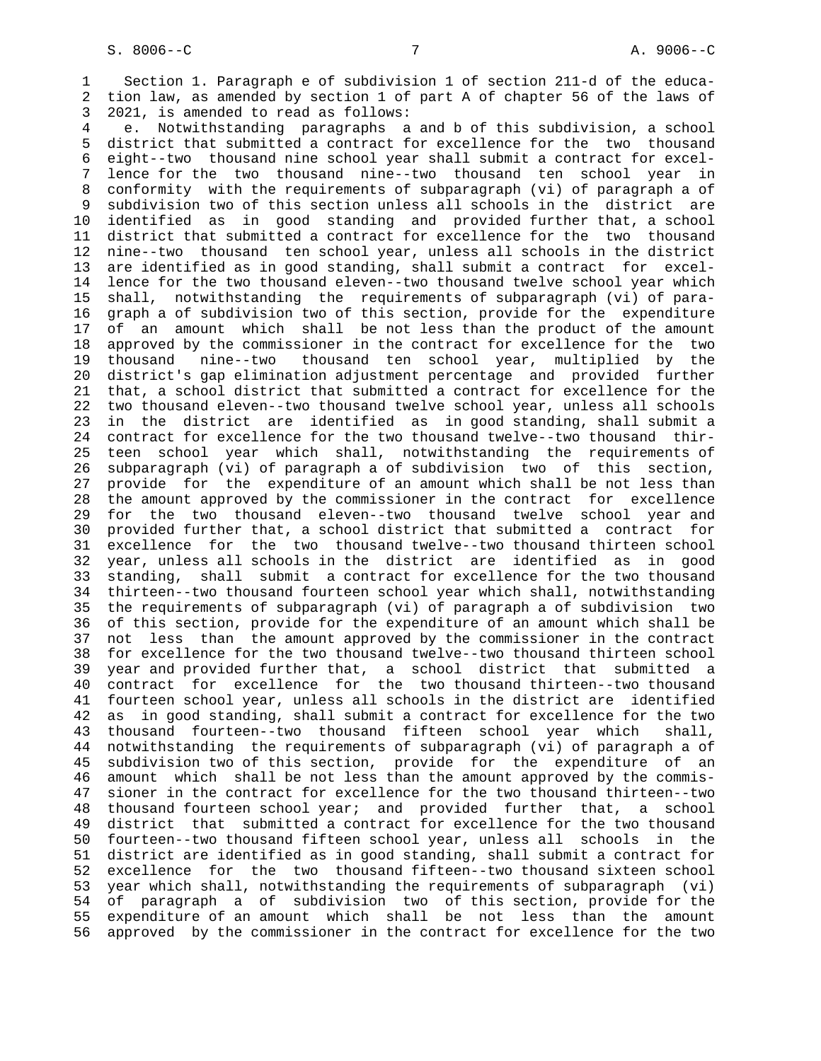Section 1. Paragraph e of subdivision 1 of section 211-d of the education law, as amended by section 1 of part A of chapter 56 of the laws of 2021, is amended to read as follows:

e. Notwithstanding paragraphs a and b of this subdivision, a school district that submitted a contract for excellence for the two thousand eight--two thousand nine school year shall submit a contract for excellence for the two thousand nine--two thousand ten school year in conformity with the requirements of subparagraph (vi) of paragraph a of subdivision two of this section unless all schools in the district are identified as in good standing and provided further that, a school district that submitted a contract for excellence for the two thousand nine--two thousand ten school year, unless all schools in the district are identified as in good standing, shall submit a contract for excellence for the two thousand eleven--two thousand twelve school year which shall, notwithstanding the requirements of subparagraph (vi) of paragraph a of subdivision two of this section, provide for the expenditure of an amount which shall be not less than the product of the amount approved by the commissioner in the contract for excellence for the two thousand nine--two thousand ten school year, multiplied by the district's gap elimination adjustment percentage and provided further that, a school district that submitted a contract for excellence for the two thousand eleven--two thousand twelve school year, unless all schools in the district are identified as in good standing, shall submit a contract for excellence for the two thousand twelve--two thousand thirteen school year which shall, notwithstanding the requirements of subparagraph (vi) of paragraph a of subdivision two of this section, provide for the expenditure of an amount which shall be not less than the amount approved by the commissioner in the contract for excellence for the two thousand eleven--two thousand twelve school year and provided further that, a school district that submitted a contract for excellence for the two thousand twelve--two thousand thirteen school year, unless all schools in the district are identified as in good standing, shall submit a contract for excellence for the two thousand thirteen--two thousand fourteen school year which shall, notwithstanding the requirements of subparagraph (vi) of paragraph a of subdivision two of this section, provide for the expenditure of an amount which shall be not less than the amount approved by the commissioner in the contract for excellence for the two thousand twelve--two thousand thirteen school year and provided further that, a school district that submitted a contract for excellence for the two thousand thirteen--two thousand fourteen school year, unless all schools in the district are identified as in good standing, shall submit a contract for excellence for the two thousand fourteen--two thousand fifteen school year which shall, notwithstanding the requirements of subparagraph (vi) of paragraph a of subdivision two of this section, provide for the expenditure of an amount which shall be not less than the amount approved by the commissioner in the contract for excellence for the two thousand thirteen--two thousand fourteen school year; and provided further that, a school district that submitted a contract for excellence for the two thousand fourteen--two thousand fifteen school year, unless all schools in the district are identified as in good standing, shall submit a contract for excellence for the two thousand fifteen--two thousand sixteen school year which shall, notwithstanding the requirements of subparagraph (vi) of paragraph a of subdivision two of this section, provide for the expenditure of an amount which shall be not less than the amount approved by the commissioner in the contract for excellence for the two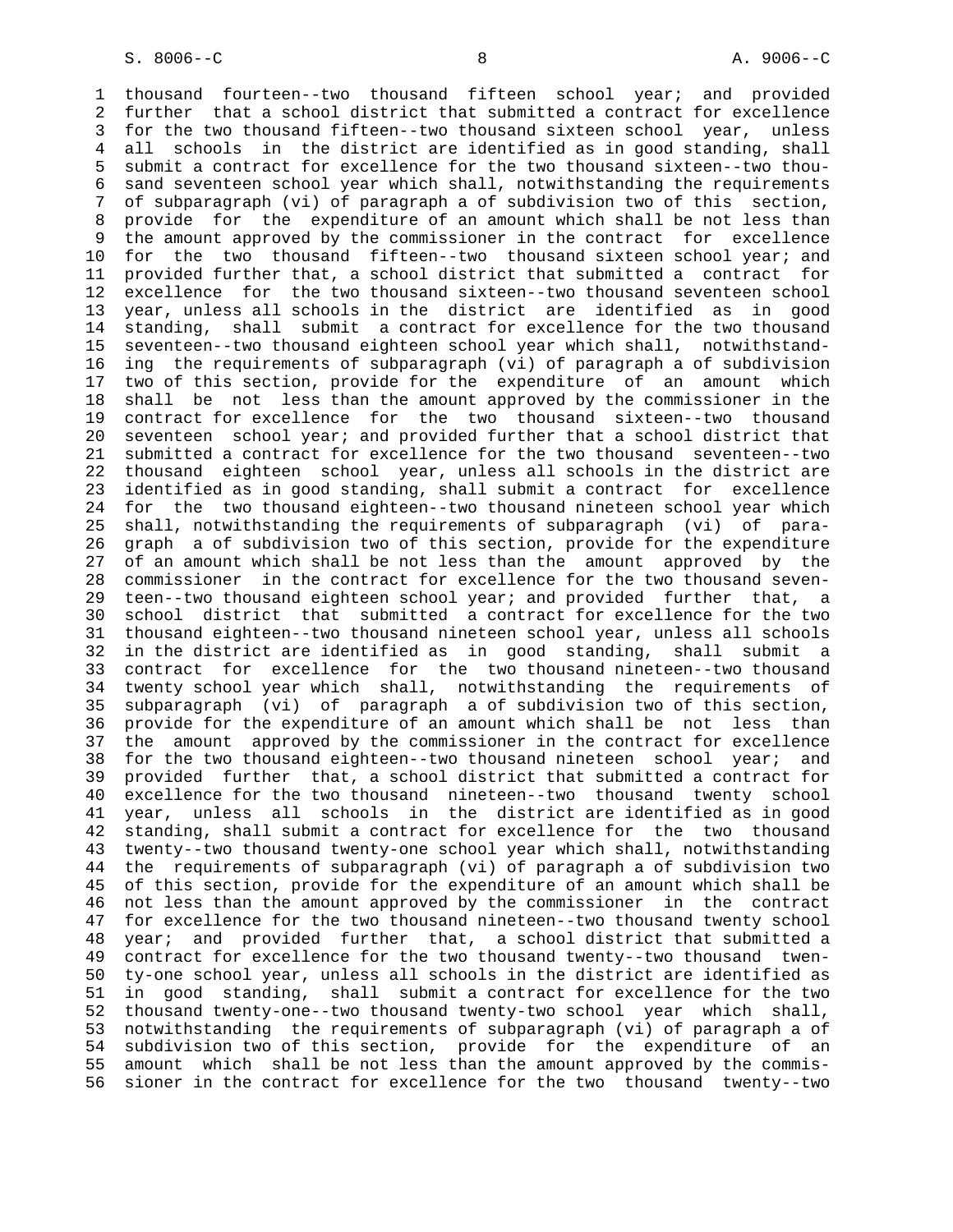thousand fourteen--two thousand fifteen school year; and provided further that a school district that submitted a contract for excellence for the two thousand fifteen--two thousand sixteen school year, unless all schools in the district are identified as in good standing, shall submit a contract for excellence for the two thousand sixteen--two thousand seventeen school year which shall, notwithstanding the requirements of subparagraph (vi) of paragraph a of subdivision two of this section, provide for the expenditure of an amount which shall be not less than the amount approved by the commissioner in the contract for excellence for the two thousand fifteen--two thousand sixteen school year; and provided further that, a school district that submitted a contract for excellence for the two thousand sixteen--two thousand seventeen school year, unless all schools in the district are identified as in good standing, shall submit a contract for excellence for the two thousand seventeen--two thousand eighteen school year which shall, notwithstanding the requirements of subparagraph (vi) of paragraph a of subdivision two of this section, provide for the expenditure of an amount which shall be not less than the amount approved by the commissioner in the contract for excellence for the two thousand sixteen--two thousand seventeen school year; and provided further that a school district that submitted a contract for excellence for the two thousand seventeen--two thousand eighteen school year, unless all schools in the district are identified as in good standing, shall submit a contract for excellence for the two thousand eighteen--two thousand nineteen school year which shall, notwithstanding the requirements of subparagraph (vi) of paragraph a of subdivision two of this section, provide for the expenditure of an amount which shall be not less than the amount approved by the commissioner in the contract for excellence for the two thousand seventeen--two thousand eighteen school year; and provided further that, a school district that submitted a contract for excellence for the two thousand eighteen--two thousand nineteen school year, unless all schools in the district are identified as in good standing, shall submit a contract for excellence for the two thousand nineteen--two thousand twenty school year which shall, notwithstanding the requirements of subparagraph (vi) of paragraph a of subdivision two of this section, provide for the expenditure of an amount which shall be not less than the amount approved by the commissioner in the contract for excellence for the two thousand eighteen--two thousand nineteen school year; and provided further that, a school district that submitted a contract for excellence for the two thousand nineteen--two thousand twenty school year, unless all schools in the district are identified as in good standing, shall submit a contract for excellence for the two thousand twenty--two thousand twenty-one school year which shall, notwithstanding the requirements of subparagraph (vi) of paragraph a of subdivision two of this section, provide for the expenditure of an amount which shall be not less than the amount approved by the commissioner in the contract for excellence for the two thousand nineteen--two thousand twenty school year; and provided further that, a school district that submitted a contract for excellence for the two thousand twenty--two thousand twenty-one school year, unless all schools in the district are identified as in good standing, shall submit a contract for excellence for the two thousand twenty-one--two thousand twenty-two school year which shall, notwithstanding the requirements of subparagraph (vi) of paragraph a of subdivision two of this section, provide for the expenditure of an amount which shall be not less than the amount approved by the commissioner in the contract for excellence for the two thousand twenty--two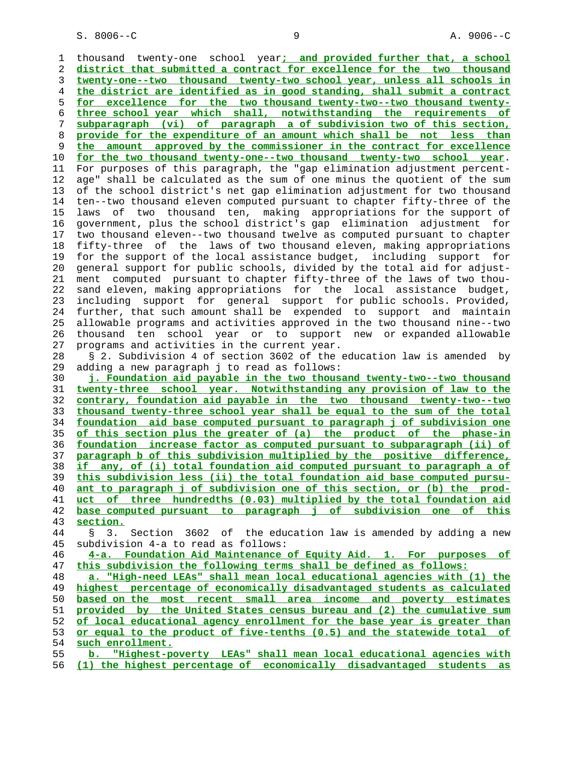thousand twenty-one school year; and provided further that, a school district that submitted a contract for excellence for the two thousand twenty-one--two thousand twenty-two school year, unless all schools in the district are identified as in good standing, shall submit a contract for excellence for the two thousand twenty-two--two thousand twenty-three school year which shall, notwithstanding the requirements of subparagraph (vi) of paragraph a of subdivision two of this section, provide for the expenditure of an amount which shall be not less than the amount approved by the commissioner in the contract for excellence for the two thousand twenty-one--two thousand twenty-two school year. For purposes of this paragraph, the "gap elimination adjustment percentage" shall be calculated as the sum of one minus the quotient of the sum of the school district's net gap elimination adjustment for two thousand ten--two thousand eleven computed pursuant to chapter fifty-three of the laws of two thousand ten, making appropriations for the support of government, plus the school district's gap elimination adjustment for two thousand eleven--two thousand twelve as computed pursuant to chapter fifty-three of the laws of two thousand eleven, making appropriations for the support of the local assistance budget, including support for general support for public schools, divided by the total aid for adjustment computed pursuant to chapter fifty-three of the laws of two thousand eleven, making appropriations for the local assistance budget, including support for general support for public schools. Provided, further, that such amount shall be expended to support and maintain allowable programs and activities approved in the two thousand nine--two thousand ten school year or to support new or expanded allowable programs and activities in the current year.

§ 2. Subdivision 4 of section 3602 of the education law is amended by adding a new paragraph j to read as follows:

j. Foundation aid payable in the two thousand twenty-two--two thousand twenty-three school year. Notwithstanding any provision of law to the contrary, foundation aid payable in the two thousand twenty-two--two thousand twenty-three school year shall be equal to the sum of the total foundation aid base computed pursuant to paragraph j of subdivision one of this section plus the greater of (a) the product of the phase-in foundation increase factor as computed pursuant to subparagraph (ii) of paragraph b of this subdivision multiplied by the positive difference, if any, of (i) total foundation aid computed pursuant to paragraph a of this subdivision less (ii) the total foundation aid base computed pursuant to paragraph j of subdivision one of this section, or (b) the product of three hundredths (0.03) multiplied by the total foundation aid base computed pursuant to paragraph j of subdivision one of this section.

§ 3. Section 3602 of the education law is amended by adding a new subdivision 4-a to read as follows:

4-a. Foundation Aid Maintenance of Equity Aid. 1. For purposes of this subdivision the following terms shall be defined as follows:

a. "High-need LEAs" shall mean local educational agencies with (1) the highest percentage of economically disadvantaged students as calculated based on the most recent small area income and poverty estimates provided by the United States census bureau and (2) the cumulative sum of local educational agency enrollment for the base year is greater than or equal to the product of five-tenths (0.5) and the statewide total of such enrollment.

b. "Highest-poverty LEAs" shall mean local educational agencies with (1) the highest percentage of economically disadvantaged students as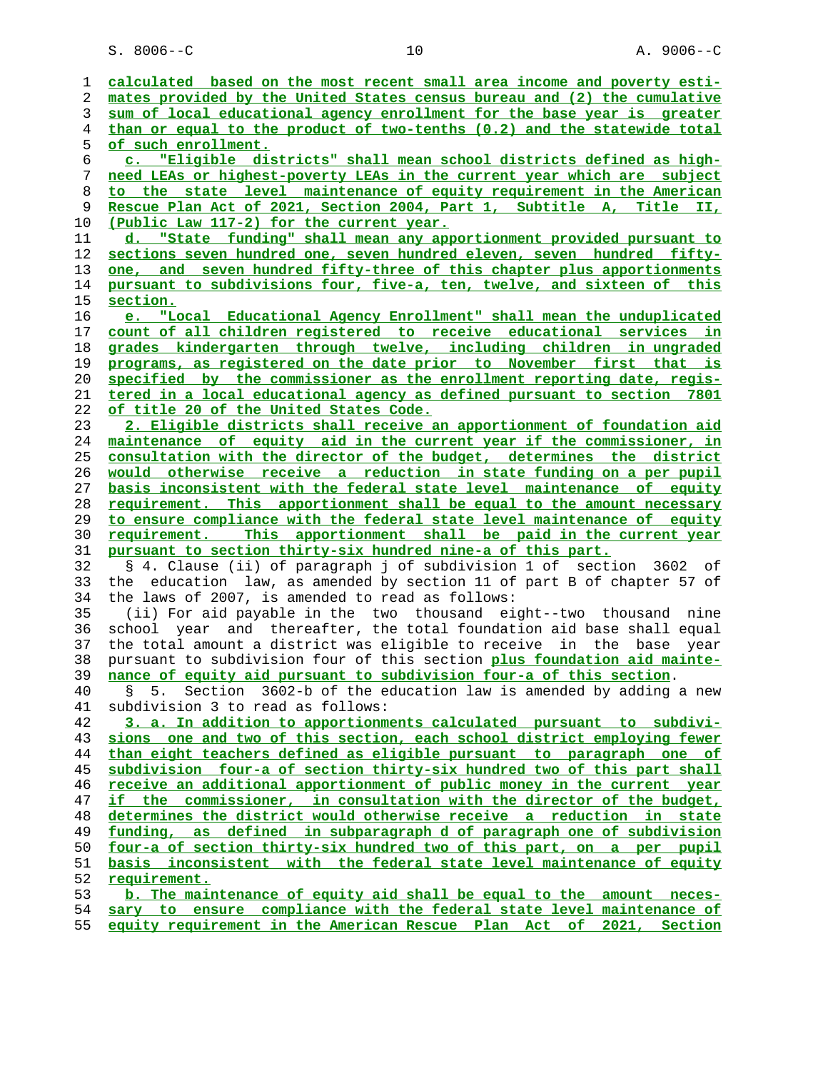calculated based on the most recent small area income and poverty estimates provided by the United States census bureau and (2) the cumulative sum of local educational agency enrollment for the base year is greater than or equal to the product of two-tenths (0.2) and the statewide total of such enrollment.

c. "Eligible districts" shall mean school districts defined as high-need LEAs or highest-poverty LEAs in the current year which are subject to the state level maintenance of equity requirement in the American Rescue Plan Act of 2021, Section 2004, Part 1, Subtitle A, Title II, (Public Law 117-2) for the current year.

d. "State funding" shall mean any apportionment provided pursuant to sections seven hundred one, seven hundred eleven, seven hundred fifty-one, and seven hundred fifty-three of this chapter plus apportionments pursuant to subdivisions four, five-a, ten, twelve, and sixteen of this section.

e. "Local Educational Agency Enrollment" shall mean the unduplicated count of all children registered to receive educational services in grades kindergarten through twelve, including children in ungraded programs, as registered on the date prior to November first that is specified by the commissioner as the enrollment reporting date, registered in a local educational agency as defined pursuant to section 7801 of title 20 of the United States Code.

2. Eligible districts shall receive an apportionment of foundation aid maintenance of equity aid in the current year if the commissioner, in consultation with the director of the budget, determines the district would otherwise receive a reduction in state funding on a per pupil basis inconsistent with the federal state level maintenance of equity requirement. This apportionment shall be equal to the amount necessary to ensure compliance with the federal state level maintenance of equity requirement. This apportionment shall be paid in the current year pursuant to section thirty-six hundred nine-a of this part.

§ 4. Clause (ii) of paragraph j of subdivision 1 of section 3602 of the education law, as amended by section 11 of part B of chapter 57 of the laws of 2007, is amended to read as follows:

(ii) For aid payable in the two thousand eight--two thousand nine school year and thereafter, the total foundation aid base shall equal the total amount a district was eligible to receive in the base year pursuant to subdivision four of this section plus foundation aid maintenance of equity aid pursuant to subdivision four-a of this section.

§ 5. Section 3602-b of the education law is amended by adding a new subdivision 3 to read as follows:

3. a. In addition to apportionments calculated pursuant to subdivisions one and two of this section, each school district employing fewer than eight teachers defined as eligible pursuant to paragraph one of subdivision four-a of section thirty-six hundred two of this part shall receive an additional apportionment of public money in the current year if the commissioner, in consultation with the director of the budget, determines the district would otherwise receive a reduction in state funding, as defined in subparagraph d of paragraph one of subdivision four-a of section thirty-six hundred two of this part, on a per pupil basis inconsistent with the federal state level maintenance of equity requirement.

b. The maintenance of equity aid shall be equal to the amount necessary to ensure compliance with the federal state level maintenance of equity requirement in the American Rescue Plan Act of 2021, Section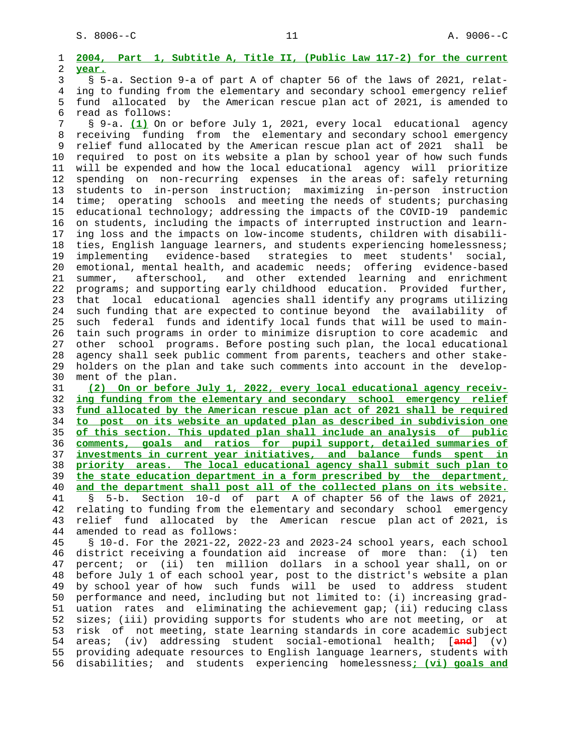**2004, Part 1, Subtitle A, Title II, (Public Law 117-2) for the current year.**

§ 5-a. Section 9-a of part A of chapter 56 of the laws of 2021, relating to funding from the elementary and secondary school emergency relief fund allocated by the American rescue plan act of 2021, is amended to read as follows:

§ 9-a. **(1)** On or before July 1, 2021, every local educational agency receiving funding from the elementary and secondary school emergency relief fund allocated by the American rescue plan act of 2021 shall be required to post on its website a plan by school year of how such funds will be expended and how the local educational agency will prioritize spending on non-recurring expenses in the areas of: safely returning students to in-person instruction; maximizing in-person instruction time; operating schools and meeting the needs of students; purchasing educational technology; addressing the impacts of the COVID-19 pandemic on students, including the impacts of interrupted instruction and learning loss and the impacts on low-income students, children with disabilities, English language learners, and students experiencing homelessness; implementing evidence-based strategies to meet students' social, emotional, mental health, and academic needs; offering evidence-based summer, afterschool, and other extended learning and enrichment programs; and supporting early childhood education. Provided further, that local educational agencies shall identify any programs utilizing such funding that are expected to continue beyond the availability of such federal funds and identify local funds that will be used to maintain such programs in order to minimize disruption to core academic and other school programs. Before posting such plan, the local educational agency shall seek public comment from parents, teachers and other stakeholders on the plan and take such comments into account in the development of the plan.

**(2) On or before July 1, 2022, every local educational agency receiving funding from the elementary and secondary school emergency relief fund allocated by the American rescue plan act of 2021 shall be required to post on its website an updated plan as described in subdivision one of this section. This updated plan shall include an analysis of public comments, goals and ratios for pupil support, detailed summaries of investments in current year initiatives, and balance funds spent in priority areas. The local educational agency shall submit such plan to the state education department in a form prescribed by the department, and the department shall post all of the collected plans on its website.**

§ 5-b. Section 10-d of part A of chapter 56 of the laws of 2021, relating to funding from the elementary and secondary school emergency relief fund allocated by the American rescue plan act of 2021, is amended to read as follows:

§ 10-d. For the 2021-22, 2022-23 and 2023-24 school years, each school district receiving a foundation aid increase of more than: (i) ten percent; or (ii) ten million dollars in a school year shall, on or before July 1 of each school year, post to the district's website a plan by school year of how such funds will be used to address student performance and need, including but not limited to: (i) increasing graduation rates and eliminating the achievement gap; (ii) reducing class sizes; (iii) providing supports for students who are not meeting, or at risk of not meeting, state learning standards in core academic subject areas; (iv) addressing student social-emotional health; [**and**] (v) providing adequate resources to English language learners, students with disabilities; and students experiencing homelessness**; (vi) goals and**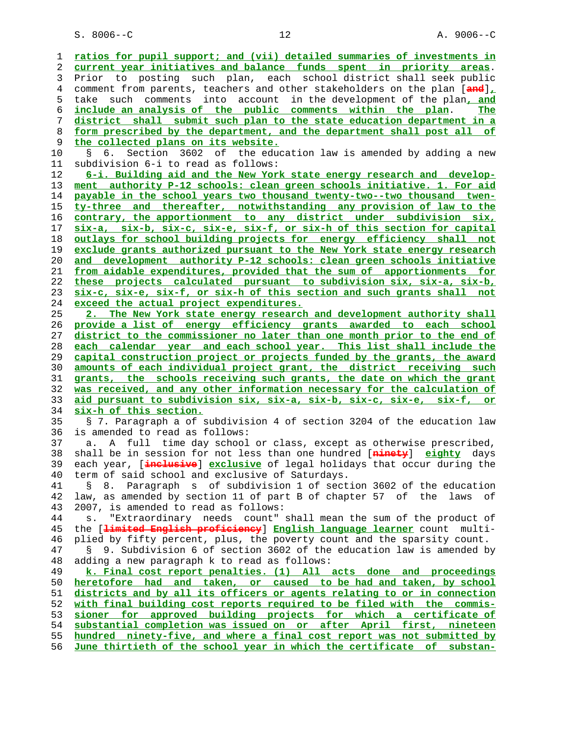ratios for pupil support; and (vii) detailed summaries of investments in current year initiatives and balance funds spent in priority areas. Prior to posting such plan, each school district shall seek public comment from parents, teachers and other stakeholders on the plan [and], take such comments into account in the development of the plan, and include an analysis of the public comments within the plan. The district shall submit such plan to the state education department in a form prescribed by the department, and the department shall post all of the collected plans on its website.

§ 6. Section 3602 of the education law is amended by adding a new subdivision 6-i to read as follows:

6-i. Building aid and the New York state energy research and development authority P-12 schools: clean green schools initiative. 1. For aid payable in the school years two thousand twenty-two--two thousand twenty-three and thereafter, notwithstanding any provision of law to the contrary, the apportionment to any district under subdivision six, six-a, six-b, six-c, six-e, six-f, or six-h of this section for capital outlays for school building projects for energy efficiency shall not exclude grants authorized pursuant to the New York state energy research and development authority P-12 schools: clean green schools initiative from aidable expenditures, provided that the sum of apportionments for these projects calculated pursuant to subdivision six, six-a, six-b, six-c, six-e, six-f, or six-h of this section and such grants shall not exceed the actual project expenditures.

2. The New York state energy research and development authority shall provide a list of energy efficiency grants awarded to each school district to the commissioner no later than one month prior to the end of each calendar year and each school year. This list shall include the capital construction project or projects funded by the grants, the award amounts of each individual project grant, the district receiving such grants, the schools receiving such grants, the date on which the grant was received, and any other information necessary for the calculation of aid pursuant to subdivision six, six-a, six-b, six-c, six-e, six-f, or six-h of this section.

§ 7. Paragraph a of subdivision 4 of section 3204 of the education law is amended to read as follows:

a. A full time day school or class, except as otherwise prescribed, shall be in session for not less than one hundred [ninety] eighty days each year, [inclusive] exclusive of legal holidays that occur during the term of said school and exclusive of Saturdays.

§ 8. Paragraph s of subdivision 1 of section 3602 of the education law, as amended by section 11 of part B of chapter 57 of the laws of 2007, is amended to read as follows:

s. "Extraordinary needs count" shall mean the sum of the product of the [limited English proficiency] English language learner count multiplied by fifty percent, plus, the poverty count and the sparsity count.

§ 9. Subdivision 6 of section 3602 of the education law is amended by adding a new paragraph k to read as follows:

k. Final cost report penalties. (1) All acts done and proceedings heretofore had and taken, or caused to be had and taken, by school districts and by all its officers or agents relating to or in connection with final building cost reports required to be filed with the commissioner for approved building projects for which a certificate of substantial completion was issued on or after April first, nineteen hundred ninety-five, and where a final cost report was not submitted by June thirtieth of the school year in which the certificate of substan-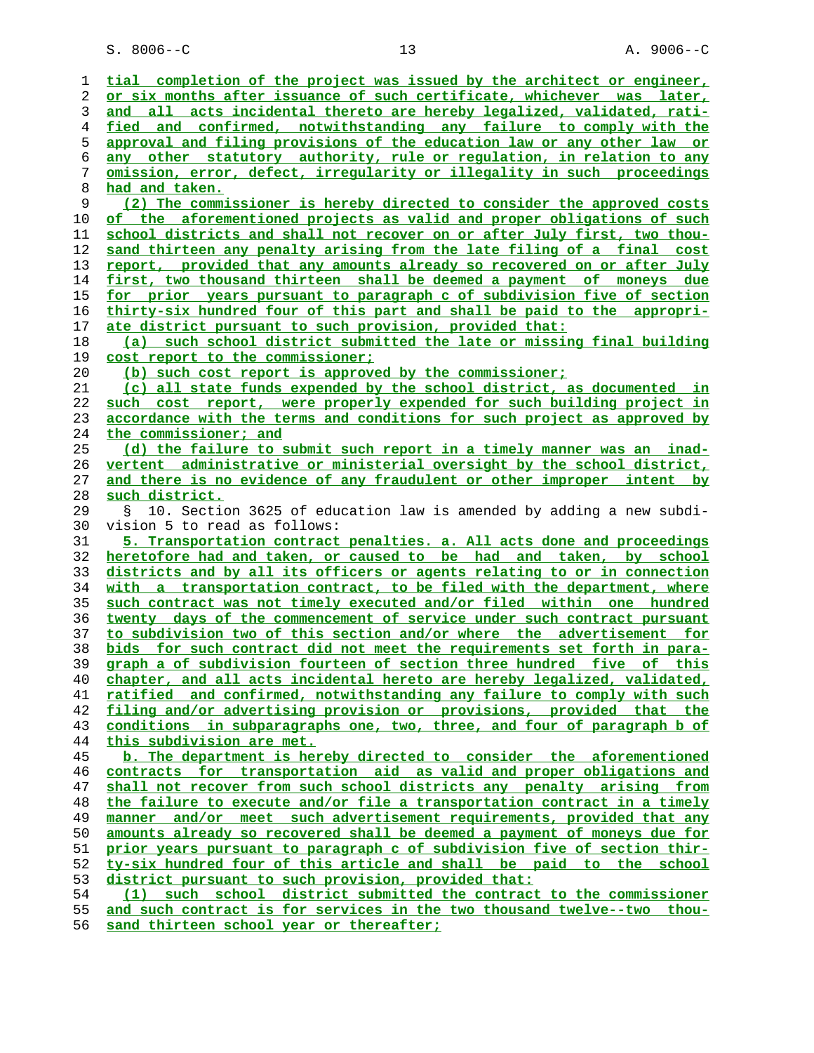tial completion of the project was issued by the architect or engineer, or six months after issuance of such certificate, whichever was later, and all acts incidental thereto are hereby legalized, validated, ratified and confirmed, notwithstanding any failure to comply with the approval and filing provisions of the education law or any other law or any other statutory authority, rule or regulation, in relation to any omission, error, defect, irregularity or illegality in such proceedings had and taken.

(2) The commissioner is hereby directed to consider the approved costs of the aforementioned projects as valid and proper obligations of such school districts and shall not recover on or after July first, two thousand thirteen any penalty arising from the late filing of a final cost report, provided that any amounts already so recovered on or after July first, two thousand thirteen shall be deemed a payment of moneys due for prior years pursuant to paragraph c of subdivision five of section thirty-six hundred four of this part and shall be paid to the appropriate district pursuant to such provision, provided that:

(a) such school district submitted the late or missing final building cost report to the commissioner;

(b) such cost report is approved by the commissioner;

(c) all state funds expended by the school district, as documented in such cost report, were properly expended for such building project in accordance with the terms and conditions for such project as approved by the commissioner; and

(d) the failure to submit such report in a timely manner was an inadvertent administrative or ministerial oversight by the school district, and there is no evidence of any fraudulent or other improper intent by such district.

§ 10. Section 3625 of education law is amended by adding a new subdivision 5 to read as follows:

5. Transportation contract penalties. a. All acts done and proceedings heretofore had and taken, or caused to be had and taken, by school districts and by all its officers or agents relating to or in connection with a transportation contract, to be filed with the department, where such contract was not timely executed and/or filed within one hundred twenty days of the commencement of service under such contract pursuant to subdivision two of this section and/or where the advertisement for bids for such contract did not meet the requirements set forth in paragraph a of subdivision fourteen of section three hundred five of this chapter, and all acts incidental hereto are hereby legalized, validated, ratified and confirmed, notwithstanding any failure to comply with such filing and/or advertising provision or provisions, provided that the conditions in subparagraphs one, two, three, and four of paragraph b of this subdivision are met.

b. The department is hereby directed to consider the aforementioned contracts for transportation aid as valid and proper obligations and shall not recover from such school districts any penalty arising from the failure to execute and/or file a transportation contract in a timely manner and/or meet such advertisement requirements, provided that any amounts already so recovered shall be deemed a payment of moneys due for prior years pursuant to paragraph c of subdivision five of section thirty-six hundred four of this article and shall be paid to the school district pursuant to such provision, provided that:

(1) such school district submitted the contract to the commissioner and such contract is for services in the two thousand twelve--two thousand thirteen school year or thereafter;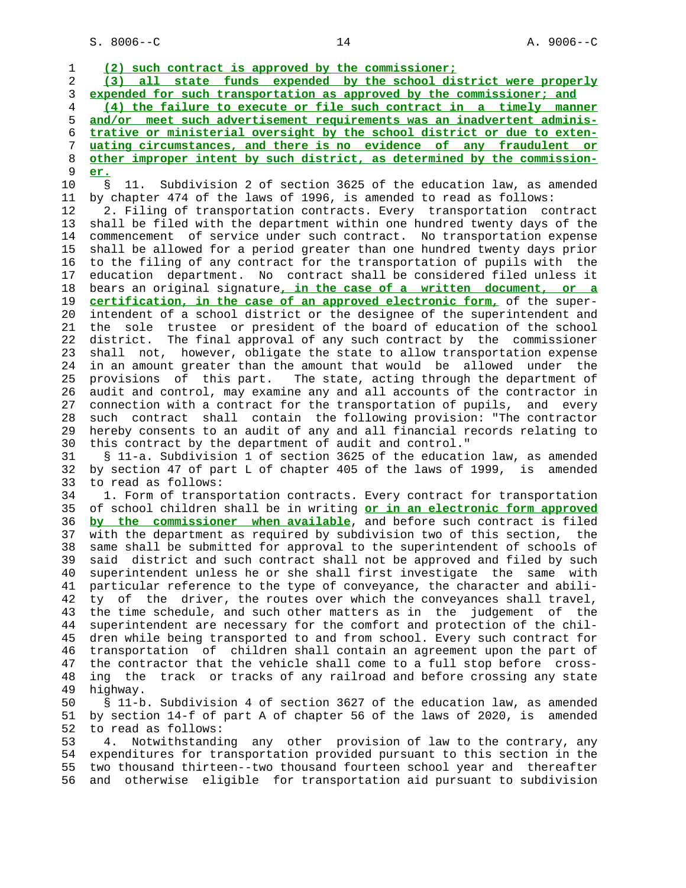(2) such contract is approved by the commissioner;

(3) all state funds expended by the school district were properly expended for such transportation as approved by the commissioner; and

(4) the failure to execute or file such contract in a timely manner and/or meet such advertisement requirements was an inadvertent administrative or ministerial oversight by the school district or due to extenuating circumstances, and there is no evidence of any fraudulent or other improper intent by such district, as determined by the commissioner.

§ 11. Subdivision 2 of section 3625 of the education law, as amended by chapter 474 of the laws of 1996, is amended to read as follows:

2. Filing of transportation contracts. Every transportation contract shall be filed with the department within one hundred twenty days of the commencement of service under such contract. No transportation expense shall be allowed for a period greater than one hundred twenty days prior to the filing of any contract for the transportation of pupils with the education department. No contract shall be considered filed unless it bears an original signature, in the case of a written document, or a certification, in the case of an approved electronic form, of the superintendent of a school district or the designee of the superintendent and the sole trustee or president of the board of education of the school district. The final approval of any such contract by the commissioner shall not, however, obligate the state to allow transportation expense in an amount greater than the amount that would be allowed under the provisions of this part. The state, acting through the department of audit and control, may examine any and all accounts of the contractor in connection with a contract for the transportation of pupils, and every such contract shall contain the following provision: "The contractor hereby consents to an audit of any and all financial records relating to this contract by the department of audit and control."

§ 11-a. Subdivision 1 of section 3625 of the education law, as amended by section 47 of part L of chapter 405 of the laws of 1999, is amended to read as follows:

1. Form of transportation contracts. Every contract for transportation of school children shall be in writing or in an electronic form approved by the commissioner when available, and before such contract is filed with the department as required by subdivision two of this section, the same shall be submitted for approval to the superintendent of schools of said district and such contract shall not be approved and filed by such superintendent unless he or she shall first investigate the same with particular reference to the type of conveyance, the character and ability of the driver, the routes over which the conveyances shall travel, the time schedule, and such other matters as in the judgement of the superintendent are necessary for the comfort and protection of the children while being transported to and from school. Every such contract for transportation of children shall contain an agreement upon the part of the contractor that the vehicle shall come to a full stop before crossing the track or tracks of any railroad and before crossing any state highway.

§ 11-b. Subdivision 4 of section 3627 of the education law, as amended by section 14-f of part A of chapter 56 of the laws of 2020, is amended to read as follows:

4. Notwithstanding any other provision of law to the contrary, any expenditures for transportation provided pursuant to this section in the two thousand thirteen--two thousand fourteen school year and thereafter and otherwise eligible for transportation aid pursuant to subdivision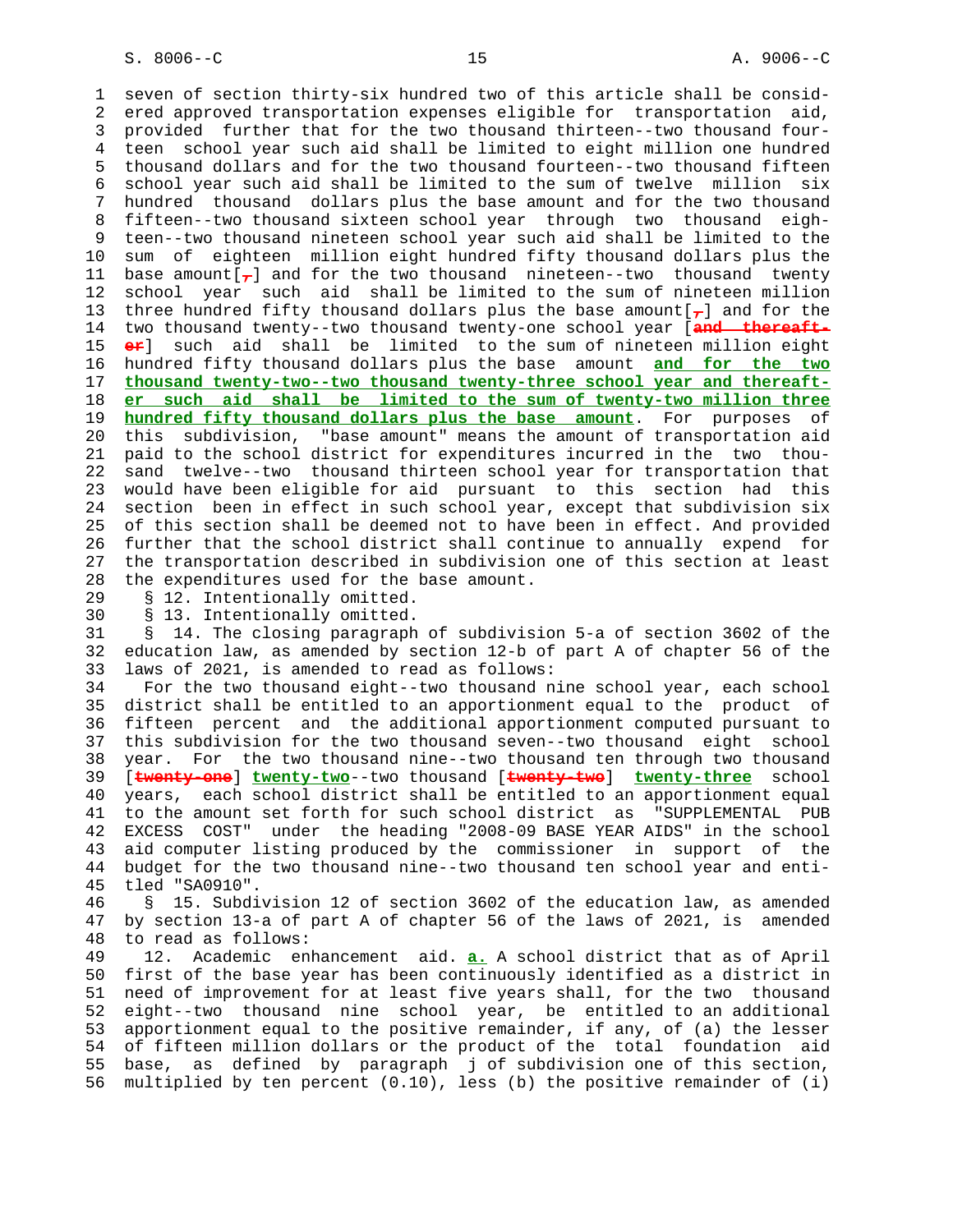seven of section thirty-six hundred two of this article shall be considered approved transportation expenses eligible for transportation aid, provided further that for the two thousand thirteen--two thousand fourteen school year such aid shall be limited to eight million one hundred thousand dollars and for the two thousand fourteen--two thousand fifteen school year such aid shall be limited to the sum of twelve million six hundred thousand dollars plus the base amount and for the two thousand fifteen--two thousand sixteen school year through two thousand eighteen--two thousand nineteen school year such aid shall be limited to the sum of eighteen million eight hundred fifty thousand dollars plus the base amount[,] and for the two thousand nineteen--two thousand twenty school year such aid shall be limited to the sum of nineteen million three hundred fifty thousand dollars plus the base amount[,] and for the two thousand twenty--two thousand twenty-one school year [~~and thereafter~~] such aid shall be limited to the sum of nineteen million eight hundred fifty thousand dollars plus the base amount <u>**and for the two thousand twenty-two--two thousand twenty-three school year and thereafter such aid shall be limited to the sum of twenty-two million three hundred fifty thousand dollars plus the base amount**</u>. For purposes of this subdivision, "base amount" means the amount of transportation aid paid to the school district for expenditures incurred in the two thousand twelve--two thousand thirteen school year for transportation that would have been eligible for aid pursuant to this section had this section been in effect in such school year, except that subdivision six of this section shall be deemed not to have been in effect. And provided further that the school district shall continue to annually expend for the transportation described in subdivision one of this section at least the expenditures used for the base amount.

§ 12. Intentionally omitted.

§ 13. Intentionally omitted.

§ 14. The closing paragraph of subdivision 5-a of section 3602 of the education law, as amended by section 12-b of part A of chapter 56 of the laws of 2021, is amended to read as follows:

For the two thousand eight--two thousand nine school year, each school district shall be entitled to an apportionment equal to the product of fifteen percent and the additional apportionment computed pursuant to this subdivision for the two thousand seven--two thousand eight school year. For the two thousand nine--two thousand ten through two thousand [~~twenty-one~~] <u>**twenty-two**</u>--two thousand [~~twenty-two~~] <u>**twenty-three**</u> school years, each school district shall be entitled to an apportionment equal to the amount set forth for such school district as "SUPPLEMENTAL PUB EXCESS COST" under the heading "2008-09 BASE YEAR AIDS" in the school aid computer listing produced by the commissioner in support of the budget for the two thousand nine--two thousand ten school year and entitled "SA0910".

§ 15. Subdivision 12 of section 3602 of the education law, as amended by section 13-a of part A of chapter 56 of the laws of 2021, is amended to read as follows:

12. Academic enhancement aid. <u>**a.**</u> A school district that as of April first of the base year has been continuously identified as a district in need of improvement for at least five years shall, for the two thousand eight--two thousand nine school year, be entitled to an additional apportionment equal to the positive remainder, if any, of (a) the lesser of fifteen million dollars or the product of the total foundation aid base, as defined by paragraph j of subdivision one of this section, multiplied by ten percent (0.10), less (b) the positive remainder of (i)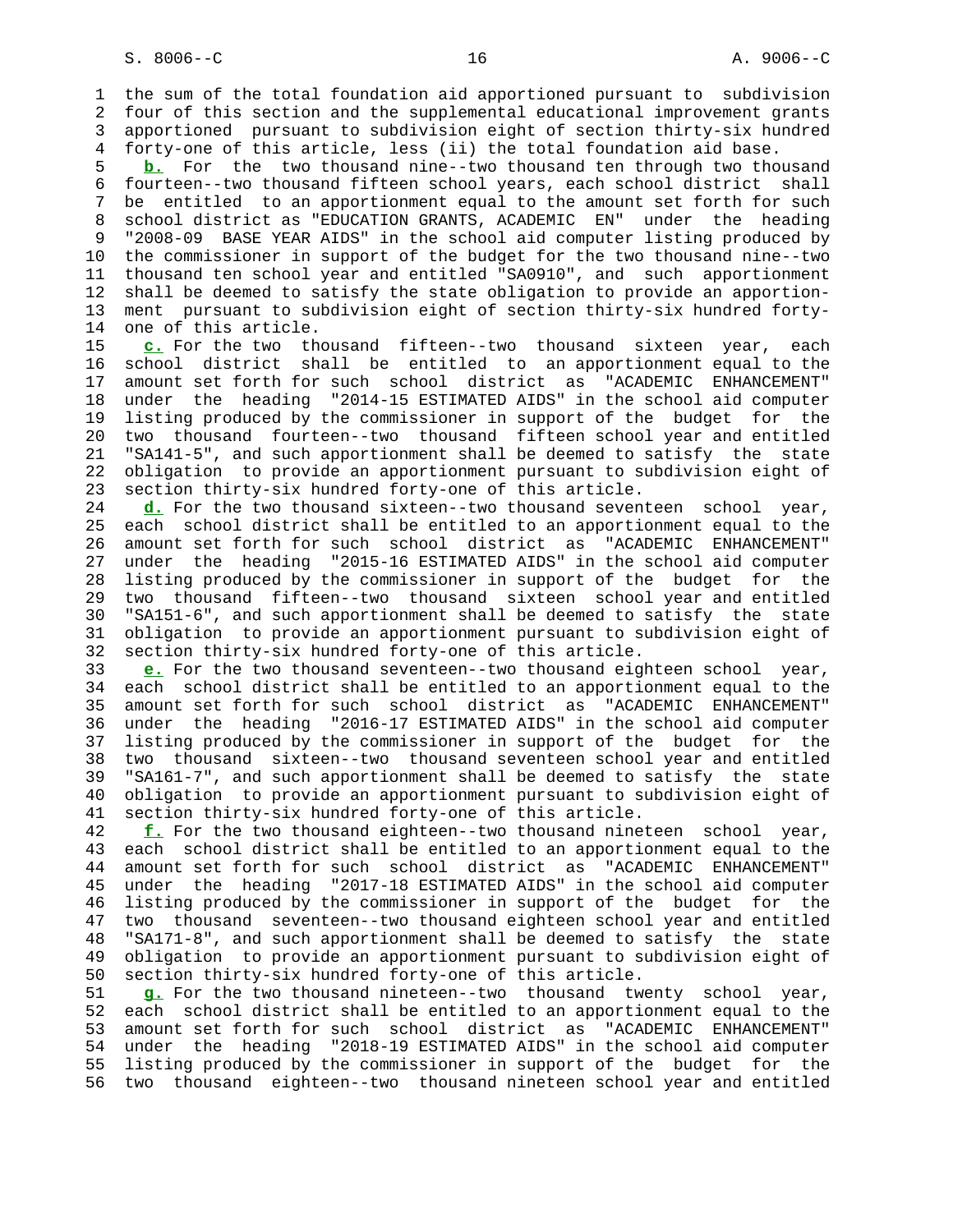the sum of the total foundation aid apportioned pursuant to subdivision four of this section and the supplemental educational improvement grants apportioned pursuant to subdivision eight of section thirty-six hundred forty-one of this article, less (ii) the total foundation aid base.

**b.** For the two thousand nine--two thousand ten through two thousand fourteen--two thousand fifteen school years, each school district shall be entitled to an apportionment equal to the amount set forth for such school district as "EDUCATION GRANTS, ACADEMIC EN" under the heading "2008-09 BASE YEAR AIDS" in the school aid computer listing produced by the commissioner in support of the budget for the two thousand nine--two thousand ten school year and entitled "SA0910", and such apportionment shall be deemed to satisfy the state obligation to provide an apportionment pursuant to subdivision eight of section thirty-six hundred forty-one of this article.

**c.** For the two thousand fifteen--two thousand sixteen year, each school district shall be entitled to an apportionment equal to the amount set forth for such school district as "ACADEMIC ENHANCEMENT" under the heading "2014-15 ESTIMATED AIDS" in the school aid computer listing produced by the commissioner in support of the budget for the two thousand fourteen--two thousand fifteen school year and entitled "SA141-5", and such apportionment shall be deemed to satisfy the state obligation to provide an apportionment pursuant to subdivision eight of section thirty-six hundred forty-one of this article.

**d.** For the two thousand sixteen--two thousand seventeen school year, each school district shall be entitled to an apportionment equal to the amount set forth for such school district as "ACADEMIC ENHANCEMENT" under the heading "2015-16 ESTIMATED AIDS" in the school aid computer listing produced by the commissioner in support of the budget for the two thousand fifteen--two thousand sixteen school year and entitled "SA151-6", and such apportionment shall be deemed to satisfy the state obligation to provide an apportionment pursuant to subdivision eight of section thirty-six hundred forty-one of this article.

**e.** For the two thousand seventeen--two thousand eighteen school year, each school district shall be entitled to an apportionment equal to the amount set forth for such school district as "ACADEMIC ENHANCEMENT" under the heading "2016-17 ESTIMATED AIDS" in the school aid computer listing produced by the commissioner in support of the budget for the two thousand sixteen--two thousand seventeen school year and entitled "SA161-7", and such apportionment shall be deemed to satisfy the state obligation to provide an apportionment pursuant to subdivision eight of section thirty-six hundred forty-one of this article.

**f.** For the two thousand eighteen--two thousand nineteen school year, each school district shall be entitled to an apportionment equal to the amount set forth for such school district as "ACADEMIC ENHANCEMENT" under the heading "2017-18 ESTIMATED AIDS" in the school aid computer listing produced by the commissioner in support of the budget for the two thousand seventeen--two thousand eighteen school year and entitled "SA171-8", and such apportionment shall be deemed to satisfy the state obligation to provide an apportionment pursuant to subdivision eight of section thirty-six hundred forty-one of this article.

**g.** For the two thousand nineteen--two thousand twenty school year, each school district shall be entitled to an apportionment equal to the amount set forth for such school district as "ACADEMIC ENHANCEMENT" under the heading "2018-19 ESTIMATED AIDS" in the school aid computer listing produced by the commissioner in support of the budget for the two thousand eighteen--two thousand nineteen school year and entitled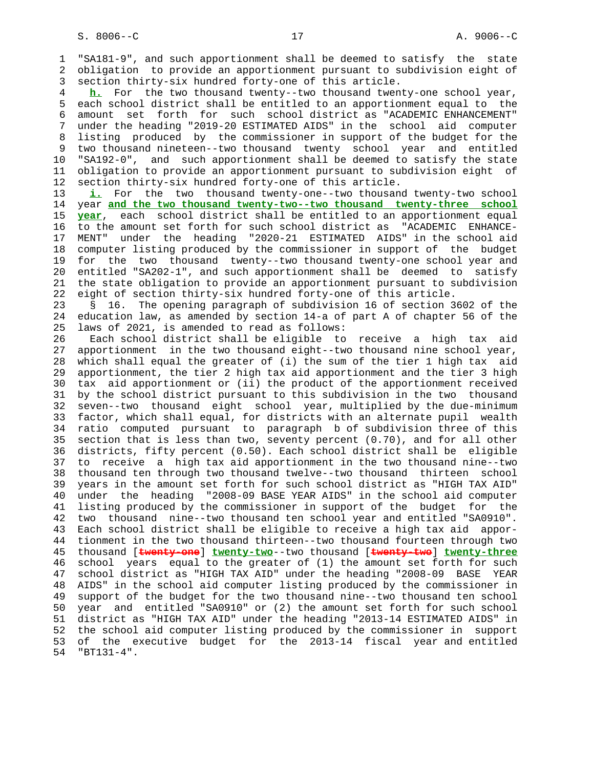"SA181-9", and such apportionment shall be deemed to satisfy the state obligation to provide an apportionment pursuant to subdivision eight of section thirty-six hundred forty-one of this article.

**h.** For the two thousand twenty--two thousand twenty-one school year, each school district shall be entitled to an apportionment equal to the amount set forth for such school district as "ACADEMIC ENHANCEMENT" under the heading "2019-20 ESTIMATED AIDS" in the school aid computer listing produced by the commissioner in support of the budget for the two thousand nineteen--two thousand twenty school year and entitled "SA192-0", and such apportionment shall be deemed to satisfy the state obligation to provide an apportionment pursuant to subdivision eight of section thirty-six hundred forty-one of this article.

**i.** For the two thousand twenty-one--two thousand twenty-two school year **and the two thousand twenty-two--two thousand twenty-three school year**, each school district shall be entitled to an apportionment equal to the amount set forth for such school district as "ACADEMIC ENHANCEMENT" under the heading "2020-21 ESTIMATED AIDS" in the school aid computer listing produced by the commissioner in support of the budget for the two thousand twenty--two thousand twenty-one school year and entitled "SA202-1", and such apportionment shall be deemed to satisfy the state obligation to provide an apportionment pursuant to subdivision eight of section thirty-six hundred forty-one of this article.

§ 16. The opening paragraph of subdivision 16 of section 3602 of the education law, as amended by section 14-a of part A of chapter 56 of the laws of 2021, is amended to read as follows:

Each school district shall be eligible to receive a high tax aid apportionment in the two thousand eight--two thousand nine school year, which shall equal the greater of (i) the sum of the tier 1 high tax aid apportionment, the tier 2 high tax aid apportionment and the tier 3 high tax aid apportionment or (ii) the product of the apportionment received by the school district pursuant to this subdivision in the two thousand seven--two thousand eight school year, multiplied by the due-minimum factor, which shall equal, for districts with an alternate pupil wealth ratio computed pursuant to paragraph b of subdivision three of this section that is less than two, seventy percent (0.70), and for all other districts, fifty percent (0.50). Each school district shall be eligible to receive a high tax aid apportionment in the two thousand nine--two thousand ten through two thousand twelve--two thousand thirteen school years in the amount set forth for such school district as "HIGH TAX AID" under the heading "2008-09 BASE YEAR AIDS" in the school aid computer listing produced by the commissioner in support of the budget for the two thousand nine--two thousand ten school year and entitled "SA0910". Each school district shall be eligible to receive a high tax aid apportionment in the two thousand thirteen--two thousand fourteen through two thousand [~~twenty-one~~] **twenty-two**--two thousand [~~twenty-two~~] **twenty-three** school years equal to the greater of (1) the amount set forth for such school district as "HIGH TAX AID" under the heading "2008-09 BASE YEAR AIDS" in the school aid computer listing produced by the commissioner in support of the budget for the two thousand nine--two thousand ten school year and entitled "SA0910" or (2) the amount set forth for such school district as "HIGH TAX AID" under the heading "2013-14 ESTIMATED AIDS" in the school aid computer listing produced by the commissioner in support of the executive budget for the 2013-14 fiscal year and entitled "BT131-4".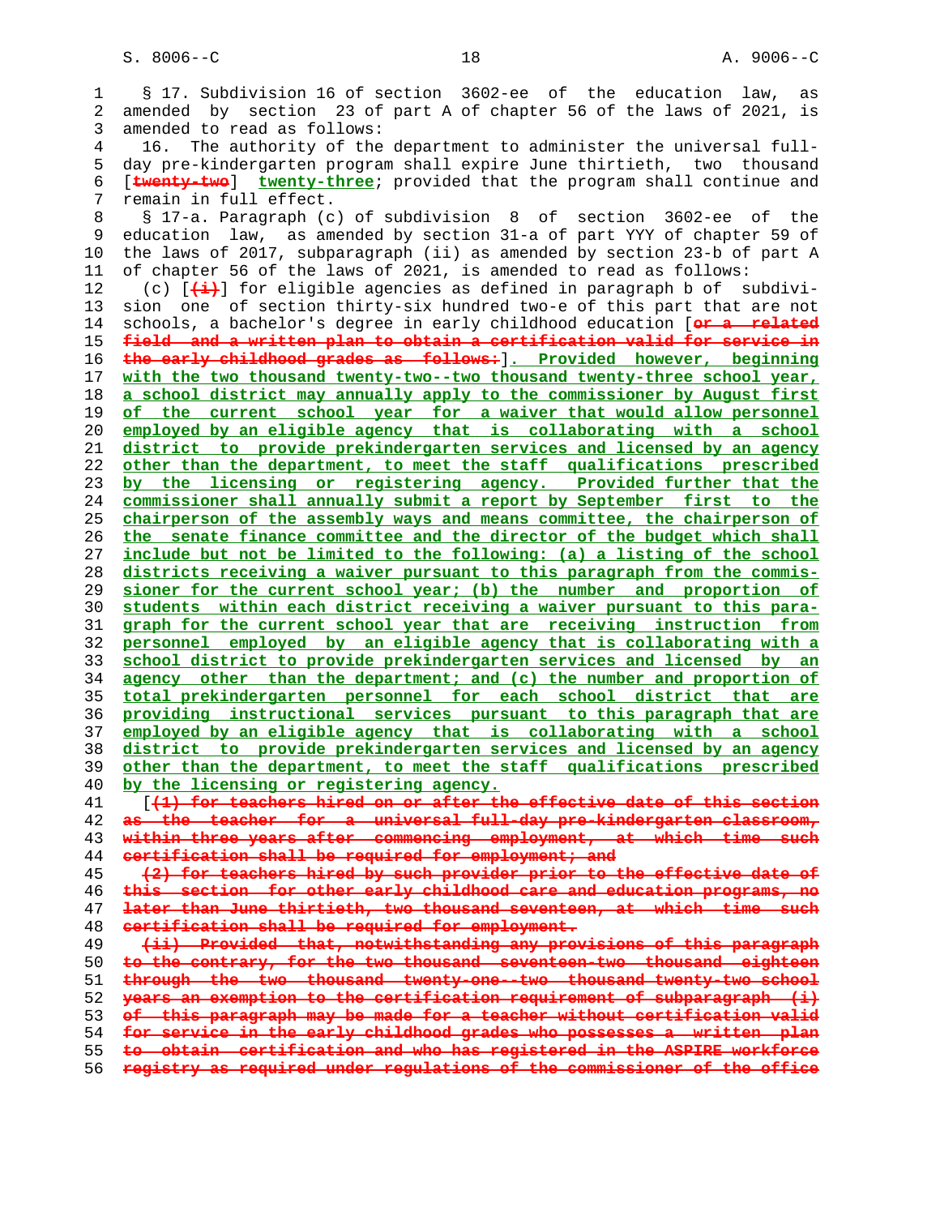§ 17. Subdivision 16 of section 3602-ee of the education law, as amended by section 23 of part A of chapter 56 of the laws of 2021, is amended to read as follows:

16. The authority of the department to administer the universal full-day pre-kindergarten program shall expire June thirtieth, two thousand [~~twenty-two~~] <u>twenty-three</u>; provided that the program shall continue and remain in full effect.

§ 17-a. Paragraph (c) of subdivision 8 of section 3602-ee of the education law, as amended by section 31-a of part YYY of chapter 59 of the laws of 2017, subparagraph (ii) as amended by section 23-b of part A of chapter 56 of the laws of 2021, is amended to read as follows:

(c) [~~(i)~~] for eligible agencies as defined in paragraph b of subdivision one of section thirty-six hundred two-e of this part that are not schools, a bachelor's degree in early childhood education [~~or a related field and a written plan to obtain a certification valid for service in the early childhood grades as follows:~~]<u>. Provided however, beginning with the two thousand twenty-two--two thousand twenty-three school year, a school district may annually apply to the commissioner by August first of the current school year for a waiver that would allow personnel employed by an eligible agency that is collaborating with a school district to provide prekindergarten services and licensed by an agency other than the department, to meet the staff qualifications prescribed by the licensing or registering agency. Provided further that the commissioner shall annually submit a report by September first to the chairperson of the assembly ways and means committee, the chairperson of the senate finance committee and the director of the budget which shall include but not be limited to the following: (a) a listing of the school districts receiving a waiver pursuant to this paragraph from the commissioner for the current school year; (b) the number and proportion of students within each district receiving a waiver pursuant to this paragraph for the current school year that are receiving instruction from personnel employed by an eligible agency that is collaborating with a school district to provide prekindergarten services and licensed by an agency other than the department; and (c) the number and proportion of total prekindergarten personnel for each school district that are providing instructional services pursuant to this paragraph that are employed by an eligible agency that is collaborating with a school district to provide prekindergarten services and licensed by an agency other than the department, to meet the staff qualifications prescribed by the licensing or registering agency.</u>

[~~(1) for teachers hired on or after the effective date of this section as the teacher for a universal full-day pre-kindergarten classroom, within three years after commencing employment, at which time such certification shall be required for employment; and~~

~~(2) for teachers hired by such provider prior to the effective date of this section for other early childhood care and education programs, no later than June thirtieth, two thousand seventeen, at which time such certification shall be required for employment.~~

~~(ii) Provided that, notwithstanding any provisions of this paragraph to the contrary, for the two thousand seventeen-two thousand eighteen through the two thousand twenty-one--two thousand twenty-two school years an exemption to the certification requirement of subparagraph (i) of this paragraph may be made for a teacher without certification valid for service in the early childhood grades who possesses a written plan to obtain certification and who has registered in the ASPIRE workforce registry as required under regulations of the commissioner of the office~~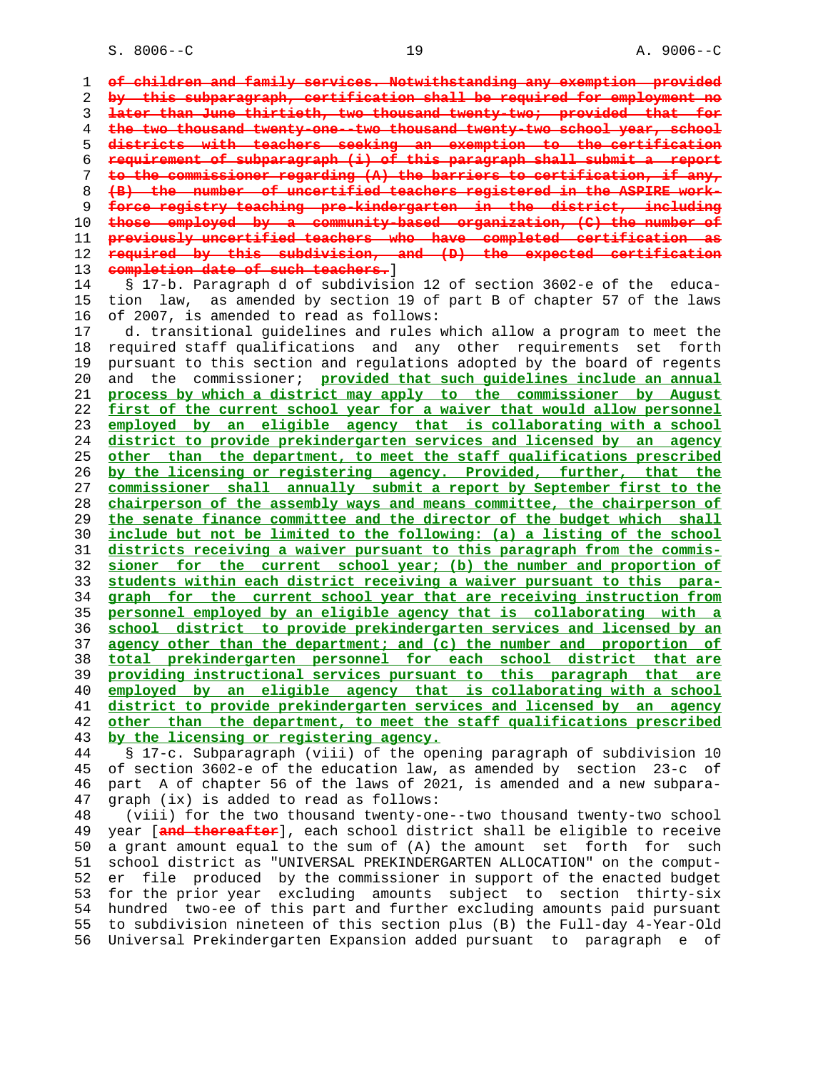~~of children and family services. Notwithstanding any exemption provided by this subparagraph, certification shall be required for employment no later than June thirtieth, two thousand twenty-two; provided that for the two thousand twenty-one--two thousand twenty-two school year, school districts with teachers seeking an exemption to the certification requirement of subparagraph (i) of this paragraph shall submit a report to the commissioner regarding (A) the barriers to certification, if any, (B) the number of uncertified teachers registered in the ASPIRE workforce registry teaching pre-kindergarten in the district, including those employed by a community-based organization, (C) the number of previously uncertified teachers who have completed certification as required by this subdivision, and (D) the expected certification completion date of such teachers.~~]

§ 17-b. Paragraph d of subdivision 12 of section 3602-e of the education law, as amended by section 19 of part B of chapter 57 of the laws of 2007, is amended to read as follows:

d. transitional guidelines and rules which allow a program to meet the required staff qualifications and any other requirements set forth pursuant to this section and regulations adopted by the board of regents and the commissioner; <u>provided that such guidelines include an annual process by which a district may apply to the commissioner by August first of the current school year for a waiver that would allow personnel employed by an eligible agency that is collaborating with a school district to provide prekindergarten services and licensed by an agency other than the department, to meet the staff qualifications prescribed by the licensing or registering agency. Provided, further, that the commissioner shall annually submit a report by September first to the chairperson of the assembly ways and means committee, the chairperson of the senate finance committee and the director of the budget which shall include but not be limited to the following: (a) a listing of the school districts receiving a waiver pursuant to this paragraph from the commissioner for the current school year; (b) the number and proportion of students within each district receiving a waiver pursuant to this paragraph for the current school year that are receiving instruction from personnel employed by an eligible agency that is collaborating with a school district to provide prekindergarten services and licensed by an agency other than the department; and (c) the number and proportion of total prekindergarten personnel for each school district that are providing instructional services pursuant to this paragraph that are employed by an eligible agency that is collaborating with a school district to provide prekindergarten services and licensed by an agency other than the department, to meet the staff qualifications prescribed by the licensing or registering agency.</u>

§ 17-c. Subparagraph (viii) of the opening paragraph of subdivision 10 of section 3602-e of the education law, as amended by section 23-c of part A of chapter 56 of the laws of 2021, is amended and a new subparagraph (ix) is added to read as follows:

(viii) for the two thousand twenty-one--two thousand twenty-two school year [~~and thereafter~~], each school district shall be eligible to receive a grant amount equal to the sum of (A) the amount set forth for such school district as "UNIVERSAL PREKINDERGARTEN ALLOCATION" on the computer file produced by the commissioner in support of the enacted budget for the prior year excluding amounts subject to section thirty-six hundred two-ee of this part and further excluding amounts paid pursuant to subdivision nineteen of this section plus (B) the Full-day 4-Year-Old Universal Prekindergarten Expansion added pursuant to paragraph e of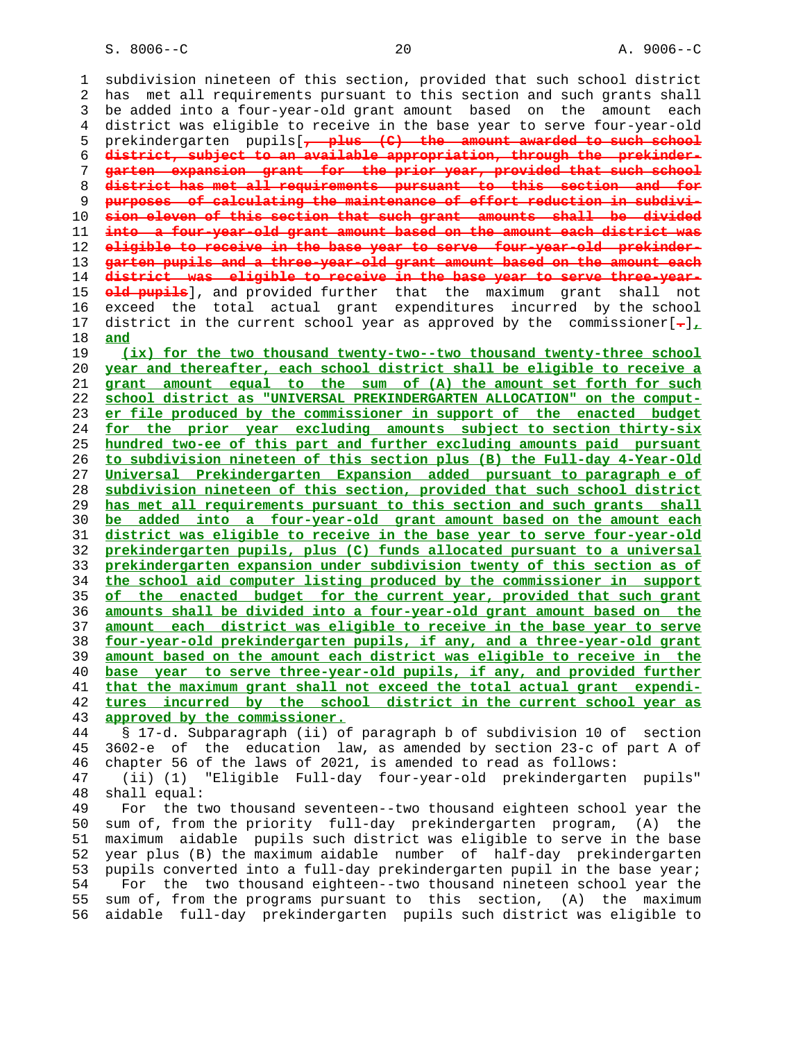subdivision nineteen of this section, provided that such school district has met all requirements pursuant to this section and such grants shall be added into a four-year-old grant amount based on the amount each district was eligible to receive in the base year to serve four-year-old prekindergarten pupils[~~, plus (C) the amount awarded to such school district, subject to an available appropriation, through the prekindergarten expansion grant for the prior year, provided that such school district has met all requirements pursuant to this section and for purposes of calculating the maintenance of effort reduction in subdivision eleven of this section that such grant amounts shall be divided into a four-year-old grant amount based on the amount each district was eligible to receive in the base year to serve four-year-old prekindergarten pupils and a three-year-old grant amount based on the amount each district was eligible to receive in the base year to serve three-year-old pupils~~], and provided further that the maximum grant shall not exceed the total actual grant expenditures incurred by the school district in the current school year as approved by the commissioner[~~.~~]<u>, and</u>

<u>(ix) for the two thousand twenty-two--two thousand twenty-three school year and thereafter, each school district shall be eligible to receive a grant amount equal to the sum of (A) the amount set forth for such school district as "UNIVERSAL PREKINDERGARTEN ALLOCATION" on the computer file produced by the commissioner in support of the enacted budget for the prior year excluding amounts subject to section thirty-six hundred two-ee of this part and further excluding amounts paid pursuant to subdivision nineteen of this section plus (B) the Full-day 4-Year-Old Universal Prekindergarten Expansion added pursuant to paragraph e of subdivision nineteen of this section, provided that such school district has met all requirements pursuant to this section and such grants shall be added into a four-year-old grant amount based on the amount each district was eligible to receive in the base year to serve four-year-old prekindergarten pupils, plus (C) funds allocated pursuant to a universal prekindergarten expansion under subdivision twenty of this section as of the school aid computer listing produced by the commissioner in support of the enacted budget for the current year, provided that such grant amounts shall be divided into a four-year-old grant amount based on the amount each district was eligible to receive in the base year to serve four-year-old prekindergarten pupils, if any, and a three-year-old grant amount based on the amount each district was eligible to receive in the base year to serve three-year-old pupils, if any, and provided further that the maximum grant shall not exceed the total actual grant expenditures incurred by the school district in the current school year as approved by the commissioner.</u>

§ 17-d. Subparagraph (ii) of paragraph b of subdivision 10 of section 3602-e of the education law, as amended by section 23-c of part A of chapter 56 of the laws of 2021, is amended to read as follows:

(ii) (1) "Eligible Full-day four-year-old prekindergarten pupils" shall equal:

For the two thousand seventeen--two thousand eighteen school year the sum of, from the priority full-day prekindergarten program, (A) the maximum aidable pupils such district was eligible to serve in the base year plus (B) the maximum aidable number of half-day prekindergarten pupils converted into a full-day prekindergarten pupil in the base year;

For the two thousand eighteen--two thousand nineteen school year the sum of, from the programs pursuant to this section, (A) the maximum aidable full-day prekindergarten pupils such district was eligible to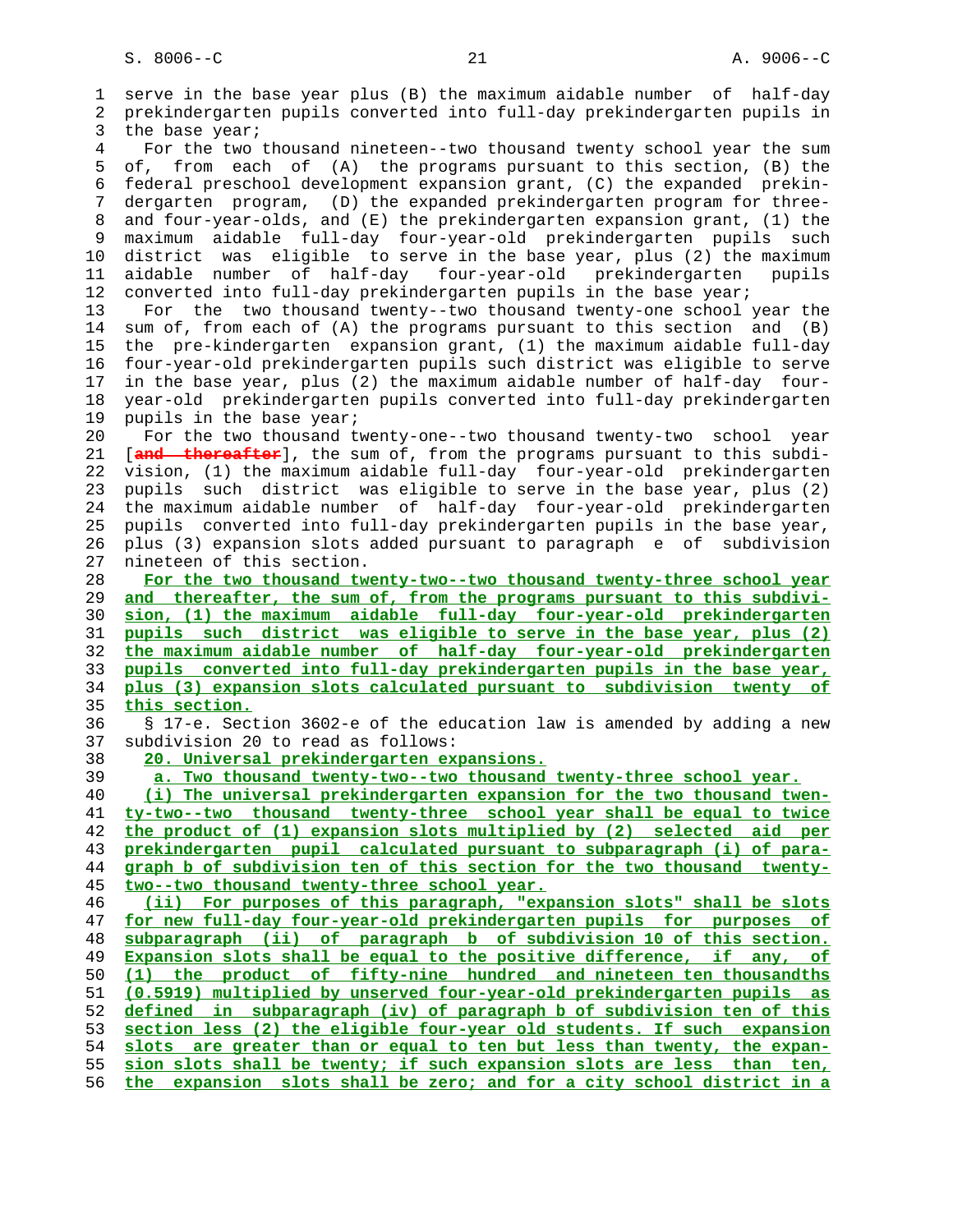serve in the base year plus (B) the maximum aidable number of half-day prekindergarten pupils converted into full-day prekindergarten pupils in the base year;

For the two thousand nineteen--two thousand twenty school year the sum of, from each of (A) the programs pursuant to this section, (B) the federal preschool development expansion grant, (C) the expanded prekindergarten program, (D) the expanded prekindergarten program for three- and four-year-olds, and (E) the prekindergarten expansion grant, (1) the maximum aidable full-day four-year-old prekindergarten pupils such district was eligible to serve in the base year, plus (2) the maximum aidable number of half-day four-year-old prekindergarten pupils converted into full-day prekindergarten pupils in the base year;

For the two thousand twenty--two thousand twenty-one school year the sum of, from each of (A) the programs pursuant to this section and (B) the pre-kindergarten expansion grant, (1) the maximum aidable full-day four-year-old prekindergarten pupils such district was eligible to serve in the base year, plus (2) the maximum aidable number of half-day four-year-old prekindergarten pupils converted into full-day prekindergarten pupils in the base year;

For the two thousand twenty-one--two thousand twenty-two school year [~~and thereafter~~], the sum of, from the programs pursuant to this subdivision, (1) the maximum aidable full-day four-year-old prekindergarten pupils such district was eligible to serve in the base year, plus (2) the maximum aidable number of half-day four-year-old prekindergarten pupils converted into full-day prekindergarten pupils in the base year, plus (3) expansion slots added pursuant to paragraph e of subdivision nineteen of this section.

**For the two thousand twenty-two--two thousand twenty-three school year and thereafter, the sum of, from the programs pursuant to this subdivision, (1) the maximum aidable full-day four-year-old prekindergarten pupils such district was eligible to serve in the base year, plus (2) the maximum aidable number of half-day four-year-old prekindergarten pupils converted into full-day prekindergarten pupils in the base year, plus (3) expansion slots calculated pursuant to subdivision twenty of this section.**

§ 17-e. Section 3602-e of the education law is amended by adding a new subdivision 20 to read as follows:

**20. Universal prekindergarten expansions.**

**a. Two thousand twenty-two--two thousand twenty-three school year.**

**(i) The universal prekindergarten expansion for the two thousand twenty-two--two thousand twenty-three school year shall be equal to twice the product of (1) expansion slots multiplied by (2) selected aid per prekindergarten pupil calculated pursuant to subparagraph (i) of paragraph b of subdivision ten of this section for the two thousand twenty-two--two thousand twenty-three school year.**

**(ii) For purposes of this paragraph, "expansion slots" shall be slots for new full-day four-year-old prekindergarten pupils for purposes of subparagraph (ii) of paragraph b of subdivision 10 of this section. Expansion slots shall be equal to the positive difference, if any, of (1) the product of fifty-nine hundred and nineteen ten thousandths (0.5919) multiplied by unserved four-year-old prekindergarten pupils as defined in subparagraph (iv) of paragraph b of subdivision ten of this section less (2) the eligible four-year old students. If such expansion slots are greater than or equal to ten but less than twenty, the expansion slots shall be twenty; if such expansion slots are less than ten, the expansion slots shall be zero; and for a city school district in a**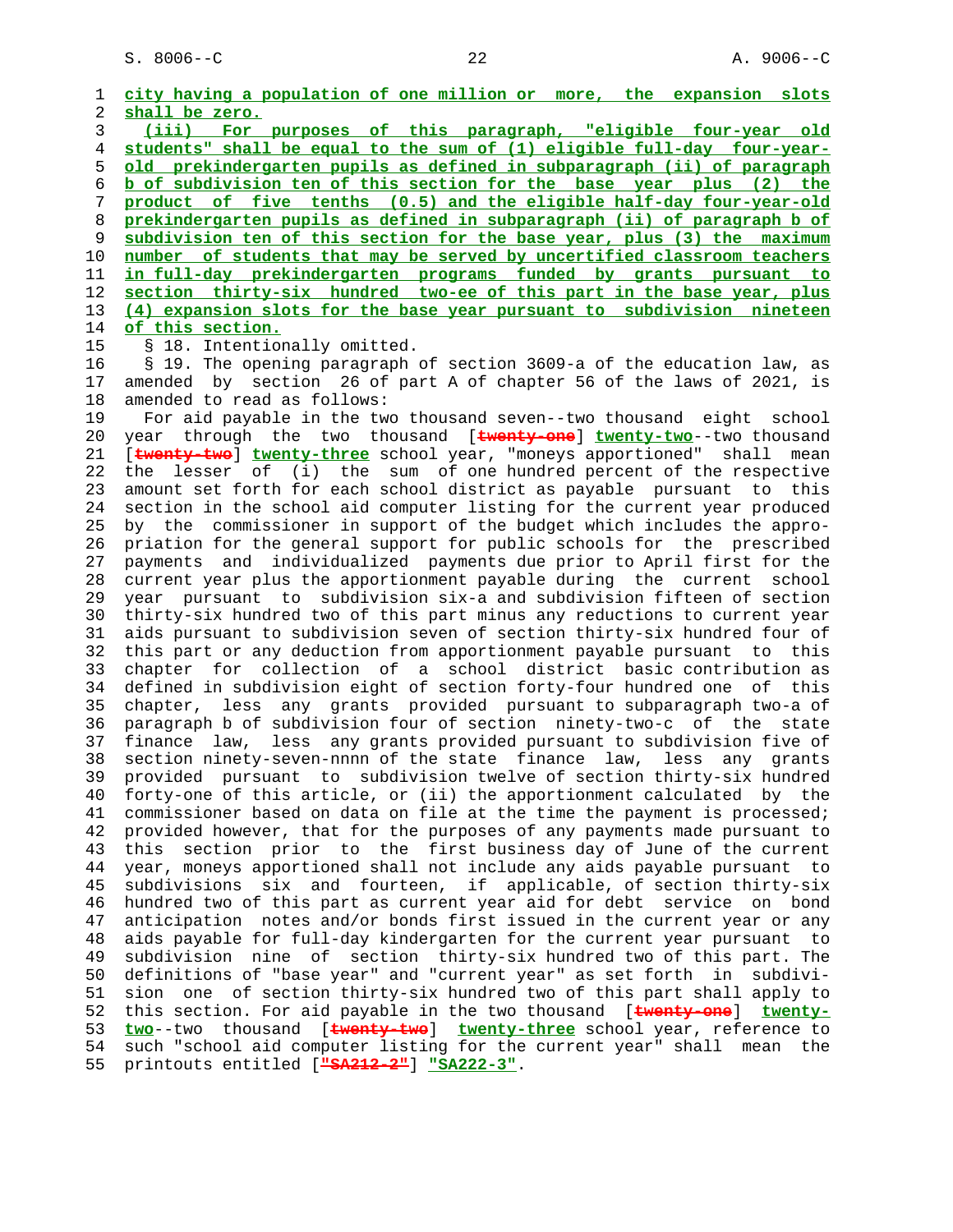city having a population of one million or more, the expansion slots shall be zero.

(iii) For purposes of this paragraph, "eligible four-year old students" shall be equal to the sum of (1) eligible full-day four-year-old prekindergarten pupils as defined in subparagraph (ii) of paragraph b of subdivision ten of this section for the base year plus (2) the product of five tenths (0.5) and the eligible half-day four-year-old prekindergarten pupils as defined in subparagraph (ii) of paragraph b of subdivision ten of this section for the base year, plus (3) the maximum number of students that may be served by uncertified classroom teachers in full-day prekindergarten programs funded by grants pursuant to section thirty-six hundred two-ee of this part in the base year, plus (4) expansion slots for the base year pursuant to subdivision nineteen of this section.

§ 18. Intentionally omitted.

§ 19. The opening paragraph of section 3609-a of the education law, as amended by section 26 of part A of chapter 56 of the laws of 2021, is amended to read as follows:

For aid payable in the two thousand seven--two thousand eight school year through the two thousand [twenty-one] twenty-two--two thousand [twenty-two] twenty-three school year, "moneys apportioned" shall mean the lesser of (i) the sum of one hundred percent of the respective amount set forth for each school district as payable pursuant to this section in the school aid computer listing for the current year produced by the commissioner in support of the budget which includes the appropriation for the general support for public schools for the prescribed payments and individualized payments due prior to April first for the current year plus the apportionment payable during the current school year pursuant to subdivision six-a and subdivision fifteen of section thirty-six hundred two of this part minus any reductions to current year aids pursuant to subdivision seven of section thirty-six hundred four of this part or any deduction from apportionment payable pursuant to this chapter for collection of a school district basic contribution as defined in subdivision eight of section forty-four hundred one of this chapter, less any grants provided pursuant to subparagraph two-a of paragraph b of subdivision four of section ninety-two-c of the state finance law, less any grants provided pursuant to subdivision five of section ninety-seven-nnnn of the state finance law, less any grants provided pursuant to subdivision twelve of section thirty-six hundred forty-one of this article, or (ii) the apportionment calculated by the commissioner based on data on file at the time the payment is processed; provided however, that for the purposes of any payments made pursuant to this section prior to the first business day of June of the current year, moneys apportioned shall not include any aids payable pursuant to subdivisions six and fourteen, if applicable, of section thirty-six hundred two of this part as current year aid for debt service on bond anticipation notes and/or bonds first issued in the current year or any aids payable for full-day kindergarten for the current year pursuant to subdivision nine of section thirty-six hundred two of this part. The definitions of "base year" and "current year" as set forth in subdivision one of section thirty-six hundred two of this part shall apply to this section. For aid payable in the two thousand [twenty-one] twenty-two--two thousand [twenty-two] twenty-three school year, reference to such "school aid computer listing for the current year" shall mean the printouts entitled ["SA212-2"] "SA222-3".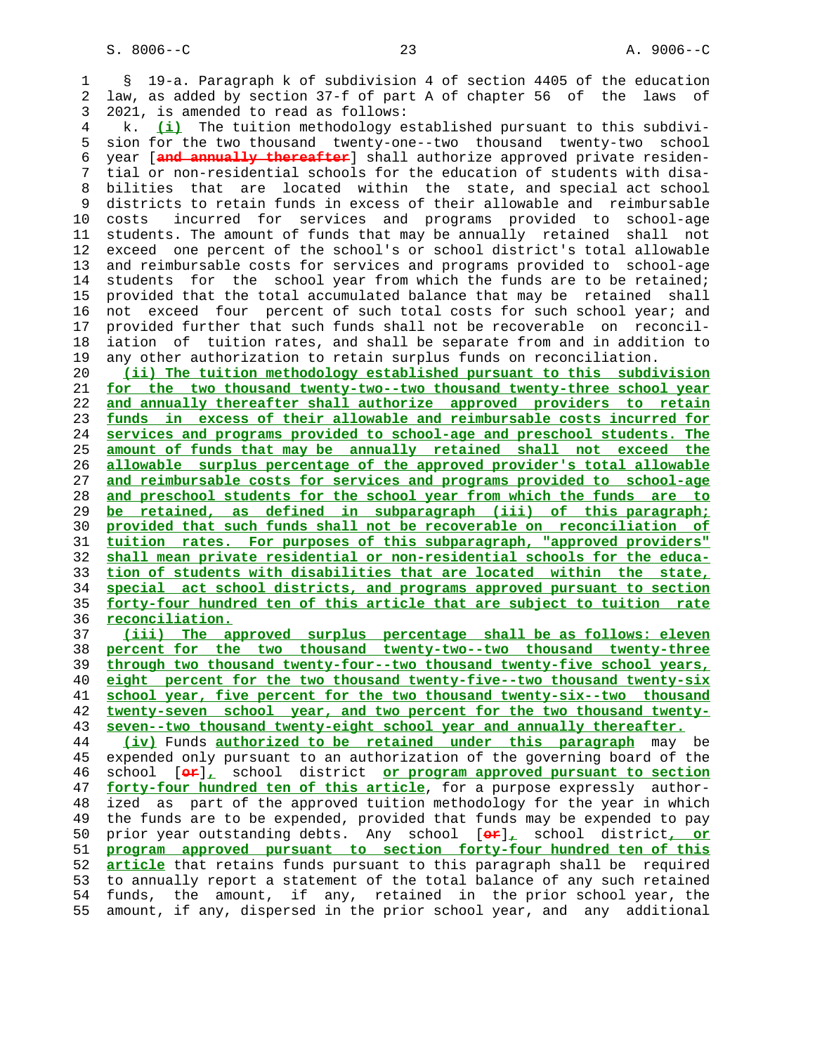§ 19-a. Paragraph k of subdivision 4 of section 4405 of the education law, as added by section 37-f of part A of chapter 56 of the laws of 2021, is amended to read as follows:

k. (i) The tuition methodology established pursuant to this subdivision for the two thousand twenty-one--two thousand twenty-two school year [and annually thereafter] shall authorize approved private residential or non-residential schools for the education of students with disabilities that are located within the state, and special act school districts to retain funds in excess of their allowable and reimbursable costs incurred for services and programs provided to school-age students. The amount of funds that may be annually retained shall not exceed one percent of the school's or school district's total allowable and reimbursable costs for services and programs provided to school-age students for the school year from which the funds are to be retained; provided that the total accumulated balance that may be retained shall not exceed four percent of such total costs for such school year; and provided further that such funds shall not be recoverable on reconciliation of tuition rates, and shall be separate from and in addition to any other authorization to retain surplus funds on reconciliation.

(ii) The tuition methodology established pursuant to this subdivision for the two thousand twenty-two--two thousand twenty-three school year and annually thereafter shall authorize approved providers to retain funds in excess of their allowable and reimbursable costs incurred for services and programs provided to school-age and preschool students. The amount of funds that may be annually retained shall not exceed the allowable surplus percentage of the approved provider's total allowable and reimbursable costs for services and programs provided to school-age and preschool students for the school year from which the funds are to be retained, as defined in subparagraph (iii) of this paragraph; provided that such funds shall not be recoverable on reconciliation of tuition rates. For purposes of this subparagraph, "approved providers" shall mean private residential or non-residential schools for the education of students with disabilities that are located within the state, special act school districts, and programs approved pursuant to section forty-four hundred ten of this article that are subject to tuition rate reconciliation.

(iii) The approved surplus percentage shall be as follows: eleven percent for the two thousand twenty-two--two thousand twenty-three through two thousand twenty-four--two thousand twenty-five school years, eight percent for the two thousand twenty-five--two thousand twenty-six school year, five percent for the two thousand twenty-six--two thousand twenty-seven school year, and two percent for the two thousand twenty-seven--two thousand twenty-eight school year and annually thereafter.

(iv) Funds authorized to be retained under this paragraph may be expended only pursuant to an authorization of the governing board of the school [or], school district or program approved pursuant to section forty-four hundred ten of this article, for a purpose expressly authorized as part of the approved tuition methodology for the year in which the funds are to be expended, provided that funds may be expended to pay prior year outstanding debts. Any school [or], school district, or program approved pursuant to section forty-four hundred ten of this article that retains funds pursuant to this paragraph shall be required to annually report a statement of the total balance of any such retained funds, the amount, if any, retained in the prior school year, the amount, if any, dispersed in the prior school year, and any additional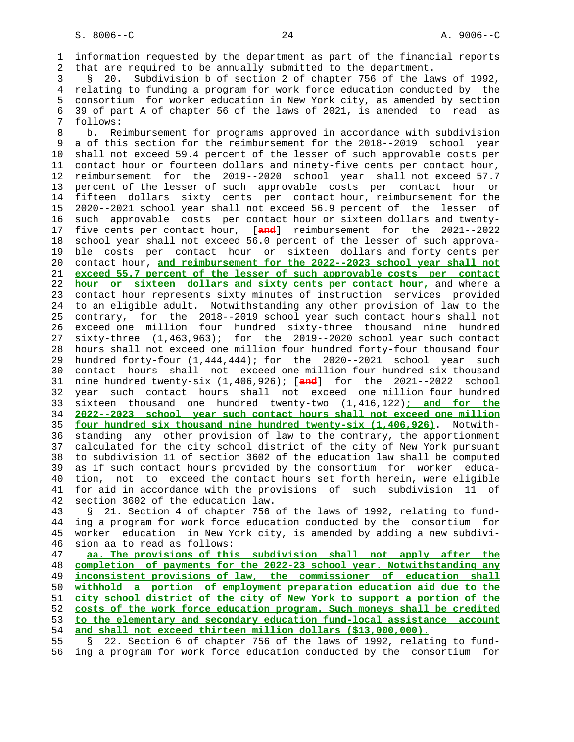information requested by the department as part of the financial reports that are required to be annually submitted to the department.

§ 20. Subdivision b of section 2 of chapter 756 of the laws of 1992, relating to funding a program for work force education conducted by the consortium for worker education in New York city, as amended by section 39 of part A of chapter 56 of the laws of 2021, is amended to read as follows:

b. Reimbursement for programs approved in accordance with subdivision a of this section for the reimbursement for the 2018--2019 school year shall not exceed 59.4 percent of the lesser of such approvable costs per contact hour or fourteen dollars and ninety-five cents per contact hour, reimbursement for the 2019--2020 school year shall not exceed 57.7 percent of the lesser of such approvable costs per contact hour or fifteen dollars sixty cents per contact hour, reimbursement for the 2020--2021 school year shall not exceed 56.9 percent of the lesser of such approvable costs per contact hour or sixteen dollars and twenty-five cents per contact hour, [~~and~~] reimbursement for the 2021--2022 school year shall not exceed 56.0 percent of the lesser of such approvable costs per contact hour or sixteen dollars and forty cents per contact hour, **and reimbursement for the 2022--2023 school year shall not exceed 55.7 percent of the lesser of such approvable costs per contact hour or sixteen dollars and sixty cents per contact hour,** and where a contact hour represents sixty minutes of instruction services provided to an eligible adult. Notwithstanding any other provision of law to the contrary, for the 2018--2019 school year such contact hours shall not exceed one million four hundred sixty-three thousand nine hundred sixty-three (1,463,963); for the 2019--2020 school year such contact hours shall not exceed one million four hundred forty-four thousand four hundred forty-four (1,444,444); for the 2020--2021 school year such contact hours shall not exceed one million four hundred six thousand nine hundred twenty-six (1,406,926); [~~and~~] for the 2021--2022 school year such contact hours shall not exceed one million four hundred sixteen thousand one hundred twenty-two (1,416,122)**; and for the 2022--2023 school year such contact hours shall not exceed one million four hundred six thousand nine hundred twenty-six (1,406,926)**. Notwithstanding any other provision of law to the contrary, the apportionment calculated for the city school district of the city of New York pursuant to subdivision 11 of section 3602 of the education law shall be computed as if such contact hours provided by the consortium for worker education, not to exceed the contact hours set forth herein, were eligible for aid in accordance with the provisions of such subdivision 11 of section 3602 of the education law.

§ 21. Section 4 of chapter 756 of the laws of 1992, relating to funding a program for work force education conducted by the consortium for worker education in New York city, is amended by adding a new subdivision aa to read as follows:

**aa. The provisions of this subdivision shall not apply after the completion of payments for the 2022-23 school year. Notwithstanding any inconsistent provisions of law, the commissioner of education shall withhold a portion of employment preparation education aid due to the city school district of the city of New York to support a portion of the costs of the work force education program. Such moneys shall be credited to the elementary and secondary education fund-local assistance account and shall not exceed thirteen million dollars ($13,000,000).**

§ 22. Section 6 of chapter 756 of the laws of 1992, relating to funding a program for work force education conducted by the consortium for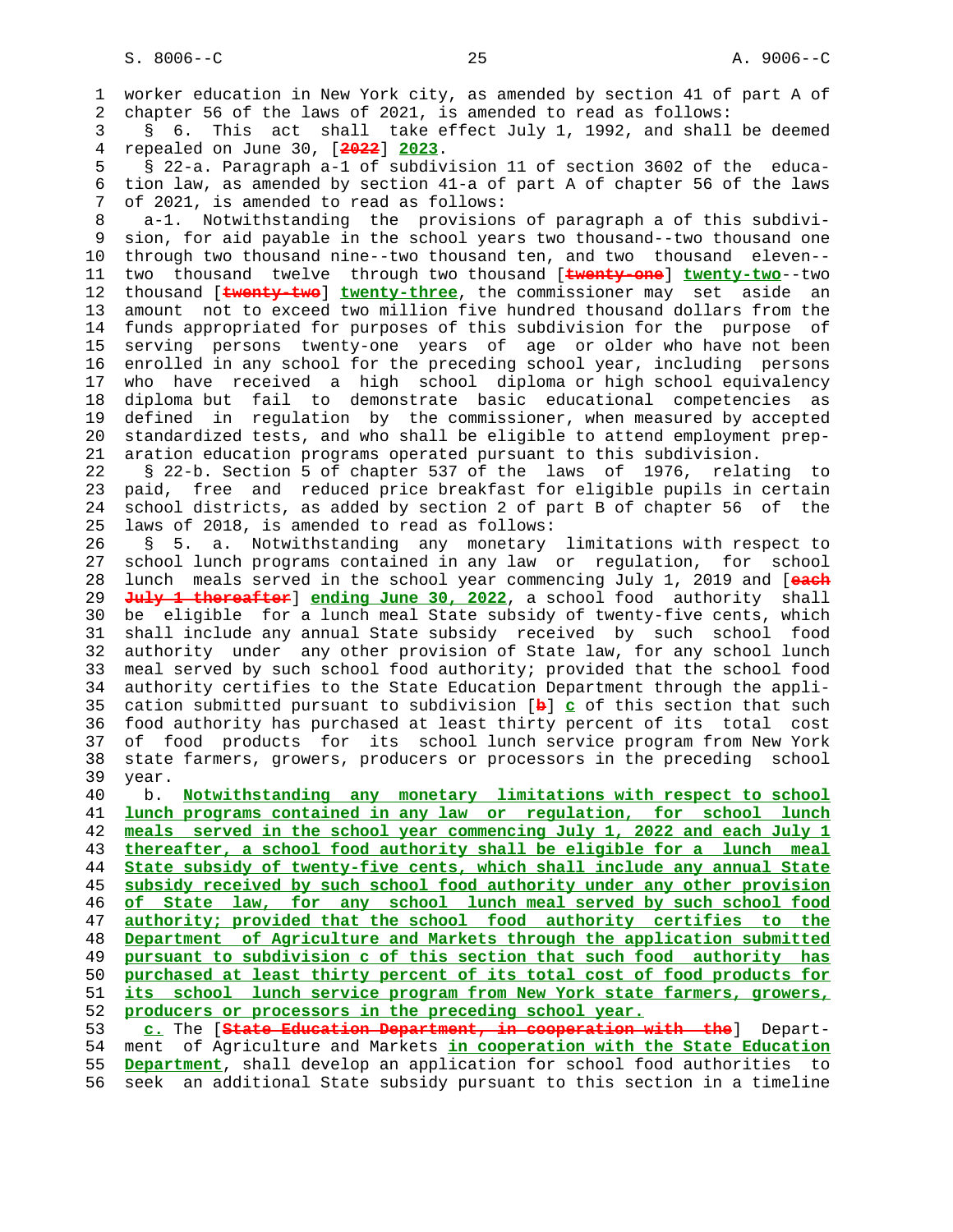worker education in New York city, as amended by section 41 of part A of chapter 56 of the laws of 2021, is amended to read as follows:

§ 6. This act shall take effect July 1, 1992, and shall be deemed repealed on June 30, [~~2022~~] **2023**.

§ 22-a. Paragraph a-1 of subdivision 11 of section 3602 of the education law, as amended by section 41-a of part A of chapter 56 of the laws of 2021, is amended to read as follows:

a-1. Notwithstanding the provisions of paragraph a of this subdivision, for aid payable in the school years two thousand--two thousand one through two thousand nine--two thousand ten, and two thousand eleven--two thousand twelve through two thousand [~~twenty-one~~] **twenty-two**--two thousand [~~twenty-two~~] **twenty-three**, the commissioner may set aside an amount not to exceed two million five hundred thousand dollars from the funds appropriated for purposes of this subdivision for the purpose of serving persons twenty-one years of age or older who have not been enrolled in any school for the preceding school year, including persons who have received a high school diploma or high school equivalency diploma but fail to demonstrate basic educational competencies as defined in regulation by the commissioner, when measured by accepted standardized tests, and who shall be eligible to attend employment preparation education programs operated pursuant to this subdivision.

§ 22-b. Section 5 of chapter 537 of the laws of 1976, relating to paid, free and reduced price breakfast for eligible pupils in certain school districts, as added by section 2 of part B of chapter 56 of the laws of 2018, is amended to read as follows:

§ 5. a. Notwithstanding any monetary limitations with respect to school lunch programs contained in any law or regulation, for school lunch meals served in the school year commencing July 1, 2019 and [~~each July 1 thereafter~~] **ending June 30, 2022**, a school food authority shall be eligible for a lunch meal State subsidy of twenty-five cents, which shall include any annual State subsidy received by such school food authority under any other provision of State law, for any school lunch meal served by such school food authority; provided that the school food authority certifies to the State Education Department through the application submitted pursuant to subdivision [~~b~~] **c** of this section that such food authority has purchased at least thirty percent of its total cost of food products for its school lunch service program from New York state farmers, growers, producers or processors in the preceding school year.

b. **Notwithstanding any monetary limitations with respect to school lunch programs contained in any law or regulation, for school lunch meals served in the school year commencing July 1, 2022 and each July 1 thereafter, a school food authority shall be eligible for a lunch meal State subsidy of twenty-five cents, which shall include any annual State subsidy received by such school food authority under any other provision of State law, for any school lunch meal served by such school food authority; provided that the school food authority certifies to the Department of Agriculture and Markets through the application submitted pursuant to subdivision c of this section that such food authority has purchased at least thirty percent of its total cost of food products for its school lunch service program from New York state farmers, growers, producers or processors in the preceding school year.**

**c.** The [~~State Education Department, in cooperation with the~~] Department of Agriculture and Markets **in cooperation with the State Education Department**, shall develop an application for school food authorities to seek an additional State subsidy pursuant to this section in a timeline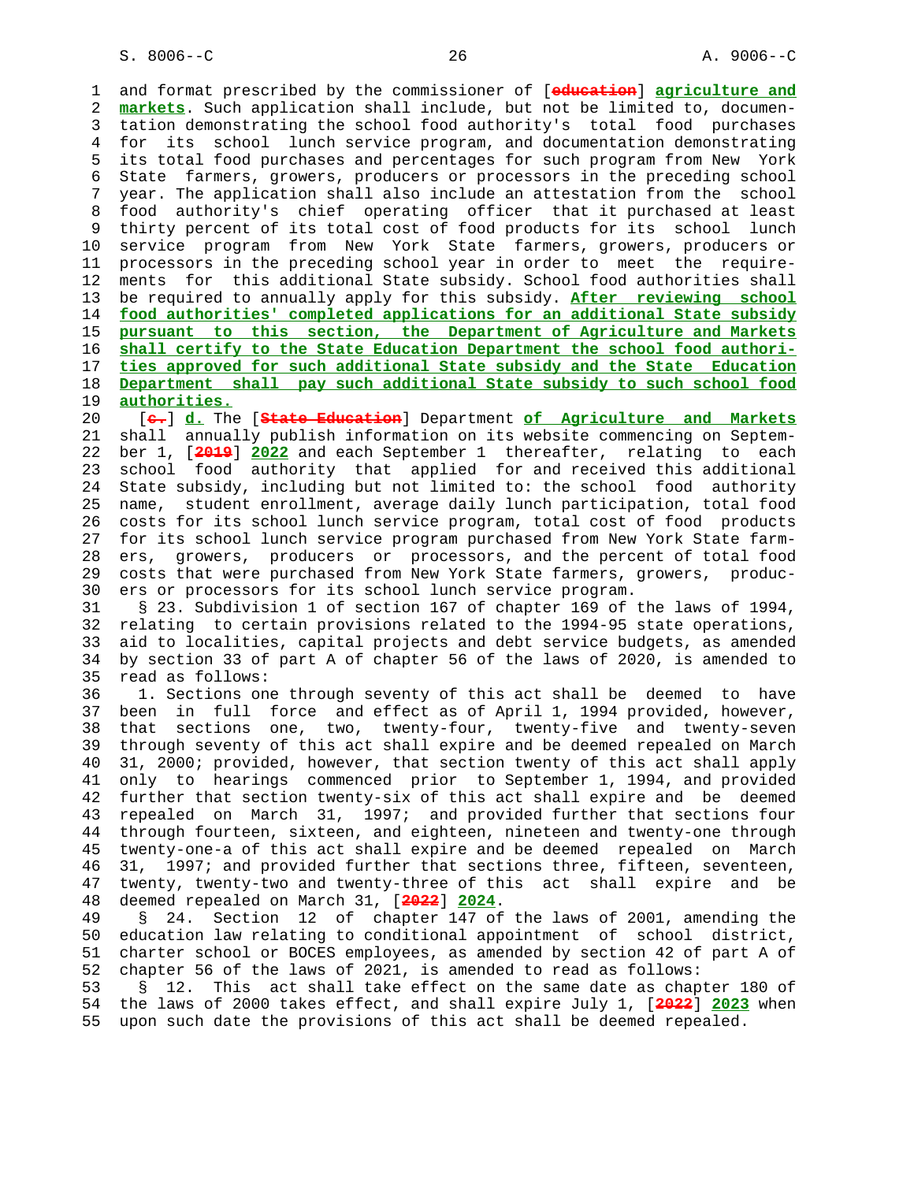and format prescribed by the commissioner of [~~education~~] **agriculture and markets**. Such application shall include, but not be limited to, documentation demonstrating the school food authority's total food purchases for its school lunch service program, and documentation demonstrating its total food purchases and percentages for such program from New York State farmers, growers, producers or processors in the preceding school year. The application shall also include an attestation from the school food authority's chief operating officer that it purchased at least thirty percent of its total cost of food products for its school lunch service program from New York State farmers, growers, producers or processors in the preceding school year in order to meet the requirements for this additional State subsidy. School food authorities shall be required to annually apply for this subsidy. **After reviewing school food authorities' completed applications for an additional State subsidy pursuant to this section, the Department of Agriculture and Markets shall certify to the State Education Department the school food authorities approved for such additional State subsidy and the State Education Department shall pay such additional State subsidy to such school food authorities.**

[~~c.~~] **d.** The [~~State Education~~] Department **of Agriculture and Markets** shall annually publish information on its website commencing on September 1, [~~2019~~] **2022** and each September 1 thereafter, relating to each school food authority that applied for and received this additional State subsidy, including but not limited to: the school food authority name, student enrollment, average daily lunch participation, total food costs for its school lunch service program, total cost of food products for its school lunch service program purchased from New York State farmers, growers, producers or processors, and the percent of total food costs that were purchased from New York State farmers, growers, producers or processors for its school lunch service program.

§ 23. Subdivision 1 of section 167 of chapter 169 of the laws of 1994, relating to certain provisions related to the 1994-95 state operations, aid to localities, capital projects and debt service budgets, as amended by section 33 of part A of chapter 56 of the laws of 2020, is amended to read as follows:

1. Sections one through seventy of this act shall be deemed to have been in full force and effect as of April 1, 1994 provided, however, that sections one, two, twenty-four, twenty-five and twenty-seven through seventy of this act shall expire and be deemed repealed on March 31, 2000; provided, however, that section twenty of this act shall apply only to hearings commenced prior to September 1, 1994, and provided further that section twenty-six of this act shall expire and be deemed repealed on March 31, 1997; and provided further that sections four through fourteen, sixteen, and eighteen, nineteen and twenty-one through twenty-one-a of this act shall expire and be deemed repealed on March 31, 1997; and provided further that sections three, fifteen, seventeen, twenty, twenty-two and twenty-three of this act shall expire and be deemed repealed on March 31, [~~2022~~] **2024**.

§ 24. Section 12 of chapter 147 of the laws of 2001, amending the education law relating to conditional appointment of school district, charter school or BOCES employees, as amended by section 42 of part A of chapter 56 of the laws of 2021, is amended to read as follows:

§ 12. This act shall take effect on the same date as chapter 180 of the laws of 2000 takes effect, and shall expire July 1, [~~2022~~] **2023** when upon such date the provisions of this act shall be deemed repealed.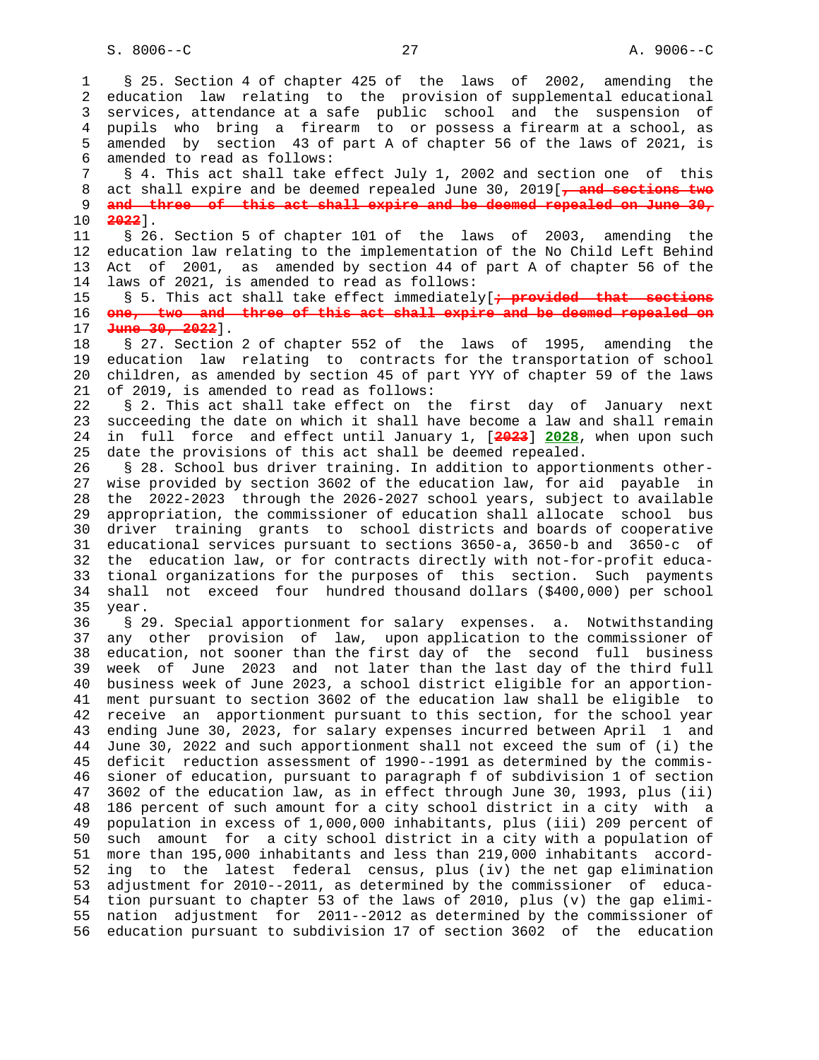§ 25. Section 4 of chapter 425 of the laws of 2002, amending the education law relating to the provision of supplemental educational services, attendance at a safe public school and the suspension of pupils who bring a firearm to or possess a firearm at a school, as amended by section 43 of part A of chapter 56 of the laws of 2021, is amended to read as follows:

§ 4. This act shall take effect July 1, 2002 and section one of this act shall expire and be deemed repealed June 30, 2019[~~, and sections two and three of this act shall expire and be deemed repealed on June 30, 2022~~].

§ 26. Section 5 of chapter 101 of the laws of 2003, amending the education law relating to the implementation of the No Child Left Behind Act of 2001, as amended by section 44 of part A of chapter 56 of the laws of 2021, is amended to read as follows:

§ 5. This act shall take effect immediately[~~; provided that sections one, two and three of this act shall expire and be deemed repealed on June 30, 2022~~].

§ 27. Section 2 of chapter 552 of the laws of 1995, amending the education law relating to contracts for the transportation of school children, as amended by section 45 of part YYY of chapter 59 of the laws of 2019, is amended to read as follows:

§ 2. This act shall take effect on the first day of January next succeeding the date on which it shall have become a law and shall remain in full force and effect until January 1, [~~2023~~] **2028**, when upon such date the provisions of this act shall be deemed repealed.

§ 28. School bus driver training. In addition to apportionments otherwise provided by section 3602 of the education law, for aid payable in the 2022-2023 through the 2026-2027 school years, subject to available appropriation, the commissioner of education shall allocate school bus driver training grants to school districts and boards of cooperative educational services pursuant to sections 3650-a, 3650-b and 3650-c of the education law, or for contracts directly with not-for-profit educational organizations for the purposes of this section. Such payments shall not exceed four hundred thousand dollars ($400,000) per school year.

§ 29. Special apportionment for salary expenses. a. Notwithstanding any other provision of law, upon application to the commissioner of education, not sooner than the first day of the second full business week of June 2023 and not later than the last day of the third full business week of June 2023, a school district eligible for an apportionment pursuant to section 3602 of the education law shall be eligible to receive an apportionment pursuant to this section, for the school year ending June 30, 2023, for salary expenses incurred between April 1 and June 30, 2022 and such apportionment shall not exceed the sum of (i) the deficit reduction assessment of 1990--1991 as determined by the commissioner of education, pursuant to paragraph f of subdivision 1 of section 3602 of the education law, as in effect through June 30, 1993, plus (ii) 186 percent of such amount for a city school district in a city with a population in excess of 1,000,000 inhabitants, plus (iii) 209 percent of such amount for a city school district in a city with a population of more than 195,000 inhabitants and less than 219,000 inhabitants according to the latest federal census, plus (iv) the net gap elimination adjustment for 2010--2011, as determined by the commissioner of education pursuant to chapter 53 of the laws of 2010, plus (v) the gap elimination adjustment for 2011--2012 as determined by the commissioner of education pursuant to subdivision 17 of section 3602 of the education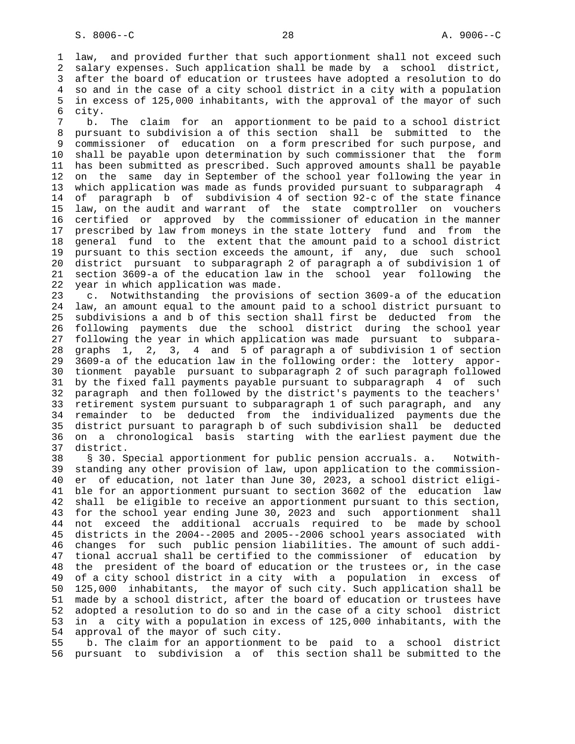law, and provided further that such apportionment shall not exceed such salary expenses. Such application shall be made by a school district, after the board of education or trustees have adopted a resolution to do so and in the case of a city school district in a city with a population in excess of 125,000 inhabitants, with the approval of the mayor of such city.

b. The claim for an apportionment to be paid to a school district pursuant to subdivision a of this section shall be submitted to the commissioner of education on a form prescribed for such purpose, and shall be payable upon determination by such commissioner that the form has been submitted as prescribed. Such approved amounts shall be payable on the same day in September of the school year following the year in which application was made as funds provided pursuant to subparagraph 4 of paragraph b of subdivision 4 of section 92-c of the state finance law, on the audit and warrant of the state comptroller on vouchers certified or approved by the commissioner of education in the manner prescribed by law from moneys in the state lottery fund and from the general fund to the extent that the amount paid to a school district pursuant to this section exceeds the amount, if any, due such school district pursuant to subparagraph 2 of paragraph a of subdivision 1 of section 3609-a of the education law in the school year following the year in which application was made.

c. Notwithstanding the provisions of section 3609-a of the education law, an amount equal to the amount paid to a school district pursuant to subdivisions a and b of this section shall first be deducted from the following payments due the school district during the school year following the year in which application was made pursuant to subparagraphs 1, 2, 3, 4 and 5 of paragraph a of subdivision 1 of section 3609-a of the education law in the following order: the lottery apportionment payable pursuant to subparagraph 2 of such paragraph followed by the fixed fall payments payable pursuant to subparagraph 4 of such paragraph and then followed by the district's payments to the teachers' retirement system pursuant to subparagraph 1 of such paragraph, and any remainder to be deducted from the individualized payments due the district pursuant to paragraph b of such subdivision shall be deducted on a chronological basis starting with the earliest payment due the district.

§ 30. Special apportionment for public pension accruals. a. Notwithstanding any other provision of law, upon application to the commissioner of education, not later than June 30, 2023, a school district eligible for an apportionment pursuant to section 3602 of the education law shall be eligible to receive an apportionment pursuant to this section, for the school year ending June 30, 2023 and such apportionment shall not exceed the additional accruals required to be made by school districts in the 2004--2005 and 2005--2006 school years associated with changes for such public pension liabilities. The amount of such additional accrual shall be certified to the commissioner of education by the president of the board of education or the trustees or, in the case of a city school district in a city with a population in excess of 125,000 inhabitants, the mayor of such city. Such application shall be made by a school district, after the board of education or trustees have adopted a resolution to do so and in the case of a city school district in a city with a population in excess of 125,000 inhabitants, with the approval of the mayor of such city.

b. The claim for an apportionment to be paid to a school district pursuant to subdivision a of this section shall be submitted to the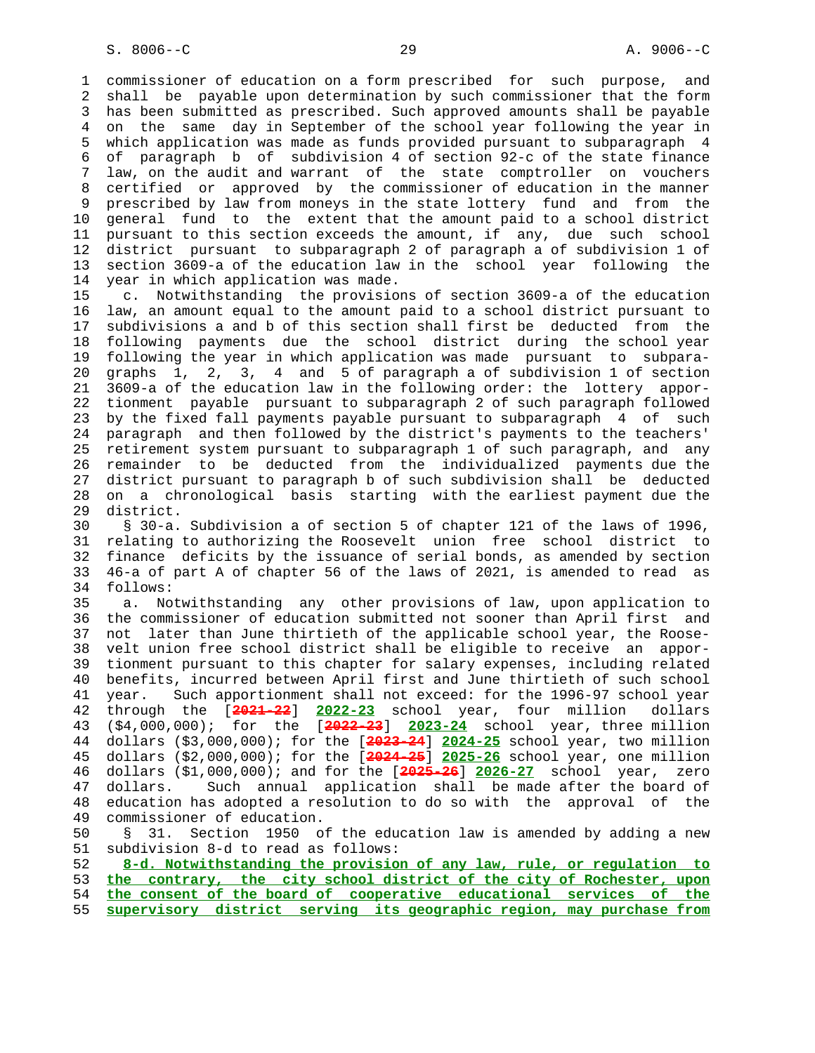commissioner of education on a form prescribed for such purpose, and shall be payable upon determination by such commissioner that the form has been submitted as prescribed. Such approved amounts shall be payable on the same day in September of the school year following the year in which application was made as funds provided pursuant to subparagraph 4 of paragraph b of subdivision 4 of section 92-c of the state finance law, on the audit and warrant of the state comptroller on vouchers certified or approved by the commissioner of education in the manner prescribed by law from moneys in the state lottery fund and from the general fund to the extent that the amount paid to a school district pursuant to this section exceeds the amount, if any, due such school district pursuant to subparagraph 2 of paragraph a of subdivision 1 of section 3609-a of the education law in the school year following the year in which application was made.

c. Notwithstanding the provisions of section 3609-a of the education law, an amount equal to the amount paid to a school district pursuant to subdivisions a and b of this section shall first be deducted from the following payments due the school district during the school year following the year in which application was made pursuant to subparagraphs 1, 2, 3, 4 and 5 of paragraph a of subdivision 1 of section 3609-a of the education law in the following order: the lottery apportionment payable pursuant to subparagraph 2 of such paragraph followed by the fixed fall payments payable pursuant to subparagraph 4 of such paragraph and then followed by the district's payments to the teachers' retirement system pursuant to subparagraph 1 of such paragraph, and any remainder to be deducted from the individualized payments due the district pursuant to paragraph b of such subdivision shall be deducted on a chronological basis starting with the earliest payment due the district.

§ 30-a. Subdivision a of section 5 of chapter 121 of the laws of 1996, relating to authorizing the Roosevelt union free school district to finance deficits by the issuance of serial bonds, as amended by section 46-a of part A of chapter 56 of the laws of 2021, is amended to read as follows:

a. Notwithstanding any other provisions of law, upon application to the commissioner of education submitted not sooner than April first and not later than June thirtieth of the applicable school year, the Roosevelt union free school district shall be eligible to receive an apportionment pursuant to this chapter for salary expenses, including related benefits, incurred between April first and June thirtieth of such school year. Such apportionment shall not exceed: for the 1996-97 school year through the [~~2021-22~~] **2022-23** school year, four million dollars ($4,000,000); for the [~~2022-23~~] **2023-24** school year, three million dollars ($3,000,000); for the [~~2023-24~~] **2024-25** school year, two million dollars ($2,000,000); for the [~~2024-25~~] **2025-26** school year, one million dollars ($1,000,000); and for the [~~2025-26~~] **2026-27** school year, zero dollars. Such annual application shall be made after the board of education has adopted a resolution to do so with the approval of the commissioner of education.

§ 31. Section 1950 of the education law is amended by adding a new subdivision 8-d to read as follows:

**8-d. Notwithstanding the provision of any law, rule, or regulation to the contrary, the city school district of the city of Rochester, upon the consent of the board of cooperative educational services of the supervisory district serving its geographic region, may purchase from**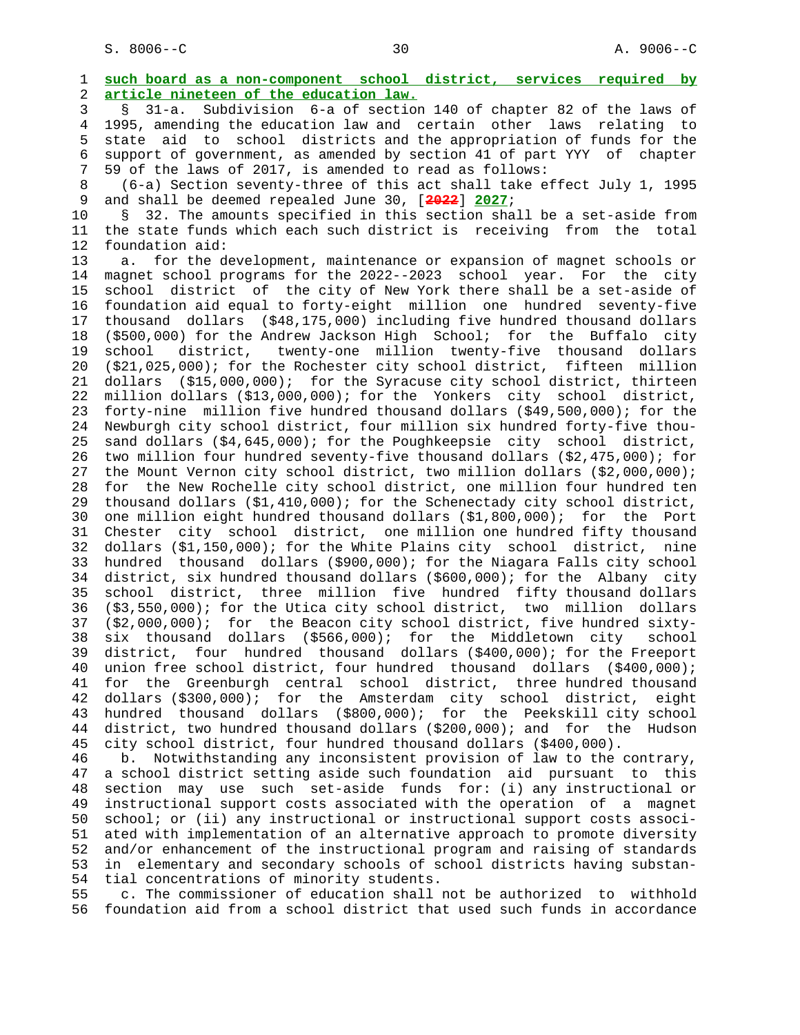such board as a non-component school district, services required by article nineteen of the education law.

§ 31-a. Subdivision 6-a of section 140 of chapter 82 of the laws of 1995, amending the education law and certain other laws relating to state aid to school districts and the appropriation of funds for the support of government, as amended by section 41 of part YYY of chapter 59 of the laws of 2017, is amended to read as follows:

(6-a) Section seventy-three of this act shall take effect July 1, 1995 and shall be deemed repealed June 30, [2022] 2027;

§ 32. The amounts specified in this section shall be a set-aside from the state funds which each such district is receiving from the total foundation aid:

a. for the development, maintenance or expansion of magnet schools or magnet school programs for the 2022--2023 school year. For the city school district of the city of New York there shall be a set-aside of foundation aid equal to forty-eight million one hundred seventy-five thousand dollars ($48,175,000) including five hundred thousand dollars ($500,000) for the Andrew Jackson High School; for the Buffalo city school district, twenty-one million twenty-five thousand dollars ($21,025,000); for the Rochester city school district, fifteen million dollars ($15,000,000); for the Syracuse city school district, thirteen million dollars ($13,000,000); for the Yonkers city school district, forty-nine million five hundred thousand dollars ($49,500,000); for the Newburgh city school district, four million six hundred forty-five thousand dollars ($4,645,000); for the Poughkeepsie city school district, two million four hundred seventy-five thousand dollars ($2,475,000); for the Mount Vernon city school district, two million dollars ($2,000,000); for the New Rochelle city school district, one million four hundred ten thousand dollars ($1,410,000); for the Schenectady city school district, one million eight hundred thousand dollars ($1,800,000); for the Port Chester city school district, one million one hundred fifty thousand dollars ($1,150,000); for the White Plains city school district, nine hundred thousand dollars ($900,000); for the Niagara Falls city school district, six hundred thousand dollars ($600,000); for the Albany city school district, three million five hundred fifty thousand dollars ($3,550,000); for the Utica city school district, two million dollars ($2,000,000); for the Beacon city school district, five hundred sixty-six thousand dollars ($566,000); for the Middletown city school district, four hundred thousand dollars ($400,000); for the Freeport union free school district, four hundred thousand dollars ($400,000); for the Greenburgh central school district, three hundred thousand dollars ($300,000); for the Amsterdam city school district, eight hundred thousand dollars ($800,000); for the Peekskill city school district, two hundred thousand dollars ($200,000); and for the Hudson city school district, four hundred thousand dollars ($400,000).

b. Notwithstanding any inconsistent provision of law to the contrary, a school district setting aside such foundation aid pursuant to this section may use such set-aside funds for: (i) any instructional or instructional support costs associated with the operation of a magnet school; or (ii) any instructional or instructional support costs associated with implementation of an alternative approach to promote diversity and/or enhancement of the instructional program and raising of standards in elementary and secondary schools of school districts having substantial concentrations of minority students.

c. The commissioner of education shall not be authorized to withhold foundation aid from a school district that used such funds in accordance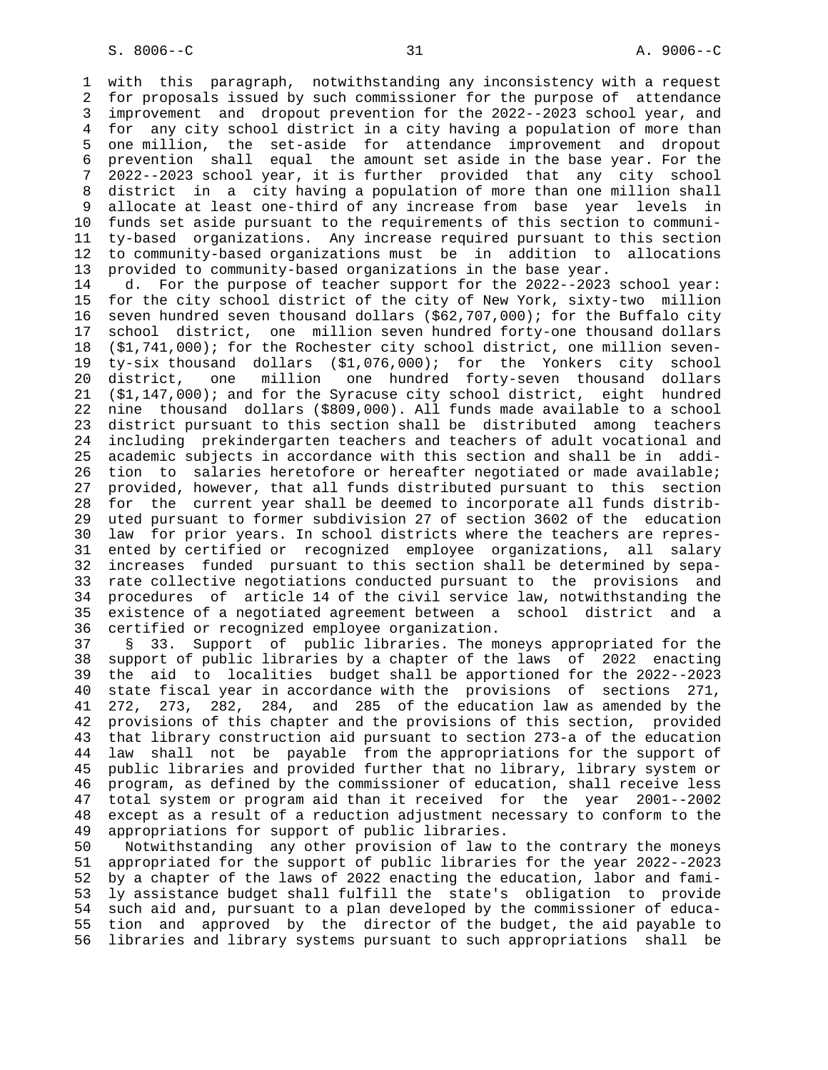with this paragraph, notwithstanding any inconsistency with a request for proposals issued by such commissioner for the purpose of attendance improvement and dropout prevention for the 2022--2023 school year, and for any city school district in a city having a population of more than one million, the set-aside for attendance improvement and dropout prevention shall equal the amount set aside in the base year. For the 2022--2023 school year, it is further provided that any city school district in a city having a population of more than one million shall allocate at least one-third of any increase from base year levels in funds set aside pursuant to the requirements of this section to community-based organizations. Any increase required pursuant to this section to community-based organizations must be in addition to allocations provided to community-based organizations in the base year.

d. For the purpose of teacher support for the 2022--2023 school year: for the city school district of the city of New York, sixty-two million seven hundred seven thousand dollars ($62,707,000); for the Buffalo city school district, one million seven hundred forty-one thousand dollars ($1,741,000); for the Rochester city school district, one million seventy-six thousand dollars ($1,076,000); for the Yonkers city school district, one million one hundred forty-seven thousand dollars ($1,147,000); and for the Syracuse city school district, eight hundred nine thousand dollars ($809,000). All funds made available to a school district pursuant to this section shall be distributed among teachers including prekindergarten teachers and teachers of adult vocational and academic subjects in accordance with this section and shall be in addition to salaries heretofore or hereafter negotiated or made available; provided, however, that all funds distributed pursuant to this section for the current year shall be deemed to incorporate all funds distributed pursuant to former subdivision 27 of section 3602 of the education law for prior years. In school districts where the teachers are represented by certified or recognized employee organizations, all salary increases funded pursuant to this section shall be determined by separate collective negotiations conducted pursuant to the provisions and procedures of article 14 of the civil service law, notwithstanding the existence of a negotiated agreement between a school district and a certified or recognized employee organization.

§ 33. Support of public libraries. The moneys appropriated for the support of public libraries by a chapter of the laws of 2022 enacting the aid to localities budget shall be apportioned for the 2022--2023 state fiscal year in accordance with the provisions of sections 271, 272, 273, 282, 284, and 285 of the education law as amended by the provisions of this chapter and the provisions of this section, provided that library construction aid pursuant to section 273-a of the education law shall not be payable from the appropriations for the support of public libraries and provided further that no library, library system or program, as defined by the commissioner of education, shall receive less total system or program aid than it received for the year 2001--2002 except as a result of a reduction adjustment necessary to conform to the appropriations for support of public libraries.

Notwithstanding any other provision of law to the contrary the moneys appropriated for the support of public libraries for the year 2022--2023 by a chapter of the laws of 2022 enacting the education, labor and family assistance budget shall fulfill the state's obligation to provide such aid and, pursuant to a plan developed by the commissioner of education and approved by the director of the budget, the aid payable to libraries and library systems pursuant to such appropriations shall be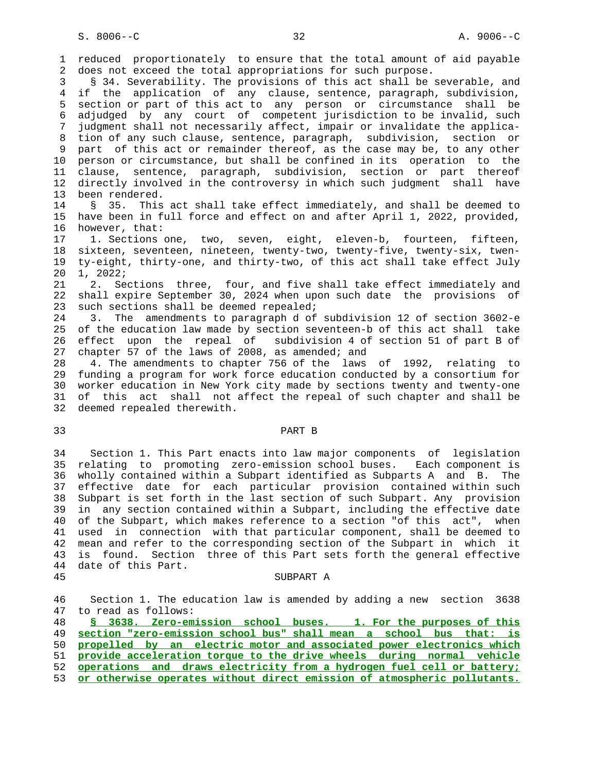reduced proportionately to ensure that the total amount of aid payable does not exceed the total appropriations for such purpose.

§ 34. Severability. The provisions of this act shall be severable, and if the application of any clause, sentence, paragraph, subdivision, section or part of this act to any person or circumstance shall be adjudged by any court of competent jurisdiction to be invalid, such judgment shall not necessarily affect, impair or invalidate the application of any such clause, sentence, paragraph, subdivision, section or part of this act or remainder thereof, as the case may be, to any other person or circumstance, but shall be confined in its operation to the clause, sentence, paragraph, subdivision, section or part thereof directly involved in the controversy in which such judgment shall have been rendered.

§ 35. This act shall take effect immediately, and shall be deemed to have been in full force and effect on and after April 1, 2022, provided, however, that:

1. Sections one, two, seven, eight, eleven-b, fourteen, fifteen, sixteen, seventeen, nineteen, twenty-two, twenty-five, twenty-six, twenty-eight, thirty-one, and thirty-two, of this act shall take effect July 1, 2022;

2. Sections three, four, and five shall take effect immediately and shall expire September 30, 2024 when upon such date the provisions of such sections shall be deemed repealed;

3. The amendments to paragraph d of subdivision 12 of section 3602-e of the education law made by section seventeen-b of this act shall take effect upon the repeal of subdivision 4 of section 51 of part B of chapter 57 of the laws of 2008, as amended; and

4. The amendments to chapter 756 of the laws of 1992, relating to funding a program for work force education conducted by a consortium for worker education in New York city made by sections twenty and twenty-one of this act shall not affect the repeal of such chapter and shall be deemed repealed therewith.

## PART B

Section 1. This Part enacts into law major components of legislation relating to promoting zero-emission school buses. Each component is wholly contained within a Subpart identified as Subparts A and B. The effective date for each particular provision contained within such Subpart is set forth in the last section of such Subpart. Any provision in any section contained within a Subpart, including the effective date of the Subpart, which makes reference to a section "of this act", when used in connection with that particular component, shall be deemed to mean and refer to the corresponding section of the Subpart in which it is found. Section three of this Part sets forth the general effective date of this Part.

### SUBPART A

Section 1. The education law is amended by adding a new section 3638 to read as follows:

**§ 3638. Zero-emission school buses. 1. For the purposes of this section "zero-emission school bus" shall mean a school bus that: is propelled by an electric motor and associated power electronics which provide acceleration torque to the drive wheels during normal vehicle operations and draws electricity from a hydrogen fuel cell or battery; or otherwise operates without direct emission of atmospheric pollutants.**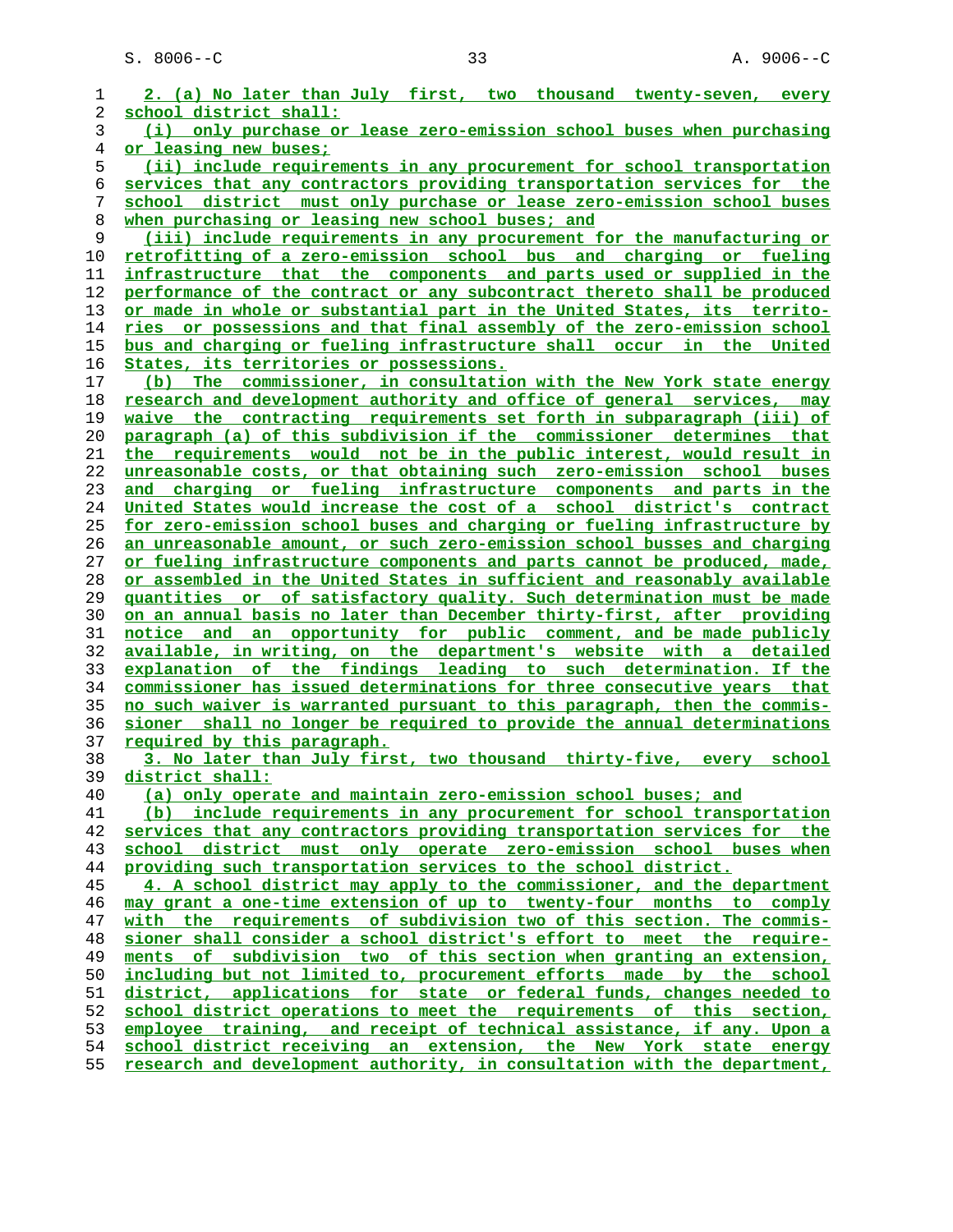2. (a) No later than July first, two thousand twenty-seven, every school district shall:

(i) only purchase or lease zero-emission school buses when purchasing or leasing new buses;

(ii) include requirements in any procurement for school transportation services that any contractors providing transportation services for the school district must only purchase or lease zero-emission school buses when purchasing or leasing new school buses; and

(iii) include requirements in any procurement for the manufacturing or retrofitting of a zero-emission school bus and charging or fueling infrastructure that the components and parts used or supplied in the performance of the contract or any subcontract thereto shall be produced or made in whole or substantial part in the United States, its territories or possessions and that final assembly of the zero-emission school bus and charging or fueling infrastructure shall occur in the United States, its territories or possessions.

(b) The commissioner, in consultation with the New York state energy research and development authority and office of general services, may waive the contracting requirements set forth in subparagraph (iii) of paragraph (a) of this subdivision if the commissioner determines that the requirements would not be in the public interest, would result in unreasonable costs, or that obtaining such zero-emission school buses and charging or fueling infrastructure components and parts in the United States would increase the cost of a school district's contract for zero-emission school buses and charging or fueling infrastructure by an unreasonable amount, or such zero-emission school busses and charging or fueling infrastructure components and parts cannot be produced, made, or assembled in the United States in sufficient and reasonably available quantities or of satisfactory quality. Such determination must be made on an annual basis no later than December thirty-first, after providing notice and an opportunity for public comment, and be made publicly available, in writing, on the department's website with a detailed explanation of the findings leading to such determination. If the commissioner has issued determinations for three consecutive years that no such waiver is warranted pursuant to this paragraph, then the commissioner shall no longer be required to provide the annual determinations required by this paragraph.

3. No later than July first, two thousand thirty-five, every school district shall:

(a) only operate and maintain zero-emission school buses; and

(b) include requirements in any procurement for school transportation services that any contractors providing transportation services for the school district must only operate zero-emission school buses when providing such transportation services to the school district.

4. A school district may apply to the commissioner, and the department may grant a one-time extension of up to twenty-four months to comply with the requirements of subdivision two of this section. The commissioner shall consider a school district's effort to meet the requirements of subdivision two of this section when granting an extension, including but not limited to, procurement efforts made by the school district, applications for state or federal funds, changes needed to school district operations to meet the requirements of this section, employee training, and receipt of technical assistance, if any. Upon a school district receiving an extension, the New York state energy research and development authority, in consultation with the department,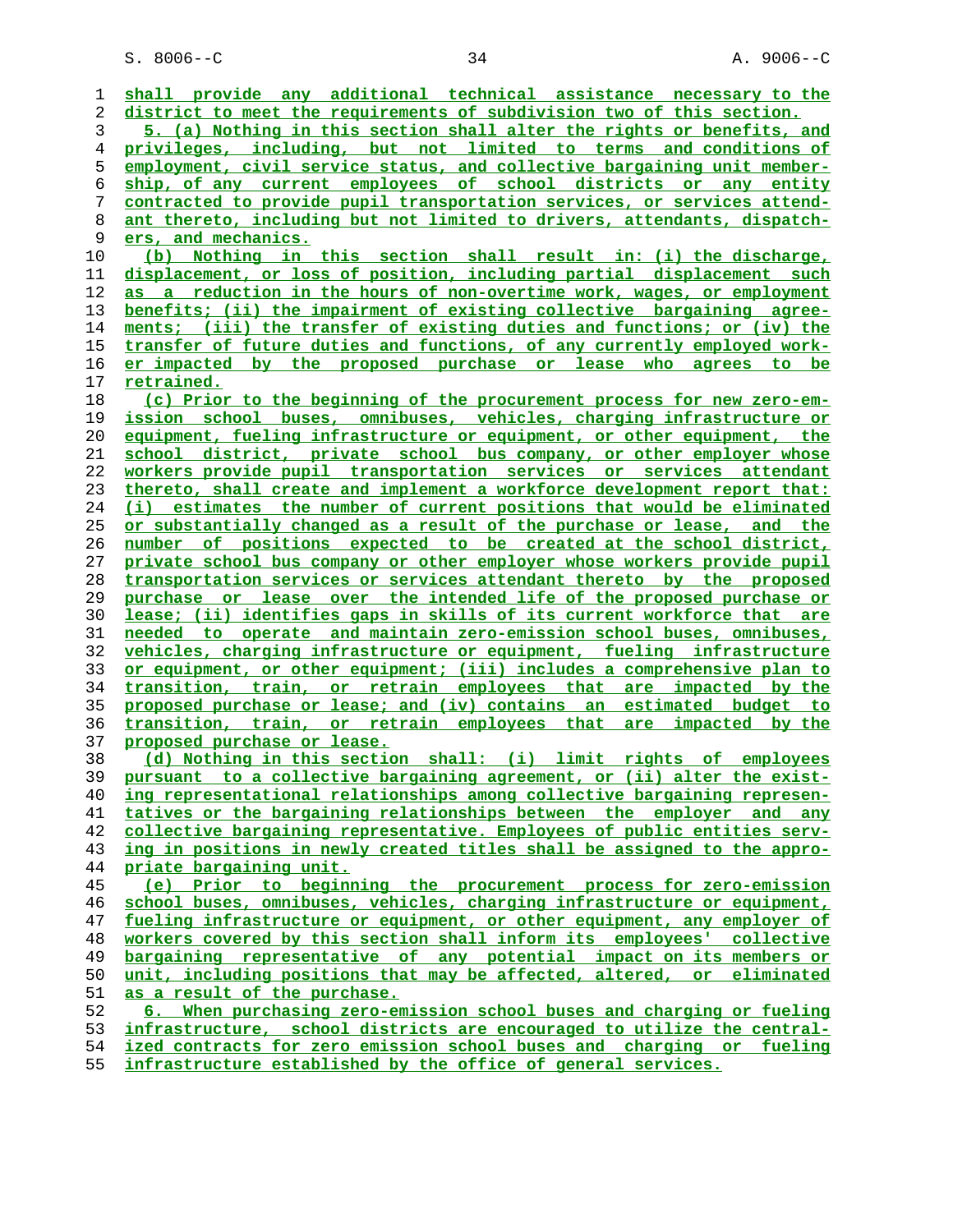shall provide any additional technical assistance necessary to the district to meet the requirements of subdivision two of this section.

5. (a) Nothing in this section shall alter the rights or benefits, and privileges, including, but not limited to terms and conditions of employment, civil service status, and collective bargaining unit membership, of any current employees of school districts or any entity contracted to provide pupil transportation services, or services attendant thereto, including but not limited to drivers, attendants, dispatchers, and mechanics.

(b) Nothing in this section shall result in: (i) the discharge, displacement, or loss of position, including partial displacement such as a reduction in the hours of non-overtime work, wages, or employment benefits; (ii) the impairment of existing collective bargaining agreements; (iii) the transfer of existing duties and functions; or (iv) the transfer of future duties and functions, of any currently employed worker impacted by the proposed purchase or lease who agrees to be retrained.

(c) Prior to the beginning of the procurement process for new zero-emission school buses, omnibuses, vehicles, charging infrastructure or equipment, fueling infrastructure or equipment, or other equipment, the school district, private school bus company, or other employer whose workers provide pupil transportation services or services attendant thereto, shall create and implement a workforce development report that: (i) estimates the number of current positions that would be eliminated or substantially changed as a result of the purchase or lease, and the number of positions expected to be created at the school district, private school bus company or other employer whose workers provide pupil transportation services or services attendant thereto by the proposed purchase or lease over the intended life of the proposed purchase or lease; (ii) identifies gaps in skills of its current workforce that are needed to operate and maintain zero-emission school buses, omnibuses, vehicles, charging infrastructure or equipment, fueling infrastructure or equipment, or other equipment; (iii) includes a comprehensive plan to transition, train, or retrain employees that are impacted by the proposed purchase or lease; and (iv) contains an estimated budget to transition, train, or retrain employees that are impacted by the proposed purchase or lease.

(d) Nothing in this section shall: (i) limit rights of employees pursuant to a collective bargaining agreement, or (ii) alter the existing representational relationships among collective bargaining representatives or the bargaining relationships between the employer and any collective bargaining representative. Employees of public entities serving in positions in newly created titles shall be assigned to the appropriate bargaining unit.

(e) Prior to beginning the procurement process for zero-emission school buses, omnibuses, vehicles, charging infrastructure or equipment, fueling infrastructure or equipment, or other equipment, any employer of workers covered by this section shall inform its employees' collective bargaining representative of any potential impact on its members or unit, including positions that may be affected, altered, or eliminated as a result of the purchase.

6. When purchasing zero-emission school buses and charging or fueling infrastructure, school districts are encouraged to utilize the centralized contracts for zero emission school buses and charging or fueling infrastructure established by the office of general services.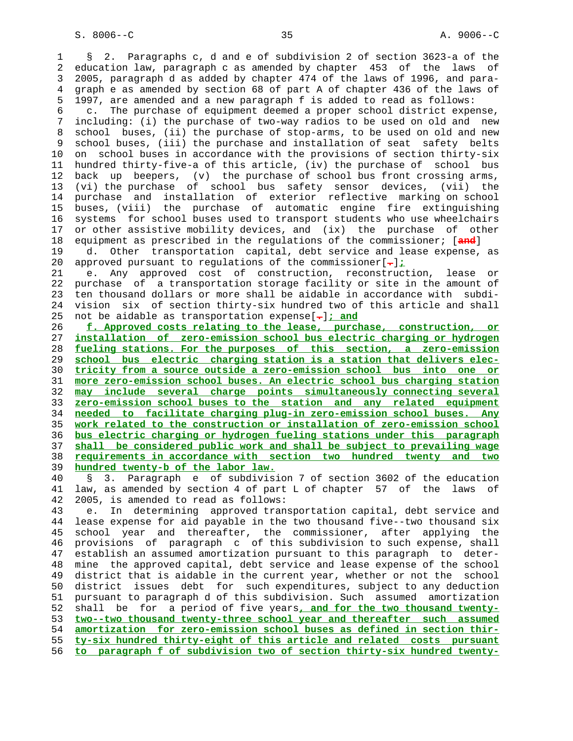§ 2. Paragraphs c, d and e of subdivision 2 of section 3623-a of the education law, paragraph c as amended by chapter 453 of the laws of 2005, paragraph d as added by chapter 474 of the laws of 1996, and paragraph e as amended by section 68 of part A of chapter 436 of the laws of 1997, are amended and a new paragraph f is added to read as follows:

c. The purchase of equipment deemed a proper school district expense, including: (i) the purchase of two-way radios to be used on old and new school buses, (ii) the purchase of stop-arms, to be used on old and new school buses, (iii) the purchase and installation of seat safety belts on school buses in accordance with the provisions of section thirty-six hundred thirty-five-a of this article, (iv) the purchase of school bus back up beepers, (v) the purchase of school bus front crossing arms, (vi) the purchase of school bus safety sensor devices, (vii) the purchase and installation of exterior reflective marking on school buses, (viii) the purchase of automatic engine fire extinguishing systems for school buses used to transport students who use wheelchairs or other assistive mobility devices, and (ix) the purchase of other equipment as prescribed in the regulations of the commissioner; [and]

d. Other transportation capital, debt service and lease expense, as approved pursuant to regulations of the commissioner[.];

e. Any approved cost of construction, reconstruction, lease or purchase of a transportation storage facility or site in the amount of ten thousand dollars or more shall be aidable in accordance with subdivision six of section thirty-six hundred two of this article and shall not be aidable as transportation expense[.]; and

f. Approved costs relating to the lease, purchase, construction, or installation of zero-emission school bus electric charging or hydrogen fueling stations. For the purposes of this section, a zero-emission school bus electric charging station is a station that delivers electricity from a source outside a zero-emission school bus into one or more zero-emission school buses. An electric school bus charging station may include several charge points simultaneously connecting several zero-emission school buses to the station and any related equipment needed to facilitate charging plug-in zero-emission school buses. Any work related to the construction or installation of zero-emission school bus electric charging or hydrogen fueling stations under this paragraph shall be considered public work and shall be subject to prevailing wage requirements in accordance with section two hundred twenty and two hundred twenty-b of the labor law.

§ 3. Paragraph e of subdivision 7 of section 3602 of the education law, as amended by section 4 of part L of chapter 57 of the laws of 2005, is amended to read as follows:

e. In determining approved transportation capital, debt service and lease expense for aid payable in the two thousand five--two thousand six school year and thereafter, the commissioner, after applying the provisions of paragraph c of this subdivision to such expense, shall establish an assumed amortization pursuant to this paragraph to determine the approved capital, debt service and lease expense of the school district that is aidable in the current year, whether or not the school district issues debt for such expenditures, subject to any deduction pursuant to paragraph d of this subdivision. Such assumed amortization shall be for a period of five years, and for the two thousand twenty-two--two thousand twenty-three school year and thereafter such assumed amortization for zero-emission school buses as defined in section thirty-six hundred thirty-eight of this article and related costs pursuant to paragraph f of subdivision two of section thirty-six hundred twenty-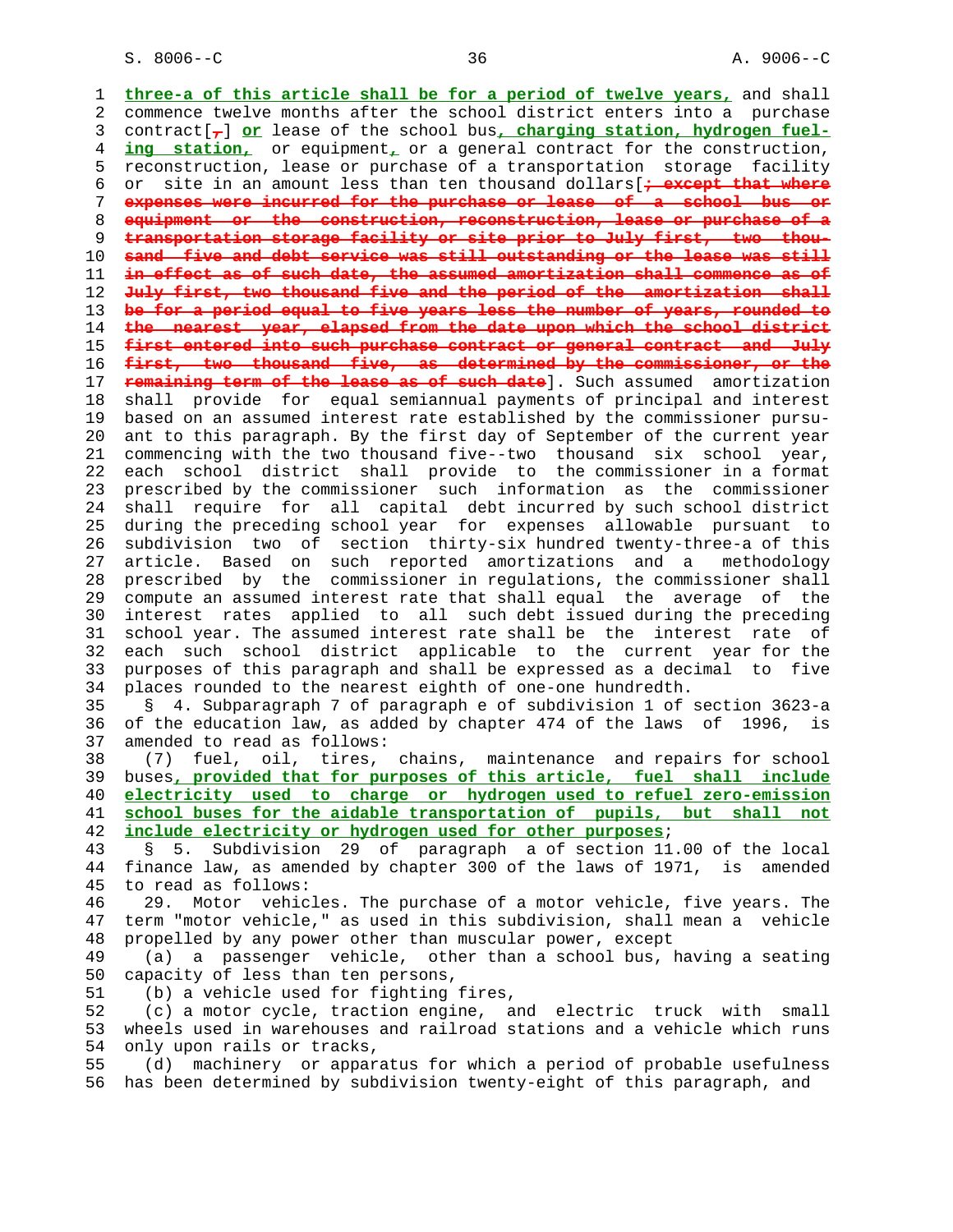three-a of this article shall be for a period of twelve years, and shall commence twelve months after the school district enters into a purchase contract[,] or lease of the school bus, charging station, hydrogen fueling station, or equipment, or a general contract for the construction, reconstruction, lease or purchase of a transportation storage facility or site in an amount less than ten thousand dollars[; except that where expenses were incurred for the purchase or lease of a school bus or equipment or the construction, reconstruction, lease or purchase of a transportation storage facility or site prior to July first, two thousand five and debt service was still outstanding or the lease was still in effect as of such date, the assumed amortization shall commence as of July first, two thousand five and the period of the amortization shall be for a period equal to five years less the number of years, rounded to the nearest year, elapsed from the date upon which the school district first entered into such purchase contract or general contract and July first, two thousand five, as determined by the commissioner, or the remaining term of the lease as of such date]. Such assumed amortization shall provide for equal semiannual payments of principal and interest based on an assumed interest rate established by the commissioner pursuant to this paragraph. By the first day of September of the current year commencing with the two thousand five--two thousand six school year, each school district shall provide to the commissioner in a format prescribed by the commissioner such information as the commissioner shall require for all capital debt incurred by such school district during the preceding school year for expenses allowable pursuant to subdivision two of section thirty-six hundred twenty-three-a of this article. Based on such reported amortizations and a methodology prescribed by the commissioner in regulations, the commissioner shall compute an assumed interest rate that shall equal the average of the interest rates applied to all such debt issued during the preceding school year. The assumed interest rate shall be the interest rate of each such school district applicable to the current year for the purposes of this paragraph and shall be expressed as a decimal to five places rounded to the nearest eighth of one-one hundredth.

§ 4. Subparagraph 7 of paragraph e of subdivision 1 of section 3623-a of the education law, as added by chapter 474 of the laws of 1996, is amended to read as follows:

(7) fuel, oil, tires, chains, maintenance and repairs for school buses, provided that for purposes of this article, fuel shall include electricity used to charge or hydrogen used to refuel zero-emission school buses for the aidable transportation of pupils, but shall not include electricity or hydrogen used for other purposes;

§ 5. Subdivision 29 of paragraph a of section 11.00 of the local finance law, as amended by chapter 300 of the laws of 1971, is amended to read as follows:

29. Motor vehicles. The purchase of a motor vehicle, five years. The term "motor vehicle," as used in this subdivision, shall mean a vehicle propelled by any power other than muscular power, except

(a) a passenger vehicle, other than a school bus, having a seating capacity of less than ten persons,

(b) a vehicle used for fighting fires,

(c) a motor cycle, traction engine, and electric truck with small wheels used in warehouses and railroad stations and a vehicle which runs only upon rails or tracks,

(d) machinery or apparatus for which a period of probable usefulness has been determined by subdivision twenty-eight of this paragraph, and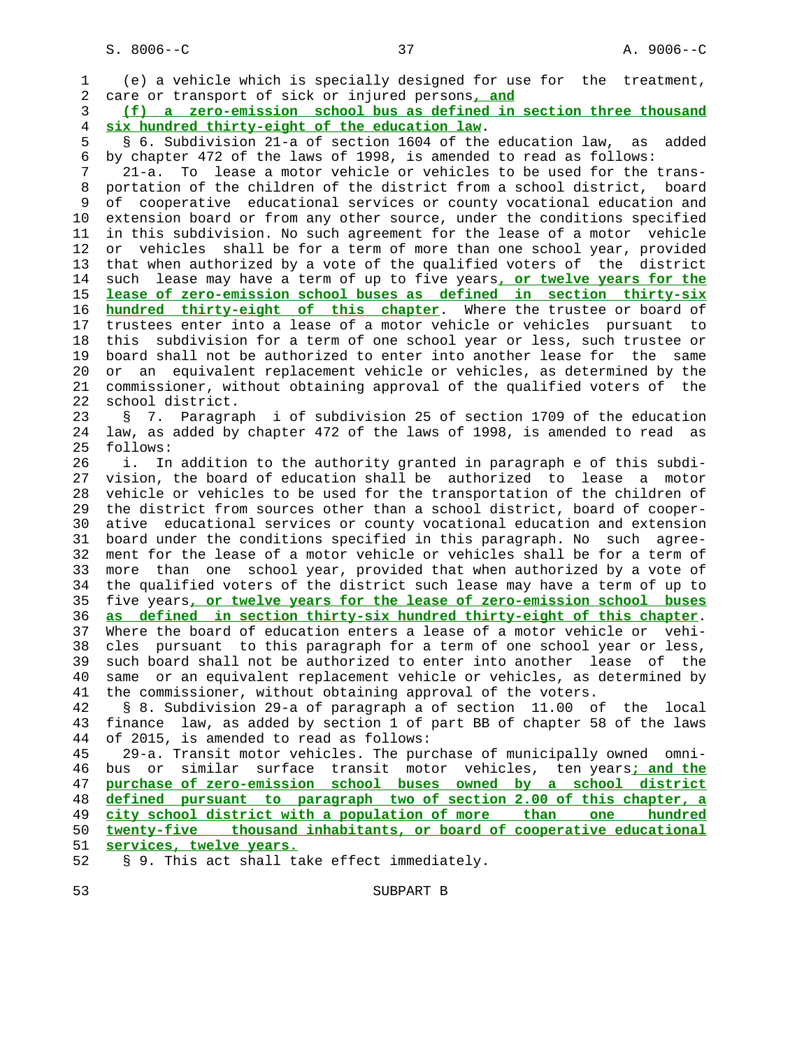(e) a vehicle which is specially designed for use for the treatment, care or transport of sick or injured persons, and

(f) a zero-emission school bus as defined in section three thousand six hundred thirty-eight of the education law.

§ 6. Subdivision 21-a of section 1604 of the education law, as added by chapter 472 of the laws of 1998, is amended to read as follows:

21-a. To lease a motor vehicle or vehicles to be used for the transportation of the children of the district from a school district, board of cooperative educational services or county vocational education and extension board or from any other source, under the conditions specified in this subdivision. No such agreement for the lease of a motor vehicle or vehicles shall be for a term of more than one school year, provided that when authorized by a vote of the qualified voters of the district such lease may have a term of up to five years, or twelve years for the lease of zero-emission school buses as defined in section thirty-six hundred thirty-eight of this chapter. Where the trustee or board of trustees enter into a lease of a motor vehicle or vehicles pursuant to this subdivision for a term of one school year or less, such trustee or board shall not be authorized to enter into another lease for the same or an equivalent replacement vehicle or vehicles, as determined by the commissioner, without obtaining approval of the qualified voters of the school district.

§ 7. Paragraph i of subdivision 25 of section 1709 of the education law, as added by chapter 472 of the laws of 1998, is amended to read as follows:

i. In addition to the authority granted in paragraph e of this subdivision, the board of education shall be authorized to lease a motor vehicle or vehicles to be used for the transportation of the children of the district from sources other than a school district, board of cooperative educational services or county vocational education and extension board under the conditions specified in this paragraph. No such agreement for the lease of a motor vehicle or vehicles for a term of more than one school year, provided that when authorized by a vote of the qualified voters of the district such lease may have a term of up to five years, or twelve years for the lease of zero-emission school buses as defined in section thirty-six hundred thirty-eight of this chapter. Where the board of education enters a lease of a motor vehicle or vehicles pursuant to this paragraph for a term of one school year or less, such board shall not be authorized to enter into another lease of the same or an equivalent replacement vehicle or vehicles, as determined by the commissioner, without obtaining approval of the voters.

§ 8. Subdivision 29-a of paragraph a of section 11.00 of the local finance law, as added by section 1 of part BB of chapter 58 of the laws of 2015, is amended to read as follows:

29-a. Transit motor vehicles. The purchase of municipally owned omnibus or similar surface transit motor vehicles, ten years; and the purchase of zero-emission school buses owned by a school district defined pursuant to paragraph two of section 2.00 of this chapter, a city school district with a population of more than one hundred twenty-five thousand inhabitants, or board of cooperative educational services, twelve years.

§ 9. This act shall take effect immediately.

SUBPART B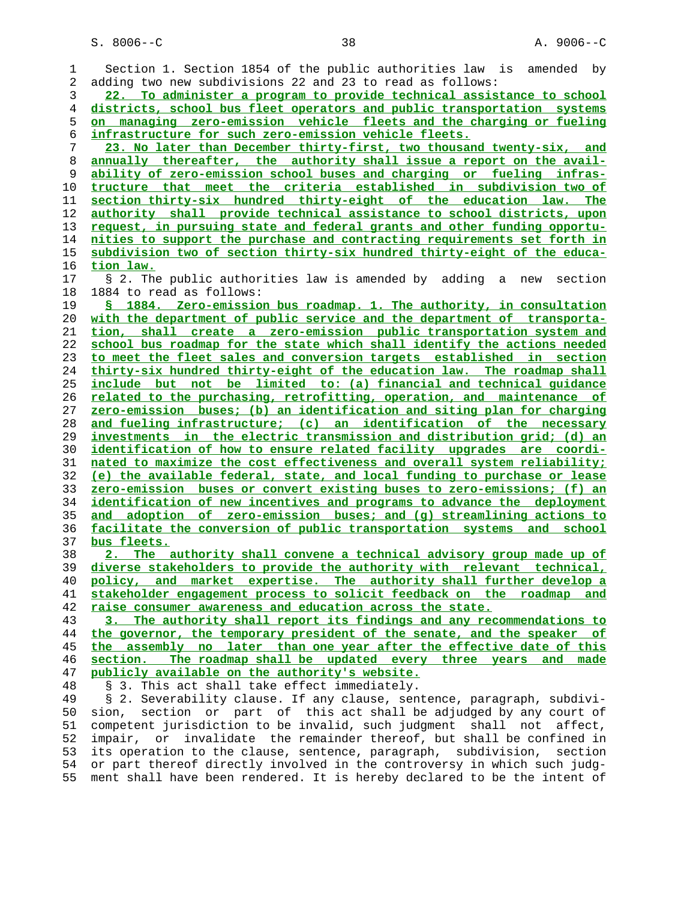Section 1. Section 1854 of the public authorities law is amended by adding two new subdivisions 22 and 23 to read as follows:

<u>22. To administer a program to provide technical assistance to school districts, school bus fleet operators and public transportation systems on managing zero-emission vehicle fleets and the charging or fueling infrastructure for such zero-emission vehicle fleets.</u>

<u>23. No later than December thirty-first, two thousand twenty-six, and annually thereafter, the authority shall issue a report on the availability of zero-emission school buses and charging or fueling infrastructure that meet the criteria established in subdivision two of section thirty-six hundred thirty-eight of the education law. The authority shall provide technical assistance to school districts, upon request, in pursuing state and federal grants and other funding opportunities to support the purchase and contracting requirements set forth in subdivision two of section thirty-six hundred thirty-eight of the education law.</u>

§ 2. The public authorities law is amended by adding a new section 1884 to read as follows:

<u>§ 1884. Zero-emission bus roadmap. 1. The authority, in consultation with the department of public service and the department of transportation, shall create a zero-emission public transportation system and school bus roadmap for the state which shall identify the actions needed to meet the fleet sales and conversion targets established in section thirty-six hundred thirty-eight of the education law. The roadmap shall include but not be limited to: (a) financial and technical guidance related to the purchasing, retrofitting, operation, and maintenance of zero-emission buses; (b) an identification and siting plan for charging and fueling infrastructure; (c) an identification of the necessary investments in the electric transmission and distribution grid; (d) an identification of how to ensure related facility upgrades are coordinated to maximize the cost effectiveness and overall system reliability; (e) the available federal, state, and local funding to purchase or lease zero-emission buses or convert existing buses to zero-emissions; (f) an identification of new incentives and programs to advance the deployment and adoption of zero-emission buses; and (g) streamlining actions to facilitate the conversion of public transportation systems and school bus fleets.</u>

<u>2. The authority shall convene a technical advisory group made up of diverse stakeholders to provide the authority with relevant technical, policy, and market expertise. The authority shall further develop a stakeholder engagement process to solicit feedback on the roadmap and raise consumer awareness and education across the state.</u>

<u>3. The authority shall report its findings and any recommendations to the governor, the temporary president of the senate, and the speaker of the assembly no later than one year after the effective date of this section. The roadmap shall be updated every three years and made publicly available on the authority's website.</u>

§ 3. This act shall take effect immediately.

§ 2. Severability clause. If any clause, sentence, paragraph, subdivision, section or part of this act shall be adjudged by any court of competent jurisdiction to be invalid, such judgment shall not affect, impair, or invalidate the remainder thereof, but shall be confined in its operation to the clause, sentence, paragraph, subdivision, section or part thereof directly involved in the controversy in which such judgment shall have been rendered. It is hereby declared to be the intent of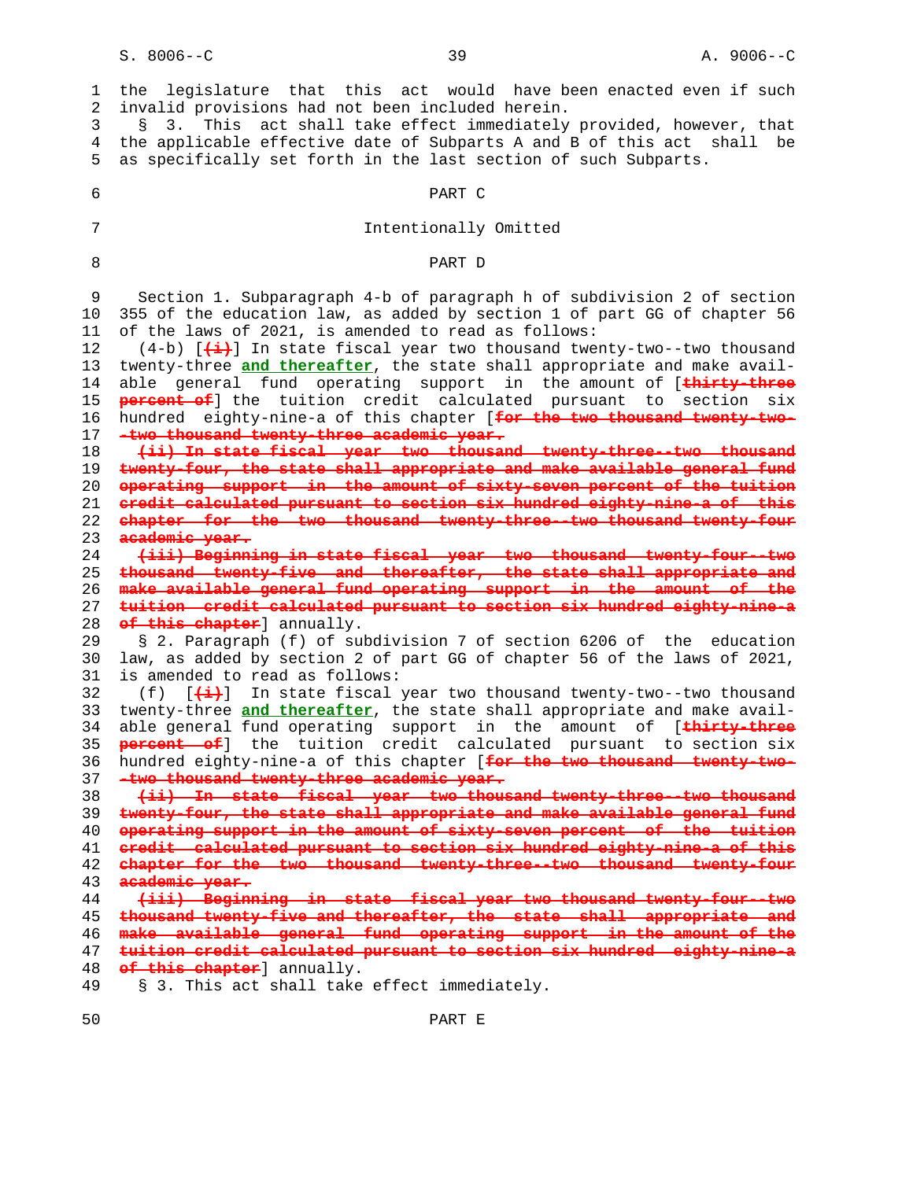the legislature that this act would have been enacted even if such invalid provisions had not been included herein.

§ 3. This act shall take effect immediately provided, however, that the applicable effective date of Subparts A and B of this act shall be as specifically set forth in the last section of such Subparts.

PART C

Intentionally Omitted

PART D

Section 1. Subparagraph 4-b of paragraph h of subdivision 2 of section 355 of the education law, as added by section 1 of part GG of chapter 56 of the laws of 2021, is amended to read as follows:

(4-b) [~~(i)~~] In state fiscal year two thousand twenty-two--two thousand twenty-three **and thereafter**, the state shall appropriate and make available general fund operating support in the amount of [~~thirty-three percent of~~] the tuition credit calculated pursuant to section six hundred eighty-nine-a of this chapter [~~for the two thousand twenty-two--two thousand twenty-three academic year.~~

~~(ii) In state fiscal year two thousand twenty-three--two thousand twenty-four, the state shall appropriate and make available general fund operating support in the amount of sixty-seven percent of the tuition credit calculated pursuant to section six hundred eighty-nine-a of this chapter for the two thousand twenty-three--two thousand twenty-four academic year.~~

~~(iii) Beginning in state fiscal year two thousand twenty-four--two thousand twenty-five and thereafter, the state shall appropriate and make available general fund operating support in the amount of the tuition credit calculated pursuant to section six hundred eighty-nine-a of this chapter~~] annually.

§ 2. Paragraph (f) of subdivision 7 of section 6206 of the education law, as added by section 2 of part GG of chapter 56 of the laws of 2021, is amended to read as follows:

(f) [~~(i)~~] In state fiscal year two thousand twenty-two--two thousand twenty-three **and thereafter**, the state shall appropriate and make available general fund operating support in the amount of [~~thirty-three percent of~~] the tuition credit calculated pursuant to section six hundred eighty-nine-a of this chapter [~~for the two thousand twenty-two--two thousand twenty-three academic year.~~

~~(ii) In state fiscal year two thousand twenty-three--two thousand twenty-four, the state shall appropriate and make available general fund operating support in the amount of sixty-seven percent of the tuition credit calculated pursuant to section six hundred eighty-nine-a of this chapter for the two thousand twenty-three--two thousand twenty-four academic year.~~

~~(iii) Beginning in state fiscal year two thousand twenty-four--two thousand twenty-five and thereafter, the state shall appropriate and make available general fund operating support in the amount of the tuition credit calculated pursuant to section six hundred eighty-nine-a of this chapter~~] annually.

§ 3. This act shall take effect immediately.

PART E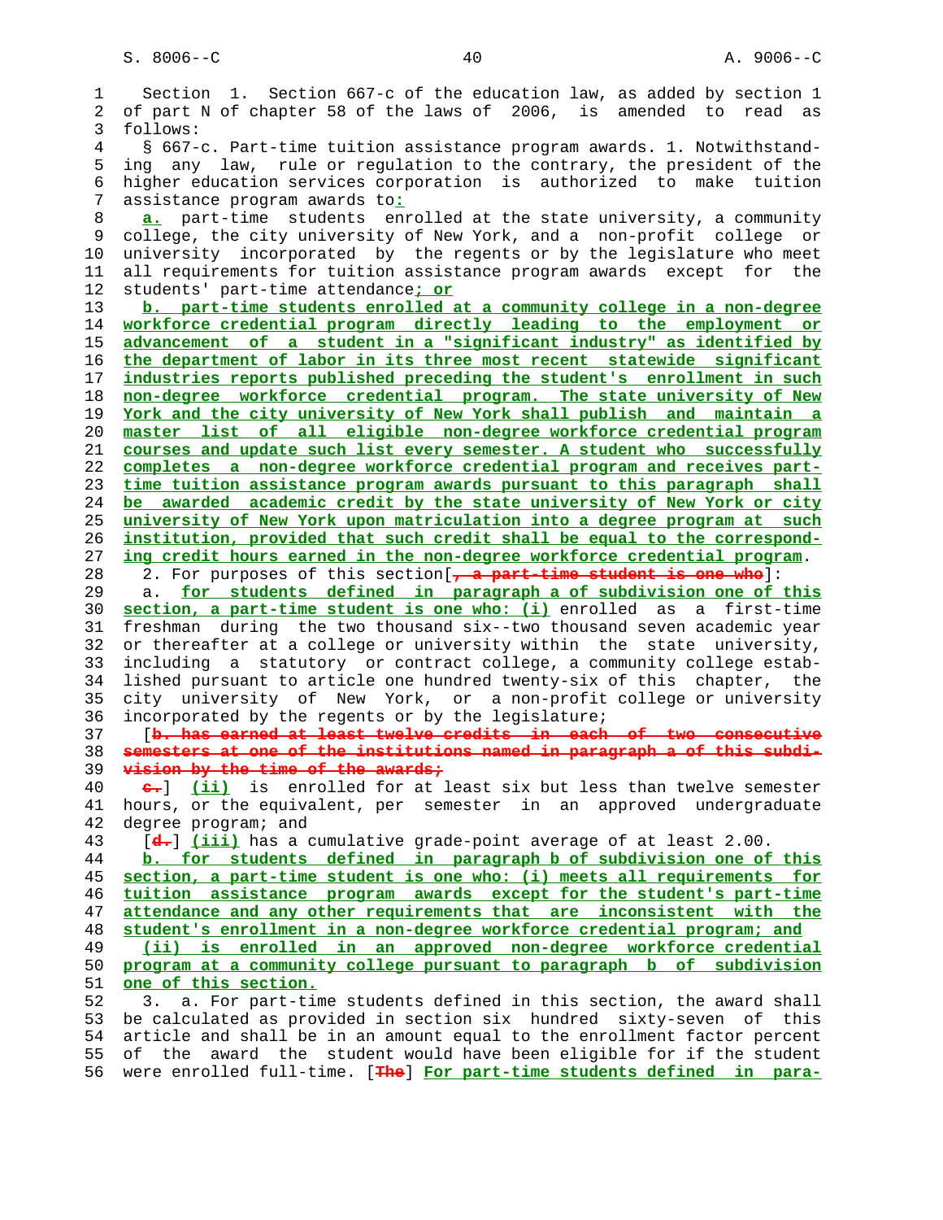Section 1. Section 667-c of the education law, as added by section 1 of part N of chapter 58 of the laws of 2006, is amended to read as follows:

§ 667-c. Part-time tuition assistance program awards. 1. Notwithstanding any law, rule or regulation to the contrary, the president of the higher education services corporation is authorized to make tuition assistance program awards to:

a. part-time students enrolled at the state university, a community college, the city university of New York, and a non-profit college or university incorporated by the regents or by the legislature who meet all requirements for tuition assistance program awards except for the students' part-time attendance; or

b. part-time students enrolled at a community college in a non-degree workforce credential program directly leading to the employment or advancement of a student in a "significant industry" as identified by the department of labor in its three most recent statewide significant industries reports published preceding the student's enrollment in such non-degree workforce credential program. The state university of New York and the city university of New York shall publish and maintain a master list of all eligible non-degree workforce credential program courses and update such list every semester. A student who successfully completes a non-degree workforce credential program and receives part-time tuition assistance program awards pursuant to this paragraph shall be awarded academic credit by the state university of New York or city university of New York upon matriculation into a degree program at such institution, provided that such credit shall be equal to the corresponding credit hours earned in the non-degree workforce credential program.

2. For purposes of this section[, a part-time student is one who]:

a. for students defined in paragraph a of subdivision one of this section, a part-time student is one who: (i) enrolled as a first-time freshman during the two thousand six--two thousand seven academic year or thereafter at a college or university within the state university, including a statutory or contract college, a community college established pursuant to article one hundred twenty-six of this chapter, the city university of New York, or a non-profit college or university incorporated by the regents or by the legislature;

[b. has earned at least twelve credits in each of two consecutive semesters at one of the institutions named in paragraph a of this subdivision by the time of the awards;

c.] (ii) is enrolled for at least six but less than twelve semester hours, or the equivalent, per semester in an approved undergraduate degree program; and

[d.] (iii) has a cumulative grade-point average of at least 2.00.

b. for students defined in paragraph b of subdivision one of this section, a part-time student is one who: (i) meets all requirements for tuition assistance program awards except for the student's part-time attendance and any other requirements that are inconsistent with the student's enrollment in a non-degree workforce credential program; and

(ii) is enrolled in an approved non-degree workforce credential program at a community college pursuant to paragraph b of subdivision one of this section.

3. a. For part-time students defined in this section, the award shall be calculated as provided in section six hundred sixty-seven of this article and shall be in an amount equal to the enrollment factor percent of the award the student would have been eligible for if the student were enrolled full-time. [The] For part-time students defined in para-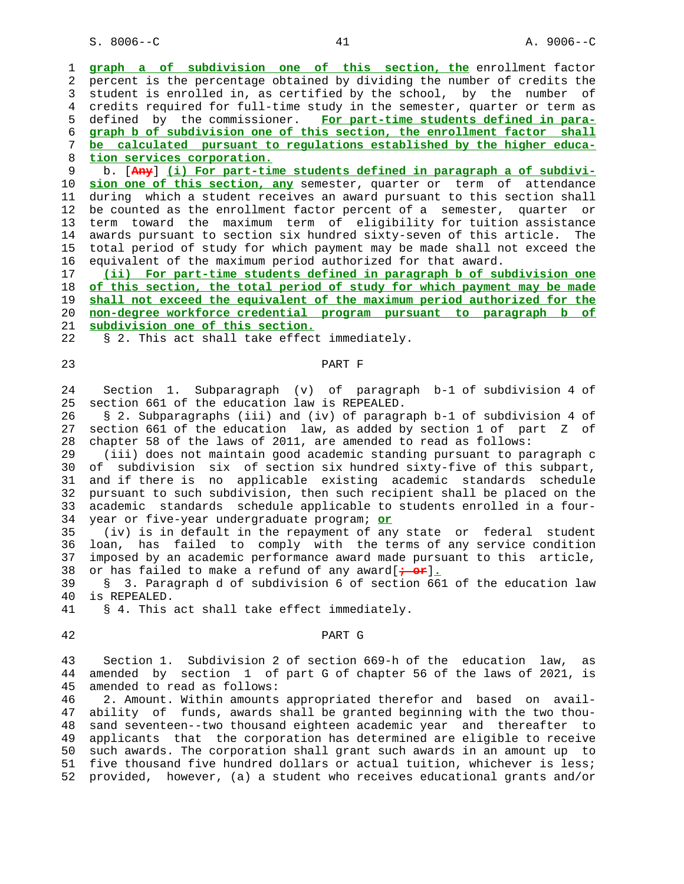graph a of subdivision one of this section, the enrollment factor percent is the percentage obtained by dividing the number of credits the student is enrolled in, as certified by the school, by the number of credits required for full-time study in the semester, quarter or term as defined by the commissioner. For part-time students defined in paragraph b of subdivision one of this section, the enrollment factor shall be calculated pursuant to regulations established by the higher education services corporation.

b. [Any] (i) For part-time students defined in paragraph a of subdivision one of this section, any semester, quarter or term of attendance during which a student receives an award pursuant to this section shall be counted as the enrollment factor percent of a semester, quarter or term toward the maximum term of eligibility for tuition assistance awards pursuant to section six hundred sixty-seven of this article. The total period of study for which payment may be made shall not exceed the equivalent of the maximum period authorized for that award.

(ii) For part-time students defined in paragraph b of subdivision one of this section, the total period of study for which payment may be made shall not exceed the equivalent of the maximum period authorized for the non-degree workforce credential program pursuant to paragraph b of subdivision one of this section.

§ 2. This act shall take effect immediately.

## PART F

Section 1. Subparagraph (v) of paragraph b-1 of subdivision 4 of section 661 of the education law is REPEALED.

§ 2. Subparagraphs (iii) and (iv) of paragraph b-1 of subdivision 4 of section 661 of the education law, as added by section 1 of part Z of chapter 58 of the laws of 2011, are amended to read as follows:

(iii) does not maintain good academic standing pursuant to paragraph c of subdivision six of section six hundred sixty-five of this subpart, and if there is no applicable existing academic standards schedule pursuant to such subdivision, then such recipient shall be placed on the academic standards schedule applicable to students enrolled in a four-year or five-year undergraduate program; or

(iv) is in default in the repayment of any state or federal student loan, has failed to comply with the terms of any service condition imposed by an academic performance award made pursuant to this article, or has failed to make a refund of any award[; or].

§ 3. Paragraph d of subdivision 6 of section 661 of the education law is REPEALED.

§ 4. This act shall take effect immediately.

## PART G

Section 1. Subdivision 2 of section 669-h of the education law, as amended by section 1 of part G of chapter 56 of the laws of 2021, is amended to read as follows:

2. Amount. Within amounts appropriated therefor and based on availability of funds, awards shall be granted beginning with the two thousand seventeen--two thousand eighteen academic year and thereafter to applicants that the corporation has determined are eligible to receive such awards. The corporation shall grant such awards in an amount up to five thousand five hundred dollars or actual tuition, whichever is less; provided, however, (a) a student who receives educational grants and/or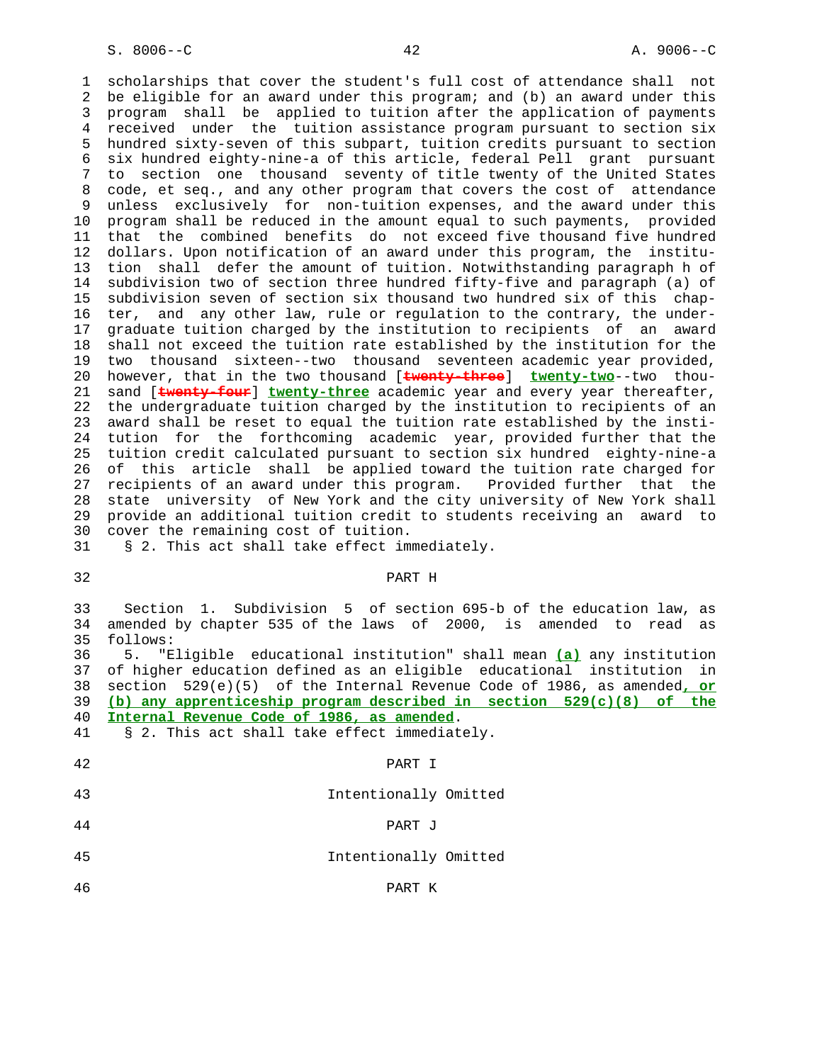scholarships that cover the student's full cost of attendance shall not be eligible for an award under this program; and (b) an award under this program shall be applied to tuition after the application of payments received under the tuition assistance program pursuant to section six hundred sixty-seven of this subpart, tuition credits pursuant to section six hundred eighty-nine-a of this article, federal Pell grant pursuant to section one thousand seventy of title twenty of the United States code, et seq., and any other program that covers the cost of attendance unless exclusively for non-tuition expenses, and the award under this program shall be reduced in the amount equal to such payments, provided that the combined benefits do not exceed five thousand five hundred dollars. Upon notification of an award under this program, the institution shall defer the amount of tuition. Notwithstanding paragraph h of subdivision two of section three hundred fifty-five and paragraph (a) of subdivision seven of section six thousand two hundred six of this chapter, and any other law, rule or regulation to the contrary, the undergraduate tuition charged by the institution to recipients of an award shall not exceed the tuition rate established by the institution for the two thousand sixteen--two thousand seventeen academic year provided, however, that in the two thousand [~~twenty-three~~] **twenty-two**--two thousand [~~twenty-four~~] **twenty-three** academic year and every year thereafter, the undergraduate tuition charged by the institution to recipients of an award shall be reset to equal the tuition rate established by the institution for the forthcoming academic year, provided further that the tuition credit calculated pursuant to section six hundred eighty-nine-a of this article shall be applied toward the tuition rate charged for recipients of an award under this program. Provided further that the state university of New York and the city university of New York shall provide an additional tuition credit to students receiving an award to cover the remaining cost of tuition.

§ 2. This act shall take effect immediately.

## PART H

Section 1. Subdivision 5 of section 695-b of the education law, as amended by chapter 535 of the laws of 2000, is amended to read as follows:

5. "Eligible educational institution" shall mean **(a)** any institution of higher education defined as an eligible educational institution in section 529(e)(5) of the Internal Revenue Code of 1986, as amended**, or (b) any apprenticeship program described in section 529(c)(8) of the Internal Revenue Code of 1986, as amended**.

§ 2. This act shall take effect immediately.

## PART I

Intentionally Omitted

## PART J

Intentionally Omitted

## PART K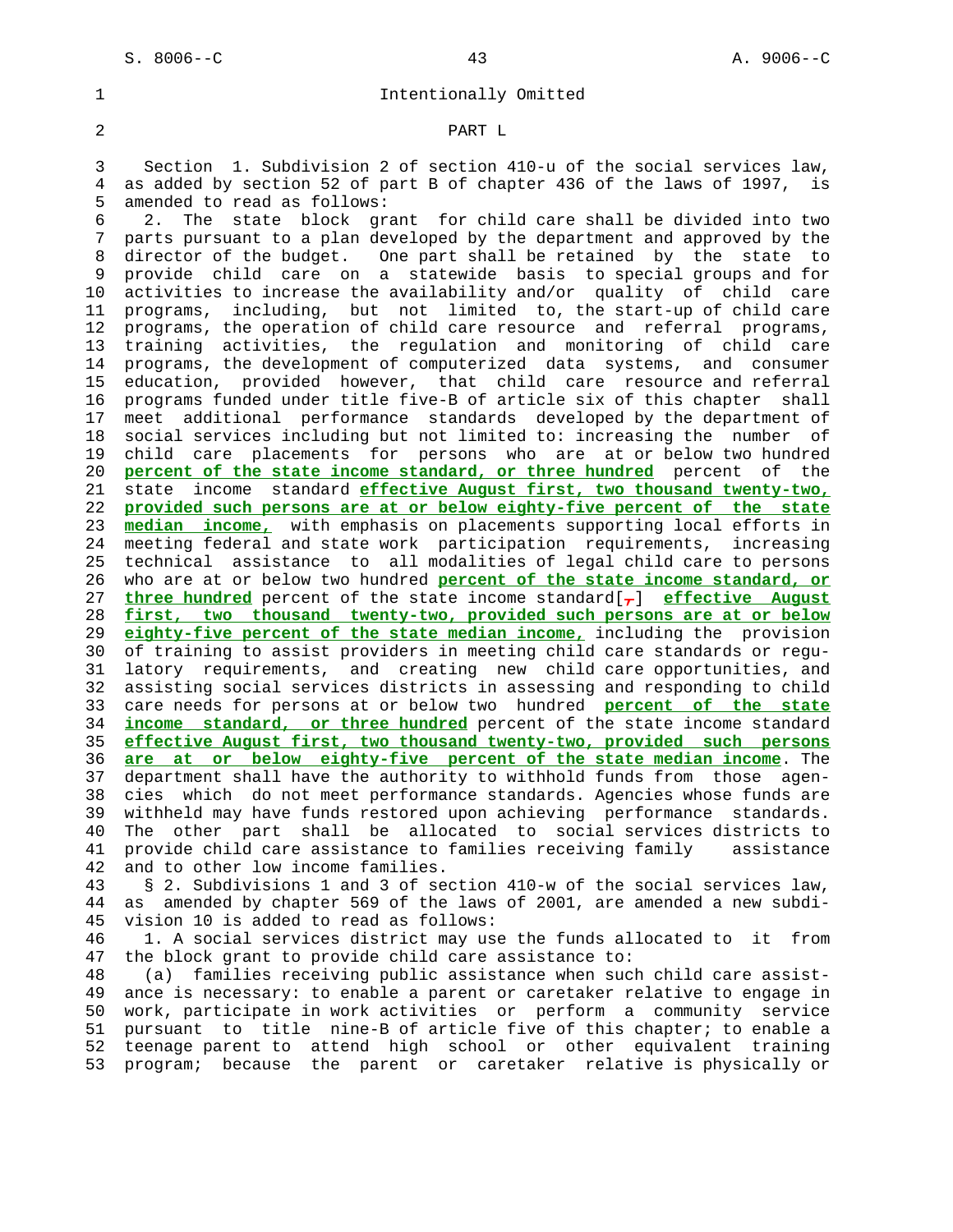Intentionally Omitted

## PART L

Section 1. Subdivision 2 of section 410-u of the social services law, as added by section 52 of part B of chapter 436 of the laws of 1997, is amended to read as follows:

2. The state block grant for child care shall be divided into two parts pursuant to a plan developed by the department and approved by the director of the budget. One part shall be retained by the state to provide child care on a statewide basis to special groups and for activities to increase the availability and/or quality of child care programs, including, but not limited to, the start-up of child care programs, the operation of child care resource and referral programs, training activities, the regulation and monitoring of child care programs, the development of computerized data systems, and consumer education, provided however, that child care resource and referral programs funded under title five-B of article six of this chapter shall meet additional performance standards developed by the department of social services including but not limited to: increasing the number of child care placements for persons who are at or below two hundred **percent of the state income standard, or three hundred** percent of the state income standard **effective August first, two thousand twenty-two, provided such persons are at or below eighty-five percent of the state median income,** with emphasis on placements supporting local efforts in meeting federal and state work participation requirements, increasing technical assistance to all modalities of legal child care to persons who are at or below two hundred **percent of the state income standard, or three hundred** percent of the state income standard[,] **effective August first, two thousand twenty-two, provided such persons are at or below eighty-five percent of the state median income,** including the provision of training to assist providers in meeting child care standards or regulatory requirements, and creating new child care opportunities, and assisting social services districts in assessing and responding to child care needs for persons at or below two hundred **percent of the state income standard, or three hundred** percent of the state income standard **effective August first, two thousand twenty-two, provided such persons are at or below eighty-five percent of the state median income**. The department shall have the authority to withhold funds from those agencies which do not meet performance standards. Agencies whose funds are withheld may have funds restored upon achieving performance standards. The other part shall be allocated to social services districts to provide child care assistance to families receiving family assistance and to other low income families.

§ 2. Subdivisions 1 and 3 of section 410-w of the social services law, as amended by chapter 569 of the laws of 2001, are amended a new subdivision 10 is added to read as follows:

1. A social services district may use the funds allocated to it from the block grant to provide child care assistance to:

(a) families receiving public assistance when such child care assistance is necessary: to enable a parent or caretaker relative to engage in work, participate in work activities or perform a community service pursuant to title nine-B of article five of this chapter; to enable a teenage parent to attend high school or other equivalent training program; because the parent or caretaker relative is physically or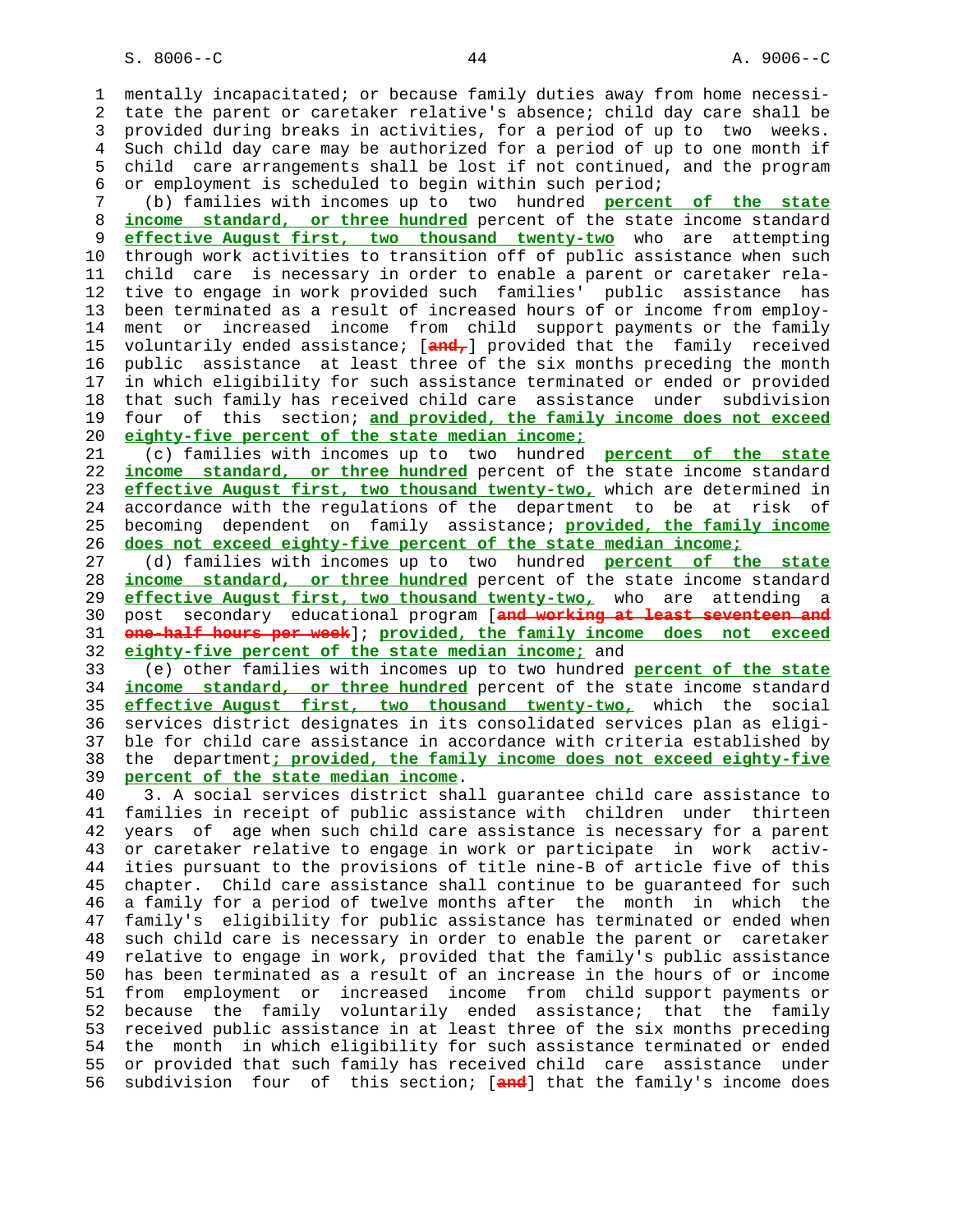mentally incapacitated; or because family duties away from home necessitate the parent or caretaker relative's absence; child day care shall be provided during breaks in activities, for a period of up to two weeks. Such child day care may be authorized for a period of up to one month if child care arrangements shall be lost if not continued, and the program or employment is scheduled to begin within such period;

(b) families with incomes up to two hundred **percent of the state income standard, or three hundred** percent of the state income standard **effective August first, two thousand twenty-two** who are attempting through work activities to transition off of public assistance when such child care is necessary in order to enable a parent or caretaker relative to engage in work provided such families' public assistance has been terminated as a result of increased hours of or income from employment or increased income from child support payments or the family voluntarily ended assistance; [~~and,~~] provided that the family received public assistance at least three of the six months preceding the month in which eligibility for such assistance terminated or ended or provided that such family has received child care assistance under subdivision four of this section; **and provided, the family income does not exceed eighty-five percent of the state median income;**

(c) families with incomes up to two hundred **percent of the state income standard, or three hundred** percent of the state income standard **effective August first, two thousand twenty-two,** which are determined in accordance with the regulations of the department to be at risk of becoming dependent on family assistance; **provided, the family income does not exceed eighty-five percent of the state median income;**

(d) families with incomes up to two hundred **percent of the state income standard, or three hundred** percent of the state income standard **effective August first, two thousand twenty-two,** who are attending a post secondary educational program [~~and working at least seventeen and one-half hours per week~~]; **provided, the family income does not exceed eighty-five percent of the state median income;** and

(e) other families with incomes up to two hundred **percent of the state income standard, or three hundred** percent of the state income standard **effective August first, two thousand twenty-two,** which the social services district designates in its consolidated services plan as eligible for child care assistance in accordance with criteria established by the department**; provided, the family income does not exceed eighty-five percent of the state median income**.

3. A social services district shall guarantee child care assistance to families in receipt of public assistance with children under thirteen years of age when such child care assistance is necessary for a parent or caretaker relative to engage in work or participate in work activities pursuant to the provisions of title nine-B of article five of this chapter. Child care assistance shall continue to be guaranteed for such a family for a period of twelve months after the month in which the family's eligibility for public assistance has terminated or ended when such child care is necessary in order to enable the parent or caretaker relative to engage in work, provided that the family's public assistance has been terminated as a result of an increase in the hours of or income from employment or increased income from child support payments or because the family voluntarily ended assistance; that the family received public assistance in at least three of the six months preceding the month in which eligibility for such assistance terminated or ended or provided that such family has received child care assistance under subdivision four of this section; [~~and~~] that the family's income does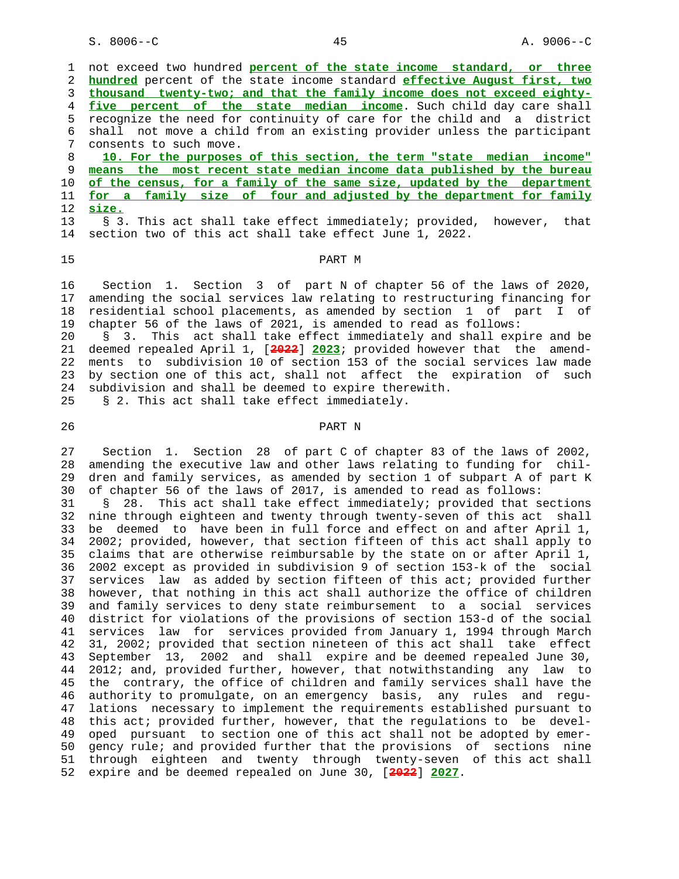not exceed two hundred **percent of the state income standard, or three hundred** percent of the state income standard **effective August first, two thousand twenty-two; and that the family income does not exceed eighty-five percent of the state median income**. Such child day care shall recognize the need for continuity of care for the child and a district shall not move a child from an existing provider unless the participant consents to such move.

**10. For the purposes of this section, the term "state median income" means the most recent state median income data published by the bureau of the census, for a family of the same size, updated by the department for a family size of four and adjusted by the department for family size.**

§ 3. This act shall take effect immediately; provided, however, that section two of this act shall take effect June 1, 2022.

## PART M

Section 1. Section 3 of part N of chapter 56 of the laws of 2020, amending the social services law relating to restructuring financing for residential school placements, as amended by section 1 of part I of chapter 56 of the laws of 2021, is amended to read as follows:

§ 3. This act shall take effect immediately and shall expire and be deemed repealed April 1, [2022] **2023**; provided however that the amendments to subdivision 10 of section 153 of the social services law made by section one of this act, shall not affect the expiration of such subdivision and shall be deemed to expire therewith.

§ 2. This act shall take effect immediately.

## PART N

Section 1. Section 28 of part C of chapter 83 of the laws of 2002, amending the executive law and other laws relating to funding for children and family services, as amended by section 1 of subpart A of part K of chapter 56 of the laws of 2017, is amended to read as follows:

§ 28. This act shall take effect immediately; provided that sections nine through eighteen and twenty through twenty-seven of this act shall be deemed to have been in full force and effect on and after April 1, 2002; provided, however, that section fifteen of this act shall apply to claims that are otherwise reimbursable by the state on or after April 1, 2002 except as provided in subdivision 9 of section 153-k of the social services law as added by section fifteen of this act; provided further however, that nothing in this act shall authorize the office of children and family services to deny state reimbursement to a social services district for violations of the provisions of section 153-d of the social services law for services provided from January 1, 1994 through March 31, 2002; provided that section nineteen of this act shall take effect September 13, 2002 and shall expire and be deemed repealed June 30, 2012; and, provided further, however, that notwithstanding any law to the contrary, the office of children and family services shall have the authority to promulgate, on an emergency basis, any rules and regulations necessary to implement the requirements established pursuant to this act; provided further, however, that the regulations to be developed pursuant to section one of this act shall not be adopted by emergency rule; and provided further that the provisions of sections nine through eighteen and twenty through twenty-seven of this act shall expire and be deemed repealed on June 30, [2022] **2027**.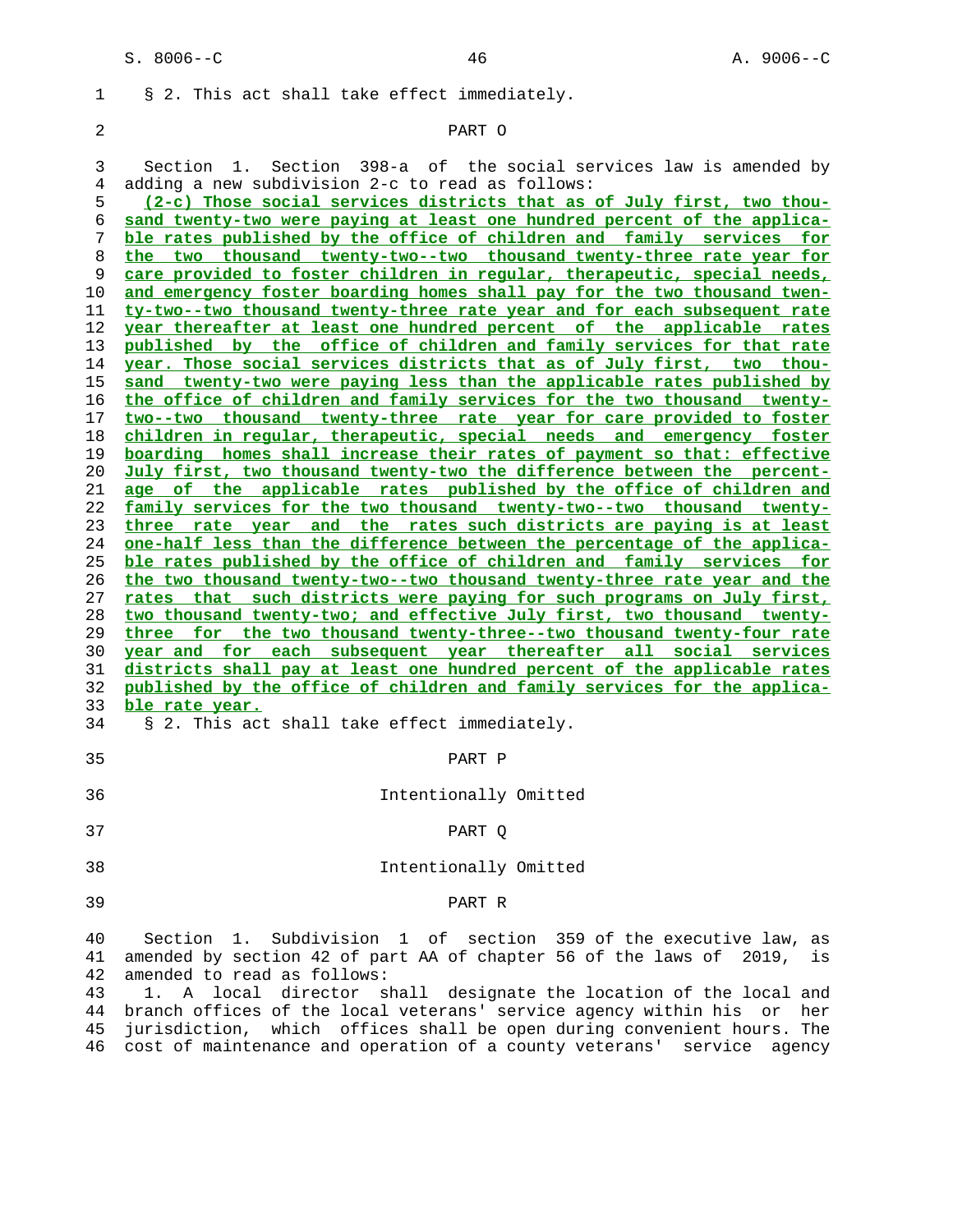§ 2. This act shall take effect immediately.

PART O

Section 1. Section 398-a of the social services law is amended by adding a new subdivision 2-c to read as follows:

**(2-c) Those social services districts that as of July first, two thousand twenty-two were paying at least one hundred percent of the applicable rates published by the office of children and family services for the two thousand twenty-two--two thousand twenty-three rate year for care provided to foster children in regular, therapeutic, special needs, and emergency foster boarding homes shall pay for the two thousand twenty-two--two thousand twenty-three rate year and for each subsequent rate year thereafter at least one hundred percent of the applicable rates published by the office of children and family services for that rate year. Those social services districts that as of July first, two thousand twenty-two were paying less than the applicable rates published by the office of children and family services for the two thousand twenty-two--two thousand twenty-three rate year for care provided to foster children in regular, therapeutic, special needs and emergency foster boarding homes shall increase their rates of payment so that: effective July first, two thousand twenty-two the difference between the percentage of the applicable rates published by the office of children and family services for the two thousand twenty-two--two thousand twenty-three rate year and the rates such districts are paying is at least one-half less than the difference between the percentage of the applicable rates published by the office of children and family services for the two thousand twenty-two--two thousand twenty-three rate year and the rates that such districts were paying for such programs on July first, two thousand twenty-two; and effective July first, two thousand twenty-three for the two thousand twenty-three--two thousand twenty-four rate year and for each subsequent year thereafter all social services districts shall pay at least one hundred percent of the applicable rates published by the office of children and family services for the applicable rate year.**

§ 2. This act shall take effect immediately.

PART P

Intentionally Omitted

PART Q

Intentionally Omitted

PART R

Section 1. Subdivision 1 of section 359 of the executive law, as amended by section 42 of part AA of chapter 56 of the laws of 2019, is amended to read as follows:

1. A local director shall designate the location of the local and branch offices of the local veterans' service agency within his or her jurisdiction, which offices shall be open during convenient hours. The cost of maintenance and operation of a county veterans' service agency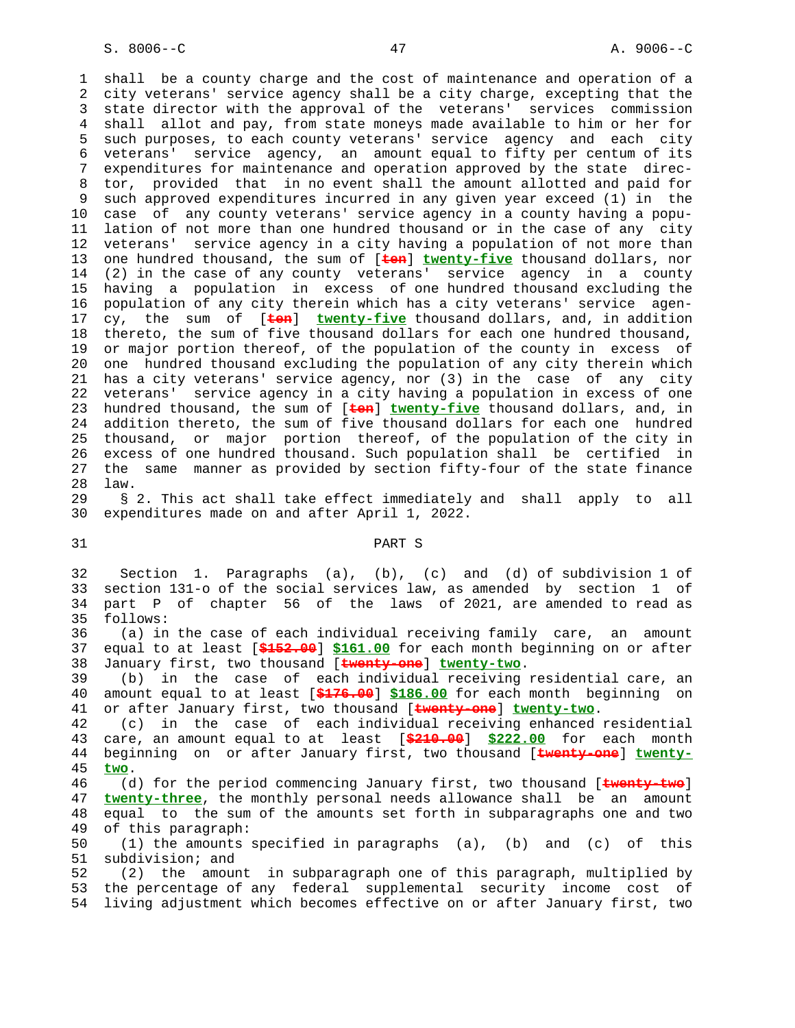shall be a county charge and the cost of maintenance and operation of a city veterans' service agency shall be a city charge, excepting that the state director with the approval of the veterans' services commission shall allot and pay, from state moneys made available to him or her for such purposes, to each county veterans' service agency and each city veterans' service agency, an amount equal to fifty per centum of its expenditures for maintenance and operation approved by the state director, provided that in no event shall the amount allotted and paid for such approved expenditures incurred in any given year exceed (1) in the case of any county veterans' service agency in a county having a population of not more than one hundred thousand or in the case of any city veterans' service agency in a city having a population of not more than one hundred thousand, the sum of [~~ten~~] **twenty-five** thousand dollars, nor (2) in the case of any county veterans' service agency in a county having a population in excess of one hundred thousand excluding the population of any city therein which has a city veterans' service agency, the sum of [~~ten~~] **twenty-five** thousand dollars, and, in addition thereto, the sum of five thousand dollars for each one hundred thousand, or major portion thereof, of the population of the county in excess of one hundred thousand excluding the population of any city therein which has a city veterans' service agency, nor (3) in the case of any city veterans' service agency in a city having a population in excess of one hundred thousand, the sum of [~~ten~~] **twenty-five** thousand dollars, and, in addition thereto, the sum of five thousand dollars for each one hundred thousand, or major portion thereof, of the population of the city in excess of one hundred thousand. Such population shall be certified in the same manner as provided by section fifty-four of the state finance law.

§ 2. This act shall take effect immediately and shall apply to all expenditures made on and after April 1, 2022.

## PART S

Section 1. Paragraphs (a), (b), (c) and (d) of subdivision 1 of section 131-o of the social services law, as amended by section 1 of part P of chapter 56 of the laws of 2021, are amended to read as follows:

(a) in the case of each individual receiving family care, an amount equal to at least [~~$152.00~~] **$161.00** for each month beginning on or after January first, two thousand [~~twenty-one~~] **twenty-two**.

(b) in the case of each individual receiving residential care, an amount equal to at least [~~$176.00~~] **$186.00** for each month beginning on or after January first, two thousand [~~twenty-one~~] **twenty-two**.

(c) in the case of each individual receiving enhanced residential care, an amount equal to at least [~~$210.00~~] **$222.00** for each month beginning on or after January first, two thousand [~~twenty-one~~] **twenty-two**.

(d) for the period commencing January first, two thousand [~~twenty-two~~] **twenty-three**, the monthly personal needs allowance shall be an amount equal to the sum of the amounts set forth in subparagraphs one and two of this paragraph:

(1) the amounts specified in paragraphs (a), (b) and (c) of this subdivision; and

(2) the amount in subparagraph one of this paragraph, multiplied by the percentage of any federal supplemental security income cost of living adjustment which becomes effective on or after January first, two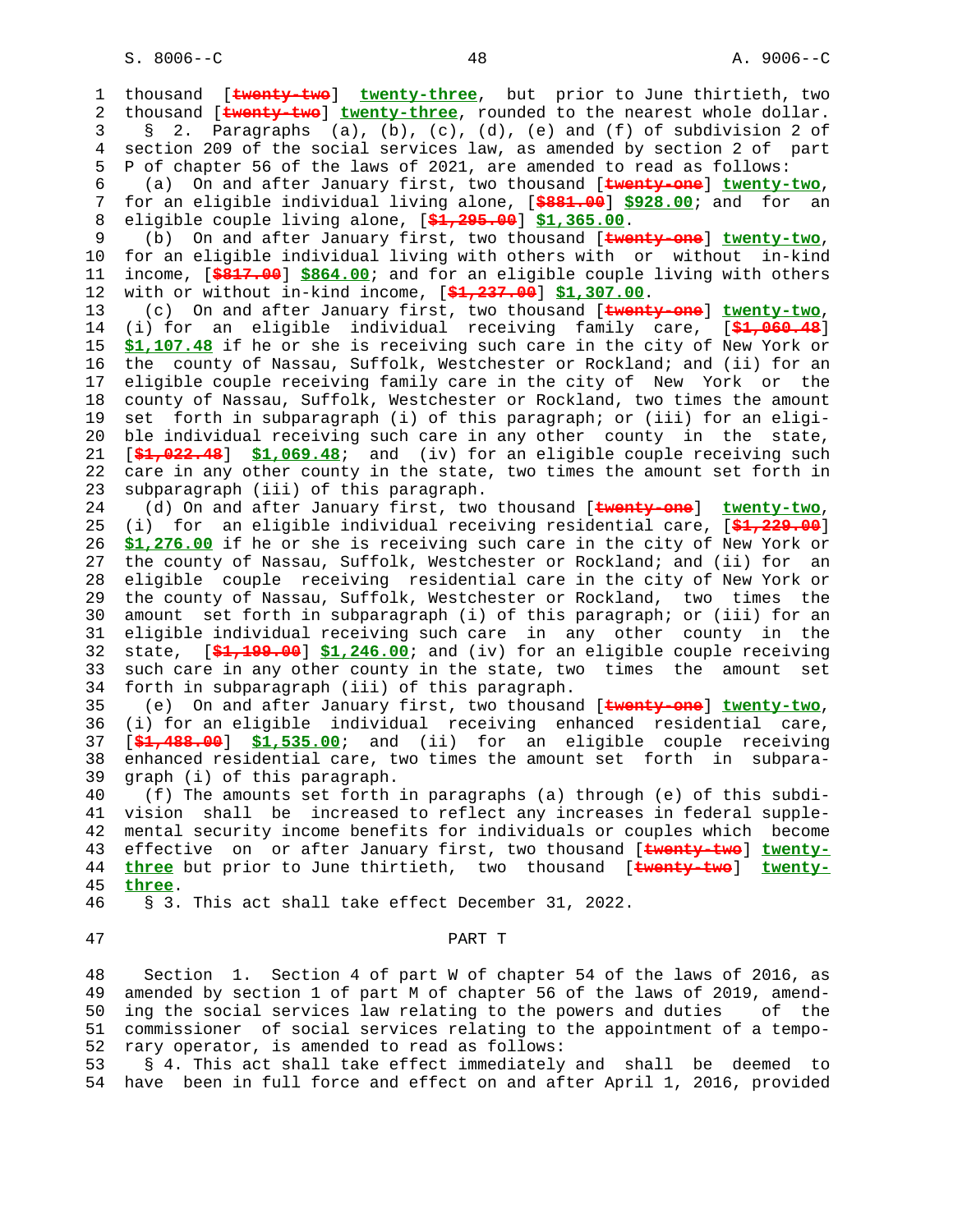thousand [twenty-two] twenty-three, but prior to June thirtieth, two thousand [twenty-two] twenty-three, rounded to the nearest whole dollar.

§ 2. Paragraphs (a), (b), (c), (d), (e) and (f) of subdivision 2 of section 209 of the social services law, as amended by section 2 of part P of chapter 56 of the laws of 2021, are amended to read as follows:

(a) On and after January first, two thousand [twenty-one] twenty-two, for an eligible individual living alone, [$881.00] $928.00; and for an eligible couple living alone, [$1,295.00] $1,365.00.

(b) On and after January first, two thousand [twenty-one] twenty-two, for an eligible individual living with others with or without in-kind income, [$817.00] $864.00; and for an eligible couple living with others with or without in-kind income, [$1,237.00] $1,307.00.

(c) On and after January first, two thousand [twenty-one] twenty-two, (i) for an eligible individual receiving family care, [$1,060.48] $1,107.48 if he or she is receiving such care in the city of New York or the county of Nassau, Suffolk, Westchester or Rockland; and (ii) for an eligible couple receiving family care in the city of New York or the county of Nassau, Suffolk, Westchester or Rockland, two times the amount set forth in subparagraph (i) of this paragraph; or (iii) for an eligible individual receiving such care in any other county in the state, [$1,022.48] $1,069.48; and (iv) for an eligible couple receiving such care in any other county in the state, two times the amount set forth in subparagraph (iii) of this paragraph.

(d) On and after January first, two thousand [twenty-one] twenty-two, (i) for an eligible individual receiving residential care, [$1,229.00] $1,276.00 if he or she is receiving such care in the city of New York or the county of Nassau, Suffolk, Westchester or Rockland; and (ii) for an eligible couple receiving residential care in the city of New York or the county of Nassau, Suffolk, Westchester or Rockland, two times the amount set forth in subparagraph (i) of this paragraph; or (iii) for an eligible individual receiving such care in any other county in the state, [$1,199.00] $1,246.00; and (iv) for an eligible couple receiving such care in any other county in the state, two times the amount set forth in subparagraph (iii) of this paragraph.

(e) On and after January first, two thousand [twenty-one] twenty-two, (i) for an eligible individual receiving enhanced residential care, [$1,488.00] $1,535.00; and (ii) for an eligible couple receiving enhanced residential care, two times the amount set forth in subparagraph (i) of this paragraph.

(f) The amounts set forth in paragraphs (a) through (e) of this subdivision shall be increased to reflect any increases in federal supplemental security income benefits for individuals or couples which become effective on or after January first, two thousand [twenty-two] twenty-three but prior to June thirtieth, two thousand [twenty-two] twenty-three.

§ 3. This act shall take effect December 31, 2022.

PART T

Section 1. Section 4 of part W of chapter 54 of the laws of 2016, as amended by section 1 of part M of chapter 56 of the laws of 2019, amending the social services law relating to the powers and duties of the commissioner of social services relating to the appointment of a temporary operator, is amended to read as follows:

§ 4. This act shall take effect immediately and shall be deemed to have been in full force and effect on and after April 1, 2016, provided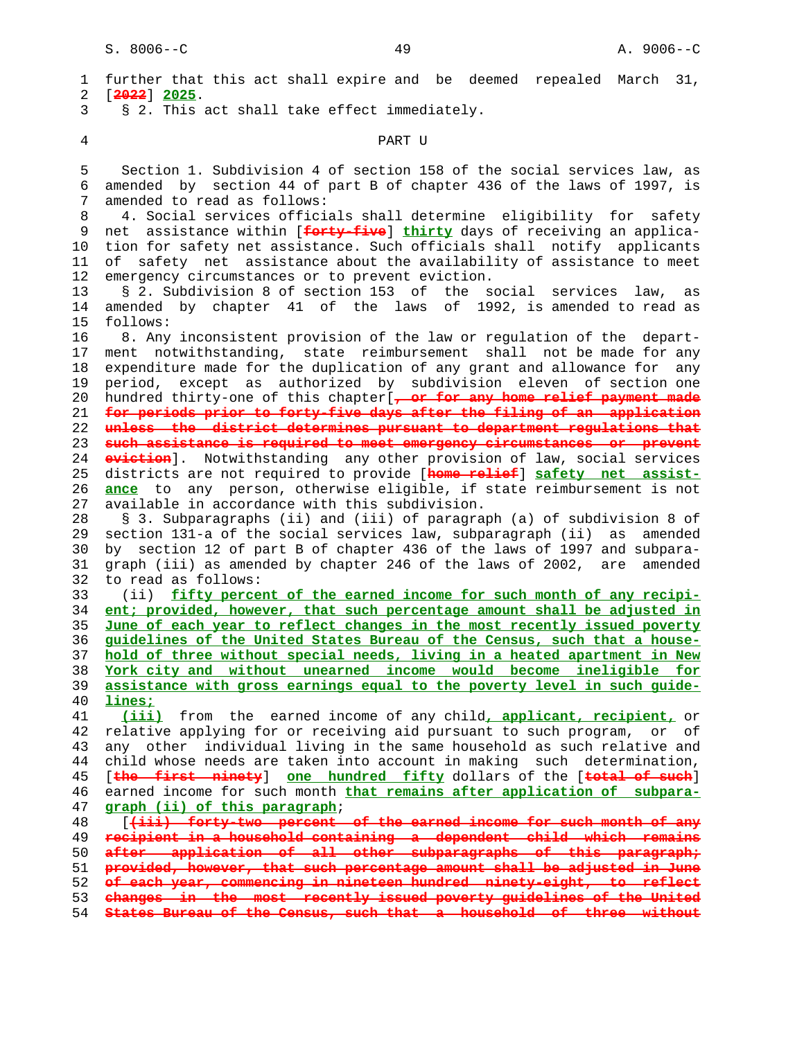further that this act shall expire and be deemed repealed March 31, [~~2022~~] **2025**.

§ 2. This act shall take effect immediately.

PART U

Section 1. Subdivision 4 of section 158 of the social services law, as amended by section 44 of part B of chapter 436 of the laws of 1997, is amended to read as follows:

4. Social services officials shall determine eligibility for safety net assistance within [~~forty-five~~] **thirty** days of receiving an application for safety net assistance. Such officials shall notify applicants of safety net assistance about the availability of assistance to meet emergency circumstances or to prevent eviction.

§ 2. Subdivision 8 of section 153 of the social services law, as amended by chapter 41 of the laws of 1992, is amended to read as follows:

8. Any inconsistent provision of the law or regulation of the department notwithstanding, state reimbursement shall not be made for any expenditure made for the duplication of any grant and allowance for any period, except as authorized by subdivision eleven of section one hundred thirty-one of this chapter[~~, or for any home relief payment made for periods prior to forty-five days after the filing of an application unless the district determines pursuant to department regulations that such assistance is required to meet emergency circumstances or prevent eviction~~]. Notwithstanding any other provision of law, social services districts are not required to provide [~~home relief~~] **safety net assistance** to any person, otherwise eligible, if state reimbursement is not available in accordance with this subdivision.

§ 3. Subparagraphs (ii) and (iii) of paragraph (a) of subdivision 8 of section 131-a of the social services law, subparagraph (ii) as amended by section 12 of part B of chapter 436 of the laws of 1997 and subparagraph (iii) as amended by chapter 246 of the laws of 2002, are amended to read as follows:

(ii) **fifty percent of the earned income for such month of any recipient; provided, however, that such percentage amount shall be adjusted in June of each year to reflect changes in the most recently issued poverty guidelines of the United States Bureau of the Census, such that a household of three without special needs, living in a heated apartment in New York city and without unearned income would become ineligible for assistance with gross earnings equal to the poverty level in such guidelines;**

**(iii)** from the earned income of any child**, applicant, recipient,** or relative applying for or receiving aid pursuant to such program, or of any other individual living in the same household as such relative and child whose needs are taken into account in making such determination, [~~the first ninety~~] **one hundred fifty** dollars of the [~~total of such~~] earned income for such month **that remains after application of subparagraph (ii) of this paragraph**;

[~~(iii) forty-two percent of the earned income for such month of any recipient in a household containing a dependent child which remains after application of all other subparagraphs of this paragraph; provided, however, that such percentage amount shall be adjusted in June of each year, commencing in nineteen hundred ninety-eight, to reflect changes in the most recently issued poverty guidelines of the United States Bureau of the Census, such that a household of three without~~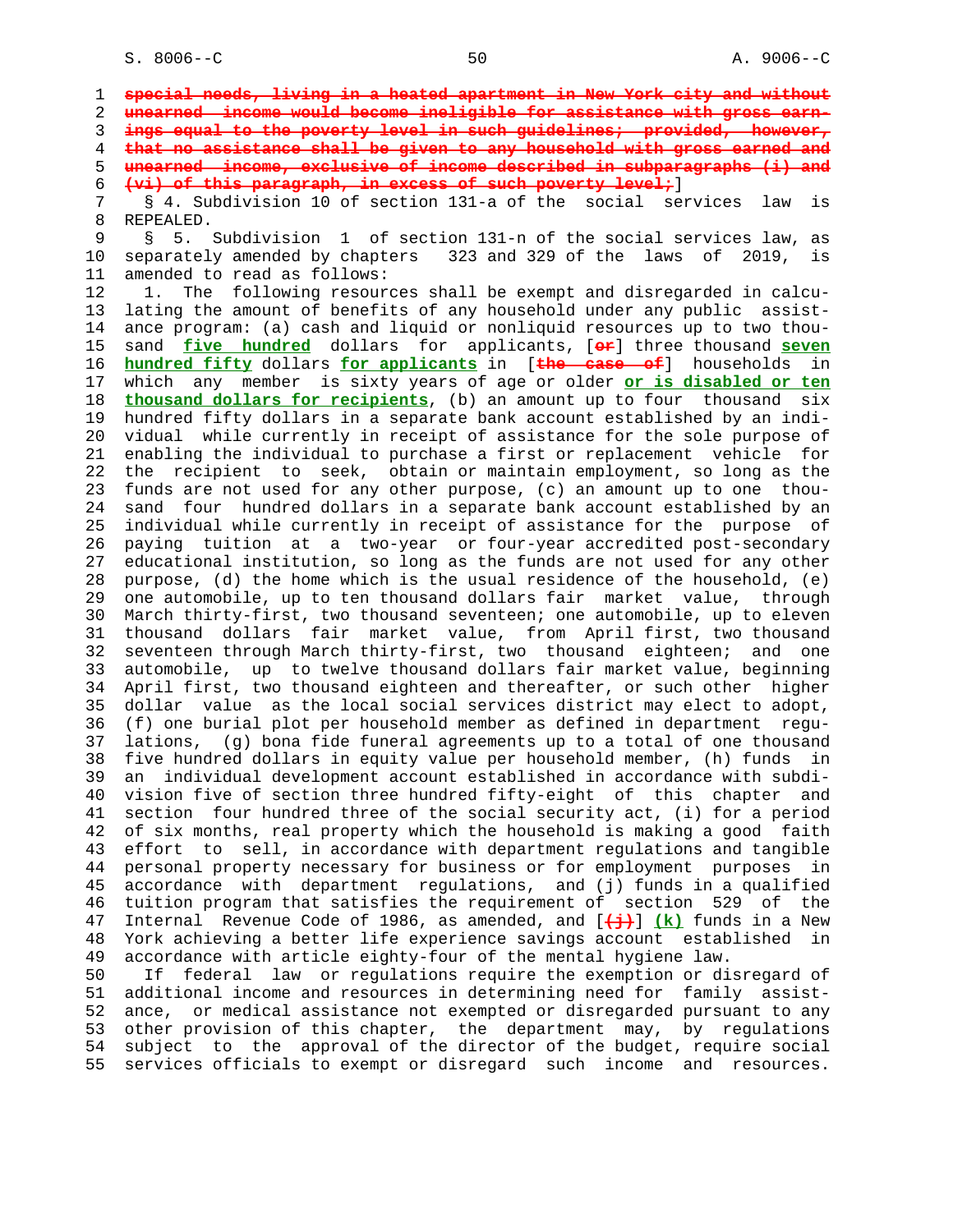~~special needs, living in a heated apartment in New York city and without unearned income would become ineligible for assistance with gross earnings equal to the poverty level in such guidelines; provided, however, that no assistance shall be given to any household with gross earned and unearned income, exclusive of income described in subparagraphs (i) and (vi) of this paragraph, in excess of such poverty level;~~]

§ 4. Subdivision 10 of section 131-a of the social services law is REPEALED.

§ 5. Subdivision 1 of section 131-n of the social services law, as separately amended by chapters 323 and 329 of the laws of 2019, is amended to read as follows:

1. The following resources shall be exempt and disregarded in calculating the amount of benefits of any household under any public assistance program: (a) cash and liquid or nonliquid resources up to two thousand **five hundred** dollars for applicants, [~~or~~] three thousand **seven hundred fifty** dollars **for applicants** in [~~the case of~~] households in which any member is sixty years of age or older **or is disabled or ten thousand dollars for recipients**, (b) an amount up to four thousand six hundred fifty dollars in a separate bank account established by an individual while currently in receipt of assistance for the sole purpose of enabling the individual to purchase a first or replacement vehicle for the recipient to seek, obtain or maintain employment, so long as the funds are not used for any other purpose, (c) an amount up to one thousand four hundred dollars in a separate bank account established by an individual while currently in receipt of assistance for the purpose of paying tuition at a two-year or four-year accredited post-secondary educational institution, so long as the funds are not used for any other purpose, (d) the home which is the usual residence of the household, (e) one automobile, up to ten thousand dollars fair market value, through March thirty-first, two thousand seventeen; one automobile, up to eleven thousand dollars fair market value, from April first, two thousand seventeen through March thirty-first, two thousand eighteen; and one automobile, up to twelve thousand dollars fair market value, beginning April first, two thousand eighteen and thereafter, or such other higher dollar value as the local social services district may elect to adopt, (f) one burial plot per household member as defined in department regulations, (g) bona fide funeral agreements up to a total of one thousand five hundred dollars in equity value per household member, (h) funds in an individual development account established in accordance with subdivision five of section three hundred fifty-eight of this chapter and section four hundred three of the social security act, (i) for a period of six months, real property which the household is making a good faith effort to sell, in accordance with department regulations and tangible personal property necessary for business or for employment purposes in accordance with department regulations, and (j) funds in a qualified tuition program that satisfies the requirement of section 529 of the Internal Revenue Code of 1986, as amended, and [~~(j)~~] **(k)** funds in a New York achieving a better life experience savings account established in accordance with article eighty-four of the mental hygiene law.

If federal law or regulations require the exemption or disregard of additional income and resources in determining need for family assistance, or medical assistance not exempted or disregarded pursuant to any other provision of this chapter, the department may, by regulations subject to the approval of the director of the budget, require social services officials to exempt or disregard such income and resources.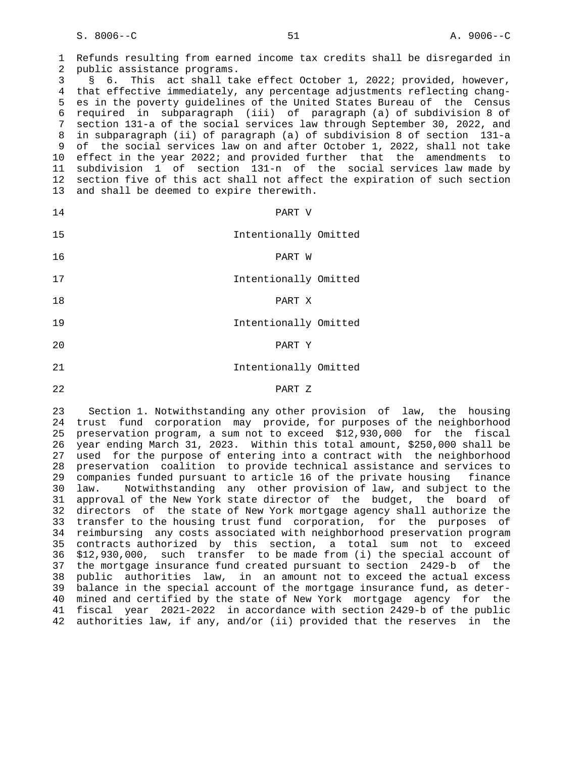Refunds resulting from earned income tax credits shall be disregarded in public assistance programs.

§ 6. This act shall take effect October 1, 2022; provided, however, that effective immediately, any percentage adjustments reflecting changes in the poverty guidelines of the United States Bureau of the Census required in subparagraph (iii) of paragraph (a) of subdivision 8 of section 131-a of the social services law through September 30, 2022, and in subparagraph (ii) of paragraph (a) of subdivision 8 of section 131-a of the social services law on and after October 1, 2022, shall not take effect in the year 2022; and provided further that the amendments to subdivision 1 of section 131-n of the social services law made by section five of this act shall not affect the expiration of such section and shall be deemed to expire therewith.

PART V

Intentionally Omitted

PART W

Intentionally Omitted

PART X

Intentionally Omitted

PART Y

Intentionally Omitted

PART Z

Section 1. Notwithstanding any other provision of law, the housing trust fund corporation may provide, for purposes of the neighborhood preservation program, a sum not to exceed $12,930,000 for the fiscal year ending March 31, 2023. Within this total amount, $250,000 shall be used for the purpose of entering into a contract with the neighborhood preservation coalition to provide technical assistance and services to companies funded pursuant to article 16 of the private housing finance law. Notwithstanding any other provision of law, and subject to the approval of the New York state director of the budget, the board of directors of the state of New York mortgage agency shall authorize the transfer to the housing trust fund corporation, for the purposes of reimbursing any costs associated with neighborhood preservation program contracts authorized by this section, a total sum not to exceed $12,930,000, such transfer to be made from (i) the special account of the mortgage insurance fund created pursuant to section 2429-b of the public authorities law, in an amount not to exceed the actual excess balance in the special account of the mortgage insurance fund, as determined and certified by the state of New York mortgage agency for the fiscal year 2021-2022 in accordance with section 2429-b of the public authorities law, if any, and/or (ii) provided that the reserves in the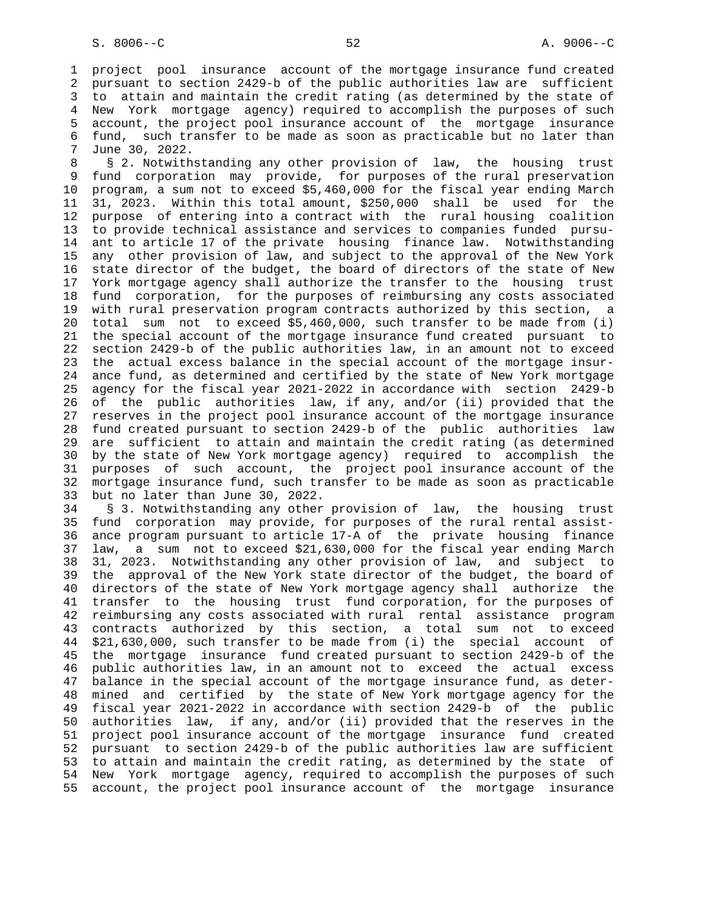project pool insurance account of the mortgage insurance fund created pursuant to section 2429-b of the public authorities law are sufficient to attain and maintain the credit rating (as determined by the state of New York mortgage agency) required to accomplish the purposes of such account, the project pool insurance account of the mortgage insurance fund, such transfer to be made as soon as practicable but no later than June 30, 2022.

§ 2. Notwithstanding any other provision of law, the housing trust fund corporation may provide, for purposes of the rural preservation program, a sum not to exceed $5,460,000 for the fiscal year ending March 31, 2023. Within this total amount, $250,000 shall be used for the purpose of entering into a contract with the rural housing coalition to provide technical assistance and services to companies funded pursuant to article 17 of the private housing finance law. Notwithstanding any other provision of law, and subject to the approval of the New York state director of the budget, the board of directors of the state of New York mortgage agency shall authorize the transfer to the housing trust fund corporation, for the purposes of reimbursing any costs associated with rural preservation program contracts authorized by this section, a total sum not to exceed $5,460,000, such transfer to be made from (i) the special account of the mortgage insurance fund created pursuant to section 2429-b of the public authorities law, in an amount not to exceed the actual excess balance in the special account of the mortgage insurance fund, as determined and certified by the state of New York mortgage agency for the fiscal year 2021-2022 in accordance with section 2429-b of the public authorities law, if any, and/or (ii) provided that the reserves in the project pool insurance account of the mortgage insurance fund created pursuant to section 2429-b of the public authorities law are sufficient to attain and maintain the credit rating (as determined by the state of New York mortgage agency) required to accomplish the purposes of such account, the project pool insurance account of the mortgage insurance fund, such transfer to be made as soon as practicable but no later than June 30, 2022.

§ 3. Notwithstanding any other provision of law, the housing trust fund corporation may provide, for purposes of the rural rental assistance program pursuant to article 17-A of the private housing finance law, a sum not to exceed $21,630,000 for the fiscal year ending March 31, 2023. Notwithstanding any other provision of law, and subject to the approval of the New York state director of the budget, the board of directors of the state of New York mortgage agency shall authorize the transfer to the housing trust fund corporation, for the purposes of reimbursing any costs associated with rural rental assistance program contracts authorized by this section, a total sum not to exceed $21,630,000, such transfer to be made from (i) the special account of the mortgage insurance fund created pursuant to section 2429-b of the public authorities law, in an amount not to exceed the actual excess balance in the special account of the mortgage insurance fund, as determined and certified by the state of New York mortgage agency for the fiscal year 2021-2022 in accordance with section 2429-b of the public authorities law, if any, and/or (ii) provided that the reserves in the project pool insurance account of the mortgage insurance fund created pursuant to section 2429-b of the public authorities law are sufficient to attain and maintain the credit rating, as determined by the state of New York mortgage agency, required to accomplish the purposes of such account, the project pool insurance account of the mortgage insurance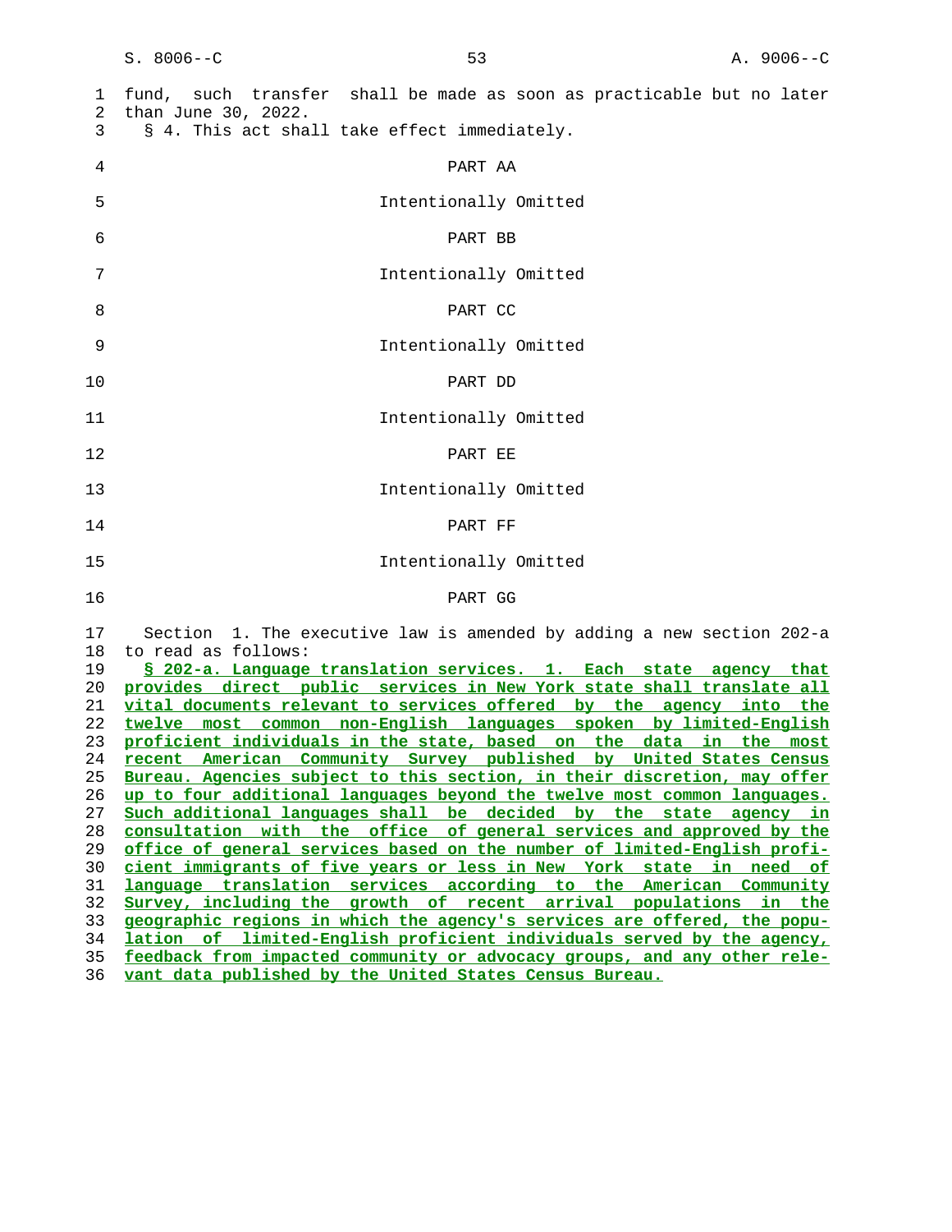fund, such transfer shall be made as soon as practicable but no later than June 30, 2022.

§ 4. This act shall take effect immediately.

PART AA

Intentionally Omitted

PART BB

Intentionally Omitted

PART CC

Intentionally Omitted

PART DD

Intentionally Omitted

PART EE

Intentionally Omitted

PART FF

Intentionally Omitted

PART GG

Section 1. The executive law is amended by adding a new section 202-a to read as follows:

**§ 202-a. Language translation services. 1. Each state agency that provides direct public services in New York state shall translate all vital documents relevant to services offered by the agency into the twelve most common non-English languages spoken by limited-English proficient individuals in the state, based on the data in the most recent American Community Survey published by United States Census Bureau. Agencies subject to this section, in their discretion, may offer up to four additional languages beyond the twelve most common languages. Such additional languages shall be decided by the state agency in consultation with the office of general services and approved by the office of general services based on the number of limited-English proficient immigrants of five years or less in New York state in need of language translation services according to the American Community Survey, including the growth of recent arrival populations in the geographic regions in which the agency's services are offered, the population of limited-English proficient individuals served by the agency, feedback from impacted community or advocacy groups, and any other relevant data published by the United States Census Bureau.**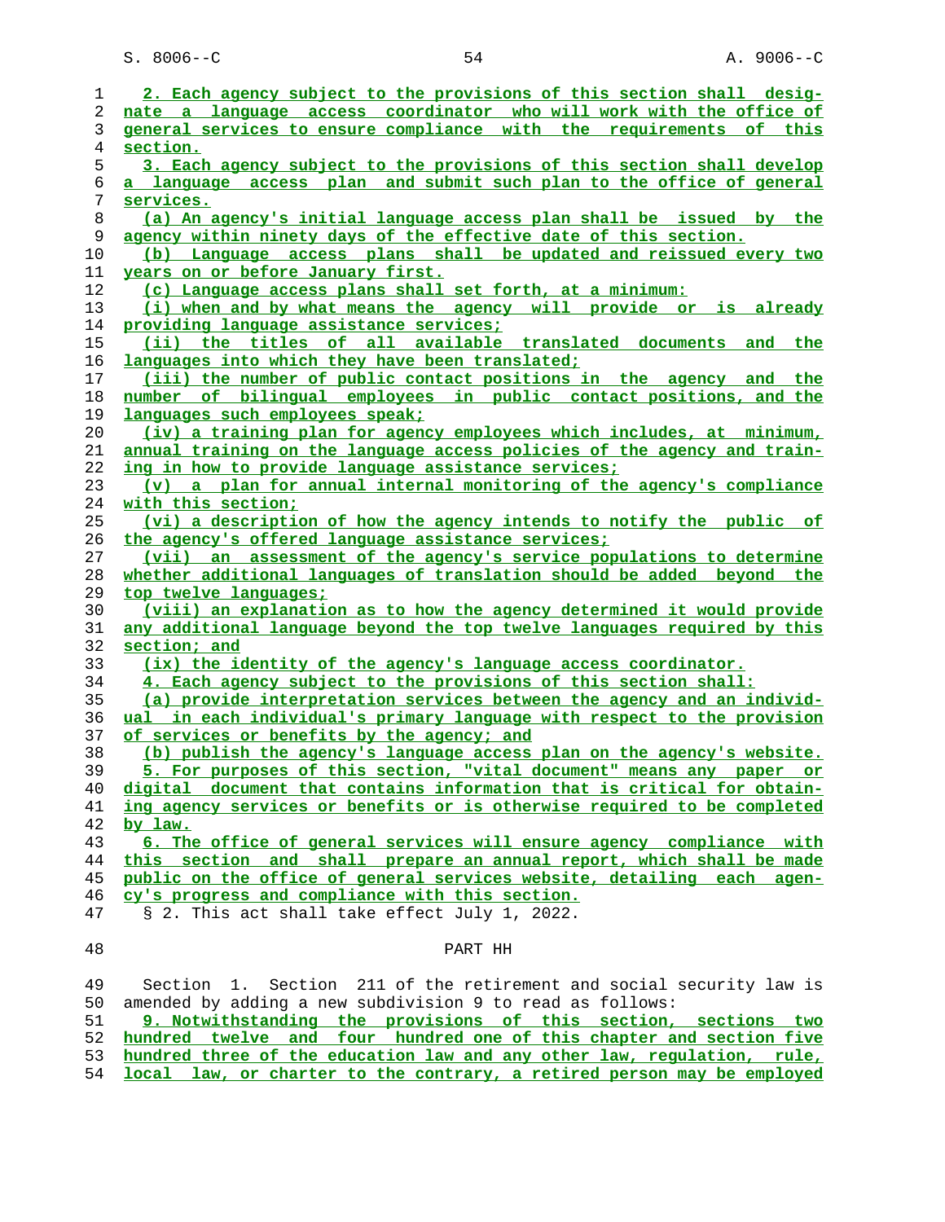2. Each agency subject to the provisions of this section shall designate a language access coordinator who will work with the office of general services to ensure compliance with the requirements of this section.

3. Each agency subject to the provisions of this section shall develop a language access plan and submit such plan to the office of general services.

(a) An agency's initial language access plan shall be issued by the agency within ninety days of the effective date of this section.

(b) Language access plans shall be updated and reissued every two years on or before January first.

(c) Language access plans shall set forth, at a minimum:

(i) when and by what means the agency will provide or is already providing language assistance services;

(ii) the titles of all available translated documents and the languages into which they have been translated;

(iii) the number of public contact positions in the agency and the number of bilingual employees in public contact positions, and the languages such employees speak;

(iv) a training plan for agency employees which includes, at minimum, annual training on the language access policies of the agency and training in how to provide language assistance services;

(v) a plan for annual internal monitoring of the agency's compliance with this section;

(vi) a description of how the agency intends to notify the public of the agency's offered language assistance services;

(vii) an assessment of the agency's service populations to determine whether additional languages of translation should be added beyond the top twelve languages;

(viii) an explanation as to how the agency determined it would provide any additional language beyond the top twelve languages required by this section; and

(ix) the identity of the agency's language access coordinator.

4. Each agency subject to the provisions of this section shall:

(a) provide interpretation services between the agency and an individual in each individual's primary language with respect to the provision of services or benefits by the agency; and

(b) publish the agency's language access plan on the agency's website.

5. For purposes of this section, "vital document" means any paper or digital document that contains information that is critical for obtaining agency services or benefits or is otherwise required to be completed by law.

6. The office of general services will ensure agency compliance with this section and shall prepare an annual report, which shall be made public on the office of general services website, detailing each agency's progress and compliance with this section.

§ 2. This act shall take effect July 1, 2022.

## PART HH

Section 1. Section 211 of the retirement and social security law is amended by adding a new subdivision 9 to read as follows:

9. Notwithstanding the provisions of this section, sections two hundred twelve and four hundred one of this chapter and section five hundred three of the education law and any other law, regulation, rule, local law, or charter to the contrary, a retired person may be employed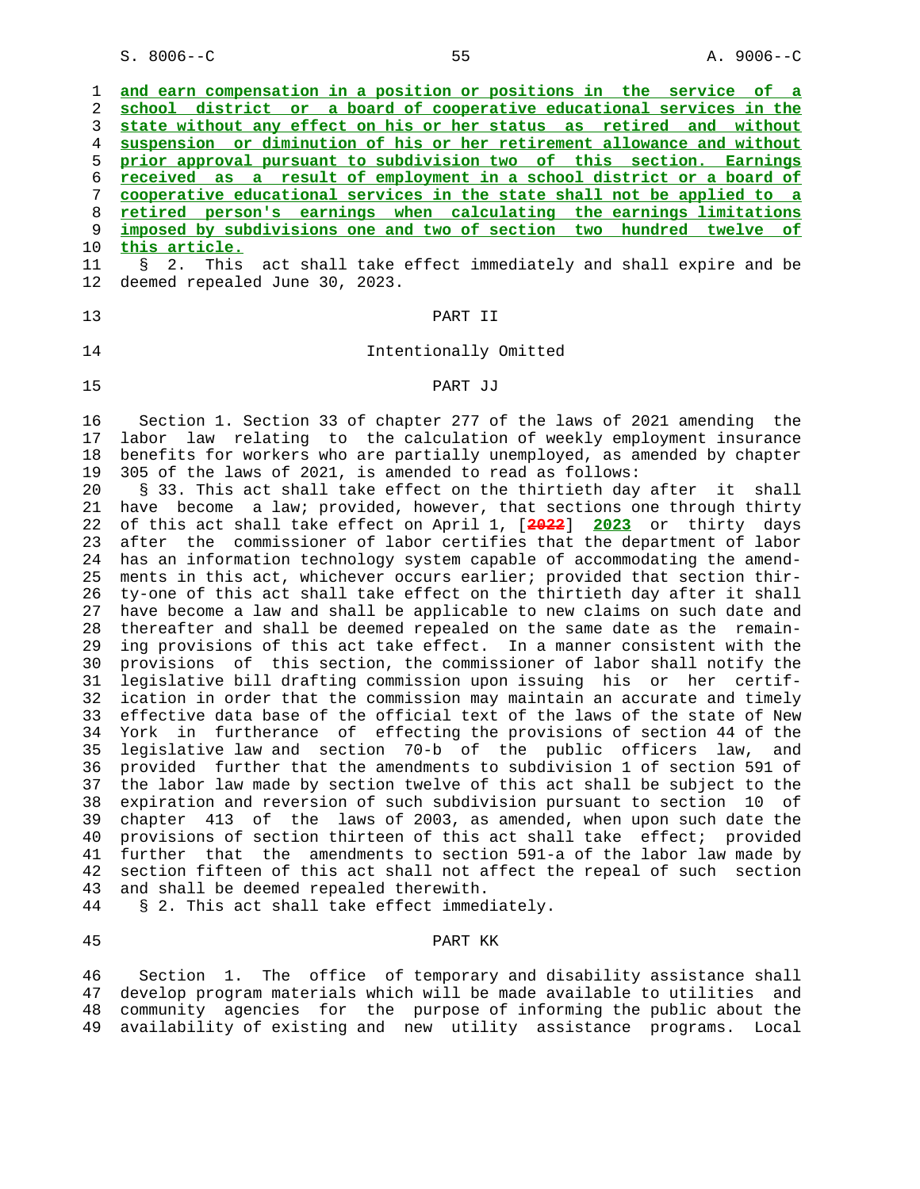**and earn compensation in a position or positions in the service of a school district or a board of cooperative educational services in the state without any effect on his or her status as retired and without suspension or diminution of his or her retirement allowance and without prior approval pursuant to subdivision two of this section. Earnings received as a result of employment in a school district or a board of cooperative educational services in the state shall not be applied to a retired person's earnings when calculating the earnings limitations imposed by subdivisions one and two of section two hundred twelve of this article.**

§ 2. This act shall take effect immediately and shall expire and be deemed repealed June 30, 2023.

PART II

Intentionally Omitted

PART JJ

Section 1. Section 33 of chapter 277 of the laws of 2021 amending the labor law relating to the calculation of weekly employment insurance benefits for workers who are partially unemployed, as amended by chapter 305 of the laws of 2021, is amended to read as follows:

§ 33. This act shall take effect on the thirtieth day after it shall have become a law; provided, however, that sections one through thirty of this act shall take effect on April 1, [~~2022~~] **2023** or thirty days after the commissioner of labor certifies that the department of labor has an information technology system capable of accommodating the amendments in this act, whichever occurs earlier; provided that section thirty-one of this act shall take effect on the thirtieth day after it shall have become a law and shall be applicable to new claims on such date and thereafter and shall be deemed repealed on the same date as the remaining provisions of this act take effect. In a manner consistent with the provisions of this section, the commissioner of labor shall notify the legislative bill drafting commission upon issuing his or her certification in order that the commission may maintain an accurate and timely effective data base of the official text of the laws of the state of New York in furtherance of effecting the provisions of section 44 of the legislative law and section 70-b of the public officers law, and provided further that the amendments to subdivision 1 of section 591 of the labor law made by section twelve of this act shall be subject to the expiration and reversion of such subdivision pursuant to section 10 of chapter 413 of the laws of 2003, as amended, when upon such date the provisions of section thirteen of this act shall take effect; provided further that the amendments to section 591-a of the labor law made by section fifteen of this act shall not affect the repeal of such section and shall be deemed repealed therewith.

§ 2. This act shall take effect immediately.

PART KK

Section 1. The office of temporary and disability assistance shall develop program materials which will be made available to utilities and community agencies for the purpose of informing the public about the availability of existing and new utility assistance programs. Local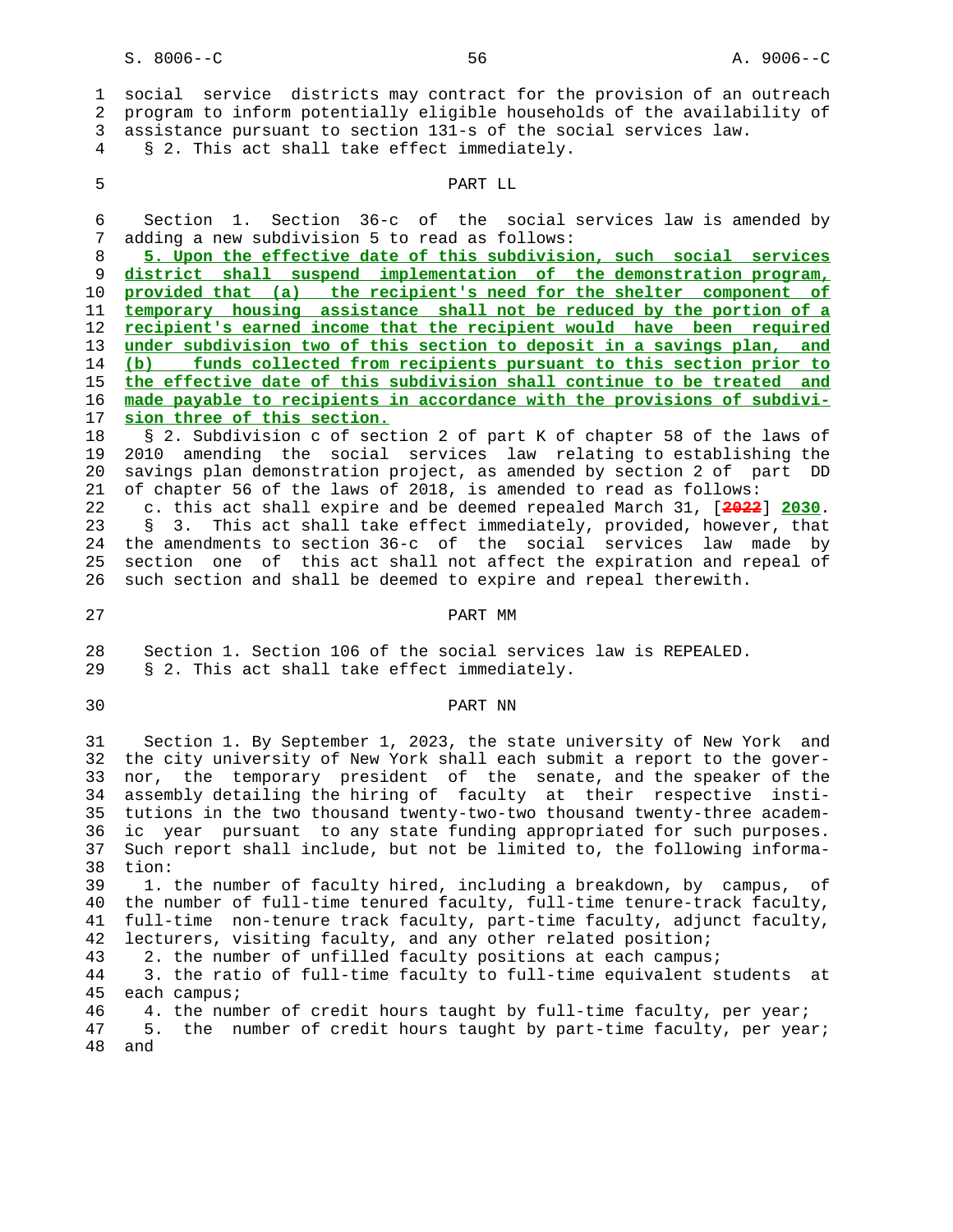social service districts may contract for the provision of an outreach program to inform potentially eligible households of the availability of assistance pursuant to section 131-s of the social services law.

§ 2. This act shall take effect immediately.

PART LL

Section 1. Section 36-c of the social services law is amended by adding a new subdivision 5 to read as follows:

**5. Upon the effective date of this subdivision, such social services district shall suspend implementation of the demonstration program, provided that (a) the recipient's need for the shelter component of temporary housing assistance shall not be reduced by the portion of a recipient's earned income that the recipient would have been required under subdivision two of this section to deposit in a savings plan, and (b) funds collected from recipients pursuant to this section prior to the effective date of this subdivision shall continue to be treated and made payable to recipients in accordance with the provisions of subdivision three of this section.**

§ 2. Subdivision c of section 2 of part K of chapter 58 of the laws of 2010 amending the social services law relating to establishing the savings plan demonstration project, as amended by section 2 of part DD of chapter 56 of the laws of 2018, is amended to read as follows:

c. this act shall expire and be deemed repealed March 31, [~~2022~~] **2030**.

§ 3. This act shall take effect immediately, provided, however, that the amendments to section 36-c of the social services law made by section one of this act shall not affect the expiration and repeal of such section and shall be deemed to expire and repeal therewith.

PART MM

Section 1. Section 106 of the social services law is REPEALED.

§ 2. This act shall take effect immediately.

PART NN

Section 1. By September 1, 2023, the state university of New York and the city university of New York shall each submit a report to the governor, the temporary president of the senate, and the speaker of the assembly detailing the hiring of faculty at their respective institutions in the two thousand twenty-two thousand twenty-three academic year pursuant to any state funding appropriated for such purposes. Such report shall include, but not be limited to, the following information:

1. the number of faculty hired, including a breakdown, by campus, of the number of full-time tenured faculty, full-time tenure-track faculty, full-time non-tenure track faculty, part-time faculty, adjunct faculty, lecturers, visiting faculty, and any other related position;

2. the number of unfilled faculty positions at each campus;

3. the ratio of full-time faculty to full-time equivalent students at each campus;

4. the number of credit hours taught by full-time faculty, per year;

5. the number of credit hours taught by part-time faculty, per year; and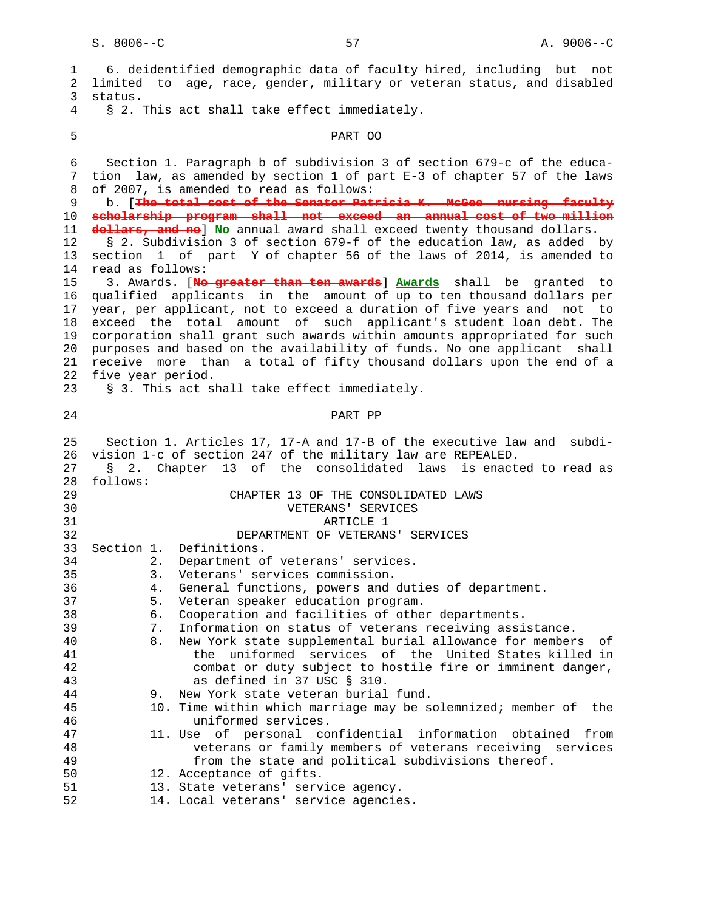6. deidentified demographic data of faculty hired, including but not limited to age, race, gender, military or veteran status, and disabled status.

§ 2. This act shall take effect immediately.

PART OO

Section 1. Paragraph b of subdivision 3 of section 679-c of the education law, as amended by section 1 of part E-3 of chapter 57 of the laws of 2007, is amended to read as follows:

b. [~~The total cost of the Senator Patricia K. McGee nursing faculty scholarship program shall not exceed an annual cost of two million dollars, and no~~] **No** annual award shall exceed twenty thousand dollars.

§ 2. Subdivision 3 of section 679-f of the education law, as added by section 1 of part Y of chapter 56 of the laws of 2014, is amended to read as follows:

3. Awards. [~~No greater than ten awards~~] **Awards** shall be granted to qualified applicants in the amount of up to ten thousand dollars per year, per applicant, not to exceed a duration of five years and not to exceed the total amount of such applicant's student loan debt. The corporation shall grant such awards within amounts appropriated for such purposes and based on the availability of funds. No one applicant shall receive more than a total of fifty thousand dollars upon the end of a five year period.

§ 3. This act shall take effect immediately.

PART PP

Section 1. Articles 17, 17-A and 17-B of the executive law and subdivision 1-c of section 247 of the military law are REPEALED.

§ 2. Chapter 13 of the consolidated laws is enacted to read as follows:

CHAPTER 13 OF THE CONSOLIDATED LAWS
VETERANS' SERVICES
ARTICLE 1
DEPARTMENT OF VETERANS' SERVICES

Section 1. Definitions.
2. Department of veterans' services.
3. Veterans' services commission.
4. General functions, powers and duties of department.
5. Veteran speaker education program.
6. Cooperation and facilities of other departments.
7. Information on status of veterans receiving assistance.
8. New York state supplemental burial allowance for members of the uniformed services of the United States killed in combat or duty subject to hostile fire or imminent danger, as defined in 37 USC § 310.
9. New York state veteran burial fund.
10. Time within which marriage may be solemnized; member of the uniformed services.
11. Use of personal confidential information obtained from veterans or family members of veterans receiving services from the state and political subdivisions thereof.
12. Acceptance of gifts.
13. State veterans' service agency.
14. Local veterans' service agencies.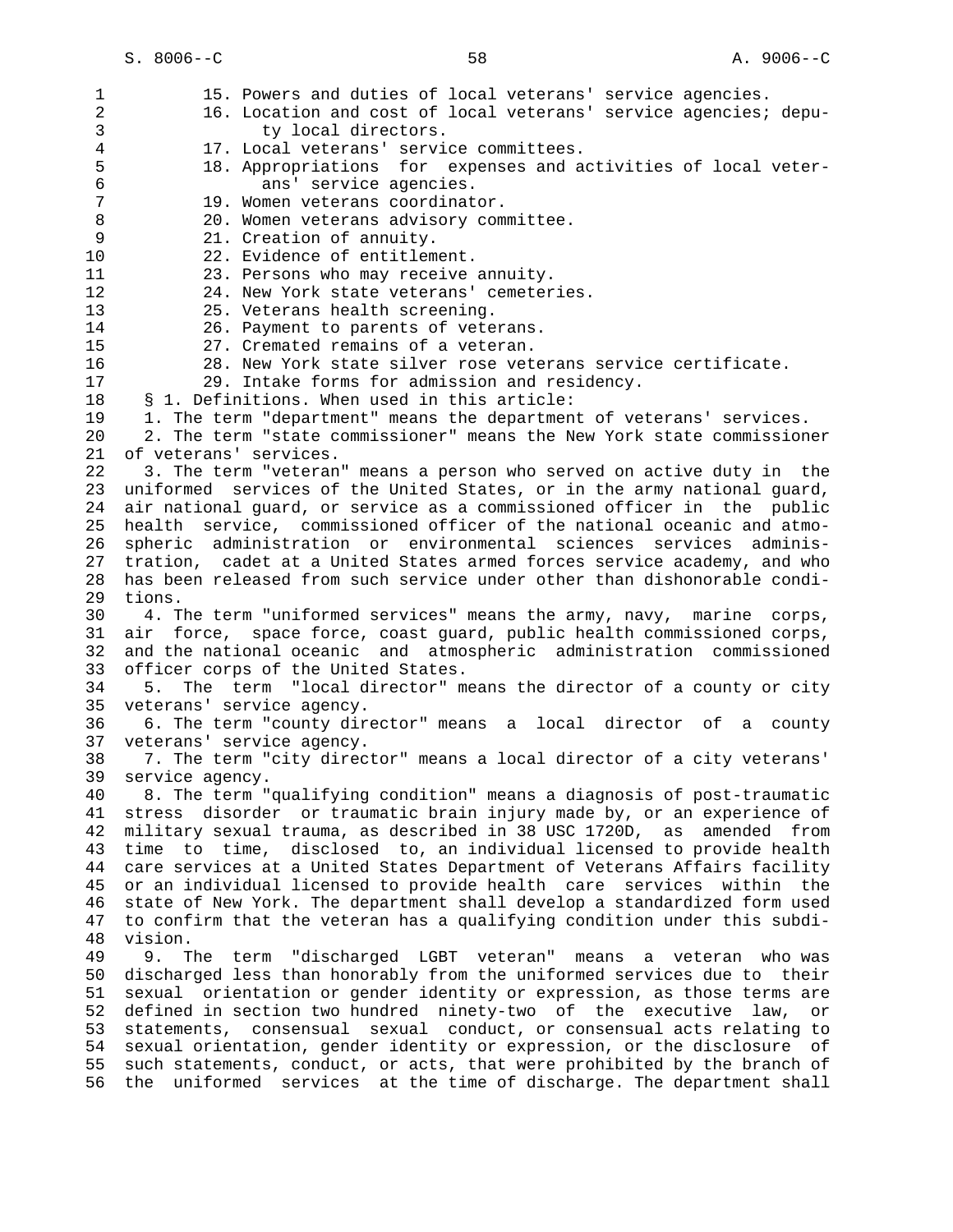15. Powers and duties of local veterans' service agencies.
16. Location and cost of local veterans' service agencies; deputy local directors.
17. Local veterans' service committees.
18. Appropriations for expenses and activities of local veterans' service agencies.
19. Women veterans coordinator.
20. Women veterans advisory committee.
21. Creation of annuity.
22. Evidence of entitlement.
23. Persons who may receive annuity.
24. New York state veterans' cemeteries.
25. Veterans health screening.
26. Payment to parents of veterans.
27. Cremated remains of a veteran.
28. New York state silver rose veterans service certificate.
29. Intake forms for admission and residency.

§ 1. Definitions. When used in this article:

1. The term "department" means the department of veterans' services.

2. The term "state commissioner" means the New York state commissioner of veterans' services.

3. The term "veteran" means a person who served on active duty in the uniformed services of the United States, or in the army national guard, air national guard, or service as a commissioned officer in the public health service, commissioned officer of the national oceanic and atmospheric administration or environmental sciences services administration, cadet at a United States armed forces service academy, and who has been released from such service under other than dishonorable conditions.

4. The term "uniformed services" means the army, navy, marine corps, air force, space force, coast guard, public health commissioned corps, and the national oceanic and atmospheric administration commissioned officer corps of the United States.

5. The term "local director" means the director of a county or city veterans' service agency.

6. The term "county director" means a local director of a county veterans' service agency.

7. The term "city director" means a local director of a city veterans' service agency.

8. The term "qualifying condition" means a diagnosis of post-traumatic stress disorder or traumatic brain injury made by, or an experience of military sexual trauma, as described in 38 USC 1720D, as amended from time to time, disclosed to, an individual licensed to provide health care services at a United States Department of Veterans Affairs facility or an individual licensed to provide health care services within the state of New York. The department shall develop a standardized form used to confirm that the veteran has a qualifying condition under this subdivision.

9. The term "discharged LGBT veteran" means a veteran who was discharged less than honorably from the uniformed services due to their sexual orientation or gender identity or expression, as those terms are defined in section two hundred ninety-two of the executive law, or statements, consensual sexual conduct, or consensual acts relating to sexual orientation, gender identity or expression, or the disclosure of such statements, conduct, or acts, that were prohibited by the branch of the uniformed services at the time of discharge. The department shall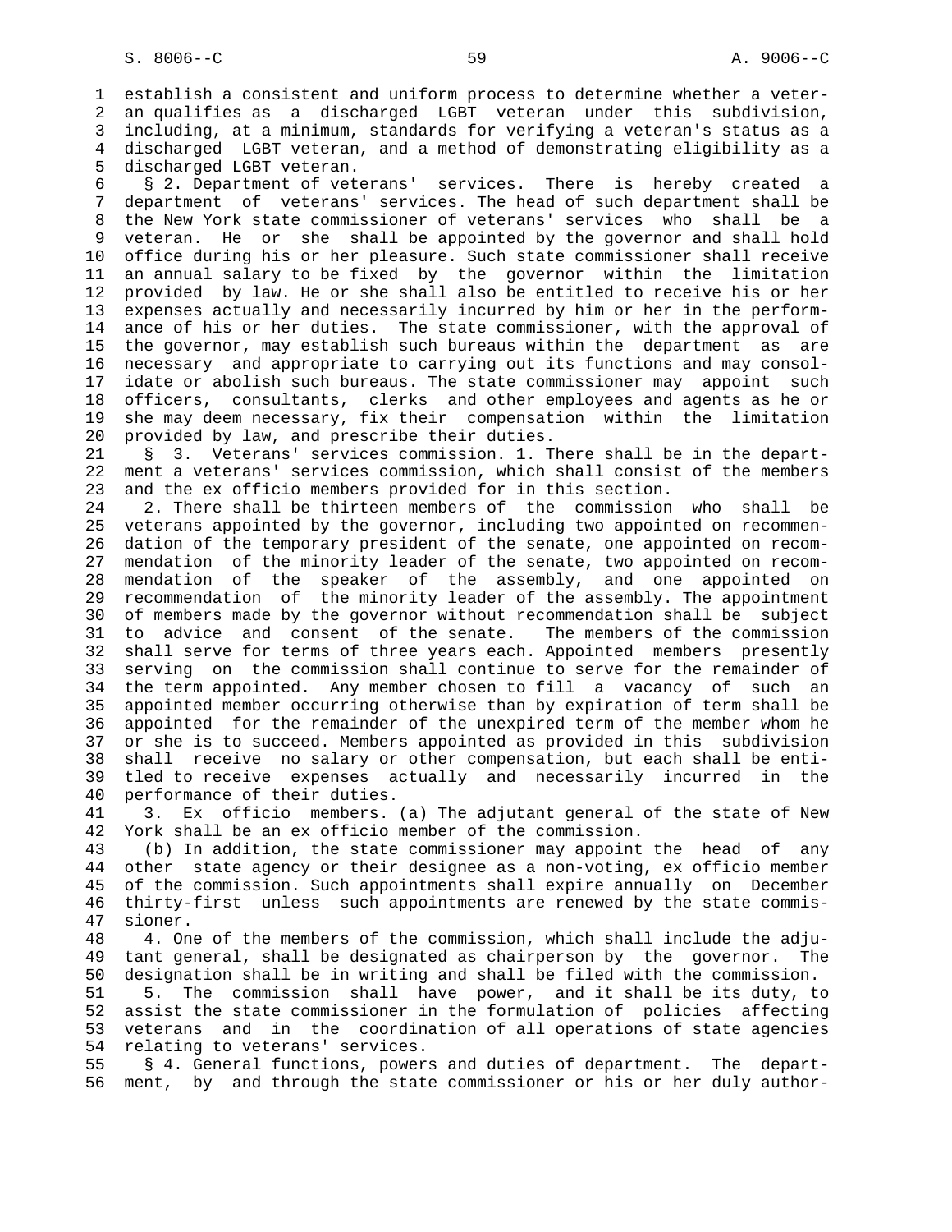establish a consistent and uniform process to determine whether a veteran qualifies as a discharged LGBT veteran under this subdivision, including, at a minimum, standards for verifying a veteran's status as a discharged LGBT veteran, and a method of demonstrating eligibility as a discharged LGBT veteran.

§ 2. Department of veterans' services. There is hereby created a department of veterans' services. The head of such department shall be the New York state commissioner of veterans' services who shall be a veteran. He or she shall be appointed by the governor and shall hold office during his or her pleasure. Such state commissioner shall receive an annual salary to be fixed by the governor within the limitation provided by law. He or she shall also be entitled to receive his or her expenses actually and necessarily incurred by him or her in the performance of his or her duties. The state commissioner, with the approval of the governor, may establish such bureaus within the department as are necessary and appropriate to carrying out its functions and may consolidate or abolish such bureaus. The state commissioner may appoint such officers, consultants, clerks and other employees and agents as he or she may deem necessary, fix their compensation within the limitation provided by law, and prescribe their duties.

§ 3. Veterans' services commission. 1. There shall be in the department a veterans' services commission, which shall consist of the members and the ex officio members provided for in this section.

2. There shall be thirteen members of the commission who shall be veterans appointed by the governor, including two appointed on recommendation of the temporary president of the senate, one appointed on recommendation of the minority leader of the senate, two appointed on recommendation of the speaker of the assembly, and one appointed on recommendation of the minority leader of the assembly. The appointment of members made by the governor without recommendation shall be subject to advice and consent of the senate. The members of the commission shall serve for terms of three years each. Appointed members presently serving on the commission shall continue to serve for the remainder of the term appointed. Any member chosen to fill a vacancy of such an appointed member occurring otherwise than by expiration of term shall be appointed for the remainder of the unexpired term of the member whom he or she is to succeed. Members appointed as provided in this subdivision shall receive no salary or other compensation, but each shall be entitled to receive expenses actually and necessarily incurred in the performance of their duties.

3. Ex officio members. (a) The adjutant general of the state of New York shall be an ex officio member of the commission.

(b) In addition, the state commissioner may appoint the head of any other state agency or their designee as a non-voting, ex officio member of the commission. Such appointments shall expire annually on December thirty-first unless such appointments are renewed by the state commissioner.

4. One of the members of the commission, which shall include the adjutant general, shall be designated as chairperson by the governor. The designation shall be in writing and shall be filed with the commission.

5. The commission shall have power, and it shall be its duty, to assist the state commissioner in the formulation of policies affecting veterans and in the coordination of all operations of state agencies relating to veterans' services.

§ 4. General functions, powers and duties of department. The department, by and through the state commissioner or his or her duly author-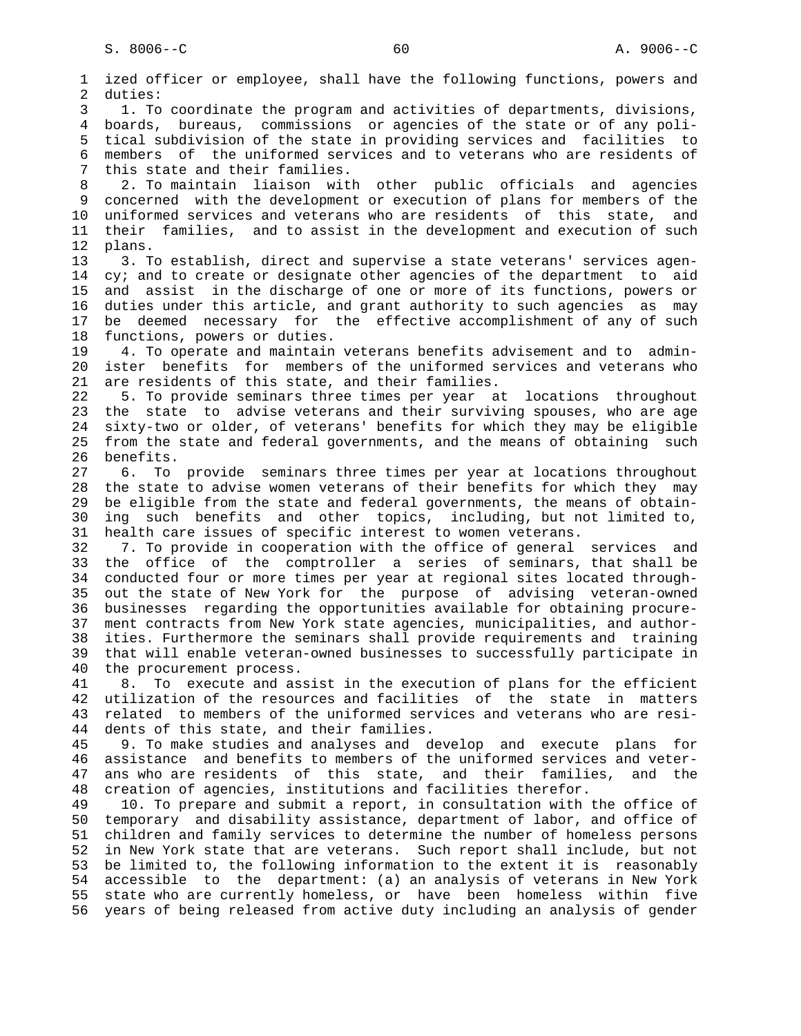ized officer or employee, shall have the following functions, powers and duties:

1. To coordinate the program and activities of departments, divisions, boards, bureaus, commissions or agencies of the state or of any political subdivision of the state in providing services and facilities to members of the uniformed services and to veterans who are residents of this state and their families.

2. To maintain liaison with other public officials and agencies concerned with the development or execution of plans for members of the uniformed services and veterans who are residents of this state, and their families, and to assist in the development and execution of such plans.

3. To establish, direct and supervise a state veterans' services agency; and to create or designate other agencies of the department to aid and assist in the discharge of one or more of its functions, powers or duties under this article, and grant authority to such agencies as may be deemed necessary for the effective accomplishment of any of such functions, powers or duties.

4. To operate and maintain veterans benefits advisement and to administer benefits for members of the uniformed services and veterans who are residents of this state, and their families.

5. To provide seminars three times per year at locations throughout the state to advise veterans and their surviving spouses, who are age sixty-two or older, of veterans' benefits for which they may be eligible from the state and federal governments, and the means of obtaining such benefits.

6. To provide seminars three times per year at locations throughout the state to advise women veterans of their benefits for which they may be eligible from the state and federal governments, the means of obtaining such benefits and other topics, including, but not limited to, health care issues of specific interest to women veterans.

7. To provide in cooperation with the office of general services and the office of the comptroller a series of seminars, that shall be conducted four or more times per year at regional sites located throughout the state of New York for the purpose of advising veteran-owned businesses regarding the opportunities available for obtaining procurement contracts from New York state agencies, municipalities, and authorities. Furthermore the seminars shall provide requirements and training that will enable veteran-owned businesses to successfully participate in the procurement process.

8. To execute and assist in the execution of plans for the efficient utilization of the resources and facilities of the state in matters related to members of the uniformed services and veterans who are residents of this state, and their families.

9. To make studies and analyses and develop and execute plans for assistance and benefits to members of the uniformed services and veterans who are residents of this state, and their families, and the creation of agencies, institutions and facilities therefor.

10. To prepare and submit a report, in consultation with the office of temporary and disability assistance, department of labor, and office of children and family services to determine the number of homeless persons in New York state that are veterans. Such report shall include, but not be limited to, the following information to the extent it is reasonably accessible to the department: (a) an analysis of veterans in New York state who are currently homeless, or have been homeless within five years of being released from active duty including an analysis of gender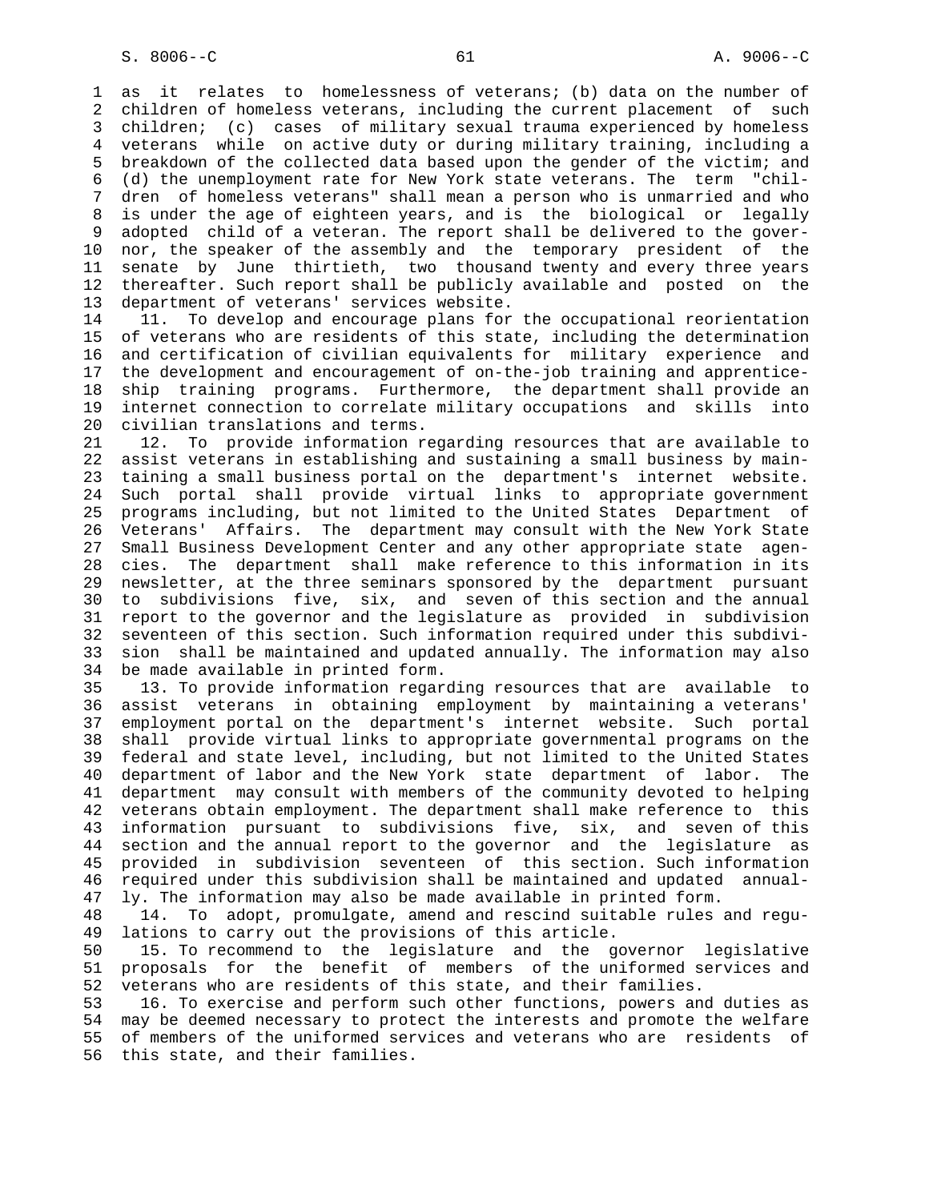as it relates to homelessness of veterans; (b) data on the number of children of homeless veterans, including the current placement of such children; (c) cases of military sexual trauma experienced by homeless veterans while on active duty or during military training, including a breakdown of the collected data based upon the gender of the victim; and (d) the unemployment rate for New York state veterans. The term "children of homeless veterans" shall mean a person who is unmarried and who is under the age of eighteen years, and is the biological or legally adopted child of a veteran. The report shall be delivered to the governor, the speaker of the assembly and the temporary president of the senate by June thirtieth, two thousand twenty and every three years thereafter. Such report shall be publicly available and posted on the department of veterans' services website.

11. To develop and encourage plans for the occupational reorientation of veterans who are residents of this state, including the determination and certification of civilian equivalents for military experience and the development and encouragement of on-the-job training and apprenticeship training programs. Furthermore, the department shall provide an internet connection to correlate military occupations and skills into civilian translations and terms.

12. To provide information regarding resources that are available to assist veterans in establishing and sustaining a small business by maintaining a small business portal on the department's internet website. Such portal shall provide virtual links to appropriate government programs including, but not limited to the United States Department of Veterans' Affairs. The department may consult with the New York State Small Business Development Center and any other appropriate state agencies. The department shall make reference to this information in its newsletter, at the three seminars sponsored by the department pursuant to subdivisions five, six, and seven of this section and the annual report to the governor and the legislature as provided in subdivision seventeen of this section. Such information required under this subdivision shall be maintained and updated annually. The information may also be made available in printed form.

13. To provide information regarding resources that are available to assist veterans in obtaining employment by maintaining a veterans' employment portal on the department's internet website. Such portal shall provide virtual links to appropriate governmental programs on the federal and state level, including, but not limited to the United States department of labor and the New York state department of labor. The department may consult with members of the community devoted to helping veterans obtain employment. The department shall make reference to this information pursuant to subdivisions five, six, and seven of this section and the annual report to the governor and the legislature as provided in subdivision seventeen of this section. Such information required under this subdivision shall be maintained and updated annually. The information may also be made available in printed form.

14. To adopt, promulgate, amend and rescind suitable rules and regulations to carry out the provisions of this article.

15. To recommend to the legislature and the governor legislative proposals for the benefit of members of the uniformed services and veterans who are residents of this state, and their families.

16. To exercise and perform such other functions, powers and duties as may be deemed necessary to protect the interests and promote the welfare of members of the uniformed services and veterans who are residents of this state, and their families.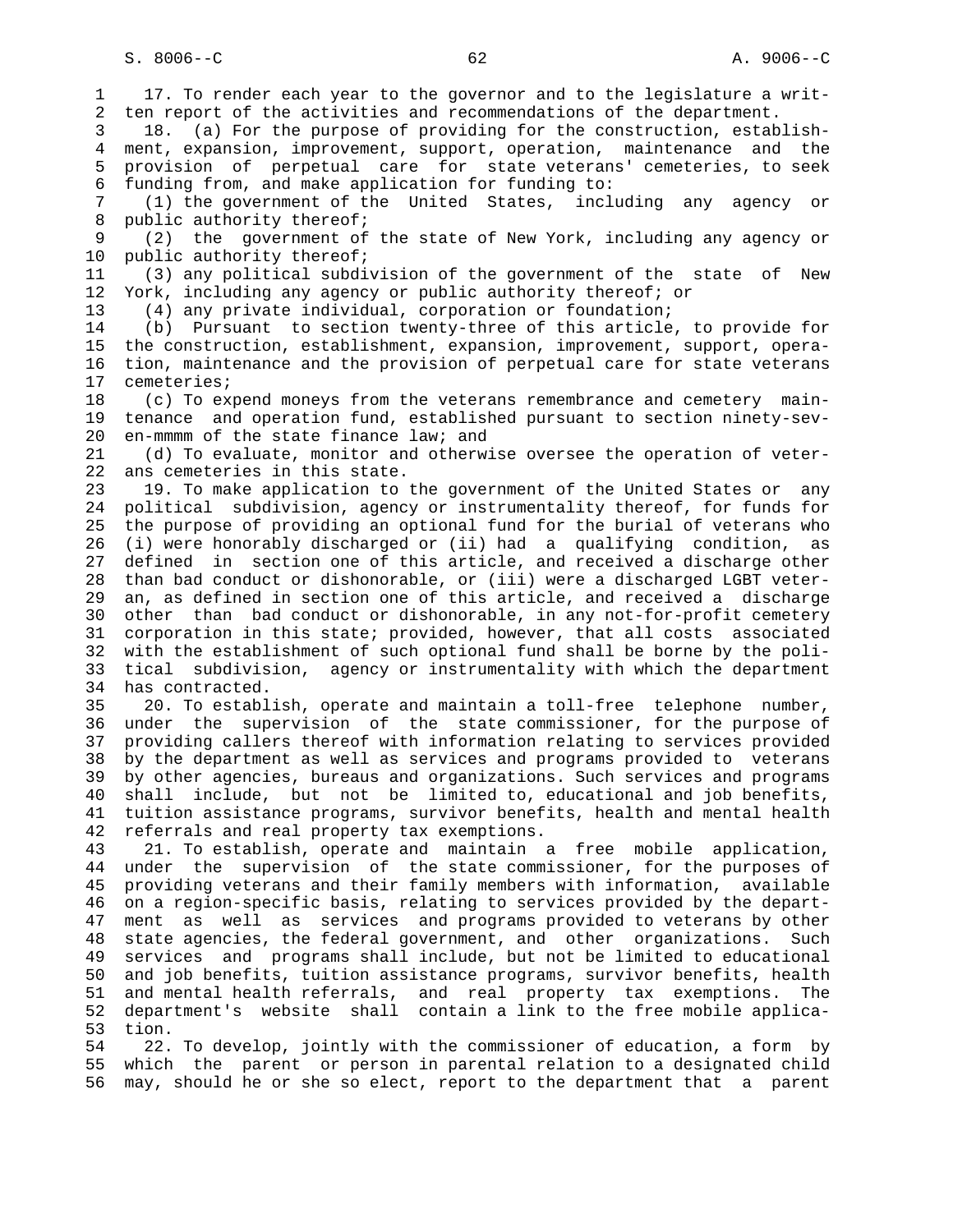17. To render each year to the governor and to the legislature a written report of the activities and recommendations of the department.

18. (a) For the purpose of providing for the construction, establishment, expansion, improvement, support, operation, maintenance and the provision of perpetual care for state veterans' cemeteries, to seek funding from, and make application for funding to:

(1) the government of the United States, including any agency or public authority thereof;

(2) the government of the state of New York, including any agency or public authority thereof;

(3) any political subdivision of the government of the state of New York, including any agency or public authority thereof; or

(4) any private individual, corporation or foundation;

(b) Pursuant to section twenty-three of this article, to provide for the construction, establishment, expansion, improvement, support, operation, maintenance and the provision of perpetual care for state veterans cemeteries;

(c) To expend moneys from the veterans remembrance and cemetery maintenance and operation fund, established pursuant to section ninety-seven-mmmm of the state finance law; and

(d) To evaluate, monitor and otherwise oversee the operation of veterans cemeteries in this state.

19. To make application to the government of the United States or any political subdivision, agency or instrumentality thereof, for funds for the purpose of providing an optional fund for the burial of veterans who (i) were honorably discharged or (ii) had a qualifying condition, as defined in section one of this article, and received a discharge other than bad conduct or dishonorable, or (iii) were a discharged LGBT veteran, as defined in section one of this article, and received a discharge other than bad conduct or dishonorable, in any not-for-profit cemetery corporation in this state; provided, however, that all costs associated with the establishment of such optional fund shall be borne by the political subdivision, agency or instrumentality with which the department has contracted.

20. To establish, operate and maintain a toll-free telephone number, under the supervision of the state commissioner, for the purpose of providing callers thereof with information relating to services provided by the department as well as services and programs provided to veterans by other agencies, bureaus and organizations. Such services and programs shall include, but not be limited to, educational and job benefits, tuition assistance programs, survivor benefits, health and mental health referrals and real property tax exemptions.

21. To establish, operate and maintain a free mobile application, under the supervision of the state commissioner, for the purposes of providing veterans and their family members with information, available on a region-specific basis, relating to services provided by the department as well as services and programs provided to veterans by other state agencies, the federal government, and other organizations. Such services and programs shall include, but not be limited to educational and job benefits, tuition assistance programs, survivor benefits, health and mental health referrals, and real property tax exemptions. The department's website shall contain a link to the free mobile application.

22. To develop, jointly with the commissioner of education, a form by which the parent or person in parental relation to a designated child may, should he or she so elect, report to the department that a parent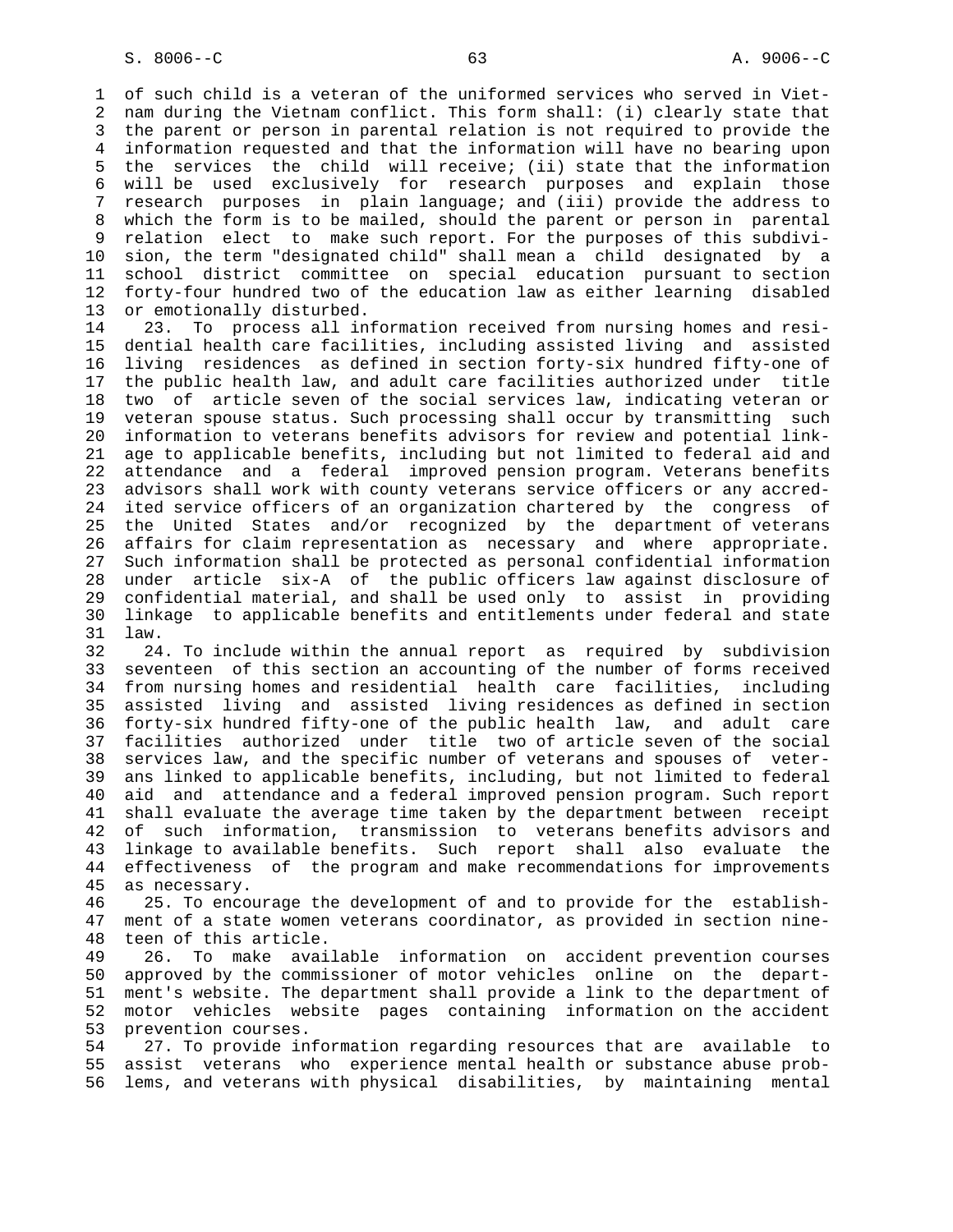of such child is a veteran of the uniformed services who served in Vietnam during the Vietnam conflict. This form shall: (i) clearly state that the parent or person in parental relation is not required to provide the information requested and that the information will have no bearing upon the services the child will receive; (ii) state that the information will be used exclusively for research purposes and explain those research purposes in plain language; and (iii) provide the address to which the form is to be mailed, should the parent or person in parental relation elect to make such report. For the purposes of this subdivision, the term "designated child" shall mean a child designated by a school district committee on special education pursuant to section forty-four hundred two of the education law as either learning disabled or emotionally disturbed.

23. To process all information received from nursing homes and residential health care facilities, including assisted living and assisted living residences as defined in section forty-six hundred fifty-one of the public health law, and adult care facilities authorized under title two of article seven of the social services law, indicating veteran or veteran spouse status. Such processing shall occur by transmitting such information to veterans benefits advisors for review and potential linkage to applicable benefits, including but not limited to federal aid and attendance and a federal improved pension program. Veterans benefits advisors shall work with county veterans service officers or any accredited service officers of an organization chartered by the congress of the United States and/or recognized by the department of veterans affairs for claim representation as necessary and where appropriate. Such information shall be protected as personal confidential information under article six-A of the public officers law against disclosure of confidential material, and shall be used only to assist in providing linkage to applicable benefits and entitlements under federal and state law.

24. To include within the annual report as required by subdivision seventeen of this section an accounting of the number of forms received from nursing homes and residential health care facilities, including assisted living and assisted living residences as defined in section forty-six hundred fifty-one of the public health law, and adult care facilities authorized under title two of article seven of the social services law, and the specific number of veterans and spouses of veterans linked to applicable benefits, including, but not limited to federal aid and attendance and a federal improved pension program. Such report shall evaluate the average time taken by the department between receipt of such information, transmission to veterans benefits advisors and linkage to available benefits. Such report shall also evaluate the effectiveness of the program and make recommendations for improvements as necessary.

25. To encourage the development of and to provide for the establishment of a state women veterans coordinator, as provided in section nineteen of this article.

26. To make available information on accident prevention courses approved by the commissioner of motor vehicles online on the department's website. The department shall provide a link to the department of motor vehicles website pages containing information on the accident prevention courses.

27. To provide information regarding resources that are available to assist veterans who experience mental health or substance abuse problems, and veterans with physical disabilities, by maintaining mental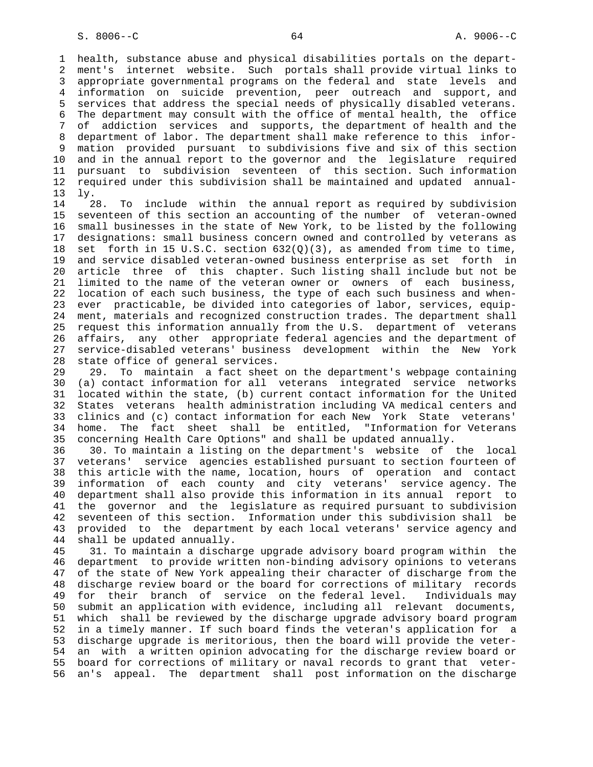health, substance abuse and physical disabilities portals on the department's internet website. Such portals shall provide virtual links to appropriate governmental programs on the federal and state levels and information on suicide prevention, peer outreach and support, and services that address the special needs of physically disabled veterans. The department may consult with the office of mental health, the office of addiction services and supports, the department of health and the department of labor. The department shall make reference to this information provided pursuant to subdivisions five and six of this section and in the annual report to the governor and the legislature required pursuant to subdivision seventeen of this section. Such information required under this subdivision shall be maintained and updated annually.

28. To include within the annual report as required by subdivision seventeen of this section an accounting of the number of veteran-owned small businesses in the state of New York, to be listed by the following designations: small business concern owned and controlled by veterans as set forth in 15 U.S.C. section 632(Q)(3), as amended from time to time, and service disabled veteran-owned business enterprise as set forth in article three of this chapter. Such listing shall include but not be limited to the name of the veteran owner or owners of each business, location of each such business, the type of each such business and whenever practicable, be divided into categories of labor, services, equipment, materials and recognized construction trades. The department shall request this information annually from the U.S. department of veterans affairs, any other appropriate federal agencies and the department of service-disabled veterans' business development within the New York state office of general services.

29. To maintain a fact sheet on the department's webpage containing (a) contact information for all veterans integrated service networks located within the state, (b) current contact information for the United States veterans health administration including VA medical centers and clinics and (c) contact information for each New York State veterans' home. The fact sheet shall be entitled, "Information for Veterans concerning Health Care Options" and shall be updated annually.

30. To maintain a listing on the department's website of the local veterans' service agencies established pursuant to section fourteen of this article with the name, location, hours of operation and contact information of each county and city veterans' service agency. The department shall also provide this information in its annual report to the governor and the legislature as required pursuant to subdivision seventeen of this section. Information under this subdivision shall be provided to the department by each local veterans' service agency and shall be updated annually.

31. To maintain a discharge upgrade advisory board program within the department to provide written non-binding advisory opinions to veterans of the state of New York appealing their character of discharge from the discharge review board or the board for corrections of military records for their branch of service on the federal level. Individuals may submit an application with evidence, including all relevant documents, which shall be reviewed by the discharge upgrade advisory board program in a timely manner. If such board finds the veteran's application for a discharge upgrade is meritorious, then the board will provide the veteran with a written opinion advocating for the discharge review board or board for corrections of military or naval records to grant that veteran's appeal. The department shall post information on the discharge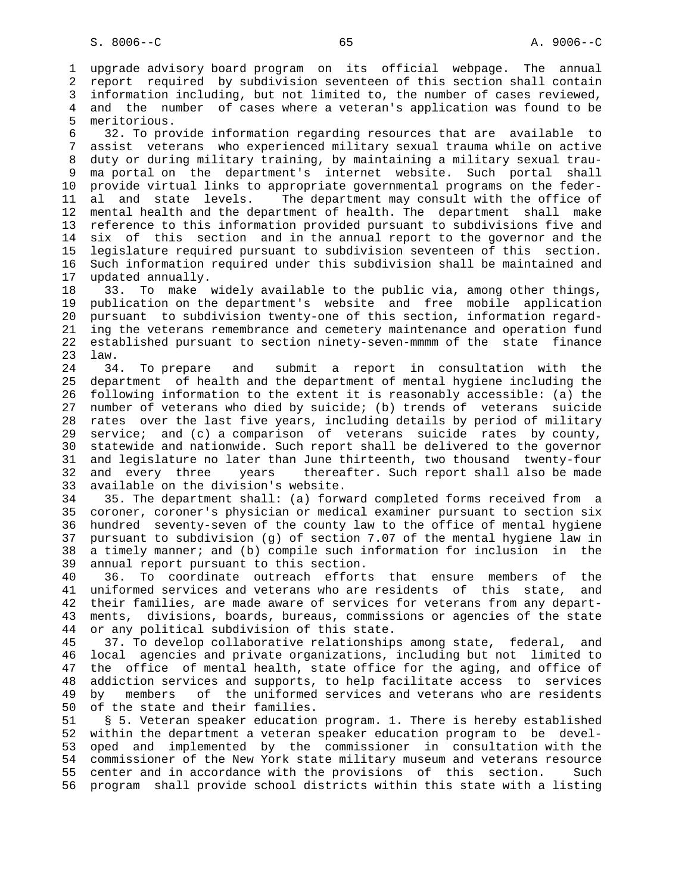upgrade advisory board program on its official webpage. The annual report required by subdivision seventeen of this section shall contain information including, but not limited to, the number of cases reviewed, and the number of cases where a veteran's application was found to be meritorious.

32. To provide information regarding resources that are available to assist veterans who experienced military sexual trauma while on active duty or during military training, by maintaining a military sexual trauma portal on the department's internet website. Such portal shall provide virtual links to appropriate governmental programs on the federal and state levels. The department may consult with the office of mental health and the department of health. The department shall make reference to this information provided pursuant to subdivisions five and six of this section and in the annual report to the governor and the legislature required pursuant to subdivision seventeen of this section. Such information required under this subdivision shall be maintained and updated annually.

33. To make widely available to the public via, among other things, publication on the department's website and free mobile application pursuant to subdivision twenty-one of this section, information regarding the veterans remembrance and cemetery maintenance and operation fund established pursuant to section ninety-seven-mmmm of the state finance law.

34. To prepare and submit a report in consultation with the department of health and the department of mental hygiene including the following information to the extent it is reasonably accessible: (a) the number of veterans who died by suicide; (b) trends of veterans suicide rates over the last five years, including details by period of military service; and (c) a comparison of veterans suicide rates by county, statewide and nationwide. Such report shall be delivered to the governor and legislature no later than June thirteenth, two thousand twenty-four and every three years thereafter. Such report shall also be made available on the division's website.

35. The department shall: (a) forward completed forms received from a coroner, coroner's physician or medical examiner pursuant to section six hundred seventy-seven of the county law to the office of mental hygiene pursuant to subdivision (g) of section 7.07 of the mental hygiene law in a timely manner; and (b) compile such information for inclusion in the annual report pursuant to this section.

36. To coordinate outreach efforts that ensure members of the uniformed services and veterans who are residents of this state, and their families, are made aware of services for veterans from any departments, divisions, boards, bureaus, commissions or agencies of the state or any political subdivision of this state.

37. To develop collaborative relationships among state, federal, and local agencies and private organizations, including but not limited to the office of mental health, state office for the aging, and office of addiction services and supports, to help facilitate access to services by members of the uniformed services and veterans who are residents of the state and their families.

§ 5. Veteran speaker education program. 1. There is hereby established within the department a veteran speaker education program to be developed and implemented by the commissioner in consultation with the commissioner of the New York state military museum and veterans resource center and in accordance with the provisions of this section. Such program shall provide school districts within this state with a listing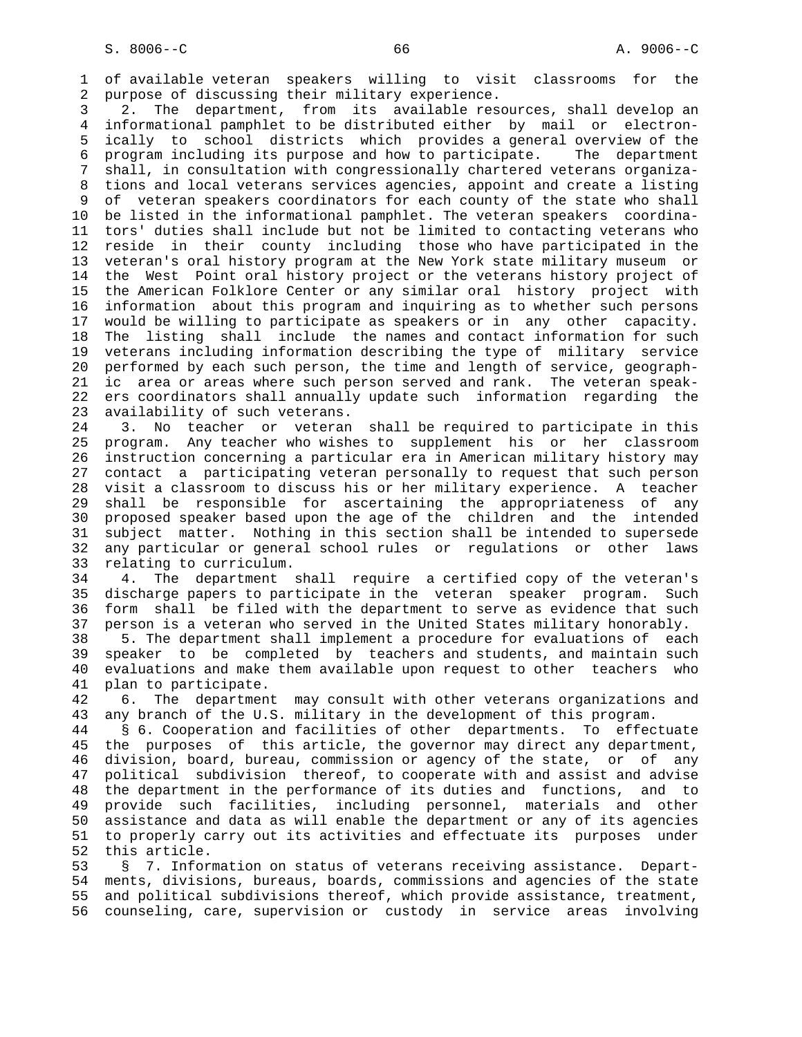of available veteran speakers willing to visit classrooms for the purpose of discussing their military experience.

2. The department, from its available resources, shall develop an informational pamphlet to be distributed either by mail or electronically to school districts which provides a general overview of the program including its purpose and how to participate. The department shall, in consultation with congressionally chartered veterans organizations and local veterans services agencies, appoint and create a listing of veteran speakers coordinators for each county of the state who shall be listed in the informational pamphlet. The veteran speakers coordinators' duties shall include but not be limited to contacting veterans who reside in their county including those who have participated in the veteran's oral history program at the New York state military museum or the West Point oral history project or the veterans history project of the American Folklore Center or any similar oral history project with information about this program and inquiring as to whether such persons would be willing to participate as speakers or in any other capacity. The listing shall include the names and contact information for such veterans including information describing the type of military service performed by each such person, the time and length of service, geographic area or areas where such person served and rank. The veteran speakers coordinators shall annually update such information regarding the availability of such veterans.

3. No teacher or veteran shall be required to participate in this program. Any teacher who wishes to supplement his or her classroom instruction concerning a particular era in American military history may contact a participating veteran personally to request that such person visit a classroom to discuss his or her military experience. A teacher shall be responsible for ascertaining the appropriateness of any proposed speaker based upon the age of the children and the intended subject matter. Nothing in this section shall be intended to supersede any particular or general school rules or regulations or other laws relating to curriculum.

4. The department shall require a certified copy of the veteran's discharge papers to participate in the veteran speaker program. Such form shall be filed with the department to serve as evidence that such person is a veteran who served in the United States military honorably.

5. The department shall implement a procedure for evaluations of each speaker to be completed by teachers and students, and maintain such evaluations and make them available upon request to other teachers who plan to participate.

6. The department may consult with other veterans organizations and any branch of the U.S. military in the development of this program.

§ 6. Cooperation and facilities of other departments. To effectuate the purposes of this article, the governor may direct any department, division, board, bureau, commission or agency of the state, or of any political subdivision thereof, to cooperate with and assist and advise the department in the performance of its duties and functions, and to provide such facilities, including personnel, materials and other assistance and data as will enable the department or any of its agencies to properly carry out its activities and effectuate its purposes under this article.

§ 7. Information on status of veterans receiving assistance. Departments, divisions, bureaus, boards, commissions and agencies of the state and political subdivisions thereof, which provide assistance, treatment, counseling, care, supervision or custody in service areas involving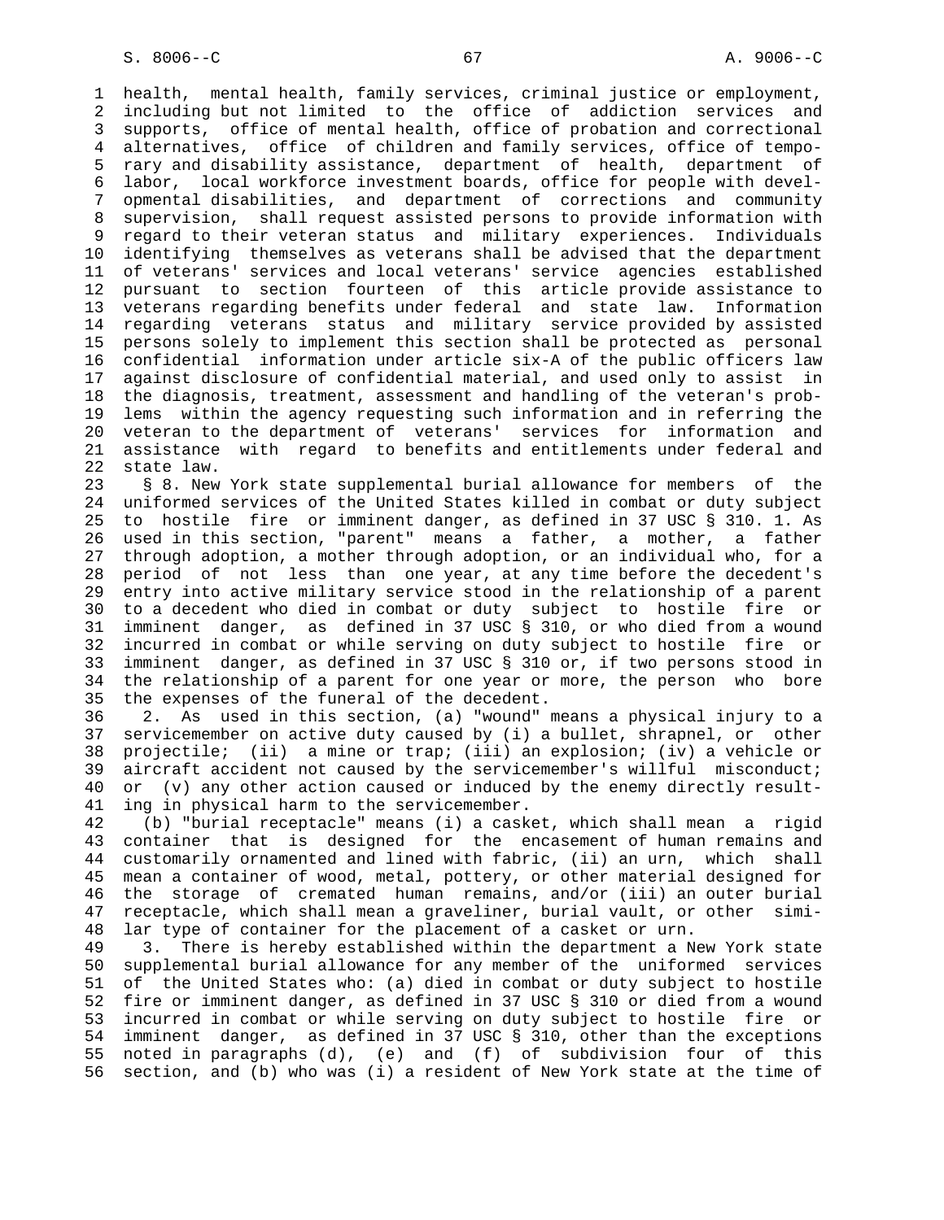health, mental health, family services, criminal justice or employment, including but not limited to the office of addiction services and supports, office of mental health, office of probation and correctional alternatives, office of children and family services, office of temporary and disability assistance, department of health, department of labor, local workforce investment boards, office for people with developmental disabilities, and department of corrections and community supervision, shall request assisted persons to provide information with regard to their veteran status and military experiences. Individuals identifying themselves as veterans shall be advised that the department of veterans' services and local veterans' service agencies established pursuant to section fourteen of this article provide assistance to veterans regarding benefits under federal and state law. Information regarding veterans status and military service provided by assisted persons solely to implement this section shall be protected as personal confidential information under article six-A of the public officers law against disclosure of confidential material, and used only to assist in the diagnosis, treatment, assessment and handling of the veteran's problems within the agency requesting such information and in referring the veteran to the department of veterans' services for information and assistance with regard to benefits and entitlements under federal and state law.

§ 8. New York state supplemental burial allowance for members of the uniformed services of the United States killed in combat or duty subject to hostile fire or imminent danger, as defined in 37 USC § 310. 1. As used in this section, "parent" means a father, a mother, a father through adoption, a mother through adoption, or an individual who, for a period of not less than one year, at any time before the decedent's entry into active military service stood in the relationship of a parent to a decedent who died in combat or duty subject to hostile fire or imminent danger, as defined in 37 USC § 310, or who died from a wound incurred in combat or while serving on duty subject to hostile fire or imminent danger, as defined in 37 USC § 310 or, if two persons stood in the relationship of a parent for one year or more, the person who bore the expenses of the funeral of the decedent.

2. As used in this section, (a) "wound" means a physical injury to a servicemember on active duty caused by (i) a bullet, shrapnel, or other projectile; (ii) a mine or trap; (iii) an explosion; (iv) a vehicle or aircraft accident not caused by the servicemember's willful misconduct; or (v) any other action caused or induced by the enemy directly resulting in physical harm to the servicemember.

(b) "burial receptacle" means (i) a casket, which shall mean a rigid container that is designed for the encasement of human remains and customarily ornamented and lined with fabric, (ii) an urn, which shall mean a container of wood, metal, pottery, or other material designed for the storage of cremated human remains, and/or (iii) an outer burial receptacle, which shall mean a graveliner, burial vault, or other similar type of container for the placement of a casket or urn.

3. There is hereby established within the department a New York state supplemental burial allowance for any member of the uniformed services of the United States who: (a) died in combat or duty subject to hostile fire or imminent danger, as defined in 37 USC § 310 or died from a wound incurred in combat or while serving on duty subject to hostile fire or imminent danger, as defined in 37 USC § 310, other than the exceptions noted in paragraphs (d), (e) and (f) of subdivision four of this section, and (b) who was (i) a resident of New York state at the time of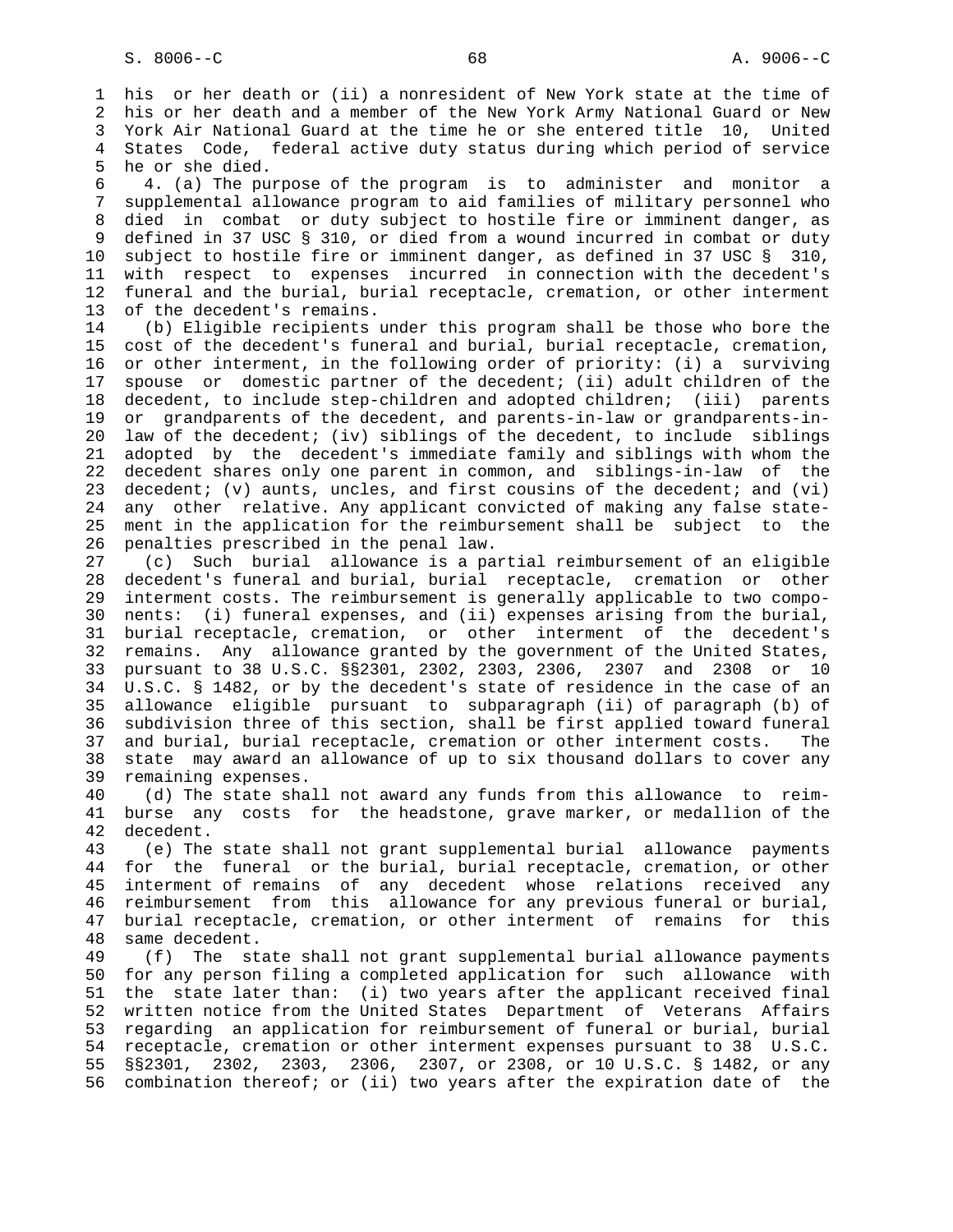his or her death or (ii) a nonresident of New York state at the time of his or her death and a member of the New York Army National Guard or New York Air National Guard at the time he or she entered title 10, United States Code, federal active duty status during which period of service he or she died.

4. (a) The purpose of the program is to administer and monitor a supplemental allowance program to aid families of military personnel who died in combat or duty subject to hostile fire or imminent danger, as defined in 37 USC § 310, or died from a wound incurred in combat or duty subject to hostile fire or imminent danger, as defined in 37 USC § 310, with respect to expenses incurred in connection with the decedent's funeral and the burial, burial receptacle, cremation, or other interment of the decedent's remains.

(b) Eligible recipients under this program shall be those who bore the cost of the decedent's funeral and burial, burial receptacle, cremation, or other interment, in the following order of priority: (i) a surviving spouse or domestic partner of the decedent; (ii) adult children of the decedent, to include step-children and adopted children; (iii) parents or grandparents of the decedent, and parents-in-law or grandparents-in-law of the decedent; (iv) siblings of the decedent, to include siblings adopted by the decedent's immediate family and siblings with whom the decedent shares only one parent in common, and siblings-in-law of the decedent; (v) aunts, uncles, and first cousins of the decedent; and (vi) any other relative. Any applicant convicted of making any false statement in the application for the reimbursement shall be subject to the penalties prescribed in the penal law.

(c) Such burial allowance is a partial reimbursement of an eligible decedent's funeral and burial, burial receptacle, cremation or other interment costs. The reimbursement is generally applicable to two components: (i) funeral expenses, and (ii) expenses arising from the burial, burial receptacle, cremation, or other interment of the decedent's remains. Any allowance granted by the government of the United States, pursuant to 38 U.S.C. §§2301, 2302, 2303, 2306, 2307 and 2308 or 10 U.S.C. § 1482, or by the decedent's state of residence in the case of an allowance eligible pursuant to subparagraph (ii) of paragraph (b) of subdivision three of this section, shall be first applied toward funeral and burial, burial receptacle, cremation or other interment costs. The state may award an allowance of up to six thousand dollars to cover any remaining expenses.

(d) The state shall not award any funds from this allowance to reimburse any costs for the headstone, grave marker, or medallion of the decedent.

(e) The state shall not grant supplemental burial allowance payments for the funeral or the burial, burial receptacle, cremation, or other interment of remains of any decedent whose relations received any reimbursement from this allowance for any previous funeral or burial, burial receptacle, cremation, or other interment of remains for this same decedent.

(f) The state shall not grant supplemental burial allowance payments for any person filing a completed application for such allowance with the state later than: (i) two years after the applicant received final written notice from the United States Department of Veterans Affairs regarding an application for reimbursement of funeral or burial, burial receptacle, cremation or other interment expenses pursuant to 38 U.S.C. §§2301, 2302, 2303, 2306, 2307, or 2308, or 10 U.S.C. § 1482, or any combination thereof; or (ii) two years after the expiration date of the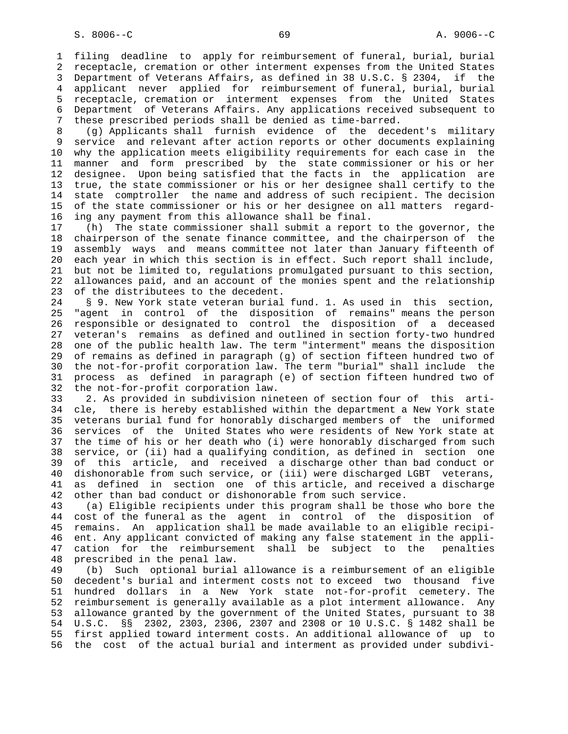filing deadline to apply for reimbursement of funeral, burial, burial receptacle, cremation or other interment expenses from the United States Department of Veterans Affairs, as defined in 38 U.S.C. § 2304, if the applicant never applied for reimbursement of funeral, burial, burial receptacle, cremation or interment expenses from the United States Department of Veterans Affairs. Any applications received subsequent to these prescribed periods shall be denied as time-barred.

(g) Applicants shall furnish evidence of the decedent's military service and relevant after action reports or other documents explaining why the application meets eligibility requirements for each case in the manner and form prescribed by the state commissioner or his or her designee. Upon being satisfied that the facts in the application are true, the state commissioner or his or her designee shall certify to the state comptroller the name and address of such recipient. The decision of the state commissioner or his or her designee on all matters regarding any payment from this allowance shall be final.

(h) The state commissioner shall submit a report to the governor, the chairperson of the senate finance committee, and the chairperson of the assembly ways and means committee not later than January fifteenth of each year in which this section is in effect. Such report shall include, but not be limited to, regulations promulgated pursuant to this section, allowances paid, and an account of the monies spent and the relationship of the distributees to the decedent.

§ 9. New York state veteran burial fund. 1. As used in this section, "agent in control of the disposition of remains" means the person responsible or designated to control the disposition of a deceased veteran's remains as defined and outlined in section forty-two hundred one of the public health law. The term "interment" means the disposition of remains as defined in paragraph (g) of section fifteen hundred two of the not-for-profit corporation law. The term "burial" shall include the process as defined in paragraph (e) of section fifteen hundred two of the not-for-profit corporation law.

2. As provided in subdivision nineteen of section four of this article, there is hereby established within the department a New York state veterans burial fund for honorably discharged members of the uniformed services of the United States who were residents of New York state at the time of his or her death who (i) were honorably discharged from such service, or (ii) had a qualifying condition, as defined in section one of this article, and received a discharge other than bad conduct or dishonorable from such service, or (iii) were discharged LGBT veterans, as defined in section one of this article, and received a discharge other than bad conduct or dishonorable from such service.

(a) Eligible recipients under this program shall be those who bore the cost of the funeral as the agent in control of the disposition of remains. An application shall be made available to an eligible recipient. Any applicant convicted of making any false statement in the application for the reimbursement shall be subject to the penalties prescribed in the penal law.

(b) Such optional burial allowance is a reimbursement of an eligible decedent's burial and interment costs not to exceed two thousand five hundred dollars in a New York state not-for-profit cemetery. The reimbursement is generally available as a plot interment allowance. Any allowance granted by the government of the United States, pursuant to 38 U.S.C. §§ 2302, 2303, 2306, 2307 and 2308 or 10 U.S.C. § 1482 shall be first applied toward interment costs. An additional allowance of up to the cost of the actual burial and interment as provided under subdivi-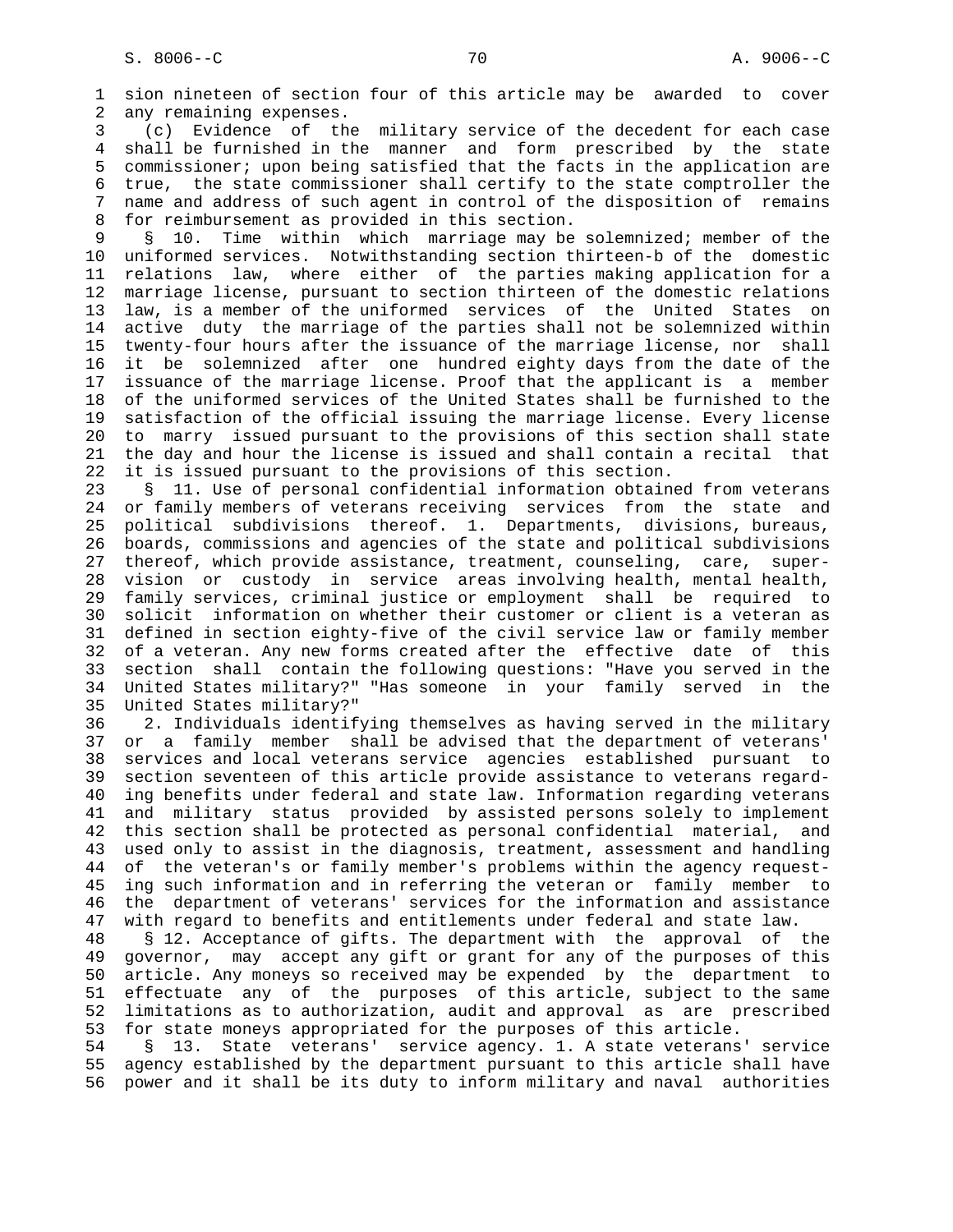sion nineteen of section four of this article may be awarded to cover any remaining expenses.

(c) Evidence of the military service of the decedent for each case shall be furnished in the manner and form prescribed by the state commissioner; upon being satisfied that the facts in the application are true, the state commissioner shall certify to the state comptroller the name and address of such agent in control of the disposition of remains for reimbursement as provided in this section.

§ 10. Time within which marriage may be solemnized; member of the uniformed services. Notwithstanding section thirteen-b of the domestic relations law, where either of the parties making application for a marriage license, pursuant to section thirteen of the domestic relations law, is a member of the uniformed services of the United States on active duty the marriage of the parties shall not be solemnized within twenty-four hours after the issuance of the marriage license, nor shall it be solemnized after one hundred eighty days from the date of the issuance of the marriage license. Proof that the applicant is a member of the uniformed services of the United States shall be furnished to the satisfaction of the official issuing the marriage license. Every license to marry issued pursuant to the provisions of this section shall state the day and hour the license is issued and shall contain a recital that it is issued pursuant to the provisions of this section.

§ 11. Use of personal confidential information obtained from veterans or family members of veterans receiving services from the state and political subdivisions thereof. 1. Departments, divisions, bureaus, boards, commissions and agencies of the state and political subdivisions thereof, which provide assistance, treatment, counseling, care, supervision or custody in service areas involving health, mental health, family services, criminal justice or employment shall be required to solicit information on whether their customer or client is a veteran as defined in section eighty-five of the civil service law or family member of a veteran. Any new forms created after the effective date of this section shall contain the following questions: "Have you served in the United States military?" "Has someone in your family served in the United States military?"

2. Individuals identifying themselves as having served in the military or a family member shall be advised that the department of veterans' services and local veterans service agencies established pursuant to section seventeen of this article provide assistance to veterans regarding benefits under federal and state law. Information regarding veterans and military status provided by assisted persons solely to implement this section shall be protected as personal confidential material, and used only to assist in the diagnosis, treatment, assessment and handling of the veteran's or family member's problems within the agency requesting such information and in referring the veteran or family member to the department of veterans' services for the information and assistance with regard to benefits and entitlements under federal and state law.

§ 12. Acceptance of gifts. The department with the approval of the governor, may accept any gift or grant for any of the purposes of this article. Any moneys so received may be expended by the department to effectuate any of the purposes of this article, subject to the same limitations as to authorization, audit and approval as are prescribed for state moneys appropriated for the purposes of this article.

§ 13. State veterans' service agency. 1. A state veterans' service agency established by the department pursuant to this article shall have power and it shall be its duty to inform military and naval authorities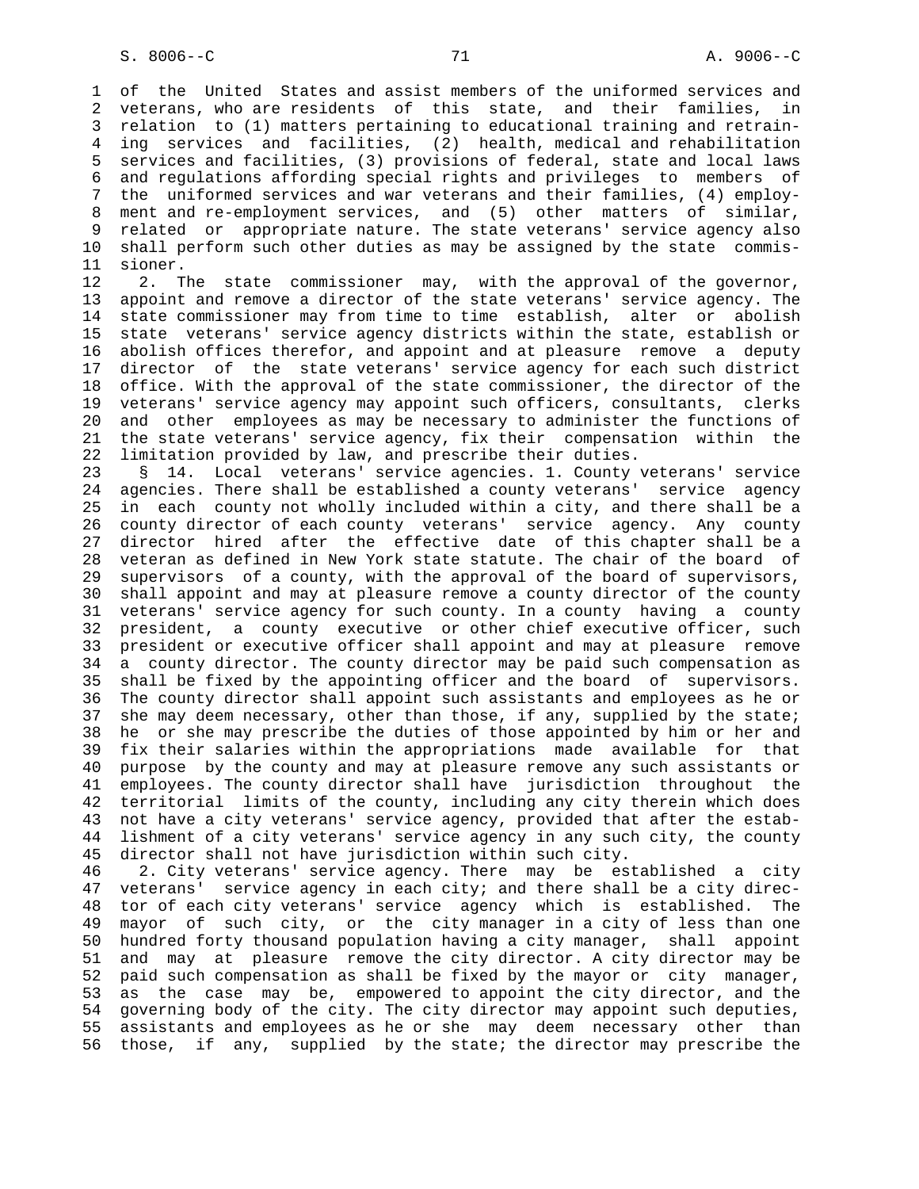of the United States and assist members of the uniformed services and veterans, who are residents of this state, and their families, in relation to (1) matters pertaining to educational training and retraining services and facilities, (2) health, medical and rehabilitation services and facilities, (3) provisions of federal, state and local laws and regulations affording special rights and privileges to members of the uniformed services and war veterans and their families, (4) employment and re-employment services, and (5) other matters of similar, related or appropriate nature. The state veterans' service agency also shall perform such other duties as may be assigned by the state commissioner.

2. The state commissioner may, with the approval of the governor, appoint and remove a director of the state veterans' service agency. The state commissioner may from time to time establish, alter or abolish state veterans' service agency districts within the state, establish or abolish offices therefor, and appoint and at pleasure remove a deputy director of the state veterans' service agency for each such district office. With the approval of the state commissioner, the director of the veterans' service agency may appoint such officers, consultants, clerks and other employees as may be necessary to administer the functions of the state veterans' service agency, fix their compensation within the limitation provided by law, and prescribe their duties.

§ 14. Local veterans' service agencies. 1. County veterans' service agencies. There shall be established a county veterans' service agency in each county not wholly included within a city, and there shall be a county director of each county veterans' service agency. Any county director hired after the effective date of this chapter shall be a veteran as defined in New York state statute. The chair of the board of supervisors of a county, with the approval of the board of supervisors, shall appoint and may at pleasure remove a county director of the county veterans' service agency for such county. In a county having a county president, a county executive or other chief executive officer, such president or executive officer shall appoint and may at pleasure remove a county director. The county director may be paid such compensation as shall be fixed by the appointing officer and the board of supervisors. The county director shall appoint such assistants and employees as he or she may deem necessary, other than those, if any, supplied by the state; he or she may prescribe the duties of those appointed by him or her and fix their salaries within the appropriations made available for that purpose by the county and may at pleasure remove any such assistants or employees. The county director shall have jurisdiction throughout the territorial limits of the county, including any city therein which does not have a city veterans' service agency, provided that after the establishment of a city veterans' service agency in any such city, the county director shall not have jurisdiction within such city.

2. City veterans' service agency. There may be established a city veterans' service agency in each city; and there shall be a city director of each city veterans' service agency which is established. The mayor of such city, or the city manager in a city of less than one hundred forty thousand population having a city manager, shall appoint and may at pleasure remove the city director. A city director may be paid such compensation as shall be fixed by the mayor or city manager, as the case may be, empowered to appoint the city director, and the governing body of the city. The city director may appoint such deputies, assistants and employees as he or she may deem necessary other than those, if any, supplied by the state; the director may prescribe the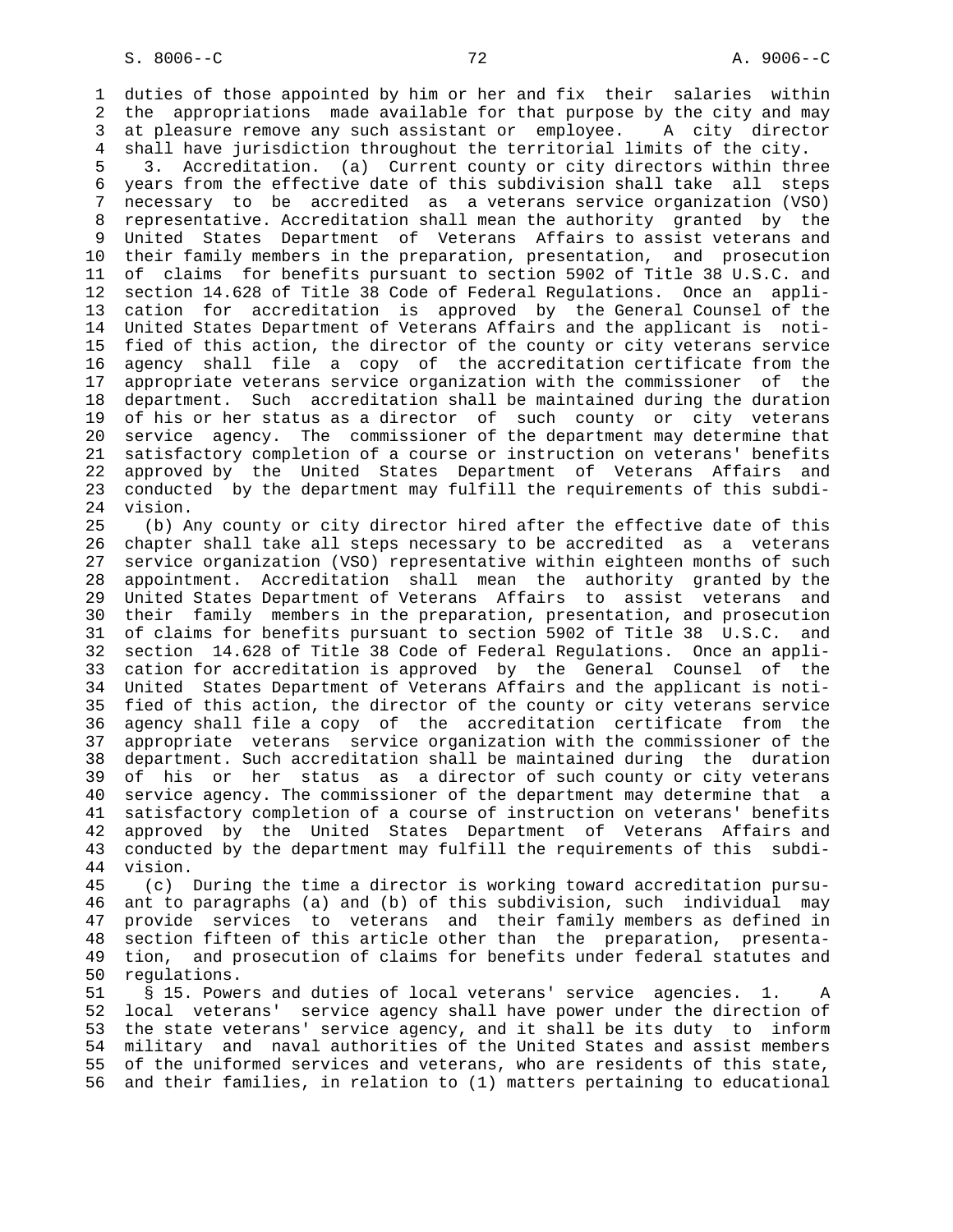duties of those appointed by him or her and fix their salaries within the appropriations made available for that purpose by the city and may at pleasure remove any such assistant or employee. A city director shall have jurisdiction throughout the territorial limits of the city.

3. Accreditation. (a) Current county or city directors within three years from the effective date of this subdivision shall take all steps necessary to be accredited as a veterans service organization (VSO) representative. Accreditation shall mean the authority granted by the United States Department of Veterans Affairs to assist veterans and their family members in the preparation, presentation, and prosecution of claims for benefits pursuant to section 5902 of Title 38 U.S.C. and section 14.628 of Title 38 Code of Federal Regulations. Once an application for accreditation is approved by the General Counsel of the United States Department of Veterans Affairs and the applicant is notified of this action, the director of the county or city veterans service agency shall file a copy of the accreditation certificate from the appropriate veterans service organization with the commissioner of the department. Such accreditation shall be maintained during the duration of his or her status as a director of such county or city veterans service agency. The commissioner of the department may determine that satisfactory completion of a course or instruction on veterans' benefits approved by the United States Department of Veterans Affairs and conducted by the department may fulfill the requirements of this subdivision.

(b) Any county or city director hired after the effective date of this chapter shall take all steps necessary to be accredited as a veterans service organization (VSO) representative within eighteen months of such appointment. Accreditation shall mean the authority granted by the United States Department of Veterans Affairs to assist veterans and their family members in the preparation, presentation, and prosecution of claims for benefits pursuant to section 5902 of Title 38 U.S.C. and section 14.628 of Title 38 Code of Federal Regulations. Once an application for accreditation is approved by the General Counsel of the United States Department of Veterans Affairs and the applicant is notified of this action, the director of the county or city veterans service agency shall file a copy of the accreditation certificate from the appropriate veterans service organization with the commissioner of the department. Such accreditation shall be maintained during the duration of his or her status as a director of such county or city veterans service agency. The commissioner of the department may determine that a satisfactory completion of a course of instruction on veterans' benefits approved by the United States Department of Veterans Affairs and conducted by the department may fulfill the requirements of this subdivision.

(c) During the time a director is working toward accreditation pursuant to paragraphs (a) and (b) of this subdivision, such individual may provide services to veterans and their family members as defined in section fifteen of this article other than the preparation, presentation, and prosecution of claims for benefits under federal statutes and regulations.

§ 15. Powers and duties of local veterans' service agencies. 1. A local veterans' service agency shall have power under the direction of the state veterans' service agency, and it shall be its duty to inform military and naval authorities of the United States and assist members of the uniformed services and veterans, who are residents of this state, and their families, in relation to (1) matters pertaining to educational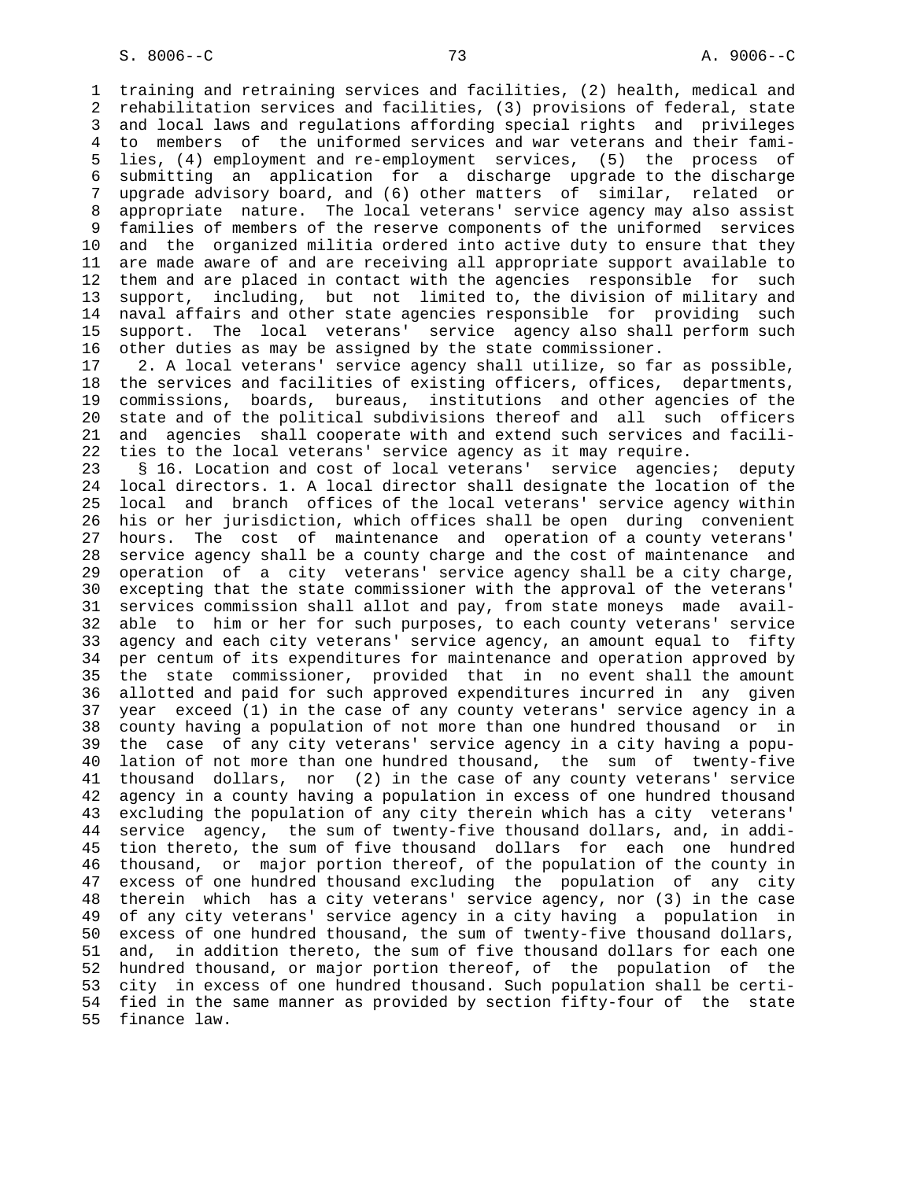training and retraining services and facilities, (2) health, medical and rehabilitation services and facilities, (3) provisions of federal, state and local laws and regulations affording special rights and privileges to members of the uniformed services and war veterans and their families, (4) employment and re-employment services, (5) the process of submitting an application for a discharge upgrade to the discharge upgrade advisory board, and (6) other matters of similar, related or appropriate nature. The local veterans' service agency may also assist families of members of the reserve components of the uniformed services and the organized militia ordered into active duty to ensure that they are made aware of and are receiving all appropriate support available to them and are placed in contact with the agencies responsible for such support, including, but not limited to, the division of military and naval affairs and other state agencies responsible for providing such support. The local veterans' service agency also shall perform such other duties as may be assigned by the state commissioner.

2. A local veterans' service agency shall utilize, so far as possible, the services and facilities of existing officers, offices, departments, commissions, boards, bureaus, institutions and other agencies of the state and of the political subdivisions thereof and all such officers and agencies shall cooperate with and extend such services and facilities to the local veterans' service agency as it may require.

§ 16. Location and cost of local veterans' service agencies; deputy local directors. 1. A local director shall designate the location of the local and branch offices of the local veterans' service agency within his or her jurisdiction, which offices shall be open during convenient hours. The cost of maintenance and operation of a county veterans' service agency shall be a county charge and the cost of maintenance and operation of a city veterans' service agency shall be a city charge, excepting that the state commissioner with the approval of the veterans' services commission shall allot and pay, from state moneys made available to him or her for such purposes, to each county veterans' service agency and each city veterans' service agency, an amount equal to fifty per centum of its expenditures for maintenance and operation approved by the state commissioner, provided that in no event shall the amount allotted and paid for such approved expenditures incurred in any given year exceed (1) in the case of any county veterans' service agency in a county having a population of not more than one hundred thousand or in the case of any city veterans' service agency in a city having a population of not more than one hundred thousand, the sum of twenty-five thousand dollars, nor (2) in the case of any county veterans' service agency in a county having a population in excess of one hundred thousand excluding the population of any city therein which has a city veterans' service agency, the sum of twenty-five thousand dollars, and, in addition thereto, the sum of five thousand dollars for each one hundred thousand, or major portion thereof, of the population of the county in excess of one hundred thousand excluding the population of any city therein which has a city veterans' service agency, nor (3) in the case of any city veterans' service agency in a city having a population in excess of one hundred thousand, the sum of twenty-five thousand dollars, and, in addition thereto, the sum of five thousand dollars for each one hundred thousand, or major portion thereof, of the population of the city in excess of one hundred thousand. Such population shall be certified in the same manner as provided by section fifty-four of the state finance law.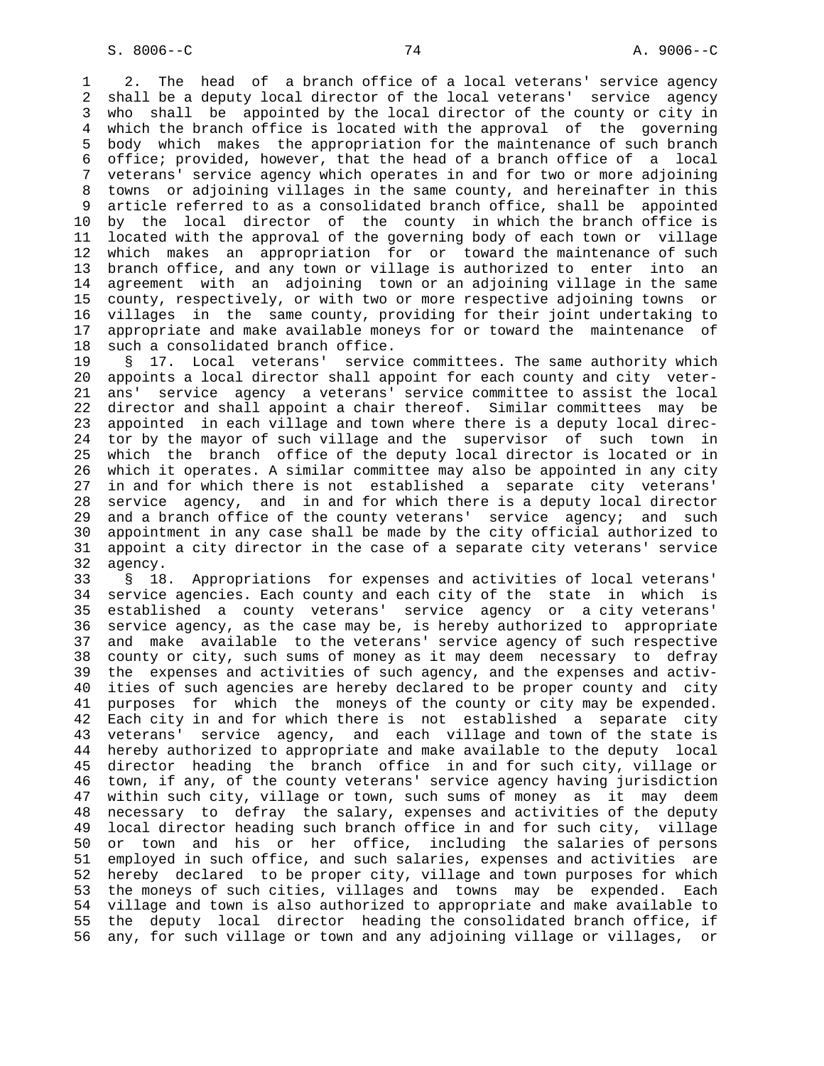2. The head of a branch office of a local veterans' service agency shall be a deputy local director of the local veterans' service agency who shall be appointed by the local director of the county or city in which the branch office is located with the approval of the governing body which makes the appropriation for the maintenance of such branch office; provided, however, that the head of a branch office of a local veterans' service agency which operates in and for two or more adjoining towns or adjoining villages in the same county, and hereinafter in this article referred to as a consolidated branch office, shall be appointed by the local director of the county in which the branch office is located with the approval of the governing body of each town or village which makes an appropriation for or toward the maintenance of such branch office, and any town or village is authorized to enter into an agreement with an adjoining town or an adjoining village in the same county, respectively, or with two or more respective adjoining towns or villages in the same county, providing for their joint undertaking to appropriate and make available moneys for or toward the maintenance of such a consolidated branch office.

§ 17. Local veterans' service committees. The same authority which appoints a local director shall appoint for each county and city veterans' service agency a veterans' service committee to assist the local director and shall appoint a chair thereof. Similar committees may be appointed in each village and town where there is a deputy local director by the mayor of such village and the supervisor of such town in which the branch office of the deputy local director is located or in which it operates. A similar committee may also be appointed in any city in and for which there is not established a separate city veterans' service agency, and in and for which there is a deputy local director and a branch office of the county veterans' service agency; and such appointment in any case shall be made by the city official authorized to appoint a city director in the case of a separate city veterans' service agency.

§ 18. Appropriations for expenses and activities of local veterans' service agencies. Each county and each city of the state in which is established a county veterans' service agency or a city veterans' service agency, as the case may be, is hereby authorized to appropriate and make available to the veterans' service agency of such respective county or city, such sums of money as it may deem necessary to defray the expenses and activities of such agency, and the expenses and activities of such agencies are hereby declared to be proper county and city purposes for which the moneys of the county or city may be expended. Each city in and for which there is not established a separate city veterans' service agency, and each village and town of the state is hereby authorized to appropriate and make available to the deputy local director heading the branch office in and for such city, village or town, if any, of the county veterans' service agency having jurisdiction within such city, village or town, such sums of money as it may deem necessary to defray the salary, expenses and activities of the deputy local director heading such branch office in and for such city, village or town and his or her office, including the salaries of persons employed in such office, and such salaries, expenses and activities are hereby declared to be proper city, village and town purposes for which the moneys of such cities, villages and towns may be expended. Each village and town is also authorized to appropriate and make available to the deputy local director heading the consolidated branch office, if any, for such village or town and any adjoining village or villages, or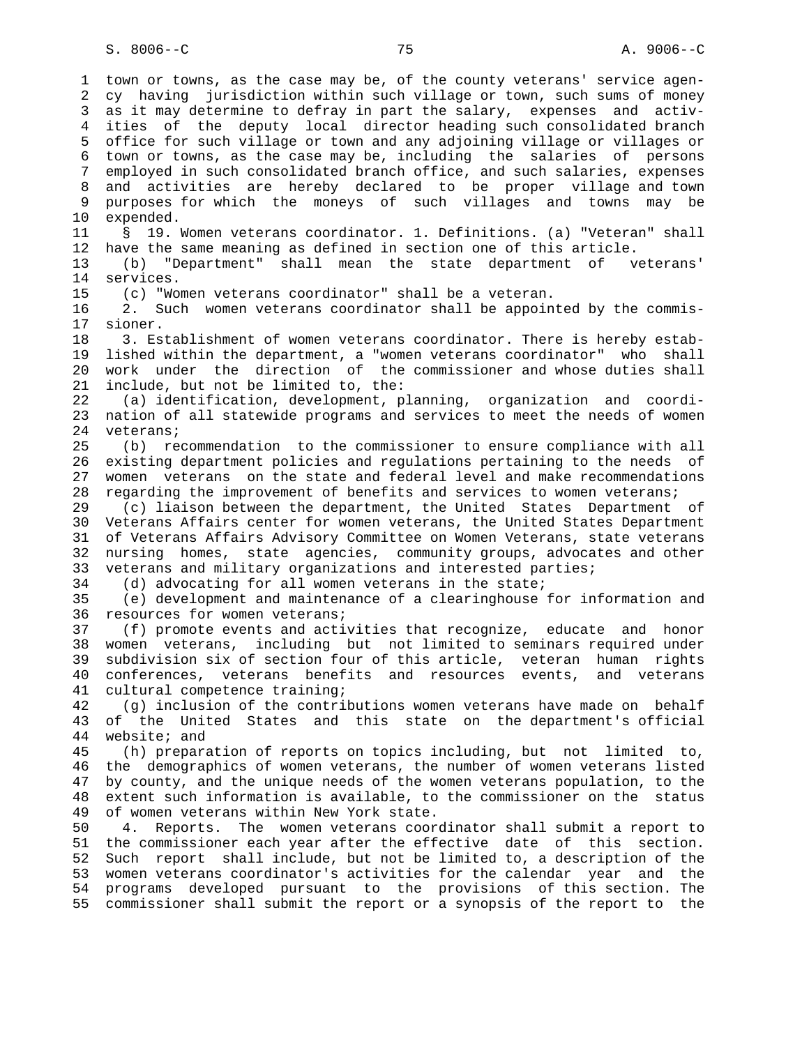town or towns, as the case may be, of the county veterans' service agency having jurisdiction within such village or town, such sums of money as it may determine to defray in part the salary, expenses and activities of the deputy local director heading such consolidated branch office for such village or town and any adjoining village or villages or town or towns, as the case may be, including the salaries of persons employed in such consolidated branch office, and such salaries, expenses and activities are hereby declared to be proper village and town purposes for which the moneys of such villages and towns may be expended.

§ 19. Women veterans coordinator. 1. Definitions. (a) "Veteran" shall have the same meaning as defined in section one of this article.

(b) "Department" shall mean the state department of veterans' services.

(c) "Women veterans coordinator" shall be a veteran.

2. Such women veterans coordinator shall be appointed by the commissioner.

3. Establishment of women veterans coordinator. There is hereby established within the department, a "women veterans coordinator" who shall work under the direction of the commissioner and whose duties shall include, but not be limited to, the:

(a) identification, development, planning, organization and coordination of all statewide programs and services to meet the needs of women veterans;

(b) recommendation to the commissioner to ensure compliance with all existing department policies and regulations pertaining to the needs of women veterans on the state and federal level and make recommendations regarding the improvement of benefits and services to women veterans;

(c) liaison between the department, the United States Department of Veterans Affairs center for women veterans, the United States Department of Veterans Affairs Advisory Committee on Women Veterans, state veterans nursing homes, state agencies, community groups, advocates and other veterans and military organizations and interested parties;

(d) advocating for all women veterans in the state;

(e) development and maintenance of a clearinghouse for information and resources for women veterans;

(f) promote events and activities that recognize, educate and honor women veterans, including but not limited to seminars required under subdivision six of section four of this article, veteran human rights conferences, veterans benefits and resources events, and veterans cultural competence training;

(g) inclusion of the contributions women veterans have made on behalf of the United States and this state on the department's official website; and

(h) preparation of reports on topics including, but not limited to, the demographics of women veterans, the number of women veterans listed by county, and the unique needs of the women veterans population, to the extent such information is available, to the commissioner on the status of women veterans within New York state.

4. Reports. The women veterans coordinator shall submit a report to the commissioner each year after the effective date of this section. Such report shall include, but not be limited to, a description of the women veterans coordinator's activities for the calendar year and the programs developed pursuant to the provisions of this section. The commissioner shall submit the report or a synopsis of the report to the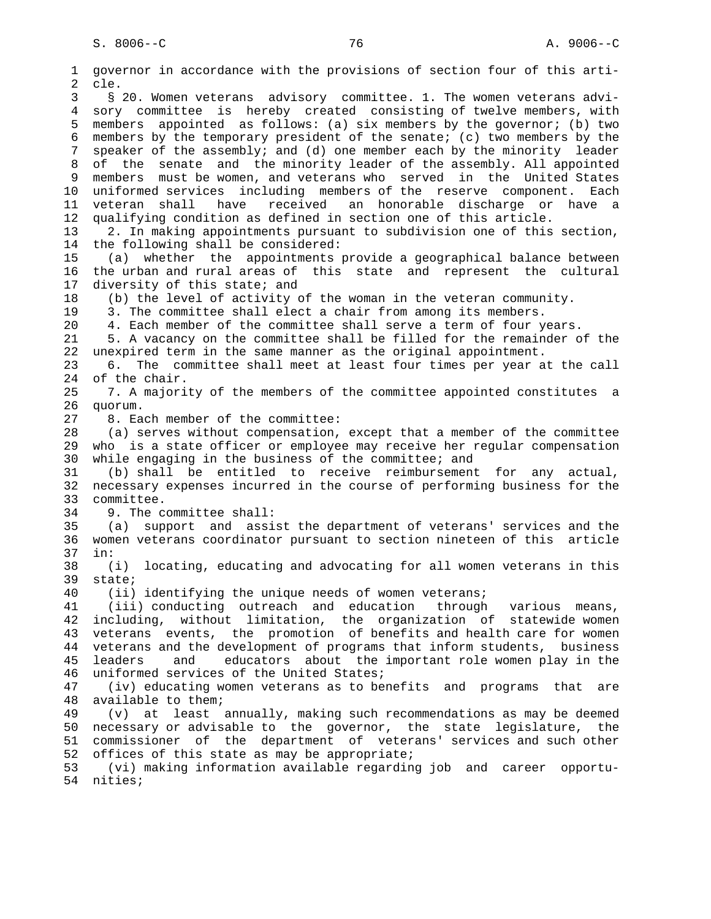governor in accordance with the provisions of section four of this article.

§ 20. Women veterans advisory committee. 1. The women veterans advisory committee is hereby created consisting of twelve members, with members appointed as follows: (a) six members by the governor; (b) two members by the temporary president of the senate; (c) two members by the speaker of the assembly; and (d) one member each by the minority leader of the senate and the minority leader of the assembly. All appointed members must be women, and veterans who served in the United States uniformed services including members of the reserve component. Each veteran shall have received an honorable discharge or have a qualifying condition as defined in section one of this article.

2. In making appointments pursuant to subdivision one of this section, the following shall be considered:

(a) whether the appointments provide a geographical balance between the urban and rural areas of this state and represent the cultural diversity of this state; and

(b) the level of activity of the woman in the veteran community.

3. The committee shall elect a chair from among its members.

4. Each member of the committee shall serve a term of four years.

5. A vacancy on the committee shall be filled for the remainder of the unexpired term in the same manner as the original appointment.

6. The committee shall meet at least four times per year at the call of the chair.

7. A majority of the members of the committee appointed constitutes a quorum.

8. Each member of the committee:

(a) serves without compensation, except that a member of the committee who is a state officer or employee may receive her regular compensation while engaging in the business of the committee; and

(b) shall be entitled to receive reimbursement for any actual, necessary expenses incurred in the course of performing business for the committee.

9. The committee shall:

(a) support and assist the department of veterans' services and the women veterans coordinator pursuant to section nineteen of this article in:

(i) locating, educating and advocating for all women veterans in this state;

(ii) identifying the unique needs of women veterans;

(iii) conducting outreach and education through various means, including, without limitation, the organization of statewide women veterans events, the promotion of benefits and health care for women veterans and the development of programs that inform students, business leaders and educators about the important role women play in the uniformed services of the United States;

(iv) educating women veterans as to benefits and programs that are available to them;

(v) at least annually, making such recommendations as may be deemed necessary or advisable to the governor, the state legislature, the commissioner of the department of veterans' services and such other offices of this state as may be appropriate;

(vi) making information available regarding job and career opportunities;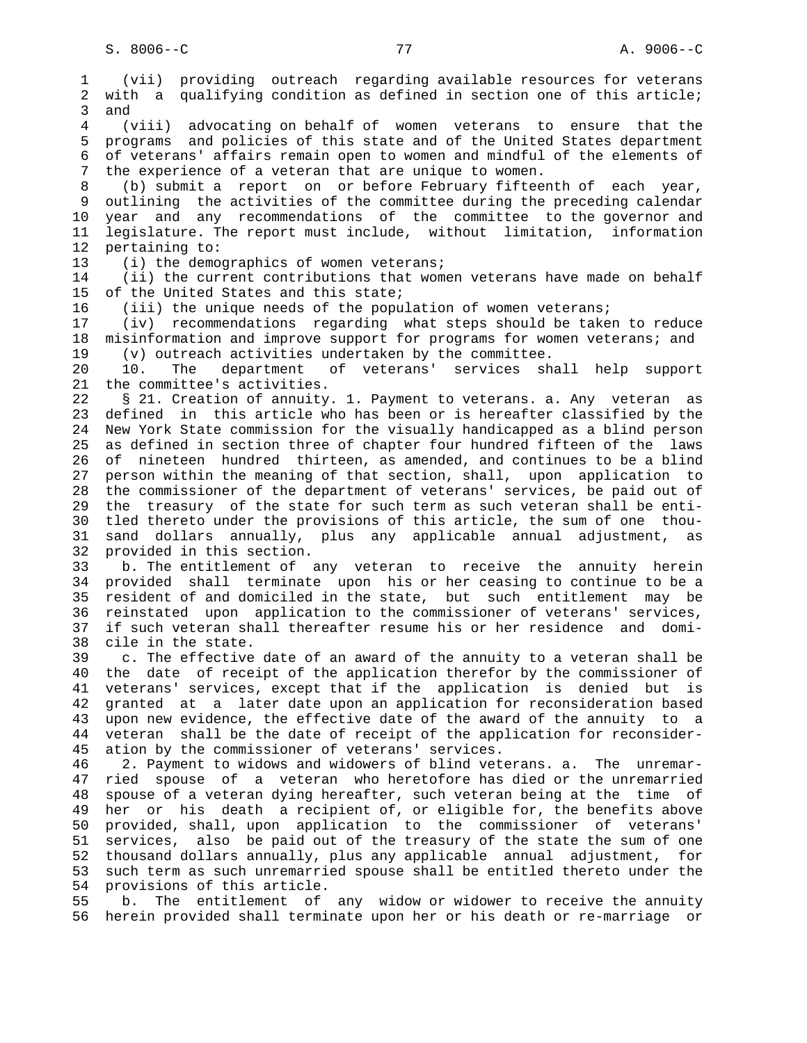(vii) providing outreach regarding available resources for veterans with a qualifying condition as defined in section one of this article; and

(viii) advocating on behalf of women veterans to ensure that the programs and policies of this state and of the United States department of veterans' affairs remain open to women and mindful of the elements of the experience of a veteran that are unique to women.

(b) submit a report on or before February fifteenth of each year, outlining the activities of the committee during the preceding calendar year and any recommendations of the committee to the governor and legislature. The report must include, without limitation, information pertaining to:

(i) the demographics of women veterans;

(ii) the current contributions that women veterans have made on behalf of the United States and this state;

(iii) the unique needs of the population of women veterans;

(iv) recommendations regarding what steps should be taken to reduce misinformation and improve support for programs for women veterans; and

(v) outreach activities undertaken by the committee.

10. The department of veterans' services shall help support the committee's activities.

§ 21. Creation of annuity. 1. Payment to veterans. a. Any veteran as defined in this article who has been or is hereafter classified by the New York State commission for the visually handicapped as a blind person as defined in section three of chapter four hundred fifteen of the laws of nineteen hundred thirteen, as amended, and continues to be a blind person within the meaning of that section, shall, upon application to the commissioner of the department of veterans' services, be paid out of the treasury of the state for such term as such veteran shall be entitled thereto under the provisions of this article, the sum of one thousand dollars annually, plus any applicable annual adjustment, as provided in this section.

b. The entitlement of any veteran to receive the annuity herein provided shall terminate upon his or her ceasing to continue to be a resident of and domiciled in the state, but such entitlement may be reinstated upon application to the commissioner of veterans' services, if such veteran shall thereafter resume his or her residence and domicile in the state.

c. The effective date of an award of the annuity to a veteran shall be the date of receipt of the application therefor by the commissioner of veterans' services, except that if the application is denied but is granted at a later date upon an application for reconsideration based upon new evidence, the effective date of the award of the annuity to a veteran shall be the date of receipt of the application for reconsideration by the commissioner of veterans' services.

2. Payment to widows and widowers of blind veterans. a. The unremarried spouse of a veteran who heretofore has died or the unremarried spouse of a veteran dying hereafter, such veteran being at the time of her or his death a recipient of, or eligible for, the benefits above provided, shall, upon application to the commissioner of veterans' services, also be paid out of the treasury of the state the sum of one thousand dollars annually, plus any applicable annual adjustment, for such term as such unremarried spouse shall be entitled thereto under the provisions of this article.

b. The entitlement of any widow or widower to receive the annuity herein provided shall terminate upon her or his death or re-marriage or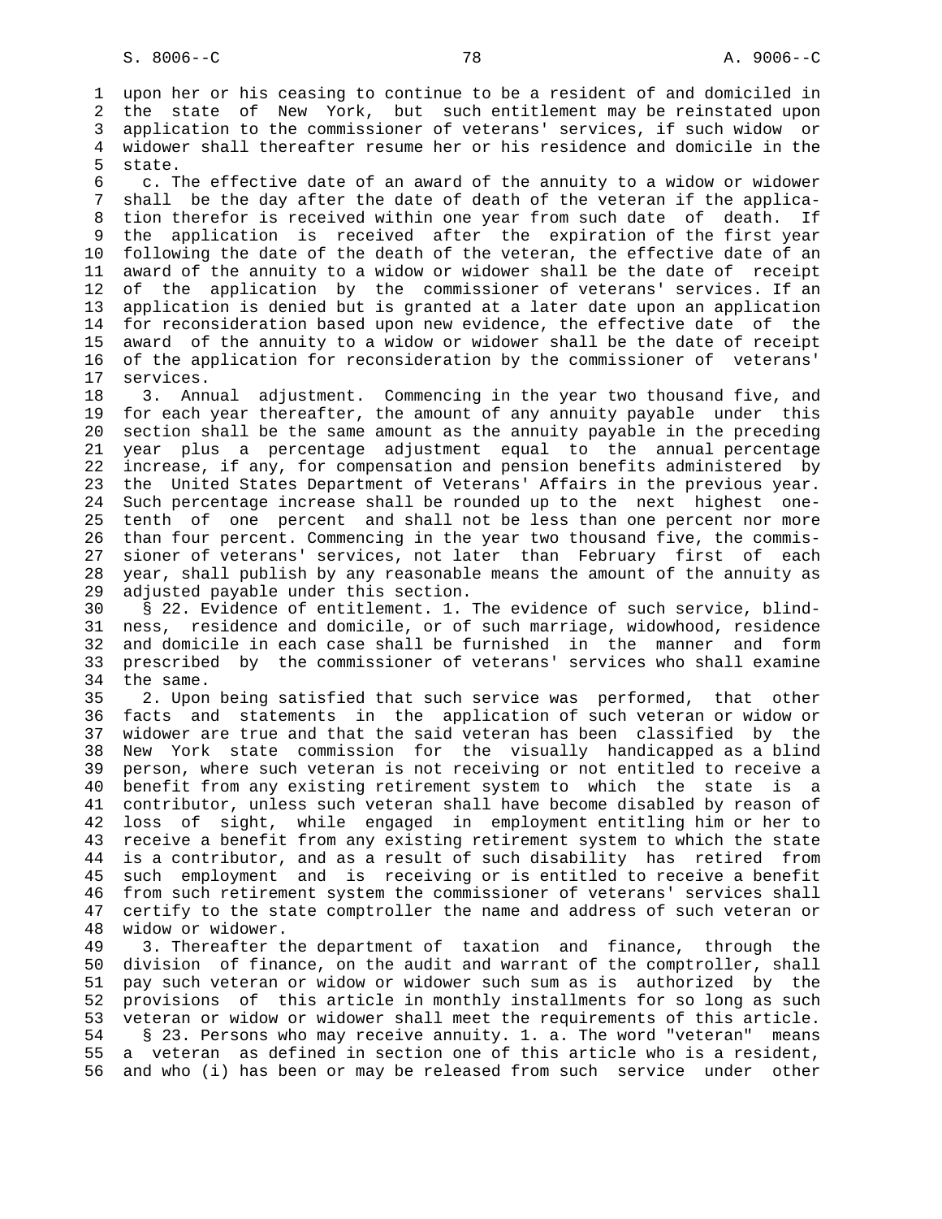upon her or his ceasing to continue to be a resident of and domiciled in the state of New York, but such entitlement may be reinstated upon application to the commissioner of veterans' services, if such widow or widower shall thereafter resume her or his residence and domicile in the state.

c. The effective date of an award of the annuity to a widow or widower shall be the day after the date of death of the veteran if the application therefor is received within one year from such date of death. If the application is received after the expiration of the first year following the date of the death of the veteran, the effective date of an award of the annuity to a widow or widower shall be the date of receipt of the application by the commissioner of veterans' services. If an application is denied but is granted at a later date upon an application for reconsideration based upon new evidence, the effective date of the award of the annuity to a widow or widower shall be the date of receipt of the application for reconsideration by the commissioner of veterans' services.

3. Annual adjustment. Commencing in the year two thousand five, and for each year thereafter, the amount of any annuity payable under this section shall be the same amount as the annuity payable in the preceding year plus a percentage adjustment equal to the annual percentage increase, if any, for compensation and pension benefits administered by the United States Department of Veterans' Affairs in the previous year. Such percentage increase shall be rounded up to the next highest one-tenth of one percent and shall not be less than one percent nor more than four percent. Commencing in the year two thousand five, the commissioner of veterans' services, not later than February first of each year, shall publish by any reasonable means the amount of the annuity as adjusted payable under this section.

§ 22. Evidence of entitlement. 1. The evidence of such service, blindness, residence and domicile, or of such marriage, widowhood, residence and domicile in each case shall be furnished in the manner and form prescribed by the commissioner of veterans' services who shall examine the same.

2. Upon being satisfied that such service was performed, that other facts and statements in the application of such veteran or widow or widower are true and that the said veteran has been classified by the New York state commission for the visually handicapped as a blind person, where such veteran is not receiving or not entitled to receive a benefit from any existing retirement system to which the state is a contributor, unless such veteran shall have become disabled by reason of loss of sight, while engaged in employment entitling him or her to receive a benefit from any existing retirement system to which the state is a contributor, and as a result of such disability has retired from such employment and is receiving or is entitled to receive a benefit from such retirement system the commissioner of veterans' services shall certify to the state comptroller the name and address of such veteran or widow or widower.

3. Thereafter the department of taxation and finance, through the division of finance, on the audit and warrant of the comptroller, shall pay such veteran or widow or widower such sum as is authorized by the provisions of this article in monthly installments for so long as such veteran or widow or widower shall meet the requirements of this article.

§ 23. Persons who may receive annuity. 1. a. The word "veteran" means a veteran as defined in section one of this article who is a resident, and who (i) has been or may be released from such service under other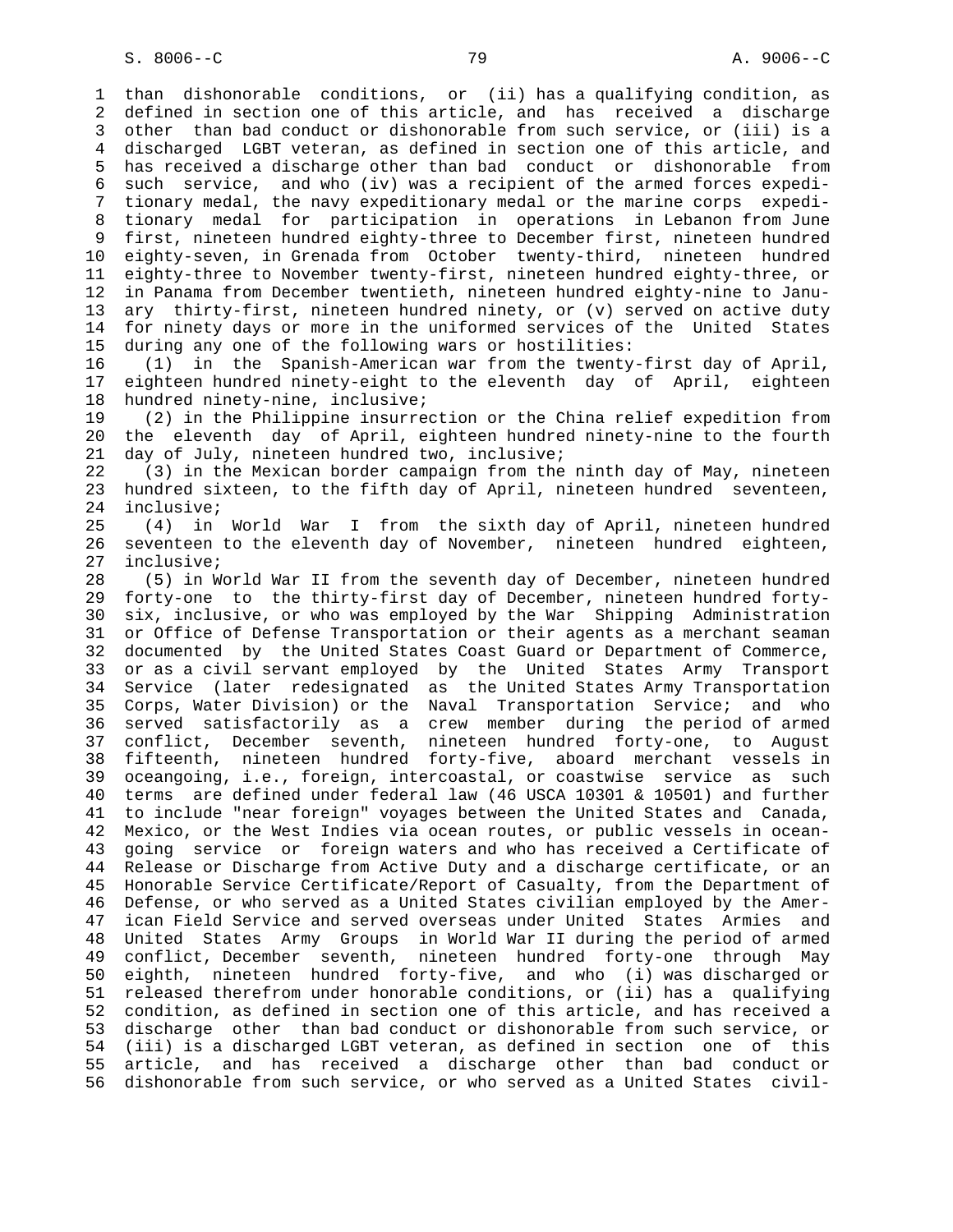than dishonorable conditions, or (ii) has a qualifying condition, as defined in section one of this article, and has received a discharge other than bad conduct or dishonorable from such service, or (iii) is a discharged LGBT veteran, as defined in section one of this article, and has received a discharge other than bad conduct or dishonorable from such service, and who (iv) was a recipient of the armed forces expeditionary medal, the navy expeditionary medal or the marine corps expeditionary medal for participation in operations in Lebanon from June first, nineteen hundred eighty-three to December first, nineteen hundred eighty-seven, in Grenada from October twenty-third, nineteen hundred eighty-three to November twenty-first, nineteen hundred eighty-three, or in Panama from December twentieth, nineteen hundred eighty-nine to January thirty-first, nineteen hundred ninety, or (v) served on active duty for ninety days or more in the uniformed services of the United States during any one of the following wars or hostilities:

(1) in the Spanish-American war from the twenty-first day of April, eighteen hundred ninety-eight to the eleventh day of April, eighteen hundred ninety-nine, inclusive;

(2) in the Philippine insurrection or the China relief expedition from the eleventh day of April, eighteen hundred ninety-nine to the fourth day of July, nineteen hundred two, inclusive;

(3) in the Mexican border campaign from the ninth day of May, nineteen hundred sixteen, to the fifth day of April, nineteen hundred seventeen, inclusive;

(4) in World War I from the sixth day of April, nineteen hundred seventeen to the eleventh day of November, nineteen hundred eighteen, inclusive;

(5) in World War II from the seventh day of December, nineteen hundred forty-one to the thirty-first day of December, nineteen hundred forty-six, inclusive, or who was employed by the War Shipping Administration or Office of Defense Transportation or their agents as a merchant seaman documented by the United States Coast Guard or Department of Commerce, or as a civil servant employed by the United States Army Transport Service (later redesignated as the United States Army Transportation Corps, Water Division) or the Naval Transportation Service; and who served satisfactorily as a crew member during the period of armed conflict, December seventh, nineteen hundred forty-one, to August fifteenth, nineteen hundred forty-five, aboard merchant vessels in oceangoing, i.e., foreign, intercoastal, or coastwise service as such terms are defined under federal law (46 USCA 10301 & 10501) and further to include "near foreign" voyages between the United States and Canada, Mexico, or the West Indies via ocean routes, or public vessels in oceangoing service or foreign waters and who has received a Certificate of Release or Discharge from Active Duty and a discharge certificate, or an Honorable Service Certificate/Report of Casualty, from the Department of Defense, or who served as a United States civilian employed by the American Field Service and served overseas under United States Armies and United States Army Groups in World War II during the period of armed conflict, December seventh, nineteen hundred forty-one through May eighth, nineteen hundred forty-five, and who (i) was discharged or released therefrom under honorable conditions, or (ii) has a qualifying condition, as defined in section one of this article, and has received a discharge other than bad conduct or dishonorable from such service, or (iii) is a discharged LGBT veteran, as defined in section one of this article, and has received a discharge other than bad conduct or dishonorable from such service, or who served as a United States civil-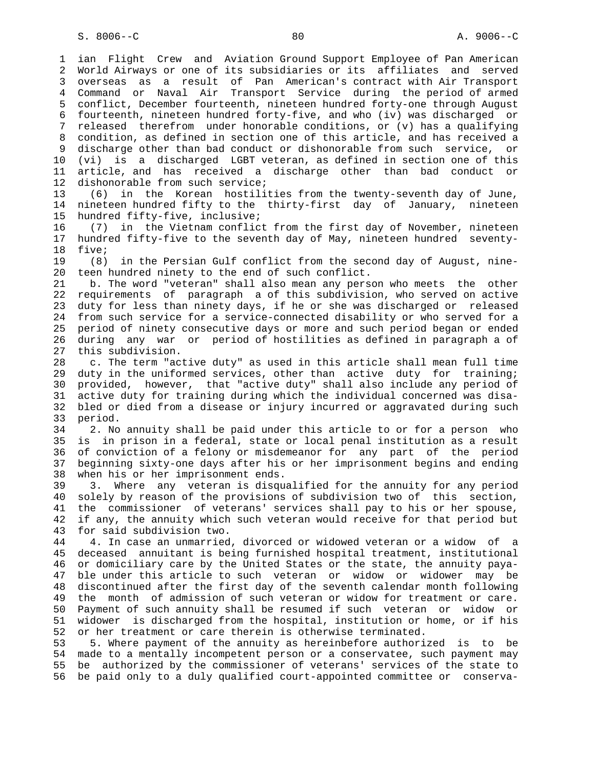ian Flight Crew and Aviation Ground Support Employee of Pan American World Airways or one of its subsidiaries or its affiliates and served overseas as a result of Pan American's contract with Air Transport Command or Naval Air Transport Service during the period of armed conflict, December fourteenth, nineteen hundred forty-one through August fourteenth, nineteen hundred forty-five, and who (iv) was discharged or released therefrom under honorable conditions, or (v) has a qualifying condition, as defined in section one of this article, and has received a discharge other than bad conduct or dishonorable from such service, or (vi) is a discharged LGBT veteran, as defined in section one of this article, and has received a discharge other than bad conduct or dishonorable from such service;

(6) in the Korean hostilities from the twenty-seventh day of June, nineteen hundred fifty to the thirty-first day of January, nineteen hundred fifty-five, inclusive;

(7) in the Vietnam conflict from the first day of November, nineteen hundred fifty-five to the seventh day of May, nineteen hundred seventy-five;

(8) in the Persian Gulf conflict from the second day of August, nineteen hundred ninety to the end of such conflict.

b. The word "veteran" shall also mean any person who meets the other requirements of paragraph a of this subdivision, who served on active duty for less than ninety days, if he or she was discharged or released from such service for a service-connected disability or who served for a period of ninety consecutive days or more and such period began or ended during any war or period of hostilities as defined in paragraph a of this subdivision.

c. The term "active duty" as used in this article shall mean full time duty in the uniformed services, other than active duty for training; provided, however, that "active duty" shall also include any period of active duty for training during which the individual concerned was disabled or died from a disease or injury incurred or aggravated during such period.

2. No annuity shall be paid under this article to or for a person who is in prison in a federal, state or local penal institution as a result of conviction of a felony or misdemeanor for any part of the period beginning sixty-one days after his or her imprisonment begins and ending when his or her imprisonment ends.

3. Where any veteran is disqualified for the annuity for any period solely by reason of the provisions of subdivision two of this section, the commissioner of veterans' services shall pay to his or her spouse, if any, the annuity which such veteran would receive for that period but for said subdivision two.

4. In case an unmarried, divorced or widowed veteran or a widow of a deceased annuitant is being furnished hospital treatment, institutional or domiciliary care by the United States or the state, the annuity payable under this article to such veteran or widow or widower may be discontinued after the first day of the seventh calendar month following the month of admission of such veteran or widow for treatment or care. Payment of such annuity shall be resumed if such veteran or widow or widower is discharged from the hospital, institution or home, or if his or her treatment or care therein is otherwise terminated.

5. Where payment of the annuity as hereinbefore authorized is to be made to a mentally incompetent person or a conservatee, such payment may be authorized by the commissioner of veterans' services of the state to be paid only to a duly qualified court-appointed committee or conserva-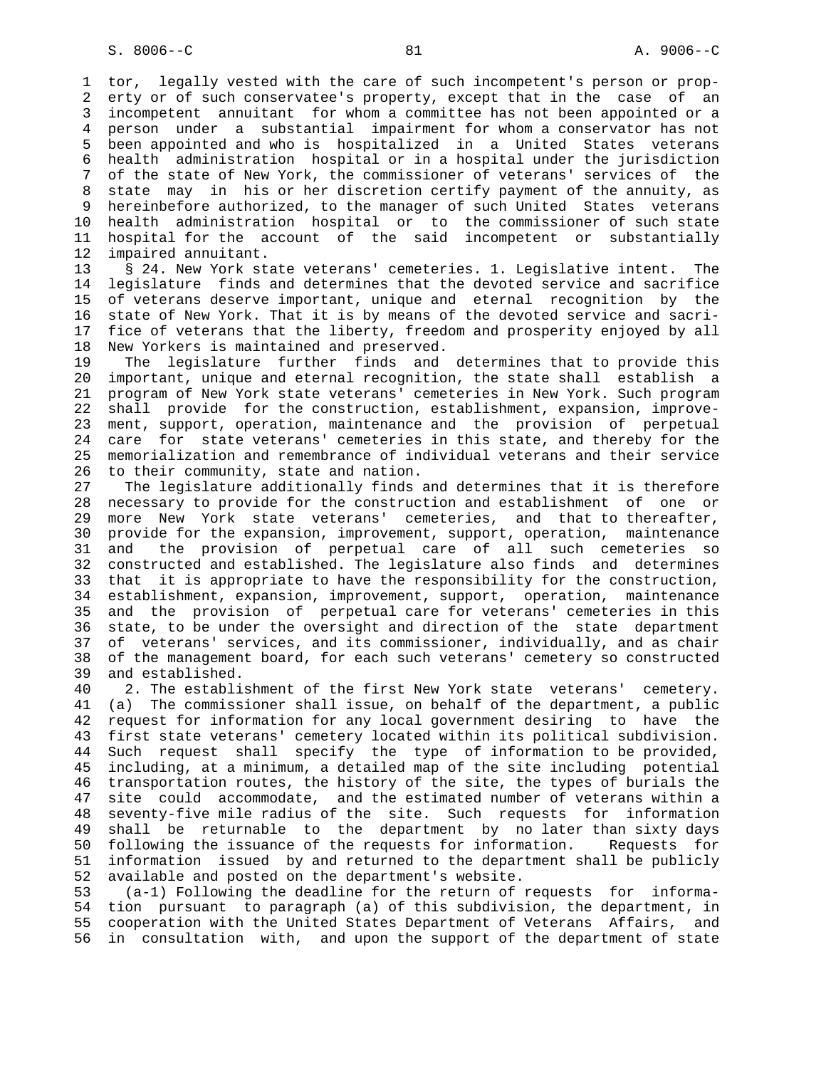tor, legally vested with the care of such incompetent's person or property or of such conservatee's property, except that in the case of an incompetent annuitant for whom a committee has not been appointed or a person under a substantial impairment for whom a conservator has not been appointed and who is hospitalized in a United States veterans health administration hospital or in a hospital under the jurisdiction of the state of New York, the commissioner of veterans' services of the state may in his or her discretion certify payment of the annuity, as hereinbefore authorized, to the manager of such United States veterans health administration hospital or to the commissioner of such state hospital for the account of the said incompetent or substantially impaired annuitant.

§ 24. New York state veterans' cemeteries. 1. Legislative intent. The legislature finds and determines that the devoted service and sacrifice of veterans deserve important, unique and eternal recognition by the state of New York. That it is by means of the devoted service and sacrifice of veterans that the liberty, freedom and prosperity enjoyed by all New Yorkers is maintained and preserved.

The legislature further finds and determines that to provide this important, unique and eternal recognition, the state shall establish a program of New York state veterans' cemeteries in New York. Such program shall provide for the construction, establishment, expansion, improvement, support, operation, maintenance and the provision of perpetual care for state veterans' cemeteries in this state, and thereby for the memorialization and remembrance of individual veterans and their service to their community, state and nation.

The legislature additionally finds and determines that it is therefore necessary to provide for the construction and establishment of one or more New York state veterans' cemeteries, and that to thereafter, provide for the expansion, improvement, support, operation, maintenance and the provision of perpetual care of all such cemeteries so constructed and established. The legislature also finds and determines that it is appropriate to have the responsibility for the construction, establishment, expansion, improvement, support, operation, maintenance and the provision of perpetual care for veterans' cemeteries in this state, to be under the oversight and direction of the state department of veterans' services, and its commissioner, individually, and as chair of the management board, for each such veterans' cemetery so constructed and established.

2. The establishment of the first New York state veterans' cemetery. (a) The commissioner shall issue, on behalf of the department, a public request for information for any local government desiring to have the first state veterans' cemetery located within its political subdivision. Such request shall specify the type of information to be provided, including, at a minimum, a detailed map of the site including potential transportation routes, the history of the site, the types of burials the site could accommodate, and the estimated number of veterans within a seventy-five mile radius of the site. Such requests for information shall be returnable to the department by no later than sixty days following the issuance of the requests for information. Requests for information issued by and returned to the department shall be publicly available and posted on the department's website.

(a-1) Following the deadline for the return of requests for information pursuant to paragraph (a) of this subdivision, the department, in cooperation with the United States Department of Veterans Affairs, and in consultation with, and upon the support of the department of state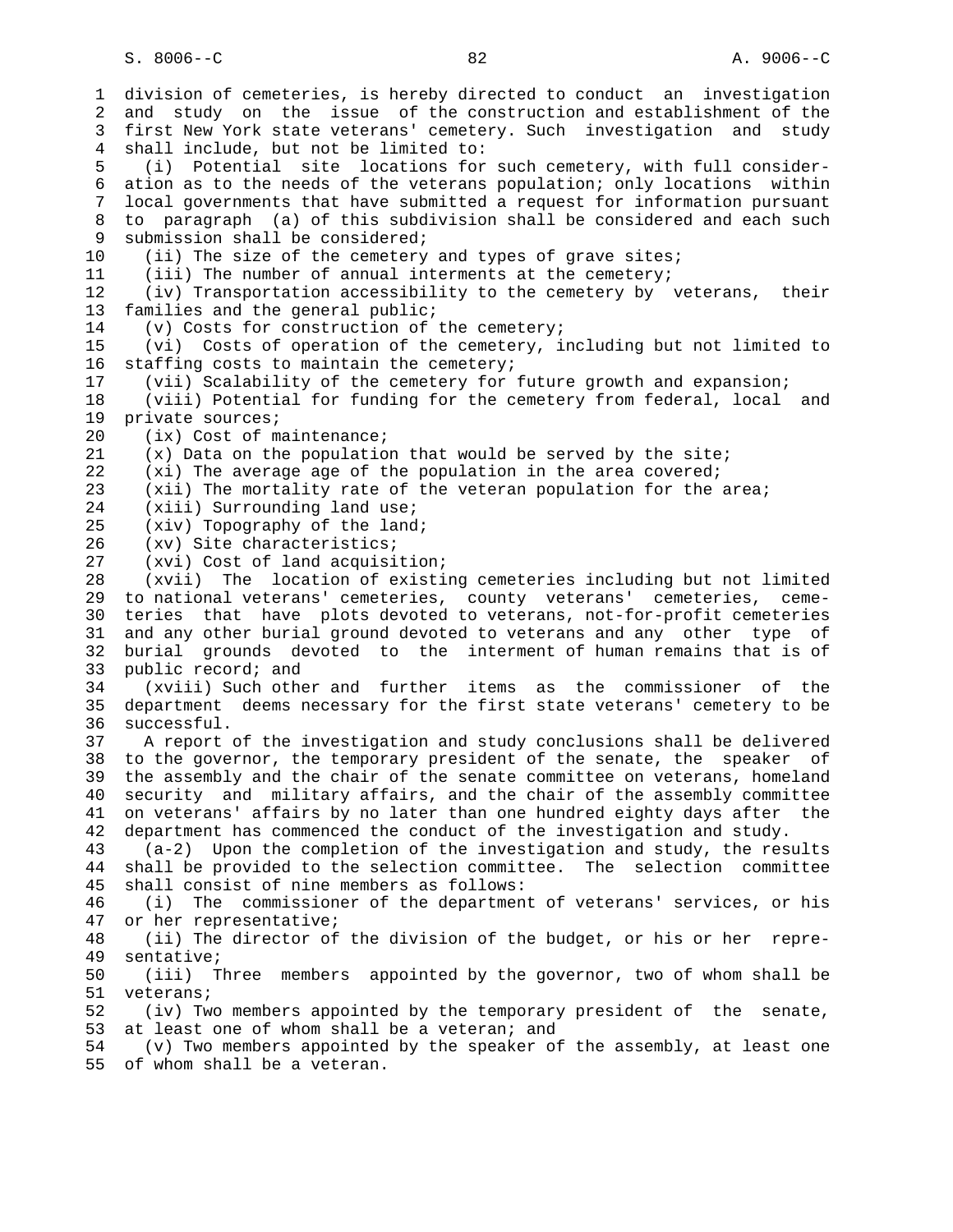division of cemeteries, is hereby directed to conduct an investigation and study on the issue of the construction and establishment of the first New York state veterans' cemetery. Such investigation and study shall include, but not be limited to:

(i) Potential site locations for such cemetery, with full consideration as to the needs of the veterans population; only locations within local governments that have submitted a request for information pursuant to paragraph (a) of this subdivision shall be considered and each such submission shall be considered;

(ii) The size of the cemetery and types of grave sites;

(iii) The number of annual interments at the cemetery;

(iv) Transportation accessibility to the cemetery by veterans, their families and the general public;

(v) Costs for construction of the cemetery;

(vi) Costs of operation of the cemetery, including but not limited to staffing costs to maintain the cemetery;

(vii) Scalability of the cemetery for future growth and expansion;

(viii) Potential for funding for the cemetery from federal, local and private sources;

(ix) Cost of maintenance;

(x) Data on the population that would be served by the site;

(xi) The average age of the population in the area covered;

(xii) The mortality rate of the veteran population for the area;

(xiii) Surrounding land use;

(xiv) Topography of the land;

(xv) Site characteristics;

(xvi) Cost of land acquisition;

(xvii) The location of existing cemeteries including but not limited to national veterans' cemeteries, county veterans' cemeteries, cemeteries that have plots devoted to veterans, not-for-profit cemeteries and any other burial ground devoted to veterans and any other type of burial grounds devoted to the interment of human remains that is of public record; and

(xviii) Such other and further items as the commissioner of the department deems necessary for the first state veterans' cemetery to be successful.

A report of the investigation and study conclusions shall be delivered to the governor, the temporary president of the senate, the speaker of the assembly and the chair of the senate committee on veterans, homeland security and military affairs, and the chair of the assembly committee on veterans' affairs by no later than one hundred eighty days after the department has commenced the conduct of the investigation and study.

(a-2) Upon the completion of the investigation and study, the results shall be provided to the selection committee. The selection committee shall consist of nine members as follows:

(i) The commissioner of the department of veterans' services, or his or her representative;

(ii) The director of the division of the budget, or his or her representative;

(iii) Three members appointed by the governor, two of whom shall be veterans;

(iv) Two members appointed by the temporary president of the senate, at least one of whom shall be a veteran; and

(v) Two members appointed by the speaker of the assembly, at least one of whom shall be a veteran.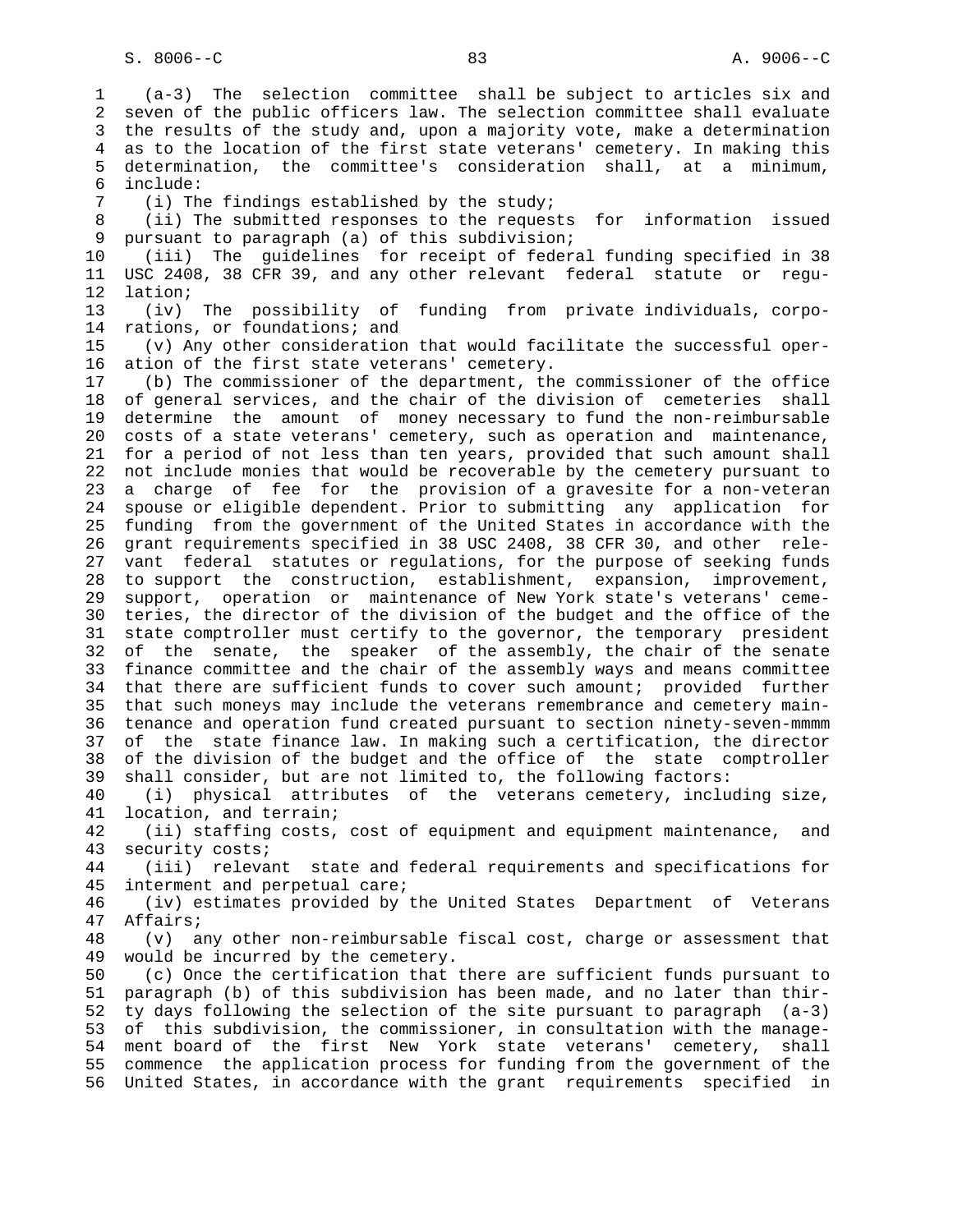(a-3) The selection committee shall be subject to articles six and seven of the public officers law. The selection committee shall evaluate the results of the study and, upon a majority vote, make a determination as to the location of the first state veterans' cemetery. In making this determination, the committee's consideration shall, at a minimum, include:

(i) The findings established by the study;

(ii) The submitted responses to the requests for information issued pursuant to paragraph (a) of this subdivision;

(iii) The guidelines for receipt of federal funding specified in 38 USC 2408, 38 CFR 39, and any other relevant federal statute or regulation;

(iv) The possibility of funding from private individuals, corporations, or foundations; and

(v) Any other consideration that would facilitate the successful operation of the first state veterans' cemetery.

(b) The commissioner of the department, the commissioner of the office of general services, and the chair of the division of cemeteries shall determine the amount of money necessary to fund the non-reimbursable costs of a state veterans' cemetery, such as operation and maintenance, for a period of not less than ten years, provided that such amount shall not include monies that would be recoverable by the cemetery pursuant to a charge of fee for the provision of a gravesite for a non-veteran spouse or eligible dependent. Prior to submitting any application for funding from the government of the United States in accordance with the grant requirements specified in 38 USC 2408, 38 CFR 30, and other relevant federal statutes or regulations, for the purpose of seeking funds to support the construction, establishment, expansion, improvement, support, operation or maintenance of New York state's veterans' cemeteries, the director of the division of the budget and the office of the state comptroller must certify to the governor, the temporary president of the senate, the speaker of the assembly, the chair of the senate finance committee and the chair of the assembly ways and means committee that there are sufficient funds to cover such amount; provided further that such moneys may include the veterans remembrance and cemetery maintenance and operation fund created pursuant to section ninety-seven-mmmm of the state finance law. In making such a certification, the director of the division of the budget and the office of the state comptroller shall consider, but are not limited to, the following factors:

(i) physical attributes of the veterans cemetery, including size, location, and terrain;

(ii) staffing costs, cost of equipment and equipment maintenance, and security costs;

(iii) relevant state and federal requirements and specifications for interment and perpetual care;

(iv) estimates provided by the United States Department of Veterans Affairs;

(v) any other non-reimbursable fiscal cost, charge or assessment that would be incurred by the cemetery.

(c) Once the certification that there are sufficient funds pursuant to paragraph (b) of this subdivision has been made, and no later than thirty days following the selection of the site pursuant to paragraph (a-3) of this subdivision, the commissioner, in consultation with the management board of the first New York state veterans' cemetery, shall commence the application process for funding from the government of the United States, in accordance with the grant requirements specified in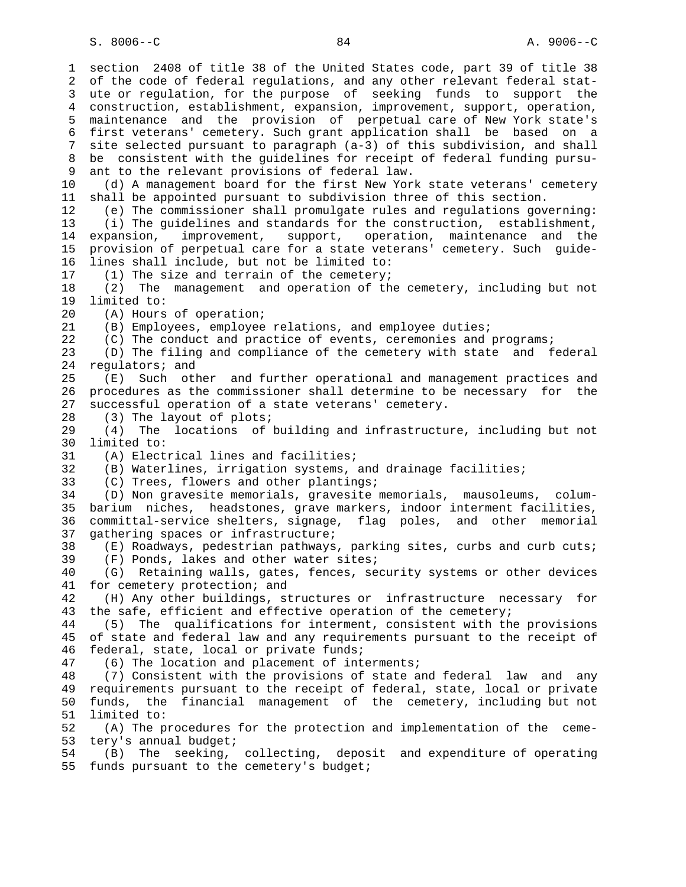section 2408 of title 38 of the United States code, part 39 of title 38 of the code of federal regulations, and any other relevant federal statute or regulation, for the purpose of seeking funds to support the construction, establishment, expansion, improvement, support, operation, maintenance and the provision of perpetual care of New York state's first veterans' cemetery. Such grant application shall be based on a site selected pursuant to paragraph (a-3) of this subdivision, and shall be consistent with the guidelines for receipt of federal funding pursuant to the relevant provisions of federal law.

(d) A management board for the first New York state veterans' cemetery shall be appointed pursuant to subdivision three of this section.

(e) The commissioner shall promulgate rules and regulations governing:

(i) The guidelines and standards for the construction, establishment, expansion, improvement, support, operation, maintenance and the provision of perpetual care for a state veterans' cemetery. Such guidelines shall include, but not be limited to:

(1) The size and terrain of the cemetery;

(2) The management and operation of the cemetery, including but not limited to:

(A) Hours of operation;

(B) Employees, employee relations, and employee duties;

(C) The conduct and practice of events, ceremonies and programs;

(D) The filing and compliance of the cemetery with state and federal regulators; and

(E) Such other and further operational and management practices and procedures as the commissioner shall determine to be necessary for the successful operation of a state veterans' cemetery.

(3) The layout of plots;

(4) The locations of building and infrastructure, including but not limited to:

(A) Electrical lines and facilities;

(B) Waterlines, irrigation systems, and drainage facilities;

(C) Trees, flowers and other plantings;

(D) Non gravesite memorials, gravesite memorials, mausoleums, columbarium niches, headstones, grave markers, indoor interment facilities, committal-service shelters, signage, flag poles, and other memorial gathering spaces or infrastructure;

(E) Roadways, pedestrian pathways, parking sites, curbs and curb cuts;

(F) Ponds, lakes and other water sites;

(G) Retaining walls, gates, fences, security systems or other devices for cemetery protection; and

(H) Any other buildings, structures or infrastructure necessary for the safe, efficient and effective operation of the cemetery;

(5) The qualifications for interment, consistent with the provisions of state and federal law and any requirements pursuant to the receipt of federal, state, local or private funds;

(6) The location and placement of interments;

(7) Consistent with the provisions of state and federal law and any requirements pursuant to the receipt of federal, state, local or private funds, the financial management of the cemetery, including but not limited to:

(A) The procedures for the protection and implementation of the cemetery's annual budget;

(B) The seeking, collecting, deposit and expenditure of operating funds pursuant to the cemetery's budget;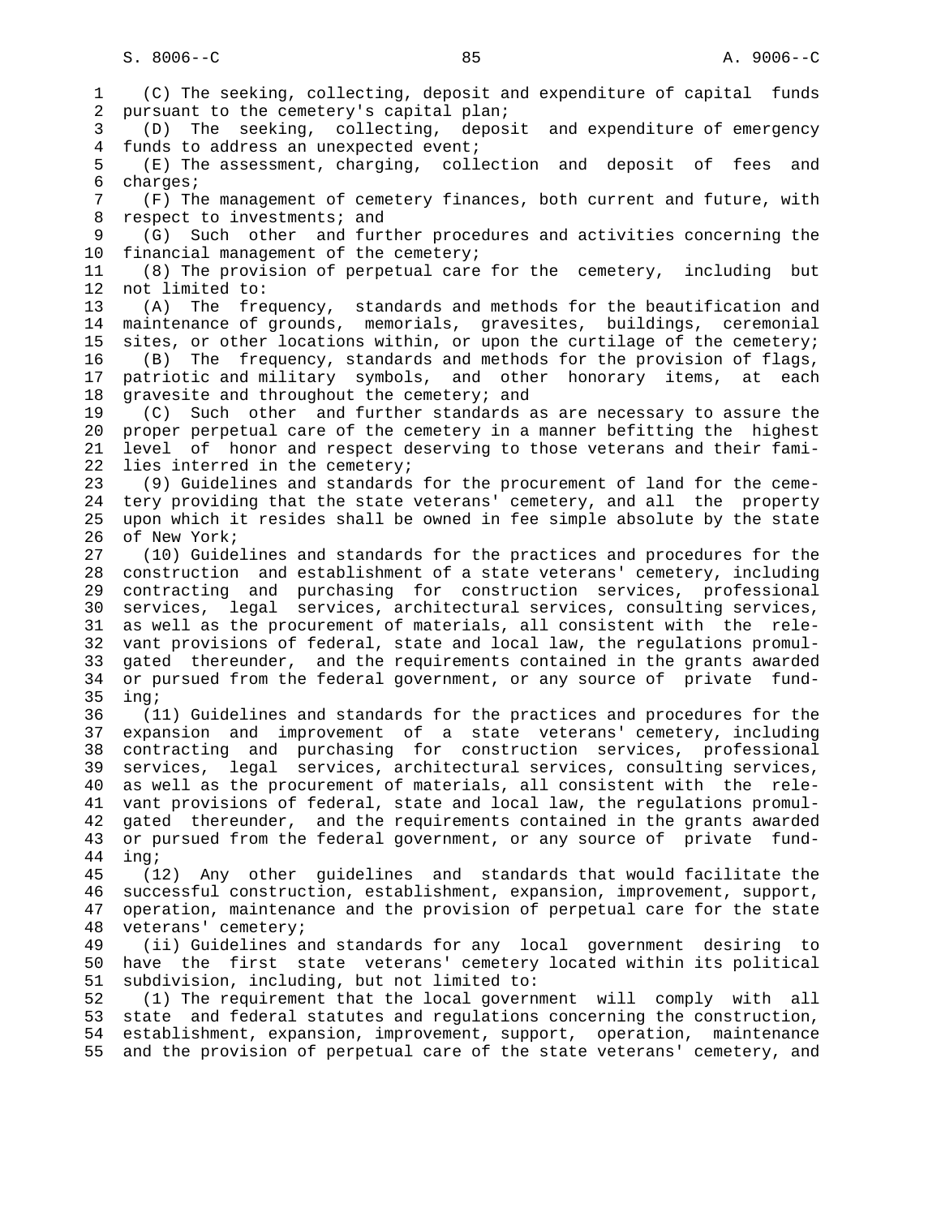(C) The seeking, collecting, deposit and expenditure of capital funds pursuant to the cemetery's capital plan;

(D) The seeking, collecting, deposit and expenditure of emergency funds to address an unexpected event;

(E) The assessment, charging, collection and deposit of fees and charges;

(F) The management of cemetery finances, both current and future, with respect to investments; and

(G) Such other and further procedures and activities concerning the financial management of the cemetery;

(8) The provision of perpetual care for the cemetery, including but not limited to:

(A) The frequency, standards and methods for the beautification and maintenance of grounds, memorials, gravesites, buildings, ceremonial sites, or other locations within, or upon the curtilage of the cemetery;

(B) The frequency, standards and methods for the provision of flags, patriotic and military symbols, and other honorary items, at each gravesite and throughout the cemetery; and

(C) Such other and further standards as are necessary to assure the proper perpetual care of the cemetery in a manner befitting the highest level of honor and respect deserving to those veterans and their families interred in the cemetery;

(9) Guidelines and standards for the procurement of land for the cemetery providing that the state veterans' cemetery, and all the property upon which it resides shall be owned in fee simple absolute by the state of New York;

(10) Guidelines and standards for the practices and procedures for the construction and establishment of a state veterans' cemetery, including contracting and purchasing for construction services, professional services, legal services, architectural services, consulting services, as well as the procurement of materials, all consistent with the relevant provisions of federal, state and local law, the regulations promulgated thereunder, and the requirements contained in the grants awarded or pursued from the federal government, or any source of private funding;

(11) Guidelines and standards for the practices and procedures for the expansion and improvement of a state veterans' cemetery, including contracting and purchasing for construction services, professional services, legal services, architectural services, consulting services, as well as the procurement of materials, all consistent with the relevant provisions of federal, state and local law, the regulations promulgated thereunder, and the requirements contained in the grants awarded or pursued from the federal government, or any source of private funding;

(12) Any other guidelines and standards that would facilitate the successful construction, establishment, expansion, improvement, support, operation, maintenance and the provision of perpetual care for the state veterans' cemetery;

(ii) Guidelines and standards for any local government desiring to have the first state veterans' cemetery located within its political subdivision, including, but not limited to:

(1) The requirement that the local government will comply with all state and federal statutes and regulations concerning the construction, establishment, expansion, improvement, support, operation, maintenance and the provision of perpetual care of the state veterans' cemetery, and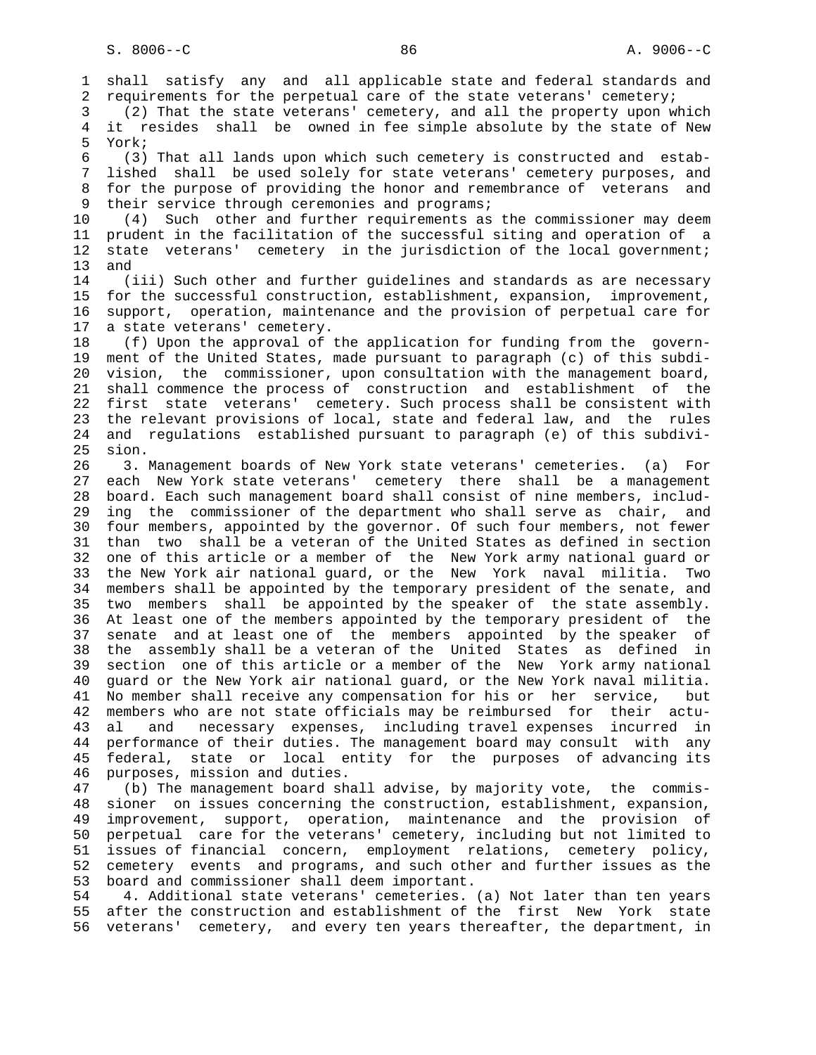shall satisfy any and all applicable state and federal standards and requirements for the perpetual care of the state veterans' cemetery;

(2) That the state veterans' cemetery, and all the property upon which it resides shall be owned in fee simple absolute by the state of New York;

(3) That all lands upon which such cemetery is constructed and established shall be used solely for state veterans' cemetery purposes, and for the purpose of providing the honor and remembrance of veterans and their service through ceremonies and programs;

(4) Such other and further requirements as the commissioner may deem prudent in the facilitation of the successful siting and operation of a state veterans' cemetery in the jurisdiction of the local government; and

(iii) Such other and further guidelines and standards as are necessary for the successful construction, establishment, expansion, improvement, support, operation, maintenance and the provision of perpetual care for a state veterans' cemetery.

(f) Upon the approval of the application for funding from the government of the United States, made pursuant to paragraph (c) of this subdivision, the commissioner, upon consultation with the management board, shall commence the process of construction and establishment of the first state veterans' cemetery. Such process shall be consistent with the relevant provisions of local, state and federal law, and the rules and regulations established pursuant to paragraph (e) of this subdivision.

3. Management boards of New York state veterans' cemeteries. (a) For each New York state veterans' cemetery there shall be a management board. Each such management board shall consist of nine members, including the commissioner of the department who shall serve as chair, and four members, appointed by the governor. Of such four members, not fewer than two shall be a veteran of the United States as defined in section one of this article or a member of the New York army national guard or the New York air national guard, or the New York naval militia. Two members shall be appointed by the temporary president of the senate, and two members shall be appointed by the speaker of the state assembly. At least one of the members appointed by the temporary president of the senate and at least one of the members appointed by the speaker of the assembly shall be a veteran of the United States as defined in section one of this article or a member of the New York army national guard or the New York air national guard, or the New York naval militia. No member shall receive any compensation for his or her service, but members who are not state officials may be reimbursed for their actual and necessary expenses, including travel expenses incurred in performance of their duties. The management board may consult with any federal, state or local entity for the purposes of advancing its purposes, mission and duties.

(b) The management board shall advise, by majority vote, the commissioner on issues concerning the construction, establishment, expansion, improvement, support, operation, maintenance and the provision of perpetual care for the veterans' cemetery, including but not limited to issues of financial concern, employment relations, cemetery policy, cemetery events and programs, and such other and further issues as the board and commissioner shall deem important.

4. Additional state veterans' cemeteries. (a) Not later than ten years after the construction and establishment of the first New York state veterans' cemetery, and every ten years thereafter, the department, in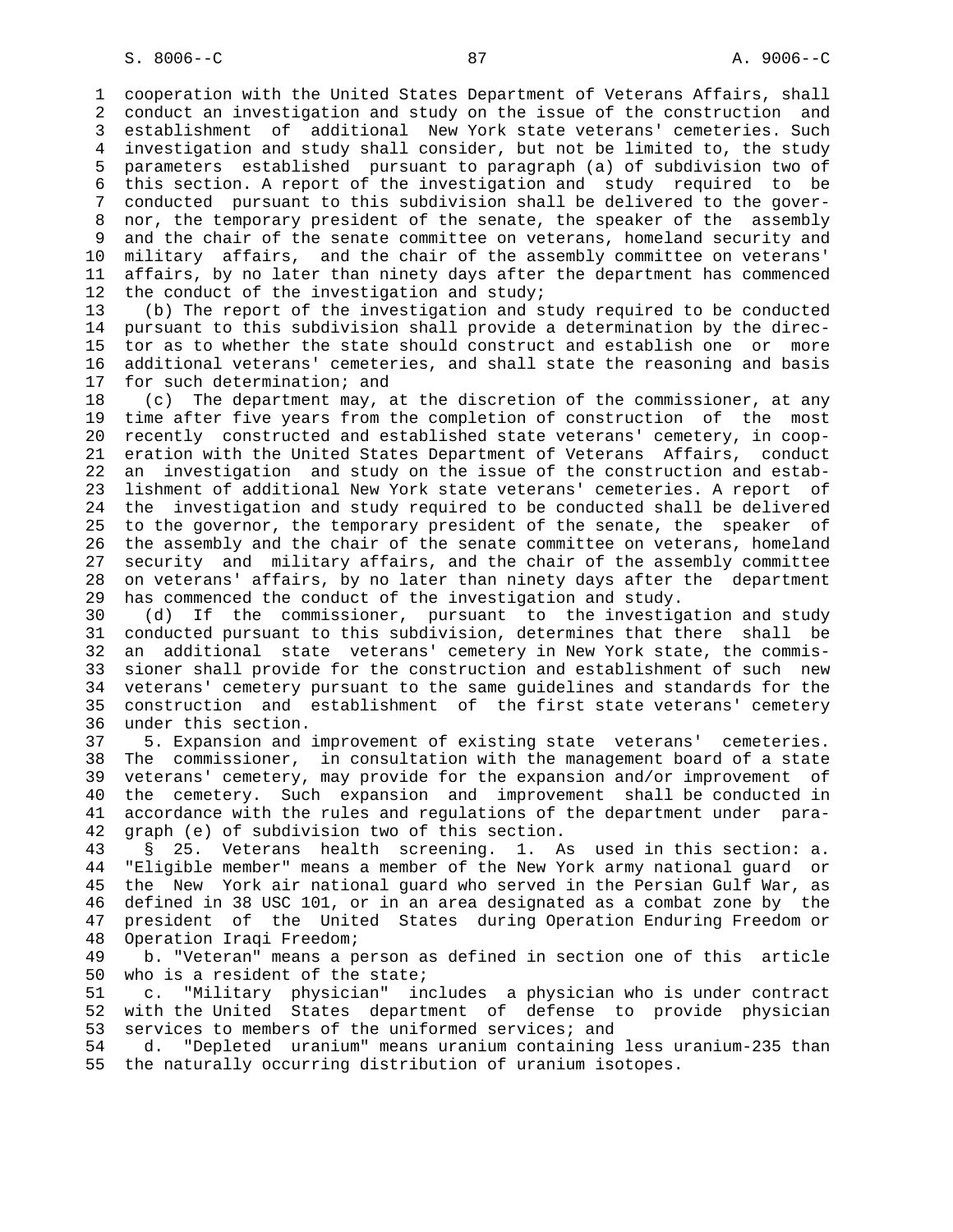cooperation with the United States Department of Veterans Affairs, shall conduct an investigation and study on the issue of the construction and establishment of additional New York state veterans' cemeteries. Such investigation and study shall consider, but not be limited to, the study parameters established pursuant to paragraph (a) of subdivision two of this section. A report of the investigation and study required to be conducted pursuant to this subdivision shall be delivered to the governor, the temporary president of the senate, the speaker of the assembly and the chair of the senate committee on veterans, homeland security and military affairs, and the chair of the assembly committee on veterans' affairs, by no later than ninety days after the department has commenced the conduct of the investigation and study;

(b) The report of the investigation and study required to be conducted pursuant to this subdivision shall provide a determination by the director as to whether the state should construct and establish one or more additional veterans' cemeteries, and shall state the reasoning and basis for such determination; and

(c) The department may, at the discretion of the commissioner, at any time after five years from the completion of construction of the most recently constructed and established state veterans' cemetery, in cooperation with the United States Department of Veterans Affairs, conduct an investigation and study on the issue of the construction and establishment of additional New York state veterans' cemeteries. A report of the investigation and study required to be conducted shall be delivered to the governor, the temporary president of the senate, the speaker of the assembly and the chair of the senate committee on veterans, homeland security and military affairs, and the chair of the assembly committee on veterans' affairs, by no later than ninety days after the department has commenced the conduct of the investigation and study.

(d) If the commissioner, pursuant to the investigation and study conducted pursuant to this subdivision, determines that there shall be an additional state veterans' cemetery in New York state, the commissioner shall provide for the construction and establishment of such new veterans' cemetery pursuant to the same guidelines and standards for the construction and establishment of the first state veterans' cemetery under this section.

5. Expansion and improvement of existing state veterans' cemeteries. The commissioner, in consultation with the management board of a state veterans' cemetery, may provide for the expansion and/or improvement of the cemetery. Such expansion and improvement shall be conducted in accordance with the rules and regulations of the department under paragraph (e) of subdivision two of this section.

§ 25. Veterans health screening. 1. As used in this section: a. "Eligible member" means a member of the New York army national guard or the New York air national guard who served in the Persian Gulf War, as defined in 38 USC 101, or in an area designated as a combat zone by the president of the United States during Operation Enduring Freedom or Operation Iraqi Freedom;

b. "Veteran" means a person as defined in section one of this article who is a resident of the state;

c. "Military physician" includes a physician who is under contract with the United States department of defense to provide physician services to members of the uniformed services; and

d. "Depleted uranium" means uranium containing less uranium-235 than the naturally occurring distribution of uranium isotopes.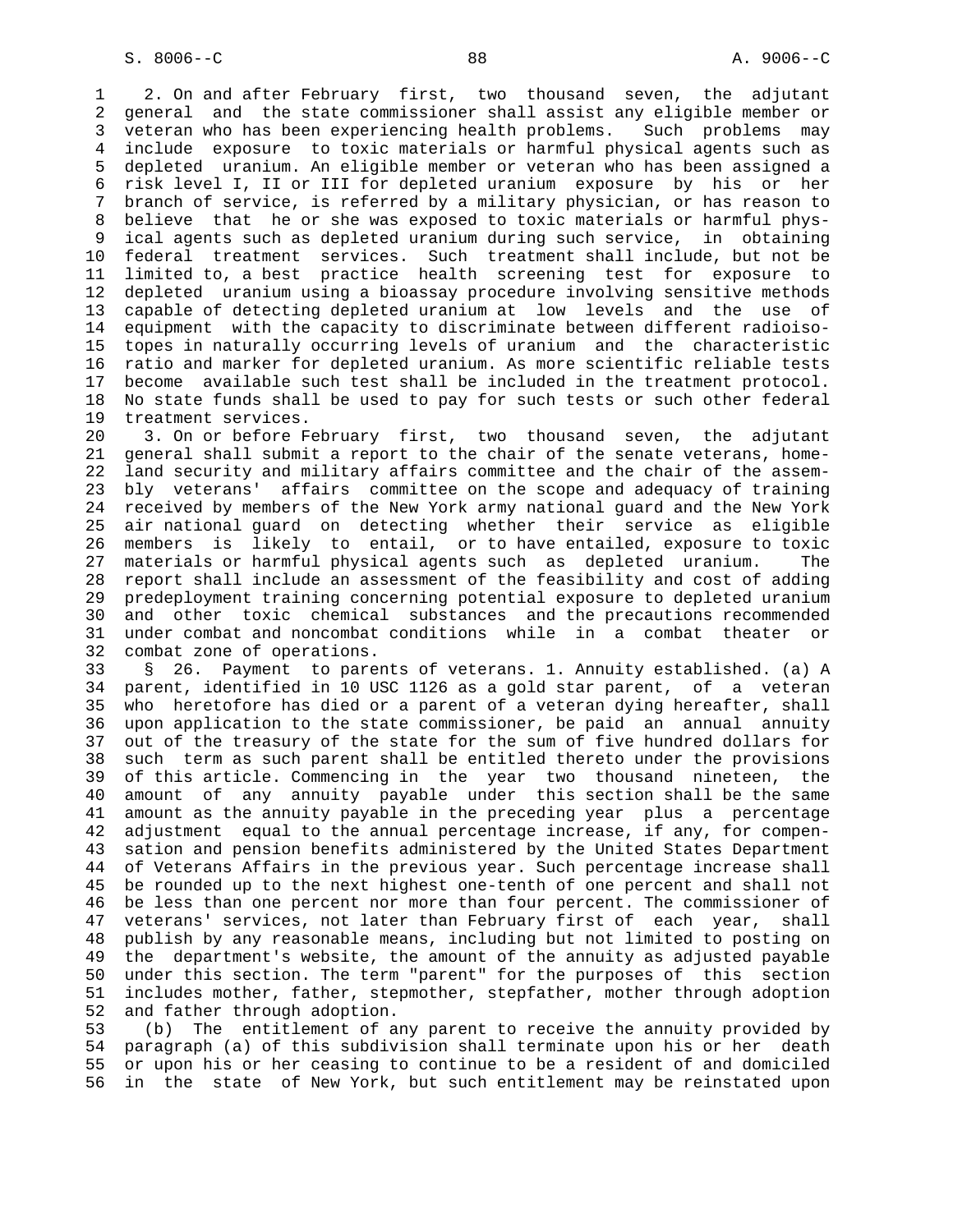2. On and after February first, two thousand seven, the adjutant general and the state commissioner shall assist any eligible member or veteran who has been experiencing health problems. Such problems may include exposure to toxic materials or harmful physical agents such as depleted uranium. An eligible member or veteran who has been assigned a risk level I, II or III for depleted uranium exposure by his or her branch of service, is referred by a military physician, or has reason to believe that he or she was exposed to toxic materials or harmful physical agents such as depleted uranium during such service, in obtaining federal treatment services. Such treatment shall include, but not be limited to, a best practice health screening test for exposure to depleted uranium using a bioassay procedure involving sensitive methods capable of detecting depleted uranium at low levels and the use of equipment with the capacity to discriminate between different radioisotopes in naturally occurring levels of uranium and the characteristic ratio and marker for depleted uranium. As more scientific reliable tests become available such test shall be included in the treatment protocol. No state funds shall be used to pay for such tests or such other federal treatment services.

3. On or before February first, two thousand seven, the adjutant general shall submit a report to the chair of the senate veterans, homeland security and military affairs committee and the chair of the assembly veterans' affairs committee on the scope and adequacy of training received by members of the New York army national guard and the New York air national guard on detecting whether their service as eligible members is likely to entail, or to have entailed, exposure to toxic materials or harmful physical agents such as depleted uranium. The report shall include an assessment of the feasibility and cost of adding predeployment training concerning potential exposure to depleted uranium and other toxic chemical substances and the precautions recommended under combat and noncombat conditions while in a combat theater or combat zone of operations.

§ 26. Payment to parents of veterans. 1. Annuity established. (a) A parent, identified in 10 USC 1126 as a gold star parent, of a veteran who heretofore has died or a parent of a veteran dying hereafter, shall upon application to the state commissioner, be paid an annual annuity out of the treasury of the state for the sum of five hundred dollars for such term as such parent shall be entitled thereto under the provisions of this article. Commencing in the year two thousand nineteen, the amount of any annuity payable under this section shall be the same amount as the annuity payable in the preceding year plus a percentage adjustment equal to the annual percentage increase, if any, for compensation and pension benefits administered by the United States Department of Veterans Affairs in the previous year. Such percentage increase shall be rounded up to the next highest one-tenth of one percent and shall not be less than one percent nor more than four percent. The commissioner of veterans' services, not later than February first of each year, shall publish by any reasonable means, including but not limited to posting on the department's website, the amount of the annuity as adjusted payable under this section. The term "parent" for the purposes of this section includes mother, father, stepmother, stepfather, mother through adoption and father through adoption.

(b) The entitlement of any parent to receive the annuity provided by paragraph (a) of this subdivision shall terminate upon his or her death or upon his or her ceasing to continue to be a resident of and domiciled in the state of New York, but such entitlement may be reinstated upon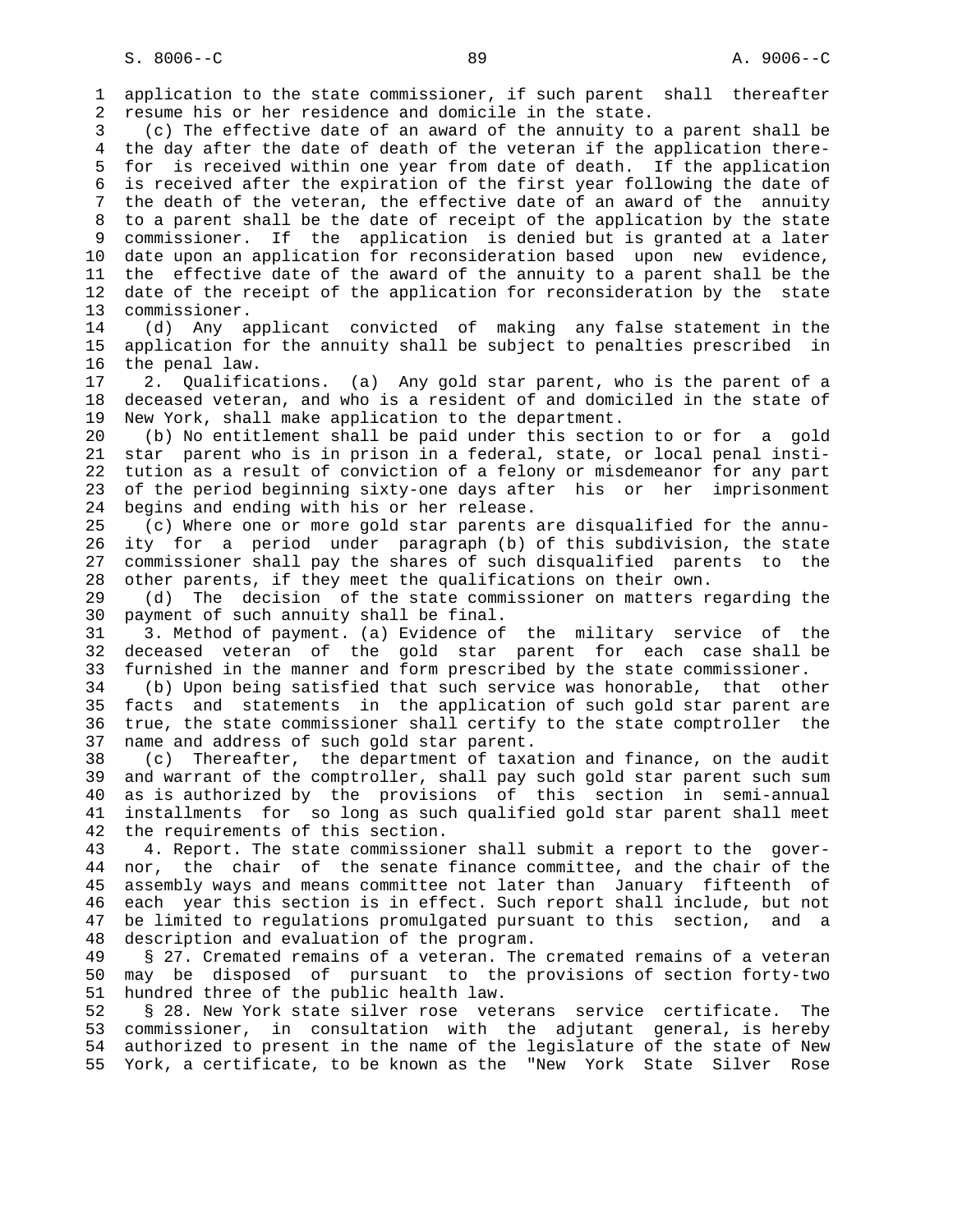application to the state commissioner, if such parent shall thereafter resume his or her residence and domicile in the state.

(c) The effective date of an award of the annuity to a parent shall be the day after the date of death of the veteran if the application therefor is received within one year from date of death. If the application is received after the expiration of the first year following the date of the death of the veteran, the effective date of an award of the annuity to a parent shall be the date of receipt of the application by the state commissioner. If the application is denied but is granted at a later date upon an application for reconsideration based upon new evidence, the effective date of the award of the annuity to a parent shall be the date of the receipt of the application for reconsideration by the state commissioner.

(d) Any applicant convicted of making any false statement in the application for the annuity shall be subject to penalties prescribed in the penal law.

2. Qualifications. (a) Any gold star parent, who is the parent of a deceased veteran, and who is a resident of and domiciled in the state of New York, shall make application to the department.

(b) No entitlement shall be paid under this section to or for a gold star parent who is in prison in a federal, state, or local penal institution as a result of conviction of a felony or misdemeanor for any part of the period beginning sixty-one days after his or her imprisonment begins and ending with his or her release.

(c) Where one or more gold star parents are disqualified for the annuity for a period under paragraph (b) of this subdivision, the state commissioner shall pay the shares of such disqualified parents to the other parents, if they meet the qualifications on their own.

(d) The decision of the state commissioner on matters regarding the payment of such annuity shall be final.

3. Method of payment. (a) Evidence of the military service of the deceased veteran of the gold star parent for each case shall be furnished in the manner and form prescribed by the state commissioner.

(b) Upon being satisfied that such service was honorable, that other facts and statements in the application of such gold star parent are true, the state commissioner shall certify to the state comptroller the name and address of such gold star parent.

(c) Thereafter, the department of taxation and finance, on the audit and warrant of the comptroller, shall pay such gold star parent such sum as is authorized by the provisions of this section in semi-annual installments for so long as such qualified gold star parent shall meet the requirements of this section.

4. Report. The state commissioner shall submit a report to the governor, the chair of the senate finance committee, and the chair of the assembly ways and means committee not later than January fifteenth of each year this section is in effect. Such report shall include, but not be limited to regulations promulgated pursuant to this section, and a description and evaluation of the program.

§ 27. Cremated remains of a veteran. The cremated remains of a veteran may be disposed of pursuant to the provisions of section forty-two hundred three of the public health law.

§ 28. New York state silver rose veterans service certificate. The commissioner, in consultation with the adjutant general, is hereby authorized to present in the name of the legislature of the state of New York, a certificate, to be known as the "New York State Silver Rose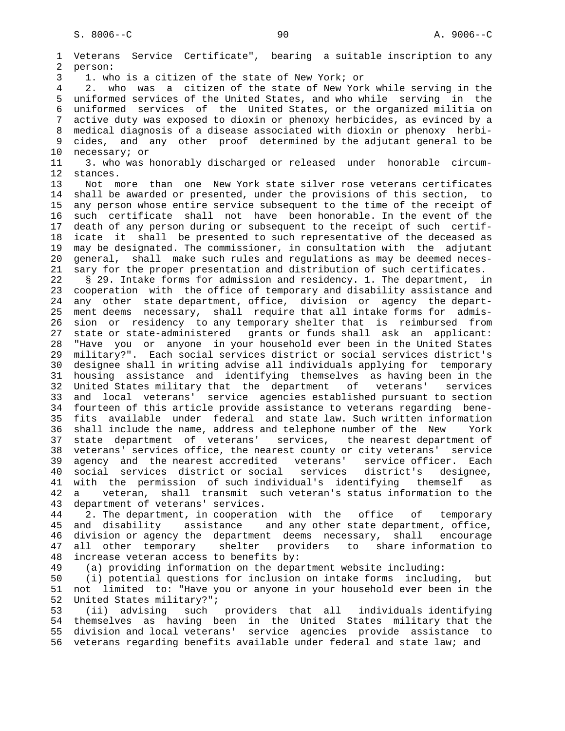Veterans Service Certificate", bearing a suitable inscription to any person:

1. who is a citizen of the state of New York; or

2. who was a citizen of the state of New York while serving in the uniformed services of the United States, and who while serving in the uniformed services of the United States, or the organized militia on active duty was exposed to dioxin or phenoxy herbicides, as evinced by a medical diagnosis of a disease associated with dioxin or phenoxy herbicides, and any other proof determined by the adjutant general to be necessary; or

3. who was honorably discharged or released under honorable circumstances.

Not more than one New York state silver rose veterans certificates shall be awarded or presented, under the provisions of this section, to any person whose entire service subsequent to the time of the receipt of such certificate shall not have been honorable. In the event of the death of any person during or subsequent to the receipt of such certificate it shall be presented to such representative of the deceased as may be designated. The commissioner, in consultation with the adjutant general, shall make such rules and regulations as may be deemed necessary for the proper presentation and distribution of such certificates.

§ 29. Intake forms for admission and residency. 1. The department, in cooperation with the office of temporary and disability assistance and any other state department, office, division or agency the department deems necessary, shall require that all intake forms for admission or residency to any temporary shelter that is reimbursed from state or state-administered grants or funds shall ask an applicant: "Have you or anyone in your household ever been in the United States military?". Each social services district or social services district's designee shall in writing advise all individuals applying for temporary housing assistance and identifying themselves as having been in the United States military that the department of veterans' services and local veterans' service agencies established pursuant to section fourteen of this article provide assistance to veterans regarding benefits available under federal and state law. Such written information shall include the name, address and telephone number of the New York state department of veterans' services, the nearest department of veterans' services office, the nearest county or city veterans' service agency and the nearest accredited veterans' service officer. Each social services district or social services district's designee, with the permission of such individual's identifying themself as a veteran, shall transmit such veteran's status information to the department of veterans' services.

2. The department, in cooperation with the office of temporary and disability assistance and any other state department, office, division or agency the department deems necessary, shall encourage all other temporary shelter providers to share information to increase veteran access to benefits by:

(a) providing information on the department website including:

(i) potential questions for inclusion on intake forms including, but not limited to: "Have you or anyone in your household ever been in the United States military?";

(ii) advising such providers that all individuals identifying themselves as having been in the United States military that the division and local veterans' service agencies provide assistance to veterans regarding benefits available under federal and state law; and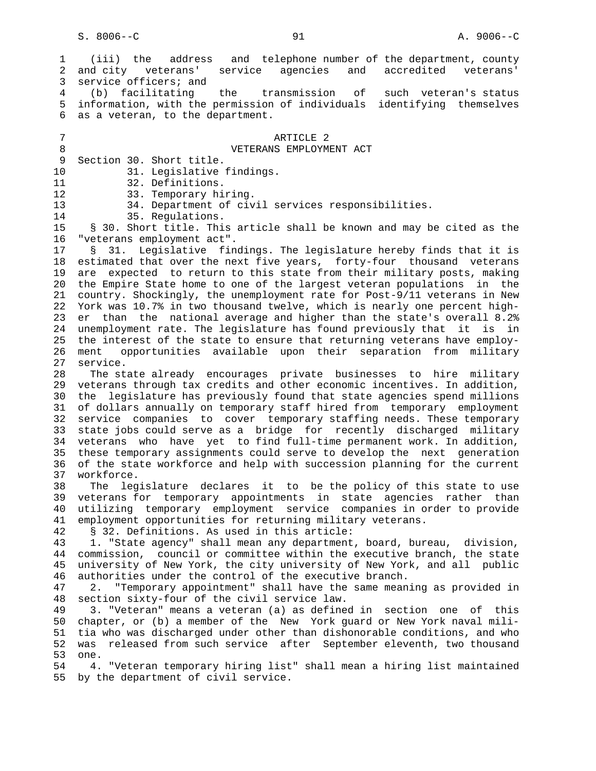(iii) the address and telephone number of the department, county and city veterans' service agencies and accredited veterans' service officers; and

(b) facilitating the transmission of such veteran's status information, with the permission of individuals identifying themselves as a veteran, to the department.

## ARTICLE 2
## VETERANS EMPLOYMENT ACT

Section 30. Short title.
31. Legislative findings.
32. Definitions.
33. Temporary hiring.
34. Department of civil services responsibilities.
35. Regulations.

§ 30. Short title. This article shall be known and may be cited as the "veterans employment act".

§ 31. Legislative findings. The legislature hereby finds that it is estimated that over the next five years, forty-four thousand veterans are expected to return to this state from their military posts, making the Empire State home to one of the largest veteran populations in the country. Shockingly, the unemployment rate for Post-9/11 veterans in New York was 10.7% in two thousand twelve, which is nearly one percent higher than the national average and higher than the state's overall 8.2% unemployment rate. The legislature has found previously that it is in the interest of the state to ensure that returning veterans have employment opportunities available upon their separation from military service.

The state already encourages private businesses to hire military veterans through tax credits and other economic incentives. In addition, the legislature has previously found that state agencies spend millions of dollars annually on temporary staff hired from temporary employment service companies to cover temporary staffing needs. These temporary state jobs could serve as a bridge for recently discharged military veterans who have yet to find full-time permanent work. In addition, these temporary assignments could serve to develop the next generation of the state workforce and help with succession planning for the current workforce.

The legislature declares it to be the policy of this state to use veterans for temporary appointments in state agencies rather than utilizing temporary employment service companies in order to provide employment opportunities for returning military veterans.

§ 32. Definitions. As used in this article:

1. "State agency" shall mean any department, board, bureau, division, commission, council or committee within the executive branch, the state university of New York, the city university of New York, and all public authorities under the control of the executive branch.

2. "Temporary appointment" shall have the same meaning as provided in section sixty-four of the civil service law.

3. "Veteran" means a veteran (a) as defined in section one of this chapter, or (b) a member of the New York guard or New York naval militia who was discharged under other than dishonorable conditions, and who was released from such service after September eleventh, two thousand one.

4. "Veteran temporary hiring list" shall mean a hiring list maintained by the department of civil service.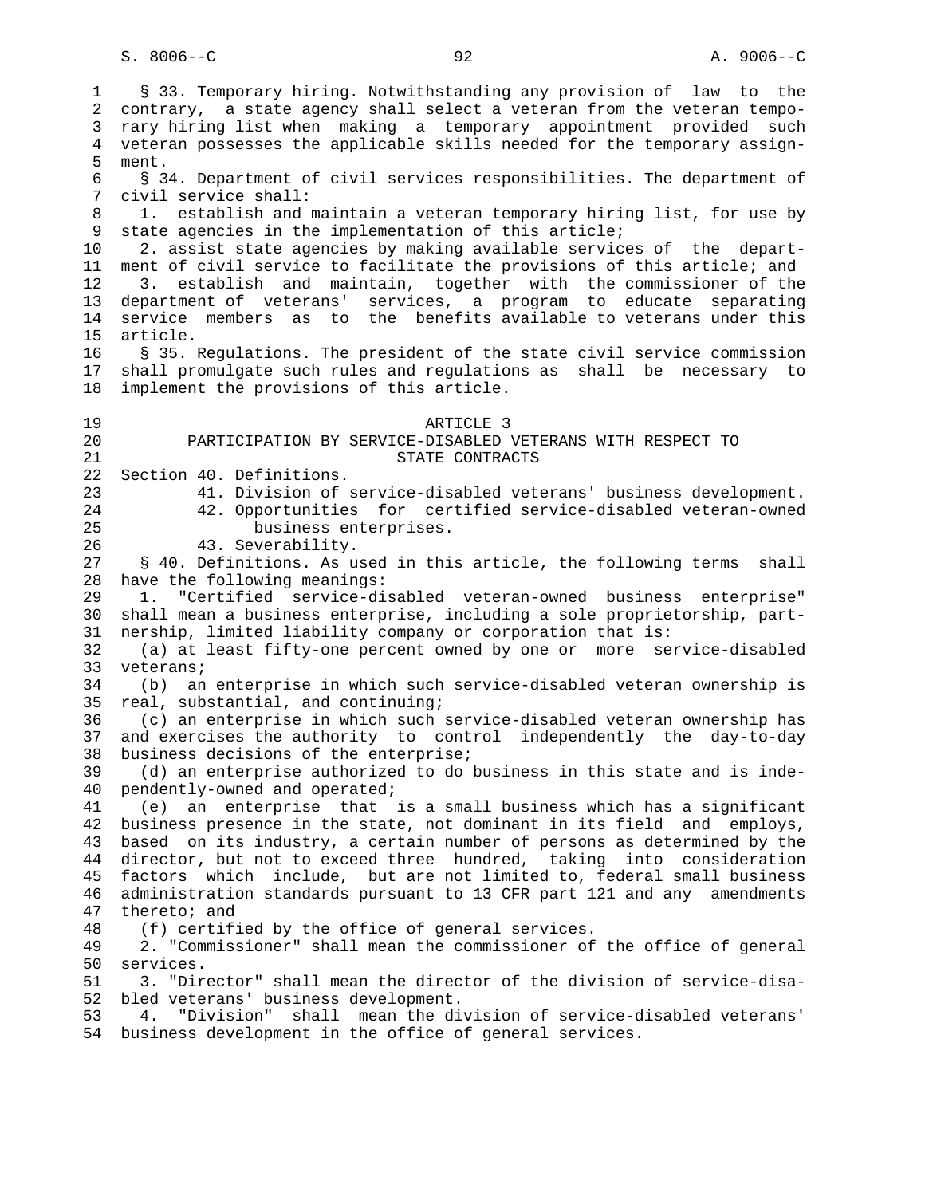§ 33. Temporary hiring. Notwithstanding any provision of law to the contrary, a state agency shall select a veteran from the veteran temporary hiring list when making a temporary appointment provided such veteran possesses the applicable skills needed for the temporary assignment.

§ 34. Department of civil services responsibilities. The department of civil service shall:

1. establish and maintain a veteran temporary hiring list, for use by state agencies in the implementation of this article;

2. assist state agencies by making available services of the department of civil service to facilitate the provisions of this article; and

3. establish and maintain, together with the commissioner of the department of veterans' services, a program to educate separating service members as to the benefits available to veterans under this article.

§ 35. Regulations. The president of the state civil service commission shall promulgate such rules and regulations as shall be necessary to implement the provisions of this article.

## ARTICLE 3
## PARTICIPATION BY SERVICE-DISABLED VETERANS WITH RESPECT TO STATE CONTRACTS

Section 40. Definitions.
41. Division of service-disabled veterans' business development.
42. Opportunities for certified service-disabled veteran-owned business enterprises.
43. Severability.

§ 40. Definitions. As used in this article, the following terms shall have the following meanings:

1. "Certified service-disabled veteran-owned business enterprise" shall mean a business enterprise, including a sole proprietorship, partnership, limited liability company or corporation that is:

(a) at least fifty-one percent owned by one or more service-disabled veterans;

(b) an enterprise in which such service-disabled veteran ownership is real, substantial, and continuing;

(c) an enterprise in which such service-disabled veteran ownership has and exercises the authority to control independently the day-to-day business decisions of the enterprise;

(d) an enterprise authorized to do business in this state and is independently-owned and operated;

(e) an enterprise that is a small business which has a significant business presence in the state, not dominant in its field and employs, based on its industry, a certain number of persons as determined by the director, but not to exceed three hundred, taking into consideration factors which include, but are not limited to, federal small business administration standards pursuant to 13 CFR part 121 and any amendments thereto; and

(f) certified by the office of general services.

2. "Commissioner" shall mean the commissioner of the office of general services.

3. "Director" shall mean the director of the division of service-disabled veterans' business development.

4. "Division" shall mean the division of service-disabled veterans' business development in the office of general services.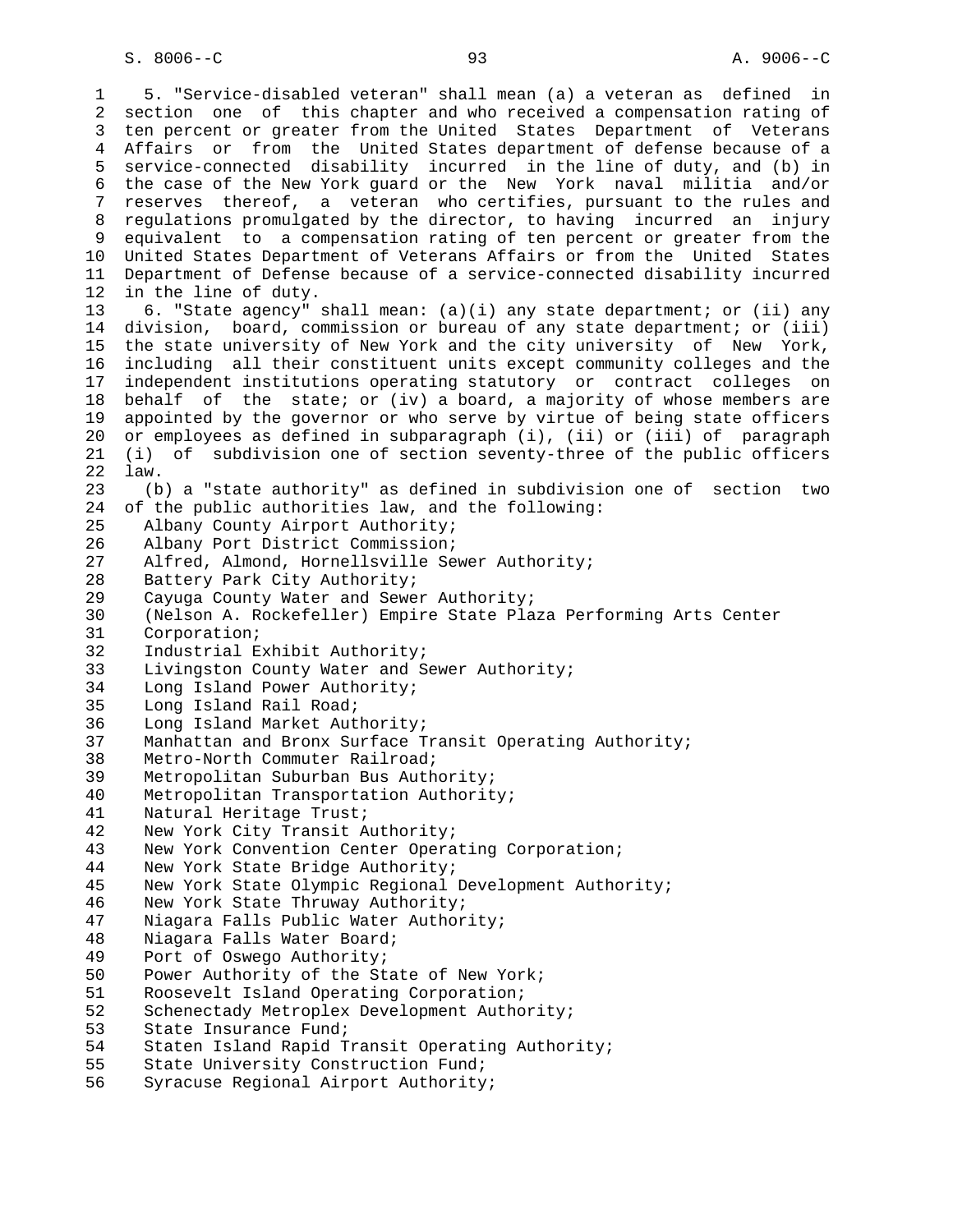5. "Service-disabled veteran" shall mean (a) a veteran as defined in section one of this chapter and who received a compensation rating of ten percent or greater from the United States Department of Veterans Affairs or from the United States department of defense because of a service-connected disability incurred in the line of duty, and (b) in the case of the New York guard or the New York naval militia and/or reserves thereof, a veteran who certifies, pursuant to the rules and regulations promulgated by the director, to having incurred an injury equivalent to a compensation rating of ten percent or greater from the United States Department of Veterans Affairs or from the United States Department of Defense because of a service-connected disability incurred in the line of duty.

6. "State agency" shall mean: (a)(i) any state department; or (ii) any division, board, commission or bureau of any state department; or (iii) the state university of New York and the city university of New York, including all their constituent units except community colleges and the independent institutions operating statutory or contract colleges on behalf of the state; or (iv) a board, a majority of whose members are appointed by the governor or who serve by virtue of being state officers or employees as defined in subparagraph (i), (ii) or (iii) of paragraph (i) of subdivision one of section seventy-three of the public officers law.

(b) a "state authority" as defined in subdivision one of section two of the public authorities law, and the following:

Albany County Airport Authority;
Albany Port District Commission;
Alfred, Almond, Hornellsville Sewer Authority;
Battery Park City Authority;
Cayuga County Water and Sewer Authority;
(Nelson A. Rockefeller) Empire State Plaza Performing Arts Center Corporation;
Industrial Exhibit Authority;
Livingston County Water and Sewer Authority;
Long Island Power Authority;
Long Island Rail Road;
Long Island Market Authority;
Manhattan and Bronx Surface Transit Operating Authority;
Metro-North Commuter Railroad;
Metropolitan Suburban Bus Authority;
Metropolitan Transportation Authority;
Natural Heritage Trust;
New York City Transit Authority;
New York Convention Center Operating Corporation;
New York State Bridge Authority;
New York State Olympic Regional Development Authority;
New York State Thruway Authority;
Niagara Falls Public Water Authority;
Niagara Falls Water Board;
Port of Oswego Authority;
Power Authority of the State of New York;
Roosevelt Island Operating Corporation;
Schenectady Metroplex Development Authority;
State Insurance Fund;
Staten Island Rapid Transit Operating Authority;
State University Construction Fund;
Syracuse Regional Airport Authority;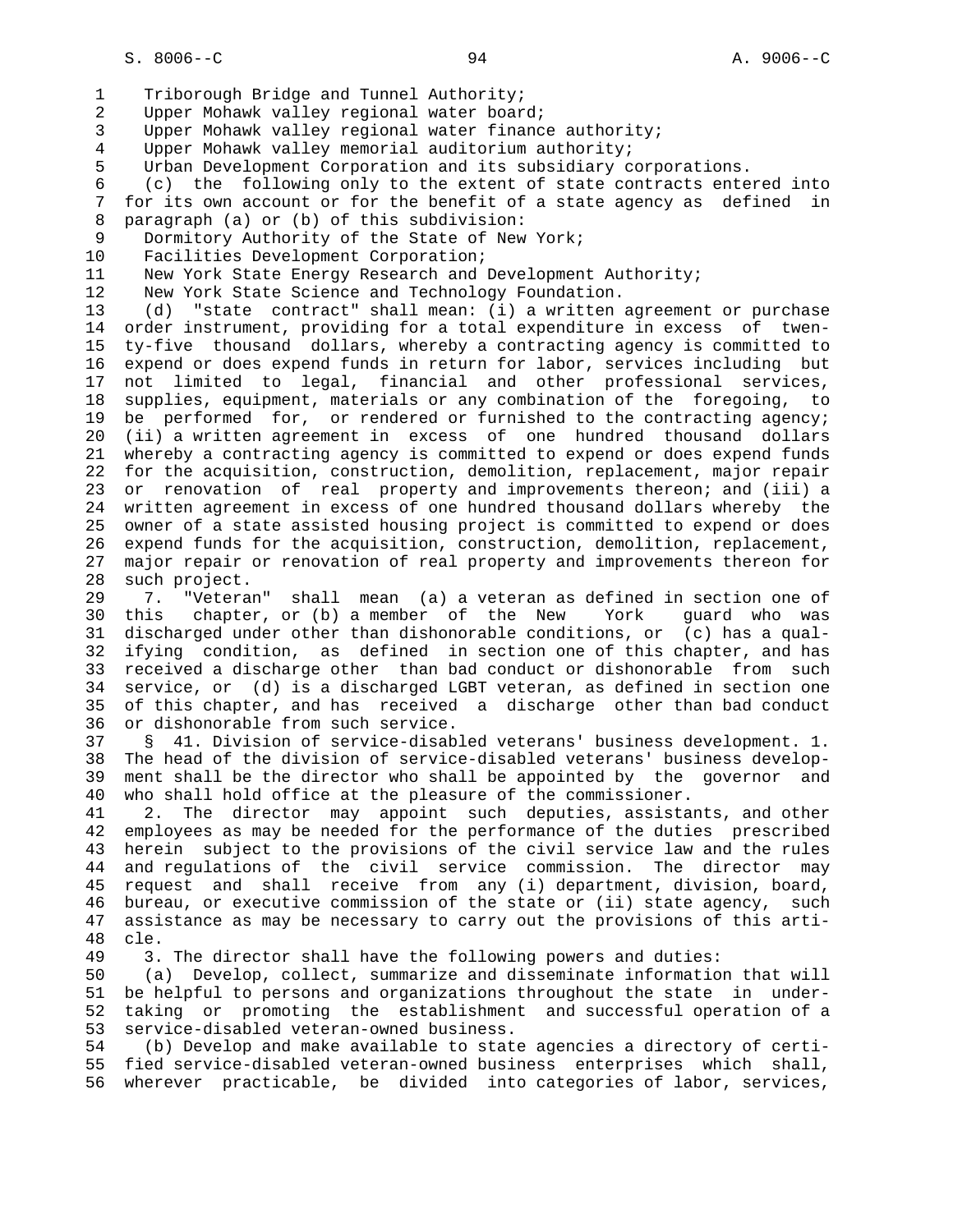Triborough Bridge and Tunnel Authority;
Upper Mohawk valley regional water board;
Upper Mohawk valley regional water finance authority;
Upper Mohawk valley memorial auditorium authority;
Urban Development Corporation and its subsidiary corporations.

(c) the following only to the extent of state contracts entered into for its own account or for the benefit of a state agency as defined in paragraph (a) or (b) of this subdivision:

Dormitory Authority of the State of New York;
Facilities Development Corporation;
New York State Energy Research and Development Authority;
New York State Science and Technology Foundation.

(d) "state contract" shall mean: (i) a written agreement or purchase order instrument, providing for a total expenditure in excess of twenty-five thousand dollars, whereby a contracting agency is committed to expend or does expend funds in return for labor, services including but not limited to legal, financial and other professional services, supplies, equipment, materials or any combination of the foregoing, to be performed for, or rendered or furnished to the contracting agency; (ii) a written agreement in excess of one hundred thousand dollars whereby a contracting agency is committed to expend or does expend funds for the acquisition, construction, demolition, replacement, major repair or renovation of real property and improvements thereon; and (iii) a written agreement in excess of one hundred thousand dollars whereby the owner of a state assisted housing project is committed to expend or does expend funds for the acquisition, construction, demolition, replacement, major repair or renovation of real property and improvements thereon for such project.

7. "Veteran" shall mean (a) a veteran as defined in section one of this chapter, or (b) a member of the New York guard who was discharged under other than dishonorable conditions, or (c) has a qualifying condition, as defined in section one of this chapter, and has received a discharge other than bad conduct or dishonorable from such service, or (d) is a discharged LGBT veteran, as defined in section one of this chapter, and has received a discharge other than bad conduct or dishonorable from such service.

§ 41. Division of service-disabled veterans' business development. 1. The head of the division of service-disabled veterans' business development shall be the director who shall be appointed by the governor and who shall hold office at the pleasure of the commissioner.

2. The director may appoint such deputies, assistants, and other employees as may be needed for the performance of the duties prescribed herein subject to the provisions of the civil service law and the rules and regulations of the civil service commission. The director may request and shall receive from any (i) department, division, board, bureau, or executive commission of the state or (ii) state agency, such assistance as may be necessary to carry out the provisions of this article.

3. The director shall have the following powers and duties:

(a) Develop, collect, summarize and disseminate information that will be helpful to persons and organizations throughout the state in undertaking or promoting the establishment and successful operation of a service-disabled veteran-owned business.

(b) Develop and make available to state agencies a directory of certified service-disabled veteran-owned business enterprises which shall, wherever practicable, be divided into categories of labor, services,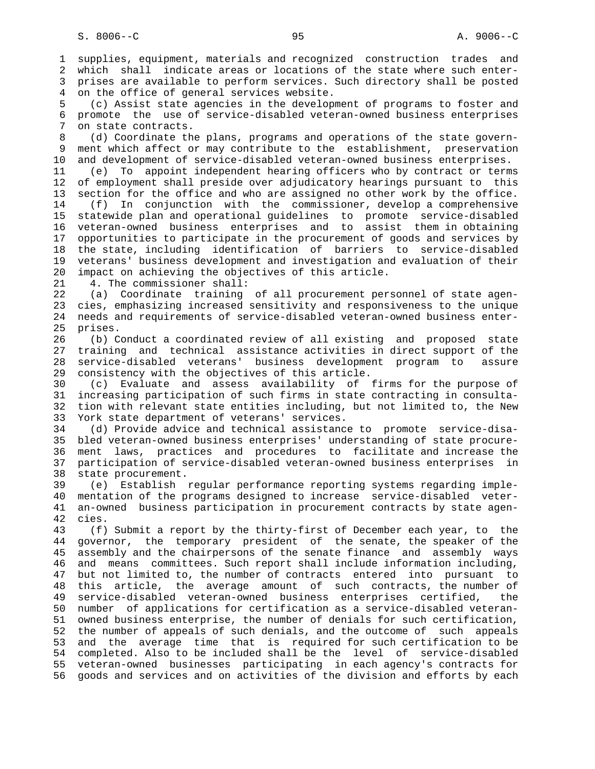supplies, equipment, materials and recognized construction trades and which shall indicate areas or locations of the state where such enterprises are available to perform services. Such directory shall be posted on the office of general services website.

(c) Assist state agencies in the development of programs to foster and promote the use of service-disabled veteran-owned business enterprises on state contracts.

(d) Coordinate the plans, programs and operations of the state government which affect or may contribute to the establishment, preservation and development of service-disabled veteran-owned business enterprises.

(e) To appoint independent hearing officers who by contract or terms of employment shall preside over adjudicatory hearings pursuant to this section for the office and who are assigned no other work by the office.

(f) In conjunction with the commissioner, develop a comprehensive statewide plan and operational guidelines to promote service-disabled veteran-owned business enterprises and to assist them in obtaining opportunities to participate in the procurement of goods and services by the state, including identification of barriers to service-disabled veterans' business development and investigation and evaluation of their impact on achieving the objectives of this article.

4. The commissioner shall:

(a) Coordinate training of all procurement personnel of state agencies, emphasizing increased sensitivity and responsiveness to the unique needs and requirements of service-disabled veteran-owned business enterprises.

(b) Conduct a coordinated review of all existing and proposed state training and technical assistance activities in direct support of the service-disabled veterans' business development program to assure consistency with the objectives of this article.

(c) Evaluate and assess availability of firms for the purpose of increasing participation of such firms in state contracting in consultation with relevant state entities including, but not limited to, the New York state department of veterans' services.

(d) Provide advice and technical assistance to promote service-disabled veteran-owned business enterprises' understanding of state procurement laws, practices and procedures to facilitate and increase the participation of service-disabled veteran-owned business enterprises in state procurement.

(e) Establish regular performance reporting systems regarding implementation of the programs designed to increase service-disabled veteran-owned business participation in procurement contracts by state agencies.

(f) Submit a report by the thirty-first of December each year, to the governor, the temporary president of the senate, the speaker of the assembly and the chairpersons of the senate finance and assembly ways and means committees. Such report shall include information including, but not limited to, the number of contracts entered into pursuant to this article, the average amount of such contracts, the number of service-disabled veteran-owned business enterprises certified, the number of applications for certification as a service-disabled veteran-owned business enterprise, the number of denials for such certification, the number of appeals of such denials, and the outcome of such appeals and the average time that is required for such certification to be completed. Also to be included shall be the level of service-disabled veteran-owned businesses participating in each agency's contracts for goods and services and on activities of the division and efforts by each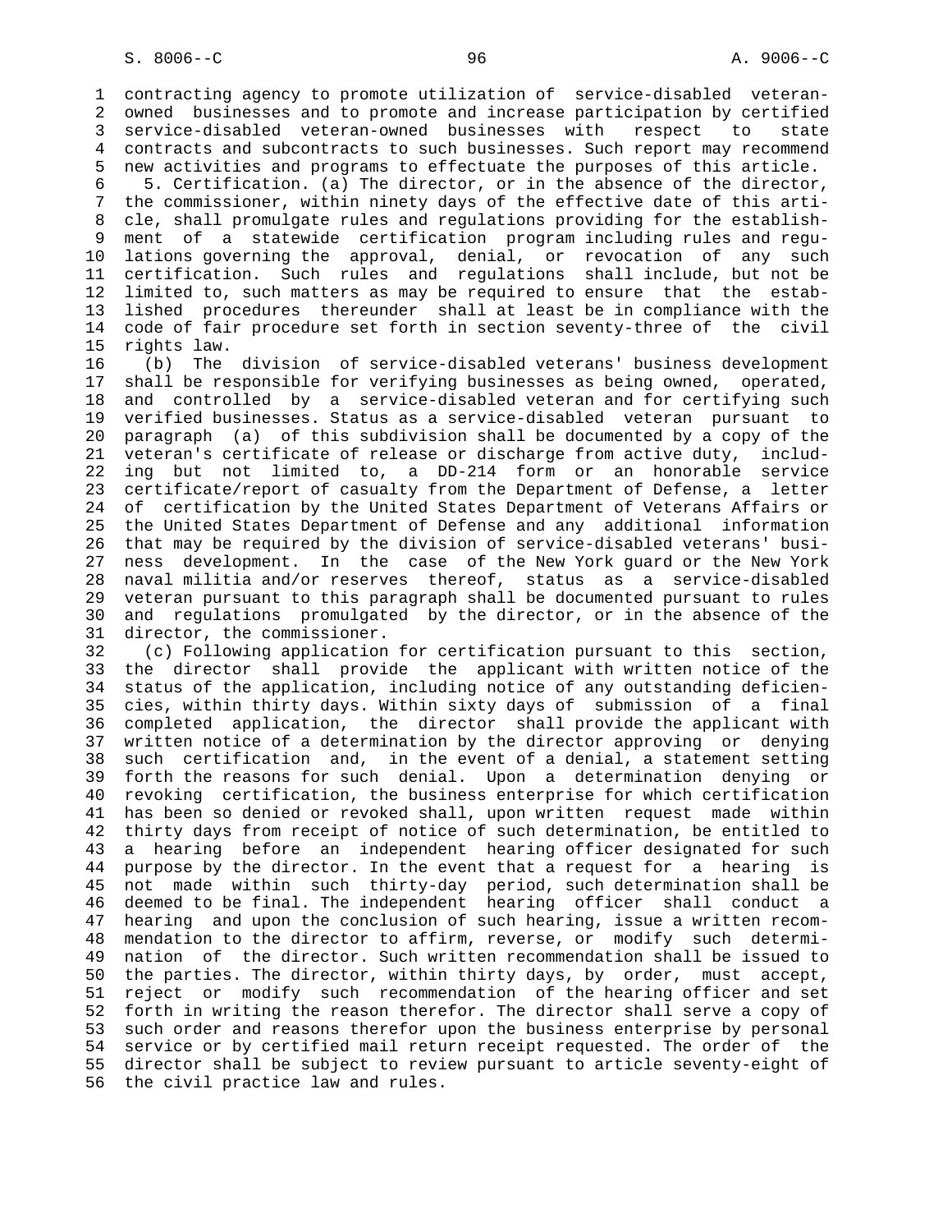contracting agency to promote utilization of service-disabled veteran-owned businesses and to promote and increase participation by certified service-disabled veteran-owned businesses with respect to state contracts and subcontracts to such businesses. Such report may recommend new activities and programs to effectuate the purposes of this article.

5. Certification. (a) The director, or in the absence of the director, the commissioner, within ninety days of the effective date of this article, shall promulgate rules and regulations providing for the establishment of a statewide certification program including rules and regulations governing the approval, denial, or revocation of any such certification. Such rules and regulations shall include, but not be limited to, such matters as may be required to ensure that the established procedures thereunder shall at least be in compliance with the code of fair procedure set forth in section seventy-three of the civil rights law.

(b) The division of service-disabled veterans' business development shall be responsible for verifying businesses as being owned, operated, and controlled by a service-disabled veteran and for certifying such verified businesses. Status as a service-disabled veteran pursuant to paragraph (a) of this subdivision shall be documented by a copy of the veteran's certificate of release or discharge from active duty, including but not limited to, a DD-214 form or an honorable service certificate/report of casualty from the Department of Defense, a letter of certification by the United States Department of Veterans Affairs or the United States Department of Defense and any additional information that may be required by the division of service-disabled veterans' business development. In the case of the New York guard or the New York naval militia and/or reserves thereof, status as a service-disabled veteran pursuant to this paragraph shall be documented pursuant to rules and regulations promulgated by the director, or in the absence of the director, the commissioner.

(c) Following application for certification pursuant to this section, the director shall provide the applicant with written notice of the status of the application, including notice of any outstanding deficiencies, within thirty days. Within sixty days of submission of a final completed application, the director shall provide the applicant with written notice of a determination by the director approving or denying such certification and, in the event of a denial, a statement setting forth the reasons for such denial. Upon a determination denying or revoking certification, the business enterprise for which certification has been so denied or revoked shall, upon written request made within thirty days from receipt of notice of such determination, be entitled to a hearing before an independent hearing officer designated for such purpose by the director. In the event that a request for a hearing is not made within such thirty-day period, such determination shall be deemed to be final. The independent hearing officer shall conduct a hearing and upon the conclusion of such hearing, issue a written recommendation to the director to affirm, reverse, or modify such determination of the director. Such written recommendation shall be issued to the parties. The director, within thirty days, by order, must accept, reject or modify such recommendation of the hearing officer and set forth in writing the reason therefor. The director shall serve a copy of such order and reasons therefor upon the business enterprise by personal service or by certified mail return receipt requested. The order of the director shall be subject to review pursuant to article seventy-eight of the civil practice law and rules.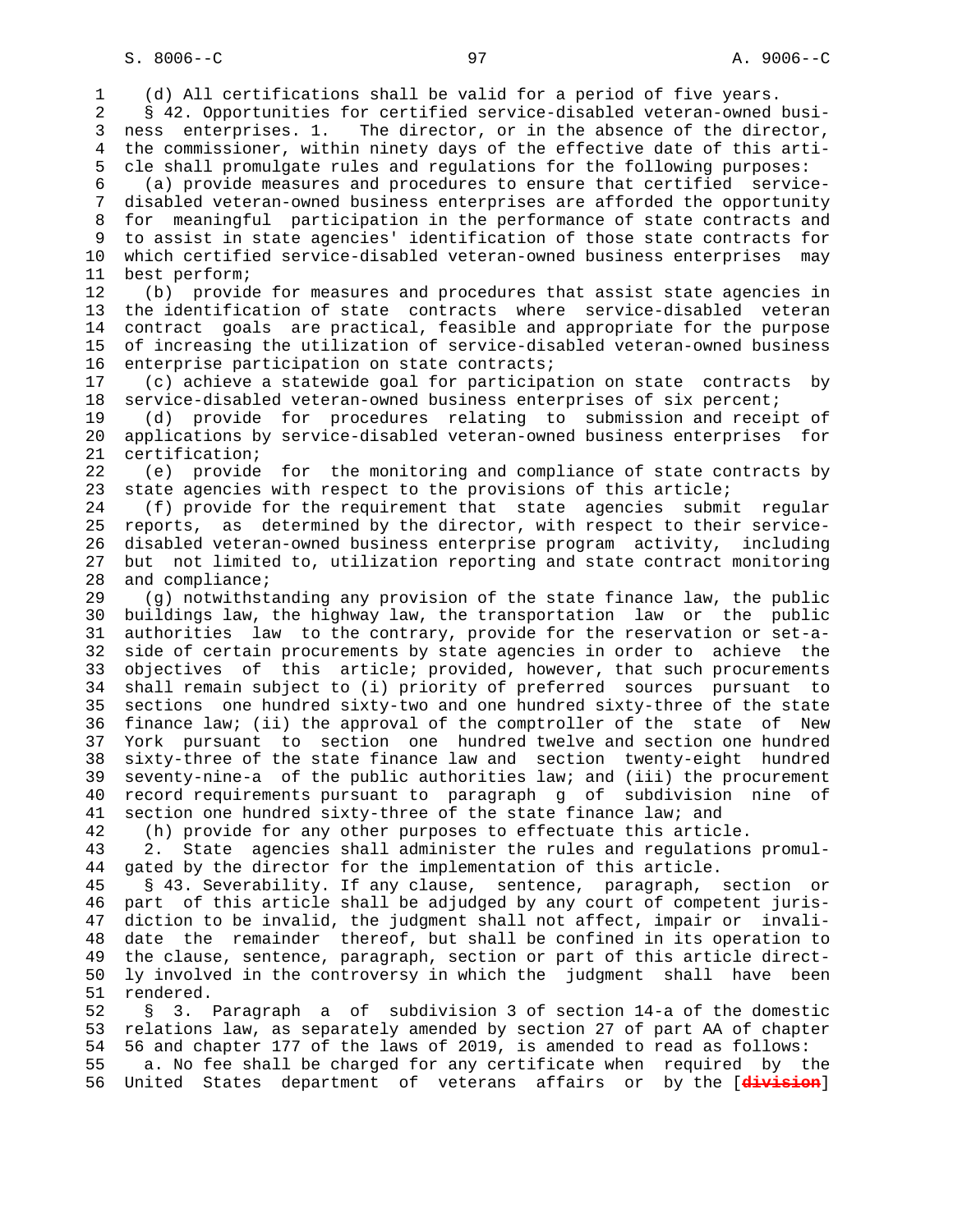(d) All certifications shall be valid for a period of five years.

§ 42. Opportunities for certified service-disabled veteran-owned business enterprises. 1. The director, or in the absence of the director, the commissioner, within ninety days of the effective date of this article shall promulgate rules and regulations for the following purposes:

(a) provide measures and procedures to ensure that certified service-disabled veteran-owned business enterprises are afforded the opportunity for meaningful participation in the performance of state contracts and to assist in state agencies' identification of those state contracts for which certified service-disabled veteran-owned business enterprises may best perform;

(b) provide for measures and procedures that assist state agencies in the identification of state contracts where service-disabled veteran contract goals are practical, feasible and appropriate for the purpose of increasing the utilization of service-disabled veteran-owned business enterprise participation on state contracts;

(c) achieve a statewide goal for participation on state contracts by service-disabled veteran-owned business enterprises of six percent;

(d) provide for procedures relating to submission and receipt of applications by service-disabled veteran-owned business enterprises for certification;

(e) provide for the monitoring and compliance of state contracts by state agencies with respect to the provisions of this article;

(f) provide for the requirement that state agencies submit regular reports, as determined by the director, with respect to their service-disabled veteran-owned business enterprise program activity, including but not limited to, utilization reporting and state contract monitoring and compliance;

(g) notwithstanding any provision of the state finance law, the public buildings law, the highway law, the transportation law or the public authorities law to the contrary, provide for the reservation or set-aside of certain procurements by state agencies in order to achieve the objectives of this article; provided, however, that such procurements shall remain subject to (i) priority of preferred sources pursuant to sections one hundred sixty-two and one hundred sixty-three of the state finance law; (ii) the approval of the comptroller of the state of New York pursuant to section one hundred twelve and section one hundred sixty-three of the state finance law and section twenty-eight hundred seventy-nine-a of the public authorities law; and (iii) the procurement record requirements pursuant to paragraph g of subdivision nine of section one hundred sixty-three of the state finance law; and

(h) provide for any other purposes to effectuate this article.

2. State agencies shall administer the rules and regulations promulgated by the director for the implementation of this article.

§ 43. Severability. If any clause, sentence, paragraph, section or part of this article shall be adjudged by any court of competent jurisdiction to be invalid, the judgment shall not affect, impair or invalidate the remainder thereof, but shall be confined in its operation to the clause, sentence, paragraph, section or part of this article directly involved in the controversy in which the judgment shall have been rendered.

§ 3. Paragraph a of subdivision 3 of section 14-a of the domestic relations law, as separately amended by section 27 of part AA of chapter 56 and chapter 177 of the laws of 2019, is amended to read as follows:

a. No fee shall be charged for any certificate when required by the United States department of veterans affairs or by the [~~division~~]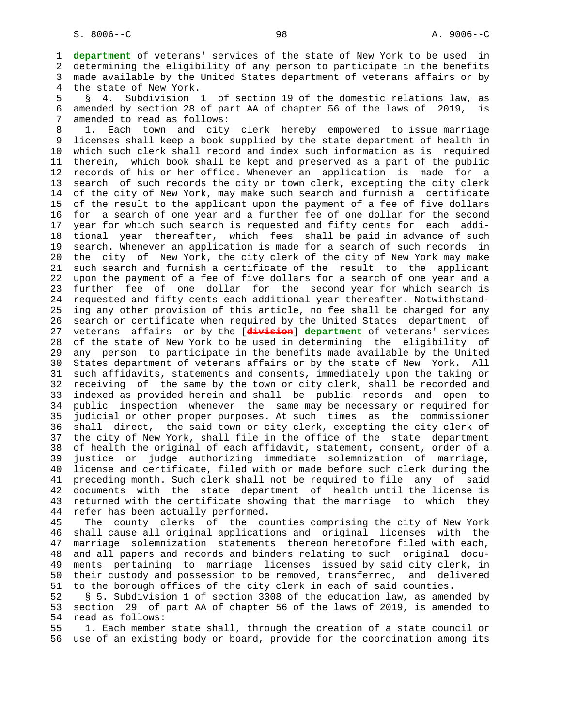department of veterans' services of the state of New York to be used in determining the eligibility of any person to participate in the benefits made available by the United States department of veterans affairs or by the state of New York.

§ 4. Subdivision 1 of section 19 of the domestic relations law, as amended by section 28 of part AA of chapter 56 of the laws of 2019, is amended to read as follows:

1. Each town and city clerk hereby empowered to issue marriage licenses shall keep a book supplied by the state department of health in which such clerk shall record and index such information as is required therein, which book shall be kept and preserved as a part of the public records of his or her office. Whenever an application is made for a search of such records the city or town clerk, excepting the city clerk of the city of New York, may make such search and furnish a certificate of the result to the applicant upon the payment of a fee of five dollars for a search of one year and a further fee of one dollar for the second year for which such search is requested and fifty cents for each additional year thereafter, which fees shall be paid in advance of such search. Whenever an application is made for a search of such records in the city of New York, the city clerk of the city of New York may make such search and furnish a certificate of the result to the applicant upon the payment of a fee of five dollars for a search of one year and a further fee of one dollar for the second year for which search is requested and fifty cents each additional year thereafter. Notwithstanding any other provision of this article, no fee shall be charged for any search or certificate when required by the United States department of veterans affairs or by the [~~division~~] department of veterans' services of the state of New York to be used in determining the eligibility of any person to participate in the benefits made available by the United States department of veterans affairs or by the state of New York. All such affidavits, statements and consents, immediately upon the taking or receiving of the same by the town or city clerk, shall be recorded and indexed as provided herein and shall be public records and open to public inspection whenever the same may be necessary or required for judicial or other proper purposes. At such times as the commissioner shall direct, the said town or city clerk, excepting the city clerk of the city of New York, shall file in the office of the state department of health the original of each affidavit, statement, consent, order of a justice or judge authorizing immediate solemnization of marriage, license and certificate, filed with or made before such clerk during the preceding month. Such clerk shall not be required to file any of said documents with the state department of health until the license is returned with the certificate showing that the marriage to which they refer has been actually performed.

The county clerks of the counties comprising the city of New York shall cause all original applications and original licenses with the marriage solemnization statements thereon heretofore filed with each, and all papers and records and binders relating to such original documents pertaining to marriage licenses issued by said city clerk, in their custody and possession to be removed, transferred, and delivered to the borough offices of the city clerk in each of said counties.

§ 5. Subdivision 1 of section 3308 of the education law, as amended by section 29 of part AA of chapter 56 of the laws of 2019, is amended to read as follows:

1. Each member state shall, through the creation of a state council or use of an existing body or board, provide for the coordination among its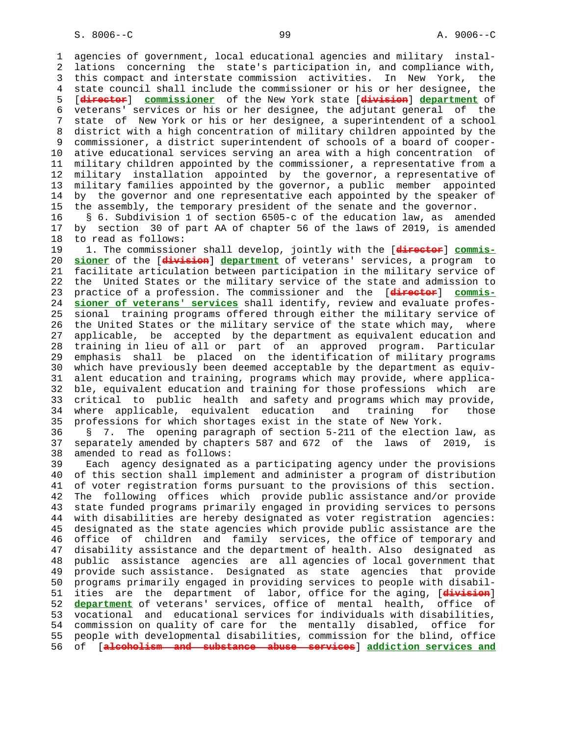agencies of government, local educational agencies and military installations concerning the state's participation in, and compliance with, this compact and interstate commission activities. In New York, the state council shall include the commissioner or his or her designee, the [~~director~~] **commissioner** of the New York state [~~division~~] **department** of veterans' services or his or her designee, the adjutant general of the state of New York or his or her designee, a superintendent of a school district with a high concentration of military children appointed by the commissioner, a district superintendent of schools of a board of cooperative educational services serving an area with a high concentration of military children appointed by the commissioner, a representative from a military installation appointed by the governor, a representative of military families appointed by the governor, a public member appointed by the governor and one representative each appointed by the speaker of the assembly, the temporary president of the senate and the governor.

§ 6. Subdivision 1 of section 6505-c of the education law, as amended by section 30 of part AA of chapter 56 of the laws of 2019, is amended to read as follows:

1. The commissioner shall develop, jointly with the [~~director~~] **commissioner** of the [~~division~~] **department** of veterans' services, a program to facilitate articulation between participation in the military service of the United States or the military service of the state and admission to practice of a profession. The commissioner and the [~~director~~] **commissioner of veterans' services** shall identify, review and evaluate professional training programs offered through either the military service of the United States or the military service of the state which may, where applicable, be accepted by the department as equivalent education and training in lieu of all or part of an approved program. Particular emphasis shall be placed on the identification of military programs which have previously been deemed acceptable by the department as equivalent education and training, programs which may provide, where applicable, equivalent education and training for those professions which are critical to public health and safety and programs which may provide, where applicable, equivalent education and training for those professions for which shortages exist in the state of New York.

§ 7. The opening paragraph of section 5-211 of the election law, as separately amended by chapters 587 and 672 of the laws of 2019, is amended to read as follows:

Each agency designated as a participating agency under the provisions of this section shall implement and administer a program of distribution of voter registration forms pursuant to the provisions of this section. The following offices which provide public assistance and/or provide state funded programs primarily engaged in providing services to persons with disabilities are hereby designated as voter registration agencies: designated as the state agencies which provide public assistance are the office of children and family services, the office of temporary and disability assistance and the department of health. Also designated as public assistance agencies are all agencies of local government that provide such assistance. Designated as state agencies that provide programs primarily engaged in providing services to people with disabilities are the department of labor, office for the aging, [~~division~~] **department** of veterans' services, office of mental health, office of vocational and educational services for individuals with disabilities, commission on quality of care for the mentally disabled, office for people with developmental disabilities, commission for the blind, office of [~~alcoholism and substance abuse services~~] **addiction services and**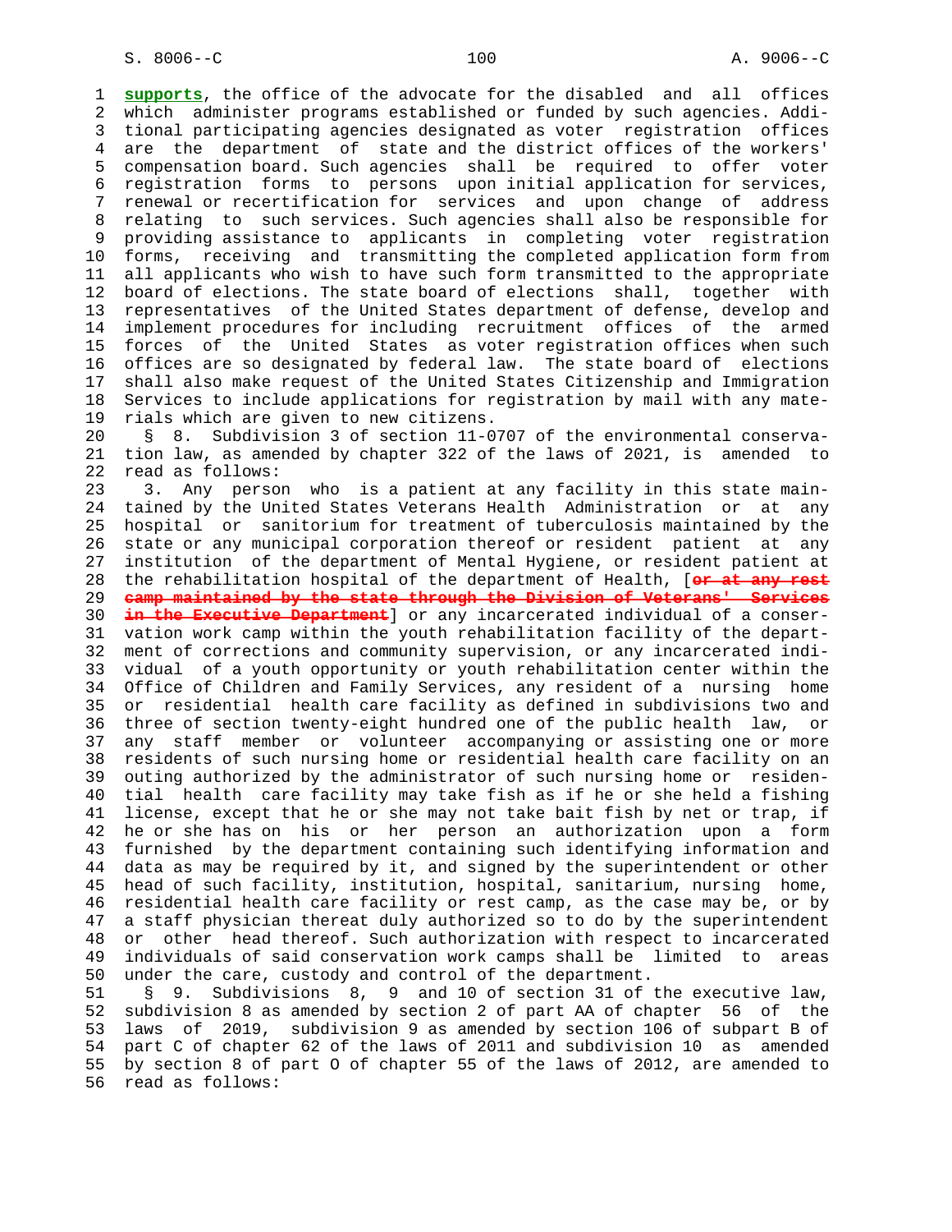**supports**, the office of the advocate for the disabled and all offices which administer programs established or funded by such agencies. Additional participating agencies designated as voter registration offices are the department of state and the district offices of the workers' compensation board. Such agencies shall be required to offer voter registration forms to persons upon initial application for services, renewal or recertification for services and upon change of address relating to such services. Such agencies shall also be responsible for providing assistance to applicants in completing voter registration forms, receiving and transmitting the completed application form from all applicants who wish to have such form transmitted to the appropriate board of elections. The state board of elections shall, together with representatives of the United States department of defense, develop and implement procedures for including recruitment offices of the armed forces of the United States as voter registration offices when such offices are so designated by federal law. The state board of elections shall also make request of the United States Citizenship and Immigration Services to include applications for registration by mail with any materials which are given to new citizens.

§ 8. Subdivision 3 of section 11-0707 of the environmental conservation law, as amended by chapter 322 of the laws of 2021, is amended to read as follows:

3. Any person who is a patient at any facility in this state maintained by the United States Veterans Health Administration or at any hospital or sanitorium for treatment of tuberculosis maintained by the state or any municipal corporation thereof or resident patient at any institution of the department of Mental Hygiene, or resident patient at the rehabilitation hospital of the department of Health, [~~or at any rest camp maintained by the state through the Division of Veterans' Services in the Executive Department~~] or any incarcerated individual of a conservation work camp within the youth rehabilitation facility of the department of corrections and community supervision, or any incarcerated individual of a youth opportunity or youth rehabilitation center within the Office of Children and Family Services, any resident of a nursing home or residential health care facility as defined in subdivisions two and three of section twenty-eight hundred one of the public health law, or any staff member or volunteer accompanying or assisting one or more residents of such nursing home or residential health care facility on an outing authorized by the administrator of such nursing home or residential health care facility may take fish as if he or she held a fishing license, except that he or she may not take bait fish by net or trap, if he or she has on his or her person an authorization upon a form furnished by the department containing such identifying information and data as may be required by it, and signed by the superintendent or other head of such facility, institution, hospital, sanitarium, nursing home, residential health care facility or rest camp, as the case may be, or by a staff physician thereat duly authorized so to do by the superintendent or other head thereof. Such authorization with respect to incarcerated individuals of said conservation work camps shall be limited to areas under the care, custody and control of the department.

§ 9. Subdivisions 8, 9 and 10 of section 31 of the executive law, subdivision 8 as amended by section 2 of part AA of chapter 56 of the laws of 2019, subdivision 9 as amended by section 106 of subpart B of part C of chapter 62 of the laws of 2011 and subdivision 10 as amended by section 8 of part O of chapter 55 of the laws of 2012, are amended to read as follows: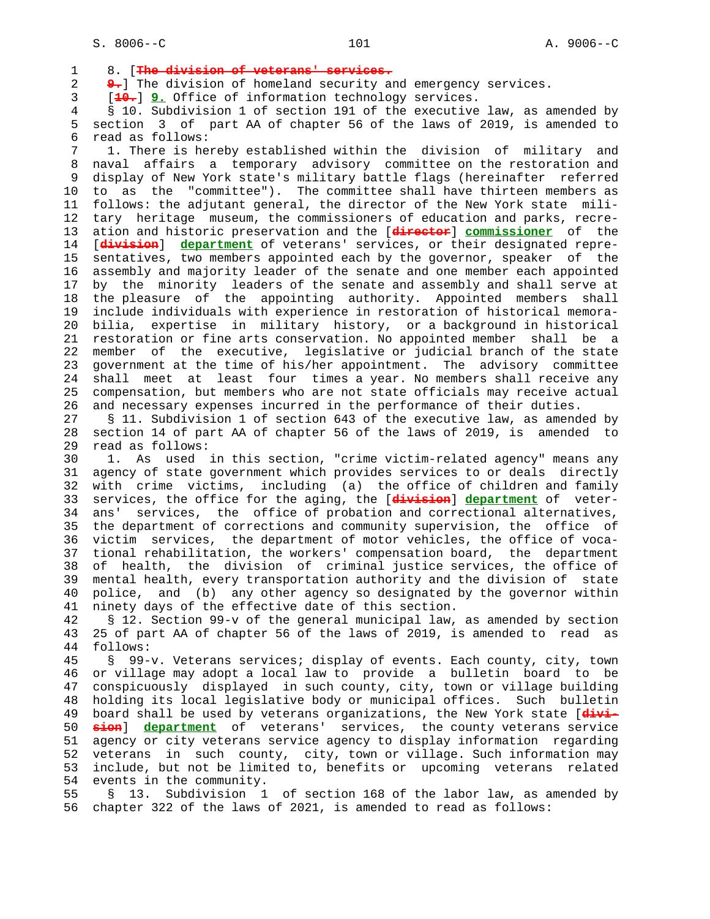8. [~~The division of veterans' services.~~
~~9.~~] The division of homeland security and emergency services.
[~~10.~~] **9.** Office of information technology services.

§ 10. Subdivision 1 of section 191 of the executive law, as amended by section 3 of part AA of chapter 56 of the laws of 2019, is amended to read as follows:

1. There is hereby established within the division of military and naval affairs a temporary advisory committee on the restoration and display of New York state's military battle flags (hereinafter referred to as the "committee"). The committee shall have thirteen members as follows: the adjutant general, the director of the New York state military heritage museum, the commissioners of education and parks, recreation and historic preservation and the [~~director~~] **commissioner** of the [~~division~~] **department** of veterans' services, or their designated representatives, two members appointed each by the governor, speaker of the assembly and majority leader of the senate and one member each appointed by the minority leaders of the senate and assembly and shall serve at the pleasure of the appointing authority. Appointed members shall include individuals with experience in restoration of historical memorabilia, expertise in military history, or a background in historical restoration or fine arts conservation. No appointed member shall be a member of the executive, legislative or judicial branch of the state government at the time of his/her appointment. The advisory committee shall meet at least four times a year. No members shall receive any compensation, but members who are not state officials may receive actual and necessary expenses incurred in the performance of their duties.

§ 11. Subdivision 1 of section 643 of the executive law, as amended by section 14 of part AA of chapter 56 of the laws of 2019, is amended to read as follows:

1. As used in this section, "crime victim-related agency" means any agency of state government which provides services to or deals directly with crime victims, including (a) the office of children and family services, the office for the aging, the [~~division~~] **department** of veterans' services, the office of probation and correctional alternatives, the department of corrections and community supervision, the office of victim services, the department of motor vehicles, the office of vocational rehabilitation, the workers' compensation board, the department of health, the division of criminal justice services, the office of mental health, every transportation authority and the division of state police, and (b) any other agency so designated by the governor within ninety days of the effective date of this section.

§ 12. Section 99-v of the general municipal law, as amended by section 25 of part AA of chapter 56 of the laws of 2019, is amended to read as follows:

§ 99-v. Veterans services; display of events. Each county, city, town or village may adopt a local law to provide a bulletin board to be conspicuously displayed in such county, city, town or village building holding its local legislative body or municipal offices. Such bulletin board shall be used by veterans organizations, the New York state [~~division~~] **department** of veterans' services, the county veterans service agency or city veterans service agency to display information regarding veterans in such county, city, town or village. Such information may include, but not be limited to, benefits or upcoming veterans related events in the community.

§ 13. Subdivision 1 of section 168 of the labor law, as amended by chapter 322 of the laws of 2021, is amended to read as follows: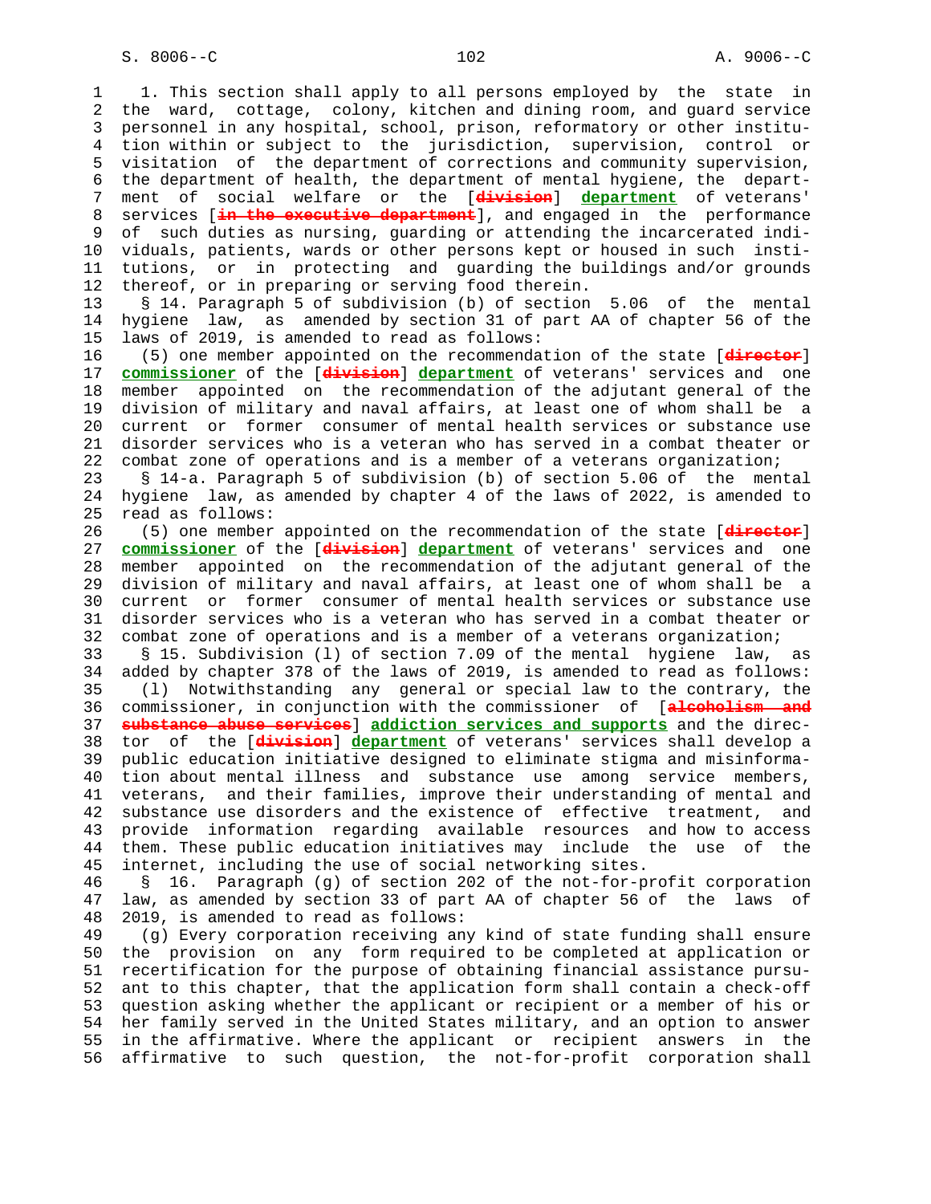1. This section shall apply to all persons employed by the state in the ward, cottage, colony, kitchen and dining room, and guard service personnel in any hospital, school, prison, reformatory or other institution within or subject to the jurisdiction, supervision, control or visitation of the department of corrections and community supervision, the department of health, the department of mental hygiene, the department of social welfare or the [~~division~~] **department** of veterans' services [~~in the executive department~~], and engaged in the performance of such duties as nursing, guarding or attending the incarcerated individuals, patients, wards or other persons kept or housed in such institutions, or in protecting and guarding the buildings and/or grounds thereof, or in preparing or serving food therein.

§ 14. Paragraph 5 of subdivision (b) of section 5.06 of the mental hygiene law, as amended by section 31 of part AA of chapter 56 of the laws of 2019, is amended to read as follows:

(5) one member appointed on the recommendation of the state [~~director~~] **commissioner** of the [~~division~~] **department** of veterans' services and one member appointed on the recommendation of the adjutant general of the division of military and naval affairs, at least one of whom shall be a current or former consumer of mental health services or substance use disorder services who is a veteran who has served in a combat theater or combat zone of operations and is a member of a veterans organization;

§ 14-a. Paragraph 5 of subdivision (b) of section 5.06 of the mental hygiene law, as amended by chapter 4 of the laws of 2022, is amended to read as follows:

(5) one member appointed on the recommendation of the state [~~director~~] **commissioner** of the [~~division~~] **department** of veterans' services and one member appointed on the recommendation of the adjutant general of the division of military and naval affairs, at least one of whom shall be a current or former consumer of mental health services or substance use disorder services who is a veteran who has served in a combat theater or combat zone of operations and is a member of a veterans organization;

§ 15. Subdivision (l) of section 7.09 of the mental hygiene law, as added by chapter 378 of the laws of 2019, is amended to read as follows:

(l) Notwithstanding any general or special law to the contrary, the commissioner, in conjunction with the commissioner of [~~alcoholism and substance abuse services~~] **addiction services and supports** and the director of the [~~division~~] **department** of veterans' services shall develop a public education initiative designed to eliminate stigma and misinformation about mental illness and substance use among service members, veterans, and their families, improve their understanding of mental and substance use disorders and the existence of effective treatment, and provide information regarding available resources and how to access them. These public education initiatives may include the use of the internet, including the use of social networking sites.

§ 16. Paragraph (g) of section 202 of the not-for-profit corporation law, as amended by section 33 of part AA of chapter 56 of the laws of 2019, is amended to read as follows:

(g) Every corporation receiving any kind of state funding shall ensure the provision on any form required to be completed at application or recertification for the purpose of obtaining financial assistance pursuant to this chapter, that the application form shall contain a check-off question asking whether the applicant or recipient or a member of his or her family served in the United States military, and an option to answer in the affirmative. Where the applicant or recipient answers in the affirmative to such question, the not-for-profit corporation shall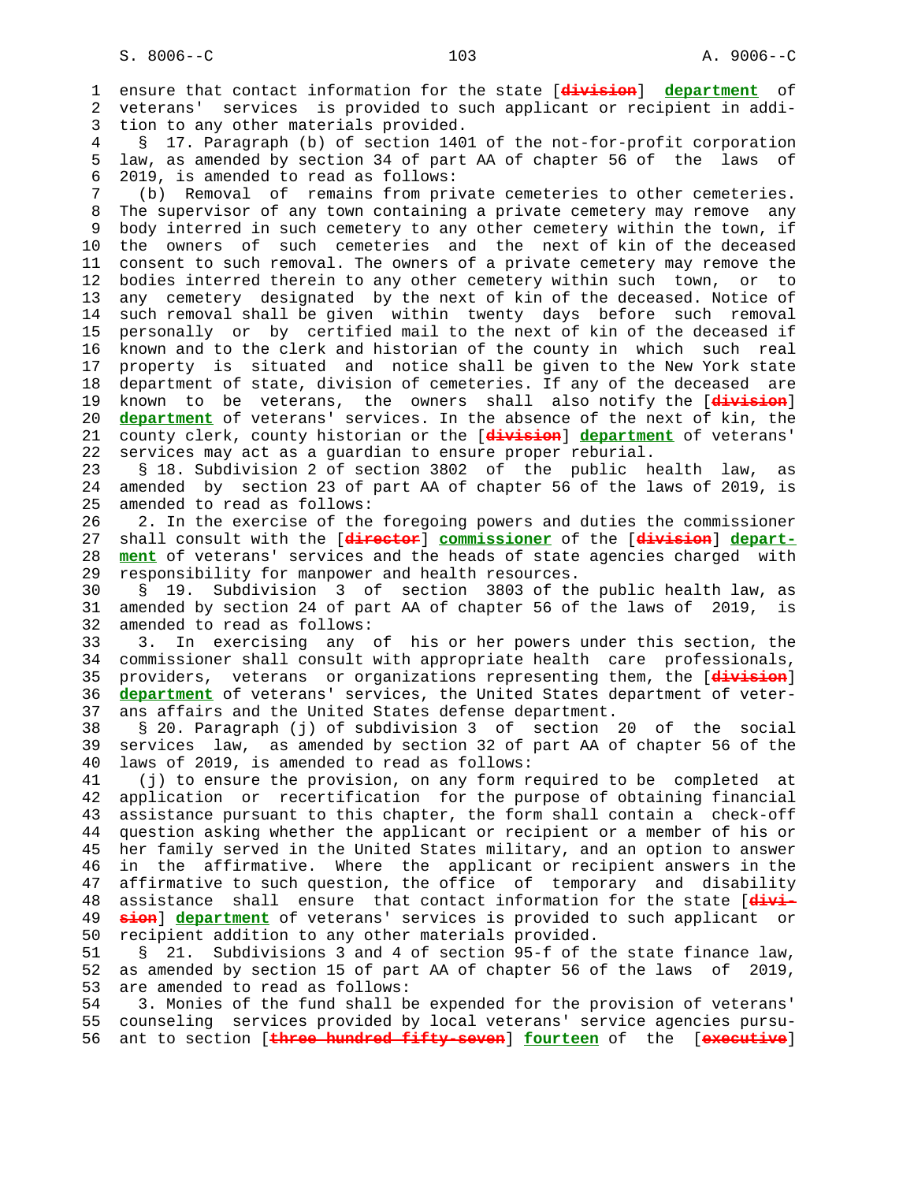ensure that contact information for the state [~~division~~] **department** of veterans' services is provided to such applicant or recipient in addition to any other materials provided.

§ 17. Paragraph (b) of section 1401 of the not-for-profit corporation law, as amended by section 34 of part AA of chapter 56 of the laws of 2019, is amended to read as follows:

(b) Removal of remains from private cemeteries to other cemeteries. The supervisor of any town containing a private cemetery may remove any body interred in such cemetery to any other cemetery within the town, if the owners of such cemeteries and the next of kin of the deceased consent to such removal. The owners of a private cemetery may remove the bodies interred therein to any other cemetery within such town, or to any cemetery designated by the next of kin of the deceased. Notice of such removal shall be given within twenty days before such removal personally or by certified mail to the next of kin of the deceased if known and to the clerk and historian of the county in which such real property is situated and notice shall be given to the New York state department of state, division of cemeteries. If any of the deceased are known to be veterans, the owners shall also notify the [~~division~~] **department** of veterans' services. In the absence of the next of kin, the county clerk, county historian or the [~~division~~] **department** of veterans' services may act as a guardian to ensure proper reburial.

§ 18. Subdivision 2 of section 3802 of the public health law, as amended by section 23 of part AA of chapter 56 of the laws of 2019, is amended to read as follows:

2. In the exercise of the foregoing powers and duties the commissioner shall consult with the [~~director~~] **commissioner** of the [~~division~~] **department** of veterans' services and the heads of state agencies charged with responsibility for manpower and health resources.

§ 19. Subdivision 3 of section 3803 of the public health law, as amended by section 24 of part AA of chapter 56 of the laws of 2019, is amended to read as follows:

3. In exercising any of his or her powers under this section, the commissioner shall consult with appropriate health care professionals, providers, veterans or organizations representing them, the [~~division~~] **department** of veterans' services, the United States department of veterans affairs and the United States defense department.

§ 20. Paragraph (j) of subdivision 3 of section 20 of the social services law, as amended by section 32 of part AA of chapter 56 of the laws of 2019, is amended to read as follows:

(j) to ensure the provision, on any form required to be completed at application or recertification for the purpose of obtaining financial assistance pursuant to this chapter, the form shall contain a check-off question asking whether the applicant or recipient or a member of his or her family served in the United States military, and an option to answer in the affirmative. Where the applicant or recipient answers in the affirmative to such question, the office of temporary and disability assistance shall ensure that contact information for the state [~~division~~] **department** of veterans' services is provided to such applicant or recipient addition to any other materials provided.

§ 21. Subdivisions 3 and 4 of section 95-f of the state finance law, as amended by section 15 of part AA of chapter 56 of the laws of 2019, are amended to read as follows:

3. Monies of the fund shall be expended for the provision of veterans' counseling services provided by local veterans' service agencies pursuant to section [~~three hundred fifty-seven~~] **fourteen** of the [~~executive~~]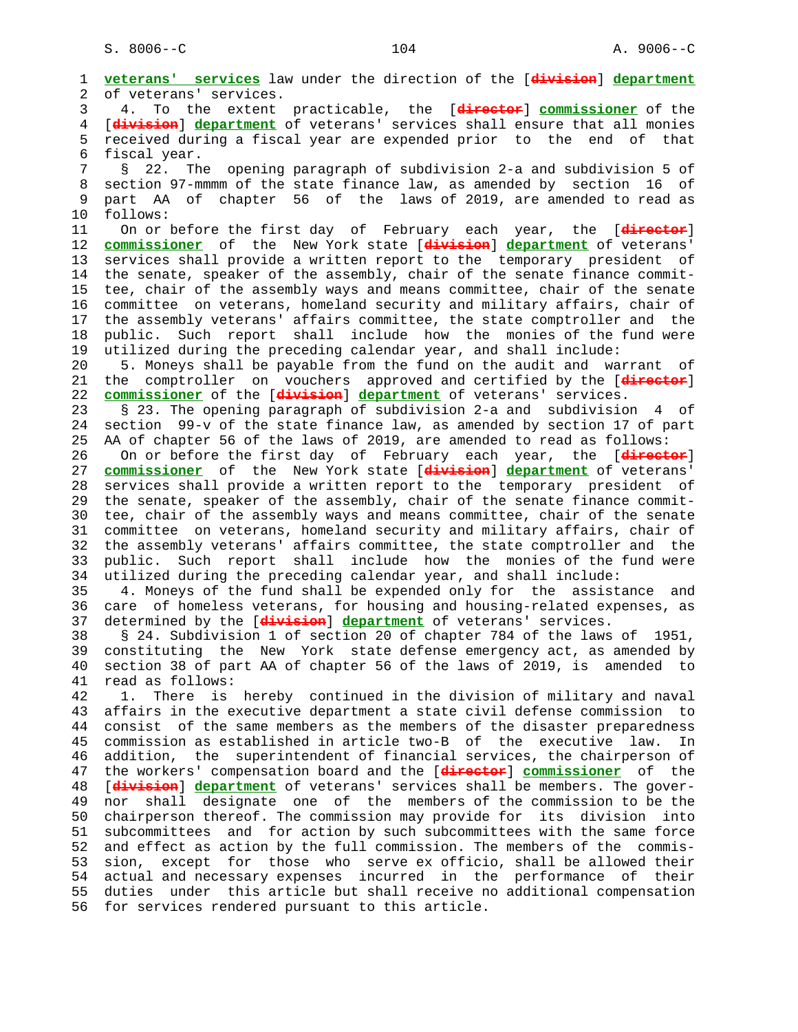veterans' services law under the direction of the [division] department of veterans' services.

4. To the extent practicable, the [director] commissioner of the [division] department of veterans' services shall ensure that all monies received during a fiscal year are expended prior to the end of that fiscal year.

§ 22. The opening paragraph of subdivision 2-a and subdivision 5 of section 97-mmmm of the state finance law, as amended by section 16 of part AA of chapter 56 of the laws of 2019, are amended to read as follows:

On or before the first day of February each year, the [director] commissioner of the New York state [division] department of veterans' services shall provide a written report to the temporary president of the senate, speaker of the assembly, chair of the senate finance committee, chair of the assembly ways and means committee, chair of the senate committee on veterans, homeland security and military affairs, chair of the assembly veterans' affairs committee, the state comptroller and the public. Such report shall include how the monies of the fund were utilized during the preceding calendar year, and shall include:

5. Moneys shall be payable from the fund on the audit and warrant of the comptroller on vouchers approved and certified by the [director] commissioner of the [division] department of veterans' services.

§ 23. The opening paragraph of subdivision 2-a and subdivision 4 of section 99-v of the state finance law, as amended by section 17 of part AA of chapter 56 of the laws of 2019, are amended to read as follows:

On or before the first day of February each year, the [director] commissioner of the New York state [division] department of veterans' services shall provide a written report to the temporary president of the senate, speaker of the assembly, chair of the senate finance committee, chair of the assembly ways and means committee, chair of the senate committee on veterans, homeland security and military affairs, chair of the assembly veterans' affairs committee, the state comptroller and the public. Such report shall include how the monies of the fund were utilized during the preceding calendar year, and shall include:

4. Moneys of the fund shall be expended only for the assistance and care of homeless veterans, for housing and housing-related expenses, as determined by the [division] department of veterans' services.

§ 24. Subdivision 1 of section 20 of chapter 784 of the laws of 1951, constituting the New York state defense emergency act, as amended by section 38 of part AA of chapter 56 of the laws of 2019, is amended to read as follows:

1. There is hereby continued in the division of military and naval affairs in the executive department a state civil defense commission to consist of the same members as the members of the disaster preparedness commission as established in article two-B of the executive law. In addition, the superintendent of financial services, the chairperson of the workers' compensation board and the [director] commissioner of the [division] department of veterans' services shall be members. The governor shall designate one of the members of the commission to be the chairperson thereof. The commission may provide for its division into subcommittees and for action by such subcommittees with the same force and effect as action by the full commission. The members of the commission, except for those who serve ex officio, shall be allowed their actual and necessary expenses incurred in the performance of their duties under this article but shall receive no additional compensation for services rendered pursuant to this article.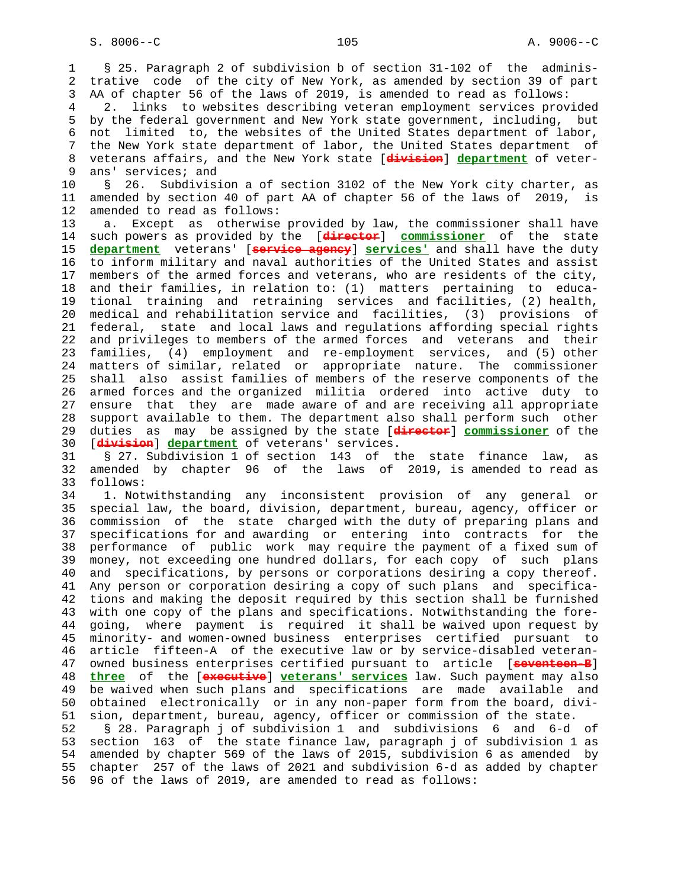§ 25. Paragraph 2 of subdivision b of section 31-102 of the administrative code of the city of New York, as amended by section 39 of part AA of chapter 56 of the laws of 2019, is amended to read as follows:

2. links to websites describing veteran employment services provided by the federal government and New York state government, including, but not limited to, the websites of the United States department of labor, the New York state department of labor, the United States department of veterans affairs, and the New York state [~~division~~] **department** of veterans' services; and

§ 26. Subdivision a of section 3102 of the New York city charter, as amended by section 40 of part AA of chapter 56 of the laws of 2019, is amended to read as follows:

a. Except as otherwise provided by law, the commissioner shall have such powers as provided by the [~~director~~] **commissioner** of the state **department** veterans' [~~service agency~~] **services'** and shall have the duty to inform military and naval authorities of the United States and assist members of the armed forces and veterans, who are residents of the city, and their families, in relation to: (1) matters pertaining to educational training and retraining services and facilities, (2) health, medical and rehabilitation service and facilities, (3) provisions of federal, state and local laws and regulations affording special rights and privileges to members of the armed forces and veterans and their families, (4) employment and re-employment services, and (5) other matters of similar, related or appropriate nature. The commissioner shall also assist families of members of the reserve components of the armed forces and the organized militia ordered into active duty to ensure that they are made aware of and are receiving all appropriate support available to them. The department also shall perform such other duties as may be assigned by the state [~~director~~] **commissioner** of the [~~division~~] **department** of veterans' services.

§ 27. Subdivision 1 of section 143 of the state finance law, as amended by chapter 96 of the laws of 2019, is amended to read as follows:

1. Notwithstanding any inconsistent provision of any general or special law, the board, division, department, bureau, agency, officer or commission of the state charged with the duty of preparing plans and specifications for and awarding or entering into contracts for the performance of public work may require the payment of a fixed sum of money, not exceeding one hundred dollars, for each copy of such plans and specifications, by persons or corporations desiring a copy thereof. Any person or corporation desiring a copy of such plans and specifications and making the deposit required by this section shall be furnished with one copy of the plans and specifications. Notwithstanding the foregoing, where payment is required it shall be waived upon request by minority- and women-owned business enterprises certified pursuant to article fifteen-A of the executive law or by service-disabled veteran-owned business enterprises certified pursuant to article [~~seventeen-B~~] **three** of the [~~executive~~] **veterans' services** law. Such payment may also be waived when such plans and specifications are made available and obtained electronically or in any non-paper form from the board, division, department, bureau, agency, officer or commission of the state.

§ 28. Paragraph j of subdivision 1 and subdivisions 6 and 6-d of section 163 of the state finance law, paragraph j of subdivision 1 as amended by chapter 569 of the laws of 2015, subdivision 6 as amended by chapter 257 of the laws of 2021 and subdivision 6-d as added by chapter 96 of the laws of 2019, are amended to read as follows: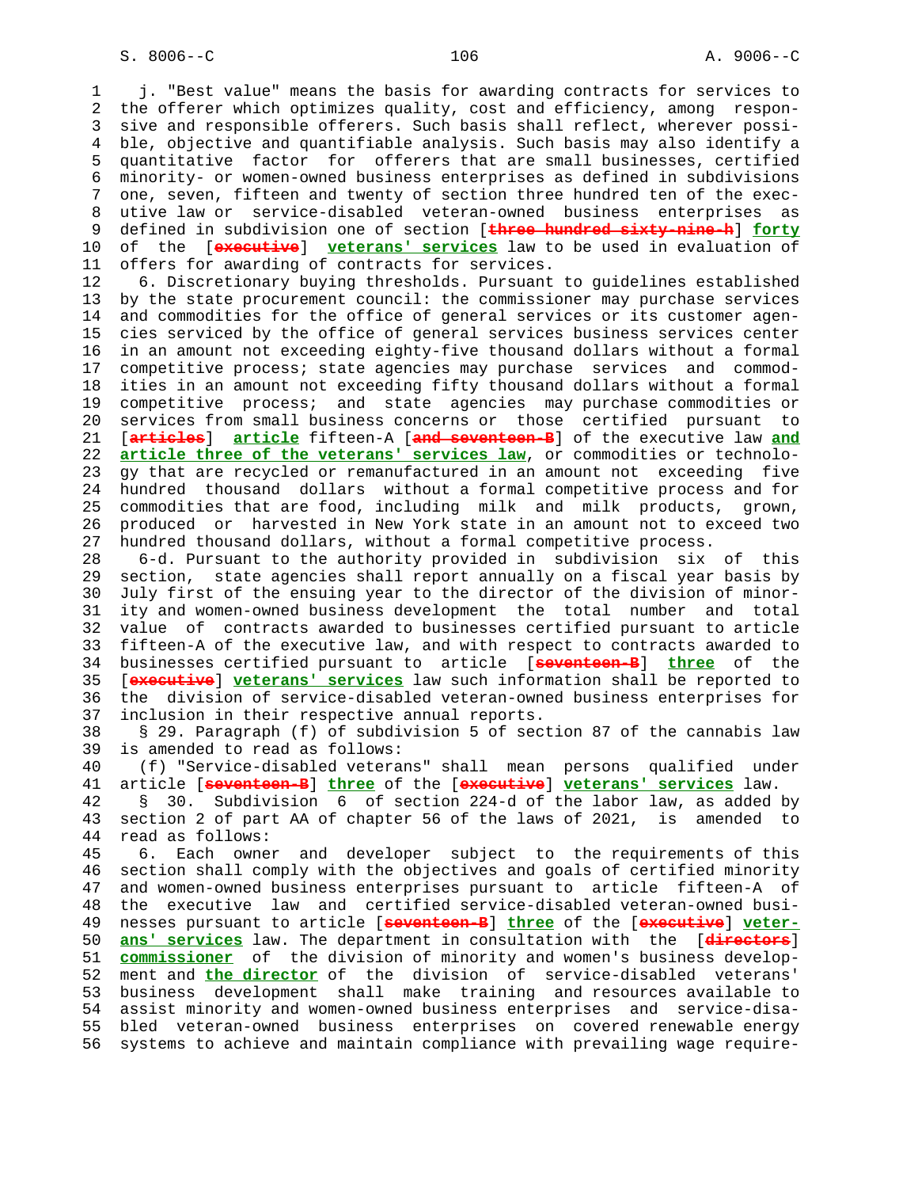j. "Best value" means the basis for awarding contracts for services to the offerer which optimizes quality, cost and efficiency, among responsive and responsible offerers. Such basis shall reflect, wherever possible, objective and quantifiable analysis. Such basis may also identify a quantitative factor for offerers that are small businesses, certified minority- or women-owned business enterprises as defined in subdivisions one, seven, fifteen and twenty of section three hundred ten of the executive law or service-disabled veteran-owned business enterprises as defined in subdivision one of section [~~three hundred sixty-nine-h~~] **forty** of the [~~executive~~] **veterans' services** law to be used in evaluation of offers for awarding of contracts for services.

6. Discretionary buying thresholds. Pursuant to guidelines established by the state procurement council: the commissioner may purchase services and commodities for the office of general services or its customer agencies serviced by the office of general services business services center in an amount not exceeding eighty-five thousand dollars without a formal competitive process; state agencies may purchase services and commodities in an amount not exceeding fifty thousand dollars without a formal competitive process; and state agencies may purchase commodities or services from small business concerns or those certified pursuant to [~~articles~~] **article** fifteen-A [~~and seventeen-B~~] of the executive law **and article three of the veterans' services law**, or commodities or technology that are recycled or remanufactured in an amount not exceeding five hundred thousand dollars without a formal competitive process and for commodities that are food, including milk and milk products, grown, produced or harvested in New York state in an amount not to exceed two hundred thousand dollars, without a formal competitive process.

6-d. Pursuant to the authority provided in subdivision six of this section, state agencies shall report annually on a fiscal year basis by July first of the ensuing year to the director of the division of minority and women-owned business development the total number and total value of contracts awarded to businesses certified pursuant to article fifteen-A of the executive law, and with respect to contracts awarded to businesses certified pursuant to article [~~seventeen-B~~] **three** of the [~~executive~~] **veterans' services** law such information shall be reported to the division of service-disabled veteran-owned business enterprises for inclusion in their respective annual reports.

§ 29. Paragraph (f) of subdivision 5 of section 87 of the cannabis law is amended to read as follows:

(f) "Service-disabled veterans" shall mean persons qualified under article [~~seventeen-B~~] **three** of the [~~executive~~] **veterans' services** law.

§ 30. Subdivision 6 of section 224-d of the labor law, as added by section 2 of part AA of chapter 56 of the laws of 2021, is amended to read as follows:

6. Each owner and developer subject to the requirements of this section shall comply with the objectives and goals of certified minority and women-owned business enterprises pursuant to article fifteen-A of the executive law and certified service-disabled veteran-owned businesses pursuant to article [~~seventeen-B~~] **three** of the [~~executive~~] **veterans' services** law. The department in consultation with the [~~directors~~] **commissioner** of the division of minority and women's business development and **the director** of the division of service-disabled veterans' business development shall make training and resources available to assist minority and women-owned business enterprises and service-disabled veteran-owned business enterprises on covered renewable energy systems to achieve and maintain compliance with prevailing wage require-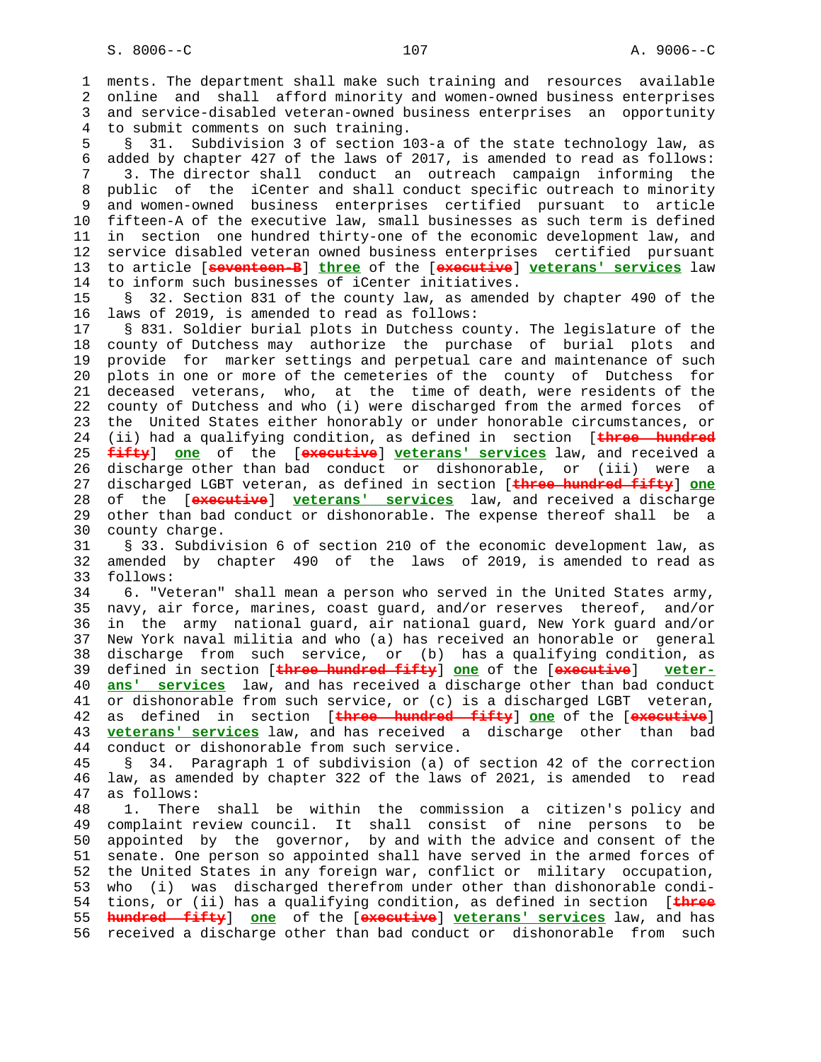ments. The department shall make such training and resources available online and shall afford minority and women-owned business enterprises and service-disabled veteran-owned business enterprises an opportunity to submit comments on such training.

§ 31. Subdivision 3 of section 103-a of the state technology law, as added by chapter 427 of the laws of 2017, is amended to read as follows:

3. The director shall conduct an outreach campaign informing the public of the iCenter and shall conduct specific outreach to minority and women-owned business enterprises certified pursuant to article fifteen-A of the executive law, small businesses as such term is defined in section one hundred thirty-one of the economic development law, and service disabled veteran owned business enterprises certified pursuant to article [~~seventeen-B~~] **three** of the [~~executive~~] **veterans' services** law to inform such businesses of iCenter initiatives.

§ 32. Section 831 of the county law, as amended by chapter 490 of the laws of 2019, is amended to read as follows:

§ 831. Soldier burial plots in Dutchess county. The legislature of the county of Dutchess may authorize the purchase of burial plots and provide for marker settings and perpetual care and maintenance of such plots in one or more of the cemeteries of the county of Dutchess for deceased veterans, who, at the time of death, were residents of the county of Dutchess and who (i) were discharged from the armed forces of the United States either honorably or under honorable circumstances, or (ii) had a qualifying condition, as defined in section [~~three hundred fifty~~] **one** of the [~~executive~~] **veterans' services** law, and received a discharge other than bad conduct or dishonorable, or (iii) were a discharged LGBT veteran, as defined in section [~~three hundred fifty~~] **one** of the [~~executive~~] **veterans' services** law, and received a discharge other than bad conduct or dishonorable. The expense thereof shall be a county charge.

§ 33. Subdivision 6 of section 210 of the economic development law, as amended by chapter 490 of the laws of 2019, is amended to read as follows:

6. "Veteran" shall mean a person who served in the United States army, navy, air force, marines, coast guard, and/or reserves thereof, and/or in the army national guard, air national guard, New York guard and/or New York naval militia and who (a) has received an honorable or general discharge from such service, or (b) has a qualifying condition, as defined in section [~~three hundred fifty~~] **one** of the [~~executive~~] **veterans' services** law, and has received a discharge other than bad conduct or dishonorable from such service, or (c) is a discharged LGBT veteran, as defined in section [~~three hundred fifty~~] **one** of the [~~executive~~] **veterans' services** law, and has received a discharge other than bad conduct or dishonorable from such service.

§ 34. Paragraph 1 of subdivision (a) of section 42 of the correction law, as amended by chapter 322 of the laws of 2021, is amended to read as follows:

1. There shall be within the commission a citizen's policy and complaint review council. It shall consist of nine persons to be appointed by the governor, by and with the advice and consent of the senate. One person so appointed shall have served in the armed forces of the United States in any foreign war, conflict or military occupation, who (i) was discharged therefrom under other than dishonorable conditions, or (ii) has a qualifying condition, as defined in section [~~three hundred fifty~~] **one** of the [~~executive~~] **veterans' services** law, and has received a discharge other than bad conduct or dishonorable from such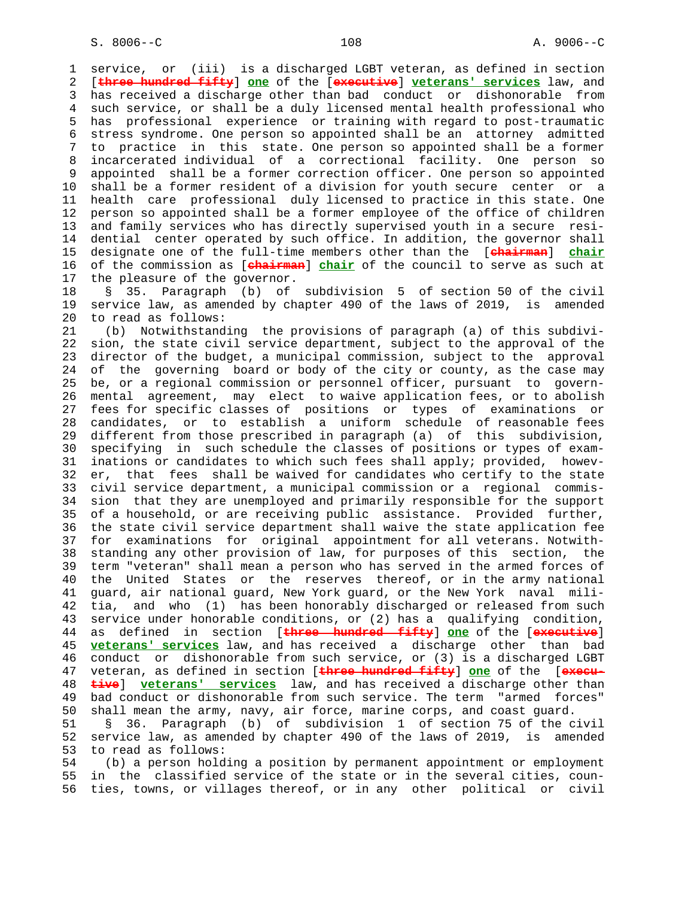service, or (iii) is a discharged LGBT veteran, as defined in section [~~three hundred fifty~~] **one** of the [~~executive~~] **veterans' services** law, and has received a discharge other than bad conduct or dishonorable from such service, or shall be a duly licensed mental health professional who has professional experience or training with regard to post-traumatic stress syndrome. One person so appointed shall be an attorney admitted to practice in this state. One person so appointed shall be a former incarcerated individual of a correctional facility. One person so appointed shall be a former correction officer. One person so appointed shall be a former resident of a division for youth secure center or a health care professional duly licensed to practice in this state. One person so appointed shall be a former employee of the office of children and family services who has directly supervised youth in a secure residential center operated by such office. In addition, the governor shall designate one of the full-time members other than the [~~chairman~~] **chair** of the commission as [~~chairman~~] **chair** of the council to serve as such at the pleasure of the governor.

§ 35. Paragraph (b) of subdivision 5 of section 50 of the civil service law, as amended by chapter 490 of the laws of 2019, is amended to read as follows:

(b) Notwithstanding the provisions of paragraph (a) of this subdivision, the state civil service department, subject to the approval of the director of the budget, a municipal commission, subject to the approval of the governing board or body of the city or county, as the case may be, or a regional commission or personnel officer, pursuant to governmental agreement, may elect to waive application fees, or to abolish fees for specific classes of positions or types of examinations or candidates, or to establish a uniform schedule of reasonable fees different from those prescribed in paragraph (a) of this subdivision, specifying in such schedule the classes of positions or types of examinations or candidates to which such fees shall apply; provided, however, that fees shall be waived for candidates who certify to the state civil service department, a municipal commission or a regional commission that they are unemployed and primarily responsible for the support of a household, or are receiving public assistance. Provided further, the state civil service department shall waive the state application fee for examinations for original appointment for all veterans. Notwithstanding any other provision of law, for purposes of this section, the term "veteran" shall mean a person who has served in the armed forces of the United States or the reserves thereof, or in the army national guard, air national guard, New York guard, or the New York naval militia, and who (1) has been honorably discharged or released from such service under honorable conditions, or (2) has a qualifying condition, as defined in section [~~three hundred fifty~~] **one** of the [~~executive~~] **veterans' services** law, and has received a discharge other than bad conduct or dishonorable from such service, or (3) is a discharged LGBT veteran, as defined in section [~~three hundred fifty~~] **one** of the [~~executive~~] **veterans' services** law, and has received a discharge other than bad conduct or dishonorable from such service. The term "armed forces" shall mean the army, navy, air force, marine corps, and coast guard.

§ 36. Paragraph (b) of subdivision 1 of section 75 of the civil service law, as amended by chapter 490 of the laws of 2019, is amended to read as follows:

(b) a person holding a position by permanent appointment or employment in the classified service of the state or in the several cities, counties, towns, or villages thereof, or in any other political or civil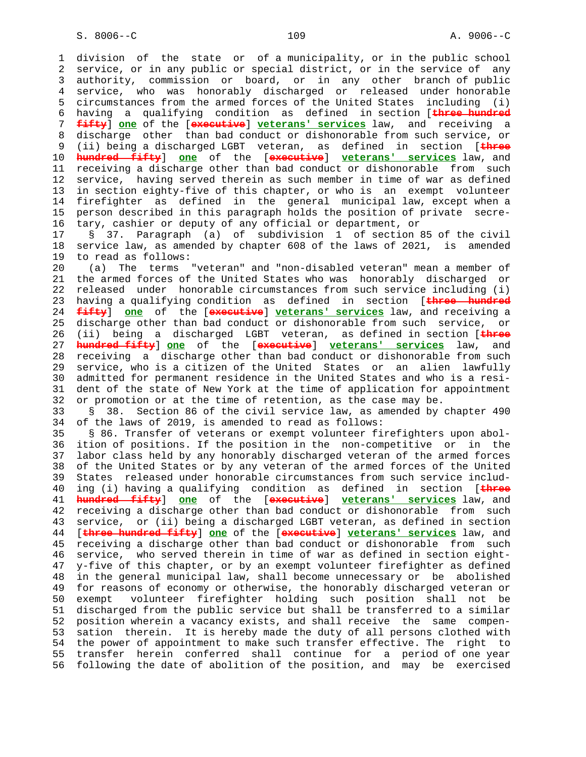division of the state or of a municipality, or in the public school service, or in any public or special district, or in the service of any authority, commission or board, or in any other branch of public service, who was honorably discharged or released under honorable circumstances from the armed forces of the United States including (i) having a qualifying condition as defined in section [~~three hundred fifty~~] **one** of the [~~executive~~] **veterans' services** law, and receiving a discharge other than bad conduct or dishonorable from such service, or (ii) being a discharged LGBT veteran, as defined in section [~~three hundred fifty~~] **one** of the [~~executive~~] **veterans' services** law, and receiving a discharge other than bad conduct or dishonorable from such service, having served therein as such member in time of war as defined in section eighty-five of this chapter, or who is an exempt volunteer firefighter as defined in the general municipal law, except when a person described in this paragraph holds the position of private secretary, cashier or deputy of any official or department, or

§ 37. Paragraph (a) of subdivision 1 of section 85 of the civil service law, as amended by chapter 608 of the laws of 2021, is amended to read as follows:

(a) The terms "veteran" and "non-disabled veteran" mean a member of the armed forces of the United States who was honorably discharged or released under honorable circumstances from such service including (i) having a qualifying condition as defined in section [~~three hundred fifty~~] **one** of the [~~executive~~] **veterans' services** law, and receiving a discharge other than bad conduct or dishonorable from such service, or (ii) being a discharged LGBT veteran, as defined in section [~~three hundred fifty~~] **one** of the [~~executive~~] **veterans' services** law, and receiving a discharge other than bad conduct or dishonorable from such service, who is a citizen of the United States or an alien lawfully admitted for permanent residence in the United States and who is a resident of the state of New York at the time of application for appointment or promotion or at the time of retention, as the case may be.

§ 38. Section 86 of the civil service law, as amended by chapter 490 of the laws of 2019, is amended to read as follows:

§ 86. Transfer of veterans or exempt volunteer firefighters upon abolition of positions. If the position in the non-competitive or in the labor class held by any honorably discharged veteran of the armed forces of the United States or by any veteran of the armed forces of the United States released under honorable circumstances from such service including (i) having a qualifying condition as defined in section [~~three hundred fifty~~] **one** of the [~~executive~~] **veterans' services** law, and receiving a discharge other than bad conduct or dishonorable from such service, or (ii) being a discharged LGBT veteran, as defined in section [~~three hundred fifty~~] **one** of the [~~executive~~] **veterans' services** law, and receiving a discharge other than bad conduct or dishonorable from such service, who served therein in time of war as defined in section eighty-five of this chapter, or by an exempt volunteer firefighter as defined in the general municipal law, shall become unnecessary or be abolished for reasons of economy or otherwise, the honorably discharged veteran or exempt volunteer firefighter holding such position shall not be discharged from the public service but shall be transferred to a similar position wherein a vacancy exists, and shall receive the same compensation therein. It is hereby made the duty of all persons clothed with the power of appointment to make such transfer effective. The right to transfer herein conferred shall continue for a period of one year following the date of abolition of the position, and may be exercised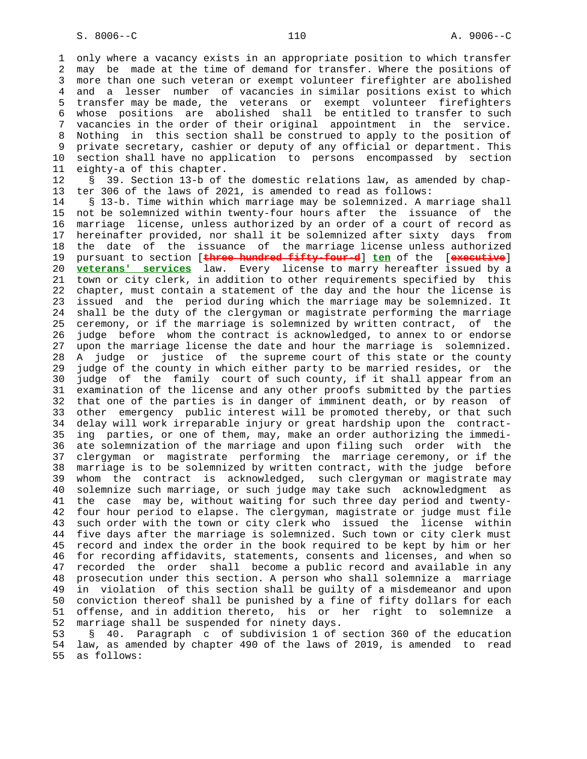only where a vacancy exists in an appropriate position to which transfer may be made at the time of demand for transfer. Where the positions of more than one such veteran or exempt volunteer firefighter are abolished and a lesser number of vacancies in similar positions exist to which transfer may be made, the veterans or exempt volunteer firefighters whose positions are abolished shall be entitled to transfer to such vacancies in the order of their original appointment in the service. Nothing in this section shall be construed to apply to the position of private secretary, cashier or deputy of any official or department. This section shall have no application to persons encompassed by section eighty-a of this chapter.

§ 39. Section 13-b of the domestic relations law, as amended by chapter 306 of the laws of 2021, is amended to read as follows:

§ 13-b. Time within which marriage may be solemnized. A marriage shall not be solemnized within twenty-four hours after the issuance of the marriage license, unless authorized by an order of a court of record as hereinafter provided, nor shall it be solemnized after sixty days from the date of the issuance of the marriage license unless authorized pursuant to section [~~three hundred fifty-four-d~~] **ten** of the [~~executive~~] **veterans' services** law. Every license to marry hereafter issued by a town or city clerk, in addition to other requirements specified by this chapter, must contain a statement of the day and the hour the license is issued and the period during which the marriage may be solemnized. It shall be the duty of the clergyman or magistrate performing the marriage ceremony, or if the marriage is solemnized by written contract, of the judge before whom the contract is acknowledged, to annex to or endorse upon the marriage license the date and hour the marriage is solemnized. A judge or justice of the supreme court of this state or the county judge of the county in which either party to be married resides, or the judge of the family court of such county, if it shall appear from an examination of the license and any other proofs submitted by the parties that one of the parties is in danger of imminent death, or by reason of other emergency public interest will be promoted thereby, or that such delay will work irreparable injury or great hardship upon the contracting parties, or one of them, may, make an order authorizing the immediate solemnization of the marriage and upon filing such order with the clergyman or magistrate performing the marriage ceremony, or if the marriage is to be solemnized by written contract, with the judge before whom the contract is acknowledged, such clergyman or magistrate may solemnize such marriage, or such judge may take such acknowledgment as the case may be, without waiting for such three day period and twenty-four hour period to elapse. The clergyman, magistrate or judge must file such order with the town or city clerk who issued the license within five days after the marriage is solemnized. Such town or city clerk must record and index the order in the book required to be kept by him or her for recording affidavits, statements, consents and licenses, and when so recorded the order shall become a public record and available in any prosecution under this section. A person who shall solemnize a marriage in violation of this section shall be guilty of a misdemeanor and upon conviction thereof shall be punished by a fine of fifty dollars for each offense, and in addition thereto, his or her right to solemnize a marriage shall be suspended for ninety days.

§ 40. Paragraph c of subdivision 1 of section 360 of the education law, as amended by chapter 490 of the laws of 2019, is amended to read as follows: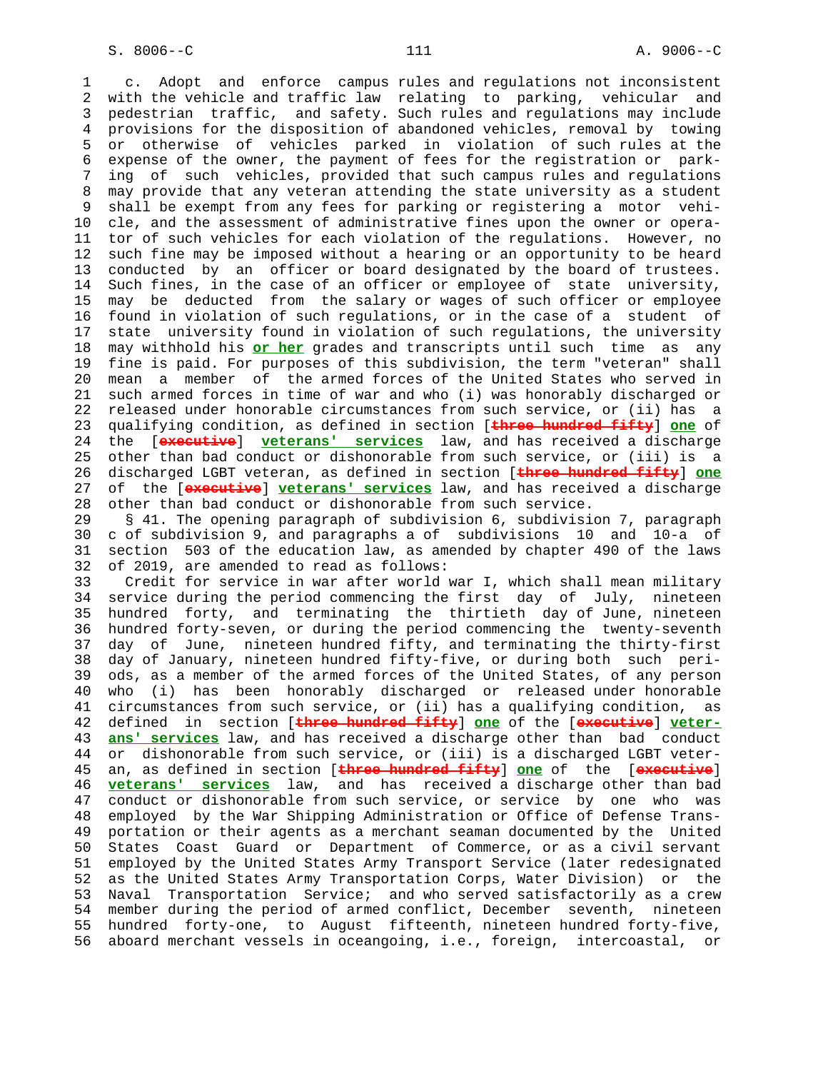c. Adopt and enforce campus rules and regulations not inconsistent with the vehicle and traffic law relating to parking, vehicular and pedestrian traffic, and safety. Such rules and regulations may include provisions for the disposition of abandoned vehicles, removal by towing or otherwise of vehicles parked in violation of such rules at the expense of the owner, the payment of fees for the registration or parking of such vehicles, provided that such campus rules and regulations may provide that any veteran attending the state university as a student shall be exempt from any fees for parking or registering a motor vehicle, and the assessment of administrative fines upon the owner or operator of such vehicles for each violation of the regulations. However, no such fine may be imposed without a hearing or an opportunity to be heard conducted by an officer or board designated by the board of trustees. Such fines, in the case of an officer or employee of state university, may be deducted from the salary or wages of such officer or employee found in violation of such regulations, or in the case of a student of state university found in violation of such regulations, the university may withhold his **or her** grades and transcripts until such time as any fine is paid. For purposes of this subdivision, the term "veteran" shall mean a member of the armed forces of the United States who served in such armed forces in time of war and who (i) was honorably discharged or released under honorable circumstances from such service, or (ii) has a qualifying condition, as defined in section [~~three hundred fifty~~] **one** of the [~~executive~~] **veterans' services** law, and has received a discharge other than bad conduct or dishonorable from such service, or (iii) is a discharged LGBT veteran, as defined in section [~~three hundred fifty~~] **one** of the [~~executive~~] **veterans' services** law, and has received a discharge other than bad conduct or dishonorable from such service.

§ 41. The opening paragraph of subdivision 6, subdivision 7, paragraph c of subdivision 9, and paragraphs a of subdivisions 10 and 10-a of section 503 of the education law, as amended by chapter 490 of the laws of 2019, are amended to read as follows:

Credit for service in war after world war I, which shall mean military service during the period commencing the first day of July, nineteen hundred forty, and terminating the thirtieth day of June, nineteen hundred forty-seven, or during the period commencing the twenty-seventh day of June, nineteen hundred fifty, and terminating the thirty-first day of January, nineteen hundred fifty-five, or during both such periods, as a member of the armed forces of the United States, of any person who (i) has been honorably discharged or released under honorable circumstances from such service, or (ii) has a qualifying condition, as defined in section [~~three hundred fifty~~] **one** of the [~~executive~~] **veterans' services** law, and has received a discharge other than bad conduct or dishonorable from such service, or (iii) is a discharged LGBT veteran, as defined in section [~~three hundred fifty~~] **one** of the [~~executive~~] **veterans' services** law, and has received a discharge other than bad conduct or dishonorable from such service, or service by one who was employed by the War Shipping Administration or Office of Defense Transportation or their agents as a merchant seaman documented by the United States Coast Guard or Department of Commerce, or as a civil servant employed by the United States Army Transport Service (later redesignated as the United States Army Transportation Corps, Water Division) or the Naval Transportation Service; and who served satisfactorily as a crew member during the period of armed conflict, December seventh, nineteen hundred forty-one, to August fifteenth, nineteen hundred forty-five, aboard merchant vessels in oceangoing, i.e., foreign, intercoastal, or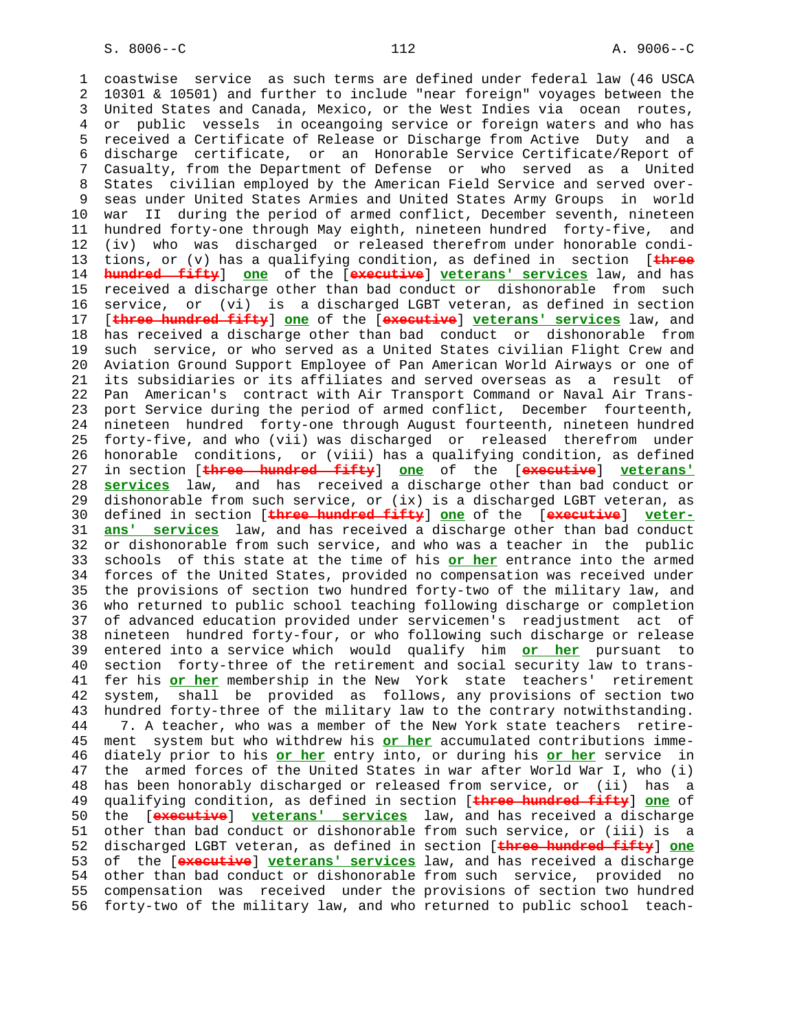coastwise service as such terms are defined under federal law (46 USCA 10301 & 10501) and further to include "near foreign" voyages between the United States and Canada, Mexico, or the West Indies via ocean routes, or public vessels in oceangoing service or foreign waters and who has received a Certificate of Release or Discharge from Active Duty and a discharge certificate, or an Honorable Service Certificate/Report of Casualty, from the Department of Defense or who served as a United States civilian employed by the American Field Service and served overseas under United States Armies and United States Army Groups in world war II during the period of armed conflict, December seventh, nineteen hundred forty-one through May eighth, nineteen hundred forty-five, and (iv) who was discharged or released therefrom under honorable conditions, or (v) has a qualifying condition, as defined in section [~~three hundred fifty~~] **one** of the [~~executive~~] **veterans' services** law, and has received a discharge other than bad conduct or dishonorable from such service, or (vi) is a discharged LGBT veteran, as defined in section [~~three hundred fifty~~] **one** of the [~~executive~~] **veterans' services** law, and has received a discharge other than bad conduct or dishonorable from such service, or who served as a United States civilian Flight Crew and Aviation Ground Support Employee of Pan American World Airways or one of its subsidiaries or its affiliates and served overseas as a result of Pan American's contract with Air Transport Command or Naval Air Transport Service during the period of armed conflict, December fourteenth, nineteen hundred forty-one through August fourteenth, nineteen hundred forty-five, and who (vii) was discharged or released therefrom under honorable conditions, or (viii) has a qualifying condition, as defined in section [~~three hundred fifty~~] **one** of the [~~executive~~] **veterans' services** law, and has received a discharge other than bad conduct or dishonorable from such service, or (ix) is a discharged LGBT veteran, as defined in section [~~three hundred fifty~~] **one** of the [~~executive~~] **veterans' services** law, and has received a discharge other than bad conduct or dishonorable from such service, and who was a teacher in the public schools of this state at the time of his **or her** entrance into the armed forces of the United States, provided no compensation was received under the provisions of section two hundred forty-two of the military law, and who returned to public school teaching following discharge or completion of advanced education provided under servicemen's readjustment act of nineteen hundred forty-four, or who following such discharge or release entered into a service which would qualify him **or her** pursuant to section forty-three of the retirement and social security law to transfer his **or her** membership in the New York state teachers' retirement system, shall be provided as follows, any provisions of section two hundred forty-three of the military law to the contrary notwithstanding.

7. A teacher, who was a member of the New York state teachers retirement system but who withdrew his **or her** accumulated contributions immediately prior to his **or her** entry into, or during his **or her** service in the armed forces of the United States in war after World War I, who (i) has been honorably discharged or released from service, or (ii) has a qualifying condition, as defined in section [~~three hundred fifty~~] **one** of the [~~executive~~] **veterans' services** law, and has received a discharge other than bad conduct or dishonorable from such service, or (iii) is a discharged LGBT veteran, as defined in section [~~three hundred fifty~~] **one** of the [~~executive~~] **veterans' services** law, and has received a discharge other than bad conduct or dishonorable from such service, provided no compensation was received under the provisions of section two hundred forty-two of the military law, and who returned to public school teach-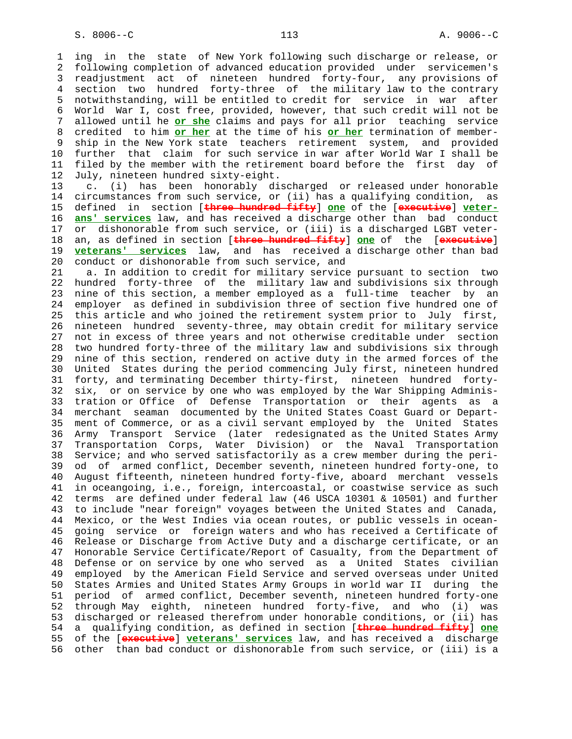ing in the state of New York following such discharge or release, or following completion of advanced education provided under servicemen's readjustment act of nineteen hundred forty-four, any provisions of section two hundred forty-three of the military law to the contrary notwithstanding, will be entitled to credit for service in war after World War I, cost free, provided, however, that such credit will not be allowed until he **or she** claims and pays for all prior teaching service credited to him **or her** at the time of his **or her** termination of membership in the New York state teachers retirement system, and provided further that claim for such service in war after World War I shall be filed by the member with the retirement board before the first day of July, nineteen hundred sixty-eight.

c. (i) has been honorably discharged or released under honorable circumstances from such service, or (ii) has a qualifying condition, as defined in section [~~three hundred fifty~~] **one** of the [~~executive~~] **veterans' services** law, and has received a discharge other than bad conduct or dishonorable from such service, or (iii) is a discharged LGBT veteran, as defined in section [~~three hundred fifty~~] **one** of the [~~executive~~] **veterans' services** law, and has received a discharge other than bad conduct or dishonorable from such service, and

a. In addition to credit for military service pursuant to section two hundred forty-three of the military law and subdivisions six through nine of this section, a member employed as a full-time teacher by an employer as defined in subdivision three of section five hundred one of this article and who joined the retirement system prior to July first, nineteen hundred seventy-three, may obtain credit for military service not in excess of three years and not otherwise creditable under section two hundred forty-three of the military law and subdivisions six through nine of this section, rendered on active duty in the armed forces of the United States during the period commencing July first, nineteen hundred forty, and terminating December thirty-first, nineteen hundred forty-six, or on service by one who was employed by the War Shipping Administration or Office of Defense Transportation or their agents as a merchant seaman documented by the United States Coast Guard or Department of Commerce, or as a civil servant employed by the United States Army Transport Service (later redesignated as the United States Army Transportation Corps, Water Division) or the Naval Transportation Service; and who served satisfactorily as a crew member during the period of armed conflict, December seventh, nineteen hundred forty-one, to August fifteenth, nineteen hundred forty-five, aboard merchant vessels in oceangoing, i.e., foreign, intercoastal, or coastwise service as such terms are defined under federal law (46 USCA 10301 & 10501) and further to include "near foreign" voyages between the United States and Canada, Mexico, or the West Indies via ocean routes, or public vessels in oceangoing service or foreign waters and who has received a Certificate of Release or Discharge from Active Duty and a discharge certificate, or an Honorable Service Certificate/Report of Casualty, from the Department of Defense or on service by one who served as a United States civilian employed by the American Field Service and served overseas under United States Armies and United States Army Groups in world war II during the period of armed conflict, December seventh, nineteen hundred forty-one through May eighth, nineteen hundred forty-five, and who (i) was discharged or released therefrom under honorable conditions, or (ii) has a qualifying condition, as defined in section [~~three hundred fifty~~] **one** of the [~~executive~~] **veterans' services** law, and has received a discharge other than bad conduct or dishonorable from such service, or (iii) is a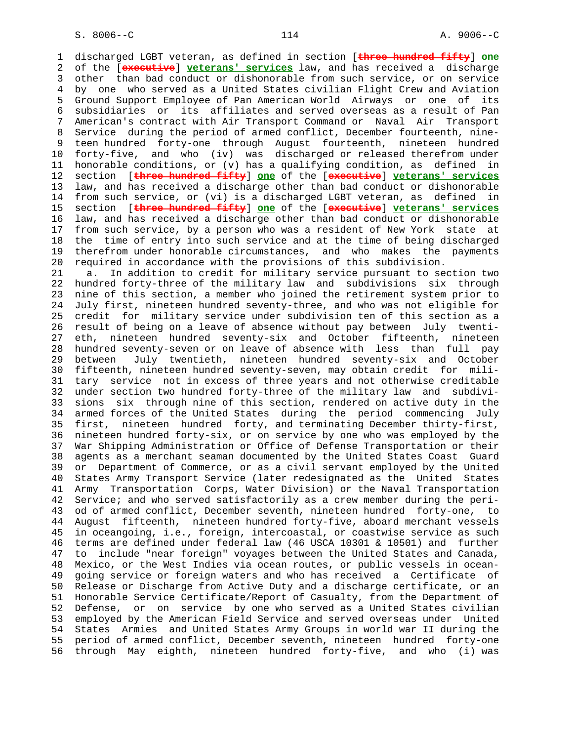discharged LGBT veteran, as defined in section [~~three hundred fifty~~] **one** of the [~~executive~~] **veterans' services** law, and has received a discharge other than bad conduct or dishonorable from such service, or on service by one who served as a United States civilian Flight Crew and Aviation Ground Support Employee of Pan American World Airways or one of its subsidiaries or its affiliates and served overseas as a result of Pan American's contract with Air Transport Command or Naval Air Transport Service during the period of armed conflict, December fourteenth, nineteen hundred forty-one through August fourteenth, nineteen hundred forty-five, and who (iv) was discharged or released therefrom under honorable conditions, or (v) has a qualifying condition, as defined in section [~~three hundred fifty~~] **one** of the [~~executive~~] **veterans' services** law, and has received a discharge other than bad conduct or dishonorable from such service, or (vi) is a discharged LGBT veteran, as defined in section [~~three hundred fifty~~] **one** of the [~~executive~~] **veterans' services** law, and has received a discharge other than bad conduct or dishonorable from such service, by a person who was a resident of New York state at the time of entry into such service and at the time of being discharged therefrom under honorable circumstances, and who makes the payments required in accordance with the provisions of this subdivision.

a. In addition to credit for military service pursuant to section two hundred forty-three of the military law and subdivisions six through nine of this section, a member who joined the retirement system prior to July first, nineteen hundred seventy-three, and who was not eligible for credit for military service under subdivision ten of this section as a result of being on a leave of absence without pay between July twentieth, nineteen hundred seventy-six and October fifteenth, nineteen hundred seventy-seven or on leave of absence with less than full pay between July twentieth, nineteen hundred seventy-six and October fifteenth, nineteen hundred seventy-seven, may obtain credit for military service not in excess of three years and not otherwise creditable under section two hundred forty-three of the military law and subdivisions six through nine of this section, rendered on active duty in the armed forces of the United States during the period commencing July first, nineteen hundred forty, and terminating December thirty-first, nineteen hundred forty-six, or on service by one who was employed by the War Shipping Administration or Office of Defense Transportation or their agents as a merchant seaman documented by the United States Coast Guard or Department of Commerce, or as a civil servant employed by the United States Army Transport Service (later redesignated as the United States Army Transportation Corps, Water Division) or the Naval Transportation Service; and who served satisfactorily as a crew member during the period of armed conflict, December seventh, nineteen hundred forty-one, to August fifteenth, nineteen hundred forty-five, aboard merchant vessels in oceangoing, i.e., foreign, intercoastal, or coastwise service as such terms are defined under federal law (46 USCA 10301 & 10501) and further to include "near foreign" voyages between the United States and Canada, Mexico, or the West Indies via ocean routes, or public vessels in oceangoing service or foreign waters and who has received a Certificate of Release or Discharge from Active Duty and a discharge certificate, or an Honorable Service Certificate/Report of Casualty, from the Department of Defense, or on service by one who served as a United States civilian employed by the American Field Service and served overseas under United States Armies and United States Army Groups in world war II during the period of armed conflict, December seventh, nineteen hundred forty-one through May eighth, nineteen hundred forty-five, and who (i) was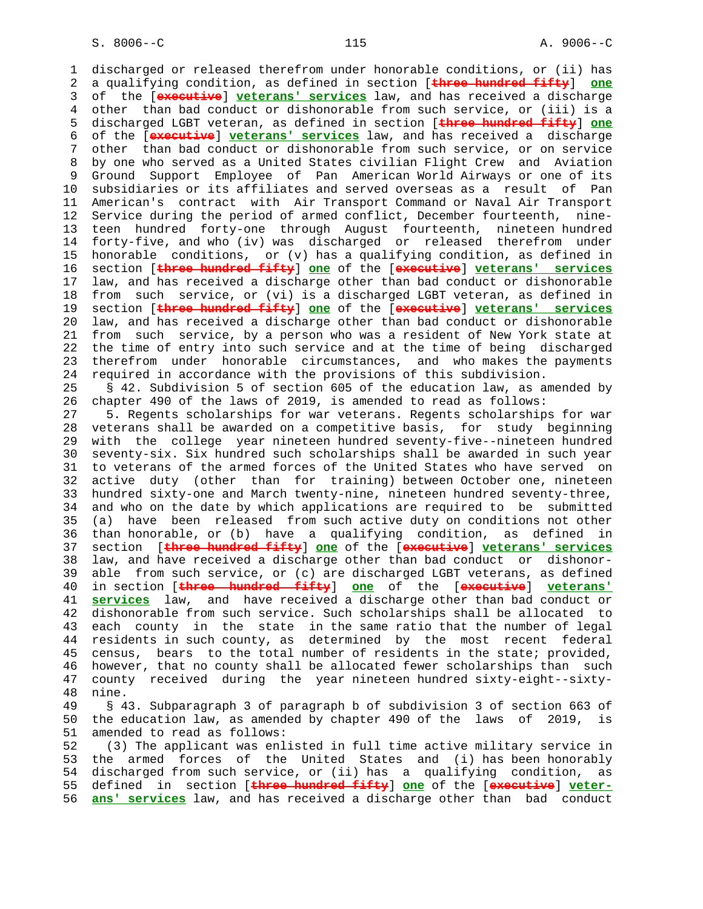discharged or released therefrom under honorable conditions, or (ii) has a qualifying condition, as defined in section [~~three hundred fifty~~] **one** of the [~~executive~~] **veterans' services** law, and has received a discharge other than bad conduct or dishonorable from such service, or (iii) is a discharged LGBT veteran, as defined in section [~~three hundred fifty~~] **one** of the [~~executive~~] **veterans' services** law, and has received a discharge other than bad conduct or dishonorable from such service, or on service by one who served as a United States civilian Flight Crew and Aviation Ground Support Employee of Pan American World Airways or one of its subsidiaries or its affiliates and served overseas as a result of Pan American's contract with Air Transport Command or Naval Air Transport Service during the period of armed conflict, December fourteenth, nineteen hundred forty-one through August fourteenth, nineteen hundred forty-five, and who (iv) was discharged or released therefrom under honorable conditions, or (v) has a qualifying condition, as defined in section [~~three hundred fifty~~] **one** of the [~~executive~~] **veterans' services** law, and has received a discharge other than bad conduct or dishonorable from such service, or (vi) is a discharged LGBT veteran, as defined in section [~~three hundred fifty~~] **one** of the [~~executive~~] **veterans' services** law, and has received a discharge other than bad conduct or dishonorable from such service, by a person who was a resident of New York state at the time of entry into such service and at the time of being discharged therefrom under honorable circumstances, and who makes the payments required in accordance with the provisions of this subdivision.

§ 42. Subdivision 5 of section 605 of the education law, as amended by chapter 490 of the laws of 2019, is amended to read as follows:

5. Regents scholarships for war veterans. Regents scholarships for war veterans shall be awarded on a competitive basis, for study beginning with the college year nineteen hundred seventy-five--nineteen hundred seventy-six. Six hundred such scholarships shall be awarded in such year to veterans of the armed forces of the United States who have served on active duty (other than for training) between October one, nineteen hundred sixty-one and March twenty-nine, nineteen hundred seventy-three, and who on the date by which applications are required to be submitted (a) have been released from such active duty on conditions not other than honorable, or (b) have a qualifying condition, as defined in section [~~three hundred fifty~~] **one** of the [~~executive~~] **veterans' services** law, and have received a discharge other than bad conduct or dishonorable from such service, or (c) are discharged LGBT veterans, as defined in section [~~three hundred fifty~~] **one** of the [~~executive~~] **veterans' services** law, and have received a discharge other than bad conduct or dishonorable from such service. Such scholarships shall be allocated to each county in the state in the same ratio that the number of legal residents in such county, as determined by the most recent federal census, bears to the total number of residents in the state; provided, however, that no county shall be allocated fewer scholarships than such county received during the year nineteen hundred sixty-eight--sixty-nine.

§ 43. Subparagraph 3 of paragraph b of subdivision 3 of section 663 of the education law, as amended by chapter 490 of the laws of 2019, is amended to read as follows:

(3) The applicant was enlisted in full time active military service in the armed forces of the United States and (i) has been honorably discharged from such service, or (ii) has a qualifying condition, as defined in section [~~three hundred fifty~~] **one** of the [~~executive~~] **veterans' services** law, and has received a discharge other than bad conduct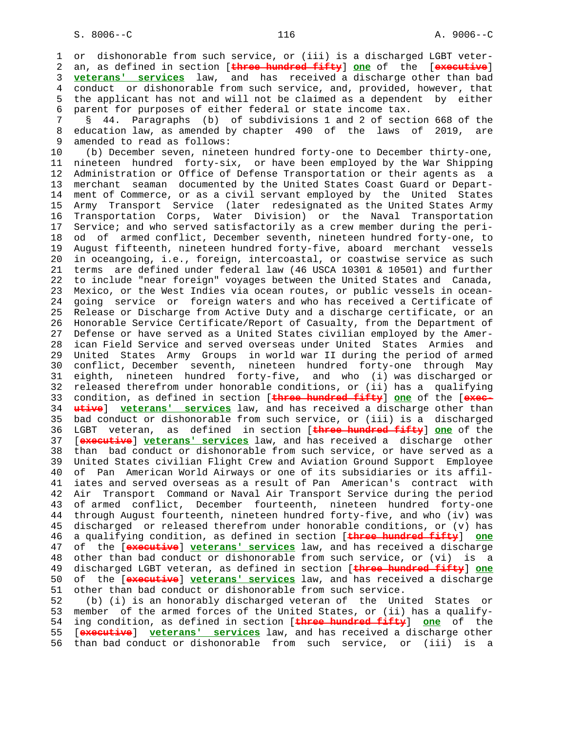or dishonorable from such service, or (iii) is a discharged LGBT veteran, as defined in section [~~three hundred fifty~~] **one** of the [~~executive~~] **veterans' services** law, and has received a discharge other than bad conduct or dishonorable from such service, and, provided, however, that the applicant has not and will not be claimed as a dependent by either parent for purposes of either federal or state income tax.

§ 44. Paragraphs (b) of subdivisions 1 and 2 of section 668 of the education law, as amended by chapter 490 of the laws of 2019, are amended to read as follows:

(b) December seven, nineteen hundred forty-one to December thirty-one, nineteen hundred forty-six, or have been employed by the War Shipping Administration or Office of Defense Transportation or their agents as a merchant seaman documented by the United States Coast Guard or Department of Commerce, or as a civil servant employed by the United States Army Transport Service (later redesignated as the United States Army Transportation Corps, Water Division) or the Naval Transportation Service; and who served satisfactorily as a crew member during the period of armed conflict, December seventh, nineteen hundred forty-one, to August fifteenth, nineteen hundred forty-five, aboard merchant vessels in oceangoing, i.e., foreign, intercoastal, or coastwise service as such terms are defined under federal law (46 USCA 10301 & 10501) and further to include "near foreign" voyages between the United States and Canada, Mexico, or the West Indies via ocean routes, or public vessels in oceangoing service or foreign waters and who has received a Certificate of Release or Discharge from Active Duty and a discharge certificate, or an Honorable Service Certificate/Report of Casualty, from the Department of Defense or have served as a United States civilian employed by the American Field Service and served overseas under United States Armies and United States Army Groups in world war II during the period of armed conflict, December seventh, nineteen hundred forty-one through May eighth, nineteen hundred forty-five, and who (i) was discharged or released therefrom under honorable conditions, or (ii) has a qualifying condition, as defined in section [~~three hundred fifty~~] **one** of the [~~executive~~] **veterans' services** law, and has received a discharge other than bad conduct or dishonorable from such service, or (iii) is a discharged LGBT veteran, as defined in section [~~three hundred fifty~~] **one** of the [~~executive~~] **veterans' services** law, and has received a discharge other than bad conduct or dishonorable from such service, or have served as a United States civilian Flight Crew and Aviation Ground Support Employee of Pan American World Airways or one of its subsidiaries or its affiliates and served overseas as a result of Pan American's contract with Air Transport Command or Naval Air Transport Service during the period of armed conflict, December fourteenth, nineteen hundred forty-one through August fourteenth, nineteen hundred forty-five, and who (iv) was discharged or released therefrom under honorable conditions, or (v) has a qualifying condition, as defined in section [~~three hundred fifty~~] **one** of the [~~executive~~] **veterans' services** law, and has received a discharge other than bad conduct or dishonorable from such service, or (vi) is a discharged LGBT veteran, as defined in section [~~three hundred fifty~~] **one** of the [~~executive~~] **veterans' services** law, and has received a discharge other than bad conduct or dishonorable from such service.

(b) (i) is an honorably discharged veteran of the United States or member of the armed forces of the United States, or (ii) has a qualifying condition, as defined in section [~~three hundred fifty~~] **one** of the [~~executive~~] **veterans' services** law, and has received a discharge other than bad conduct or dishonorable from such service, or (iii) is a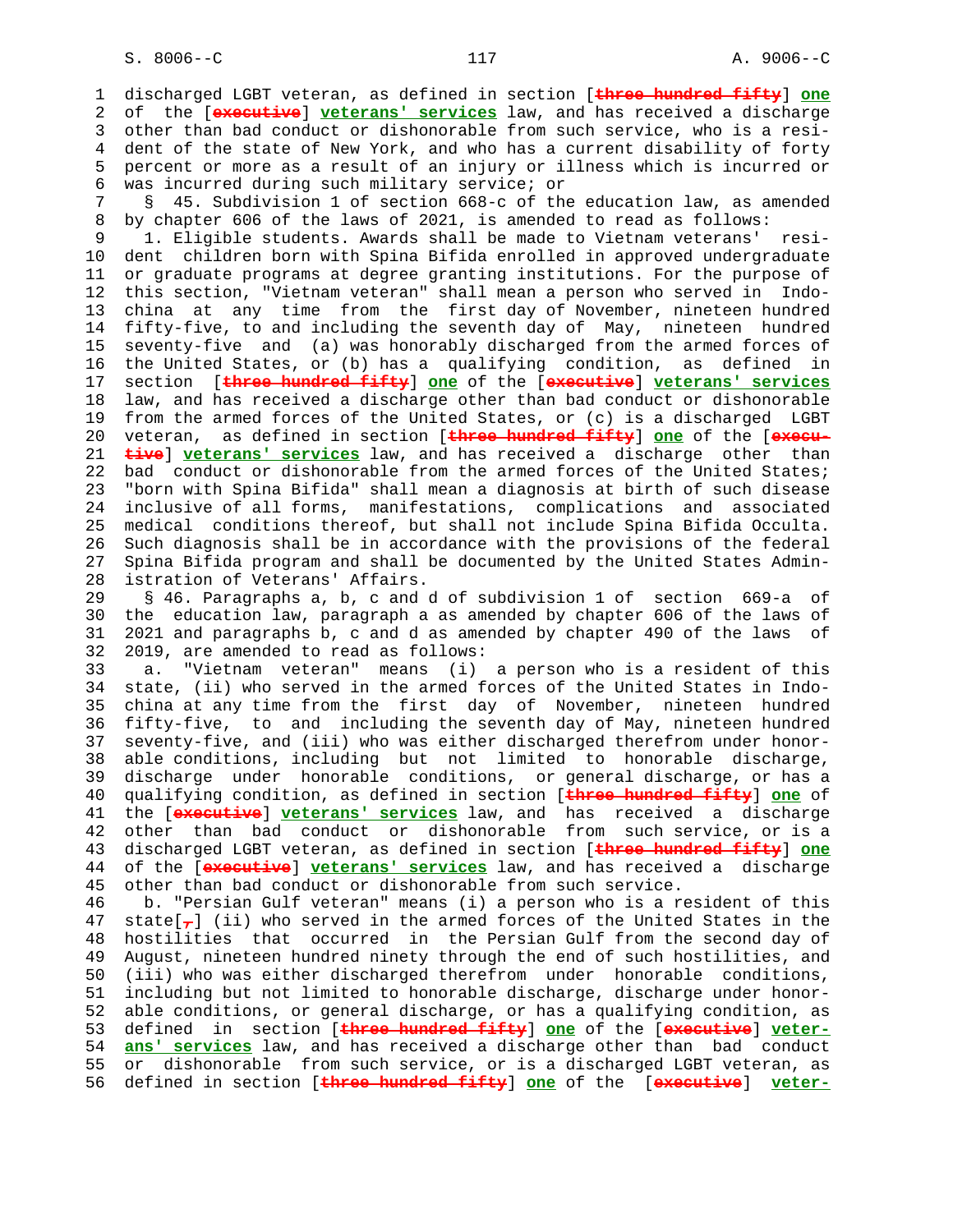discharged LGBT veteran, as defined in section [~~three hundred fifty~~] **one** of the [~~executive~~] **veterans' services** law, and has received a discharge other than bad conduct or dishonorable from such service, who is a resident of the state of New York, and who has a current disability of forty percent or more as a result of an injury or illness which is incurred or was incurred during such military service; or

§ 45. Subdivision 1 of section 668-c of the education law, as amended by chapter 606 of the laws of 2021, is amended to read as follows:

1. Eligible students. Awards shall be made to Vietnam veterans' resident children born with Spina Bifida enrolled in approved undergraduate or graduate programs at degree granting institutions. For the purpose of this section, "Vietnam veteran" shall mean a person who served in Indochina at any time from the first day of November, nineteen hundred fifty-five, to and including the seventh day of May, nineteen hundred seventy-five and (a) was honorably discharged from the armed forces of the United States, or (b) has a qualifying condition, as defined in section [~~three hundred fifty~~] **one** of the [~~executive~~] **veterans' services** law, and has received a discharge other than bad conduct or dishonorable from the armed forces of the United States, or (c) is a discharged LGBT veteran, as defined in section [~~three hundred fifty~~] **one** of the [~~executive~~] **veterans' services** law, and has received a discharge other than bad conduct or dishonorable from the armed forces of the United States; "born with Spina Bifida" shall mean a diagnosis at birth of such disease inclusive of all forms, manifestations, complications and associated medical conditions thereof, but shall not include Spina Bifida Occulta. Such diagnosis shall be in accordance with the provisions of the federal Spina Bifida program and shall be documented by the United States Administration of Veterans' Affairs.

§ 46. Paragraphs a, b, c and d of subdivision 1 of section 669-a of the education law, paragraph a as amended by chapter 606 of the laws of 2021 and paragraphs b, c and d as amended by chapter 490 of the laws of 2019, are amended to read as follows:

a. "Vietnam veteran" means (i) a person who is a resident of this state, (ii) who served in the armed forces of the United States in Indochina at any time from the first day of November, nineteen hundred fifty-five, to and including the seventh day of May, nineteen hundred seventy-five, and (iii) who was either discharged therefrom under honorable conditions, including but not limited to honorable discharge, discharge under honorable conditions, or general discharge, or has a qualifying condition, as defined in section [~~three hundred fifty~~] **one** of the [~~executive~~] **veterans' services** law, and has received a discharge other than bad conduct or dishonorable from such service, or is a discharged LGBT veteran, as defined in section [~~three hundred fifty~~] **one** of the [~~executive~~] **veterans' services** law, and has received a discharge other than bad conduct or dishonorable from such service.

b. "Persian Gulf veteran" means (i) a person who is a resident of this state[~~,~~] (ii) who served in the armed forces of the United States in the hostilities that occurred in the Persian Gulf from the second day of August, nineteen hundred ninety through the end of such hostilities, and (iii) who was either discharged therefrom under honorable conditions, including but not limited to honorable discharge, discharge under honorable conditions, or general discharge, or has a qualifying condition, as defined in section [~~three hundred fifty~~] **one** of the [~~executive~~] **veterans' services** law, and has received a discharge other than bad conduct or dishonorable from such service, or is a discharged LGBT veteran, as defined in section [~~three hundred fifty~~] **one** of the [~~executive~~] **veter-**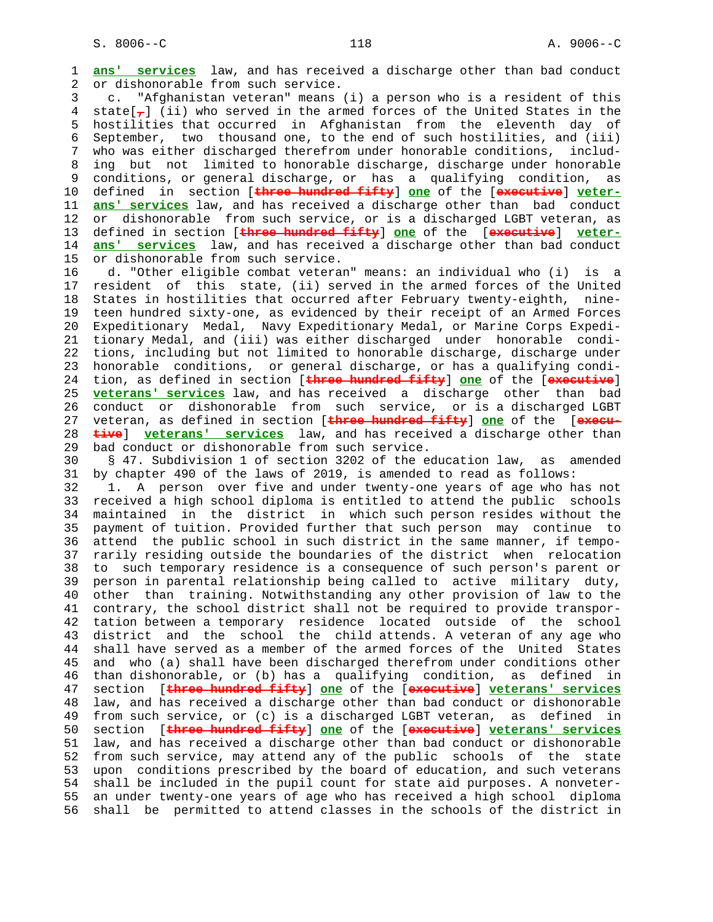ans' services law, and has received a discharge other than bad conduct or dishonorable from such service.

c. "Afghanistan veteran" means (i) a person who is a resident of this state[,] (ii) who served in the armed forces of the United States in the hostilities that occurred in Afghanistan from the eleventh day of September, two thousand one, to the end of such hostilities, and (iii) who was either discharged therefrom under honorable conditions, including but not limited to honorable discharge, discharge under honorable conditions, or general discharge, or has a qualifying condition, as defined in section [three hundred fifty] one of the [executive] veterans' services law, and has received a discharge other than bad conduct or dishonorable from such service, or is a discharged LGBT veteran, as defined in section [three hundred fifty] one of the [executive] veterans' services law, and has received a discharge other than bad conduct or dishonorable from such service.

d. "Other eligible combat veteran" means: an individual who (i) is a resident of this state, (ii) served in the armed forces of the United States in hostilities that occurred after February twenty-eighth, nineteen hundred sixty-one, as evidenced by their receipt of an Armed Forces Expeditionary Medal, Navy Expeditionary Medal, or Marine Corps Expeditionary Medal, and (iii) was either discharged under honorable conditions, including but not limited to honorable discharge, discharge under honorable conditions, or general discharge, or has a qualifying condition, as defined in section [three hundred fifty] one of the [executive] veterans' services law, and has received a discharge other than bad conduct or dishonorable from such service, or is a discharged LGBT veteran, as defined in section [three hundred fifty] one of the [executive] veterans' services law, and has received a discharge other than bad conduct or dishonorable from such service.

§ 47. Subdivision 1 of section 3202 of the education law, as amended by chapter 490 of the laws of 2019, is amended to read as follows:

1. A person over five and under twenty-one years of age who has not received a high school diploma is entitled to attend the public schools maintained in the district in which such person resides without the payment of tuition. Provided further that such person may continue to attend the public school in such district in the same manner, if temporarily residing outside the boundaries of the district when relocation to such temporary residence is a consequence of such person's parent or person in parental relationship being called to active military duty, other than training. Notwithstanding any other provision of law to the contrary, the school district shall not be required to provide transportation between a temporary residence located outside of the school district and the school the child attends. A veteran of any age who shall have served as a member of the armed forces of the United States and who (a) shall have been discharged therefrom under conditions other than dishonorable, or (b) has a qualifying condition, as defined in section [three hundred fifty] one of the [executive] veterans' services law, and has received a discharge other than bad conduct or dishonorable from such service, or (c) is a discharged LGBT veteran, as defined in section [three hundred fifty] one of the [executive] veterans' services law, and has received a discharge other than bad conduct or dishonorable from such service, may attend any of the public schools of the state upon conditions prescribed by the board of education, and such veterans shall be included in the pupil count for state aid purposes. A nonveteran under twenty-one years of age who has received a high school diploma shall be permitted to attend classes in the schools of the district in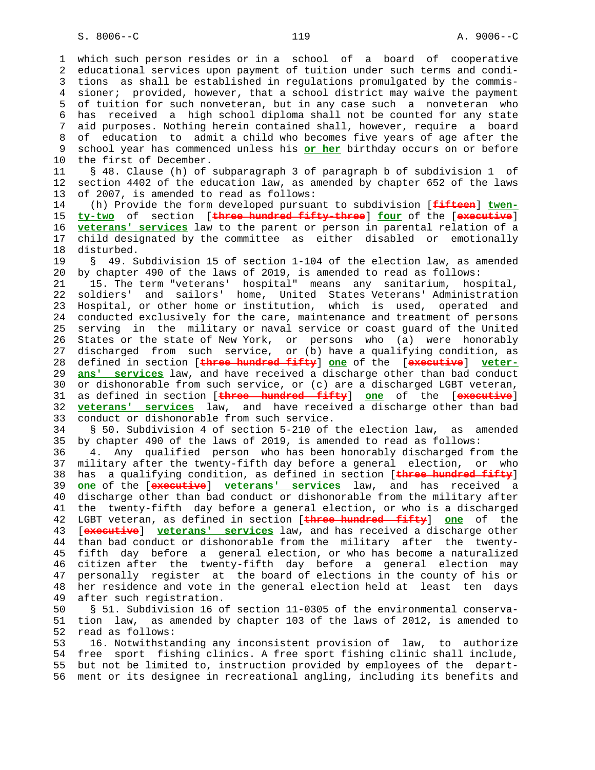which such person resides or in a school of a board of cooperative educational services upon payment of tuition under such terms and conditions as shall be established in regulations promulgated by the commissioner; provided, however, that a school district may waive the payment of tuition for such nonveteran, but in any case such a nonveteran who has received a high school diploma shall not be counted for any state aid purposes. Nothing herein contained shall, however, require a board of education to admit a child who becomes five years of age after the school year has commenced unless his **or her** birthday occurs on or before the first of December.

§ 48. Clause (h) of subparagraph 3 of paragraph b of subdivision 1 of section 4402 of the education law, as amended by chapter 652 of the laws of 2007, is amended to read as follows:

(h) Provide the form developed pursuant to subdivision [~~fifteen~~] **twenty-two** of section [~~three hundred fifty-three~~] **four** of the [~~executive~~] **veterans' services** law to the parent or person in parental relation of a child designated by the committee as either disabled or emotionally disturbed.

§ 49. Subdivision 15 of section 1-104 of the election law, as amended by chapter 490 of the laws of 2019, is amended to read as follows:

15. The term "veterans' hospital" means any sanitarium, hospital, soldiers' and sailors' home, United States Veterans' Administration Hospital, or other home or institution, which is used, operated and conducted exclusively for the care, maintenance and treatment of persons serving in the military or naval service or coast guard of the United States or the state of New York, or persons who (a) were honorably discharged from such service, or (b) have a qualifying condition, as defined in section [~~three hundred fifty~~] **one** of the [~~executive~~] **veterans' services** law, and have received a discharge other than bad conduct or dishonorable from such service, or (c) are a discharged LGBT veteran, as defined in section [~~three hundred fifty~~] **one** of the [~~executive~~] **veterans' services** law, and have received a discharge other than bad conduct or dishonorable from such service.

§ 50. Subdivision 4 of section 5-210 of the election law, as amended by chapter 490 of the laws of 2019, is amended to read as follows:

4. Any qualified person who has been honorably discharged from the military after the twenty-fifth day before a general election, or who has a qualifying condition, as defined in section [~~three hundred fifty~~] **one** of the [~~executive~~] **veterans' services** law, and has received a discharge other than bad conduct or dishonorable from the military after the twenty-fifth day before a general election, or who is a discharged LGBT veteran, as defined in section [~~three hundred fifty~~] **one** of the [~~executive~~] **veterans' services** law, and has received a discharge other than bad conduct or dishonorable from the military after the twenty-fifth day before a general election, or who has become a naturalized citizen after the twenty-fifth day before a general election may personally register at the board of elections in the county of his or her residence and vote in the general election held at least ten days after such registration.

§ 51. Subdivision 16 of section 11-0305 of the environmental conservation law, as amended by chapter 103 of the laws of 2012, is amended to read as follows:

16. Notwithstanding any inconsistent provision of law, to authorize free sport fishing clinics. A free sport fishing clinic shall include, but not be limited to, instruction provided by employees of the department or its designee in recreational angling, including its benefits and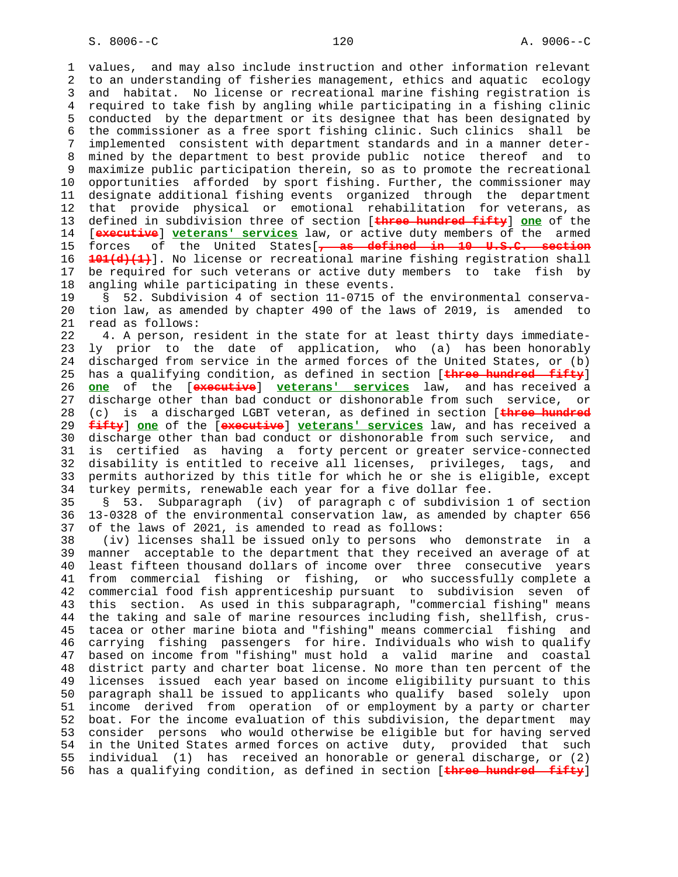values, and may also include instruction and other information relevant to an understanding of fisheries management, ethics and aquatic ecology and habitat. No license or recreational marine fishing registration is required to take fish by angling while participating in a fishing clinic conducted by the department or its designee that has been designated by the commissioner as a free sport fishing clinic. Such clinics shall be implemented consistent with department standards and in a manner determined by the department to best provide public notice thereof and to maximize public participation therein, so as to promote the recreational opportunities afforded by sport fishing. Further, the commissioner may designate additional fishing events organized through the department that provide physical or emotional rehabilitation for veterans, as defined in subdivision three of section [~~three hundred fifty~~] **one** of the [~~executive~~] **veterans' services** law, or active duty members of the armed forces of the United States[~~, as defined in 10 U.S.C. section 101(d)(1)~~]. No license or recreational marine fishing registration shall be required for such veterans or active duty members to take fish by angling while participating in these events.

§ 52. Subdivision 4 of section 11-0715 of the environmental conservation law, as amended by chapter 490 of the laws of 2019, is amended to read as follows:

4. A person, resident in the state for at least thirty days immediately prior to the date of application, who (a) has been honorably discharged from service in the armed forces of the United States, or (b) has a qualifying condition, as defined in section [~~three hundred fifty~~] **one** of the [~~executive~~] **veterans' services** law, and has received a discharge other than bad conduct or dishonorable from such service, or (c) is a discharged LGBT veteran, as defined in section [~~three hundred fifty~~] **one** of the [~~executive~~] **veterans' services** law, and has received a discharge other than bad conduct or dishonorable from such service, and is certified as having a forty percent or greater service-connected disability is entitled to receive all licenses, privileges, tags, and permits authorized by this title for which he or she is eligible, except turkey permits, renewable each year for a five dollar fee.

§ 53. Subparagraph (iv) of paragraph c of subdivision 1 of section 13-0328 of the environmental conservation law, as amended by chapter 656 of the laws of 2021, is amended to read as follows:

(iv) licenses shall be issued only to persons who demonstrate in a manner acceptable to the department that they received an average of at least fifteen thousand dollars of income over three consecutive years from commercial fishing or fishing, or who successfully complete a commercial food fish apprenticeship pursuant to subdivision seven of this section. As used in this subparagraph, "commercial fishing" means the taking and sale of marine resources including fish, shellfish, crustacea or other marine biota and "fishing" means commercial fishing and carrying fishing passengers for hire. Individuals who wish to qualify based on income from "fishing" must hold a valid marine and coastal district party and charter boat license. No more than ten percent of the licenses issued each year based on income eligibility pursuant to this paragraph shall be issued to applicants who qualify based solely upon income derived from operation of or employment by a party or charter boat. For the income evaluation of this subdivision, the department may consider persons who would otherwise be eligible but for having served in the United States armed forces on active duty, provided that such individual (1) has received an honorable or general discharge, or (2) has a qualifying condition, as defined in section [~~three hundred fifty~~]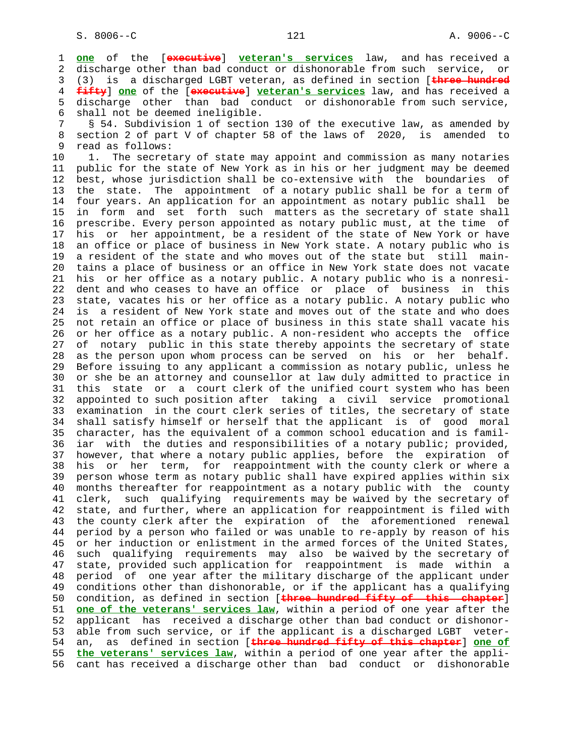one of the [executive] veteran's services law, and has received a discharge other than bad conduct or dishonorable from such service, or (3) is a discharged LGBT veteran, as defined in section [three hundred fifty] one of the [executive] veteran's services law, and has received a discharge other than bad conduct or dishonorable from such service, shall not be deemed ineligible.

§ 54. Subdivision 1 of section 130 of the executive law, as amended by section 2 of part V of chapter 58 of the laws of 2020, is amended to read as follows:

1. The secretary of state may appoint and commission as many notaries public for the state of New York as in his or her judgment may be deemed best, whose jurisdiction shall be co-extensive with the boundaries of the state. The appointment of a notary public shall be for a term of four years. An application for an appointment as notary public shall be in form and set forth such matters as the secretary of state shall prescribe. Every person appointed as notary public must, at the time of his or her appointment, be a resident of the state of New York or have an office or place of business in New York state. A notary public who is a resident of the state and who moves out of the state but still maintains a place of business or an office in New York state does not vacate his or her office as a notary public. A notary public who is a nonresident and who ceases to have an office or place of business in this state, vacates his or her office as a notary public. A notary public who is a resident of New York state and moves out of the state and who does not retain an office or place of business in this state shall vacate his or her office as a notary public. A non-resident who accepts the office of notary public in this state thereby appoints the secretary of state as the person upon whom process can be served on his or her behalf. Before issuing to any applicant a commission as notary public, unless he or she be an attorney and counsellor at law duly admitted to practice in this state or a court clerk of the unified court system who has been appointed to such position after taking a civil service promotional examination in the court clerk series of titles, the secretary of state shall satisfy himself or herself that the applicant is of good moral character, has the equivalent of a common school education and is familiar with the duties and responsibilities of a notary public; provided, however, that where a notary public applies, before the expiration of his or her term, for reappointment with the county clerk or where a person whose term as notary public shall have expired applies within six months thereafter for reappointment as a notary public with the county clerk, such qualifying requirements may be waived by the secretary of state, and further, where an application for reappointment is filed with the county clerk after the expiration of the aforementioned renewal period by a person who failed or was unable to re-apply by reason of his or her induction or enlistment in the armed forces of the United States, such qualifying requirements may also be waived by the secretary of state, provided such application for reappointment is made within a period of one year after the military discharge of the applicant under conditions other than dishonorable, or if the applicant has a qualifying condition, as defined in section [three hundred fifty of this chapter] one of the veterans' services law, within a period of one year after the applicant has received a discharge other than bad conduct or dishonorable from such service, or if the applicant is a discharged LGBT veteran, as defined in section [three hundred fifty of this chapter] one of the veterans' services law, within a period of one year after the applicant has received a discharge other than bad conduct or dishonorable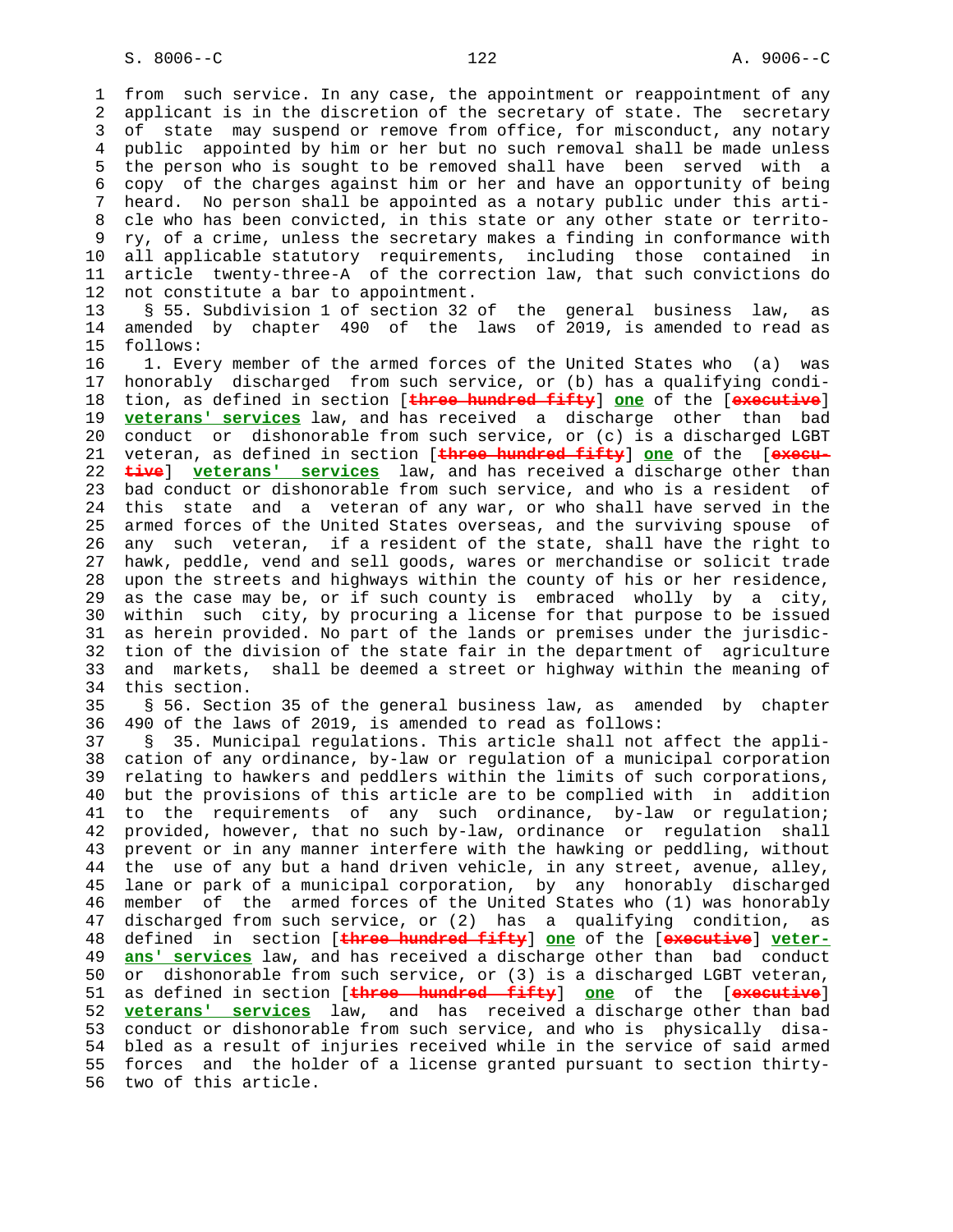from such service. In any case, the appointment or reappointment of any applicant is in the discretion of the secretary of state. The secretary of state may suspend or remove from office, for misconduct, any notary public appointed by him or her but no such removal shall be made unless the person who is sought to be removed shall have been served with a copy of the charges against him or her and have an opportunity of being heard. No person shall be appointed as a notary public under this article who has been convicted, in this state or any other state or territory, of a crime, unless the secretary makes a finding in conformance with all applicable statutory requirements, including those contained in article twenty-three-A of the correction law, that such convictions do not constitute a bar to appointment.

§ 55. Subdivision 1 of section 32 of the general business law, as amended by chapter 490 of the laws of 2019, is amended to read as follows:

1. Every member of the armed forces of the United States who (a) was honorably discharged from such service, or (b) has a qualifying condition, as defined in section [~~three hundred fifty~~] **one** of the [~~executive~~] **veterans' services** law, and has received a discharge other than bad conduct or dishonorable from such service, or (c) is a discharged LGBT veteran, as defined in section [~~three hundred fifty~~] **one** of the [~~executive~~] **veterans' services** law, and has received a discharge other than bad conduct or dishonorable from such service, and who is a resident of this state and a veteran of any war, or who shall have served in the armed forces of the United States overseas, and the surviving spouse of any such veteran, if a resident of the state, shall have the right to hawk, peddle, vend and sell goods, wares or merchandise or solicit trade upon the streets and highways within the county of his or her residence, as the case may be, or if such county is embraced wholly by a city, within such city, by procuring a license for that purpose to be issued as herein provided. No part of the lands or premises under the jurisdiction of the division of the state fair in the department of agriculture and markets, shall be deemed a street or highway within the meaning of this section.

§ 56. Section 35 of the general business law, as amended by chapter 490 of the laws of 2019, is amended to read as follows:

§ 35. Municipal regulations. This article shall not affect the application of any ordinance, by-law or regulation of a municipal corporation relating to hawkers and peddlers within the limits of such corporations, but the provisions of this article are to be complied with in addition to the requirements of any such ordinance, by-law or regulation; provided, however, that no such by-law, ordinance or regulation shall prevent or in any manner interfere with the hawking or peddling, without the use of any but a hand driven vehicle, in any street, avenue, alley, lane or park of a municipal corporation, by any honorably discharged member of the armed forces of the United States who (1) was honorably discharged from such service, or (2) has a qualifying condition, as defined in section [~~three hundred fifty~~] **one** of the [~~executive~~] **veterans' services** law, and has received a discharge other than bad conduct or dishonorable from such service, or (3) is a discharged LGBT veteran, as defined in section [~~three hundred fifty~~] **one** of the [~~executive~~] **veterans' services** law, and has received a discharge other than bad conduct or dishonorable from such service, and who is physically disabled as a result of injuries received while in the service of said armed forces and the holder of a license granted pursuant to section thirty-two of this article.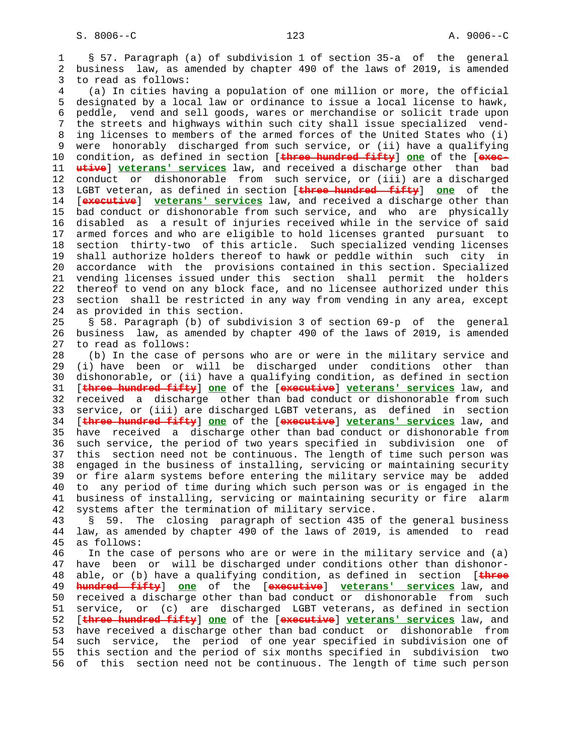§ 57. Paragraph (a) of subdivision 1 of section 35-a of the general business law, as amended by chapter 490 of the laws of 2019, is amended to read as follows:

(a) In cities having a population of one million or more, the official designated by a local law or ordinance to issue a local license to hawk, peddle, vend and sell goods, wares or merchandise or solicit trade upon the streets and highways within such city shall issue specialized vending licenses to members of the armed forces of the United States who (i) were honorably discharged from such service, or (ii) have a qualifying condition, as defined in section [~~three hundred fifty~~] **one** of the [~~executive~~] **veterans' services** law, and received a discharge other than bad conduct or dishonorable from such service, or (iii) are a discharged LGBT veteran, as defined in section [~~three hundred fifty~~] **one** of the [~~executive~~] **veterans' services** law, and received a discharge other than bad conduct or dishonorable from such service, and who are physically disabled as a result of injuries received while in the service of said armed forces and who are eligible to hold licenses granted pursuant to section thirty-two of this article. Such specialized vending licenses shall authorize holders thereof to hawk or peddle within such city in accordance with the provisions contained in this section. Specialized vending licenses issued under this section shall permit the holders thereof to vend on any block face, and no licensee authorized under this section shall be restricted in any way from vending in any area, except as provided in this section.

§ 58. Paragraph (b) of subdivision 3 of section 69-p of the general business law, as amended by chapter 490 of the laws of 2019, is amended to read as follows:

(b) In the case of persons who are or were in the military service and (i) have been or will be discharged under conditions other than dishonorable, or (ii) have a qualifying condition, as defined in section [~~three hundred fifty~~] **one** of the [~~executive~~] **veterans' services** law, and received a discharge other than bad conduct or dishonorable from such service, or (iii) are discharged LGBT veterans, as defined in section [~~three hundred fifty~~] **one** of the [~~executive~~] **veterans' services** law, and have received a discharge other than bad conduct or dishonorable from such service, the period of two years specified in subdivision one of this section need not be continuous. The length of time such person was engaged in the business of installing, servicing or maintaining security or fire alarm systems before entering the military service may be added to any period of time during which such person was or is engaged in the business of installing, servicing or maintaining security or fire alarm systems after the termination of military service.

§ 59. The closing paragraph of section 435 of the general business law, as amended by chapter 490 of the laws of 2019, is amended to read as follows:

In the case of persons who are or were in the military service and (a) have been or will be discharged under conditions other than dishonorable, or (b) have a qualifying condition, as defined in section [~~three hundred fifty~~] **one** of the [~~executive~~] **veterans' services** law, and received a discharge other than bad conduct or dishonorable from such service, or (c) are discharged LGBT veterans, as defined in section [~~three hundred fifty~~] **one** of the [~~executive~~] **veterans' services** law, and have received a discharge other than bad conduct or dishonorable from such service, the period of one year specified in subdivision one of this section and the period of six months specified in subdivision two of this section need not be continuous. The length of time such person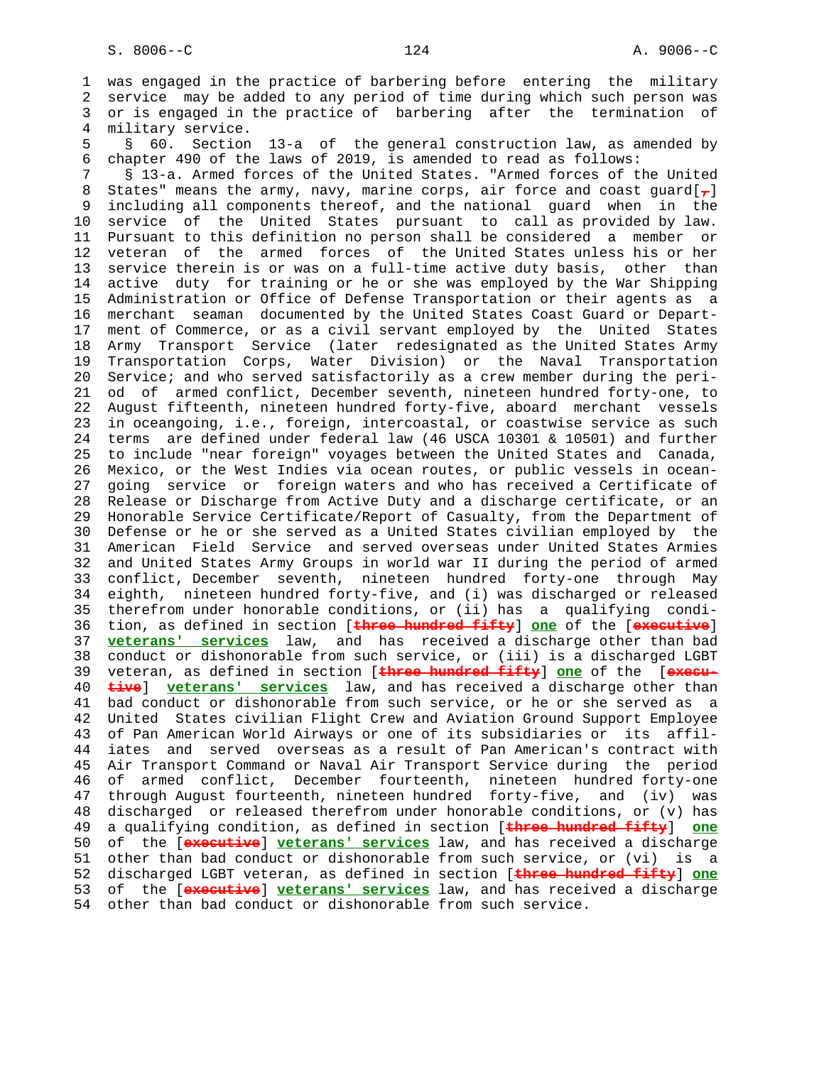was engaged in the practice of barbering before entering the military service may be added to any period of time during which such person was or is engaged in the practice of barbering after the termination of military service.

§ 60. Section 13-a of the general construction law, as amended by chapter 490 of the laws of 2019, is amended to read as follows:

§ 13-a. Armed forces of the United States. "Armed forces of the United States" means the army, navy, marine corps, air force and coast guard[~~,~~] including all components thereof, and the national guard when in the service of the United States pursuant to call as provided by law. Pursuant to this definition no person shall be considered a member or veteran of the armed forces of the United States unless his or her service therein is or was on a full-time active duty basis, other than active duty for training or he or she was employed by the War Shipping Administration or Office of Defense Transportation or their agents as a merchant seaman documented by the United States Coast Guard or Department of Commerce, or as a civil servant employed by the United States Army Transport Service (later redesignated as the United States Army Transportation Corps, Water Division) or the Naval Transportation Service; and who served satisfactorily as a crew member during the period of armed conflict, December seventh, nineteen hundred forty-one, to August fifteenth, nineteen hundred forty-five, aboard merchant vessels in oceangoing, i.e., foreign, intercoastal, or coastwise service as such terms are defined under federal law (46 USCA 10301 & 10501) and further to include "near foreign" voyages between the United States and Canada, Mexico, or the West Indies via ocean routes, or public vessels in oceangoing service or foreign waters and who has received a Certificate of Release or Discharge from Active Duty and a discharge certificate, or an Honorable Service Certificate/Report of Casualty, from the Department of Defense or he or she served as a United States civilian employed by the American Field Service and served overseas under United States Armies and United States Army Groups in world war II during the period of armed conflict, December seventh, nineteen hundred forty-one through May eighth, nineteen hundred forty-five, and (i) was discharged or released therefrom under honorable conditions, or (ii) has a qualifying condition, as defined in section [~~three hundred fifty~~] **one** of the [~~executive~~] **veterans' services** law, and has received a discharge other than bad conduct or dishonorable from such service, or (iii) is a discharged LGBT veteran, as defined in section [~~three hundred fifty~~] **one** of the [~~executive~~] **veterans' services** law, and has received a discharge other than bad conduct or dishonorable from such service, or he or she served as a United States civilian Flight Crew and Aviation Ground Support Employee of Pan American World Airways or one of its subsidiaries or its affiliates and served overseas as a result of Pan American's contract with Air Transport Command or Naval Air Transport Service during the period of armed conflict, December fourteenth, nineteen hundred forty-one through August fourteenth, nineteen hundred forty-five, and (iv) was discharged or released therefrom under honorable conditions, or (v) has a qualifying condition, as defined in section [~~three hundred fifty~~] **one** of the [~~executive~~] **veterans' services** law, and has received a discharge other than bad conduct or dishonorable from such service, or (vi) is a discharged LGBT veteran, as defined in section [~~three hundred fifty~~] **one** of the [~~executive~~] **veterans' services** law, and has received a discharge other than bad conduct or dishonorable from such service.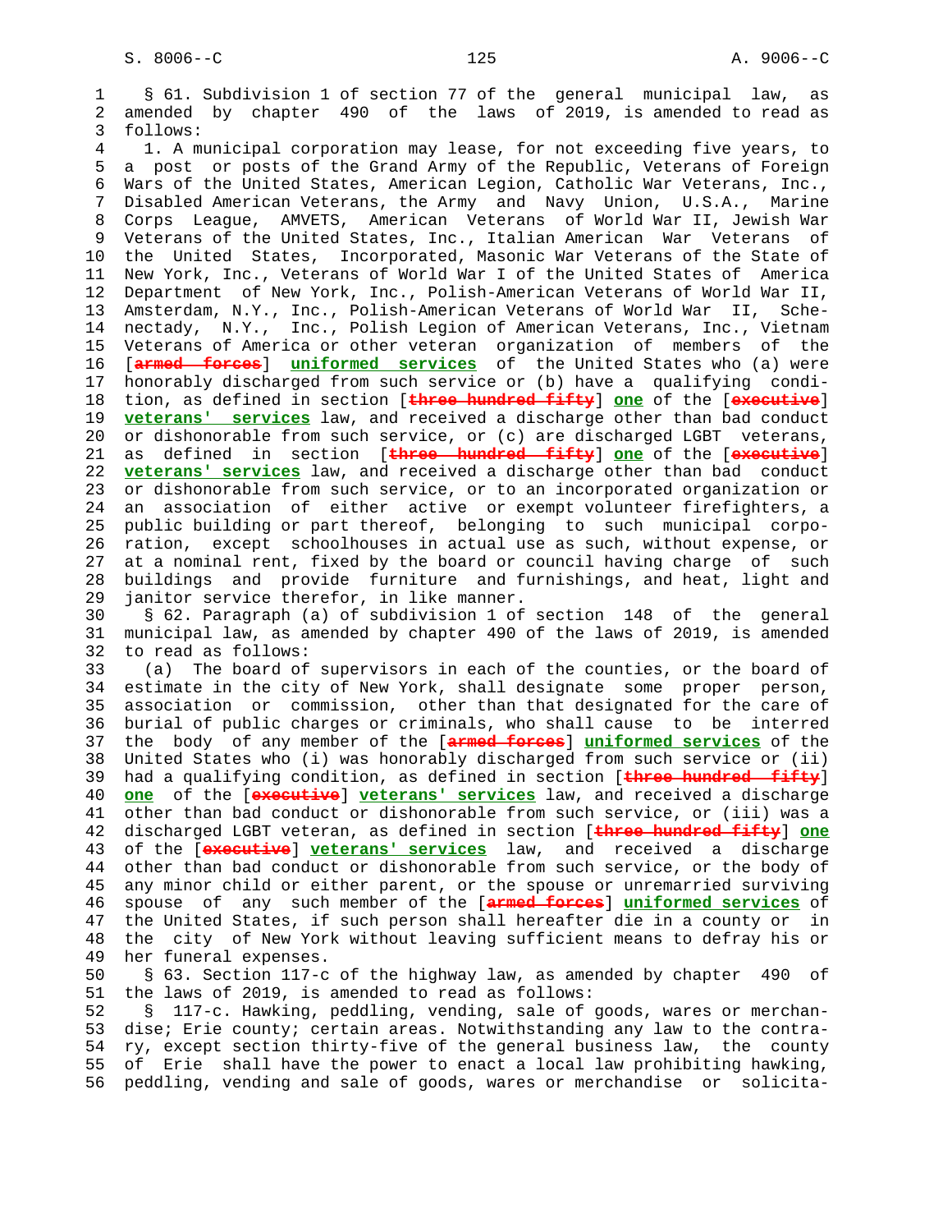§ 61. Subdivision 1 of section 77 of the general municipal law, as amended by chapter 490 of the laws of 2019, is amended to read as follows:

1. A municipal corporation may lease, for not exceeding five years, to a post or posts of the Grand Army of the Republic, Veterans of Foreign Wars of the United States, American Legion, Catholic War Veterans, Inc., Disabled American Veterans, the Army and Navy Union, U.S.A., Marine Corps League, AMVETS, American Veterans of World War II, Jewish War Veterans of the United States, Inc., Italian American War Veterans of the United States, Incorporated, Masonic War Veterans of the State of New York, Inc., Veterans of World War I of the United States of America Department of New York, Inc., Polish-American Veterans of World War II, Amsterdam, N.Y., Inc., Polish-American Veterans of World War II, Schenectady, N.Y., Inc., Polish Legion of American Veterans, Inc., Vietnam Veterans of America or other veteran organization of members of the [~~armed forces~~] **uniformed services** of the United States who (a) were honorably discharged from such service or (b) have a qualifying condition, as defined in section [~~three hundred fifty~~] **one** of the [~~executive~~] **veterans' services** law, and received a discharge other than bad conduct or dishonorable from such service, or (c) are discharged LGBT veterans, as defined in section [~~three hundred fifty~~] **one** of the [~~executive~~] **veterans' services** law, and received a discharge other than bad conduct or dishonorable from such service, or to an incorporated organization or an association of either active or exempt volunteer firefighters, a public building or part thereof, belonging to such municipal corporation, except schoolhouses in actual use as such, without expense, or at a nominal rent, fixed by the board or council having charge of such buildings and provide furniture and furnishings, and heat, light and janitor service therefor, in like manner.

§ 62. Paragraph (a) of subdivision 1 of section 148 of the general municipal law, as amended by chapter 490 of the laws of 2019, is amended to read as follows:

(a) The board of supervisors in each of the counties, or the board of estimate in the city of New York, shall designate some proper person, association or commission, other than that designated for the care of burial of public charges or criminals, who shall cause to be interred the body of any member of the [~~armed forces~~] **uniformed services** of the United States who (i) was honorably discharged from such service or (ii) had a qualifying condition, as defined in section [~~three hundred fifty~~] **one** of the [~~executive~~] **veterans' services** law, and received a discharge other than bad conduct or dishonorable from such service, or (iii) was a discharged LGBT veteran, as defined in section [~~three hundred fifty~~] **one** of the [~~executive~~] **veterans' services** law, and received a discharge other than bad conduct or dishonorable from such service, or the body of any minor child or either parent, or the spouse or unremarried surviving spouse of any such member of the [~~armed forces~~] **uniformed services** of the United States, if such person shall hereafter die in a county or in the city of New York without leaving sufficient means to defray his or her funeral expenses.

§ 63. Section 117-c of the highway law, as amended by chapter 490 of the laws of 2019, is amended to read as follows:

§ 117-c. Hawking, peddling, vending, sale of goods, wares or merchandise; Erie county; certain areas. Notwithstanding any law to the contrary, except section thirty-five of the general business law, the county of Erie shall have the power to enact a local law prohibiting hawking, peddling, vending and sale of goods, wares or merchandise or solicita-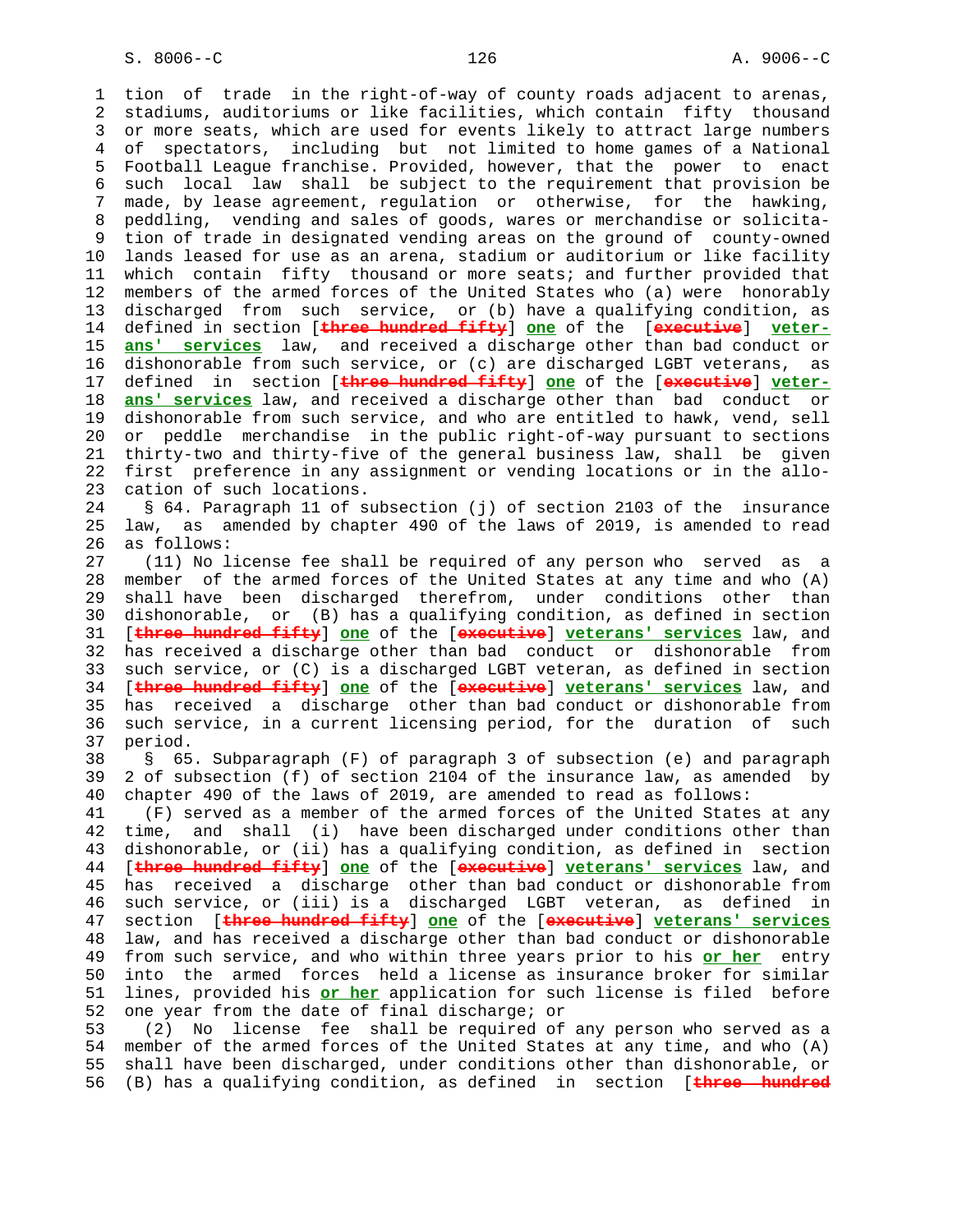tion of trade in the right-of-way of county roads adjacent to arenas, stadiums, auditoriums or like facilities, which contain fifty thousand or more seats, which are used for events likely to attract large numbers of spectators, including but not limited to home games of a National Football League franchise. Provided, however, that the power to enact such local law shall be subject to the requirement that provision be made, by lease agreement, regulation or otherwise, for the hawking, peddling, vending and sales of goods, wares or merchandise or solicitation of trade in designated vending areas on the ground of county-owned lands leased for use as an arena, stadium or auditorium or like facility which contain fifty thousand or more seats; and further provided that members of the armed forces of the United States who (a) were honorably discharged from such service, or (b) have a qualifying condition, as defined in section [~~three hundred fifty~~] **one** of the [~~executive~~] **veterans' services** law, and received a discharge other than bad conduct or dishonorable from such service, or (c) are discharged LGBT veterans, as defined in section [~~three hundred fifty~~] **one** of the [~~executive~~] **veterans' services** law, and received a discharge other than bad conduct or dishonorable from such service, and who are entitled to hawk, vend, sell or peddle merchandise in the public right-of-way pursuant to sections thirty-two and thirty-five of the general business law, shall be given first preference in any assignment or vending locations or in the allocation of such locations.

§ 64. Paragraph 11 of subsection (j) of section 2103 of the insurance law, as amended by chapter 490 of the laws of 2019, is amended to read as follows:

(11) No license fee shall be required of any person who served as a member of the armed forces of the United States at any time and who (A) shall have been discharged therefrom, under conditions other than dishonorable, or (B) has a qualifying condition, as defined in section [~~three hundred fifty~~] **one** of the [~~executive~~] **veterans' services** law, and has received a discharge other than bad conduct or dishonorable from such service, or (C) is a discharged LGBT veteran, as defined in section [~~three hundred fifty~~] **one** of the [~~executive~~] **veterans' services** law, and has received a discharge other than bad conduct or dishonorable from such service, in a current licensing period, for the duration of such period.

§ 65. Subparagraph (F) of paragraph 3 of subsection (e) and paragraph 2 of subsection (f) of section 2104 of the insurance law, as amended by chapter 490 of the laws of 2019, are amended to read as follows:

(F) served as a member of the armed forces of the United States at any time, and shall (i) have been discharged under conditions other than dishonorable, or (ii) has a qualifying condition, as defined in section [~~three hundred fifty~~] **one** of the [~~executive~~] **veterans' services** law, and has received a discharge other than bad conduct or dishonorable from such service, or (iii) is a discharged LGBT veteran, as defined in section [~~three hundred fifty~~] **one** of the [~~executive~~] **veterans' services** law, and has received a discharge other than bad conduct or dishonorable from such service, and who within three years prior to his **or her** entry into the armed forces held a license as insurance broker for similar lines, provided his **or her** application for such license is filed before one year from the date of final discharge; or

(2) No license fee shall be required of any person who served as a member of the armed forces of the United States at any time, and who (A) shall have been discharged, under conditions other than dishonorable, or (B) has a qualifying condition, as defined in section [~~three hundred~~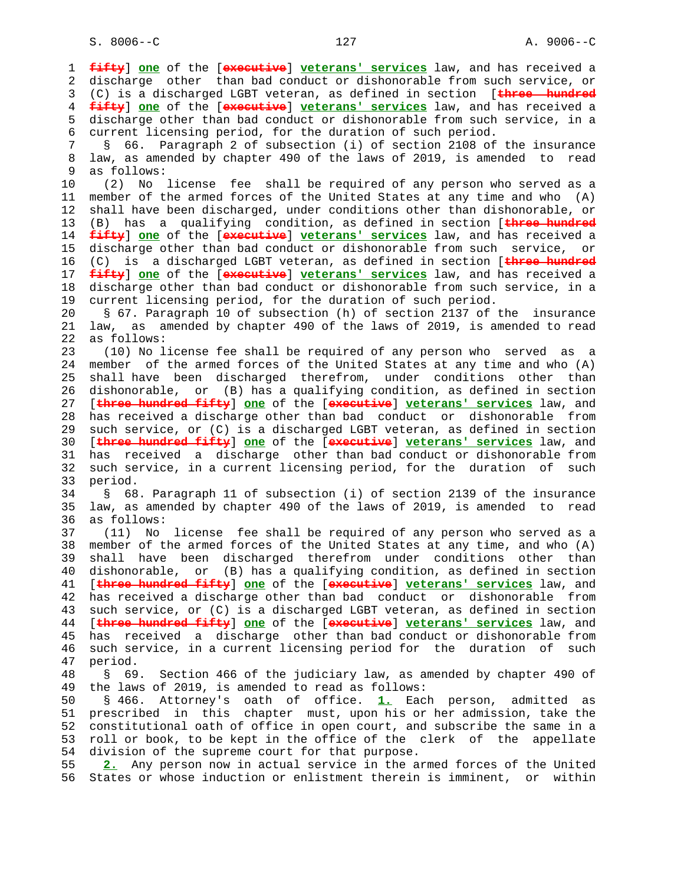fifty] one of the [executive] veterans' services law, and has received a discharge other than bad conduct or dishonorable from such service, or (C) is a discharged LGBT veteran, as defined in section [three hundred fifty] one of the [executive] veterans' services law, and has received a discharge other than bad conduct or dishonorable from such service, in a current licensing period, for the duration of such period.

§ 66. Paragraph 2 of subsection (i) of section 2108 of the insurance law, as amended by chapter 490 of the laws of 2019, is amended to read as follows:

(2) No license fee shall be required of any person who served as a member of the armed forces of the United States at any time and who (A) shall have been discharged, under conditions other than dishonorable, or (B) has a qualifying condition, as defined in section [three hundred fifty] one of the [executive] veterans' services law, and has received a discharge other than bad conduct or dishonorable from such service, or (C) is a discharged LGBT veteran, as defined in section [three hundred fifty] one of the [executive] veterans' services law, and has received a discharge other than bad conduct or dishonorable from such service, in a current licensing period, for the duration of such period.

§ 67. Paragraph 10 of subsection (h) of section 2137 of the insurance law, as amended by chapter 490 of the laws of 2019, is amended to read as follows:

(10) No license fee shall be required of any person who served as a member of the armed forces of the United States at any time and who (A) shall have been discharged therefrom, under conditions other than dishonorable, or (B) has a qualifying condition, as defined in section [three hundred fifty] one of the [executive] veterans' services law, and has received a discharge other than bad conduct or dishonorable from such service, or (C) is a discharged LGBT veteran, as defined in section [three hundred fifty] one of the [executive] veterans' services law, and has received a discharge other than bad conduct or dishonorable from such service, in a current licensing period, for the duration of such period.

§ 68. Paragraph 11 of subsection (i) of section 2139 of the insurance law, as amended by chapter 490 of the laws of 2019, is amended to read as follows:

(11) No license fee shall be required of any person who served as a member of the armed forces of the United States at any time, and who (A) shall have been discharged therefrom under conditions other than dishonorable, or (B) has a qualifying condition, as defined in section [three hundred fifty] one of the [executive] veterans' services law, and has received a discharge other than bad conduct or dishonorable from such service, or (C) is a discharged LGBT veteran, as defined in section [three hundred fifty] one of the [executive] veterans' services law, and has received a discharge other than bad conduct or dishonorable from such service, in a current licensing period for the duration of such period.

§ 69. Section 466 of the judiciary law, as amended by chapter 490 of the laws of 2019, is amended to read as follows:

§ 466. Attorney's oath of office. 1. Each person, admitted as prescribed in this chapter must, upon his or her admission, take the constitutional oath of office in open court, and subscribe the same in a roll or book, to be kept in the office of the clerk of the appellate division of the supreme court for that purpose.

2. Any person now in actual service in the armed forces of the United States or whose induction or enlistment therein is imminent, or within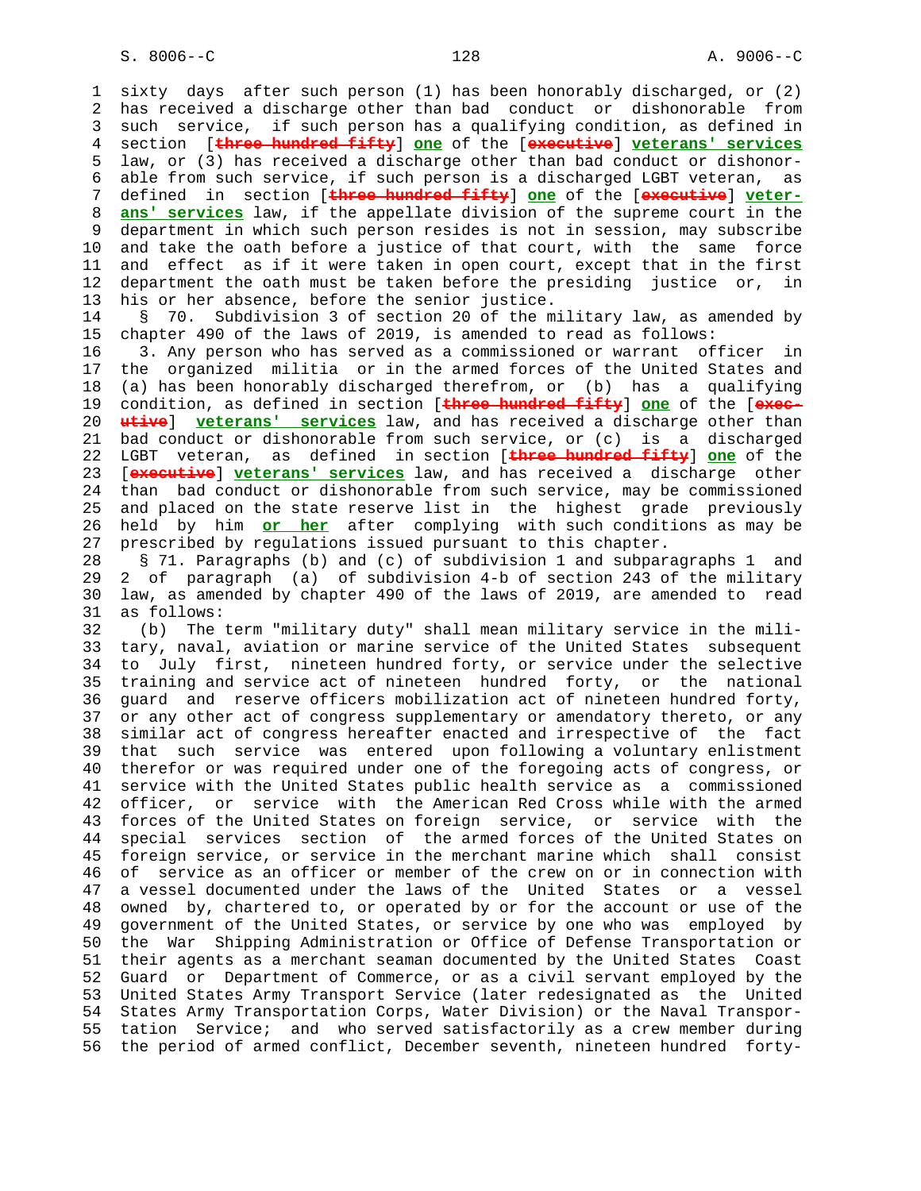sixty days after such person (1) has been honorably discharged, or (2) has received a discharge other than bad conduct or dishonorable from such service, if such person has a qualifying condition, as defined in section [~~three hundred fifty~~] **one** of the [~~executive~~] **veterans' services** law, or (3) has received a discharge other than bad conduct or dishonorable from such service, if such person is a discharged LGBT veteran, as defined in section [~~three hundred fifty~~] **one** of the [~~executive~~] **veterans' services** law, if the appellate division of the supreme court in the department in which such person resides is not in session, may subscribe and take the oath before a justice of that court, with the same force and effect as if it were taken in open court, except that in the first department the oath must be taken before the presiding justice or, in his or her absence, before the senior justice.

§ 70. Subdivision 3 of section 20 of the military law, as amended by chapter 490 of the laws of 2019, is amended to read as follows:

3. Any person who has served as a commissioned or warrant officer in the organized militia or in the armed forces of the United States and (a) has been honorably discharged therefrom, or (b) has a qualifying condition, as defined in section [~~three hundred fifty~~] **one** of the [~~executive~~] **veterans' services** law, and has received a discharge other than bad conduct or dishonorable from such service, or (c) is a discharged LGBT veteran, as defined in section [~~three hundred fifty~~] **one** of the [~~executive~~] **veterans' services** law, and has received a discharge other than bad conduct or dishonorable from such service, may be commissioned and placed on the state reserve list in the highest grade previously held by him **or her** after complying with such conditions as may be prescribed by regulations issued pursuant to this chapter.

§ 71. Paragraphs (b) and (c) of subdivision 1 and subparagraphs 1 and 2 of paragraph (a) of subdivision 4-b of section 243 of the military law, as amended by chapter 490 of the laws of 2019, are amended to read as follows:

(b) The term "military duty" shall mean military service in the military, naval, aviation or marine service of the United States subsequent to July first, nineteen hundred forty, or service under the selective training and service act of nineteen hundred forty, or the national guard and reserve officers mobilization act of nineteen hundred forty, or any other act of congress supplementary or amendatory thereto, or any similar act of congress hereafter enacted and irrespective of the fact that such service was entered upon following a voluntary enlistment therefor or was required under one of the foregoing acts of congress, or service with the United States public health service as a commissioned officer, or service with the American Red Cross while with the armed forces of the United States on foreign service, or service with the special services section of the armed forces of the United States on foreign service, or service in the merchant marine which shall consist of service as an officer or member of the crew on or in connection with a vessel documented under the laws of the United States or a vessel owned by, chartered to, or operated by or for the account or use of the government of the United States, or service by one who was employed by the War Shipping Administration or Office of Defense Transportation or their agents as a merchant seaman documented by the United States Coast Guard or Department of Commerce, or as a civil servant employed by the United States Army Transport Service (later redesignated as the United States Army Transportation Corps, Water Division) or the Naval Transportation Service; and who served satisfactorily as a crew member during the period of armed conflict, December seventh, nineteen hundred forty-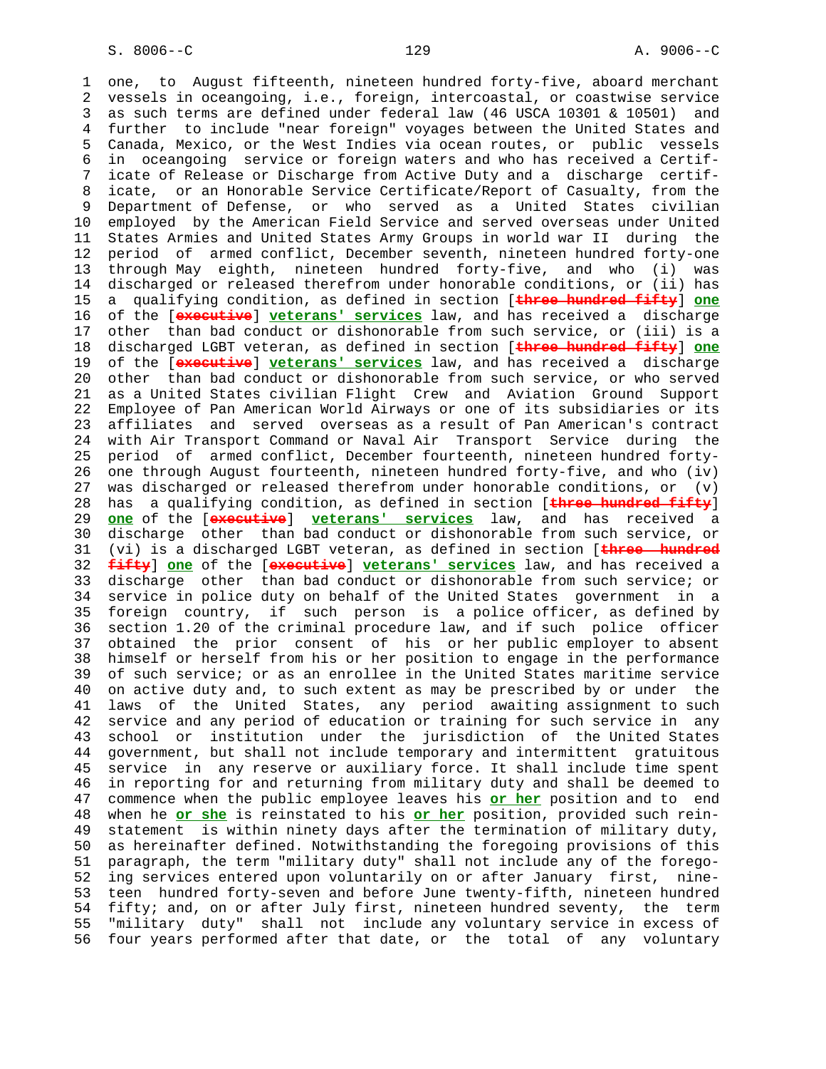one, to August fifteenth, nineteen hundred forty-five, aboard merchant vessels in oceangoing, i.e., foreign, intercoastal, or coastwise service as such terms are defined under federal law (46 USCA 10301 & 10501) and further to include "near foreign" voyages between the United States and Canada, Mexico, or the West Indies via ocean routes, or public vessels in oceangoing service or foreign waters and who has received a Certificate of Release or Discharge from Active Duty and a discharge certificate, or an Honorable Service Certificate/Report of Casualty, from the Department of Defense, or who served as a United States civilian employed by the American Field Service and served overseas under United States Armies and United States Army Groups in world war II during the period of armed conflict, December seventh, nineteen hundred forty-one through May eighth, nineteen hundred forty-five, and who (i) was discharged or released therefrom under honorable conditions, or (ii) has a qualifying condition, as defined in section [~~three hundred fifty~~] **one** of the [~~executive~~] **veterans' services** law, and has received a discharge other than bad conduct or dishonorable from such service, or (iii) is a discharged LGBT veteran, as defined in section [~~three hundred fifty~~] **one** of the [~~executive~~] **veterans' services** law, and has received a discharge other than bad conduct or dishonorable from such service, or who served as a United States civilian Flight Crew and Aviation Ground Support Employee of Pan American World Airways or one of its subsidiaries or its affiliates and served overseas as a result of Pan American's contract with Air Transport Command or Naval Air Transport Service during the period of armed conflict, December fourteenth, nineteen hundred forty-one through August fourteenth, nineteen hundred forty-five, and who (iv) was discharged or released therefrom under honorable conditions, or (v) has a qualifying condition, as defined in section [~~three hundred fifty~~] **one** of the [~~executive~~] **veterans' services** law, and has received a discharge other than bad conduct or dishonorable from such service, or (vi) is a discharged LGBT veteran, as defined in section [~~three hundred fifty~~] **one** of the [~~executive~~] **veterans' services** law, and has received a discharge other than bad conduct or dishonorable from such service; or service in police duty on behalf of the United States government in a foreign country, if such person is a police officer, as defined by section 1.20 of the criminal procedure law, and if such police officer obtained the prior consent of his or her public employer to absent himself or herself from his or her position to engage in the performance of such service; or as an enrollee in the United States maritime service on active duty and, to such extent as may be prescribed by or under the laws of the United States, any period awaiting assignment to such service and any period of education or training for such service in any school or institution under the jurisdiction of the United States government, but shall not include temporary and intermittent gratuitous service in any reserve or auxiliary force. It shall include time spent in reporting for and returning from military duty and shall be deemed to commence when the public employee leaves his **or her** position and to end when he **or she** is reinstated to his **or her** position, provided such reinstatement is within ninety days after the termination of military duty, as hereinafter defined. Notwithstanding the foregoing provisions of this paragraph, the term "military duty" shall not include any of the foregoing services entered upon voluntarily on or after January first, nineteen hundred forty-seven and before June twenty-fifth, nineteen hundred fifty; and, on or after July first, nineteen hundred seventy, the term "military duty" shall not include any voluntary service in excess of four years performed after that date, or the total of any voluntary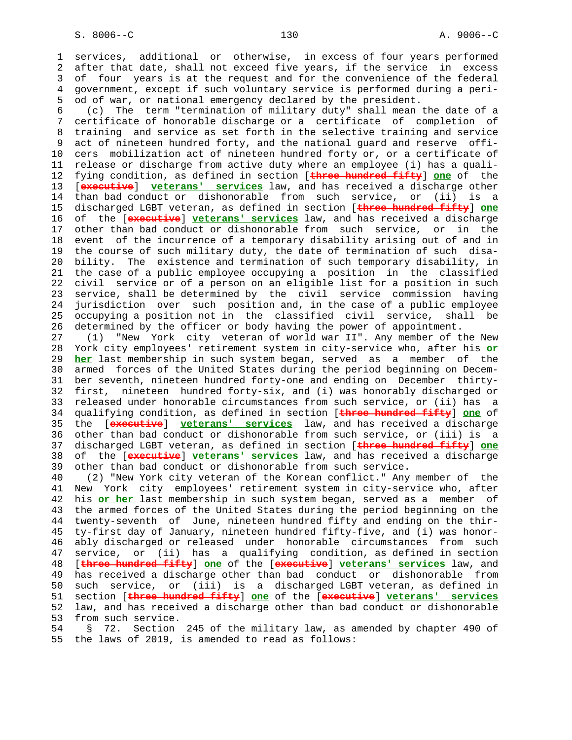services, additional or otherwise, in excess of four years performed after that date, shall not exceed five years, if the service in excess of four years is at the request and for the convenience of the federal government, except if such voluntary service is performed during a period of war, or national emergency declared by the president.

(c) The term "termination of military duty" shall mean the date of a certificate of honorable discharge or a certificate of completion of training and service as set forth in the selective training and service act of nineteen hundred forty, and the national guard and reserve officers mobilization act of nineteen hundred forty or, or a certificate of release or discharge from active duty where an employee (i) has a qualifying condition, as defined in section [~~three hundred fifty~~] **one** of the [~~executive~~] **veterans' services** law, and has received a discharge other than bad conduct or dishonorable from such service, or (ii) is a discharged LGBT veteran, as defined in section [~~three hundred fifty~~] **one** of the [~~executive~~] **veterans' services** law, and has received a discharge other than bad conduct or dishonorable from such service, or in the event of the incurrence of a temporary disability arising out of and in the course of such military duty, the date of termination of such disability. The existence and termination of such temporary disability, in the case of a public employee occupying a position in the classified civil service or of a person on an eligible list for a position in such service, shall be determined by the civil service commission having jurisdiction over such position and, in the case of a public employee occupying a position not in the classified civil service, shall be determined by the officer or body having the power of appointment.

(1) "New York city veteran of world war II". Any member of the New York city employees' retirement system in city-service who, after his **or her** last membership in such system began, served as a member of the armed forces of the United States during the period beginning on December seventh, nineteen hundred forty-one and ending on December thirty-first, nineteen hundred forty-six, and (i) was honorably discharged or released under honorable circumstances from such service, or (ii) has a qualifying condition, as defined in section [~~three hundred fifty~~] **one** of the [~~executive~~] **veterans' services** law, and has received a discharge other than bad conduct or dishonorable from such service, or (iii) is a discharged LGBT veteran, as defined in section [~~three hundred fifty~~] **one** of the [~~executive~~] **veterans' services** law, and has received a discharge other than bad conduct or dishonorable from such service.

(2) "New York city veteran of the Korean conflict." Any member of the New York city employees' retirement system in city-service who, after his **or her** last membership in such system began, served as a member of the armed forces of the United States during the period beginning on the twenty-seventh of June, nineteen hundred fifty and ending on the thirty-first day of January, nineteen hundred fifty-five, and (i) was honorably discharged or released under honorable circumstances from such service, or (ii) has a qualifying condition, as defined in section [~~three hundred fifty~~] **one** of the [~~executive~~] **veterans' services** law, and has received a discharge other than bad conduct or dishonorable from such service, or (iii) is a discharged LGBT veteran, as defined in section [~~three hundred fifty~~] **one** of the [~~executive~~] **veterans' services** law, and has received a discharge other than bad conduct or dishonorable from such service.

§ 72. Section 245 of the military law, as amended by chapter 490 of the laws of 2019, is amended to read as follows: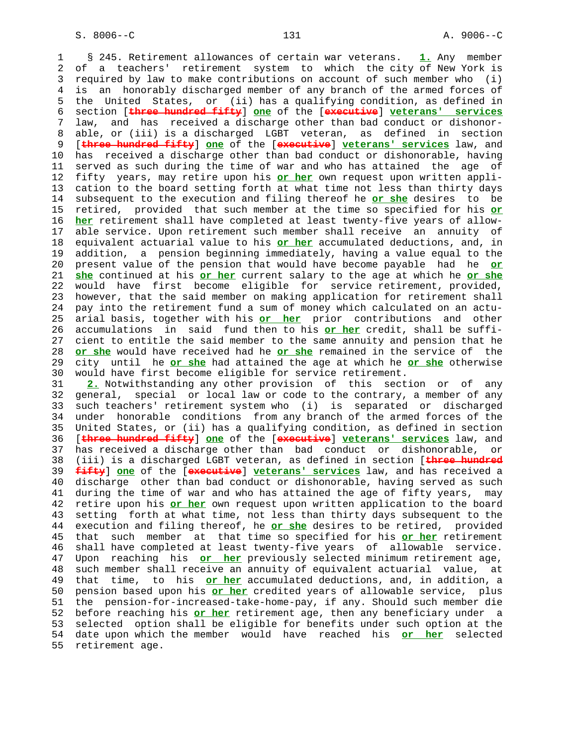§ 245. Retirement allowances of certain war veterans. **1.** Any member of a teachers' retirement system to which the city of New York is required by law to make contributions on account of such member who (i) is an honorably discharged member of any branch of the armed forces of the United States, or (ii) has a qualifying condition, as defined in section [~~three hundred fifty~~] **one** of the [~~executive~~] **veterans' services** law, and has received a discharge other than bad conduct or dishonorable, or (iii) is a discharged LGBT veteran, as defined in section [~~three hundred fifty~~] **one** of the [~~executive~~] **veterans' services** law, and has received a discharge other than bad conduct or dishonorable, having served as such during the time of war and who has attained the age of fifty years, may retire upon his **or her** own request upon written application to the board setting forth at what time not less than thirty days subsequent to the execution and filing thereof he **or she** desires to be retired, provided that such member at the time so specified for his **or her** retirement shall have completed at least twenty-five years of allowable service. Upon retirement such member shall receive an annuity of equivalent actuarial value to his **or her** accumulated deductions, and, in addition, a pension beginning immediately, having a value equal to the present value of the pension that would have become payable had he **or she** continued at his **or her** current salary to the age at which he **or she** would have first become eligible for service retirement, provided, however, that the said member on making application for retirement shall pay into the retirement fund a sum of money which calculated on an actuarial basis, together with his **or her** prior contributions and other accumulations in said fund then to his **or her** credit, shall be sufficient to entitle the said member to the same annuity and pension that he **or she** would have received had he **or she** remained in the service of the city until he **or she** had attained the age at which he **or she** otherwise would have first become eligible for service retirement.

**2.** Notwithstanding any other provision of this section or of any general, special or local law or code to the contrary, a member of any such teachers' retirement system who (i) is separated or discharged under honorable conditions from any branch of the armed forces of the United States, or (ii) has a qualifying condition, as defined in section [~~three hundred fifty~~] **one** of the [~~executive~~] **veterans' services** law, and has received a discharge other than bad conduct or dishonorable, or (iii) is a discharged LGBT veteran, as defined in section [~~three hundred fifty~~] **one** of the [~~executive~~] **veterans' services** law, and has received a discharge other than bad conduct or dishonorable, having served as such during the time of war and who has attained the age of fifty years, may retire upon his **or her** own request upon written application to the board setting forth at what time, not less than thirty days subsequent to the execution and filing thereof, he **or she** desires to be retired, provided that such member at that time so specified for his **or her** retirement shall have completed at least twenty-five years of allowable service. Upon reaching his **or her** previously selected minimum retirement age, such member shall receive an annuity of equivalent actuarial value, at that time, to his **or her** accumulated deductions, and, in addition, a pension based upon his **or her** credited years of allowable service, plus the pension-for-increased-take-home-pay, if any. Should such member die before reaching his **or her** retirement age, then any beneficiary under a selected option shall be eligible for benefits under such option at the date upon which the member would have reached his **or her** selected retirement age.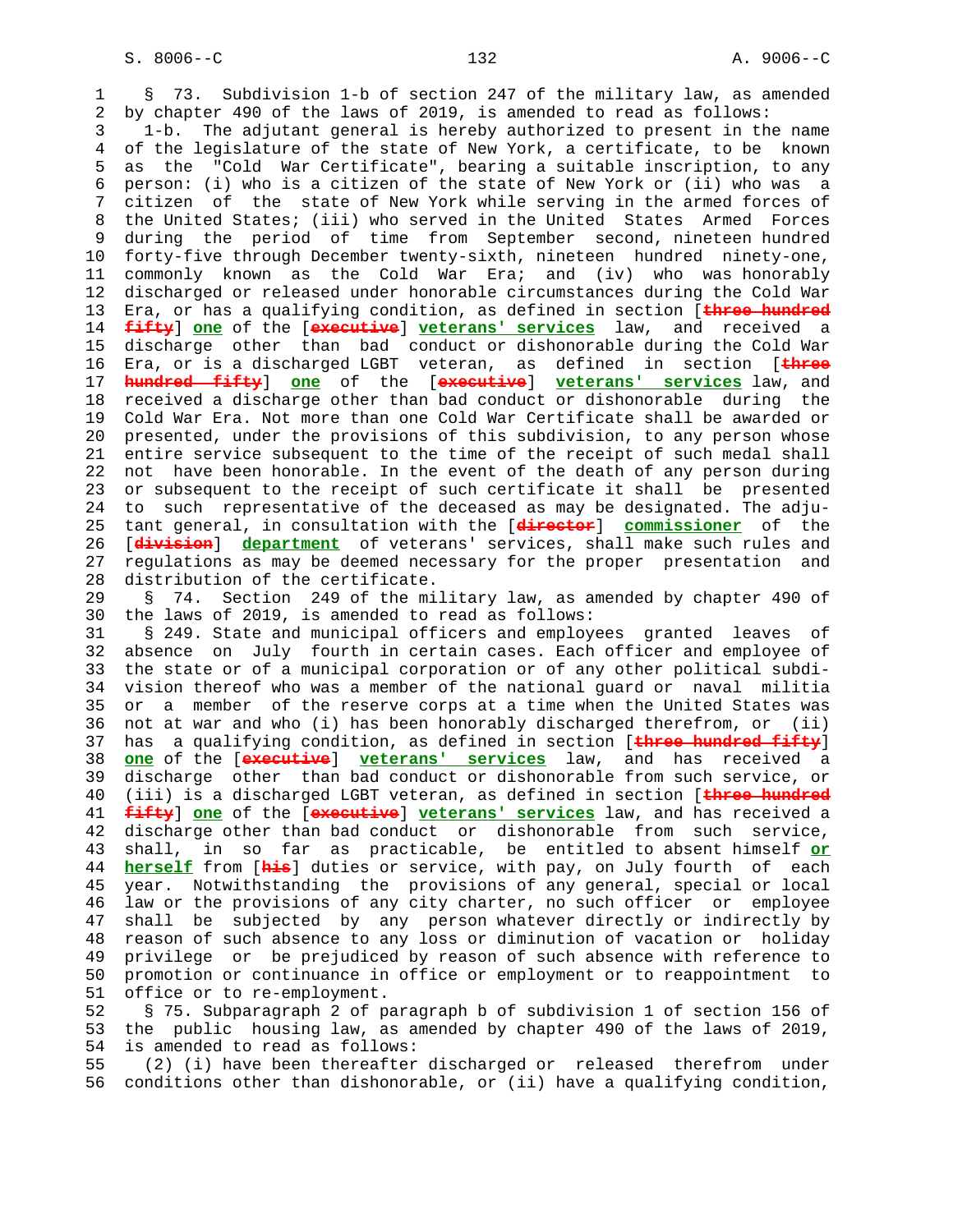§ 73. Subdivision 1-b of section 247 of the military law, as amended by chapter 490 of the laws of 2019, is amended to read as follows:

1-b. The adjutant general is hereby authorized to present in the name of the legislature of the state of New York, a certificate, to be known as the "Cold War Certificate", bearing a suitable inscription, to any person: (i) who is a citizen of the state of New York or (ii) who was a citizen of the state of New York while serving in the armed forces of the United States; (iii) who served in the United States Armed Forces during the period of time from September second, nineteen hundred forty-five through December twenty-sixth, nineteen hundred ninety-one, commonly known as the Cold War Era; and (iv) who was honorably discharged or released under honorable circumstances during the Cold War Era, or has a qualifying condition, as defined in section [~~three hundred fifty~~] **one** of the [~~executive~~] **veterans' services** law, and received a discharge other than bad conduct or dishonorable during the Cold War Era, or is a discharged LGBT veteran, as defined in section [~~three hundred fifty~~] **one** of the [~~executive~~] **veterans' services** law, and received a discharge other than bad conduct or dishonorable during the Cold War Era. Not more than one Cold War Certificate shall be awarded or presented, under the provisions of this subdivision, to any person whose entire service subsequent to the time of the receipt of such medal shall not have been honorable. In the event of the death of any person during or subsequent to the receipt of such certificate it shall be presented to such representative of the deceased as may be designated. The adjutant general, in consultation with the [~~director~~] **commissioner** of the [~~division~~] **department** of veterans' services, shall make such rules and regulations as may be deemed necessary for the proper presentation and distribution of the certificate.

§ 74. Section 249 of the military law, as amended by chapter 490 of the laws of 2019, is amended to read as follows:

§ 249. State and municipal officers and employees granted leaves of absence on July fourth in certain cases. Each officer and employee of the state or of a municipal corporation or of any other political subdivision thereof who was a member of the national guard or naval militia or a member of the reserve corps at a time when the United States was not at war and who (i) has been honorably discharged therefrom, or (ii) has a qualifying condition, as defined in section [~~three hundred fifty~~] **one** of the [~~executive~~] **veterans' services** law, and has received a discharge other than bad conduct or dishonorable from such service, or (iii) is a discharged LGBT veteran, as defined in section [~~three hundred fifty~~] **one** of the [~~executive~~] **veterans' services** law, and has received a discharge other than bad conduct or dishonorable from such service, shall, in so far as practicable, be entitled to absent himself **or herself** from [~~his~~] duties or service, with pay, on July fourth of each year. Notwithstanding the provisions of any general, special or local law or the provisions of any city charter, no such officer or employee shall be subjected by any person whatever directly or indirectly by reason of such absence to any loss or diminution of vacation or holiday privilege or be prejudiced by reason of such absence with reference to promotion or continuance in office or employment or to reappointment to office or to re-employment.

§ 75. Subparagraph 2 of paragraph b of subdivision 1 of section 156 of the public housing law, as amended by chapter 490 of the laws of 2019, is amended to read as follows:

(2) (i) have been thereafter discharged or released therefrom under conditions other than dishonorable, or (ii) have a qualifying condition,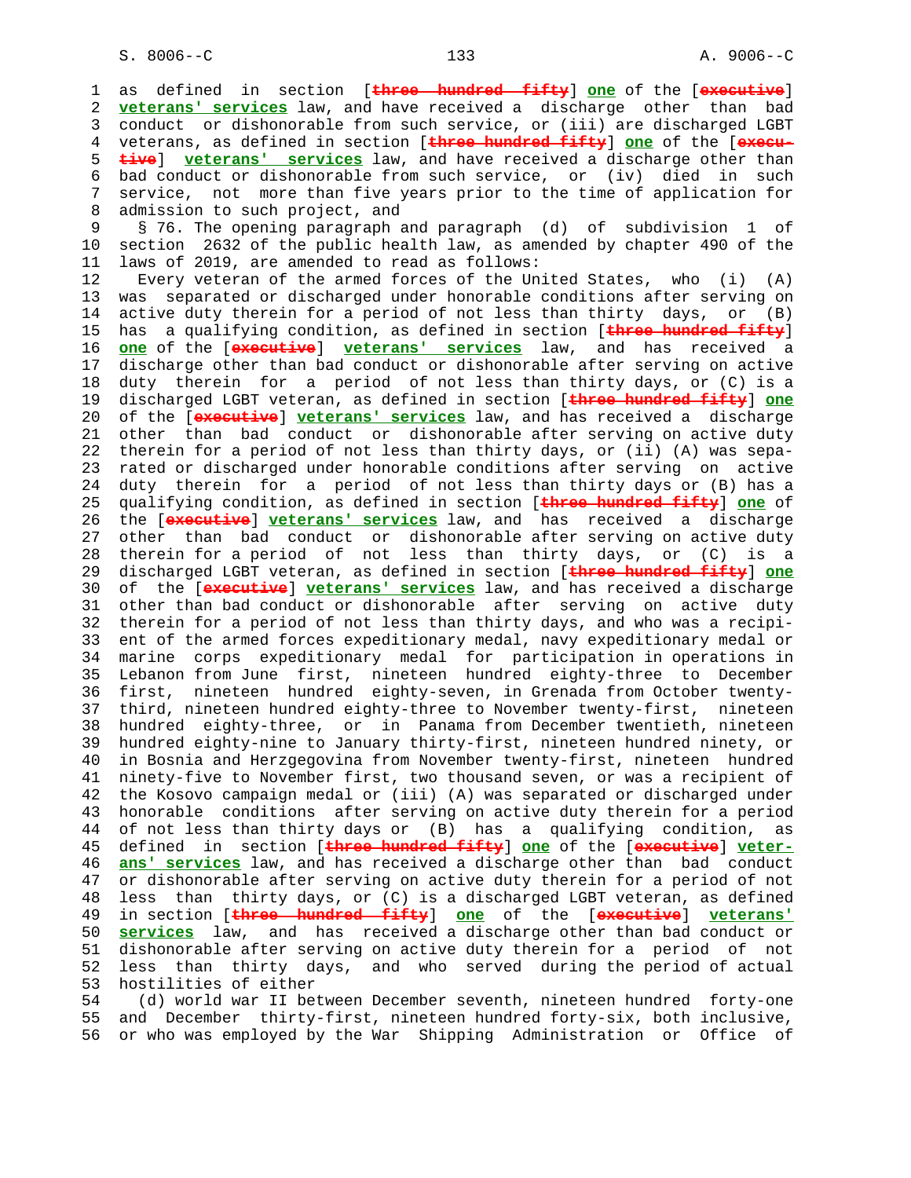as defined in section [~~three hundred fifty~~] **one** of the [~~executive~~] **veterans' services** law, and have received a discharge other than bad conduct or dishonorable from such service, or (iii) are discharged LGBT veterans, as defined in section [~~three hundred fifty~~] **one** of the [~~executive~~] **veterans' services** law, and have received a discharge other than bad conduct or dishonorable from such service, or (iv) died in such service, not more than five years prior to the time of application for admission to such project, and

§ 76. The opening paragraph and paragraph (d) of subdivision 1 of section 2632 of the public health law, as amended by chapter 490 of the laws of 2019, are amended to read as follows:

Every veteran of the armed forces of the United States, who (i) (A) was separated or discharged under honorable conditions after serving on active duty therein for a period of not less than thirty days, or (B) has a qualifying condition, as defined in section [~~three hundred fifty~~] **one** of the [~~executive~~] **veterans' services** law, and has received a discharge other than bad conduct or dishonorable after serving on active duty therein for a period of not less than thirty days, or (C) is a discharged LGBT veteran, as defined in section [~~three hundred fifty~~] **one** of the [~~executive~~] **veterans' services** law, and has received a discharge other than bad conduct or dishonorable after serving on active duty therein for a period of not less than thirty days, or (ii) (A) was separated or discharged under honorable conditions after serving on active duty therein for a period of not less than thirty days or (B) has a qualifying condition, as defined in section [~~three hundred fifty~~] **one** of the [~~executive~~] **veterans' services** law, and has received a discharge other than bad conduct or dishonorable after serving on active duty therein for a period of not less than thirty days, or (C) is a discharged LGBT veteran, as defined in section [~~three hundred fifty~~] **one** of the [~~executive~~] **veterans' services** law, and has received a discharge other than bad conduct or dishonorable after serving on active duty therein for a period of not less than thirty days, and who was a recipient of the armed forces expeditionary medal, navy expeditionary medal or marine corps expeditionary medal for participation in operations in Lebanon from June first, nineteen hundred eighty-three to December first, nineteen hundred eighty-seven, in Grenada from October twenty-third, nineteen hundred eighty-three to November twenty-first, nineteen hundred eighty-three, or in Panama from December twentieth, nineteen hundred eighty-nine to January thirty-first, nineteen hundred ninety, or in Bosnia and Herzgegovina from November twenty-first, nineteen hundred ninety-five to November first, two thousand seven, or was a recipient of the Kosovo campaign medal or (iii) (A) was separated or discharged under honorable conditions after serving on active duty therein for a period of not less than thirty days or (B) has a qualifying condition, as defined in section [~~three hundred fifty~~] **one** of the [~~executive~~] **veterans' services** law, and has received a discharge other than bad conduct or dishonorable after serving on active duty therein for a period of not less than thirty days, or (C) is a discharged LGBT veteran, as defined in section [~~three hundred fifty~~] **one** of the [~~executive~~] **veterans' services** law, and has received a discharge other than bad conduct or dishonorable after serving on active duty therein for a period of not less than thirty days, and who served during the period of actual hostilities of either

(d) world war II between December seventh, nineteen hundred forty-one and December thirty-first, nineteen hundred forty-six, both inclusive, or who was employed by the War Shipping Administration or Office of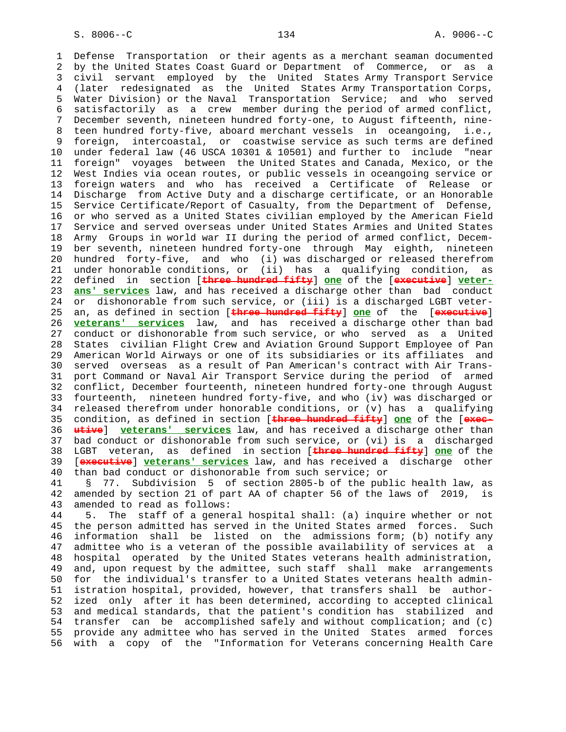Defense Transportation or their agents as a merchant seaman documented by the United States Coast Guard or Department of Commerce, or as a civil servant employed by the United States Army Transport Service (later redesignated as the United States Army Transportation Corps, Water Division) or the Naval Transportation Service; and who served satisfactorily as a crew member during the period of armed conflict, December seventh, nineteen hundred forty-one, to August fifteenth, nineteen hundred forty-five, aboard merchant vessels in oceangoing, i.e., foreign, intercoastal, or coastwise service as such terms are defined under federal law (46 USCA 10301 & 10501) and further to include "near foreign" voyages between the United States and Canada, Mexico, or the West Indies via ocean routes, or public vessels in oceangoing service or foreign waters and who has received a Certificate of Release or Discharge from Active Duty and a discharge certificate, or an Honorable Service Certificate/Report of Casualty, from the Department of Defense, or who served as a United States civilian employed by the American Field Service and served overseas under United States Armies and United States Army Groups in world war II during the period of armed conflict, December seventh, nineteen hundred forty-one through May eighth, nineteen hundred forty-five, and who (i) was discharged or released therefrom under honorable conditions, or (ii) has a qualifying condition, as defined in section [~~three hundred fifty~~] **one** of the [~~executive~~] **veterans' services** law, and has received a discharge other than bad conduct or dishonorable from such service, or (iii) is a discharged LGBT veteran, as defined in section [~~three hundred fifty~~] **one** of the [~~executive~~] **veterans' services** law, and has received a discharge other than bad conduct or dishonorable from such service, or who served as a United States civilian Flight Crew and Aviation Ground Support Employee of Pan American World Airways or one of its subsidiaries or its affiliates and served overseas as a result of Pan American's contract with Air Transport Command or Naval Air Transport Service during the period of armed conflict, December fourteenth, nineteen hundred forty-one through August fourteenth, nineteen hundred forty-five, and who (iv) was discharged or released therefrom under honorable conditions, or (v) has a qualifying condition, as defined in section [~~three hundred fifty~~] **one** of the [~~executive~~] **veterans' services** law, and has received a discharge other than bad conduct or dishonorable from such service, or (vi) is a discharged LGBT veteran, as defined in section [~~three hundred fifty~~] **one** of the [~~executive~~] **veterans' services** law, and has received a discharge other than bad conduct or dishonorable from such service; or

§ 77. Subdivision 5 of section 2805-b of the public health law, as amended by section 21 of part AA of chapter 56 of the laws of 2019, is amended to read as follows:

5. The staff of a general hospital shall: (a) inquire whether or not the person admitted has served in the United States armed forces. Such information shall be listed on the admissions form; (b) notify any admittee who is a veteran of the possible availability of services at a hospital operated by the United States veterans health administration, and, upon request by the admittee, such staff shall make arrangements for the individual's transfer to a United States veterans health administration hospital, provided, however, that transfers shall be authorized only after it has been determined, according to accepted clinical and medical standards, that the patient's condition has stabilized and transfer can be accomplished safely and without complication; and (c) provide any admittee who has served in the United States armed forces with a copy of the "Information for Veterans concerning Health Care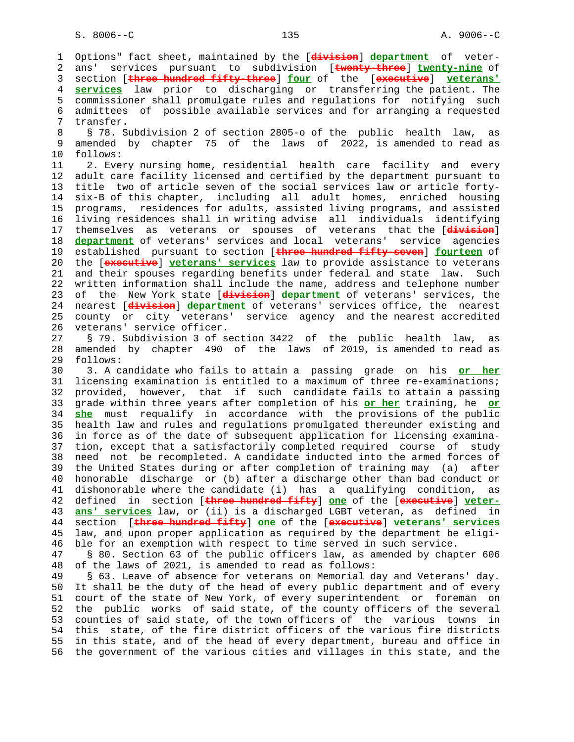Options" fact sheet, maintained by the [~~division~~] **department** of veterans' services pursuant to subdivision [~~twenty-three~~] **twenty-nine** of section [~~three hundred fifty-three~~] **four** of the [~~executive~~] **veterans' services** law prior to discharging or transferring the patient. The commissioner shall promulgate rules and regulations for notifying such admittees of possible available services and for arranging a requested transfer.

§ 78. Subdivision 2 of section 2805-o of the public health law, as amended by chapter 75 of the laws of 2022, is amended to read as follows:

2. Every nursing home, residential health care facility and every adult care facility licensed and certified by the department pursuant to title two of article seven of the social services law or article forty-six-B of this chapter, including all adult homes, enriched housing programs, residences for adults, assisted living programs, and assisted living residences shall in writing advise all individuals identifying themselves as veterans or spouses of veterans that the [~~division~~] **department** of veterans' services and local veterans' service agencies established pursuant to section [~~three hundred fifty-seven~~] **fourteen** of the [~~executive~~] **veterans' services** law to provide assistance to veterans and their spouses regarding benefits under federal and state law. Such written information shall include the name, address and telephone number of the New York state [~~division~~] **department** of veterans' services, the nearest [~~division~~] **department** of veterans' services office, the nearest county or city veterans' service agency and the nearest accredited veterans' service officer.

§ 79. Subdivision 3 of section 3422 of the public health law, as amended by chapter 490 of the laws of 2019, is amended to read as follows:

3. A candidate who fails to attain a passing grade on his **or her** licensing examination is entitled to a maximum of three re-examinations; provided, however, that if such candidate fails to attain a passing grade within three years after completion of his **or her** training, he **or she** must requalify in accordance with the provisions of the public health law and rules and regulations promulgated thereunder existing and in force as of the date of subsequent application for licensing examination, except that a satisfactorily completed required course of study need not be recompleted. A candidate inducted into the armed forces of the United States during or after completion of training may (a) after honorable discharge or (b) after a discharge other than bad conduct or dishonorable where the candidate (i) has a qualifying condition, as defined in section [~~three hundred fifty~~] **one** of the [~~executive~~] **veterans' services** law, or (ii) is a discharged LGBT veteran, as defined in section [~~three hundred fifty~~] **one** of the [~~executive~~] **veterans' services** law, and upon proper application as required by the department be eligible for an exemption with respect to time served in such service.

§ 80. Section 63 of the public officers law, as amended by chapter 606 of the laws of 2021, is amended to read as follows:

§ 63. Leave of absence for veterans on Memorial day and Veterans' day. It shall be the duty of the head of every public department and of every court of the state of New York, of every superintendent or foreman on the public works of said state, of the county officers of the several counties of said state, of the town officers of the various towns in this state, of the fire district officers of the various fire districts in this state, and of the head of every department, bureau and office in the government of the various cities and villages in this state, and the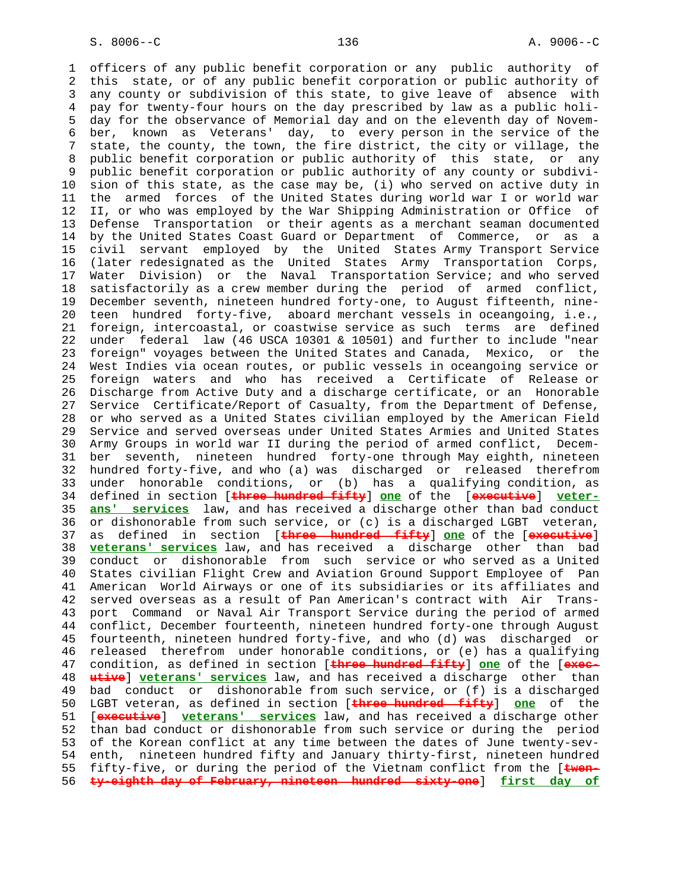officers of any public benefit corporation or any public authority of this state, or of any public benefit corporation or public authority of any county or subdivision of this state, to give leave of absence with pay for twenty-four hours on the day prescribed by law as a public holiday for the observance of Memorial day and on the eleventh day of November, known as Veterans' day, to every person in the service of the state, the county, the town, the fire district, the city or village, the public benefit corporation or public authority of this state, or any public benefit corporation or public authority of any county or subdivision of this state, as the case may be, (i) who served on active duty in the armed forces of the United States during world war I or world war II, or who was employed by the War Shipping Administration or Office of Defense Transportation or their agents as a merchant seaman documented by the United States Coast Guard or Department of Commerce, or as a civil servant employed by the United States Army Transport Service (later redesignated as the United States Army Transportation Corps, Water Division) or the Naval Transportation Service; and who served satisfactorily as a crew member during the period of armed conflict, December seventh, nineteen hundred forty-one, to August fifteenth, nineteen hundred forty-five, aboard merchant vessels in oceangoing, i.e., foreign, intercoastal, or coastwise service as such terms are defined under federal law (46 USCA 10301 & 10501) and further to include "near foreign" voyages between the United States and Canada, Mexico, or the West Indies via ocean routes, or public vessels in oceangoing service or foreign waters and who has received a Certificate of Release or Discharge from Active Duty and a discharge certificate, or an Honorable Service Certificate/Report of Casualty, from the Department of Defense, or who served as a United States civilian employed by the American Field Service and served overseas under United States Armies and United States Army Groups in world war II during the period of armed conflict, December seventh, nineteen hundred forty-one through May eighth, nineteen hundred forty-five, and who (a) was discharged or released therefrom under honorable conditions, or (b) has a qualifying condition, as defined in section [~~three hundred fifty~~] **one** of the [~~executive~~] **veterans' services** law, and has received a discharge other than bad conduct or dishonorable from such service, or (c) is a discharged LGBT veteran, as defined in section [~~three hundred fifty~~] **one** of the [~~executive~~] **veterans' services** law, and has received a discharge other than bad conduct or dishonorable from such service or who served as a United States civilian Flight Crew and Aviation Ground Support Employee of Pan American World Airways or one of its subsidiaries or its affiliates and served overseas as a result of Pan American's contract with Air Transport Command or Naval Air Transport Service during the period of armed conflict, December fourteenth, nineteen hundred forty-one through August fourteenth, nineteen hundred forty-five, and who (d) was discharged or released therefrom under honorable conditions, or (e) has a qualifying condition, as defined in section [~~three hundred fifty~~] **one** of the [~~executive~~] **veterans' services** law, and has received a discharge other than bad conduct or dishonorable from such service, or (f) is a discharged LGBT veteran, as defined in section [~~three hundred fifty~~] **one** of the [~~executive~~] **veterans' services** law, and has received a discharge other than bad conduct or dishonorable from such service or during the period of the Korean conflict at any time between the dates of June twenty-seventh, nineteen hundred fifty and January thirty-first, nineteen hundred fifty-five, or during the period of the Vietnam conflict from the [~~twenty-eighth day of February, nineteen hundred sixty-one~~] **first day of**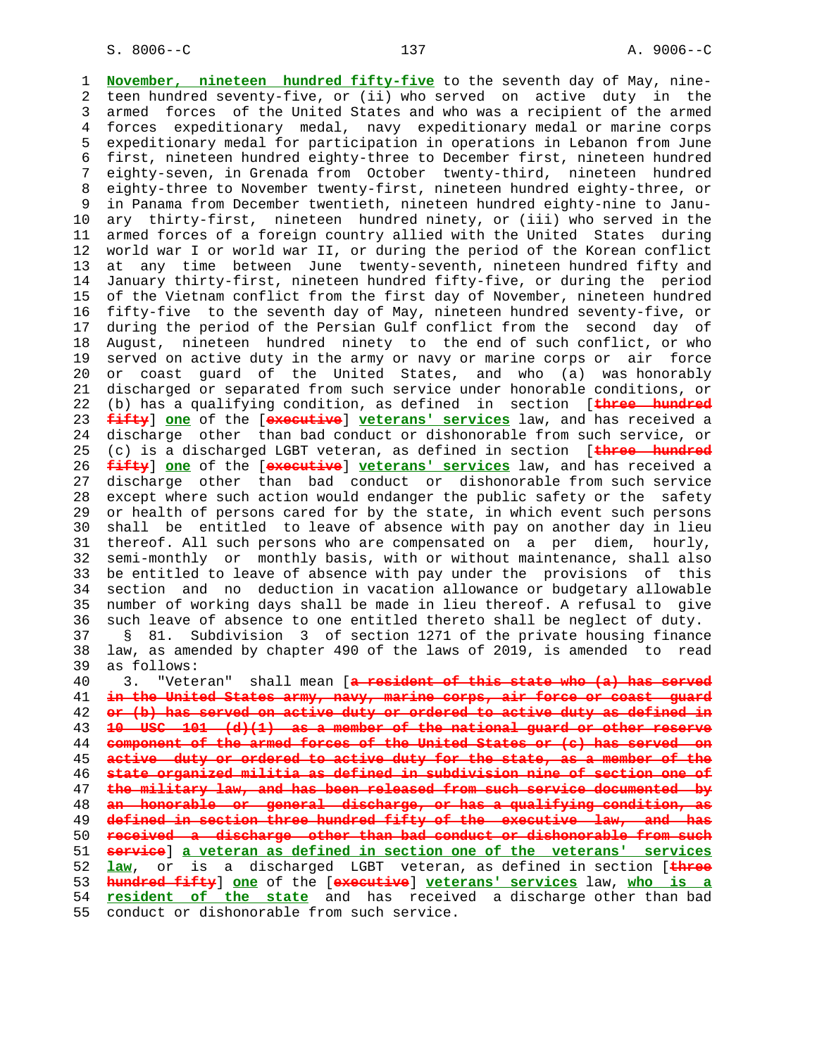**November, nineteen hundred fifty-five** to the seventh day of May, nineteen hundred seventy-five, or (ii) who served on active duty in the armed forces of the United States and who was a recipient of the armed forces expeditionary medal, navy expeditionary medal or marine corps expeditionary medal for participation in operations in Lebanon from June first, nineteen hundred eighty-three to December first, nineteen hundred eighty-seven, in Grenada from October twenty-third, nineteen hundred eighty-three to November twenty-first, nineteen hundred eighty-three, or in Panama from December twentieth, nineteen hundred eighty-nine to January thirty-first, nineteen hundred ninety, or (iii) who served in the armed forces of a foreign country allied with the United States during world war I or world war II, or during the period of the Korean conflict at any time between June twenty-seventh, nineteen hundred fifty and January thirty-first, nineteen hundred fifty-five, or during the period of the Vietnam conflict from the first day of November, nineteen hundred fifty-five to the seventh day of May, nineteen hundred seventy-five, or during the period of the Persian Gulf conflict from the second day of August, nineteen hundred ninety to the end of such conflict, or who served on active duty in the army or navy or marine corps or air force or coast guard of the United States, and who (a) was honorably discharged or separated from such service under honorable conditions, or (b) has a qualifying condition, as defined in section [~~three hundred fifty~~] **one** of the [~~executive~~] **veterans' services** law, and has received a discharge other than bad conduct or dishonorable from such service, or (c) is a discharged LGBT veteran, as defined in section [~~three hundred fifty~~] **one** of the [~~executive~~] **veterans' services** law, and has received a discharge other than bad conduct or dishonorable from such service except where such action would endanger the public safety or the safety or health of persons cared for by the state, in which event such persons shall be entitled to leave of absence with pay on another day in lieu thereof. All such persons who are compensated on a per diem, hourly, semi-monthly or monthly basis, with or without maintenance, shall also be entitled to leave of absence with pay under the provisions of this section and no deduction in vacation allowance or budgetary allowable number of working days shall be made in lieu thereof. A refusal to give such leave of absence to one entitled thereto shall be neglect of duty.

§ 81. Subdivision 3 of section 1271 of the private housing finance law, as amended by chapter 490 of the laws of 2019, is amended to read as follows:

3. "Veteran" shall mean [~~a resident of this state who (a) has served in the United States army, navy, marine corps, air force or coast guard or (b) has served on active duty or ordered to active duty as defined in 10 USC 101 (d)(1) as a member of the national guard or other reserve component of the armed forces of the United States or (c) has served on active duty or ordered to active duty for the state, as a member of the state organized militia as defined in subdivision nine of section one of the military law, and has been released from such service documented by an honorable or general discharge, or has a qualifying condition, as defined in section three hundred fifty of the executive law, and has received a discharge other than bad conduct or dishonorable from such service~~] **a veteran as defined in section one of the veterans' services law**, or is a discharged LGBT veteran, as defined in section [~~three hundred fifty~~] **one** of the [~~executive~~] **veterans' services** law, **who is a resident of the state** and has received a discharge other than bad conduct or dishonorable from such service.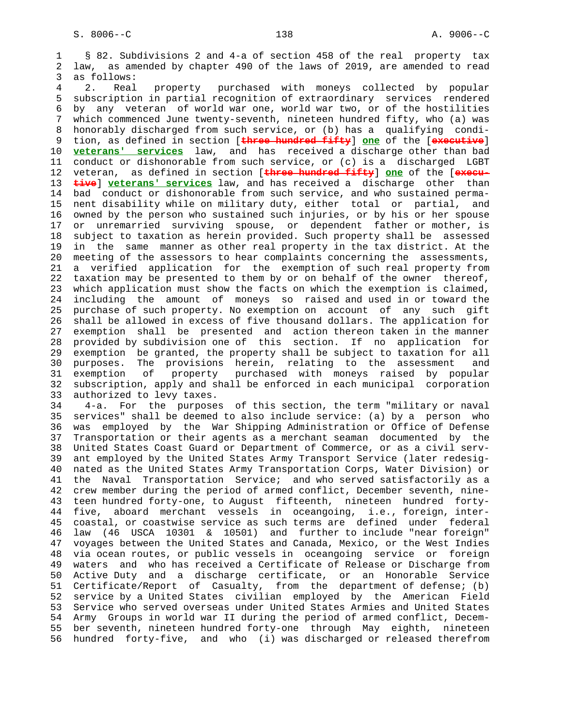§ 82. Subdivisions 2 and 4-a of section 458 of the real property tax law, as amended by chapter 490 of the laws of 2019, are amended to read as follows:

2. Real property purchased with moneys collected by popular subscription in partial recognition of extraordinary services rendered by any veteran of world war one, world war two, or of the hostilities which commenced June twenty-seventh, nineteen hundred fifty, who (a) was honorably discharged from such service, or (b) has a qualifying condition, as defined in section [~~three hundred fifty~~] **one** of the [~~executive~~] **veterans' services** law, and has received a discharge other than bad conduct or dishonorable from such service, or (c) is a discharged LGBT veteran, as defined in section [~~three hundred fifty~~] **one** of the [~~executive~~] **veterans' services** law, and has received a discharge other than bad conduct or dishonorable from such service, and who sustained permanent disability while on military duty, either total or partial, and owned by the person who sustained such injuries, or by his or her spouse or unremarried surviving spouse, or dependent father or mother, is subject to taxation as herein provided. Such property shall be assessed in the same manner as other real property in the tax district. At the meeting of the assessors to hear complaints concerning the assessments, a verified application for the exemption of such real property from taxation may be presented to them by or on behalf of the owner thereof, which application must show the facts on which the exemption is claimed, including the amount of moneys so raised and used in or toward the purchase of such property. No exemption on account of any such gift shall be allowed in excess of five thousand dollars. The application for exemption shall be presented and action thereon taken in the manner provided by subdivision one of this section. If no application for exemption be granted, the property shall be subject to taxation for all purposes. The provisions herein, relating to the assessment and exemption of property purchased with moneys raised by popular subscription, apply and shall be enforced in each municipal corporation authorized to levy taxes.

4-a. For the purposes of this section, the term "military or naval services" shall be deemed to also include service: (a) by a person who was employed by the War Shipping Administration or Office of Defense Transportation or their agents as a merchant seaman documented by the United States Coast Guard or Department of Commerce, or as a civil servant employed by the United States Army Transport Service (later redesignated as the United States Army Transportation Corps, Water Division) or the Naval Transportation Service; and who served satisfactorily as a crew member during the period of armed conflict, December seventh, nineteen hundred forty-one, to August fifteenth, nineteen hundred forty-five, aboard merchant vessels in oceangoing, i.e., foreign, intercoastal, or coastwise service as such terms are defined under federal law (46 USCA 10301 & 10501) and further to include "near foreign" voyages between the United States and Canada, Mexico, or the West Indies via ocean routes, or public vessels in oceangoing service or foreign waters and who has received a Certificate of Release or Discharge from Active Duty and a discharge certificate, or an Honorable Service Certificate/Report of Casualty, from the department of defense; (b) service by a United States civilian employed by the American Field Service who served overseas under United States Armies and United States Army Groups in world war II during the period of armed conflict, December seventh, nineteen hundred forty-one through May eighth, nineteen hundred forty-five, and who (i) was discharged or released therefrom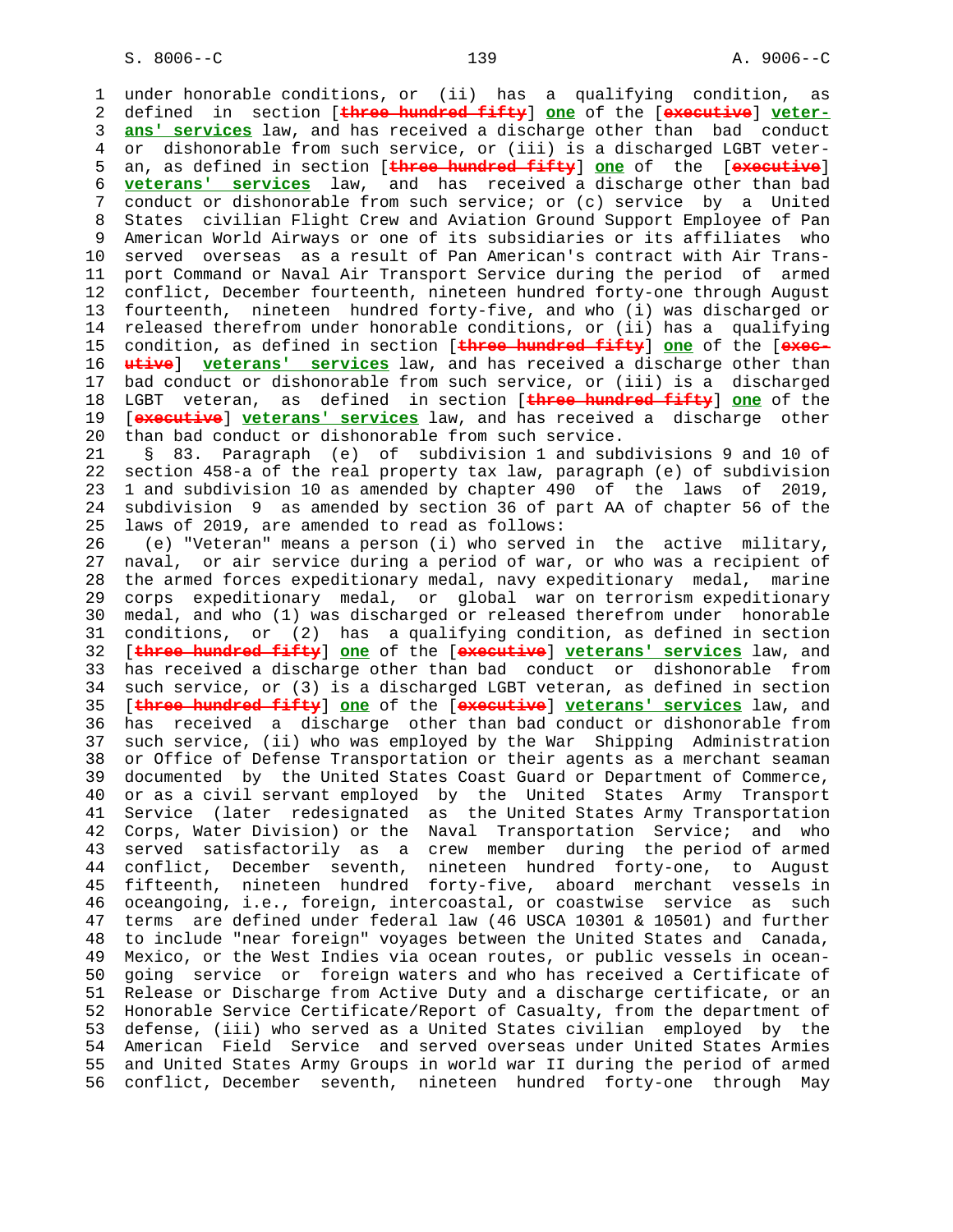under honorable conditions, or (ii) has a qualifying condition, as defined in section [~~three hundred fifty~~] **one** of the [~~executive~~] **veterans' services** law, and has received a discharge other than bad conduct or dishonorable from such service, or (iii) is a discharged LGBT veteran, as defined in section [~~three hundred fifty~~] **one** of the [~~executive~~] **veterans' services** law, and has received a discharge other than bad conduct or dishonorable from such service; or (c) service by a United States civilian Flight Crew and Aviation Ground Support Employee of Pan American World Airways or one of its subsidiaries or its affiliates who served overseas as a result of Pan American's contract with Air Transport Command or Naval Air Transport Service during the period of armed conflict, December fourteenth, nineteen hundred forty-one through August fourteenth, nineteen hundred forty-five, and who (i) was discharged or released therefrom under honorable conditions, or (ii) has a qualifying condition, as defined in section [~~three hundred fifty~~] **one** of the [~~executive~~] **veterans' services** law, and has received a discharge other than bad conduct or dishonorable from such service, or (iii) is a discharged LGBT veteran, as defined in section [~~three hundred fifty~~] **one** of the [~~executive~~] **veterans' services** law, and has received a discharge other than bad conduct or dishonorable from such service.

§ 83. Paragraph (e) of subdivision 1 and subdivisions 9 and 10 of section 458-a of the real property tax law, paragraph (e) of subdivision 1 and subdivision 10 as amended by chapter 490 of the laws of 2019, subdivision 9 as amended by section 36 of part AA of chapter 56 of the laws of 2019, are amended to read as follows:

(e) "Veteran" means a person (i) who served in the active military, naval, or air service during a period of war, or who was a recipient of the armed forces expeditionary medal, navy expeditionary medal, marine corps expeditionary medal, or global war on terrorism expeditionary medal, and who (1) was discharged or released therefrom under honorable conditions, or (2) has a qualifying condition, as defined in section [~~three hundred fifty~~] **one** of the [~~executive~~] **veterans' services** law, and has received a discharge other than bad conduct or dishonorable from such service, or (3) is a discharged LGBT veteran, as defined in section [~~three hundred fifty~~] **one** of the [~~executive~~] **veterans' services** law, and has received a discharge other than bad conduct or dishonorable from such service, (ii) who was employed by the War Shipping Administration or Office of Defense Transportation or their agents as a merchant seaman documented by the United States Coast Guard or Department of Commerce, or as a civil servant employed by the United States Army Transport Service (later redesignated as the United States Army Transportation Corps, Water Division) or the Naval Transportation Service; and who served satisfactorily as a crew member during the period of armed conflict, December seventh, nineteen hundred forty-one, to August fifteenth, nineteen hundred forty-five, aboard merchant vessels in oceangoing, i.e., foreign, intercoastal, or coastwise service as such terms are defined under federal law (46 USCA 10301 & 10501) and further to include "near foreign" voyages between the United States and Canada, Mexico, or the West Indies via ocean routes, or public vessels in oceangoing service or foreign waters and who has received a Certificate of Release or Discharge from Active Duty and a discharge certificate, or an Honorable Service Certificate/Report of Casualty, from the department of defense, (iii) who served as a United States civilian employed by the American Field Service and served overseas under United States Armies and United States Army Groups in world war II during the period of armed conflict, December seventh, nineteen hundred forty-one through May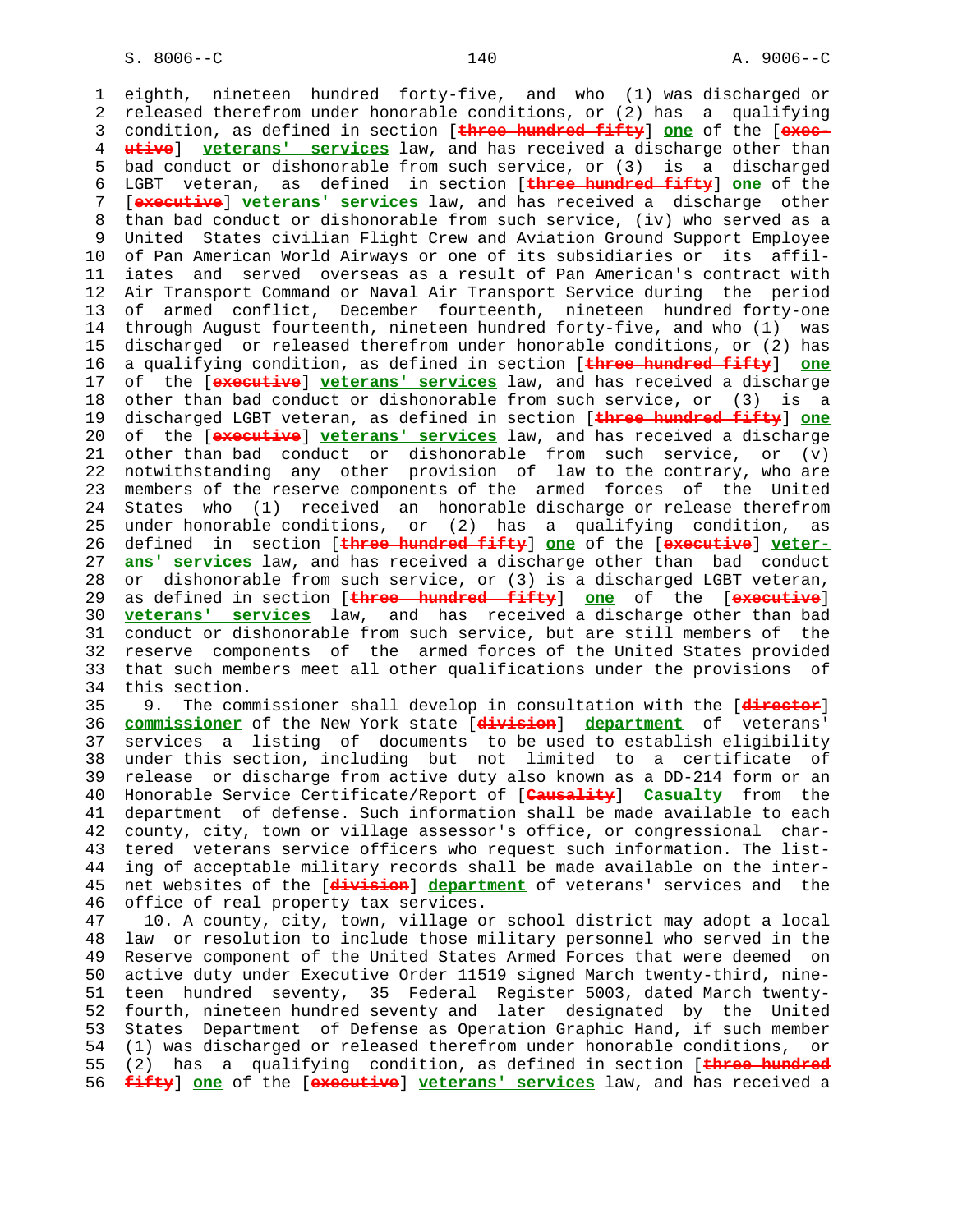eighth, nineteen hundred forty-five, and who (1) was discharged or released therefrom under honorable conditions, or (2) has a qualifying condition, as defined in section [~~three hundred fifty~~] **one** of the [~~executive~~] **veterans' services** law, and has received a discharge other than bad conduct or dishonorable from such service, or (3) is a discharged LGBT veteran, as defined in section [~~three hundred fifty~~] **one** of the [~~executive~~] **veterans' services** law, and has received a discharge other than bad conduct or dishonorable from such service, (iv) who served as a United States civilian Flight Crew and Aviation Ground Support Employee of Pan American World Airways or one of its subsidiaries or its affiliates and served overseas as a result of Pan American's contract with Air Transport Command or Naval Air Transport Service during the period of armed conflict, December fourteenth, nineteen hundred forty-one through August fourteenth, nineteen hundred forty-five, and who (1) was discharged or released therefrom under honorable conditions, or (2) has a qualifying condition, as defined in section [~~three hundred fifty~~] **one** of the [~~executive~~] **veterans' services** law, and has received a discharge other than bad conduct or dishonorable from such service, or (3) is a discharged LGBT veteran, as defined in section [~~three hundred fifty~~] **one** of the [~~executive~~] **veterans' services** law, and has received a discharge other than bad conduct or dishonorable from such service, or (v) notwithstanding any other provision of law to the contrary, who are members of the reserve components of the armed forces of the United States who (1) received an honorable discharge or release therefrom under honorable conditions, or (2) has a qualifying condition, as defined in section [~~three hundred fifty~~] **one** of the [~~executive~~] **veterans' services** law, and has received a discharge other than bad conduct or dishonorable from such service, or (3) is a discharged LGBT veteran, as defined in section [~~three hundred fifty~~] **one** of the [~~executive~~] **veterans' services** law, and has received a discharge other than bad conduct or dishonorable from such service, but are still members of the reserve components of the armed forces of the United States provided that such members meet all other qualifications under the provisions of this section.

9. The commissioner shall develop in consultation with the [~~director~~] **commissioner** of the New York state [~~division~~] **department** of veterans' services a listing of documents to be used to establish eligibility under this section, including but not limited to a certificate of release or discharge from active duty also known as a DD-214 form or an Honorable Service Certificate/Report of [~~Causality~~] **Casualty** from the department of defense. Such information shall be made available to each county, city, town or village assessor's office, or congressional chartered veterans service officers who request such information. The listing of acceptable military records shall be made available on the internet websites of the [~~division~~] **department** of veterans' services and the office of real property tax services.

10. A county, city, town, village or school district may adopt a local law or resolution to include those military personnel who served in the Reserve component of the United States Armed Forces that were deemed on active duty under Executive Order 11519 signed March twenty-third, nineteen hundred seventy, 35 Federal Register 5003, dated March twenty-fourth, nineteen hundred seventy and later designated by the United States Department of Defense as Operation Graphic Hand, if such member (1) was discharged or released therefrom under honorable conditions, or (2) has a qualifying condition, as defined in section [~~three hundred fifty~~] **one** of the [~~executive~~] **veterans' services** law, and has received a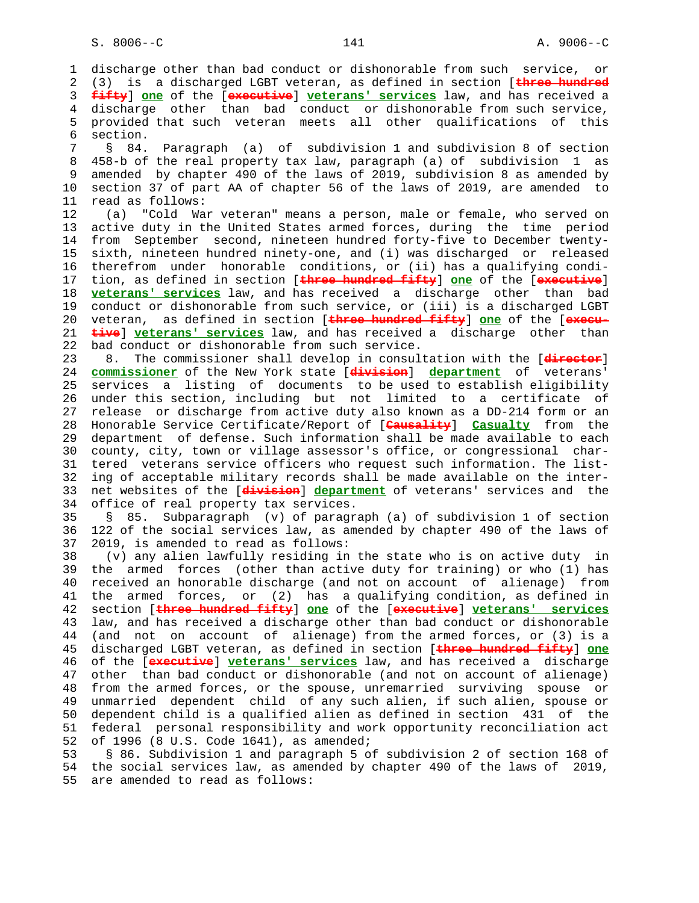discharge other than bad conduct or dishonorable from such service, or (3) is a discharged LGBT veteran, as defined in section [~~three hundred fifty~~] **one** of the [~~executive~~] **veterans' services** law, and has received a discharge other than bad conduct or dishonorable from such service, provided that such veteran meets all other qualifications of this section.

§ 84. Paragraph (a) of subdivision 1 and subdivision 8 of section 458-b of the real property tax law, paragraph (a) of subdivision 1 as amended by chapter 490 of the laws of 2019, subdivision 8 as amended by section 37 of part AA of chapter 56 of the laws of 2019, are amended to read as follows:

(a) "Cold War veteran" means a person, male or female, who served on active duty in the United States armed forces, during the time period from September second, nineteen hundred forty-five to December twenty-sixth, nineteen hundred ninety-one, and (i) was discharged or released therefrom under honorable conditions, or (ii) has a qualifying condition, as defined in section [~~three hundred fifty~~] **one** of the [~~executive~~] **veterans' services** law, and has received a discharge other than bad conduct or dishonorable from such service, or (iii) is a discharged LGBT veteran, as defined in section [~~three hundred fifty~~] **one** of the [~~executive~~] **veterans' services** law, and has received a discharge other than bad conduct or dishonorable from such service.

8. The commissioner shall develop in consultation with the [~~director~~] **commissioner** of the New York state [~~division~~] **department** of veterans' services a listing of documents to be used to establish eligibility under this section, including but not limited to a certificate of release or discharge from active duty also known as a DD-214 form or an Honorable Service Certificate/Report of [~~Causality~~] **Casualty** from the department of defense. Such information shall be made available to each county, city, town or village assessor's office, or congressional chartered veterans service officers who request such information. The listing of acceptable military records shall be made available on the internet websites of the [~~division~~] **department** of veterans' services and the office of real property tax services.

§ 85. Subparagraph (v) of paragraph (a) of subdivision 1 of section 122 of the social services law, as amended by chapter 490 of the laws of 2019, is amended to read as follows:

(v) any alien lawfully residing in the state who is on active duty in the armed forces (other than active duty for training) or who (1) has received an honorable discharge (and not on account of alienage) from the armed forces, or (2) has a qualifying condition, as defined in section [~~three hundred fifty~~] **one** of the [~~executive~~] **veterans' services** law, and has received a discharge other than bad conduct or dishonorable (and not on account of alienage) from the armed forces, or (3) is a discharged LGBT veteran, as defined in section [~~three hundred fifty~~] **one** of the [~~executive~~] **veterans' services** law, and has received a discharge other than bad conduct or dishonorable (and not on account of alienage) from the armed forces, or the spouse, unremarried surviving spouse or unmarried dependent child of any such alien, if such alien, spouse or dependent child is a qualified alien as defined in section 431 of the federal personal responsibility and work opportunity reconciliation act of 1996 (8 U.S. Code 1641), as amended;

§ 86. Subdivision 1 and paragraph 5 of subdivision 2 of section 168 of the social services law, as amended by chapter 490 of the laws of 2019, are amended to read as follows: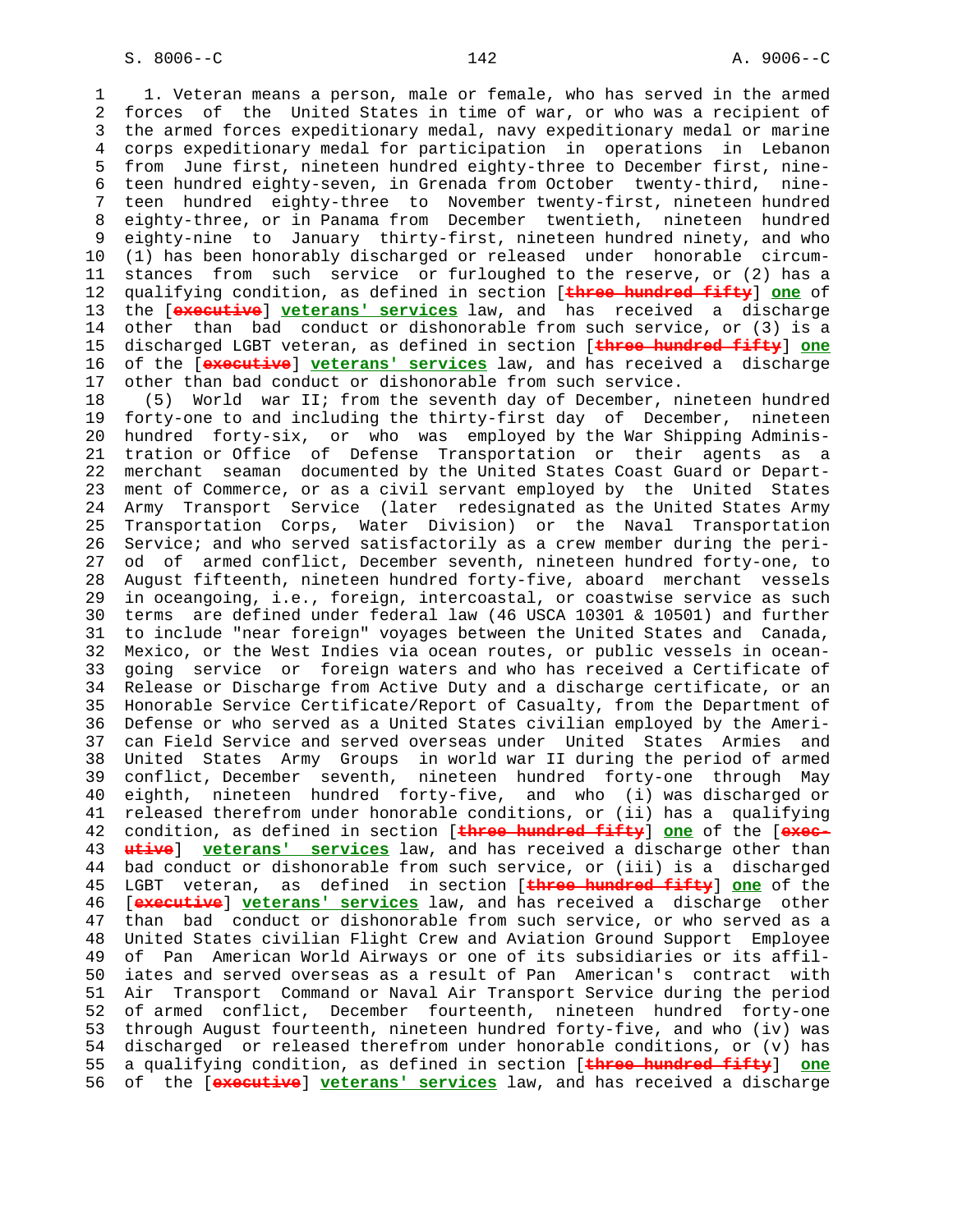1. Veteran means a person, male or female, who has served in the armed forces of the United States in time of war, or who was a recipient of the armed forces expeditionary medal, navy expeditionary medal or marine corps expeditionary medal for participation in operations in Lebanon from June first, nineteen hundred eighty-three to December first, nineteen hundred eighty-seven, in Grenada from October twenty-third, nineteen hundred eighty-three to November twenty-first, nineteen hundred eighty-three, or in Panama from December twentieth, nineteen hundred eighty-nine to January thirty-first, nineteen hundred ninety, and who (1) has been honorably discharged or released under honorable circumstances from such service or furloughed to the reserve, or (2) has a qualifying condition, as defined in section [~~three hundred fifty~~] **one** of the [~~executive~~] **veterans' services** law, and has received a discharge other than bad conduct or dishonorable from such service, or (3) is a discharged LGBT veteran, as defined in section [~~three hundred fifty~~] **one** of the [~~executive~~] **veterans' services** law, and has received a discharge other than bad conduct or dishonorable from such service.

(5) World war II; from the seventh day of December, nineteen hundred forty-one to and including the thirty-first day of December, nineteen hundred forty-six, or who was employed by the War Shipping Administration or Office of Defense Transportation or their agents as a merchant seaman documented by the United States Coast Guard or Department of Commerce, or as a civil servant employed by the United States Army Transport Service (later redesignated as the United States Army Transportation Corps, Water Division) or the Naval Transportation Service; and who served satisfactorily as a crew member during the period of armed conflict, December seventh, nineteen hundred forty-one, to August fifteenth, nineteen hundred forty-five, aboard merchant vessels in oceangoing, i.e., foreign, intercoastal, or coastwise service as such terms are defined under federal law (46 USCA 10301 & 10501) and further to include "near foreign" voyages between the United States and Canada, Mexico, or the West Indies via ocean routes, or public vessels in oceangoing service or foreign waters and who has received a Certificate of Release or Discharge from Active Duty and a discharge certificate, or an Honorable Service Certificate/Report of Casualty, from the Department of Defense or who served as a United States civilian employed by the American Field Service and served overseas under United States Armies and United States Army Groups in world war II during the period of armed conflict, December seventh, nineteen hundred forty-one through May eighth, nineteen hundred forty-five, and who (i) was discharged or released therefrom under honorable conditions, or (ii) has a qualifying condition, as defined in section [~~three hundred fifty~~] **one** of the [~~executive~~] **veterans' services** law, and has received a discharge other than bad conduct or dishonorable from such service, or (iii) is a discharged LGBT veteran, as defined in section [~~three hundred fifty~~] **one** of the [~~executive~~] **veterans' services** law, and has received a discharge other than bad conduct or dishonorable from such service, or who served as a United States civilian Flight Crew and Aviation Ground Support Employee of Pan American World Airways or one of its subsidiaries or its affiliates and served overseas as a result of Pan American's contract with Air Transport Command or Naval Air Transport Service during the period of armed conflict, December fourteenth, nineteen hundred forty-one through August fourteenth, nineteen hundred forty-five, and who (iv) was discharged or released therefrom under honorable conditions, or (v) has a qualifying condition, as defined in section [~~three hundred fifty~~] **one** of the [~~executive~~] **veterans' services** law, and has received a discharge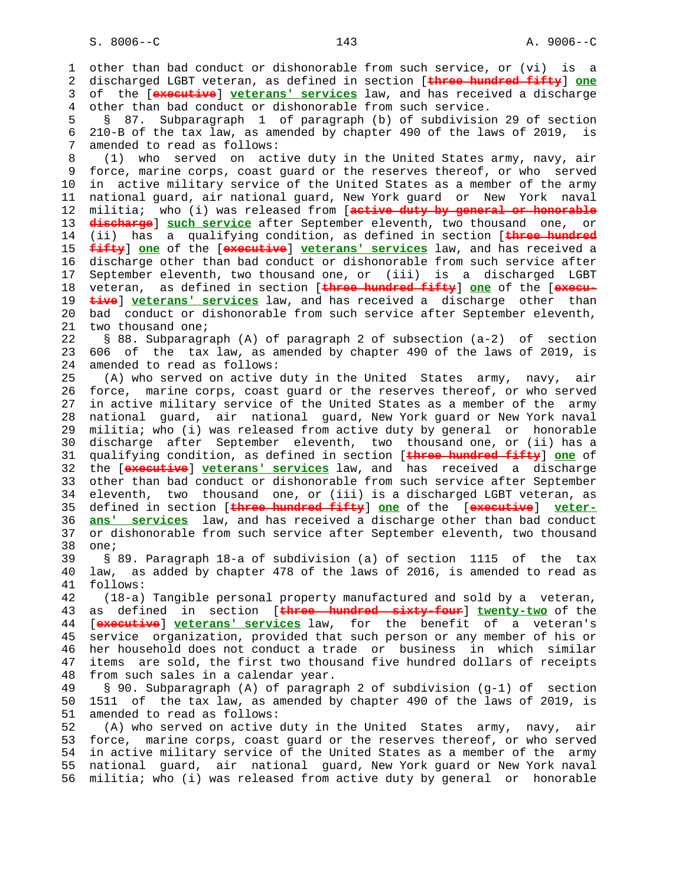other than bad conduct or dishonorable from such service, or (vi) is a discharged LGBT veteran, as defined in section [~~three hundred fifty~~] **one** of the [~~executive~~] **veterans' services** law, and has received a discharge other than bad conduct or dishonorable from such service.

§ 87. Subparagraph 1 of paragraph (b) of subdivision 29 of section 210-B of the tax law, as amended by chapter 490 of the laws of 2019, is amended to read as follows:

(1) who served on active duty in the United States army, navy, air force, marine corps, coast guard or the reserves thereof, or who served in active military service of the United States as a member of the army national guard, air national guard, New York guard or New York naval militia; who (i) was released from [~~active duty by general or honorable discharge~~] **such service** after September eleventh, two thousand one, or (ii) has a qualifying condition, as defined in section [~~three hundred fifty~~] **one** of the [~~executive~~] **veterans' services** law, and has received a discharge other than bad conduct or dishonorable from such service after September eleventh, two thousand one, or (iii) is a discharged LGBT veteran, as defined in section [~~three hundred fifty~~] **one** of the [~~executive~~] **veterans' services** law, and has received a discharge other than bad conduct or dishonorable from such service after September eleventh, two thousand one;

§ 88. Subparagraph (A) of paragraph 2 of subsection (a-2) of section 606 of the tax law, as amended by chapter 490 of the laws of 2019, is amended to read as follows:

(A) who served on active duty in the United States army, navy, air force, marine corps, coast guard or the reserves thereof, or who served in active military service of the United States as a member of the army national guard, air national guard, New York guard or New York naval militia; who (i) was released from active duty by general or honorable discharge after September eleventh, two thousand one, or (ii) has a qualifying condition, as defined in section [~~three hundred fifty~~] **one** of the [~~executive~~] **veterans' services** law, and has received a discharge other than bad conduct or dishonorable from such service after September eleventh, two thousand one, or (iii) is a discharged LGBT veteran, as defined in section [~~three hundred fifty~~] **one** of the [~~executive~~] **veterans' services** law, and has received a discharge other than bad conduct or dishonorable from such service after September eleventh, two thousand one;

§ 89. Paragraph 18-a of subdivision (a) of section 1115 of the tax law, as added by chapter 478 of the laws of 2016, is amended to read as follows:

(18-a) Tangible personal property manufactured and sold by a veteran, as defined in section [~~three hundred sixty-four~~] **twenty-two** of the [~~executive~~] **veterans' services** law, for the benefit of a veteran's service organization, provided that such person or any member of his or her household does not conduct a trade or business in which similar items are sold, the first two thousand five hundred dollars of receipts from such sales in a calendar year.

§ 90. Subparagraph (A) of paragraph 2 of subdivision (g-1) of section 1511 of the tax law, as amended by chapter 490 of the laws of 2019, is amended to read as follows:

(A) who served on active duty in the United States army, navy, air force, marine corps, coast guard or the reserves thereof, or who served in active military service of the United States as a member of the army national guard, air national guard, New York guard or New York naval militia; who (i) was released from active duty by general or honorable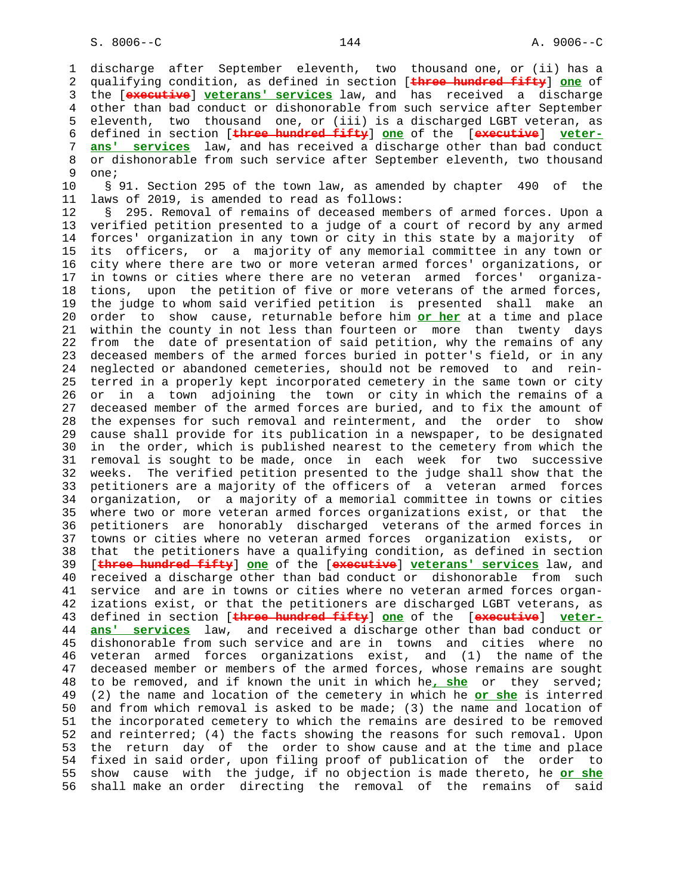discharge after September eleventh, two thousand one, or (ii) has a qualifying condition, as defined in section [~~three hundred fifty~~] **one** of the [~~executive~~] **veterans' services** law, and has received a discharge other than bad conduct or dishonorable from such service after September eleventh, two thousand one, or (iii) is a discharged LGBT veteran, as defined in section [~~three hundred fifty~~] **one** of the [~~executive~~] **veterans' services** law, and has received a discharge other than bad conduct or dishonorable from such service after September eleventh, two thousand one;

§ 91. Section 295 of the town law, as amended by chapter 490 of the laws of 2019, is amended to read as follows:

§ 295. Removal of remains of deceased members of armed forces. Upon a verified petition presented to a judge of a court of record by any armed forces' organization in any town or city in this state by a majority of its officers, or a majority of any memorial committee in any town or city where there are two or more veteran armed forces' organizations, or in towns or cities where there are no veteran armed forces' organizations, upon the petition of five or more veterans of the armed forces, the judge to whom said verified petition is presented shall make an order to show cause, returnable before him **or her** at a time and place within the county in not less than fourteen or more than twenty days from the date of presentation of said petition, why the remains of any deceased members of the armed forces buried in potter's field, or in any neglected or abandoned cemeteries, should not be removed to and reinterred in a properly kept incorporated cemetery in the same town or city or in a town adjoining the town or city in which the remains of a deceased member of the armed forces are buried, and to fix the amount of the expenses for such removal and reinterment, and the order to show cause shall provide for its publication in a newspaper, to be designated in the order, which is published nearest to the cemetery from which the removal is sought to be made, once in each week for two successive weeks. The verified petition presented to the judge shall show that the petitioners are a majority of the officers of a veteran armed forces organization, or a majority of a memorial committee in towns or cities where two or more veteran armed forces organizations exist, or that the petitioners are honorably discharged veterans of the armed forces in towns or cities where no veteran armed forces organization exists, or that the petitioners have a qualifying condition, as defined in section [~~three hundred fifty~~] **one** of the [~~executive~~] **veterans' services** law, and received a discharge other than bad conduct or dishonorable from such service and are in towns or cities where no veteran armed forces organizations exist, or that the petitioners are discharged LGBT veterans, as defined in section [~~three hundred fifty~~] **one** of the [~~executive~~] **veterans' services** law, and received a discharge other than bad conduct or dishonorable from such service and are in towns and cities where no veteran armed forces organizations exist, and (1) the name of the deceased member or members of the armed forces, whose remains are sought to be removed, and if known the unit in which he**, she** or they served; (2) the name and location of the cemetery in which he **or she** is interred and from which removal is asked to be made; (3) the name and location of the incorporated cemetery to which the remains are desired to be removed and reinterred; (4) the facts showing the reasons for such removal. Upon the return day of the order to show cause and at the time and place fixed in said order, upon filing proof of publication of the order to show cause with the judge, if no objection is made thereto, he **or she** shall make an order directing the removal of the remains of said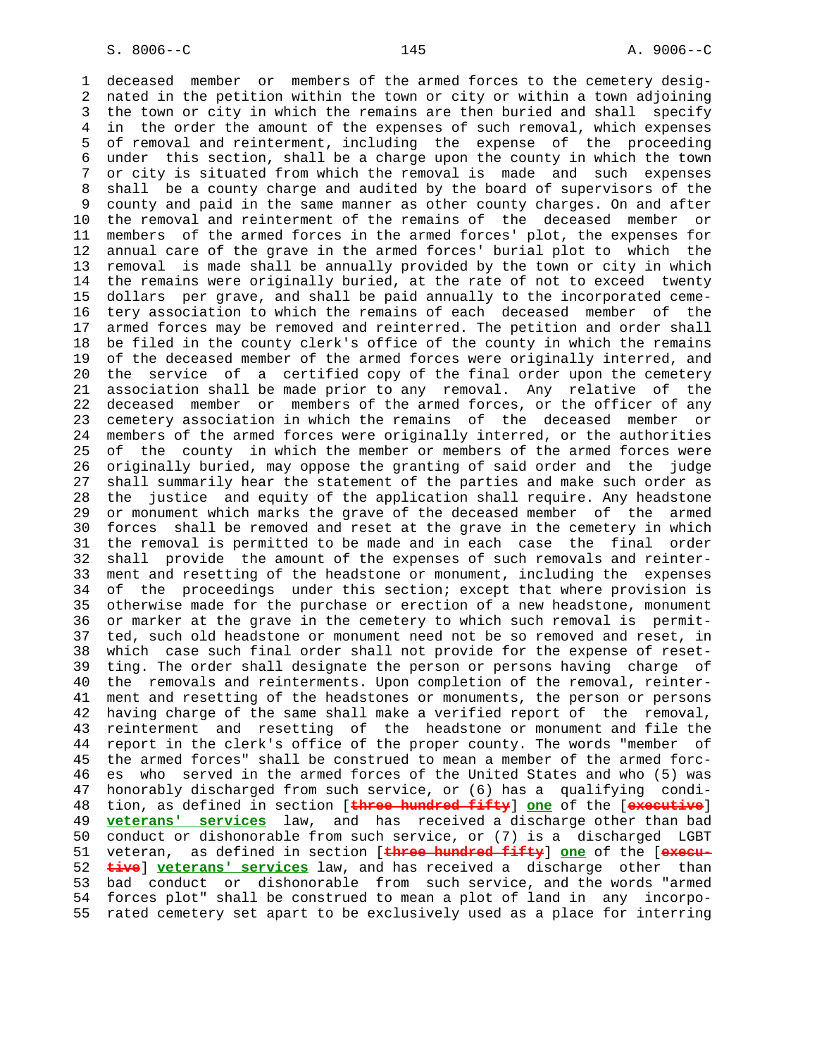deceased member or members of the armed forces to the cemetery designated in the petition within the town or city or within a town adjoining the town or city in which the remains are then buried and shall specify in the order the amount of the expenses of such removal, which expenses of removal and reinterment, including the expense of the proceeding under this section, shall be a charge upon the county in which the town or city is situated from which the removal is made and such expenses shall be a county charge and audited by the board of supervisors of the county and paid in the same manner as other county charges. On and after the removal and reinterment of the remains of the deceased member or members of the armed forces in the armed forces' plot, the expenses for annual care of the grave in the armed forces' burial plot to which the removal is made shall be annually provided by the town or city in which the remains were originally buried, at the rate of not to exceed twenty dollars per grave, and shall be paid annually to the incorporated cemetery association to which the remains of each deceased member of the armed forces may be removed and reinterred. The petition and order shall be filed in the county clerk's office of the county in which the remains of the deceased member of the armed forces were originally interred, and the service of a certified copy of the final order upon the cemetery association shall be made prior to any removal. Any relative of the deceased member or members of the armed forces, or the officer of any cemetery association in which the remains of the deceased member or members of the armed forces were originally interred, or the authorities of the county in which the member or members of the armed forces were originally buried, may oppose the granting of said order and the judge shall summarily hear the statement of the parties and make such order as the justice and equity of the application shall require. Any headstone or monument which marks the grave of the deceased member of the armed forces shall be removed and reset at the grave in the cemetery in which the removal is permitted to be made and in each case the final order shall provide the amount of the expenses of such removals and reinterment and resetting of the headstone or monument, including the expenses of the proceedings under this section; except that where provision is otherwise made for the purchase or erection of a new headstone, monument or marker at the grave in the cemetery to which such removal is permitted, such old headstone or monument need not be so removed and reset, in which case such final order shall not provide for the expense of resetting. The order shall designate the person or persons having charge of the removals and reinterments. Upon completion of the removal, reinterment and resetting of the headstones or monuments, the person or persons having charge of the same shall make a verified report of the removal, reinterment and resetting of the headstone or monument and file the report in the clerk's office of the proper county. The words "member of the armed forces" shall be construed to mean a member of the armed forces who served in the armed forces of the United States and who (5) was honorably discharged from such service, or (6) has a qualifying condition, as defined in section [~~three hundred fifty~~] **one** of the [~~executive~~] **veterans' services** law, and has received a discharge other than bad conduct or dishonorable from such service, or (7) is a discharged LGBT veteran, as defined in section [~~three hundred fifty~~] **one** of the [~~executive~~] **veterans' services** law, and has received a discharge other than bad conduct or dishonorable from such service, and the words "armed forces plot" shall be construed to mean a plot of land in any incorporated cemetery set apart to be exclusively used as a place for interring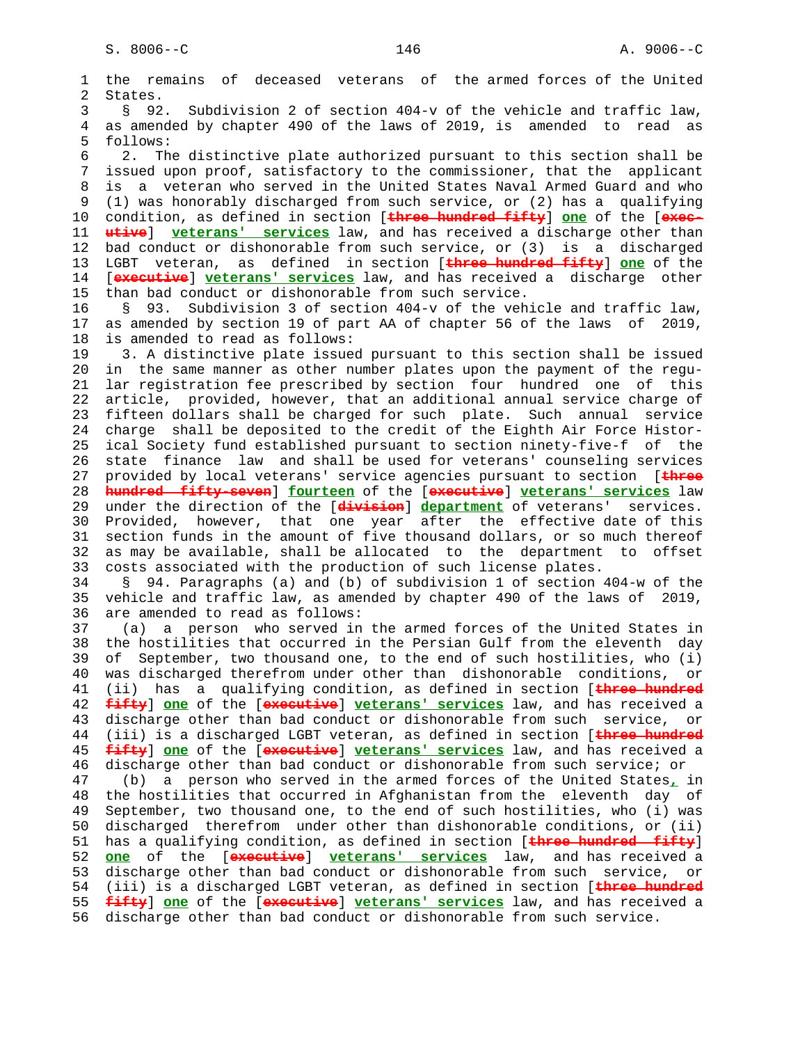the remains of deceased veterans of the armed forces of the United States.

§ 92. Subdivision 2 of section 404-v of the vehicle and traffic law, as amended by chapter 490 of the laws of 2019, is amended to read as follows:

2. The distinctive plate authorized pursuant to this section shall be issued upon proof, satisfactory to the commissioner, that the applicant is a veteran who served in the United States Naval Armed Guard and who (1) was honorably discharged from such service, or (2) has a qualifying condition, as defined in section [~~three hundred fifty~~] **one** of the [~~executive~~] **veterans' services** law, and has received a discharge other than bad conduct or dishonorable from such service, or (3) is a discharged LGBT veteran, as defined in section [~~three hundred fifty~~] **one** of the [~~executive~~] **veterans' services** law, and has received a discharge other than bad conduct or dishonorable from such service.

§ 93. Subdivision 3 of section 404-v of the vehicle and traffic law, as amended by section 19 of part AA of chapter 56 of the laws of 2019, is amended to read as follows:

3. A distinctive plate issued pursuant to this section shall be issued in the same manner as other number plates upon the payment of the regular registration fee prescribed by section four hundred one of this article, provided, however, that an additional annual service charge of fifteen dollars shall be charged for such plate. Such annual service charge shall be deposited to the credit of the Eighth Air Force Historical Society fund established pursuant to section ninety-five-f of the state finance law and shall be used for veterans' counseling services provided by local veterans' service agencies pursuant to section [~~three hundred fifty-seven~~] **fourteen** of the [~~executive~~] **veterans' services** law under the direction of the [~~division~~] **department** of veterans' services. Provided, however, that one year after the effective date of this section funds in the amount of five thousand dollars, or so much thereof as may be available, shall be allocated to the department to offset costs associated with the production of such license plates.

§ 94. Paragraphs (a) and (b) of subdivision 1 of section 404-w of the vehicle and traffic law, as amended by chapter 490 of the laws of 2019, are amended to read as follows:

(a) a person who served in the armed forces of the United States in the hostilities that occurred in the Persian Gulf from the eleventh day of September, two thousand one, to the end of such hostilities, who (i) was discharged therefrom under other than dishonorable conditions, or (ii) has a qualifying condition, as defined in section [~~three hundred fifty~~] **one** of the [~~executive~~] **veterans' services** law, and has received a discharge other than bad conduct or dishonorable from such service, or (iii) is a discharged LGBT veteran, as defined in section [~~three hundred fifty~~] **one** of the [~~executive~~] **veterans' services** law, and has received a discharge other than bad conduct or dishonorable from such service; or

(b) a person who served in the armed forces of the United States**,** in the hostilities that occurred in Afghanistan from the eleventh day of September, two thousand one, to the end of such hostilities, who (i) was discharged therefrom under other than dishonorable conditions, or (ii) has a qualifying condition, as defined in section [~~three hundred fifty~~] **one** of the [~~executive~~] **veterans' services** law, and has received a discharge other than bad conduct or dishonorable from such service, or (iii) is a discharged LGBT veteran, as defined in section [~~three hundred fifty~~] **one** of the [~~executive~~] **veterans' services** law, and has received a discharge other than bad conduct or dishonorable from such service.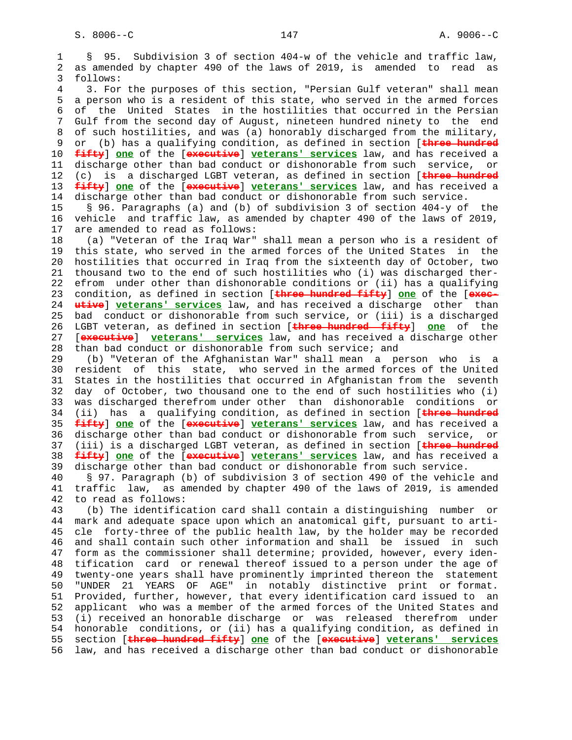§ 95. Subdivision 3 of section 404-w of the vehicle and traffic law, as amended by chapter 490 of the laws of 2019, is amended to read as follows:

3. For the purposes of this section, "Persian Gulf veteran" shall mean a person who is a resident of this state, who served in the armed forces of the United States in the hostilities that occurred in the Persian Gulf from the second day of August, nineteen hundred ninety to the end of such hostilities, and was (a) honorably discharged from the military, or (b) has a qualifying condition, as defined in section [~~three hundred fifty~~] **one** of the [~~executive~~] **veterans' services** law, and has received a discharge other than bad conduct or dishonorable from such service, or (c) is a discharged LGBT veteran, as defined in section [~~three hundred fifty~~] **one** of the [~~executive~~] **veterans' services** law, and has received a discharge other than bad conduct or dishonorable from such service.

§ 96. Paragraphs (a) and (b) of subdivision 3 of section 404-y of the vehicle and traffic law, as amended by chapter 490 of the laws of 2019, are amended to read as follows:

(a) "Veteran of the Iraq War" shall mean a person who is a resident of this state, who served in the armed forces of the United States in the hostilities that occurred in Iraq from the sixteenth day of October, two thousand two to the end of such hostilities who (i) was discharged therefrom under other than dishonorable conditions or (ii) has a qualifying condition, as defined in section [~~three hundred fifty~~] **one** of the [~~executive~~] **veterans' services** law, and has received a discharge other than bad conduct or dishonorable from such service, or (iii) is a discharged LGBT veteran, as defined in section [~~three hundred fifty~~] **one** of the [~~executive~~] **veterans' services** law, and has received a discharge other than bad conduct or dishonorable from such service; and

(b) "Veteran of the Afghanistan War" shall mean a person who is a resident of this state, who served in the armed forces of the United States in the hostilities that occurred in Afghanistan from the seventh day of October, two thousand one to the end of such hostilities who (i) was discharged therefrom under other than dishonorable conditions or (ii) has a qualifying condition, as defined in section [~~three hundred fifty~~] **one** of the [~~executive~~] **veterans' services** law, and has received a discharge other than bad conduct or dishonorable from such service, or (iii) is a discharged LGBT veteran, as defined in section [~~three hundred fifty~~] **one** of the [~~executive~~] **veterans' services** law, and has received a discharge other than bad conduct or dishonorable from such service.

§ 97. Paragraph (b) of subdivision 3 of section 490 of the vehicle and traffic law, as amended by chapter 490 of the laws of 2019, is amended to read as follows:

(b) The identification card shall contain a distinguishing number or mark and adequate space upon which an anatomical gift, pursuant to article forty-three of the public health law, by the holder may be recorded and shall contain such other information and shall be issued in such form as the commissioner shall determine; provided, however, every identification card or renewal thereof issued to a person under the age of twenty-one years shall have prominently imprinted thereon the statement "UNDER 21 YEARS OF AGE" in notably distinctive print or format. Provided, further, however, that every identification card issued to an applicant who was a member of the armed forces of the United States and (i) received an honorable discharge or was released therefrom under honorable conditions, or (ii) has a qualifying condition, as defined in section [~~three hundred fifty~~] **one** of the [~~executive~~] **veterans' services** law, and has received a discharge other than bad conduct or dishonorable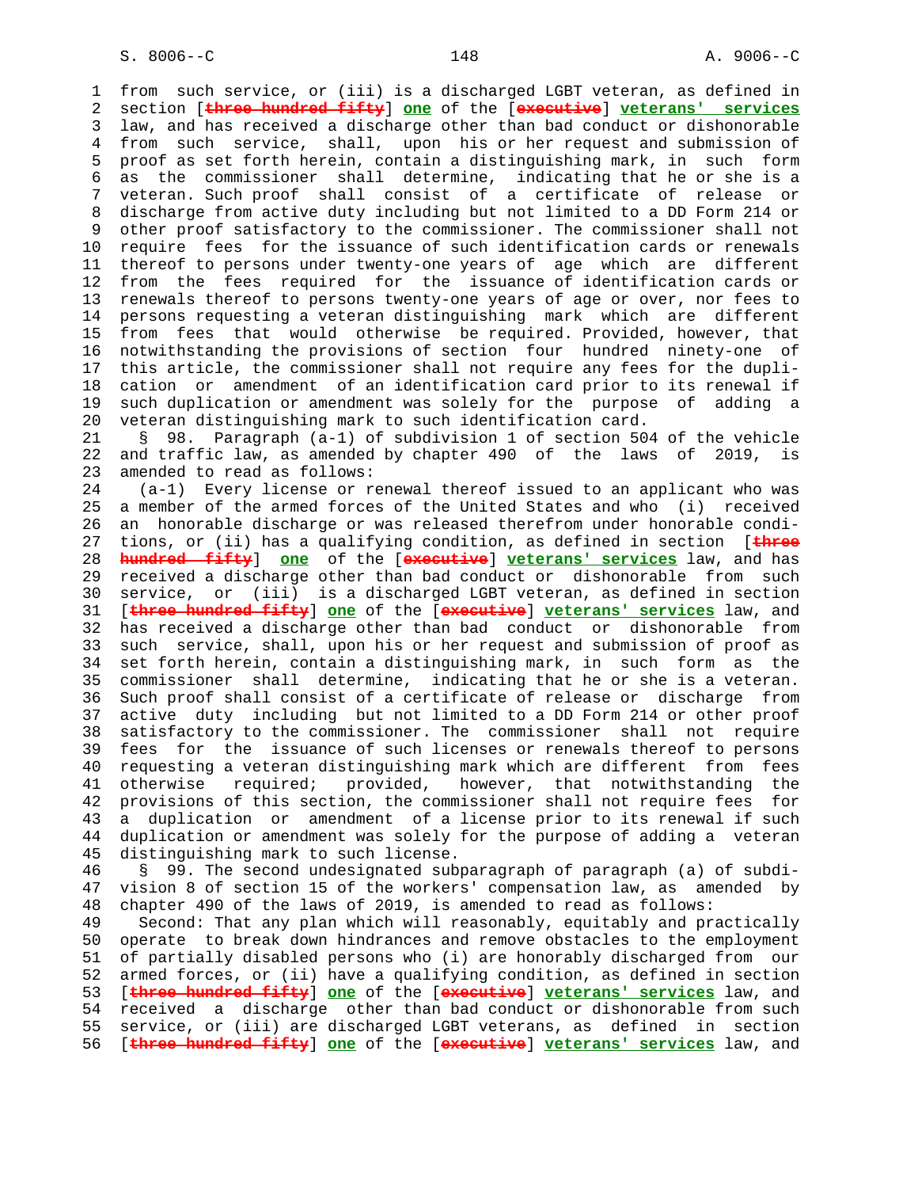from such service, or (iii) is a discharged LGBT veteran, as defined in section [~~three hundred fifty~~] **one** of the [~~executive~~] **veterans' services** law, and has received a discharge other than bad conduct or dishonorable from such service, shall, upon his or her request and submission of proof as set forth herein, contain a distinguishing mark, in such form as the commissioner shall determine, indicating that he or she is a veteran. Such proof shall consist of a certificate of release or discharge from active duty including but not limited to a DD Form 214 or other proof satisfactory to the commissioner. The commissioner shall not require fees for the issuance of such identification cards or renewals thereof to persons under twenty-one years of age which are different from the fees required for the issuance of identification cards or renewals thereof to persons twenty-one years of age or over, nor fees to persons requesting a veteran distinguishing mark which are different from fees that would otherwise be required. Provided, however, that notwithstanding the provisions of section four hundred ninety-one of this article, the commissioner shall not require any fees for the duplication or amendment of an identification card prior to its renewal if such duplication or amendment was solely for the purpose of adding a veteran distinguishing mark to such identification card.

§ 98. Paragraph (a-1) of subdivision 1 of section 504 of the vehicle and traffic law, as amended by chapter 490 of the laws of 2019, is amended to read as follows:

(a-1) Every license or renewal thereof issued to an applicant who was a member of the armed forces of the United States and who (i) received an honorable discharge or was released therefrom under honorable conditions, or (ii) has a qualifying condition, as defined in section [~~three hundred fifty~~] **one** of the [~~executive~~] **veterans' services** law, and has received a discharge other than bad conduct or dishonorable from such service, or (iii) is a discharged LGBT veteran, as defined in section [~~three hundred fifty~~] **one** of the [~~executive~~] **veterans' services** law, and has received a discharge other than bad conduct or dishonorable from such service, shall, upon his or her request and submission of proof as set forth herein, contain a distinguishing mark, in such form as the commissioner shall determine, indicating that he or she is a veteran. Such proof shall consist of a certificate of release or discharge from active duty including but not limited to a DD Form 214 or other proof satisfactory to the commissioner. The commissioner shall not require fees for the issuance of such licenses or renewals thereof to persons requesting a veteran distinguishing mark which are different from fees otherwise required; provided, however, that notwithstanding the provisions of this section, the commissioner shall not require fees for a duplication or amendment of a license prior to its renewal if such duplication or amendment was solely for the purpose of adding a veteran distinguishing mark to such license.

§ 99. The second undesignated subparagraph of paragraph (a) of subdivision 8 of section 15 of the workers' compensation law, as amended by chapter 490 of the laws of 2019, is amended to read as follows:

Second: That any plan which will reasonably, equitably and practically operate to break down hindrances and remove obstacles to the employment of partially disabled persons who (i) are honorably discharged from our armed forces, or (ii) have a qualifying condition, as defined in section [~~three hundred fifty~~] **one** of the [~~executive~~] **veterans' services** law, and received a discharge other than bad conduct or dishonorable from such service, or (iii) are discharged LGBT veterans, as defined in section [~~three hundred fifty~~] **one** of the [~~executive~~] **veterans' services** law, and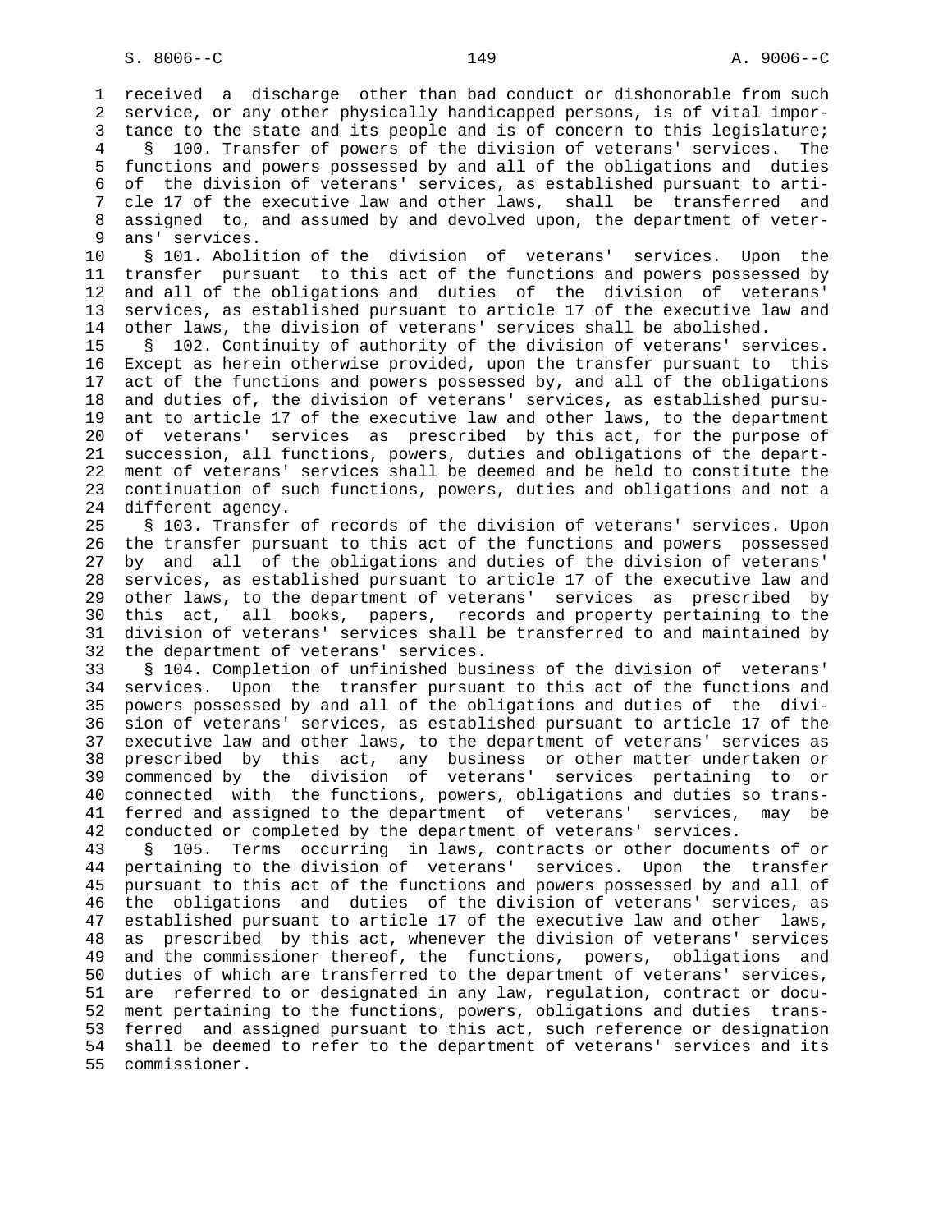received a discharge other than bad conduct or dishonorable from such service, or any other physically handicapped persons, is of vital importance to the state and its people and is of concern to this legislature;

§ 100. Transfer of powers of the division of veterans' services. The functions and powers possessed by and all of the obligations and duties of the division of veterans' services, as established pursuant to article 17 of the executive law and other laws, shall be transferred and assigned to, and assumed by and devolved upon, the department of veterans' services.

§ 101. Abolition of the division of veterans' services. Upon the transfer pursuant to this act of the functions and powers possessed by and all of the obligations and duties of the division of veterans' services, as established pursuant to article 17 of the executive law and other laws, the division of veterans' services shall be abolished.

§ 102. Continuity of authority of the division of veterans' services. Except as herein otherwise provided, upon the transfer pursuant to this act of the functions and powers possessed by, and all of the obligations and duties of, the division of veterans' services, as established pursuant to article 17 of the executive law and other laws, to the department of veterans' services as prescribed by this act, for the purpose of succession, all functions, powers, duties and obligations of the department of veterans' services shall be deemed and be held to constitute the continuation of such functions, powers, duties and obligations and not a different agency.

§ 103. Transfer of records of the division of veterans' services. Upon the transfer pursuant to this act of the functions and powers possessed by and all of the obligations and duties of the division of veterans' services, as established pursuant to article 17 of the executive law and other laws, to the department of veterans' services as prescribed by this act, all books, papers, records and property pertaining to the division of veterans' services shall be transferred to and maintained by the department of veterans' services.

§ 104. Completion of unfinished business of the division of veterans' services. Upon the transfer pursuant to this act of the functions and powers possessed by and all of the obligations and duties of the division of veterans' services, as established pursuant to article 17 of the executive law and other laws, to the department of veterans' services as prescribed by this act, any business or other matter undertaken or commenced by the division of veterans' services pertaining to or connected with the functions, powers, obligations and duties so transferred and assigned to the department of veterans' services, may be conducted or completed by the department of veterans' services.

§ 105. Terms occurring in laws, contracts or other documents of or pertaining to the division of veterans' services. Upon the transfer pursuant to this act of the functions and powers possessed by and all of the obligations and duties of the division of veterans' services, as established pursuant to article 17 of the executive law and other laws, as prescribed by this act, whenever the division of veterans' services and the commissioner thereof, the functions, powers, obligations and duties of which are transferred to the department of veterans' services, are referred to or designated in any law, regulation, contract or document pertaining to the functions, powers, obligations and duties transferred and assigned pursuant to this act, such reference or designation shall be deemed to refer to the department of veterans' services and its commissioner.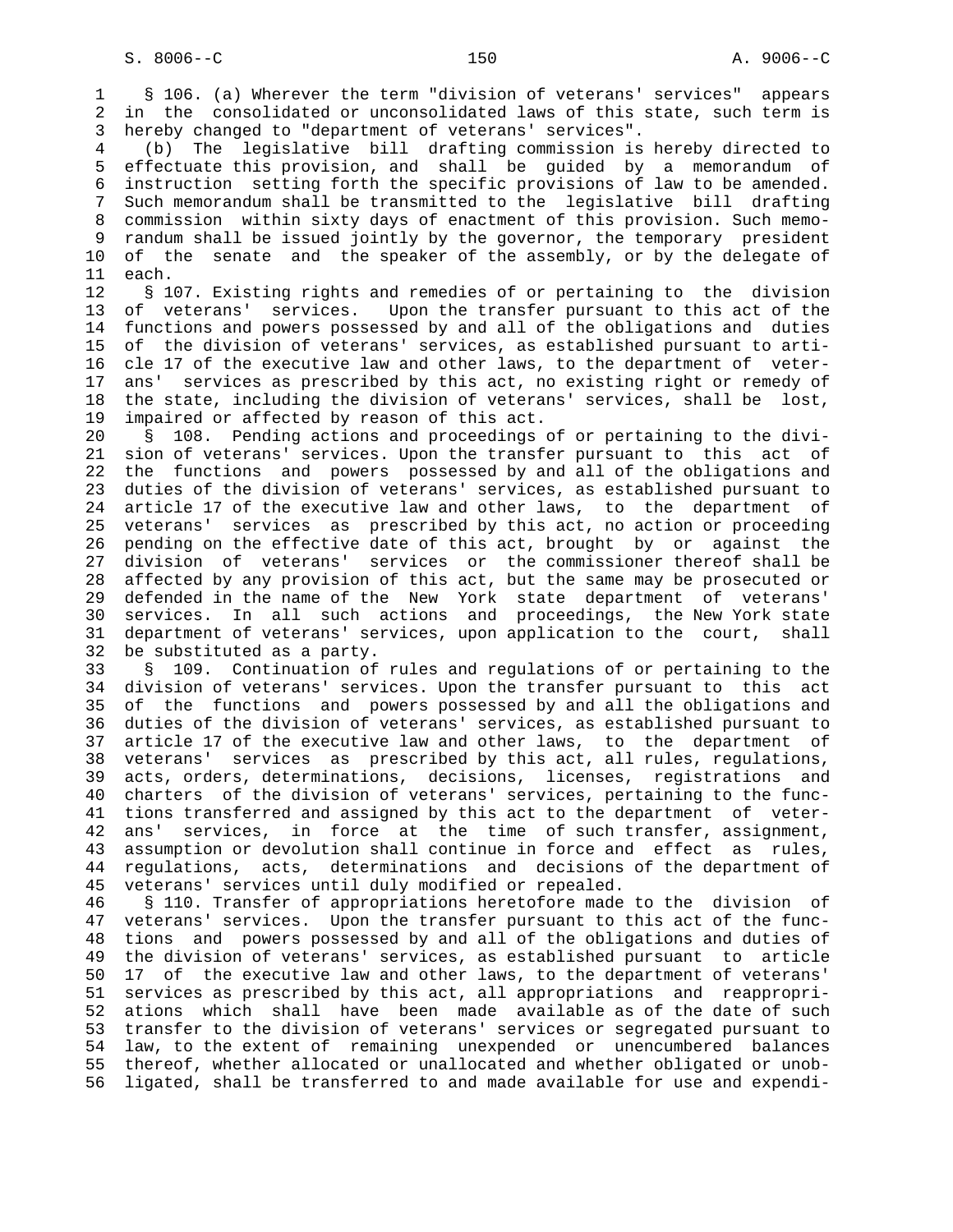§ 106. (a) Wherever the term "division of veterans' services" appears in the consolidated or unconsolidated laws of this state, such term is hereby changed to "department of veterans' services".

(b) The legislative bill drafting commission is hereby directed to effectuate this provision, and shall be guided by a memorandum of instruction setting forth the specific provisions of law to be amended. Such memorandum shall be transmitted to the legislative bill drafting commission within sixty days of enactment of this provision. Such memorandum shall be issued jointly by the governor, the temporary president of the senate and the speaker of the assembly, or by the delegate of each.

§ 107. Existing rights and remedies of or pertaining to the division of veterans' services. Upon the transfer pursuant to this act of the functions and powers possessed by and all of the obligations and duties of the division of veterans' services, as established pursuant to article 17 of the executive law and other laws, to the department of veterans' services as prescribed by this act, no existing right or remedy of the state, including the division of veterans' services, shall be lost, impaired or affected by reason of this act.

§ 108. Pending actions and proceedings of or pertaining to the division of veterans' services. Upon the transfer pursuant to this act of the functions and powers possessed by and all of the obligations and duties of the division of veterans' services, as established pursuant to article 17 of the executive law and other laws, to the department of veterans' services as prescribed by this act, no action or proceeding pending on the effective date of this act, brought by or against the division of veterans' services or the commissioner thereof shall be affected by any provision of this act, but the same may be prosecuted or defended in the name of the New York state department of veterans' services. In all such actions and proceedings, the New York state department of veterans' services, upon application to the court, shall be substituted as a party.

§ 109. Continuation of rules and regulations of or pertaining to the division of veterans' services. Upon the transfer pursuant to this act of the functions and powers possessed by and all the obligations and duties of the division of veterans' services, as established pursuant to article 17 of the executive law and other laws, to the department of veterans' services as prescribed by this act, all rules, regulations, acts, orders, determinations, decisions, licenses, registrations and charters of the division of veterans' services, pertaining to the functions transferred and assigned by this act to the department of veterans' services, in force at the time of such transfer, assignment, assumption or devolution shall continue in force and effect as rules, regulations, acts, determinations and decisions of the department of veterans' services until duly modified or repealed.

§ 110. Transfer of appropriations heretofore made to the division of veterans' services. Upon the transfer pursuant to this act of the functions and powers possessed by and all of the obligations and duties of the division of veterans' services, as established pursuant to article 17 of the executive law and other laws, to the department of veterans' services as prescribed by this act, all appropriations and reappropriations which shall have been made available as of the date of such transfer to the division of veterans' services or segregated pursuant to law, to the extent of remaining unexpended or unencumbered balances thereof, whether allocated or unallocated and whether obligated or unobligated, shall be transferred to and made available for use and expendi-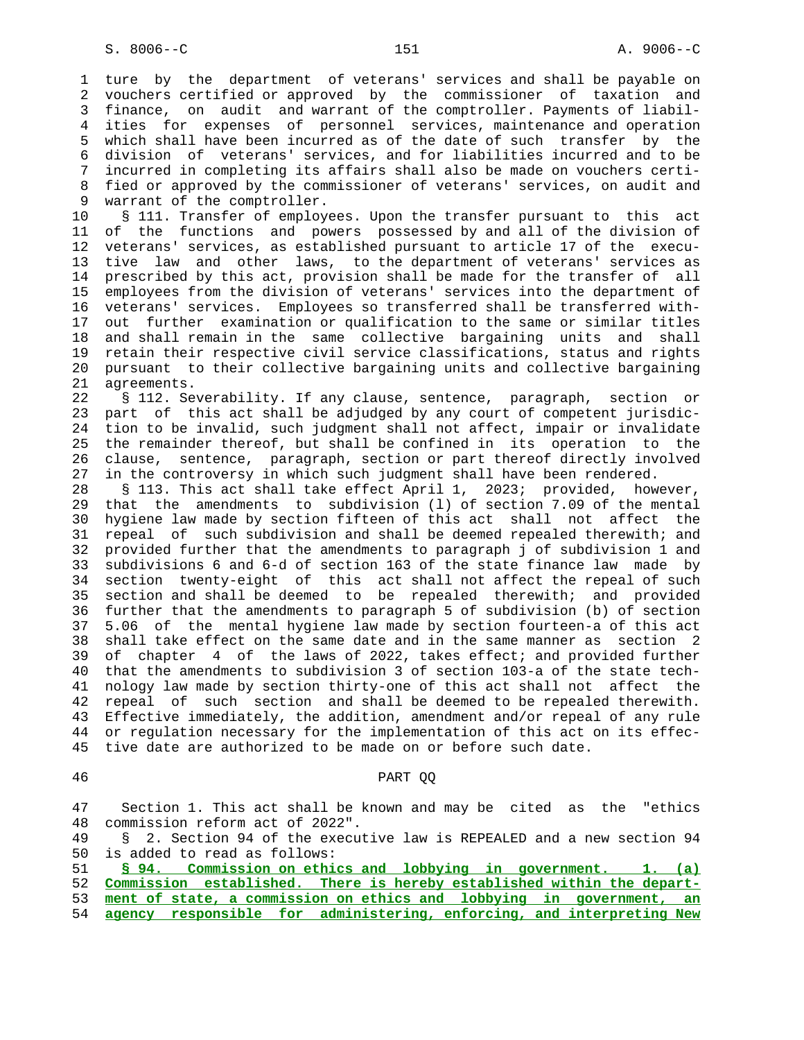ture by the department of veterans' services and shall be payable on vouchers certified or approved by the commissioner of taxation and finance, on audit and warrant of the comptroller. Payments of liabilities for expenses of personnel services, maintenance and operation which shall have been incurred as of the date of such transfer by the division of veterans' services, and for liabilities incurred and to be incurred in completing its affairs shall also be made on vouchers certified or approved by the commissioner of veterans' services, on audit and warrant of the comptroller.

§ 111. Transfer of employees. Upon the transfer pursuant to this act of the functions and powers possessed by and all of the division of veterans' services, as established pursuant to article 17 of the executive law and other laws, to the department of veterans' services as prescribed by this act, provision shall be made for the transfer of all employees from the division of veterans' services into the department of veterans' services. Employees so transferred shall be transferred without further examination or qualification to the same or similar titles and shall remain in the same collective bargaining units and shall retain their respective civil service classifications, status and rights pursuant to their collective bargaining units and collective bargaining agreements.

§ 112. Severability. If any clause, sentence, paragraph, section or part of this act shall be adjudged by any court of competent jurisdiction to be invalid, such judgment shall not affect, impair or invalidate the remainder thereof, but shall be confined in its operation to the clause, sentence, paragraph, section or part thereof directly involved in the controversy in which such judgment shall have been rendered.

§ 113. This act shall take effect April 1, 2023; provided, however, that the amendments to subdivision (l) of section 7.09 of the mental hygiene law made by section fifteen of this act shall not affect the repeal of such subdivision and shall be deemed repealed therewith; and provided further that the amendments to paragraph j of subdivision 1 and subdivisions 6 and 6-d of section 163 of the state finance law made by section twenty-eight of this act shall not affect the repeal of such section and shall be deemed to be repealed therewith; and provided further that the amendments to paragraph 5 of subdivision (b) of section 5.06 of the mental hygiene law made by section fourteen-a of this act shall take effect on the same date and in the same manner as section 2 of chapter 4 of the laws of 2022, takes effect; and provided further that the amendments to subdivision 3 of section 103-a of the state technology law made by section thirty-one of this act shall not affect the repeal of such section and shall be deemed to be repealed therewith. Effective immediately, the addition, amendment and/or repeal of any rule or regulation necessary for the implementation of this act on its effective date are authorized to be made on or before such date.

PART QQ

Section 1. This act shall be known and may be cited as the "ethics commission reform act of 2022".

§ 2. Section 94 of the executive law is REPEALED and a new section 94 is added to read as follows:

**§ 94. Commission on ethics and lobbying in government. 1. (a) Commission established. There is hereby established within the department of state, a commission on ethics and lobbying in government, an agency responsible for administering, enforcing, and interpreting New**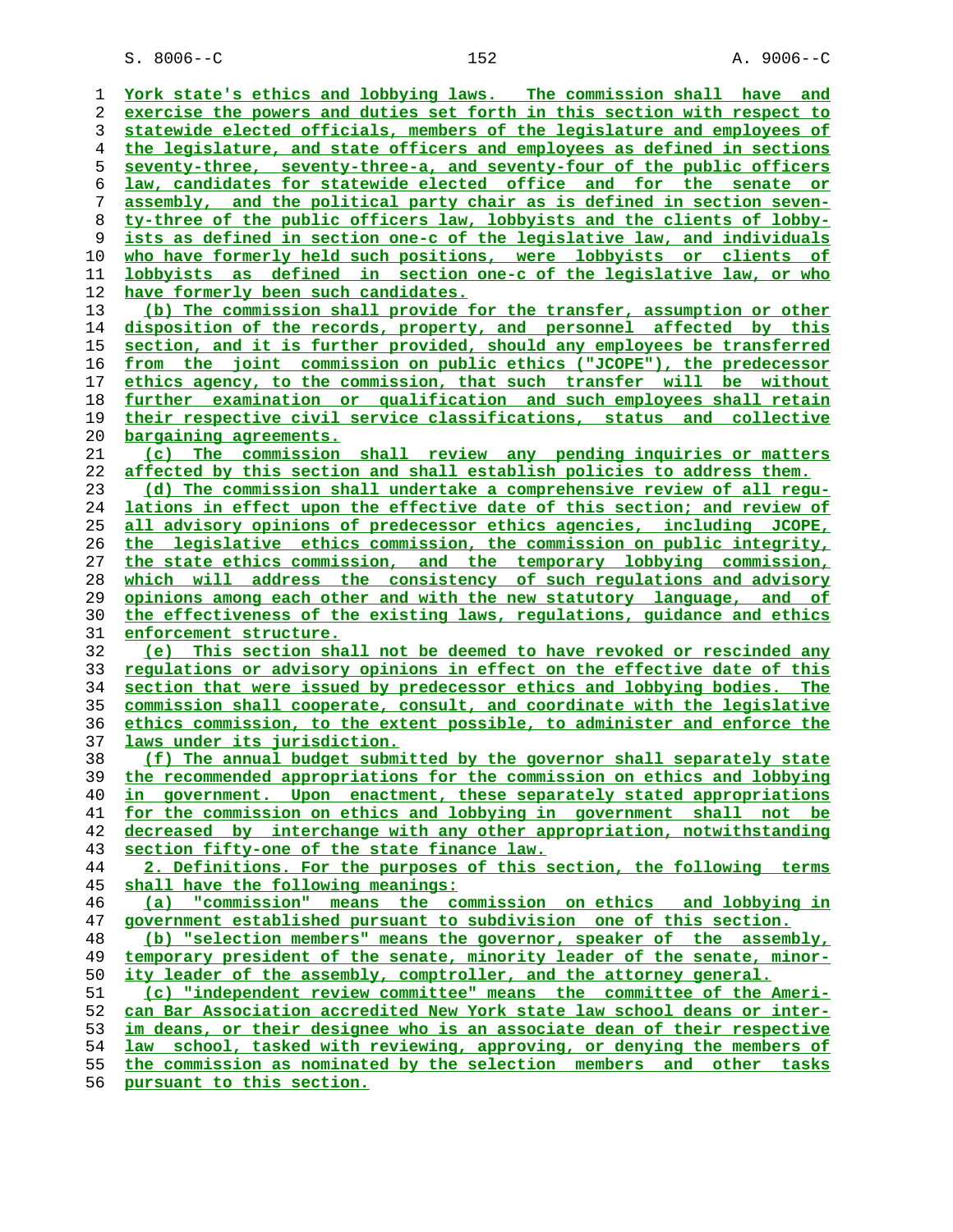York state's ethics and lobbying laws. The commission shall have and exercise the powers and duties set forth in this section with respect to statewide elected officials, members of the legislature and employees of the legislature, and state officers and employees as defined in sections seventy-three, seventy-three-a, and seventy-four of the public officers law, candidates for statewide elected office and for the senate or assembly, and the political party chair as is defined in section seventy-three of the public officers law, lobbyists and the clients of lobbyists as defined in section one-c of the legislative law, and individuals who have formerly held such positions, were lobbyists or clients of lobbyists as defined in section one-c of the legislative law, or who have formerly been such candidates.

(b) The commission shall provide for the transfer, assumption or other disposition of the records, property, and personnel affected by this section, and it is further provided, should any employees be transferred from the joint commission on public ethics ("JCOPE"), the predecessor ethics agency, to the commission, that such transfer will be without further examination or qualification and such employees shall retain their respective civil service classifications, status and collective bargaining agreements.

(c) The commission shall review any pending inquiries or matters affected by this section and shall establish policies to address them.

(d) The commission shall undertake a comprehensive review of all regulations in effect upon the effective date of this section; and review of all advisory opinions of predecessor ethics agencies, including JCOPE, the legislative ethics commission, the commission on public integrity, the state ethics commission, and the temporary lobbying commission, which will address the consistency of such regulations and advisory opinions among each other and with the new statutory language, and of the effectiveness of the existing laws, regulations, guidance and ethics enforcement structure.

(e) This section shall not be deemed to have revoked or rescinded any regulations or advisory opinions in effect on the effective date of this section that were issued by predecessor ethics and lobbying bodies. The commission shall cooperate, consult, and coordinate with the legislative ethics commission, to the extent possible, to administer and enforce the laws under its jurisdiction.

(f) The annual budget submitted by the governor shall separately state the recommended appropriations for the commission on ethics and lobbying in government. Upon enactment, these separately stated appropriations for the commission on ethics and lobbying in government shall not be decreased by interchange with any other appropriation, notwithstanding section fifty-one of the state finance law.

2. Definitions. For the purposes of this section, the following terms shall have the following meanings:

(a) "commission" means the commission on ethics and lobbying in government established pursuant to subdivision one of this section.

(b) "selection members" means the governor, speaker of the assembly, temporary president of the senate, minority leader of the senate, minority leader of the assembly, comptroller, and the attorney general.

(c) "independent review committee" means the committee of the American Bar Association accredited New York state law school deans or interim deans, or their designee who is an associate dean of their respective law school, tasked with reviewing, approving, or denying the members of the commission as nominated by the selection members and other tasks pursuant to this section.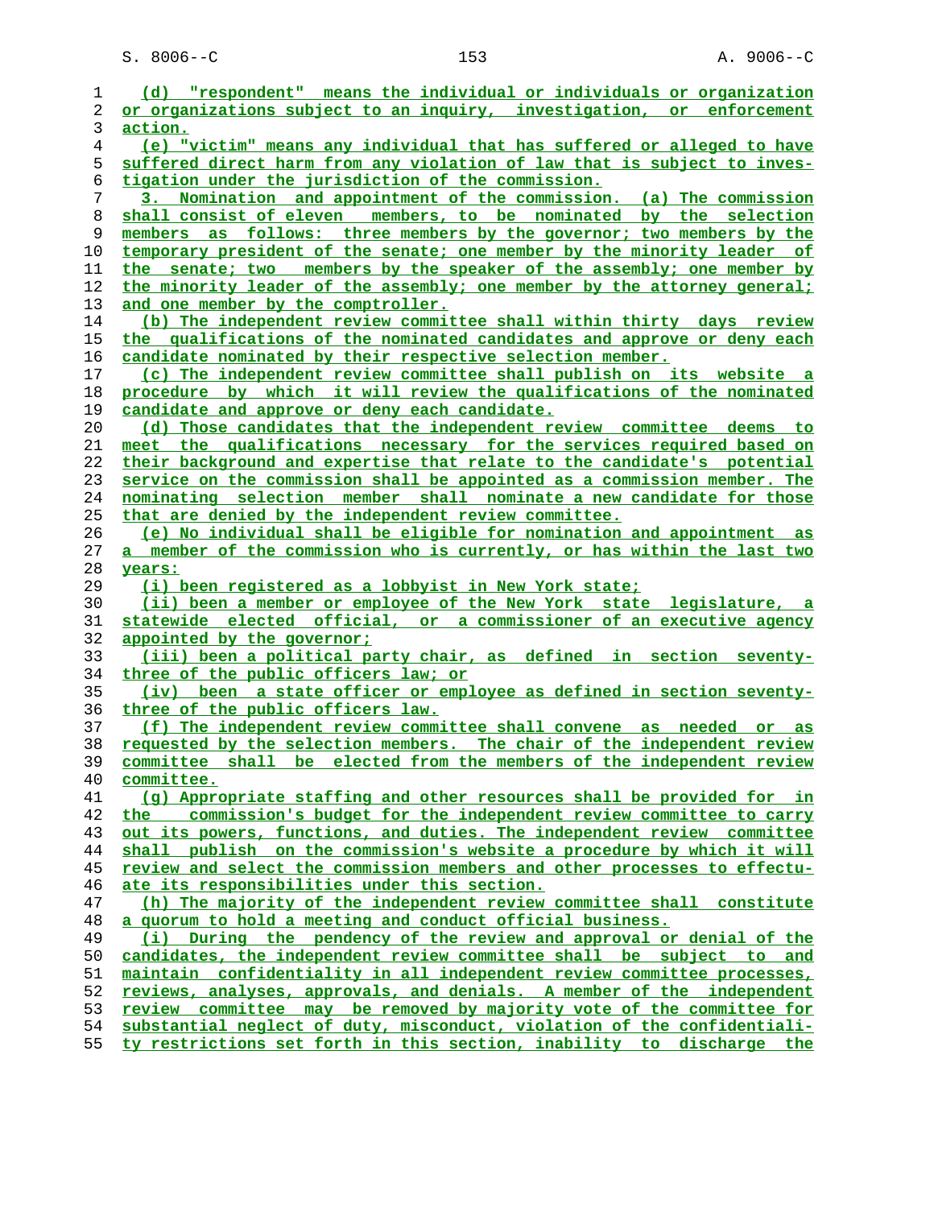(d) "respondent" means the individual or individuals or organization or organizations subject to an inquiry, investigation, or enforcement action.

(e) "victim" means any individual that has suffered or alleged to have suffered direct harm from any violation of law that is subject to investigation under the jurisdiction of the commission.

3. Nomination and appointment of the commission. (a) The commission shall consist of eleven members, to be nominated by the selection members as follows: three members by the governor; two members by the temporary president of the senate; one member by the minority leader of the senate; two members by the speaker of the assembly; one member by the minority leader of the assembly; one member by the attorney general; and one member by the comptroller.

(b) The independent review committee shall within thirty days review the qualifications of the nominated candidates and approve or deny each candidate nominated by their respective selection member.

(c) The independent review committee shall publish on its website a procedure by which it will review the qualifications of the nominated candidate and approve or deny each candidate.

(d) Those candidates that the independent review committee deems to meet the qualifications necessary for the services required based on their background and expertise that relate to the candidate's potential service on the commission shall be appointed as a commission member. The nominating selection member shall nominate a new candidate for those that are denied by the independent review committee.

(e) No individual shall be eligible for nomination and appointment as a member of the commission who is currently, or has within the last two years:

(i) been registered as a lobbyist in New York state;

(ii) been a member or employee of the New York state legislature, a statewide elected official, or a commissioner of an executive agency appointed by the governor;

(iii) been a political party chair, as defined in section seventy-three of the public officers law; or

(iv) been a state officer or employee as defined in section seventy-three of the public officers law.

(f) The independent review committee shall convene as needed or as requested by the selection members. The chair of the independent review committee shall be elected from the members of the independent review committee.

(g) Appropriate staffing and other resources shall be provided for in the commission's budget for the independent review committee to carry out its powers, functions, and duties. The independent review committee shall publish on the commission's website a procedure by which it will review and select the commission members and other processes to effectuate its responsibilities under this section.

(h) The majority of the independent review committee shall constitute a quorum to hold a meeting and conduct official business.

(i) During the pendency of the review and approval or denial of the candidates, the independent review committee shall be subject to and maintain confidentiality in all independent review committee processes, reviews, analyses, approvals, and denials. A member of the independent review committee may be removed by majority vote of the committee for substantial neglect of duty, misconduct, violation of the confidentiality restrictions set forth in this section, inability to discharge the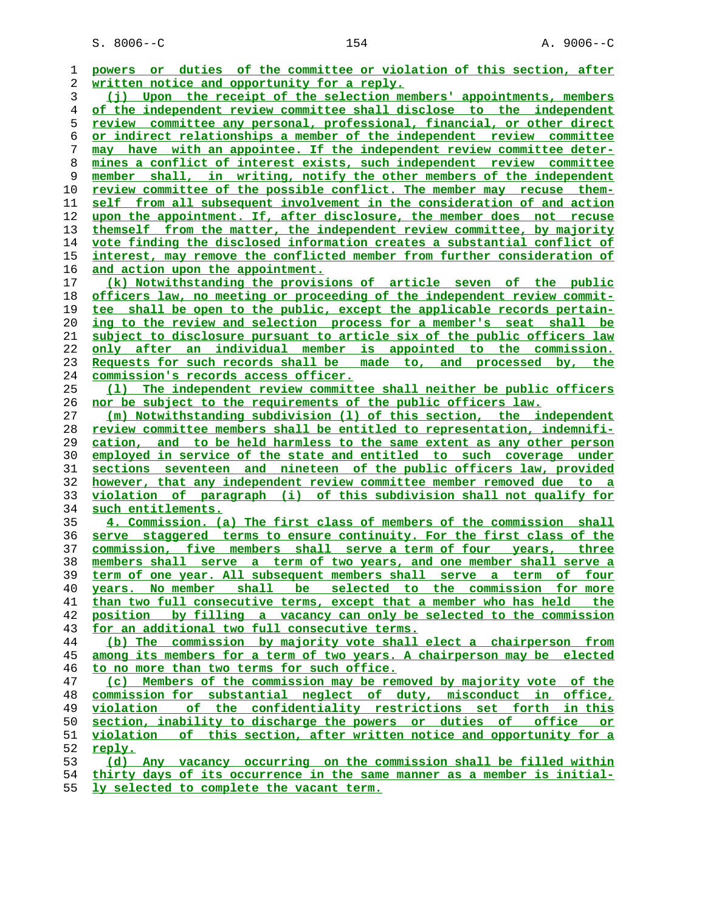powers or duties of the committee or violation of this section, after written notice and opportunity for a reply.

(j) Upon the receipt of the selection members' appointments, members of the independent review committee shall disclose to the independent review committee any personal, professional, financial, or other direct or indirect relationships a member of the independent review committee may have with an appointee. If the independent review committee determines a conflict of interest exists, such independent review committee member shall, in writing, notify the other members of the independent review committee of the possible conflict. The member may recuse themself from all subsequent involvement in the consideration of and action upon the appointment. If, after disclosure, the member does not recuse themself from the matter, the independent review committee, by majority vote finding the disclosed information creates a substantial conflict of interest, may remove the conflicted member from further consideration of and action upon the appointment.

(k) Notwithstanding the provisions of article seven of the public officers law, no meeting or proceeding of the independent review committee shall be open to the public, except the applicable records pertaining to the review and selection process for a member's seat shall be subject to disclosure pursuant to article six of the public officers law only after an individual member is appointed to the commission. Requests for such records shall be made to, and processed by, the commission's records access officer.

(l) The independent review committee shall neither be public officers nor be subject to the requirements of the public officers law.

(m) Notwithstanding subdivision (l) of this section, the independent review committee members shall be entitled to representation, indemnification, and to be held harmless to the same extent as any other person employed in service of the state and entitled to such coverage under sections seventeen and nineteen of the public officers law, provided however, that any independent review committee member removed due to a violation of paragraph (i) of this subdivision shall not qualify for such entitlements.

4. Commission. (a) The first class of members of the commission shall serve staggered terms to ensure continuity. For the first class of the commission, five members shall serve a term of four years, three members shall serve a term of two years, and one member shall serve a term of one year. All subsequent members shall serve a term of four years. No member shall be selected to the commission for more than two full consecutive terms, except that a member who has held the position by filling a vacancy can only be selected to the commission for an additional two full consecutive terms.

(b) The commission by majority vote shall elect a chairperson from among its members for a term of two years. A chairperson may be elected to no more than two terms for such office.

(c) Members of the commission may be removed by majority vote of the commission for substantial neglect of duty, misconduct in office, violation of the confidentiality restrictions set forth in this section, inability to discharge the powers or duties of office or violation of this section, after written notice and opportunity for a reply.

(d) Any vacancy occurring on the commission shall be filled within thirty days of its occurrence in the same manner as a member is initially selected to complete the vacant term.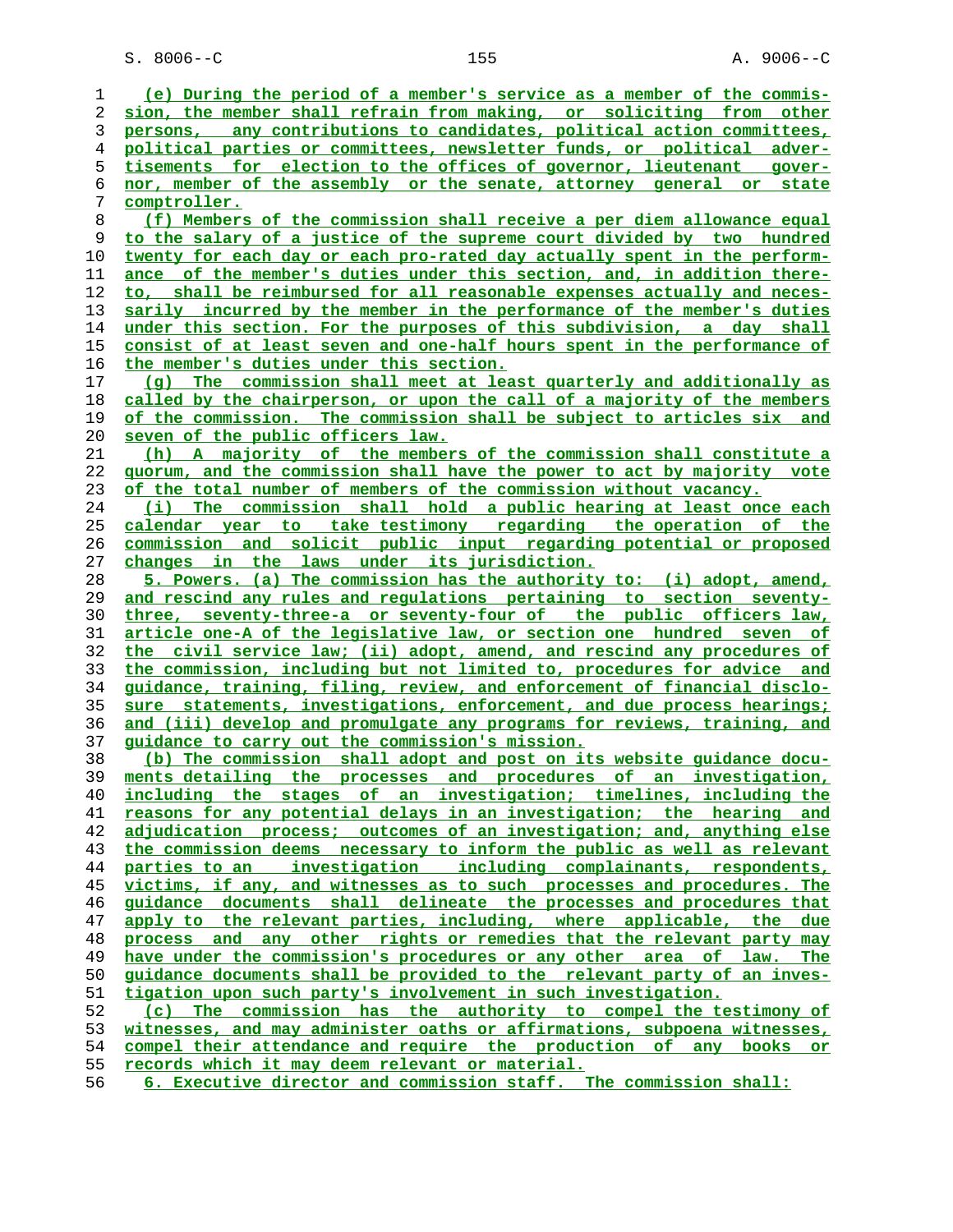(e) During the period of a member's service as a member of the commission, the member shall refrain from making, or soliciting from other persons, any contributions to candidates, political action committees, political parties or committees, newsletter funds, or political advertisements for election to the offices of governor, lieutenant governor, member of the assembly or the senate, attorney general or state comptroller.

(f) Members of the commission shall receive a per diem allowance equal to the salary of a justice of the supreme court divided by two hundred twenty for each day or each pro-rated day actually spent in the performance of the member's duties under this section, and, in addition thereto, shall be reimbursed for all reasonable expenses actually and necessarily incurred by the member in the performance of the member's duties under this section. For the purposes of this subdivision, a day shall consist of at least seven and one-half hours spent in the performance of the member's duties under this section.

(g) The commission shall meet at least quarterly and additionally as called by the chairperson, or upon the call of a majority of the members of the commission. The commission shall be subject to articles six and seven of the public officers law.

(h) A majority of the members of the commission shall constitute a quorum, and the commission shall have the power to act by majority vote of the total number of members of the commission without vacancy.

(i) The commission shall hold a public hearing at least once each calendar year to take testimony regarding the operation of the commission and solicit public input regarding potential or proposed changes in the laws under its jurisdiction.

5. Powers. (a) The commission has the authority to: (i) adopt, amend, and rescind any rules and regulations pertaining to section seventy-three, seventy-three-a or seventy-four of the public officers law, article one-A of the legislative law, or section one hundred seven of the civil service law; (ii) adopt, amend, and rescind any procedures of the commission, including but not limited to, procedures for advice and guidance, training, filing, review, and enforcement of financial disclosure statements, investigations, enforcement, and due process hearings; and (iii) develop and promulgate any programs for reviews, training, and guidance to carry out the commission's mission.

(b) The commission shall adopt and post on its website guidance documents detailing the processes and procedures of an investigation, including the stages of an investigation; timelines, including the reasons for any potential delays in an investigation; the hearing and adjudication process; outcomes of an investigation; and, anything else the commission deems necessary to inform the public as well as relevant parties to an investigation including complainants, respondents, victims, if any, and witnesses as to such processes and procedures. The guidance documents shall delineate the processes and procedures that apply to the relevant parties, including, where applicable, the due process and any other rights or remedies that the relevant party may have under the commission's procedures or any other area of law. The guidance documents shall be provided to the relevant party of an investigation upon such party's involvement in such investigation.

(c) The commission has the authority to compel the testimony of witnesses, and may administer oaths or affirmations, subpoena witnesses, compel their attendance and require the production of any books or records which it may deem relevant or material.

6. Executive director and commission staff. The commission shall: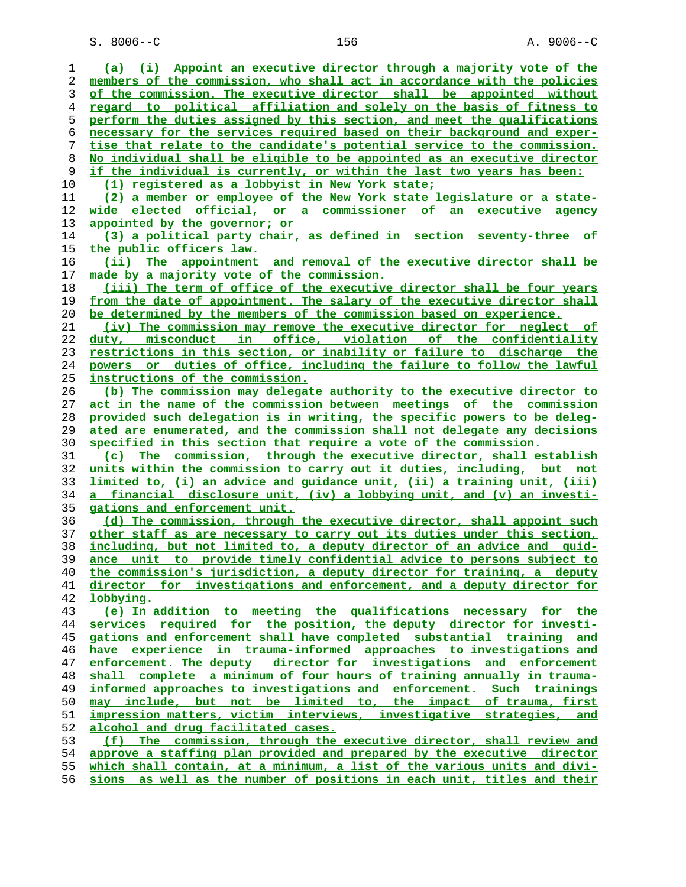(a) (i) Appoint an executive director through a majority vote of the members of the commission, who shall act in accordance with the policies of the commission. The executive director shall be appointed without regard to political affiliation and solely on the basis of fitness to perform the duties assigned by this section, and meet the qualifications necessary for the services required based on their background and expertise that relate to the candidate's potential service to the commission. No individual shall be eligible to be appointed as an executive director if the individual is currently, or within the last two years has been:

(1) registered as a lobbyist in New York state;

(2) a member or employee of the New York state legislature or a statewide elected official, or a commissioner of an executive agency appointed by the governor; or

(3) a political party chair, as defined in section seventy-three of the public officers law.

(ii) The appointment and removal of the executive director shall be made by a majority vote of the commission.

(iii) The term of office of the executive director shall be four years from the date of appointment. The salary of the executive director shall be determined by the members of the commission based on experience.

(iv) The commission may remove the executive director for neglect of duty, misconduct in office, violation of the confidentiality restrictions in this section, or inability or failure to discharge the powers or duties of office, including the failure to follow the lawful instructions of the commission.

(b) The commission may delegate authority to the executive director to act in the name of the commission between meetings of the commission provided such delegation is in writing, the specific powers to be delegated are enumerated, and the commission shall not delegate any decisions specified in this section that require a vote of the commission.

(c) The commission, through the executive director, shall establish units within the commission to carry out it duties, including, but not limited to, (i) an advice and guidance unit, (ii) a training unit, (iii) a financial disclosure unit, (iv) a lobbying unit, and (v) an investigations and enforcement unit.

(d) The commission, through the executive director, shall appoint such other staff as are necessary to carry out its duties under this section, including, but not limited to, a deputy director of an advice and guidance unit to provide timely confidential advice to persons subject to the commission's jurisdiction, a deputy director for training, a deputy director for investigations and enforcement, and a deputy director for lobbying.

(e) In addition to meeting the qualifications necessary for the services required for the position, the deputy director for investigations and enforcement shall have completed substantial training and have experience in trauma-informed approaches to investigations and enforcement. The deputy director for investigations and enforcement shall complete a minimum of four hours of training annually in trauma-informed approaches to investigations and enforcement. Such trainings may include, but not be limited to, the impact of trauma, first impression matters, victim interviews, investigative strategies, and alcohol and drug facilitated cases.

(f) The commission, through the executive director, shall review and approve a staffing plan provided and prepared by the executive director which shall contain, at a minimum, a list of the various units and divisions as well as the number of positions in each unit, titles and their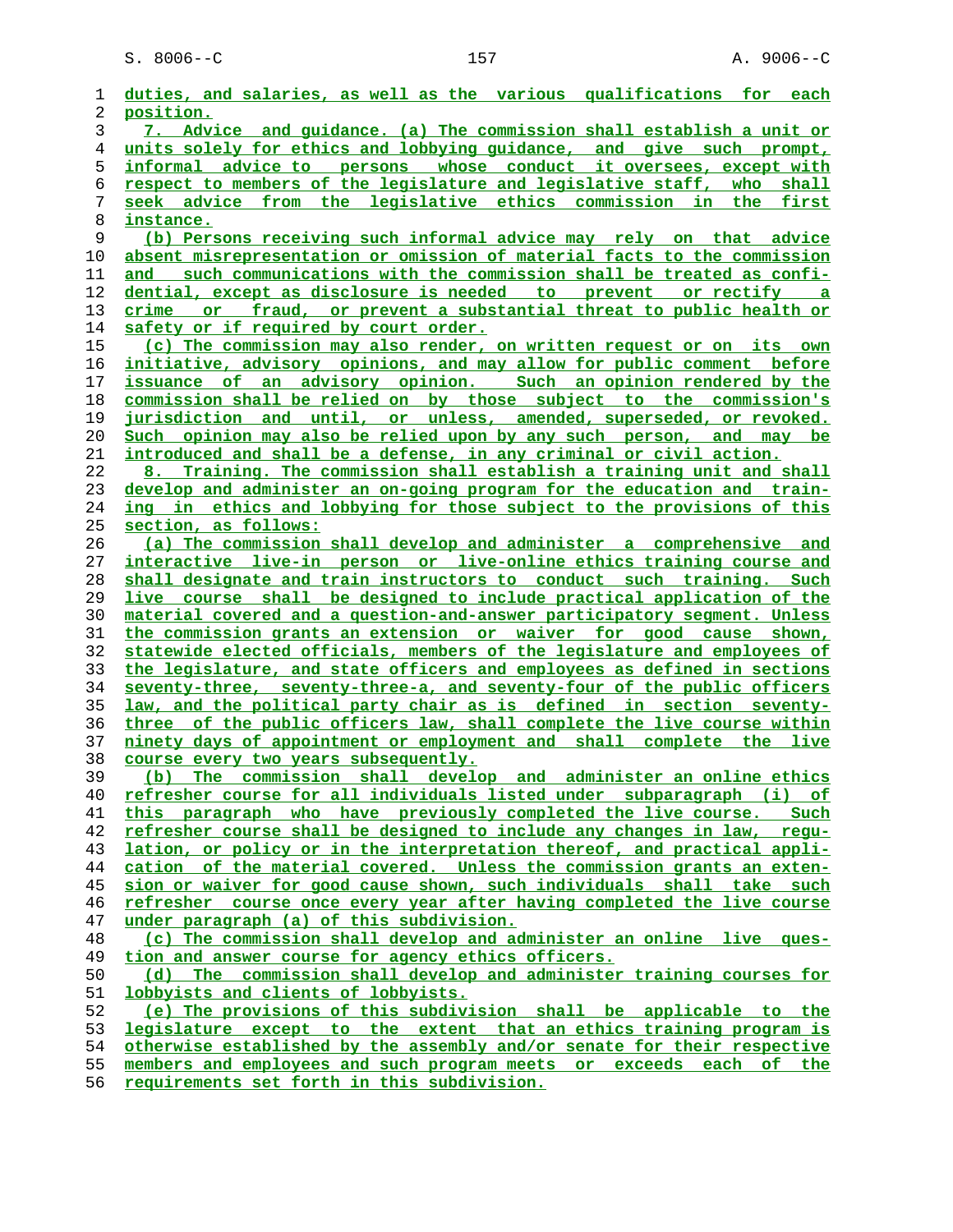duties, and salaries, as well as the various qualifications for each position.

7. Advice and guidance. (a) The commission shall establish a unit or units solely for ethics and lobbying guidance, and give such prompt, informal advice to persons whose conduct it oversees, except with respect to members of the legislature and legislative staff, who shall seek advice from the legislative ethics commission in the first instance.

(b) Persons receiving such informal advice may rely on that advice absent misrepresentation or omission of material facts to the commission and such communications with the commission shall be treated as confidential, except as disclosure is needed to prevent or rectify a crime or fraud, or prevent a substantial threat to public health or safety or if required by court order.

(c) The commission may also render, on written request or on its own initiative, advisory opinions, and may allow for public comment before issuance of an advisory opinion. Such an opinion rendered by the commission shall be relied on by those subject to the commission's jurisdiction and until, or unless, amended, superseded, or revoked. Such opinion may also be relied upon by any such person, and may be introduced and shall be a defense, in any criminal or civil action.

8. Training. The commission shall establish a training unit and shall develop and administer an on-going program for the education and training in ethics and lobbying for those subject to the provisions of this section, as follows:

(a) The commission shall develop and administer a comprehensive and interactive live-in person or live-online ethics training course and shall designate and train instructors to conduct such training. Such live course shall be designed to include practical application of the material covered and a question-and-answer participatory segment. Unless the commission grants an extension or waiver for good cause shown, statewide elected officials, members of the legislature and employees of the legislature, and state officers and employees as defined in sections seventy-three, seventy-three-a, and seventy-four of the public officers law, and the political party chair as is defined in section seventy-three of the public officers law, shall complete the live course within ninety days of appointment or employment and shall complete the live course every two years subsequently.

(b) The commission shall develop and administer an online ethics refresher course for all individuals listed under subparagraph (i) of this paragraph who have previously completed the live course. Such refresher course shall be designed to include any changes in law, regulation, or policy or in the interpretation thereof, and practical application of the material covered. Unless the commission grants an extension or waiver for good cause shown, such individuals shall take such refresher course once every year after having completed the live course under paragraph (a) of this subdivision.

(c) The commission shall develop and administer an online live question and answer course for agency ethics officers.

(d) The commission shall develop and administer training courses for lobbyists and clients of lobbyists.

(e) The provisions of this subdivision shall be applicable to the legislature except to the extent that an ethics training program is otherwise established by the assembly and/or senate for their respective members and employees and such program meets or exceeds each of the requirements set forth in this subdivision.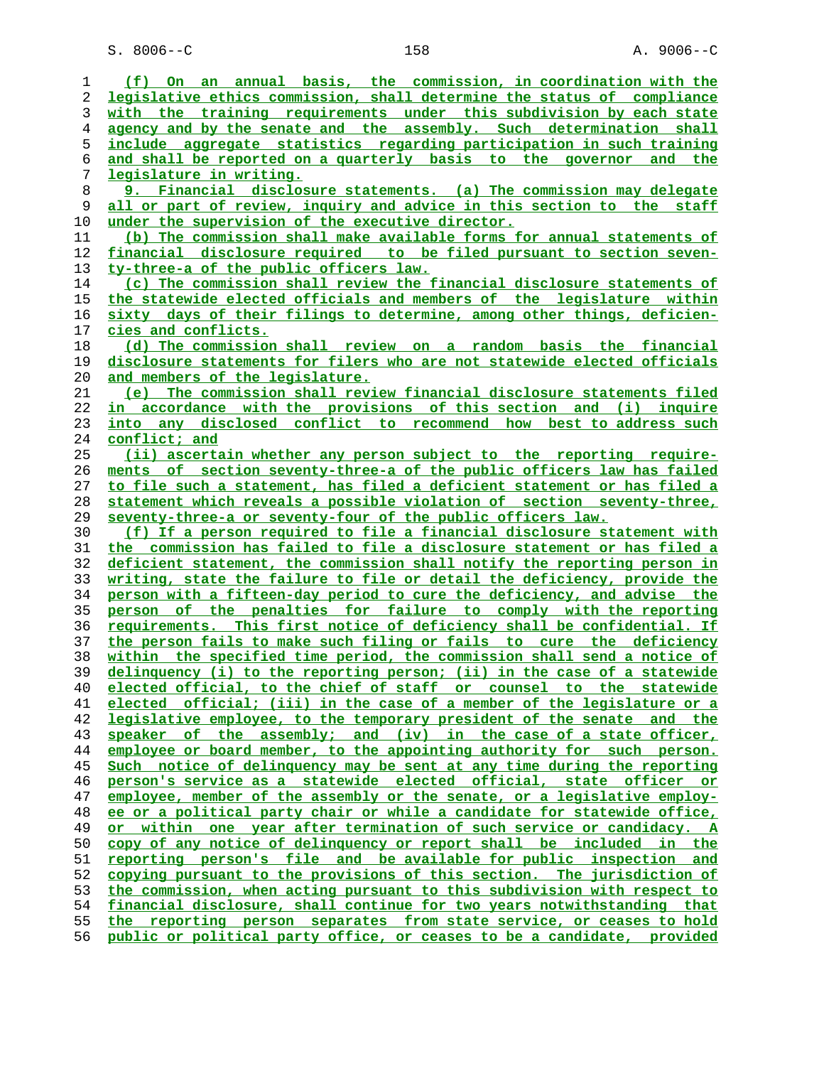(f) On an annual basis, the commission, in coordination with the legislative ethics commission, shall determine the status of compliance with the training requirements under this subdivision by each state agency and by the senate and the assembly. Such determination shall include aggregate statistics regarding participation in such training and shall be reported on a quarterly basis to the governor and the legislature in writing.

9. Financial disclosure statements. (a) The commission may delegate all or part of review, inquiry and advice in this section to the staff under the supervision of the executive director.

(b) The commission shall make available forms for annual statements of financial disclosure required to be filed pursuant to section seventy-three-a of the public officers law.

(c) The commission shall review the financial disclosure statements of the statewide elected officials and members of the legislature within sixty days of their filings to determine, among other things, deficiencies and conflicts.

(d) The commission shall review on a random basis the financial disclosure statements for filers who are not statewide elected officials and members of the legislature.

(e) The commission shall review financial disclosure statements filed in accordance with the provisions of this section and (i) inquire into any disclosed conflict to recommend how best to address such conflict; and

(ii) ascertain whether any person subject to the reporting requirements of section seventy-three-a of the public officers law has failed to file such a statement, has filed a deficient statement or has filed a statement which reveals a possible violation of section seventy-three, seventy-three-a or seventy-four of the public officers law.

(f) If a person required to file a financial disclosure statement with the commission has failed to file a disclosure statement or has filed a deficient statement, the commission shall notify the reporting person in writing, state the failure to file or detail the deficiency, provide the person with a fifteen-day period to cure the deficiency, and advise the person of the penalties for failure to comply with the reporting requirements. This first notice of deficiency shall be confidential. If the person fails to make such filing or fails to cure the deficiency within the specified time period, the commission shall send a notice of delinquency (i) to the reporting person; (ii) in the case of a statewide elected official, to the chief of staff or counsel to the statewide elected official; (iii) in the case of a member of the legislature or a legislative employee, to the temporary president of the senate and the speaker of the assembly; and (iv) in the case of a state officer, employee or board member, to the appointing authority for such person. Such notice of delinquency may be sent at any time during the reporting person's service as a statewide elected official, state officer or employee, member of the assembly or the senate, or a legislative employee or a political party chair or while a candidate for statewide office, or within one year after termination of such service or candidacy. A copy of any notice of delinquency or report shall be included in the reporting person's file and be available for public inspection and copying pursuant to the provisions of this section. The jurisdiction of the commission, when acting pursuant to this subdivision with respect to financial disclosure, shall continue for two years notwithstanding that the reporting person separates from state service, or ceases to hold public or political party office, or ceases to be a candidate, provided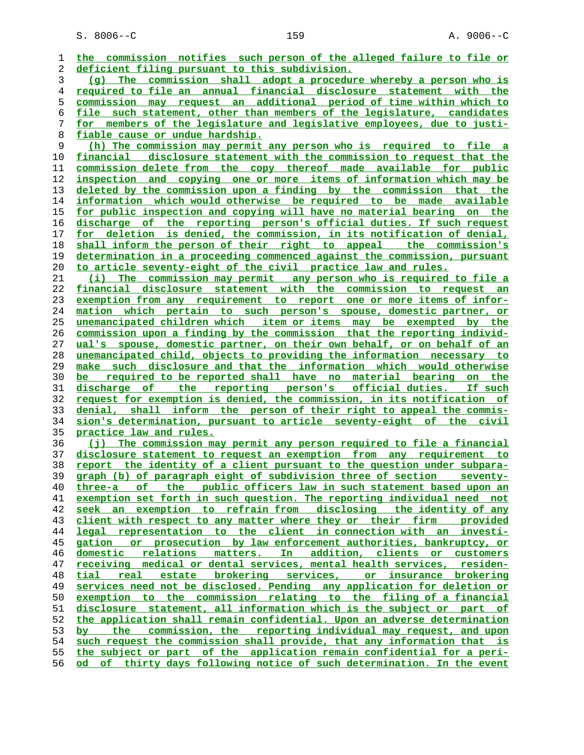the commission notifies such person of the alleged failure to file or deficient filing pursuant to this subdivision.

(g) The commission shall adopt a procedure whereby a person who is required to file an annual financial disclosure statement with the commission may request an additional period of time within which to file such statement, other than members of the legislature, candidates for members of the legislature and legislative employees, due to justifiable cause or undue hardship.

(h) The commission may permit any person who is required to file a financial disclosure statement with the commission to request that the commission delete from the copy thereof made available for public inspection and copying one or more items of information which may be deleted by the commission upon a finding by the commission that the information which would otherwise be required to be made available for public inspection and copying will have no material bearing on the discharge of the reporting person's official duties. If such request for deletion is denied, the commission, in its notification of denial, shall inform the person of their right to appeal the commission's determination in a proceeding commenced against the commission, pursuant to article seventy-eight of the civil practice law and rules.

(i) The commission may permit any person who is required to file a financial disclosure statement with the commission to request an exemption from any requirement to report one or more items of information which pertain to such person's spouse, domestic partner, or unemancipated children which item or items may be exempted by the commission upon a finding by the commission that the reporting individual's spouse, domestic partner, on their own behalf, or on behalf of an unemancipated child, objects to providing the information necessary to make such disclosure and that the information which would otherwise be required to be reported shall have no material bearing on the discharge of the reporting person's official duties. If such request for exemption is denied, the commission, in its notification of denial, shall inform the person of their right to appeal the commission's determination, pursuant to article seventy-eight of the civil practice law and rules.

(j) The commission may permit any person required to file a financial disclosure statement to request an exemption from any requirement to report the identity of a client pursuant to the question under subparagraph (b) of paragraph eight of subdivision three of section seventy-three-a of the public officers law in such statement based upon an exemption set forth in such question. The reporting individual need not seek an exemption to refrain from disclosing the identity of any client with respect to any matter where they or their firm provided legal representation to the client in connection with an investigation or prosecution by law enforcement authorities, bankruptcy, or domestic relations matters. In addition, clients or customers receiving medical or dental services, mental health services, residential real estate brokering services, or insurance brokering services need not be disclosed. Pending any application for deletion or exemption to the commission relating to the filing of a financial disclosure statement, all information which is the subject or part of the application shall remain confidential. Upon an adverse determination by the commission, the reporting individual may request, and upon such request the commission shall provide, that any information that is the subject or part of the application remain confidential for a period of thirty days following notice of such determination. In the event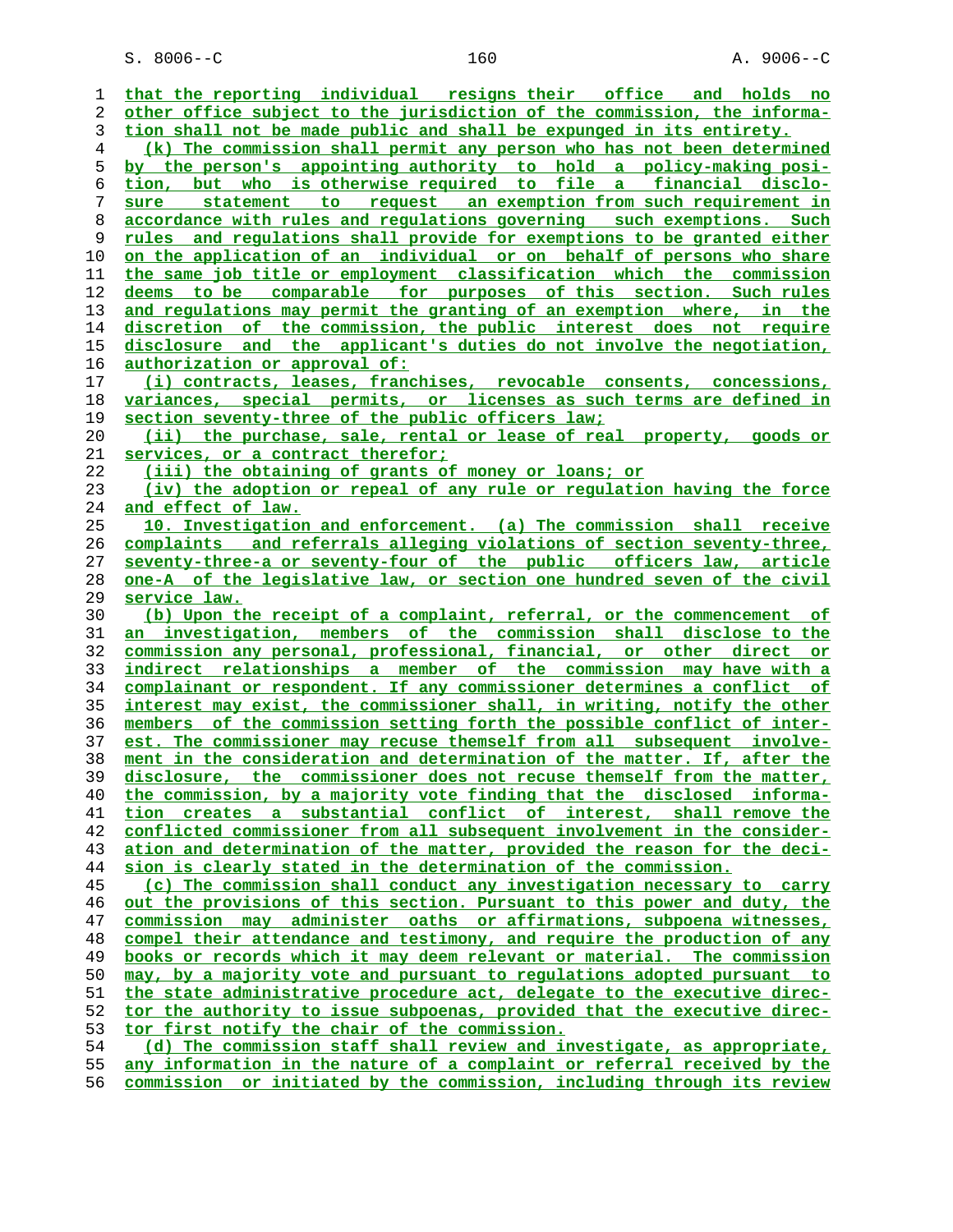that the reporting individual resigns their office and holds no other office subject to the jurisdiction of the commission, the information shall not be made public and shall be expunged in its entirety.

(k) The commission shall permit any person who has not been determined by the person's appointing authority to hold a policy-making position, but who is otherwise required to file a financial disclosure statement to request an exemption from such requirement in accordance with rules and regulations governing such exemptions. Such rules and regulations shall provide for exemptions to be granted either on the application of an individual or on behalf of persons who share the same job title or employment classification which the commission deems to be comparable for purposes of this section. Such rules and regulations may permit the granting of an exemption where, in the discretion of the commission, the public interest does not require disclosure and the applicant's duties do not involve the negotiation, authorization or approval of:

(i) contracts, leases, franchises, revocable consents, concessions, variances, special permits, or licenses as such terms are defined in section seventy-three of the public officers law;

(ii) the purchase, sale, rental or lease of real property, goods or services, or a contract therefor;

(iii) the obtaining of grants of money or loans; or

(iv) the adoption or repeal of any rule or regulation having the force and effect of law.

10. Investigation and enforcement. (a) The commission shall receive complaints and referrals alleging violations of section seventy-three, seventy-three-a or seventy-four of the public officers law, article one-A of the legislative law, or section one hundred seven of the civil service law.

(b) Upon the receipt of a complaint, referral, or the commencement of an investigation, members of the commission shall disclose to the commission any personal, professional, financial, or other direct or indirect relationships a member of the commission may have with a complainant or respondent. If any commissioner determines a conflict of interest may exist, the commissioner shall, in writing, notify the other members of the commission setting forth the possible conflict of interest. The commissioner may recuse themself from all subsequent involvement in the consideration and determination of the matter. If, after the disclosure, the commissioner does not recuse themself from the matter, the commission, by a majority vote finding that the disclosed information creates a substantial conflict of interest, shall remove the conflicted commissioner from all subsequent involvement in the consideration and determination of the matter, provided the reason for the decision is clearly stated in the determination of the commission.

(c) The commission shall conduct any investigation necessary to carry out the provisions of this section. Pursuant to this power and duty, the commission may administer oaths or affirmations, subpoena witnesses, compel their attendance and testimony, and require the production of any books or records which it may deem relevant or material. The commission may, by a majority vote and pursuant to regulations adopted pursuant to the state administrative procedure act, delegate to the executive director the authority to issue subpoenas, provided that the executive director first notify the chair of the commission.

(d) The commission staff shall review and investigate, as appropriate, any information in the nature of a complaint or referral received by the commission or initiated by the commission, including through its review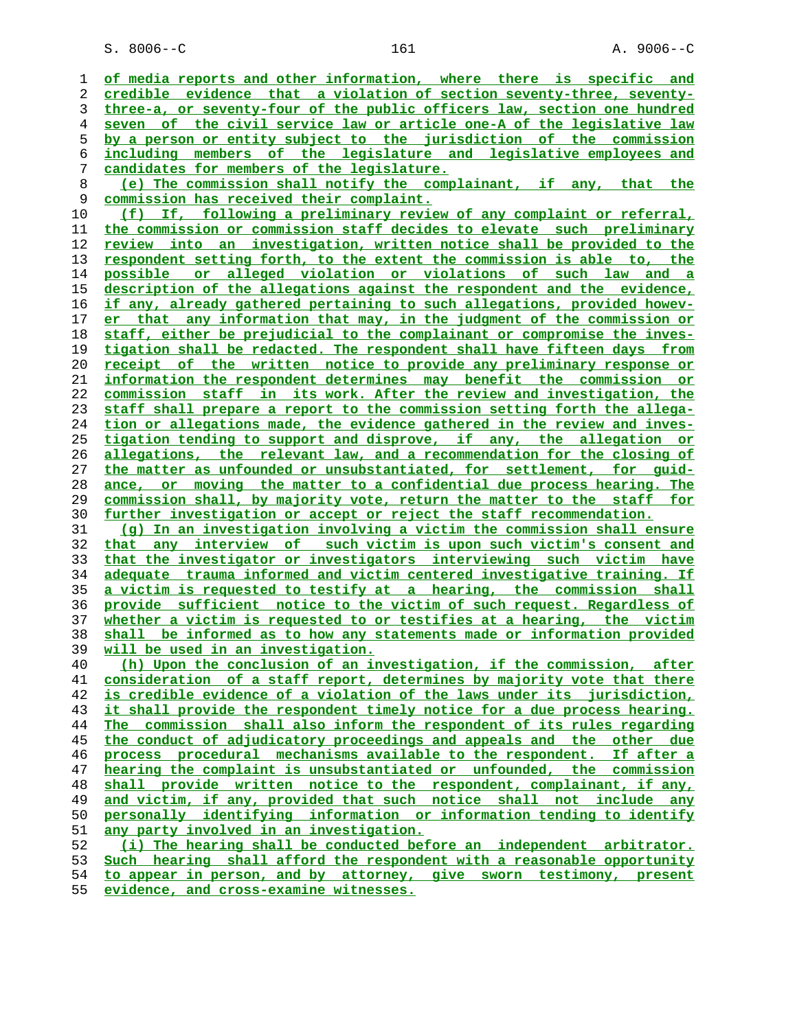of media reports and other information, where there is specific and credible evidence that a violation of section seventy-three, seventy-three-a, or seventy-four of the public officers law, section one hundred seven of the civil service law or article one-A of the legislative law by a person or entity subject to the jurisdiction of the commission including members of the legislature and legislative employees and candidates for members of the legislature.

(e) The commission shall notify the complainant, if any, that the commission has received their complaint.

(f) If, following a preliminary review of any complaint or referral, the commission or commission staff decides to elevate such preliminary review into an investigation, written notice shall be provided to the respondent setting forth, to the extent the commission is able to, the possible or alleged violation or violations of such law and a description of the allegations against the respondent and the evidence, if any, already gathered pertaining to such allegations, provided however that any information that may, in the judgment of the commission or staff, either be prejudicial to the complainant or compromise the investigation shall be redacted. The respondent shall have fifteen days from receipt of the written notice to provide any preliminary response or information the respondent determines may benefit the commission or commission staff in its work. After the review and investigation, the staff shall prepare a report to the commission setting forth the allegation or allegations made, the evidence gathered in the review and investigation tending to support and disprove, if any, the allegation or allegations, the relevant law, and a recommendation for the closing of the matter as unfounded or unsubstantiated, for settlement, for guidance, or moving the matter to a confidential due process hearing. The commission shall, by majority vote, return the matter to the staff for further investigation or accept or reject the staff recommendation.

(g) In an investigation involving a victim the commission shall ensure that any interview of such victim is upon such victim's consent and that the investigator or investigators interviewing such victim have adequate trauma informed and victim centered investigative training. If a victim is requested to testify at a hearing, the commission shall provide sufficient notice to the victim of such request. Regardless of whether a victim is requested to or testifies at a hearing, the victim shall be informed as to how any statements made or information provided will be used in an investigation.

(h) Upon the conclusion of an investigation, if the commission, after consideration of a staff report, determines by majority vote that there is credible evidence of a violation of the laws under its jurisdiction, it shall provide the respondent timely notice for a due process hearing. The commission shall also inform the respondent of its rules regarding the conduct of adjudicatory proceedings and appeals and the other due process procedural mechanisms available to the respondent. If after a hearing the complaint is unsubstantiated or unfounded, the commission shall provide written notice to the respondent, complainant, if any, and victim, if any, provided that such notice shall not include any personally identifying information or information tending to identify any party involved in an investigation.

(i) The hearing shall be conducted before an independent arbitrator. Such hearing shall afford the respondent with a reasonable opportunity to appear in person, and by attorney, give sworn testimony, present evidence, and cross-examine witnesses.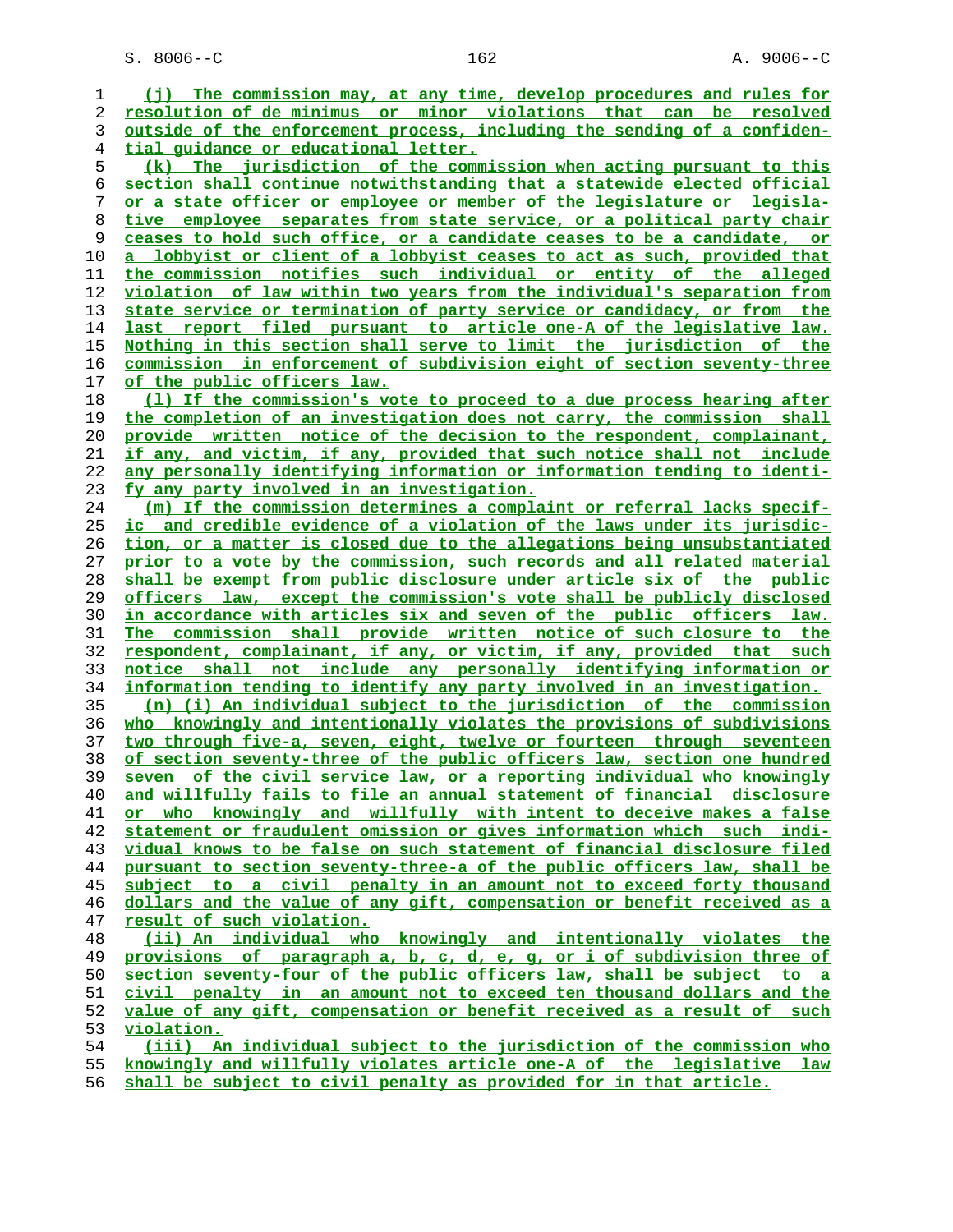(j) The commission may, at any time, develop procedures and rules for resolution of de minimus or minor violations that can be resolved outside of the enforcement process, including the sending of a confidential guidance or educational letter.

(k) The jurisdiction of the commission when acting pursuant to this section shall continue notwithstanding that a statewide elected official or a state officer or employee or member of the legislature or legislative employee separates from state service, or a political party chair ceases to hold such office, or a candidate ceases to be a candidate, or a lobbyist or client of a lobbyist ceases to act as such, provided that the commission notifies such individual or entity of the alleged violation of law within two years from the individual's separation from state service or termination of party service or candidacy, or from the last report filed pursuant to article one-A of the legislative law. Nothing in this section shall serve to limit the jurisdiction of the commission in enforcement of subdivision eight of section seventy-three of the public officers law.

(l) If the commission's vote to proceed to a due process hearing after the completion of an investigation does not carry, the commission shall provide written notice of the decision to the respondent, complainant, if any, and victim, if any, provided that such notice shall not include any personally identifying information or information tending to identify any party involved in an investigation.

(m) If the commission determines a complaint or referral lacks specific and credible evidence of a violation of the laws under its jurisdiction, or a matter is closed due to the allegations being unsubstantiated prior to a vote by the commission, such records and all related material shall be exempt from public disclosure under article six of the public officers law, except the commission's vote shall be publicly disclosed in accordance with articles six and seven of the public officers law. The commission shall provide written notice of such closure to the respondent, complainant, if any, or victim, if any, provided that such notice shall not include any personally identifying information or information tending to identify any party involved in an investigation.

(n) (i) An individual subject to the jurisdiction of the commission who knowingly and intentionally violates the provisions of subdivisions two through five-a, seven, eight, twelve or fourteen through seventeen of section seventy-three of the public officers law, section one hundred seven of the civil service law, or a reporting individual who knowingly and willfully fails to file an annual statement of financial disclosure or who knowingly and willfully with intent to deceive makes a false statement or fraudulent omission or gives information which such individual knows to be false on such statement of financial disclosure filed pursuant to section seventy-three-a of the public officers law, shall be subject to a civil penalty in an amount not to exceed forty thousand dollars and the value of any gift, compensation or benefit received as a result of such violation.

(ii) An individual who knowingly and intentionally violates the provisions of paragraph a, b, c, d, e, g, or i of subdivision three of section seventy-four of the public officers law, shall be subject to a civil penalty in an amount not to exceed ten thousand dollars and the value of any gift, compensation or benefit received as a result of such violation.

(iii) An individual subject to the jurisdiction of the commission who knowingly and willfully violates article one-A of the legislative law shall be subject to civil penalty as provided for in that article.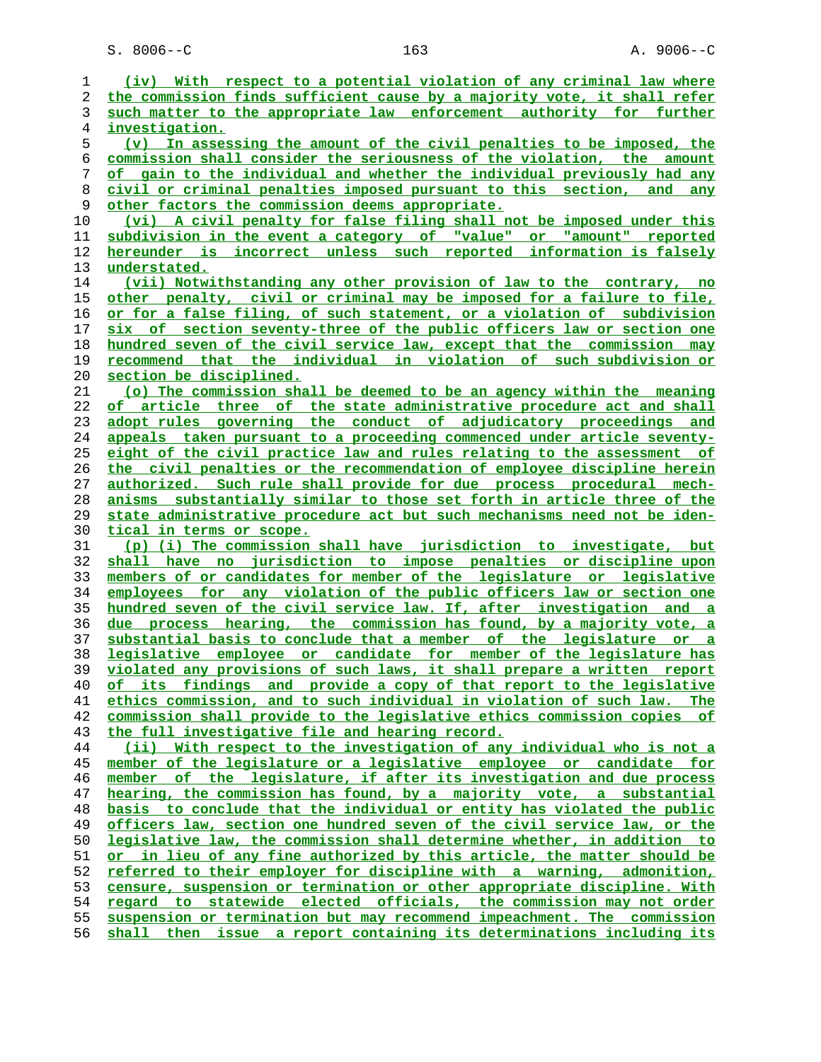(iv) With respect to a potential violation of any criminal law where the commission finds sufficient cause by a majority vote, it shall refer such matter to the appropriate law enforcement authority for further investigation.

(v) In assessing the amount of the civil penalties to be imposed, the commission shall consider the seriousness of the violation, the amount of gain to the individual and whether the individual previously had any civil or criminal penalties imposed pursuant to this section, and any other factors the commission deems appropriate.

(vi) A civil penalty for false filing shall not be imposed under this subdivision in the event a category of "value" or "amount" reported hereunder is incorrect unless such reported information is falsely understated.

(vii) Notwithstanding any other provision of law to the contrary, no other penalty, civil or criminal may be imposed for a failure to file, or for a false filing, of such statement, or a violation of subdivision six of section seventy-three of the public officers law or section one hundred seven of the civil service law, except that the commission may recommend that the individual in violation of such subdivision or section be disciplined.

(o) The commission shall be deemed to be an agency within the meaning of article three of the state administrative procedure act and shall adopt rules governing the conduct of adjudicatory proceedings and appeals taken pursuant to a proceeding commenced under article seventy-eight of the civil practice law and rules relating to the assessment of the civil penalties or the recommendation of employee discipline herein authorized. Such rule shall provide for due process procedural mechanisms substantially similar to those set forth in article three of the state administrative procedure act but such mechanisms need not be identical in terms or scope.

(p) (i) The commission shall have jurisdiction to investigate, but shall have no jurisdiction to impose penalties or discipline upon members of or candidates for member of the legislature or legislative employees for any violation of the public officers law or section one hundred seven of the civil service law. If, after investigation and a due process hearing, the commission has found, by a majority vote, a substantial basis to conclude that a member of the legislature or a legislative employee or candidate for member of the legislature has violated any provisions of such laws, it shall prepare a written report of its findings and provide a copy of that report to the legislative ethics commission, and to such individual in violation of such law. The commission shall provide to the legislative ethics commission copies of the full investigative file and hearing record.

(ii) With respect to the investigation of any individual who is not a member of the legislature or a legislative employee or candidate for member of the legislature, if after its investigation and due process hearing, the commission has found, by a majority vote, a substantial basis to conclude that the individual or entity has violated the public officers law, section one hundred seven of the civil service law, or the legislative law, the commission shall determine whether, in addition to or in lieu of any fine authorized by this article, the matter should be referred to their employer for discipline with a warning, admonition, censure, suspension or termination or other appropriate discipline. With regard to statewide elected officials, the commission may not order suspension or termination but may recommend impeachment. The commission shall then issue a report containing its determinations including its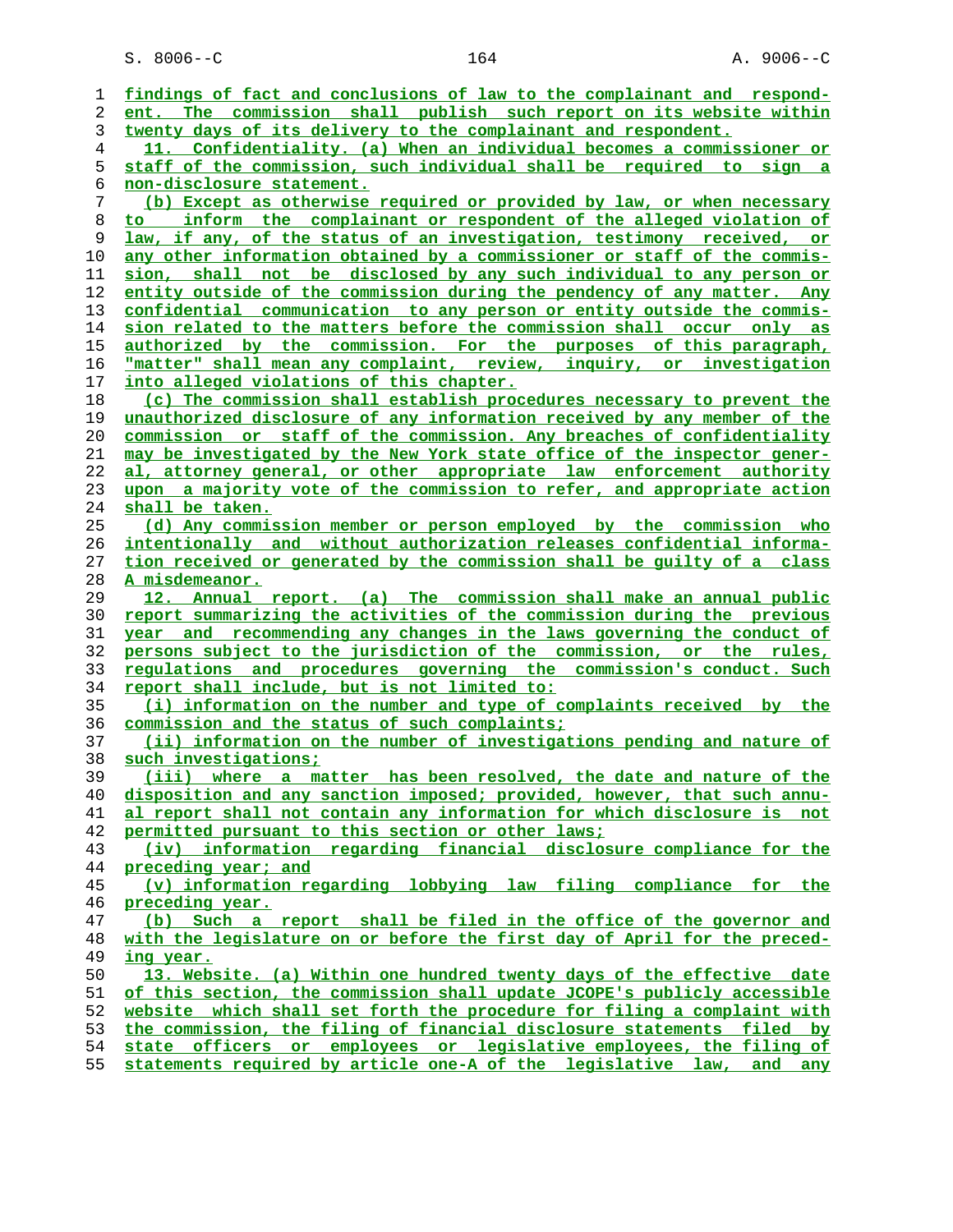findings of fact and conclusions of law to the complainant and respondent. The commission shall publish such report on its website within twenty days of its delivery to the complainant and respondent.

11. Confidentiality. (a) When an individual becomes a commissioner or staff of the commission, such individual shall be required to sign a non-disclosure statement.

(b) Except as otherwise required or provided by law, or when necessary to inform the complainant or respondent of the alleged violation of law, if any, of the status of an investigation, testimony received, or any other information obtained by a commissioner or staff of the commission, shall not be disclosed by any such individual to any person or entity outside of the commission during the pendency of any matter. Any confidential communication to any person or entity outside the commission related to the matters before the commission shall occur only as authorized by the commission. For the purposes of this paragraph, "matter" shall mean any complaint, review, inquiry, or investigation into alleged violations of this chapter.

(c) The commission shall establish procedures necessary to prevent the unauthorized disclosure of any information received by any member of the commission or staff of the commission. Any breaches of confidentiality may be investigated by the New York state office of the inspector general, attorney general, or other appropriate law enforcement authority upon a majority vote of the commission to refer, and appropriate action shall be taken.

(d) Any commission member or person employed by the commission who intentionally and without authorization releases confidential information received or generated by the commission shall be guilty of a class A misdemeanor.

12. Annual report. (a) The commission shall make an annual public report summarizing the activities of the commission during the previous year and recommending any changes in the laws governing the conduct of persons subject to the jurisdiction of the commission, or the rules, regulations and procedures governing the commission's conduct. Such report shall include, but is not limited to:

(i) information on the number and type of complaints received by the commission and the status of such complaints;

(ii) information on the number of investigations pending and nature of such investigations;

(iii) where a matter has been resolved, the date and nature of the disposition and any sanction imposed; provided, however, that such annual report shall not contain any information for which disclosure is not permitted pursuant to this section or other laws;

(iv) information regarding financial disclosure compliance for the preceding year; and

(v) information regarding lobbying law filing compliance for the preceding year.

(b) Such a report shall be filed in the office of the governor and with the legislature on or before the first day of April for the preceding year.

13. Website. (a) Within one hundred twenty days of the effective date of this section, the commission shall update JCOPE's publicly accessible website which shall set forth the procedure for filing a complaint with the commission, the filing of financial disclosure statements filed by state officers or employees or legislative employees, the filing of statements required by article one-A of the legislative law, and any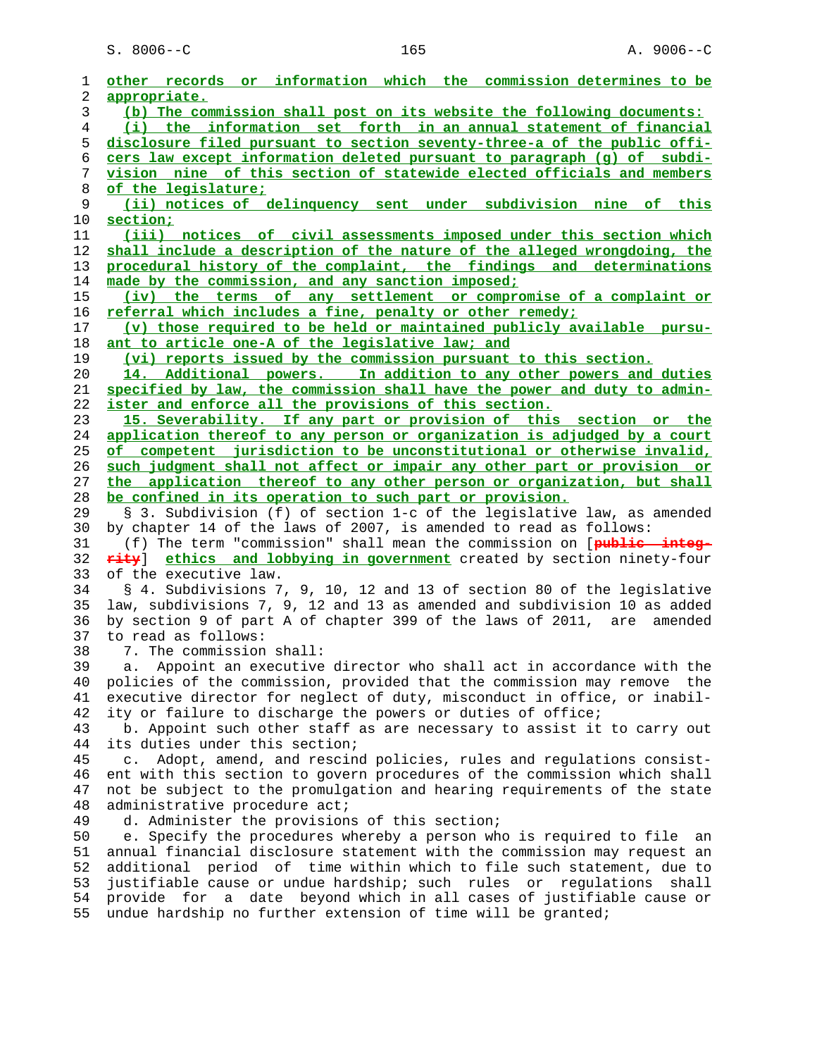other records or information which the commission determines to be appropriate.

(b) The commission shall post on its website the following documents:

(i) the information set forth in an annual statement of financial disclosure filed pursuant to section seventy-three-a of the public officers law except information deleted pursuant to paragraph (g) of subdivision nine of this section of statewide elected officials and members of the legislature;

(ii) notices of delinquency sent under subdivision nine of this section;

(iii) notices of civil assessments imposed under this section which shall include a description of the nature of the alleged wrongdoing, the procedural history of the complaint, the findings and determinations made by the commission, and any sanction imposed;

(iv) the terms of any settlement or compromise of a complaint or referral which includes a fine, penalty or other remedy;

(v) those required to be held or maintained publicly available pursuant to article one-A of the legislative law; and

(vi) reports issued by the commission pursuant to this section.

14. Additional powers. In addition to any other powers and duties specified by law, the commission shall have the power and duty to administer and enforce all the provisions of this section.

15. Severability. If any part or provision of this section or the application thereof to any person or organization is adjudged by a court of competent jurisdiction to be unconstitutional or otherwise invalid, such judgment shall not affect or impair any other part or provision or the application thereof to any other person or organization, but shall be confined in its operation to such part or provision.

§ 3. Subdivision (f) of section 1-c of the legislative law, as amended by chapter 14 of the laws of 2007, is amended to read as follows:

(f) The term "commission" shall mean the commission on [~~public integrity~~] ethics and lobbying in government created by section ninety-four of the executive law.

§ 4. Subdivisions 7, 9, 10, 12 and 13 of section 80 of the legislative law, subdivisions 7, 9, 12 and 13 as amended and subdivision 10 as added by section 9 of part A of chapter 399 of the laws of 2011, are amended to read as follows:

7. The commission shall:

a. Appoint an executive director who shall act in accordance with the policies of the commission, provided that the commission may remove the executive director for neglect of duty, misconduct in office, or inability or failure to discharge the powers or duties of office;

b. Appoint such other staff as are necessary to assist it to carry out its duties under this section;

c. Adopt, amend, and rescind policies, rules and regulations consistent with this section to govern procedures of the commission which shall not be subject to the promulgation and hearing requirements of the state administrative procedure act;

d. Administer the provisions of this section;

e. Specify the procedures whereby a person who is required to file an annual financial disclosure statement with the commission may request an additional period of time within which to file such statement, due to justifiable cause or undue hardship; such rules or regulations shall provide for a date beyond which in all cases of justifiable cause or undue hardship no further extension of time will be granted;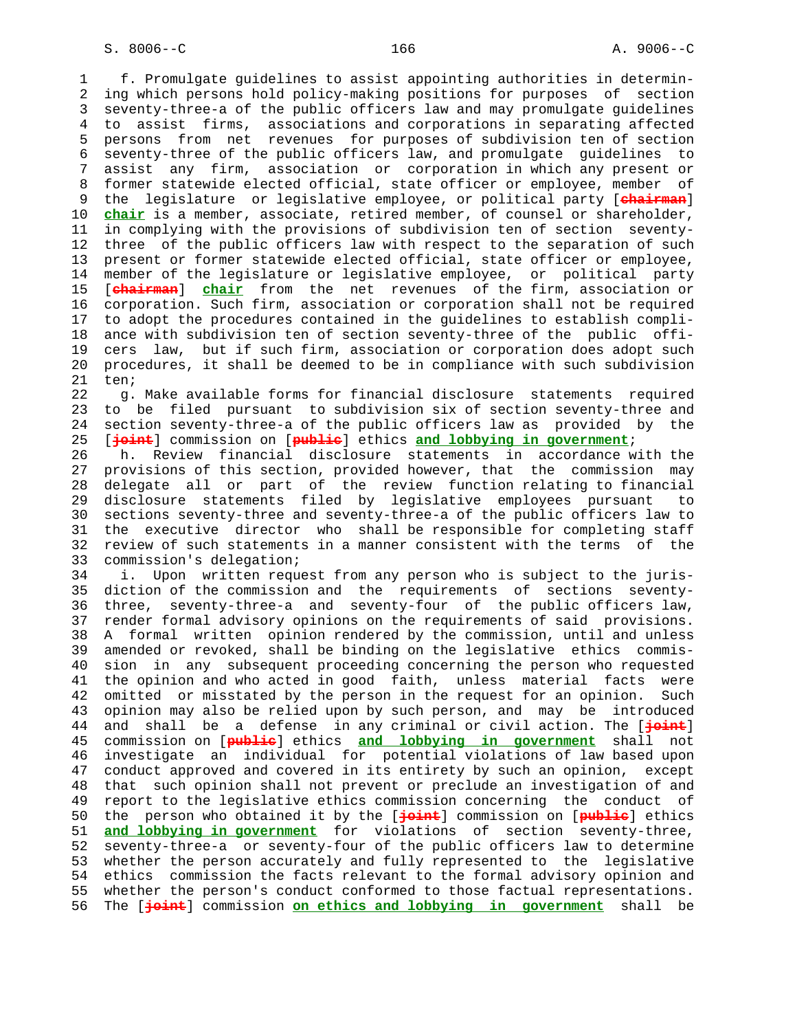f. Promulgate guidelines to assist appointing authorities in determining which persons hold policy-making positions for purposes of section seventy-three-a of the public officers law and may promulgate guidelines to assist firms, associations and corporations in separating affected persons from net revenues for purposes of subdivision ten of section seventy-three of the public officers law, and promulgate guidelines to assist any firm, association or corporation in which any present or former statewide elected official, state officer or employee, member of the legislature or legislative employee, or political party [~~chairman~~] **chair** is a member, associate, retired member, of counsel or shareholder, in complying with the provisions of subdivision ten of section seventy-three of the public officers law with respect to the separation of such present or former statewide elected official, state officer or employee, member of the legislature or legislative employee, or political party [~~chairman~~] **chair** from the net revenues of the firm, association or corporation. Such firm, association or corporation shall not be required to adopt the procedures contained in the guidelines to establish compliance with subdivision ten of section seventy-three of the public officers law, but if such firm, association or corporation does adopt such procedures, it shall be deemed to be in compliance with such subdivision ten;

g. Make available forms for financial disclosure statements required to be filed pursuant to subdivision six of section seventy-three and section seventy-three-a of the public officers law as provided by the [~~joint~~] commission on [~~public~~] ethics **and lobbying in government**;

h. Review financial disclosure statements in accordance with the provisions of this section, provided however, that the commission may delegate all or part of the review function relating to financial disclosure statements filed by legislative employees pursuant to sections seventy-three and seventy-three-a of the public officers law to the executive director who shall be responsible for completing staff review of such statements in a manner consistent with the terms of the commission's delegation;

i. Upon written request from any person who is subject to the jurisdiction of the commission and the requirements of sections seventy-three, seventy-three-a and seventy-four of the public officers law, render formal advisory opinions on the requirements of said provisions. A formal written opinion rendered by the commission, until and unless amended or revoked, shall be binding on the legislative ethics commission in any subsequent proceeding concerning the person who requested the opinion and who acted in good faith, unless material facts were omitted or misstated by the person in the request for an opinion. Such opinion may also be relied upon by such person, and may be introduced and shall be a defense in any criminal or civil action. The [~~joint~~] commission on [~~public~~] ethics **and lobbying in government** shall not investigate an individual for potential violations of law based upon conduct approved and covered in its entirety by such an opinion, except that such opinion shall not prevent or preclude an investigation of and report to the legislative ethics commission concerning the conduct of the person who obtained it by the [~~joint~~] commission on [~~public~~] ethics **and lobbying in government** for violations of section seventy-three, seventy-three-a or seventy-four of the public officers law to determine whether the person accurately and fully represented to the legislative ethics commission the facts relevant to the formal advisory opinion and whether the person's conduct conformed to those factual representations. The [~~joint~~] commission **on ethics and lobbying in government** shall be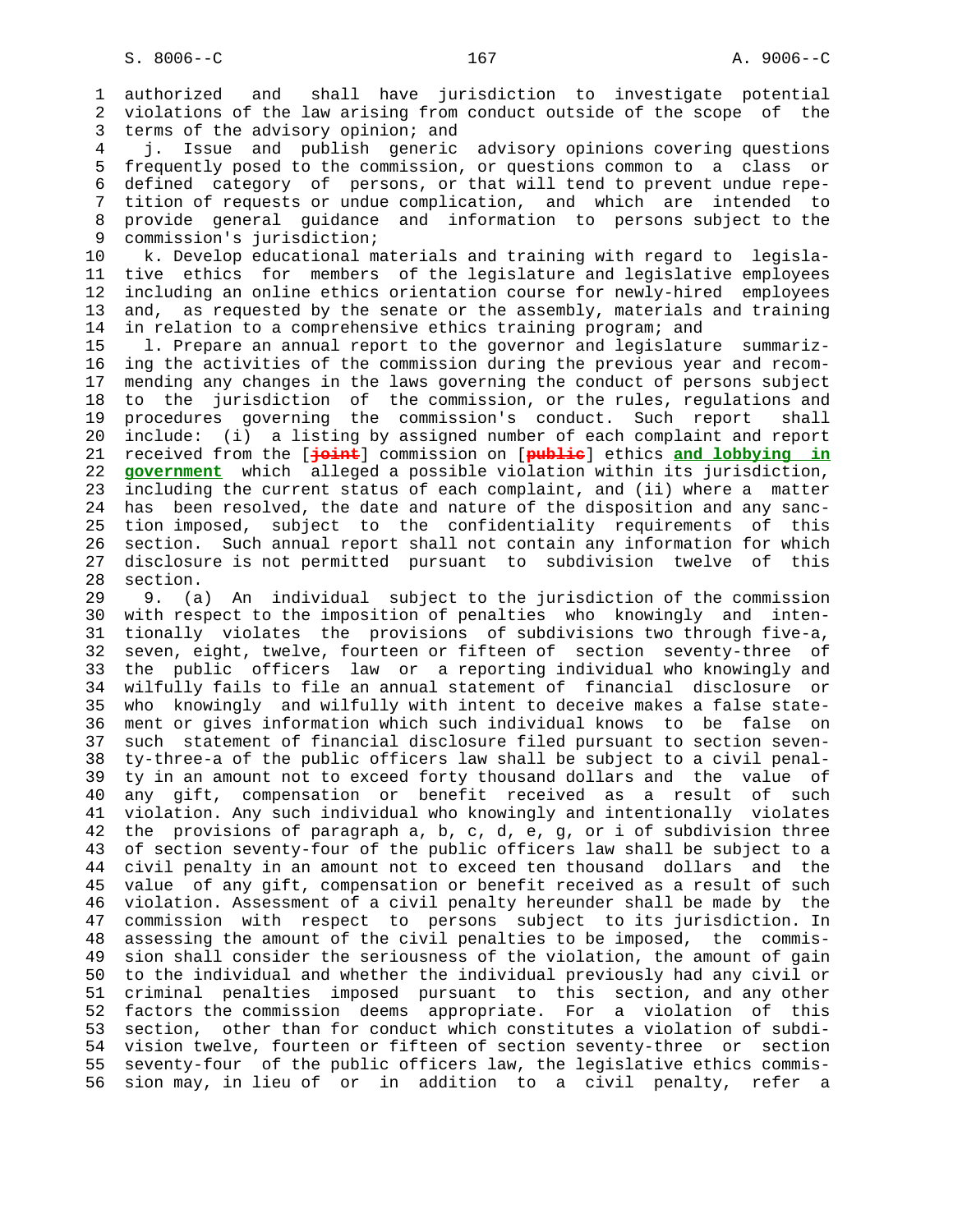authorized and shall have jurisdiction to investigate potential violations of the law arising from conduct outside of the scope of the terms of the advisory opinion; and

j. Issue and publish generic advisory opinions covering questions frequently posed to the commission, or questions common to a class or defined category of persons, or that will tend to prevent undue repetition of requests or undue complication, and which are intended to provide general guidance and information to persons subject to the commission's jurisdiction;

k. Develop educational materials and training with regard to legislative ethics for members of the legislature and legislative employees including an online ethics orientation course for newly-hired employees and, as requested by the senate or the assembly, materials and training in relation to a comprehensive ethics training program; and

l. Prepare an annual report to the governor and legislature summarizing the activities of the commission during the previous year and recommending any changes in the laws governing the conduct of persons subject to the jurisdiction of the commission, or the rules, regulations and procedures governing the commission's conduct. Such report shall include: (i) a listing by assigned number of each complaint and report received from the [~~joint~~] commission on [~~public~~] ethics **and lobbying in government** which alleged a possible violation within its jurisdiction, including the current status of each complaint, and (ii) where a matter has been resolved, the date and nature of the disposition and any sanction imposed, subject to the confidentiality requirements of this section. Such annual report shall not contain any information for which disclosure is not permitted pursuant to subdivision twelve of this section.

9. (a) An individual subject to the jurisdiction of the commission with respect to the imposition of penalties who knowingly and intentionally violates the provisions of subdivisions two through five-a, seven, eight, twelve, fourteen or fifteen of section seventy-three of the public officers law or a reporting individual who knowingly and wilfully fails to file an annual statement of financial disclosure or who knowingly and wilfully with intent to deceive makes a false statement or gives information which such individual knows to be false on such statement of financial disclosure filed pursuant to section seventy-three-a of the public officers law shall be subject to a civil penalty in an amount not to exceed forty thousand dollars and the value of any gift, compensation or benefit received as a result of such violation. Any such individual who knowingly and intentionally violates the provisions of paragraph a, b, c, d, e, g, or i of subdivision three of section seventy-four of the public officers law shall be subject to a civil penalty in an amount not to exceed ten thousand dollars and the value of any gift, compensation or benefit received as a result of such violation. Assessment of a civil penalty hereunder shall be made by the commission with respect to persons subject to its jurisdiction. In assessing the amount of the civil penalties to be imposed, the commission shall consider the seriousness of the violation, the amount of gain to the individual and whether the individual previously had any civil or criminal penalties imposed pursuant to this section, and any other factors the commission deems appropriate. For a violation of this section, other than for conduct which constitutes a violation of subdivision twelve, fourteen or fifteen of section seventy-three or section seventy-four of the public officers law, the legislative ethics commission may, in lieu of or in addition to a civil penalty, refer a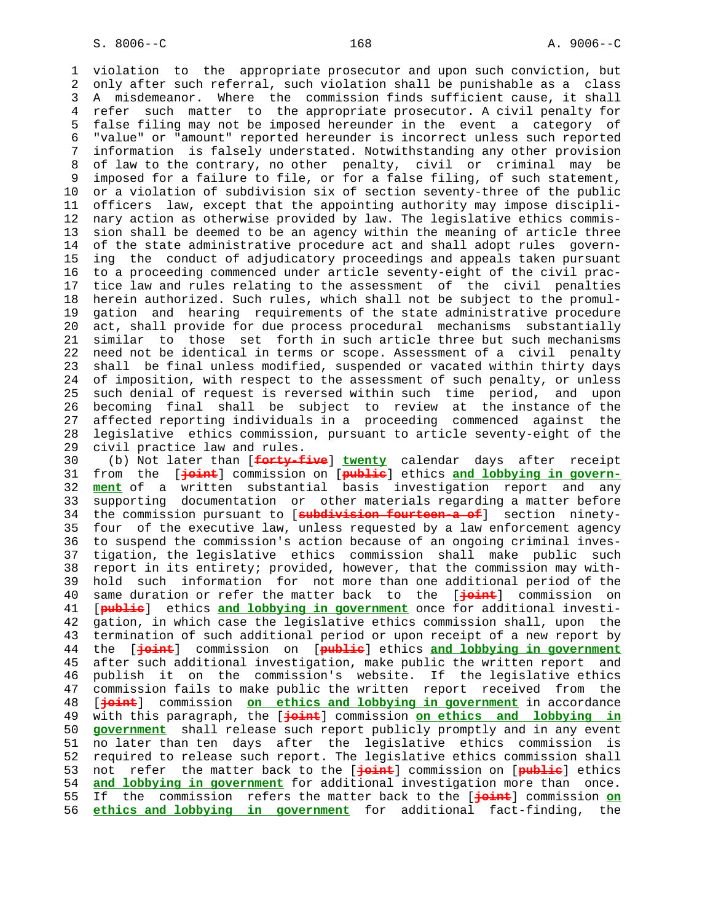violation to the appropriate prosecutor and upon such conviction, but only after such referral, such violation shall be punishable as a class A misdemeanor. Where the commission finds sufficient cause, it shall refer such matter to the appropriate prosecutor. A civil penalty for false filing may not be imposed hereunder in the event a category of "value" or "amount" reported hereunder is incorrect unless such reported information is falsely understated. Notwithstanding any other provision of law to the contrary, no other penalty, civil or criminal may be imposed for a failure to file, or for a false filing, of such statement, or a violation of subdivision six of section seventy-three of the public officers law, except that the appointing authority may impose disciplinary action as otherwise provided by law. The legislative ethics commission shall be deemed to be an agency within the meaning of article three of the state administrative procedure act and shall adopt rules governing the conduct of adjudicatory proceedings and appeals taken pursuant to a proceeding commenced under article seventy-eight of the civil practice law and rules and rules relating to the assessment of the civil penalties herein authorized. Such rules, which shall not be subject to the promulgation and hearing requirements of the state administrative procedure act, shall provide for due process procedural mechanisms substantially similar to those set forth in such article three but such mechanisms need not be identical in terms or scope. Assessment of a civil penalty shall be final unless modified, suspended or vacated within thirty days of imposition, with respect to the assessment of such penalty, or unless such denial of request is reversed within such time period, and upon becoming final shall be subject to review at the instance of the affected reporting individuals in a proceeding commenced against the legislative ethics commission, pursuant to article seventy-eight of the civil practice law and rules.

(b) Not later than [~~forty-five~~] **twenty** calendar days after receipt from the [~~joint~~] commission on [~~public~~] ethics **and lobbying in government** of a written substantial basis investigation report and any supporting documentation or other materials regarding a matter before the commission pursuant to [~~subdivision fourteen-a of~~] section ninety-four of the executive law, unless requested by a law enforcement agency to suspend the commission's action because of an ongoing criminal investigation, the legislative ethics commission shall make public such report in its entirety; provided, however, that the commission may withhold such information for not more than one additional period of the same duration or refer the matter back to the [~~joint~~] commission on [~~public~~] ethics **and lobbying in government** once for additional investigation, in which case the legislative ethics commission shall, upon the termination of such additional period or upon receipt of a new report by the [~~joint~~] commission on [~~public~~] ethics **and lobbying in government** after such additional investigation, make public the written report and publish it on the commission's website. If the legislative ethics commission fails to make public the written report received from the [~~joint~~] commission **on ethics and lobbying in government** in accordance with this paragraph, the [~~joint~~] commission **on ethics and lobbying in government** shall release such report publicly promptly and in any event no later than ten days after the legislative ethics commission is required to release such report. The legislative ethics commission shall not refer the matter back to the [~~joint~~] commission on [~~public~~] ethics **and lobbying in government** for additional investigation more than once. If the commission refers the matter back to the [~~joint~~] commission **on ethics and lobbying in government** for additional fact-finding, the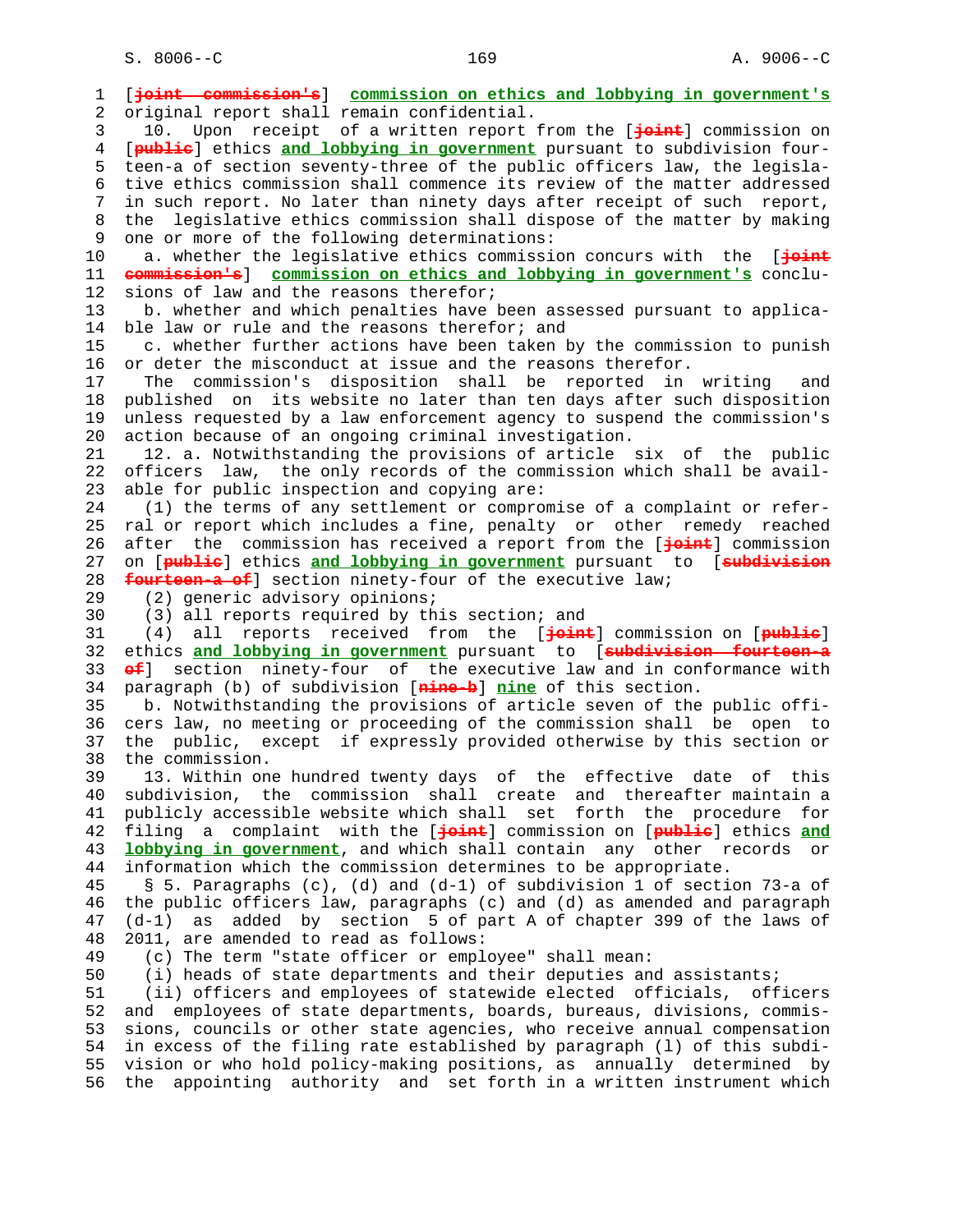[~~joint commission's~~] **commission on ethics and lobbying in government's** original report shall remain confidential.

10. Upon receipt of a written report from the [~~joint~~] commission on [~~public~~] ethics **and lobbying in government** pursuant to subdivision fourteen-a of section seventy-three of the public officers law, the legislative ethics commission shall commence its review of the matter addressed in such report. No later than ninety days after receipt of such report, the legislative ethics commission shall dispose of the matter by making one or more of the following determinations:

a. whether the legislative ethics commission concurs with the [~~joint commission's~~] **commission on ethics and lobbying in government's** conclusions of law and the reasons therefor;

b. whether and which penalties have been assessed pursuant to applicable law or rule and the reasons therefor; and

c. whether further actions have been taken by the commission to punish or deter the misconduct at issue and the reasons therefor.

The commission's disposition shall be reported in writing and published on its website no later than ten days after such disposition unless requested by a law enforcement agency to suspend the commission's action because of an ongoing criminal investigation.

12. a. Notwithstanding the provisions of article six of the public officers law, the only records of the commission which shall be available for public inspection and copying are:

(1) the terms of any settlement or compromise of a complaint or referral or report which includes a fine, penalty or other remedy reached after the commission has received a report from the [~~joint~~] commission on [~~public~~] ethics **and lobbying in government** pursuant to [~~subdivision fourteen-a of~~] section ninety-four of the executive law;

(2) generic advisory opinions;

(3) all reports required by this section; and

(4) all reports received from the [~~joint~~] commission on [~~public~~] ethics **and lobbying in government** pursuant to [~~subdivision fourteen-a of~~] section ninety-four of the executive law and in conformance with paragraph (b) of subdivision [~~nine-b~~] **nine** of this section.

b. Notwithstanding the provisions of article seven of the public officers law, no meeting or proceeding of the commission shall be open to the public, except if expressly provided otherwise by this section or the commission.

13. Within one hundred twenty days of the effective date of this subdivision, the commission shall create and thereafter maintain a publicly accessible website which shall set forth the procedure for filing a complaint with the [~~joint~~] commission on [~~public~~] ethics **and lobbying in government**, and which shall contain any other records or information which the commission determines to be appropriate.

§ 5. Paragraphs (c), (d) and (d-1) of subdivision 1 of section 73-a of the public officers law, paragraphs (c) and (d) as amended and paragraph (d-1) as added by section 5 of part A of chapter 399 of the laws of 2011, are amended to read as follows:

(c) The term "state officer or employee" shall mean:

(i) heads of state departments and their deputies and assistants;

(ii) officers and employees of statewide elected officials, officers and employees of state departments, boards, bureaus, divisions, commissions, councils or other state agencies, who receive annual compensation in excess of the filing rate established by paragraph (l) of this subdivision or who hold policy-making positions, as annually determined by the appointing authority and set forth in a written instrument which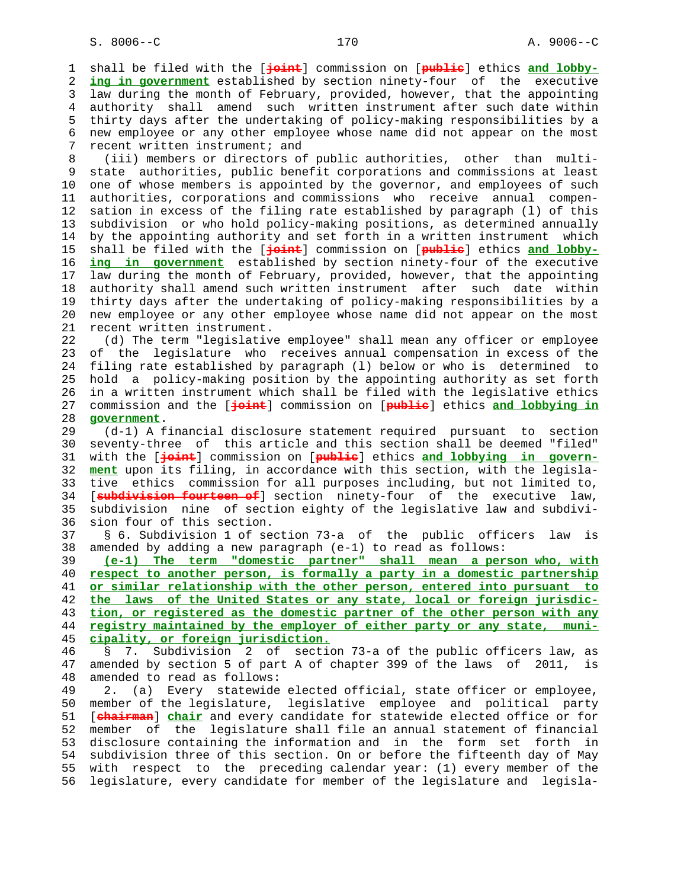shall be filed with the [~~joint~~] commission on [~~public~~] ethics **and lobbying in government** established by section ninety-four of the executive law during the month of February, provided, however, that the appointing authority shall amend such written instrument after such date within thirty days after the undertaking of policy-making responsibilities by a new employee or any other employee whose name did not appear on the most recent written instrument; and

(iii) members or directors of public authorities, other than multi-state authorities, public benefit corporations and commissions at least one of whose members is appointed by the governor, and employees of such authorities, corporations and commissions who receive annual compensation in excess of the filing rate established by paragraph (l) of this subdivision or who hold policy-making positions, as determined annually by the appointing authority and set forth in a written instrument which shall be filed with the [~~joint~~] commission on [~~public~~] ethics **and lobbying in government** established by section ninety-four of the executive law during the month of February, provided, however, that the appointing authority shall amend such written instrument after such date within thirty days after the undertaking of policy-making responsibilities by a new employee or any other employee whose name did not appear on the most recent written instrument.

(d) The term "legislative employee" shall mean any officer or employee of the legislature who receives annual compensation in excess of the filing rate established by paragraph (l) below or who is determined to hold a policy-making position by the appointing authority as set forth in a written instrument which shall be filed with the legislative ethics commission and the [~~joint~~] commission on [~~public~~] ethics **and lobbying in government**.

(d-1) A financial disclosure statement required pursuant to section seventy-three of this article and this section shall be deemed "filed" with the [~~joint~~] commission on [~~public~~] ethics **and lobbying in government** upon its filing, in accordance with this section, with the legislative ethics commission for all purposes including, but not limited to, [~~subdivision fourteen of~~] section ninety-four of the executive law, subdivision nine of section eighty of the legislative law and subdivision four of this section.

§ 6. Subdivision 1 of section 73-a of the public officers law is amended by adding a new paragraph (e-1) to read as follows:

**(e-1) The term "domestic partner" shall mean a person who, with respect to another person, is formally a party in a domestic partnership or similar relationship with the other person, entered into pursuant to the laws of the United States or any state, local or foreign jurisdiction, or registered as the domestic partner of the other person with any registry maintained by the employer of either party or any state, municipality, or foreign jurisdiction.**

§ 7. Subdivision 2 of section 73-a of the public officers law, as amended by section 5 of part A of chapter 399 of the laws of 2011, is amended to read as follows:

2. (a) Every statewide elected official, state officer or employee, member of the legislature, legislative employee and political party [~~chairman~~] **chair** and every candidate for statewide elected office or for member of the legislature shall file an annual statement of financial disclosure containing the information and in the form set forth in subdivision three of this section. On or before the fifteenth day of May with respect to the preceding calendar year: (1) every member of the legislature, every candidate for member of the legislature and legisla-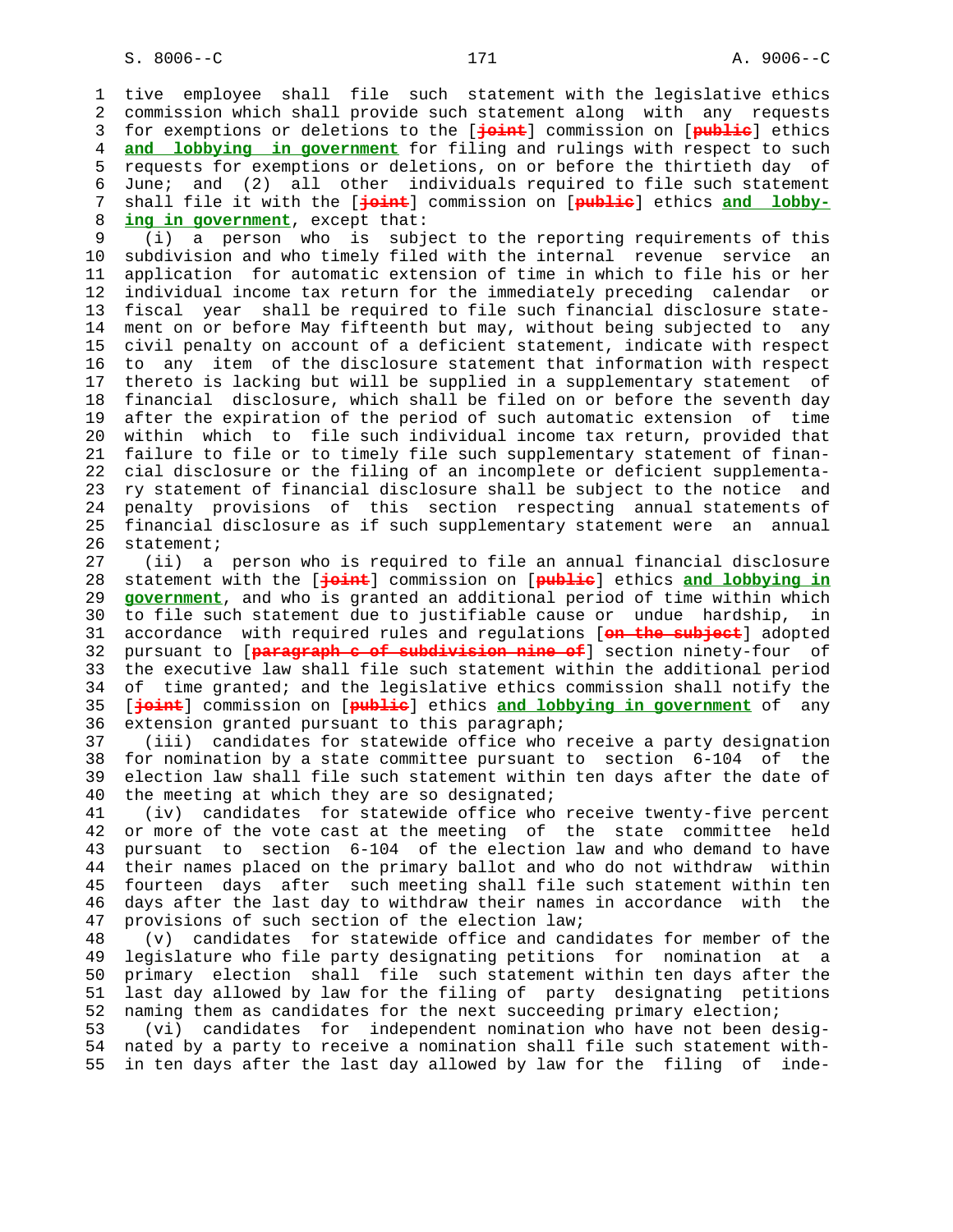tive employee shall file such statement with the legislative ethics commission which shall provide such statement along with any requests for exemptions or deletions to the [~~joint~~] commission on [~~public~~] ethics **and lobbying in government** for filing and rulings with respect to such requests for exemptions or deletions, on or before the thirtieth day of June; and (2) all other individuals required to file such statement shall file it with the [~~joint~~] commission on [~~public~~] ethics **and lobbying in government**, except that:

(i) a person who is subject to the reporting requirements of this subdivision and who timely filed with the internal revenue service an application for automatic extension of time in which to file his or her individual income tax return for the immediately preceding calendar or fiscal year shall be required to file such financial disclosure statement on or before May fifteenth but may, without being subjected to any civil penalty on account of a deficient statement, indicate with respect to any item of the disclosure statement that information with respect thereto is lacking but will be supplied in a supplementary statement of financial disclosure, which shall be filed on or before the seventh day after the expiration of the period of such automatic extension of time within which to file such individual income tax return, provided that failure to file or to timely file such supplementary statement of financial disclosure or the filing of an incomplete or deficient supplementary statement of financial disclosure shall be subject to the notice and penalty provisions of this section respecting annual statements of financial disclosure as if such supplementary statement were an annual statement;

(ii) a person who is required to file an annual financial disclosure statement with the [~~joint~~] commission on [~~public~~] ethics **and lobbying in government**, and who is granted an additional period of time within which to file such statement due to justifiable cause or undue hardship, in accordance with required rules and regulations [~~on the subject~~] adopted pursuant to [~~paragraph c of subdivision nine of~~] section ninety-four of the executive law shall file such statement within the additional period of time granted; and the legislative ethics commission shall notify the [~~joint~~] commission on [~~public~~] ethics **and lobbying in government** of any extension granted pursuant to this paragraph;

(iii) candidates for statewide office who receive a party designation for nomination by a state committee pursuant to section 6-104 of the election law shall file such statement within ten days after the date of the meeting at which they are so designated;

(iv) candidates for statewide office who receive twenty-five percent or more of the vote cast at the meeting of the state committee held pursuant to section 6-104 of the election law and who demand to have their names placed on the primary ballot and who do not withdraw within fourteen days after such meeting shall file such statement within ten days after the last day to withdraw their names in accordance with the provisions of such section of the election law;

(v) candidates for statewide office and candidates for member of the legislature who file party designating petitions for nomination at a primary election shall file such statement within ten days after the last day allowed by law for the filing of party designating petitions naming them as candidates for the next succeeding primary election;

(vi) candidates for independent nomination who have not been designated by a party to receive a nomination shall file such statement within ten days after the last day allowed by law for the filing of inde-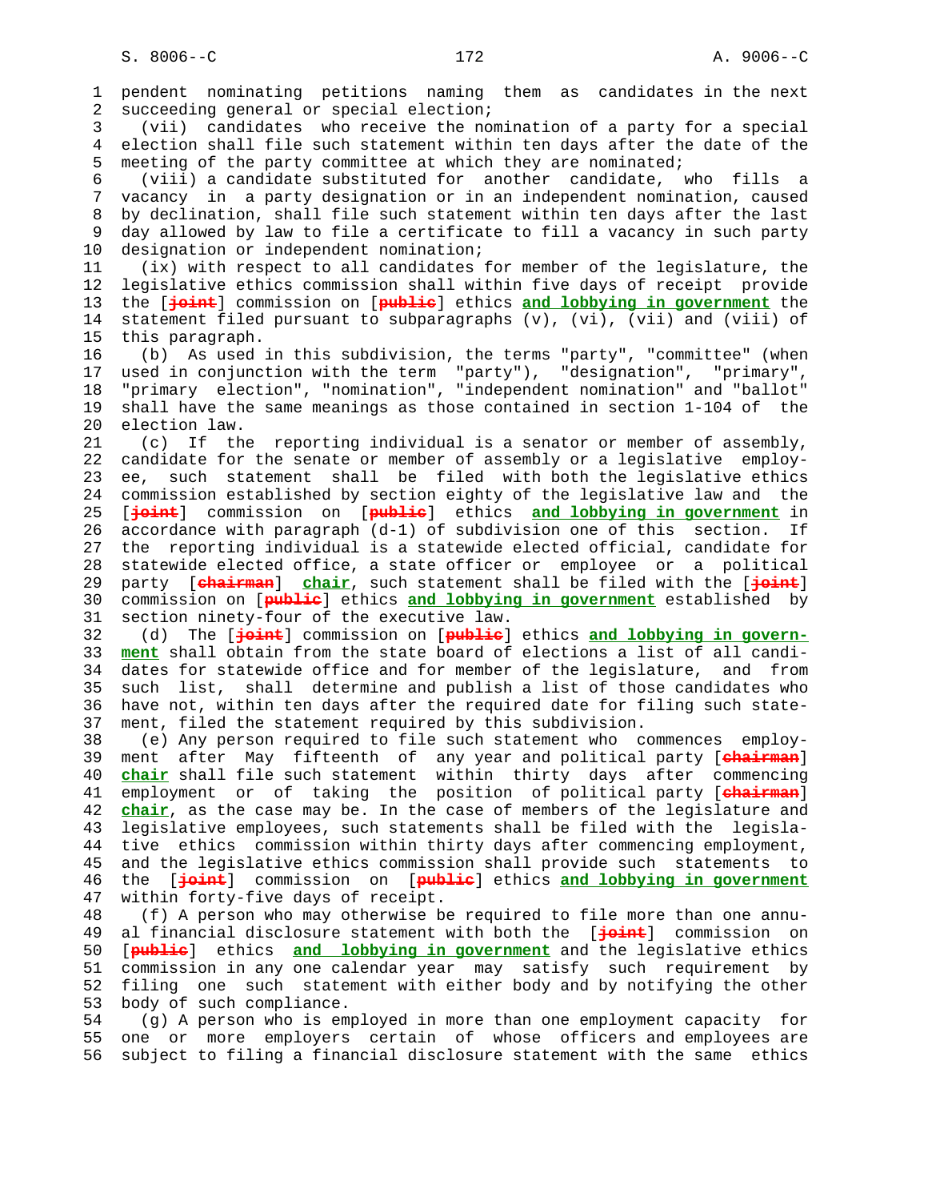pendent nominating petitions naming them as candidates in the next succeeding general or special election;

(vii) candidates who receive the nomination of a party for a special election shall file such statement within ten days after the date of the meeting of the party committee at which they are nominated;

(viii) a candidate substituted for another candidate, who fills a vacancy in a party designation or in an independent nomination, caused by declination, shall file such statement within ten days after the last day allowed by law to file a certificate to fill a vacancy in such party designation or independent nomination;

(ix) with respect to all candidates for member of the legislature, the legislative ethics commission shall within five days of receipt provide the [joint] commission on [public] ethics **and lobbying in government** the statement filed pursuant to subparagraphs (v), (vi), (vii) and (viii) of this paragraph.

(b) As used in this subdivision, the terms "party", "committee" (when used in conjunction with the term "party"), "designation", "primary", "primary election", "nomination", "independent nomination" and "ballot" shall have the same meanings as those contained in section 1-104 of the election law.

(c) If the reporting individual is a senator or member of assembly, candidate for the senate or member of assembly or a legislative employee, such statement shall be filed with both the legislative ethics commission established by section eighty of the legislative law and the [joint] commission on [public] ethics **and lobbying in government** in accordance with paragraph (d-1) of subdivision one of this section. If the reporting individual is a statewide elected official, candidate for statewide elected office, a state officer or employee or a political party [chairman] **chair**, such statement shall be filed with the [joint] commission on [public] ethics **and lobbying in government** established by section ninety-four of the executive law.

(d) The [joint] commission on [public] ethics **and lobbying in government** shall obtain from the state board of elections a list of all candidates for statewide office and for member of the legislature, and from such list, shall determine and publish a list of those candidates who have not, within ten days after the required date for filing such statement, filed the statement required by this subdivision.

(e) Any person required to file such statement who commences employment after May fifteenth of any year and political party [chairman] **chair** shall file such statement within thirty days after commencing employment or of taking the position of political party [chairman] **chair**, as the case may be. In the case of members of the legislature and legislative employees, such statements shall be filed with the legislative ethics commission within thirty days after commencing employment, and the legislative ethics commission shall provide such statements to the [joint] commission on [public] ethics **and lobbying in government** within forty-five days of receipt.

(f) A person who may otherwise be required to file more than one annual financial disclosure statement with both the [joint] commission on [public] ethics **and lobbying in government** and the legislative ethics commission in any one calendar year may satisfy such requirement by filing one such statement with either body and by notifying the other body of such compliance.

(g) A person who is employed in more than one employment capacity for one or more employers certain of whose officers and employees are subject to filing a financial disclosure statement with the same ethics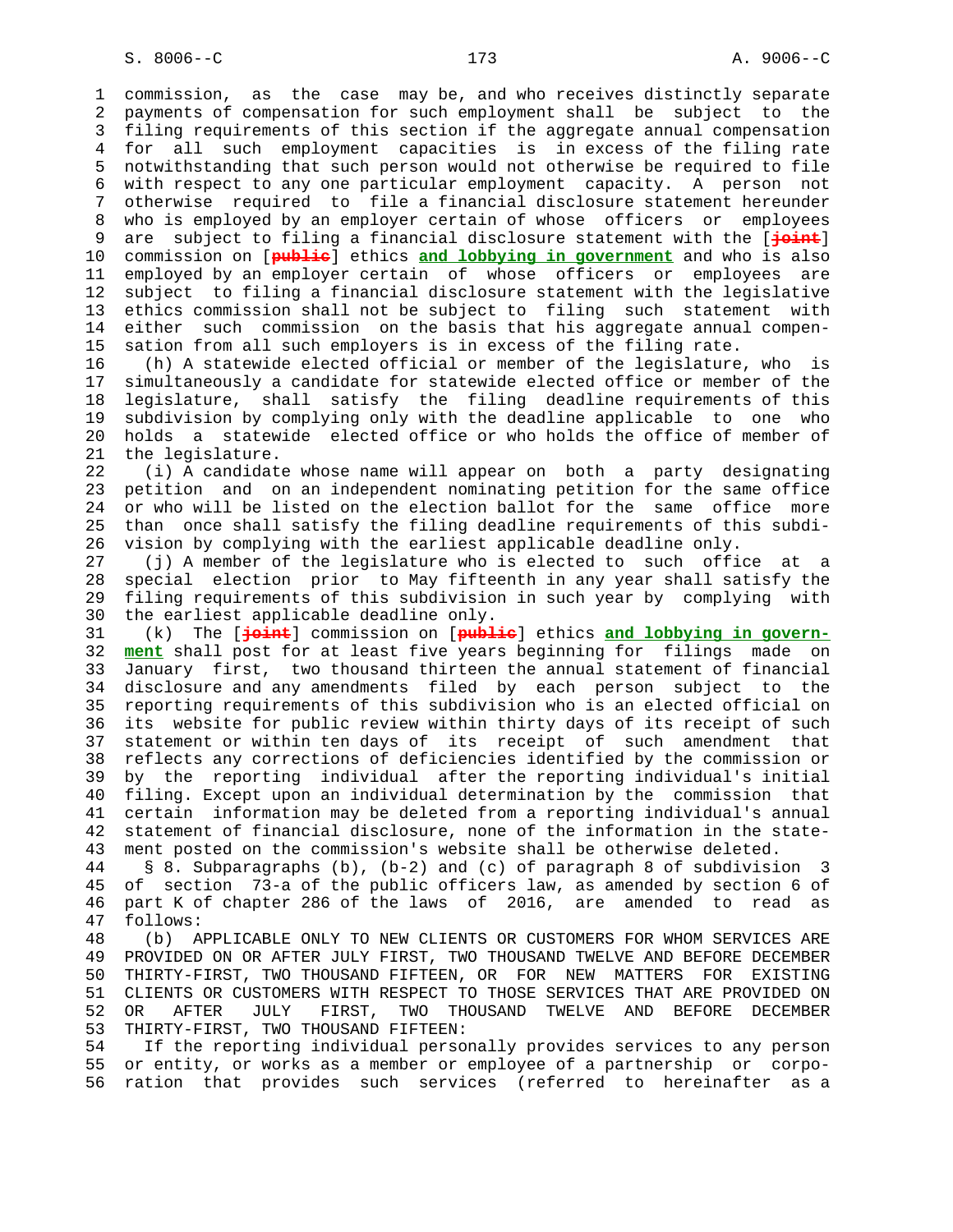commission, as the case may be, and who receives distinctly separate payments of compensation for such employment shall be subject to the filing requirements of this section if the aggregate annual compensation for all such employment capacities is in excess of the filing rate notwithstanding that such person would not otherwise be required to file with respect to any one particular employment capacity. A person not otherwise required to file a financial disclosure statement hereunder who is employed by an employer certain of whose officers or employees are subject to filing a financial disclosure statement with the [~~joint~~] commission on [~~public~~] ethics **and lobbying in government** and who is also employed by an employer certain of whose officers or employees are subject to filing a financial disclosure statement with the legislative ethics commission shall not be subject to filing such statement with either such commission on the basis that his aggregate annual compensation from all such employers is in excess of the filing rate.

(h) A statewide elected official or member of the legislature, who is simultaneously a candidate for statewide elected office or member of the legislature, shall satisfy the filing deadline requirements of this subdivision by complying only with the deadline applicable to one who holds a statewide elected office or who holds the office of member of the legislature.

(i) A candidate whose name will appear on both a party designating petition and on an independent nominating petition for the same office or who will be listed on the election ballot for the same office more than once shall satisfy the filing deadline requirements of this subdivision by complying with the earliest applicable deadline only.

(j) A member of the legislature who is elected to such office at a special election prior to May fifteenth in any year shall satisfy the filing requirements of this subdivision in such year by complying with the earliest applicable deadline only.

(k) The [~~joint~~] commission on [~~public~~] ethics **and lobbying in government** shall post for at least five years beginning for filings made on January first, two thousand thirteen the annual statement of financial disclosure and any amendments filed by each person subject to the reporting requirements of this subdivision who is an elected official on its website for public review within thirty days of its receipt of such statement or within ten days of its receipt of such amendment that reflects any corrections of deficiencies identified by the commission or by the reporting individual after the reporting individual's initial filing. Except upon an individual determination by the commission that certain information may be deleted from a reporting individual's annual statement of financial disclosure, none of the information in the statement posted on the commission's website shall be otherwise deleted.

§ 8. Subparagraphs (b), (b-2) and (c) of paragraph 8 of subdivision 3 of section 73-a of the public officers law, as amended by section 6 of part K of chapter 286 of the laws of 2016, are amended to read as follows:

(b) APPLICABLE ONLY TO NEW CLIENTS OR CUSTOMERS FOR WHOM SERVICES ARE PROVIDED ON OR AFTER JULY FIRST, TWO THOUSAND TWELVE AND BEFORE DECEMBER THIRTY-FIRST, TWO THOUSAND FIFTEEN, OR FOR NEW MATTERS FOR EXISTING CLIENTS OR CUSTOMERS WITH RESPECT TO THOSE SERVICES THAT ARE PROVIDED ON OR AFTER JULY FIRST, TWO THOUSAND TWELVE AND BEFORE DECEMBER THIRTY-FIRST, TWO THOUSAND FIFTEEN:

If the reporting individual personally provides services to any person or entity, or works as a member or employee of a partnership or corporation that provides such services (referred to hereinafter as a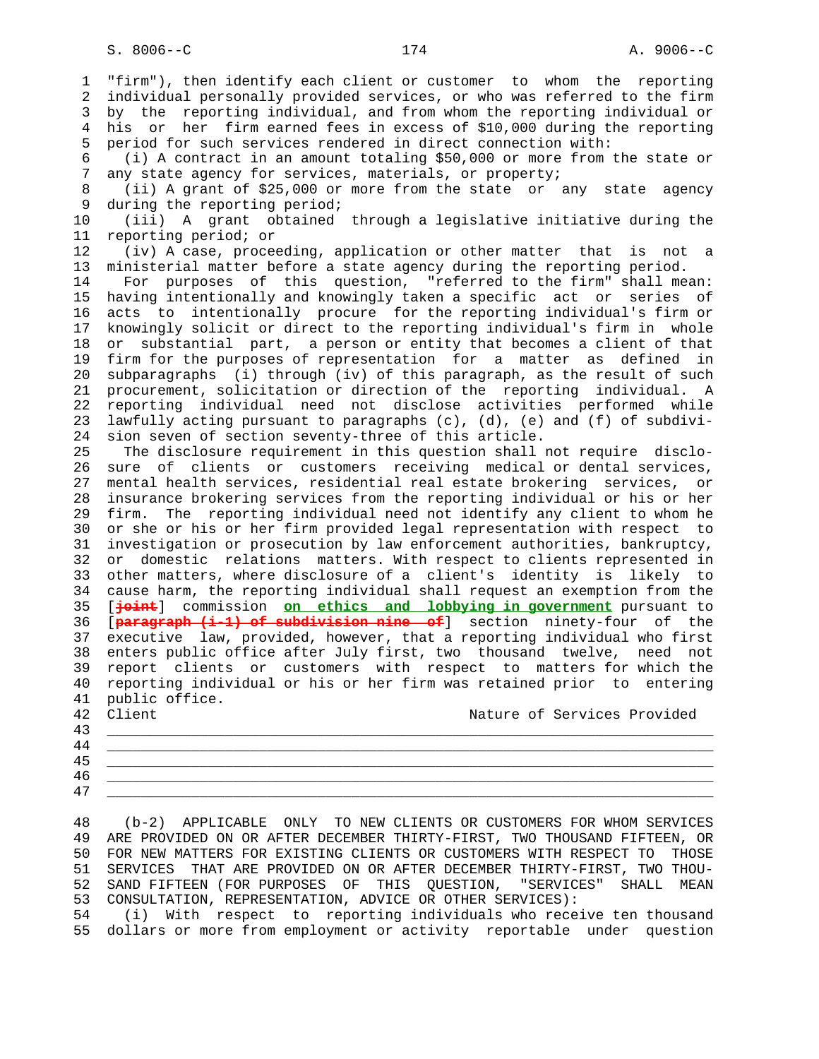"firm"), then identify each client or customer to whom the reporting individual personally provided services, or who was referred to the firm by the reporting individual, and from whom the reporting individual or his or her firm earned fees in excess of $10,000 during the reporting period for such services rendered in direct connection with:

(i) A contract in an amount totaling $50,000 or more from the state or any state agency for services, materials, or property;

(ii) A grant of $25,000 or more from the state or any state agency during the reporting period;

(iii) A grant obtained through a legislative initiative during the reporting period; or

(iv) A case, proceeding, application or other matter that is not a ministerial matter before a state agency during the reporting period.

For purposes of this question, "referred to the firm" shall mean: having intentionally and knowingly taken a specific act or series of acts to intentionally procure for the reporting individual's firm or knowingly solicit or direct to the reporting individual's firm in whole or substantial part, a person or entity that becomes a client of that firm for the purposes of representation for a matter as defined in subparagraphs (i) through (iv) of this paragraph, as the result of such procurement, solicitation or direction of the reporting individual. A reporting individual need not disclose activities performed while lawfully acting pursuant to paragraphs (c), (d), (e) and (f) of subdivision seven of section seventy-three of this article.

The disclosure requirement in this question shall not require disclosure of clients or customers receiving medical or dental services, mental health services, residential real estate brokering services, or insurance brokering services from the reporting individual or his or her firm. The reporting individual need not identify any client to whom he or she or his or her firm provided legal representation with respect to investigation or prosecution by law enforcement authorities, bankruptcy, or domestic relations matters. With respect to clients represented in other matters, where disclosure of a client's identity is likely to cause harm, the reporting individual shall request an exemption from the [~~joint~~] commission **on ethics and lobbying in government** pursuant to [~~paragraph (i-1) of subdivision nine of~~] section ninety-four of the executive law, provided, however, that a reporting individual who first enters public office after July first, two thousand twelve, need not report clients or customers with respect to matters for which the reporting individual or his or her firm was retained prior to entering public office.

| Client | Nature of Services Provided |
|---|---|
| | |
| | |
| | |
| | |
| | |

(b-2) APPLICABLE ONLY TO NEW CLIENTS OR CUSTOMERS FOR WHOM SERVICES ARE PROVIDED ON OR AFTER DECEMBER THIRTY-FIRST, TWO THOUSAND FIFTEEN, OR FOR NEW MATTERS FOR EXISTING CLIENTS OR CUSTOMERS WITH RESPECT TO THOSE SERVICES THAT ARE PROVIDED ON OR AFTER DECEMBER THIRTY-FIRST, TWO THOUSAND FIFTEEN (FOR PURPOSES OF THIS QUESTION, "SERVICES" SHALL MEAN CONSULTATION, REPRESENTATION, ADVICE OR OTHER SERVICES):

(i) With respect to reporting individuals who receive ten thousand dollars or more from employment or activity reportable under question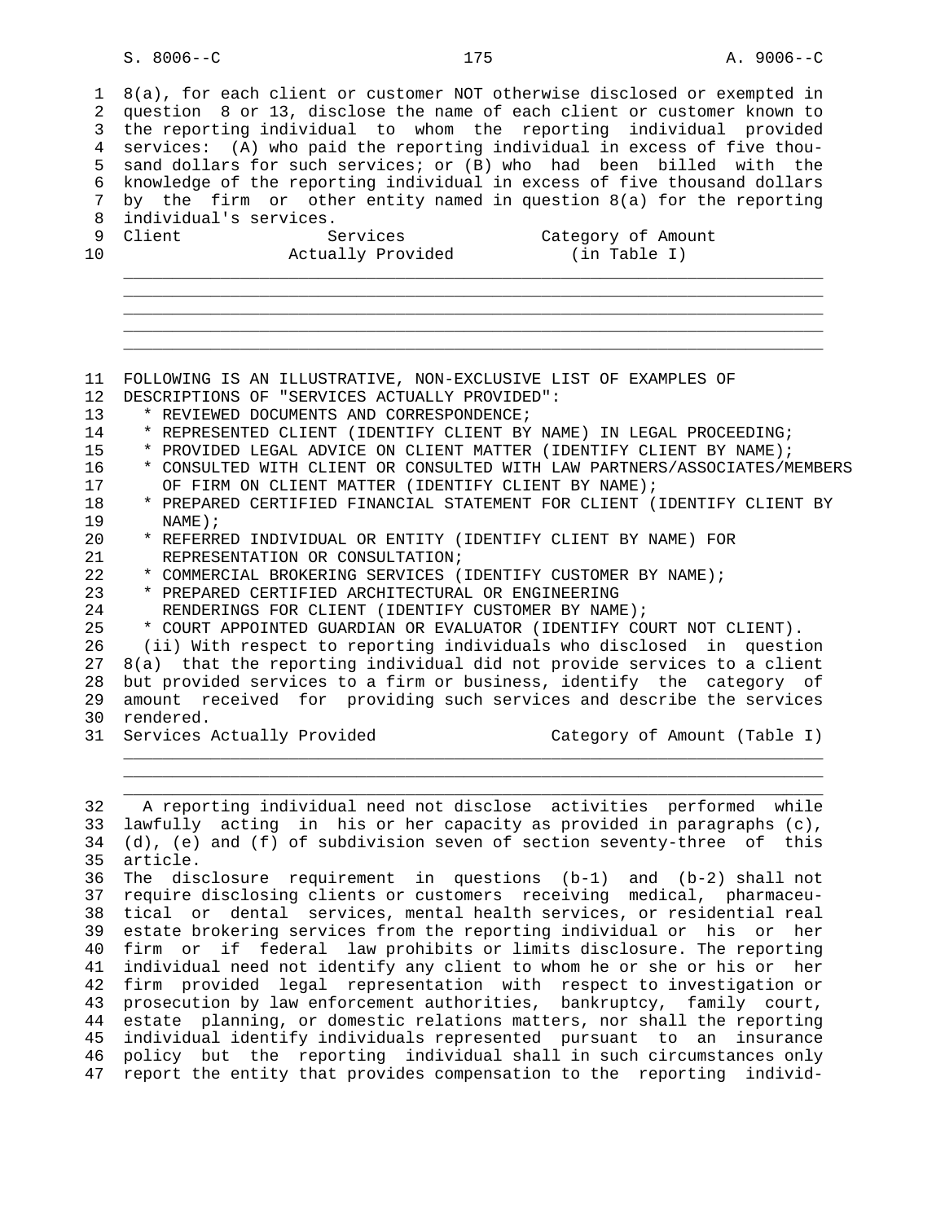8(a), for each client or customer NOT otherwise disclosed or exempted in question 8 or 13, disclose the name of each client or customer known to the reporting individual to whom the reporting individual provided services: (A) who paid the reporting individual in excess of five thousand dollars for such services; or (B) who had been billed with the knowledge of the reporting individual in excess of five thousand dollars by the firm or other entity named in question 8(a) for the reporting individual's services.

| Client | Services Actually Provided | Category of Amount (in Table I) |
|---|---|---|
| | | |
| | | |
| | | |
| | | |
| | | |

FOLLOWING IS AN ILLUSTRATIVE, NON-EXCLUSIVE LIST OF EXAMPLES OF DESCRIPTIONS OF "SERVICES ACTUALLY PROVIDED":

* REVIEWED DOCUMENTS AND CORRESPONDENCE;
* REPRESENTED CLIENT (IDENTIFY CLIENT BY NAME) IN LEGAL PROCEEDING;
* PROVIDED LEGAL ADVICE ON CLIENT MATTER (IDENTIFY CLIENT BY NAME);
* CONSULTED WITH CLIENT OR CONSULTED WITH LAW PARTNERS/ASSOCIATES/MEMBERS OF FIRM ON CLIENT MATTER (IDENTIFY CLIENT BY NAME);
* PREPARED CERTIFIED FINANCIAL STATEMENT FOR CLIENT (IDENTIFY CLIENT BY NAME);
* REFERRED INDIVIDUAL OR ENTITY (IDENTIFY CLIENT BY NAME) FOR REPRESENTATION OR CONSULTATION;
* COMMERCIAL BROKERING SERVICES (IDENTIFY CUSTOMER BY NAME);
* PREPARED CERTIFIED ARCHITECTURAL OR ENGINEERING RENDERINGS FOR CLIENT (IDENTIFY CUSTOMER BY NAME);
* COURT APPOINTED GUARDIAN OR EVALUATOR (IDENTIFY COURT NOT CLIENT).

(ii) With respect to reporting individuals who disclosed in question 8(a) that the reporting individual did not provide services to a client but provided services to a firm or business, identify the category of amount received for providing such services and describe the services rendered.

| Services Actually Provided | Category of Amount (Table I) |
|---|---|
| | |
| | |
| | |

A reporting individual need not disclose activities performed while lawfully acting in his or her capacity as provided in paragraphs (c), (d), (e) and (f) of subdivision seven of section seventy-three of this article.

The disclosure requirement in questions (b-1) and (b-2) shall not require disclosing clients or customers receiving medical, pharmaceutical or dental services, mental health services, or residential real estate brokering services from the reporting individual or his or her firm or if federal law prohibits or limits disclosure. The reporting individual need not identify any client to whom he or she or his or her firm provided legal representation with respect to investigation or prosecution by law enforcement authorities, bankruptcy, family court, estate planning, or domestic relations matters, nor shall the reporting individual identify individuals represented pursuant to an insurance policy but the reporting individual shall in such circumstances only report the entity that provides compensation to the reporting individ-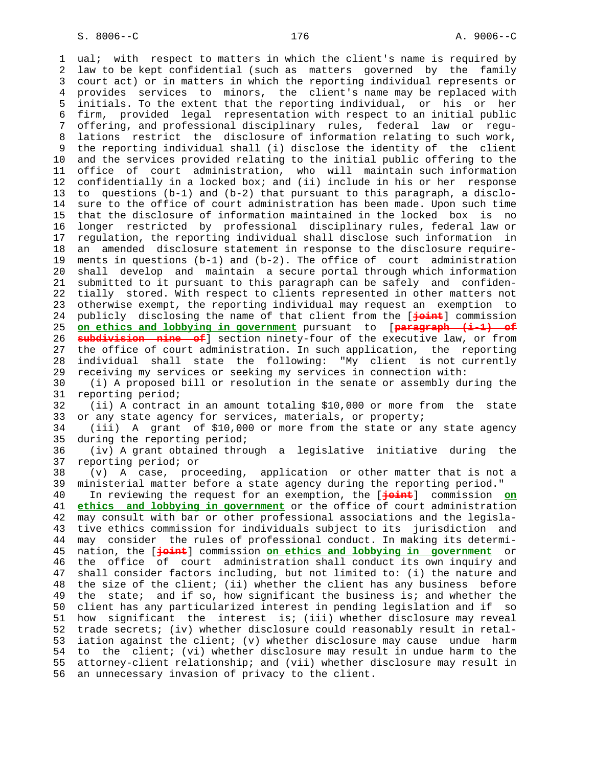ual; with respect to matters in which the client's name is required by law to be kept confidential (such as matters governed by the family court act) or in matters in which the reporting individual represents or provides services to minors, the client's name may be replaced with initials. To the extent that the reporting individual, or his or her firm, provided legal representation with respect to an initial public offering, and professional disciplinary rules, federal law or regulations restrict the disclosure of information relating to such work, the reporting individual shall (i) disclose the identity of the client and the services provided relating to the initial public offering to the office of court administration, who will maintain such information confidentially in a locked box; and (ii) include in his or her response to questions (b-1) and (b-2) that pursuant to this paragraph, a disclosure to the office of court administration has been made. Upon such time that the disclosure of information maintained in the locked box is no longer restricted by professional disciplinary rules, federal law or regulation, the reporting individual shall disclose such information in an amended disclosure statement in response to the disclosure requirements in questions (b-1) and (b-2). The office of court administration shall develop and maintain a secure portal through which information submitted to it pursuant to this paragraph can be safely and confidentially stored. With respect to clients represented in other matters not otherwise exempt, the reporting individual may request an exemption to publicly disclosing the name of that client from the [~~joint~~] commission **on ethics and lobbying in government** pursuant to [~~paragraph (i-1) of subdivision nine of~~] section ninety-four of the executive law, or from the office of court administration. In such application, the reporting individual shall state the following: "My client is not currently receiving my services or seeking my services in connection with:

(i) A proposed bill or resolution in the senate or assembly during the reporting period;

(ii) A contract in an amount totaling $10,000 or more from the state or any state agency for services, materials, or property;

(iii) A grant of $10,000 or more from the state or any state agency during the reporting period;

(iv) A grant obtained through a legislative initiative during the reporting period; or

(v) A case, proceeding, application or other matter that is not a ministerial matter before a state agency during the reporting period."

In reviewing the request for an exemption, the [~~joint~~] commission **on ethics and lobbying in government** or the office of court administration may consult with bar or other professional associations and the legislative ethics commission for individuals subject to its jurisdiction and may consider the rules of professional conduct. In making its determination, the [~~joint~~] commission **on ethics and lobbying in government** or the office of court administration shall conduct its own inquiry and shall consider factors including, but not limited to: (i) the nature and the size of the client; (ii) whether the client has any business before the state; and if so, how significant the business is; and whether the client has any particularized interest in pending legislation and if so how significant the interest is; (iii) whether disclosure may reveal trade secrets; (iv) whether disclosure could reasonably result in retaliation against the client; (v) whether disclosure may cause undue harm to the client; (vi) whether disclosure may result in undue harm to the attorney-client relationship; and (vii) whether disclosure may result in an unnecessary invasion of privacy to the client.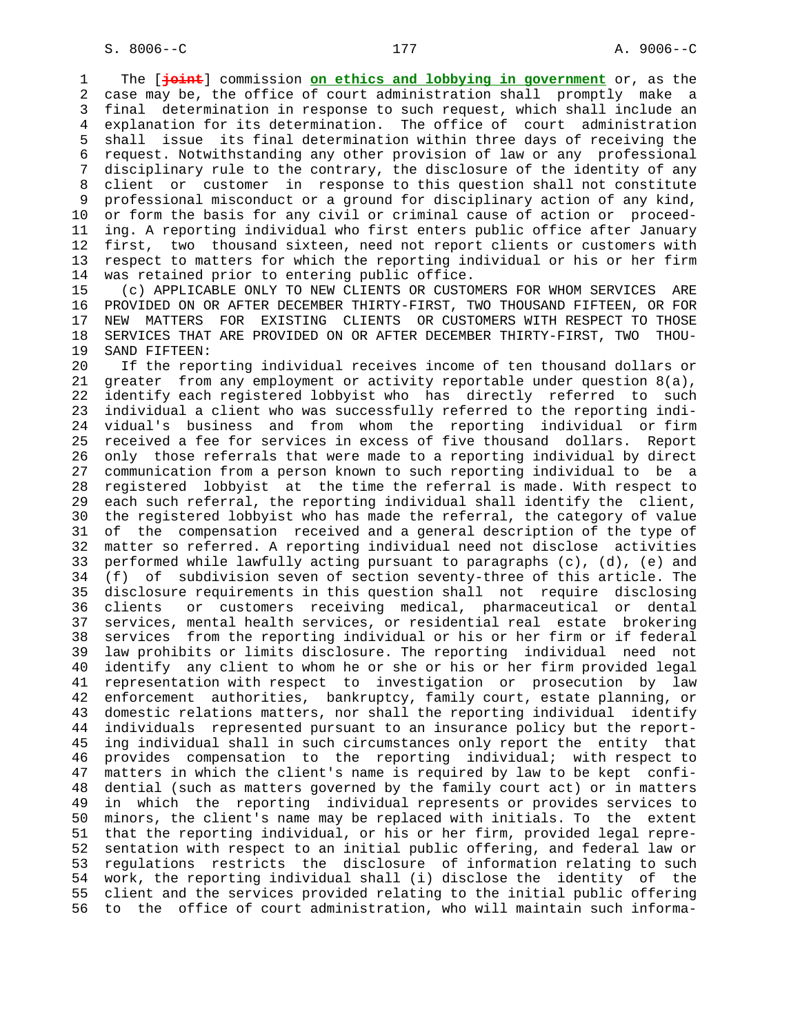The [~~joint~~] commission **on ethics and lobbying in government** or, as the case may be, the office of court administration shall promptly make a final determination in response to such request, which shall include an explanation for its determination. The office of court administration shall issue its final determination within three days of receiving the request. Notwithstanding any other provision of law or any professional disciplinary rule to the contrary, the disclosure of the identity of any client or customer in response to this question shall not constitute professional misconduct or a ground for disciplinary action of any kind, or form the basis for any civil or criminal cause of action or proceeding. A reporting individual who first enters public office after January first, two thousand sixteen, need not report clients or customers with respect to matters for which the reporting individual or his or her firm was retained prior to entering public office.

(c) APPLICABLE ONLY TO NEW CLIENTS OR CUSTOMERS FOR WHOM SERVICES ARE PROVIDED ON OR AFTER DECEMBER THIRTY-FIRST, TWO THOUSAND FIFTEEN, OR FOR NEW MATTERS FOR EXISTING CLIENTS OR CUSTOMERS WITH RESPECT TO THOSE SERVICES THAT ARE PROVIDED ON OR AFTER DECEMBER THIRTY-FIRST, TWO THOUSAND FIFTEEN:

If the reporting individual receives income of ten thousand dollars or greater from any employment or activity reportable under question 8(a), identify each registered lobbyist who has directly referred to such individual a client who was successfully referred to the reporting individual's business and from whom the reporting individual or firm received a fee for services in excess of five thousand dollars. Report only those referrals that were made to a reporting individual by direct communication from a person known to such reporting individual to be a registered lobbyist at the time the referral is made. With respect to each such referral, the reporting individual shall identify the client, the registered lobbyist who has made the referral, the category of value of the compensation received and a general description of the type of matter so referred. A reporting individual need not disclose activities performed while lawfully acting pursuant to paragraphs (c), (d), (e) and (f) of subdivision seven of section seventy-three of this article. The disclosure requirements in this question shall not require disclosing clients or customers receiving medical, pharmaceutical or dental services, mental health services, or residential real estate brokering services from the reporting individual or his or her firm or if federal law prohibits or limits disclosure. The reporting individual need not identify any client to whom he or she or his or her firm provided legal representation with respect to investigation or prosecution by law enforcement authorities, bankruptcy, family court, estate planning, or domestic relations matters, nor shall the reporting individual identify individuals represented pursuant to an insurance policy but the reporting individual shall in such circumstances only report the entity that provides compensation to the reporting individual; with respect to matters in which the client's name is required by law to be kept confidential (such as matters governed by the family court act) or in matters in which the reporting individual represents or provides services to minors, the client's name may be replaced with initials. To the extent that the reporting individual, or his or her firm, provided legal representation with respect to an initial public offering, and federal law or regulations restricts the disclosure of information relating to such work, the reporting individual shall (i) disclose the identity of the client and the services provided relating to the initial public offering to the office of court administration, who will maintain such informa-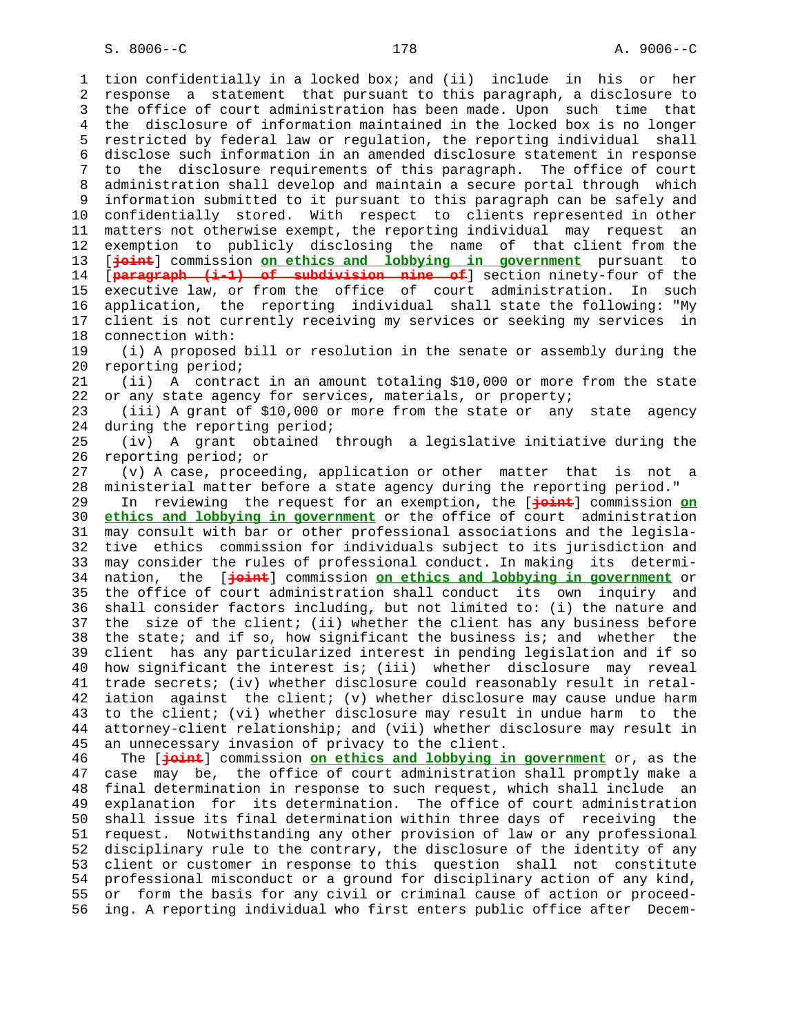tion confidentially in a locked box; and (ii) include in his or her response a statement that pursuant to this paragraph, a disclosure to the office of court administration has been made. Upon such time that the disclosure of information maintained in the locked box is no longer restricted by federal law or regulation, the reporting individual shall disclose such information in an amended disclosure statement in response to the disclosure requirements of this paragraph. The office of court administration shall develop and maintain a secure portal through which information submitted to it pursuant to this paragraph can be safely and confidentially stored. With respect to clients represented in other matters not otherwise exempt, the reporting individual may request an exemption to publicly disclosing the name of that client from the [~~joint~~] commission **on ethics and lobbying in government** pursuant to [~~paragraph (i-1) of subdivision nine of~~] section ninety-four of the executive law, or from the office of court administration. In such application, the reporting individual shall state the following: "My client is not currently receiving my services or seeking my services in connection with:

(i) A proposed bill or resolution in the senate or assembly during the reporting period;

(ii) A contract in an amount totaling $10,000 or more from the state or any state agency for services, materials, or property;

(iii) A grant of $10,000 or more from the state or any state agency during the reporting period;

(iv) A grant obtained through a legislative initiative during the reporting period; or

(v) A case, proceeding, application or other matter that is not a ministerial matter before a state agency during the reporting period."

In reviewing the request for an exemption, the [~~joint~~] commission **on ethics and lobbying in government** or the office of court administration may consult with bar or other professional associations and the legislative ethics commission for individuals subject to its jurisdiction and may consider the rules of professional conduct. In making its determination, the [~~joint~~] commission **on ethics and lobbying in government** or the office of court administration shall conduct its own inquiry and shall consider factors including, but not limited to: (i) the nature and the size of the client; (ii) whether the client has any business before the state; and if so, how significant the business is; and whether the client has any particularized interest in pending legislation and if so how significant the interest is; (iii) whether disclosure may reveal trade secrets; (iv) whether disclosure could reasonably result in retaliation against the client; (v) whether disclosure may cause undue harm to the client; (vi) whether disclosure may result in undue harm to the attorney-client relationship; and (vii) whether disclosure may result in an unnecessary invasion of privacy to the client.

The [~~joint~~] commission **on ethics and lobbying in government** or, as the case may be, the office of court administration shall promptly make a final determination in response to such request, which shall include an explanation for its determination. The office of court administration shall issue its final determination within three days of receiving the request. Notwithstanding any other provision of law or any professional disciplinary rule to the contrary, the disclosure of the identity of any client or customer in response to this question shall not constitute professional misconduct or a ground for disciplinary action of any kind, or form the basis for any civil or criminal cause of action or proceeding. A reporting individual who first enters public office after Decem-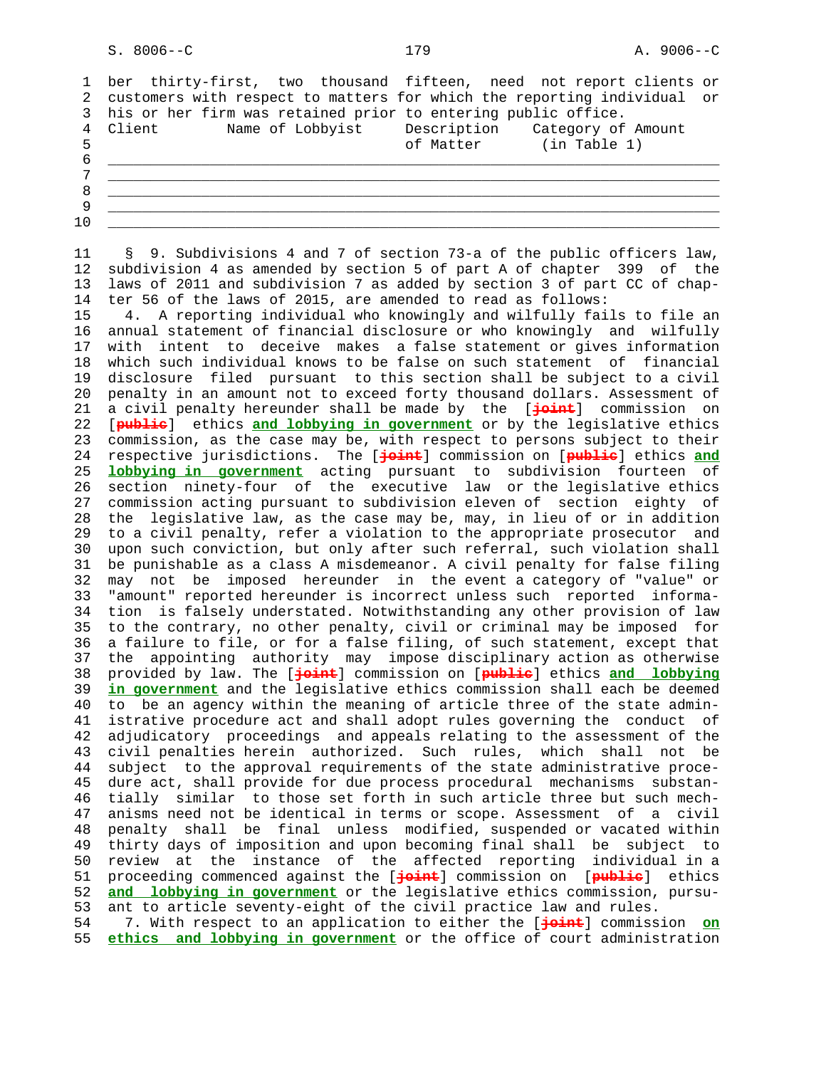ber thirty-first, two thousand fifteen, need not report clients or customers with respect to matters for which the reporting individual or his or her firm was retained prior to entering public office.

| Client | Name of Lobbyist | Description of Matter | Category of Amount (in Table 1) |
|---|---|---|---|
| | | | |
| | | | |
| | | | |
| | | | |
| | | | |

§ 9. Subdivisions 4 and 7 of section 73-a of the public officers law, subdivision 4 as amended by section 5 of part A of chapter 399 of the laws of 2011 and subdivision 7 as added by section 3 of part CC of chapter 56 of the laws of 2015, are amended to read as follows:

4. A reporting individual who knowingly and wilfully fails to file an annual statement of financial disclosure or who knowingly and wilfully with intent to deceive makes a false statement or gives information which such individual knows to be false on such statement of financial disclosure filed pursuant to this section shall be subject to a civil penalty in an amount not to exceed forty thousand dollars. Assessment of a civil penalty hereunder shall be made by the [~~joint~~] commission on [~~public~~] ethics **and lobbying in government** or by the legislative ethics commission, as the case may be, with respect to persons subject to their respective jurisdictions. The [~~joint~~] commission on [~~public~~] ethics **and lobbying in government** acting pursuant to subdivision fourteen of section ninety-four of the executive law or the legislative ethics commission acting pursuant to subdivision eleven of section eighty of the legislative law, as the case may be, may, in lieu of or in addition to a civil penalty, refer a violation to the appropriate prosecutor and upon such conviction, but only after such referral, such violation shall be punishable as a class A misdemeanor. A civil penalty for false filing may not be imposed hereunder in the event a category of "value" or "amount" reported hereunder is incorrect unless such reported information is falsely understated. Notwithstanding any other provision of law to the contrary, no other penalty, civil or criminal may be imposed for a failure to file, or for a false filing, of such statement, except that the appointing authority may impose disciplinary action as otherwise provided by law. The [~~joint~~] commission on [~~public~~] ethics **and lobbying in government** and the legislative ethics commission shall each be deemed to be an agency within the meaning of article three of the state administrative procedure act and shall adopt rules governing the conduct of adjudicatory proceedings and appeals relating to the assessment of the civil penalties herein authorized. Such rules, which shall not be subject to the approval requirements of the state administrative procedure act, shall provide for due process procedural mechanisms substantially similar to those set forth in such article three but such mechanisms need not be identical in terms or scope. Assessment of a civil penalty shall be final unless modified, suspended or vacated within thirty days of imposition and upon becoming final shall be subject to review at the instance of the affected reporting individual in a proceeding commenced against the [~~joint~~] commission on [~~public~~] ethics **and lobbying in government** or the legislative ethics commission, pursuant to article seventy-eight of the civil practice law and rules.

7. With respect to an application to either the [~~joint~~] commission **on ethics and lobbying in government** or the office of court administration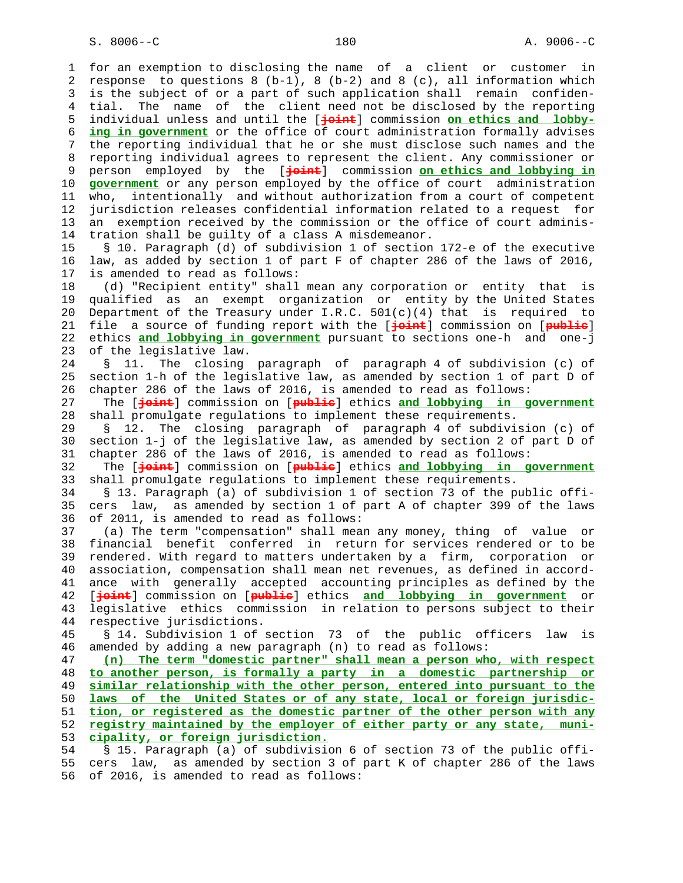for an exemption to disclosing the name of a client or customer in response to questions 8 (b-1), 8 (b-2) and 8 (c), all information which is the subject of or a part of such application shall remain confidential. The name of the client need not be disclosed by the reporting individual unless and until the [~~joint~~] commission **on ethics and lobbying in government** or the office of court administration formally advises the reporting individual that he or she must disclose such names and the reporting individual agrees to represent the client. Any commissioner or person employed by the [~~joint~~] commission **on ethics and lobbying in government** or any person employed by the office of court administration who, intentionally and without authorization from a court of competent jurisdiction releases confidential information related to a request for an exemption received by the commission or the office of court administration shall be guilty of a class A misdemeanor.

§ 10. Paragraph (d) of subdivision 1 of section 172-e of the executive law, as added by section 1 of part F of chapter 286 of the laws of 2016, is amended to read as follows:

(d) "Recipient entity" shall mean any corporation or entity that is qualified as an exempt organization or entity by the United States Department of the Treasury under I.R.C. 501(c)(4) that is required to file a source of funding report with the [~~joint~~] commission on [~~public~~] ethics **and lobbying in government** pursuant to sections one-h and one-j of the legislative law.

§ 11. The closing paragraph of paragraph 4 of subdivision (c) of section 1-h of the legislative law, as amended by section 1 of part D of chapter 286 of the laws of 2016, is amended to read as follows:

The [~~joint~~] commission on [~~public~~] ethics **and lobbying in government** shall promulgate regulations to implement these requirements.

§ 12. The closing paragraph of paragraph 4 of subdivision (c) of section 1-j of the legislative law, as amended by section 2 of part D of chapter 286 of the laws of 2016, is amended to read as follows:

The [~~joint~~] commission on [~~public~~] ethics **and lobbying in government** shall promulgate regulations to implement these requirements.

§ 13. Paragraph (a) of subdivision 1 of section 73 of the public officers law, as amended by section 1 of part A of chapter 399 of the laws of 2011, is amended to read as follows:

(a) The term "compensation" shall mean any money, thing of value or financial benefit conferred in return for services rendered or to be rendered. With regard to matters undertaken by a firm, corporation or association, compensation shall mean net revenues, as defined in accordance with generally accepted accounting principles as defined by the [~~joint~~] commission on [~~public~~] ethics **and lobbying in government** or legislative ethics commission in relation to persons subject to their respective jurisdictions.

§ 14. Subdivision 1 of section 73 of the public officers law is amended by adding a new paragraph (n) to read as follows:

**(n) The term "domestic partner" shall mean a person who, with respect to another person, is formally a party in a domestic partnership or similar relationship with the other person, entered into pursuant to the laws of the United States or of any state, local or foreign jurisdiction, or registered as the domestic partner of the other person with any registry maintained by the employer of either party or any state, municipality, or foreign jurisdiction.**

§ 15. Paragraph (a) of subdivision 6 of section 73 of the public officers law, as amended by section 3 of part K of chapter 286 of the laws of 2016, is amended to read as follows: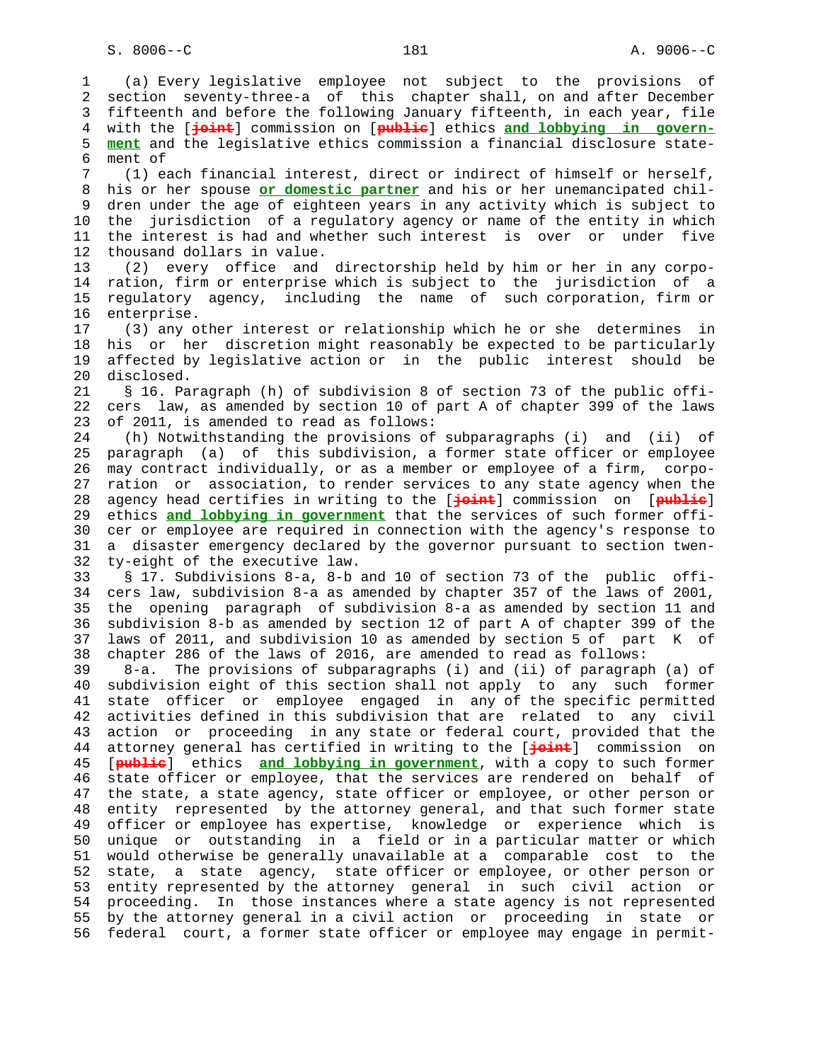(a) Every legislative employee not subject to the provisions of section seventy-three-a of this chapter shall, on and after December fifteenth and before the following January fifteenth, in each year, file with the [~~joint~~] commission on [~~public~~] ethics **and lobbying in government** and the legislative ethics commission a financial disclosure statement of

(1) each financial interest, direct or indirect of himself or herself, his or her spouse **or domestic partner** and his or her unemancipated children under the age of eighteen years in any activity which is subject to the jurisdiction of a regulatory agency or name of the entity in which the interest is had and whether such interest is over or under five thousand dollars in value.

(2) every office and directorship held by him or her in any corporation, firm or enterprise which is subject to the jurisdiction of a regulatory agency, including the name of such corporation, firm or enterprise.

(3) any other interest or relationship which he or she determines in his or her discretion might reasonably be expected to be particularly affected by legislative action or in the public interest should be disclosed.

§ 16. Paragraph (h) of subdivision 8 of section 73 of the public officers law, as amended by section 10 of part A of chapter 399 of the laws of 2011, is amended to read as follows:

(h) Notwithstanding the provisions of subparagraphs (i) and (ii) of paragraph (a) of this subdivision, a former state officer or employee may contract individually, or as a member or employee of a firm, corporation or association, to render services to any state agency when the agency head certifies in writing to the [~~joint~~] commission on [~~public~~] ethics **and lobbying in government** that the services of such former officer or employee are required in connection with the agency's response to a disaster emergency declared by the governor pursuant to section twenty-eight of the executive law.

§ 17. Subdivisions 8-a, 8-b and 10 of section 73 of the public officers law, subdivision 8-a as amended by chapter 357 of the laws of 2001, the opening paragraph of subdivision 8-a as amended by section 11 and subdivision 8-b as amended by section 12 of part A of chapter 399 of the laws of 2011, and subdivision 10 as amended by section 5 of part K of chapter 286 of the laws of 2016, are amended to read as follows:

8-a. The provisions of subparagraphs (i) and (ii) of paragraph (a) of subdivision eight of this section shall not apply to any such former state officer or employee engaged in any of the specific permitted activities defined in this subdivision that are related to any civil action or proceeding in any state or federal court, provided that the attorney general has certified in writing to the [~~joint~~] commission on [~~public~~] ethics **and lobbying in government**, with a copy to such former state officer or employee, that the services are rendered on behalf of the state, a state agency, state officer or employee, or other person or entity represented by the attorney general, and that such former state officer or employee has expertise, knowledge or experience which is unique or outstanding in a field or in a particular matter or which would otherwise be generally unavailable at a comparable cost to the state, a state agency, state officer or employee, or other person or entity represented by the attorney general in such civil action or proceeding. In those instances where a state agency is not represented by the attorney general in a civil action or proceeding in state or federal court, a former state officer or employee may engage in permit-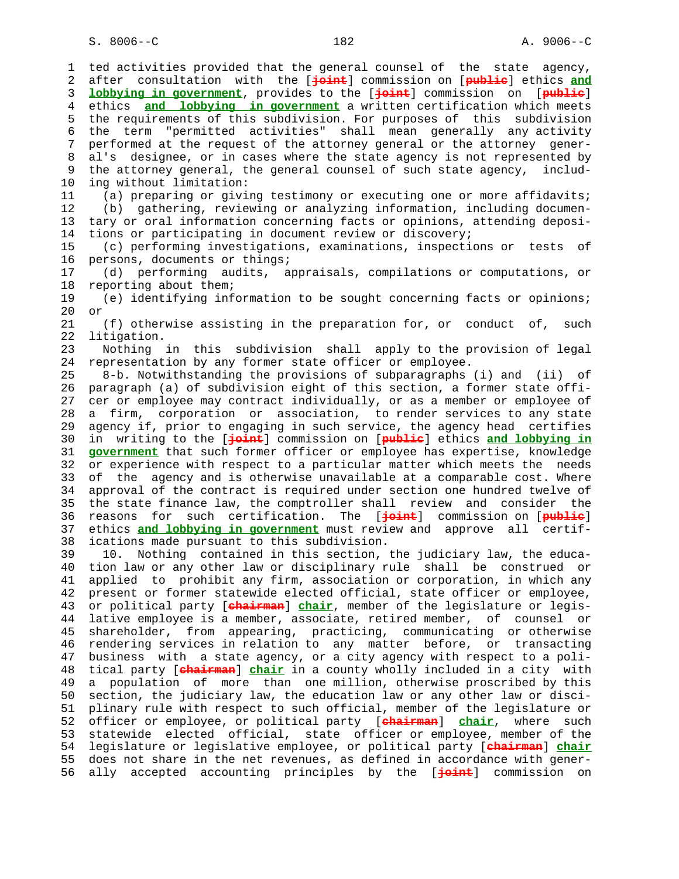ted activities provided that the general counsel of the state agency, after consultation with the [~~joint~~] commission on [~~public~~] ethics **and lobbying in government**, provides to the [~~joint~~] commission on [~~public~~] ethics **and lobbying in government** a written certification which meets the requirements of this subdivision. For purposes of this subdivision the term "permitted activities" shall mean generally any activity performed at the request of the attorney general or the attorney general's designee, or in cases where the state agency is not represented by the attorney general, the general counsel of such state agency, including without limitation:

(a) preparing or giving testimony or executing one or more affidavits;

(b) gathering, reviewing or analyzing information, including documentary or oral information concerning facts or opinions, attending depositions or participating in document review or discovery;

(c) performing investigations, examinations, inspections or tests of persons, documents or things;

(d) performing audits, appraisals, compilations or computations, or reporting about them;

(e) identifying information to be sought concerning facts or opinions; or

(f) otherwise assisting in the preparation for, or conduct of, such litigation.

Nothing in this subdivision shall apply to the provision of legal representation by any former state officer or employee.

8-b. Notwithstanding the provisions of subparagraphs (i) and (ii) of paragraph (a) of subdivision eight of this section, a former state officer or employee may contract individually, or as a member or employee of a firm, corporation or association, to render services to any state agency if, prior to engaging in such service, the agency head certifies in writing to the [~~joint~~] commission on [~~public~~] ethics **and lobbying in government** that such former officer or employee has expertise, knowledge or experience with respect to a particular matter which meets the needs of the agency and is otherwise unavailable at a comparable cost. Where approval of the contract is required under section one hundred twelve of the state finance law, the comptroller shall review and consider the reasons for such certification. The [~~joint~~] commission on [~~public~~] ethics **and lobbying in government** must review and approve all certifications made pursuant to this subdivision.

10. Nothing contained in this section, the judiciary law, the education law or any other law or disciplinary rule shall be construed or applied to prohibit any firm, association or corporation, in which any present or former statewide elected official, state officer or employee, or political party [~~chairman~~] **chair**, member of the legislature or legislative employee is a member, associate, retired member, of counsel or shareholder, from appearing, practicing, communicating or otherwise rendering services in relation to any matter before, or transacting business with a state agency, or a city agency with respect to a political party [~~chairman~~] **chair** in a county wholly included in a city with a population of more than one million, otherwise proscribed by this section, the judiciary law, the education law or any other law or disciplinary rule with respect to such official, member of the legislature or officer or employee, or political party [~~chairman~~] **chair**, where such statewide elected official, state officer or employee, member of the legislature or legislative employee, or political party [~~chairman~~] **chair** does not share in the net revenues, as defined in accordance with generally accepted accounting principles by the [~~joint~~] commission on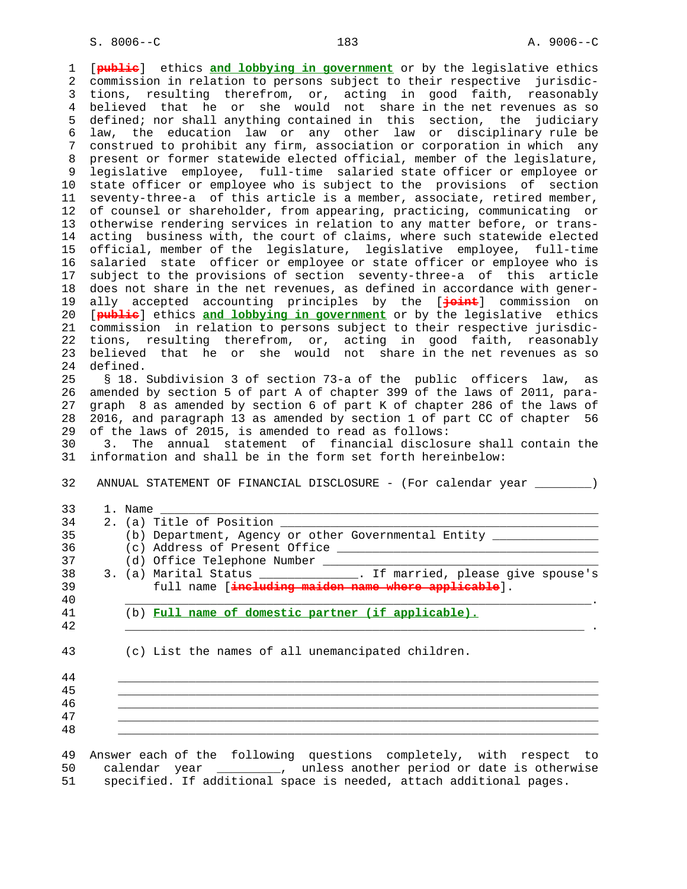[~~public~~] ethics **and lobbying in government** or by the legislative ethics commission in relation to persons subject to their respective jurisdictions, resulting therefrom, or, acting in good faith, reasonably believed that he or she would not share in the net revenues as so defined; nor shall anything contained in this section, the judiciary law, the education law or any other law or disciplinary rule be construed to prohibit any firm, association or corporation in which any present or former statewide elected official, member of the legislature, legislative employee, full-time salaried state officer or employee or state officer or employee who is subject to the provisions of section seventy-three-a of this article is a member, associate, retired member, of counsel or shareholder, from appearing, practicing, communicating or otherwise rendering services in relation to any matter before, or transacting business with, the court of claims, where such statewide elected official, member of the legislature, legislative employee, full-time salaried state officer or employee or state officer or employee who is subject to the provisions of section seventy-three-a of this article does not share in the net revenues, as defined in accordance with generally accepted accounting principles by the [~~joint~~] commission on [~~public~~] ethics **and lobbying in government** or by the legislative ethics commission in relation to persons subject to their respective jurisdictions, resulting therefrom, or, acting in good faith, reasonably believed that he or she would not share in the net revenues as so defined.

§ 18. Subdivision 3 of section 73-a of the public officers law, as amended by section 5 of part A of chapter 399 of the laws of 2011, paragraph 8 as amended by section 6 of part K of chapter 286 of the laws of 2016, and paragraph 13 as amended by section 1 of part CC of chapter 56 of the laws of 2015, is amended to read as follows:

3. The annual statement of financial disclosure shall contain the information and shall be in the form set forth hereinbelow:

ANNUAL STATEMENT OF FINANCIAL DISCLOSURE - (For calendar year ________)

1. Name ______________________________________________________________
2. (a) Title of Position ____________________________________________
   (b) Department, Agency or other Governmental Entity _______________
   (c) Address of Present Office ______________________________________
   (d) Office Telephone Number ________________________________________
3. (a) Marital Status ______________. If married, please give spouse's full name [~~including maiden name where applicable~~].
   ______________________________________________________________________.
   (b) **Full name of domestic partner (if applicable).**
   ______________________________________________________________________ .
   (c) List the names of all unemancipated children.
   ______________________________________________________________________
   ______________________________________________________________________
   ______________________________________________________________________
   ______________________________________________________________________
   ______________________________________________________________________

Answer each of the following questions completely, with respect to calendar year _________, unless another period or date is otherwise specified. If additional space is needed, attach additional pages.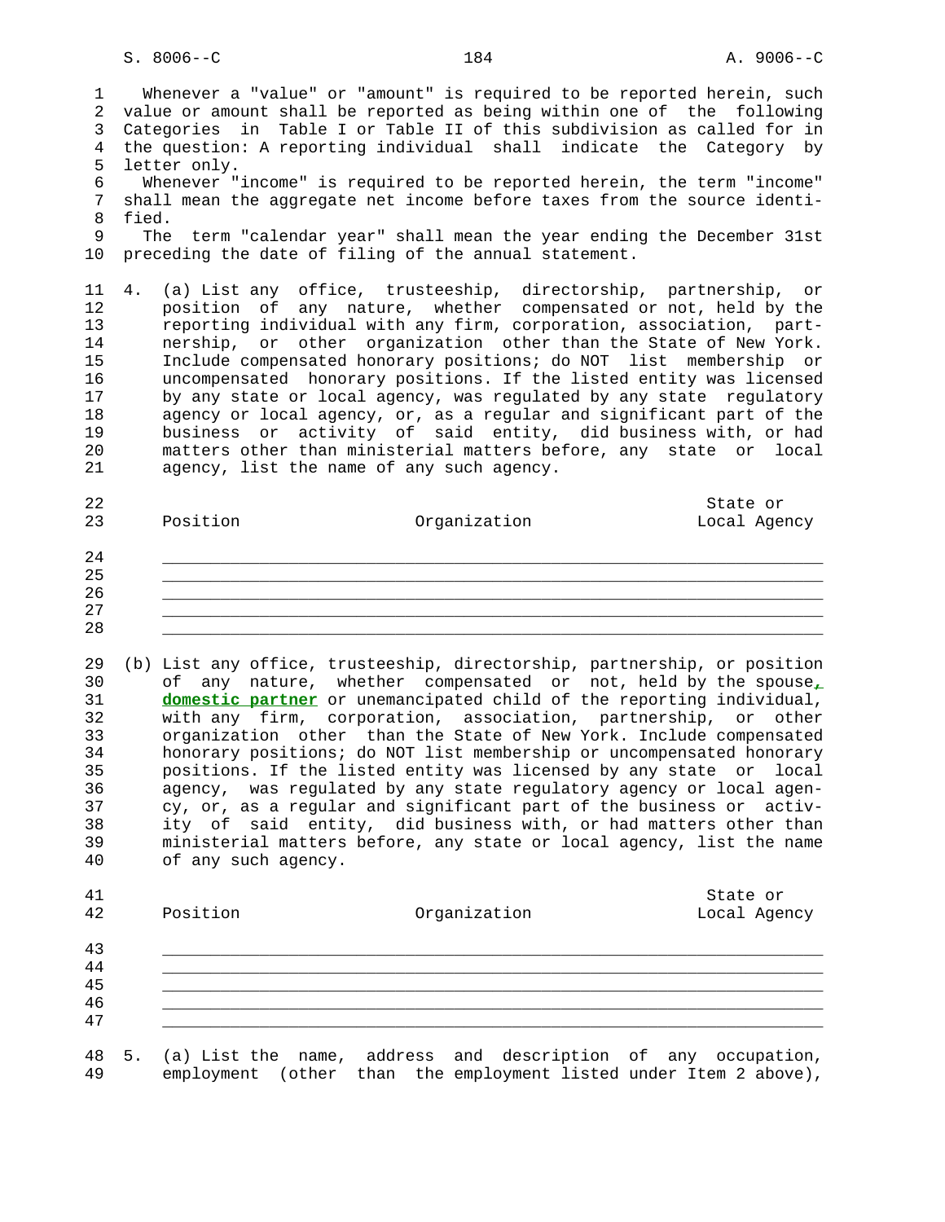Whenever a "value" or "amount" is required to be reported herein, such value or amount shall be reported as being within one of the following Categories in Table I or Table II of this subdivision as called for in the question: A reporting individual shall indicate the Category by letter only.

Whenever "income" is required to be reported herein, the term "income" shall mean the aggregate net income before taxes from the source identified.

The term "calendar year" shall mean the year ending the December 31st preceding the date of filing of the annual statement.

4. (a) List any office, trusteeship, directorship, partnership, or position of any nature, whether compensated or not, held by the reporting individual with any firm, corporation, association, partnership, or other organization other than the State of New York. Include compensated honorary positions; do NOT list membership or uncompensated honorary positions. If the listed entity was licensed by any state or local agency, was regulated by any state regulatory agency or local agency, or, as a regular and significant part of the business or activity of said entity, did business with, or had matters other than ministerial matters before, any state or local agency, list the name of any such agency.

| Position | Organization | State or Local Agency |
|---|---|---|
| | | |
| | | |
| | | |
| | | |
| | | |

(b) List any office, trusteeship, directorship, partnership, or position of any nature, whether compensated or not, held by the spouse**, domestic partner** or unemancipated child of the reporting individual, with any firm, corporation, association, partnership, or other organization other than the State of New York. Include compensated honorary positions; do NOT list membership or uncompensated honorary positions. If the listed entity was licensed by any state or local agency, was regulated by any state regulatory agency or local agency, or, as a regular and significant part of the business or activity of said entity, did business with, or had matters other than ministerial matters before, any state or local agency, list the name of any such agency.

| Position | Organization | State or Local Agency |
|---|---|---|
| | | |
| | | |
| | | |
| | | |
| | | |

5. (a) List the name, address and description of any occupation, employment (other than the employment listed under Item 2 above),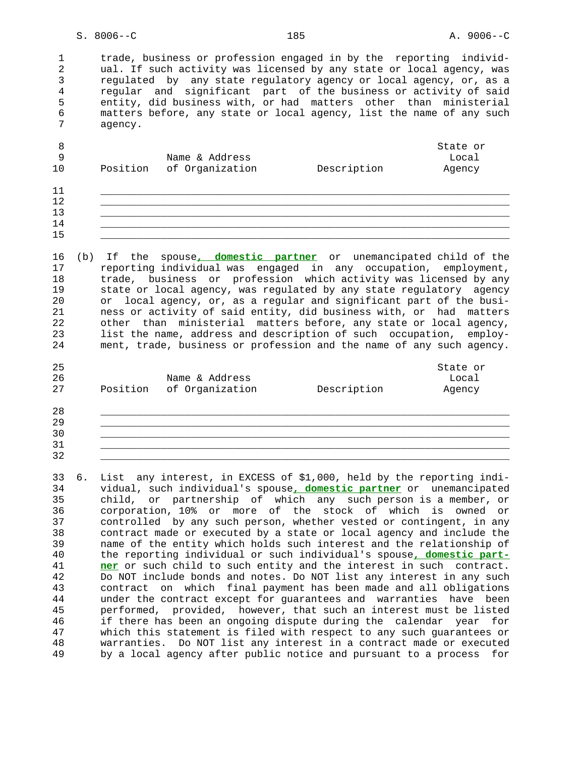trade, business or profession engaged in by the reporting individual. If such activity was licensed by any state or local agency, was regulated by any state regulatory agency or local agency, or, as a regular and significant part of the business or activity of said entity, did business with, or had matters other than ministerial matters before, any state or local agency, list the name of any such agency.

| Position | Name & Address of Organization | Description | State or Local Agency |
|---|---|---|---|
| | | | |
| | | | |
| | | | |
| | | | |
| | | | |

(b) If the spouse**, domestic partner** or unemancipated child of the reporting individual was engaged in any occupation, employment, trade, business or profession which activity was licensed by any state or local agency, was regulated by any state regulatory agency or local agency, or, as a regular and significant part of the business or activity of said entity, did business with, or had matters other than ministerial matters before, any state or local agency, list the name, address and description of such occupation, employment, trade, business or profession and the name of any such agency.

| Position | Name & Address of Organization | Description | State or Local Agency |
|---|---|---|---|
| | | | |
| | | | |
| | | | |
| | | | |
| | | | |

6. List any interest, in EXCESS of $1,000, held by the reporting individual, such individual's spouse**, domestic partner** or unemancipated child, or partnership of which any such person is a member, or corporation, 10% or more of the stock of which is owned or controlled by any such person, whether vested or contingent, in any contract made or executed by a state or local agency and include the name of the entity which holds such interest and the relationship of the reporting individual or such individual's spouse**, domestic partner** or such child to such entity and the interest in such contract. Do NOT include bonds and notes. Do NOT list any interest in any such contract on which final payment has been made and all obligations under the contract except for guarantees and warranties have been performed, provided, however, that such an interest must be listed if there has been an ongoing dispute during the calendar year for which this statement is filed with respect to any such guarantees or warranties. Do NOT list any interest in a contract made or executed by a local agency after public notice and pursuant to a process for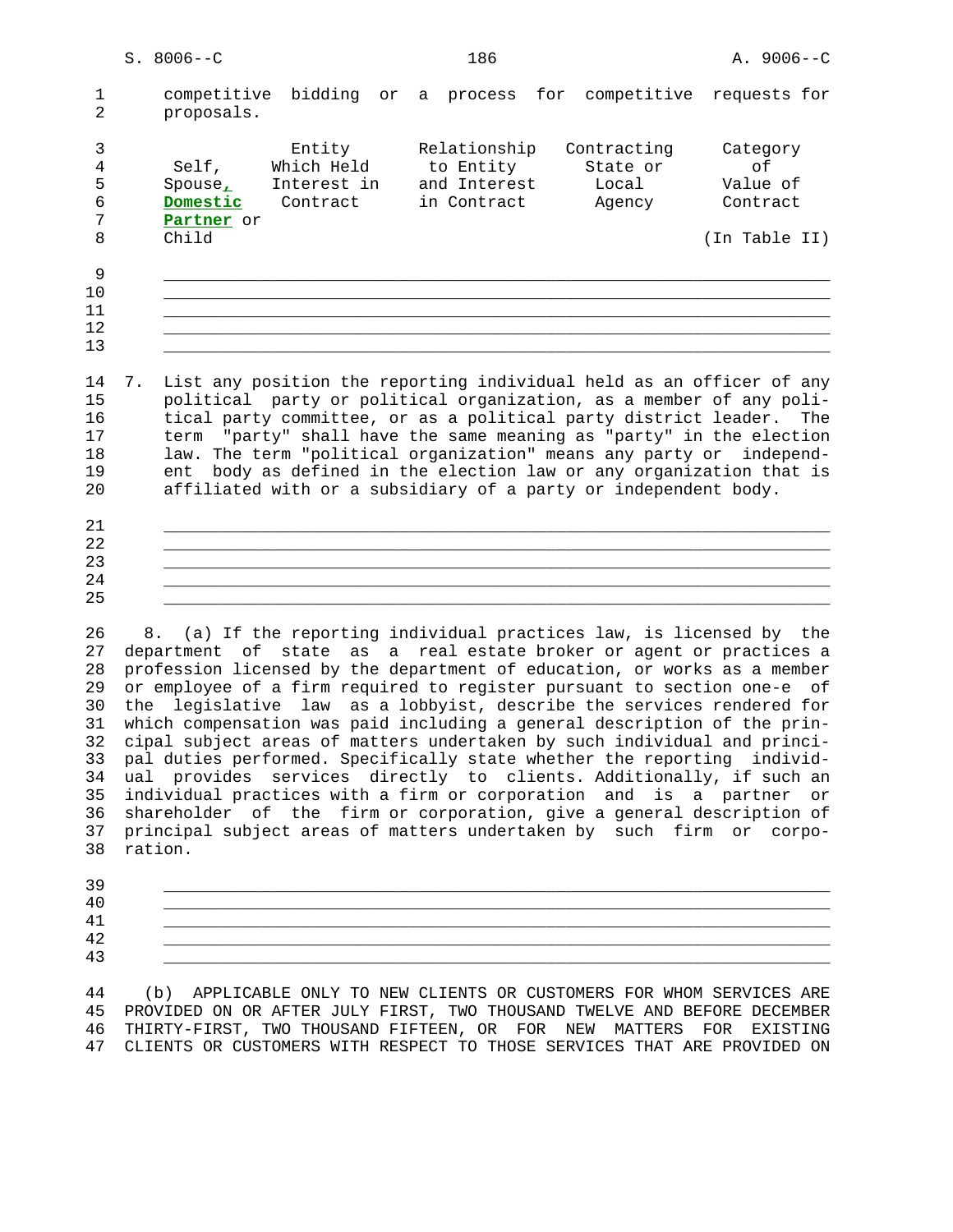competitive bidding or a process for competitive requests for proposals.

| Self, Spouse, **Domestic Partner** or Child | Entity Which Held Interest in Contract | Relationship to Entity and Interest in Contract | Contracting State or Local Agency | Category of Value of Contract (In Table II) |
|---|---|---|---|---|
| | | | | |
| | | | | |
| | | | | |
| | | | | |
| | | | | |

7. List any position the reporting individual held as an officer of any political party or political organization, as a member of any political party committee, or as a political party district leader. The term "party" shall have the same meaning as "party" in the election law. The term "political organization" means any party or independent body as defined in the election law or any organization that is affiliated with or a subsidiary of a party or independent body.

_______________________________________________________________________
_______________________________________________________________________
_______________________________________________________________________
_______________________________________________________________________
_______________________________________________________________________

8. (a) If the reporting individual practices law, is licensed by the department of state as a real estate broker or agent or practices a profession licensed by the department of education, or works as a member or employee of a firm required to register pursuant to section one-e of the legislative law as a lobbyist, describe the services rendered for which compensation was paid including a general description of the principal subject areas of matters undertaken by such individual and principal duties performed. Specifically state whether the reporting individual provides services directly to clients. Additionally, if such an individual practices with a firm or corporation and is a partner or shareholder of the firm or corporation, give a general description of principal subject areas of matters undertaken by such firm or corporation.

_______________________________________________________________________
_______________________________________________________________________
_______________________________________________________________________
_______________________________________________________________________
_______________________________________________________________________

(b) APPLICABLE ONLY TO NEW CLIENTS OR CUSTOMERS FOR WHOM SERVICES ARE PROVIDED ON OR AFTER JULY FIRST, TWO THOUSAND TWELVE AND BEFORE DECEMBER THIRTY-FIRST, TWO THOUSAND FIFTEEN, OR FOR NEW MATTERS FOR EXISTING CLIENTS OR CUSTOMERS WITH RESPECT TO THOSE SERVICES THAT ARE PROVIDED ON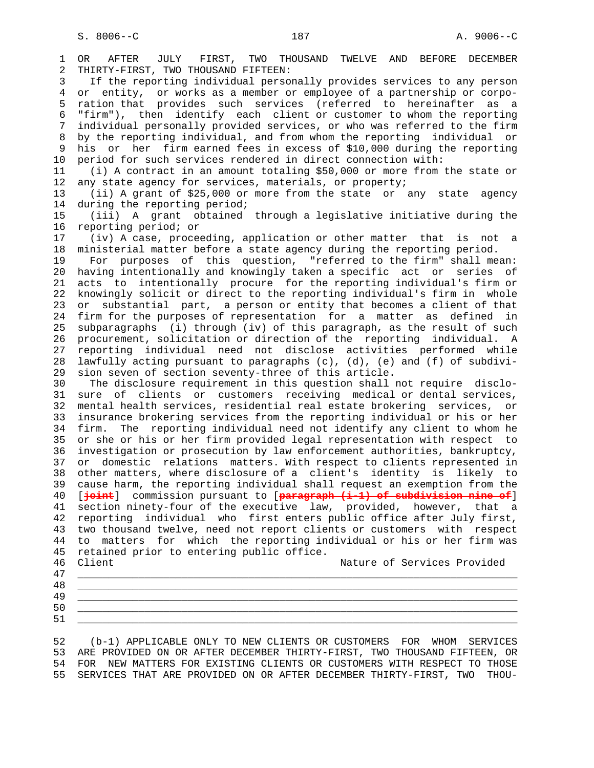OR AFTER JULY FIRST, TWO THOUSAND TWELVE AND BEFORE DECEMBER THIRTY-FIRST, TWO THOUSAND FIFTEEN:

If the reporting individual personally provides services to any person or entity, or works as a member or employee of a partnership or corporation that provides such services (referred to hereinafter as a "firm"), then identify each client or customer to whom the reporting individual personally provided services, or who was referred to the firm by the reporting individual, and from whom the reporting individual or his or her firm earned fees in excess of $10,000 during the reporting period for such services rendered in direct connection with:

(i) A contract in an amount totaling $50,000 or more from the state or any state agency for services, materials, or property;

(ii) A grant of $25,000 or more from the state or any state agency during the reporting period;

(iii) A grant obtained through a legislative initiative during the reporting period; or

(iv) A case, proceeding, application or other matter that is not a ministerial matter before a state agency during the reporting period.

For purposes of this question, "referred to the firm" shall mean: having intentionally and knowingly taken a specific act or series of acts to intentionally procure for the reporting individual's firm or knowingly solicit or direct to the reporting individual's firm in whole or substantial part, a person or entity that becomes a client of that firm for the purposes of representation for a matter as defined in subparagraphs (i) through (iv) of this paragraph, as the result of such procurement, solicitation or direction of the reporting individual. A reporting individual need not disclose activities performed while lawfully acting pursuant to paragraphs (c), (d), (e) and (f) of subdivision seven of section seventy-three of this article.

The disclosure requirement in this question shall not require disclosure of clients or customers receiving medical or dental services, mental health services, residential real estate brokering services, or insurance brokering services from the reporting individual or his or her firm. The reporting individual need not identify any client to whom he or she or his or her firm provided legal representation with respect to investigation or prosecution by law enforcement authorities, bankruptcy, or domestic relations matters. With respect to clients represented in other matters, where disclosure of a client's identity is likely to cause harm, the reporting individual shall request an exemption from the [~~joint~~] commission pursuant to [~~paragraph (i-1) of subdivision nine of~~] section ninety-four of the executive law, provided, however, that a reporting individual who first enters public office after July first, two thousand twelve, need not report clients or customers with respect to matters for which the reporting individual or his or her firm was retained prior to entering public office.

Client                                                        Nature of Services Provided

______________________________________________________________________
______________________________________________________________________
______________________________________________________________________
______________________________________________________________________
______________________________________________________________________

(b-1) APPLICABLE ONLY TO NEW CLIENTS OR CUSTOMERS FOR WHOM SERVICES ARE PROVIDED ON OR AFTER DECEMBER THIRTY-FIRST, TWO THOUSAND FIFTEEN, OR FOR NEW MATTERS FOR EXISTING CLIENTS OR CUSTOMERS WITH RESPECT TO THOSE SERVICES THAT ARE PROVIDED ON OR AFTER DECEMBER THIRTY-FIRST, TWO THOU-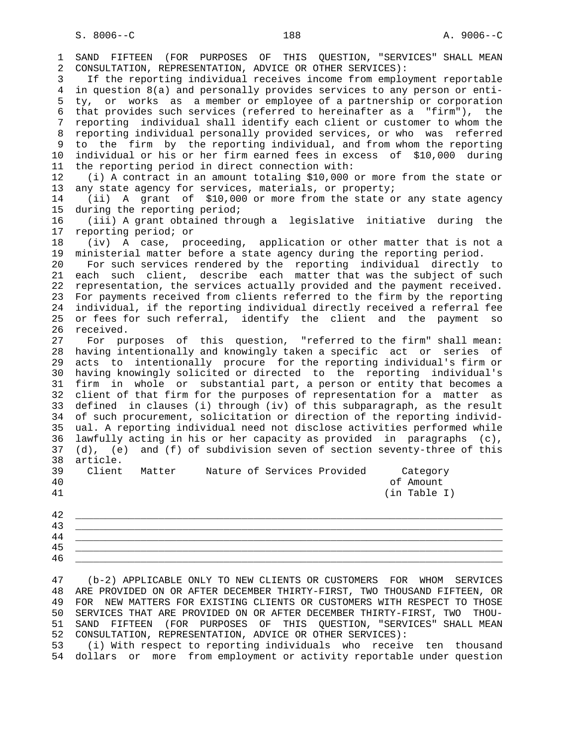SAND FIFTEEN (FOR PURPOSES OF THIS QUESTION, "SERVICES" SHALL MEAN CONSULTATION, REPRESENTATION, ADVICE OR OTHER SERVICES):

If the reporting individual receives income from employment reportable in question 8(a) and personally provides services to any person or entity, or works as a member or employee of a partnership or corporation that provides such services (referred to hereinafter as a "firm"), the reporting individual shall identify each client or customer to whom the reporting individual personally provided services, or who was referred to the firm by the reporting individual, and from whom the reporting individual or his or her firm earned fees in excess of $10,000 during the reporting period in direct connection with:

(i) A contract in an amount totaling $10,000 or more from the state or any state agency for services, materials, or property;

(ii) A grant of $10,000 or more from the state or any state agency during the reporting period;

(iii) A grant obtained through a legislative initiative during the reporting period; or

(iv) A case, proceeding, application or other matter that is not a ministerial matter before a state agency during the reporting period.

For such services rendered by the reporting individual directly to each such client, describe each matter that was the subject of such representation, the services actually provided and the payment received. For payments received from clients referred to the firm by the reporting individual, if the reporting individual directly received a referral fee or fees for such referral, identify the client and the payment so received.

For purposes of this question, "referred to the firm" shall mean: having intentionally and knowingly taken a specific act or series of acts to intentionally procure for the reporting individual's firm or having knowingly solicited or directed to the reporting individual's firm in whole or substantial part, a person or entity that becomes a client of that firm for the purposes of representation for a matter as defined in clauses (i) through (iv) of this subparagraph, as the result of such procurement, solicitation or direction of the reporting individual. A reporting individual need not disclose activities performed while lawfully acting in his or her capacity as provided in paragraphs (c), (d), (e) and (f) of subdivision seven of section seventy-three of this article.

| Client | Matter | Nature of Services Provided | Category of Amount (in Table I) |
|---|---|---|---|
| | | | |
| | | | |
| | | | |
| | | | |
| | | | |

(b-2) APPLICABLE ONLY TO NEW CLIENTS OR CUSTOMERS FOR WHOM SERVICES ARE PROVIDED ON OR AFTER DECEMBER THIRTY-FIRST, TWO THOUSAND FIFTEEN, OR FOR NEW MATTERS FOR EXISTING CLIENTS OR CUSTOMERS WITH RESPECT TO THOSE SERVICES THAT ARE PROVIDED ON OR AFTER DECEMBER THIRTY-FIRST, TWO THOUSAND FIFTEEN (FOR PURPOSES OF THIS QUESTION, "SERVICES" SHALL MEAN CONSULTATION, REPRESENTATION, ADVICE OR OTHER SERVICES):

(i) With respect to reporting individuals who receive ten thousand dollars or more from employment or activity reportable under question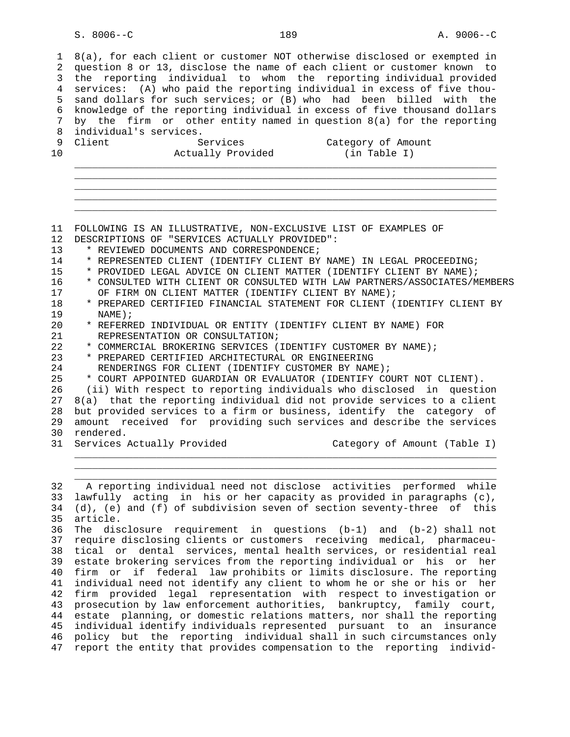8(a), for each client or customer NOT otherwise disclosed or exempted in question 8 or 13, disclose the name of each client or customer known to the reporting individual to whom the reporting individual provided services: (A) who paid the reporting individual in excess of five thousand dollars for such services; or (B) who had been billed with the knowledge of the reporting individual in excess of five thousand dollars by the firm or other entity named in question 8(a) for the reporting individual's services.

| Client | Services Actually Provided | Category of Amount (in Table I) |
|---|---|---|
| | | |
| | | |
| | | |
| | | |
| | | |

FOLLOWING IS AN ILLUSTRATIVE, NON-EXCLUSIVE LIST OF EXAMPLES OF DESCRIPTIONS OF "SERVICES ACTUALLY PROVIDED":

* REVIEWED DOCUMENTS AND CORRESPONDENCE;
* REPRESENTED CLIENT (IDENTIFY CLIENT BY NAME) IN LEGAL PROCEEDING;
* PROVIDED LEGAL ADVICE ON CLIENT MATTER (IDENTIFY CLIENT BY NAME);
* CONSULTED WITH CLIENT OR CONSULTED WITH LAW PARTNERS/ASSOCIATES/MEMBERS OF FIRM ON CLIENT MATTER (IDENTIFY CLIENT BY NAME);
* PREPARED CERTIFIED FINANCIAL STATEMENT FOR CLIENT (IDENTIFY CLIENT BY NAME);
* REFERRED INDIVIDUAL OR ENTITY (IDENTIFY CLIENT BY NAME) FOR REPRESENTATION OR CONSULTATION;
* COMMERCIAL BROKERING SERVICES (IDENTIFY CUSTOMER BY NAME);
* PREPARED CERTIFIED ARCHITECTURAL OR ENGINEERING RENDERINGS FOR CLIENT (IDENTIFY CUSTOMER BY NAME);
* COURT APPOINTED GUARDIAN OR EVALUATOR (IDENTIFY COURT NOT CLIENT).

(ii) With respect to reporting individuals who disclosed in question 8(a) that the reporting individual did not provide services to a client but provided services to a firm or business, identify the category of amount received for providing such services and describe the services rendered.

| Services Actually Provided | Category of Amount (Table I) |
|---|---|
| | |
| | |
| | |

A reporting individual need not disclose activities performed while lawfully acting in his or her capacity as provided in paragraphs (c), (d), (e) and (f) of subdivision seven of section seventy-three of this article.

The disclosure requirement in questions (b-1) and (b-2) shall not require disclosing clients or customers receiving medical, pharmaceutical or dental services, mental health services, or residential real estate brokering services from the reporting individual or his or her firm or if federal law prohibits or limits disclosure. The reporting individual need not identify any client to whom he or she or his or her firm provided legal representation with respect to investigation or prosecution by law enforcement authorities, bankruptcy, family court, estate planning, or domestic relations matters, nor shall the reporting individual identify individuals represented pursuant to an insurance policy but the reporting individual shall in such circumstances only report the entity that provides compensation to the reporting individ-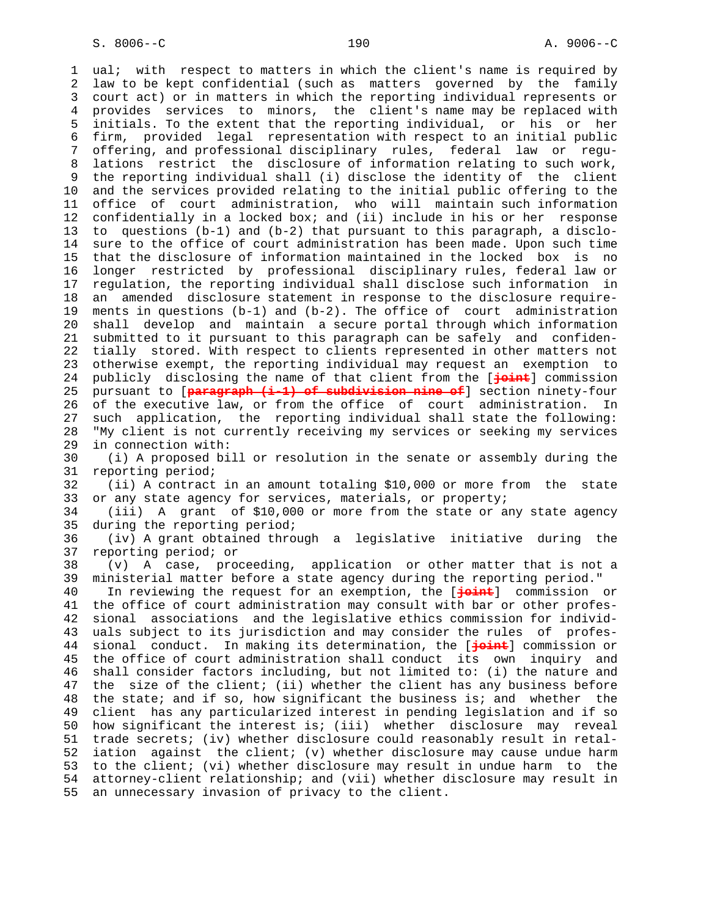ual; with respect to matters in which the client's name is required by law to be kept confidential (such as matters governed by the family court act) or in matters in which the reporting individual represents or provides services to minors, the client's name may be replaced with initials. To the extent that the reporting individual, or his or her firm, provided legal representation with respect to an initial public offering, and professional disciplinary rules, federal law or regulations restrict the disclosure of information relating to such work, the reporting individual shall (i) disclose the identity of the client and the services provided relating to the initial public offering to the office of court administration, who will maintain such information confidentially in a locked box; and (ii) include in his or her response to questions (b-1) and (b-2) that pursuant to this paragraph, a disclosure to the office of court administration has been made. Upon such time that the disclosure of information maintained in the locked box is no longer restricted by professional disciplinary rules, federal law or regulation, the reporting individual shall disclose such information in an amended disclosure statement in response to the disclosure requirements in questions (b-1) and (b-2). The office of court administration shall develop and maintain a secure portal through which information submitted to it pursuant to this paragraph can be safely and confidentially stored. With respect to clients represented in other matters not otherwise exempt, the reporting individual may request an exemption to publicly disclosing the name of that client from the [~~joint~~] commission pursuant to [~~paragraph (i-1) of subdivision nine of~~] section ninety-four of the executive law, or from the office of court administration. In such application, the reporting individual shall state the following: "My client is not currently receiving my services or seeking my services in connection with:

(i) A proposed bill or resolution in the senate or assembly during the reporting period;

(ii) A contract in an amount totaling $10,000 or more from the state or any state agency for services, materials, or property;

(iii) A grant of $10,000 or more from the state or any state agency during the reporting period;

(iv) A grant obtained through a legislative initiative during the reporting period; or

(v) A case, proceeding, application or other matter that is not a ministerial matter before a state agency during the reporting period."

In reviewing the request for an exemption, the [~~joint~~] commission or the office of court administration may consult with bar or other professional associations and the legislative ethics commission for individuals subject to its jurisdiction and may consider the rules of professional conduct. In making its determination, the [~~joint~~] commission or the office of court administration shall conduct its own inquiry and shall consider factors including, but not limited to: (i) the nature and the size of the client; (ii) whether the client has any business before the state; and if so, how significant the business is; and whether the client has any particularized interest in pending legislation and if so how significant the interest is; (iii) whether disclosure may reveal trade secrets; (iv) whether disclosure could reasonably result in retaliation against the client; (v) whether disclosure may cause undue harm to the client; (vi) whether disclosure may result in undue harm to the attorney-client relationship; and (vii) whether disclosure may result in an unnecessary invasion of privacy to the client.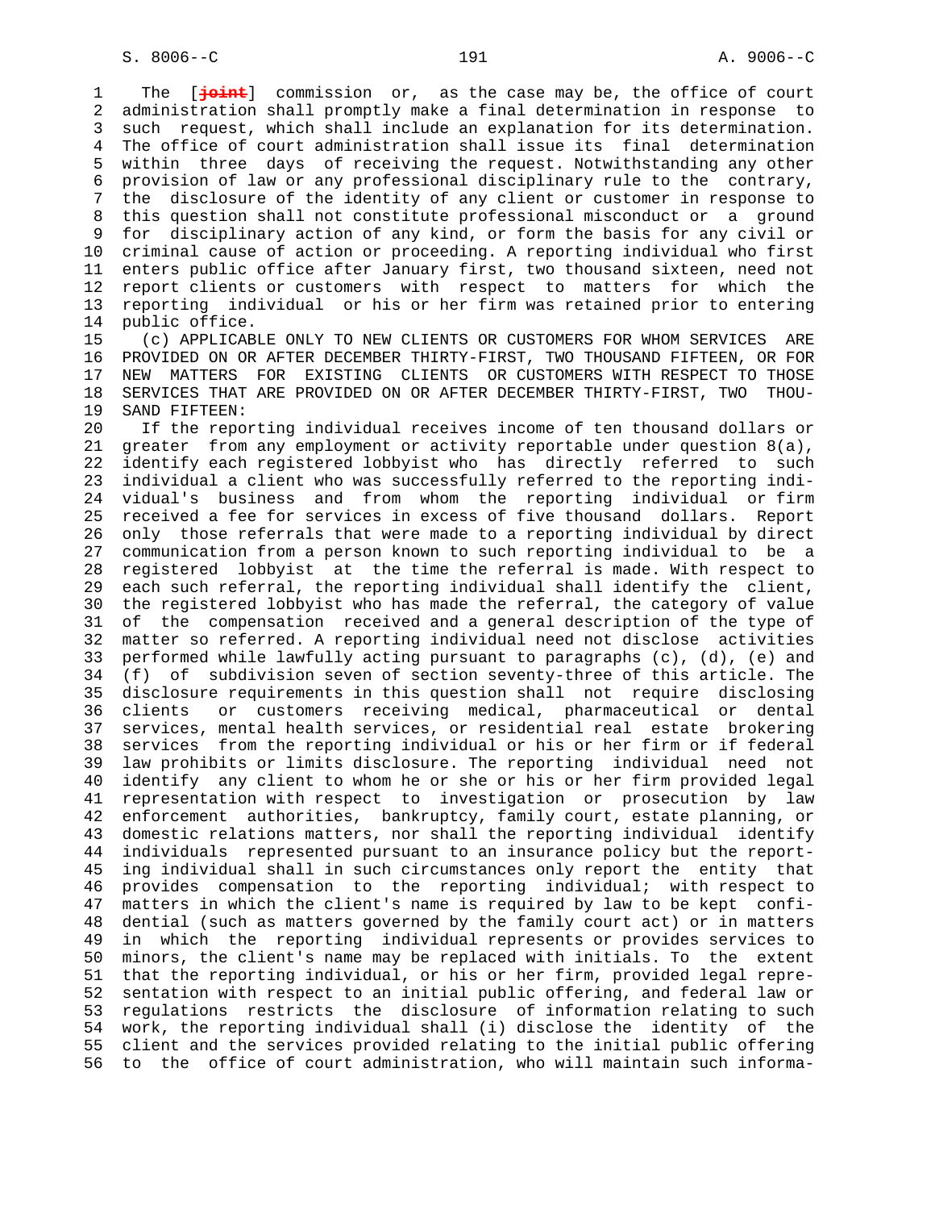The [~~joint~~] commission or, as the case may be, the office of court administration shall promptly make a final determination in response to such request, which shall include an explanation for its determination. The office of court administration shall issue its final determination within three days of receiving the request. Notwithstanding any other provision of law or any professional disciplinary rule to the contrary, the disclosure of the identity of any client or customer in response to this question shall not constitute professional misconduct or a ground for disciplinary action of any kind, or form the basis for any civil or criminal cause of action or proceeding. A reporting individual who first enters public office after January first, two thousand sixteen, need not report clients or customers with respect to matters for which the reporting individual or his or her firm was retained prior to entering public office.

(c) APPLICABLE ONLY TO NEW CLIENTS OR CUSTOMERS FOR WHOM SERVICES ARE PROVIDED ON OR AFTER DECEMBER THIRTY-FIRST, TWO THOUSAND FIFTEEN, OR FOR NEW MATTERS FOR EXISTING CLIENTS OR CUSTOMERS WITH RESPECT TO THOSE SERVICES THAT ARE PROVIDED ON OR AFTER DECEMBER THIRTY-FIRST, TWO THOUSAND FIFTEEN:

If the reporting individual receives income of ten thousand dollars or greater from any employment or activity reportable under question 8(a), identify each registered lobbyist who has directly referred to such individual a client who was successfully referred to the reporting individual's business and from whom the reporting individual or firm received a fee for services in excess of five thousand dollars. Report only those referrals that were made to a reporting individual by direct communication from a person known to such reporting individual to be a registered lobbyist at the time the referral is made. With respect to each such referral, the reporting individual shall identify the client, the registered lobbyist who has made the referral, the category of value of the compensation received and a general description of the type of matter so referred. A reporting individual need not disclose activities performed while lawfully acting pursuant to paragraphs (c), (d), (e) and (f) of subdivision seven of section seventy-three of this article. The disclosure requirements in this question shall not require disclosing clients or customers receiving medical, pharmaceutical or dental services, mental health services, or residential real estate brokering services from the reporting individual or his or her firm or if federal law prohibits or limits disclosure. The reporting individual need not identify any client to whom he or she or his or her firm provided legal representation with respect to investigation or prosecution by law enforcement authorities, bankruptcy, family court, estate planning, or domestic relations matters, nor shall the reporting individual identify individuals represented pursuant to an insurance policy but the reporting individual shall in such circumstances only report the entity that provides compensation to the reporting individual; with respect to matters in which the client's name is required by law to be kept confidential (such as matters governed by the family court act) or in matters in which the reporting individual represents or provides services to minors, the client's name may be replaced with initials. To the extent that the reporting individual, or his or her firm, provided legal representation with respect to an initial public offering, and federal law or regulations restricts the disclosure of information relating to such work, the reporting individual shall (i) disclose the identity of the client and the services provided relating to the initial public offering to the office of court administration, who will maintain such informa-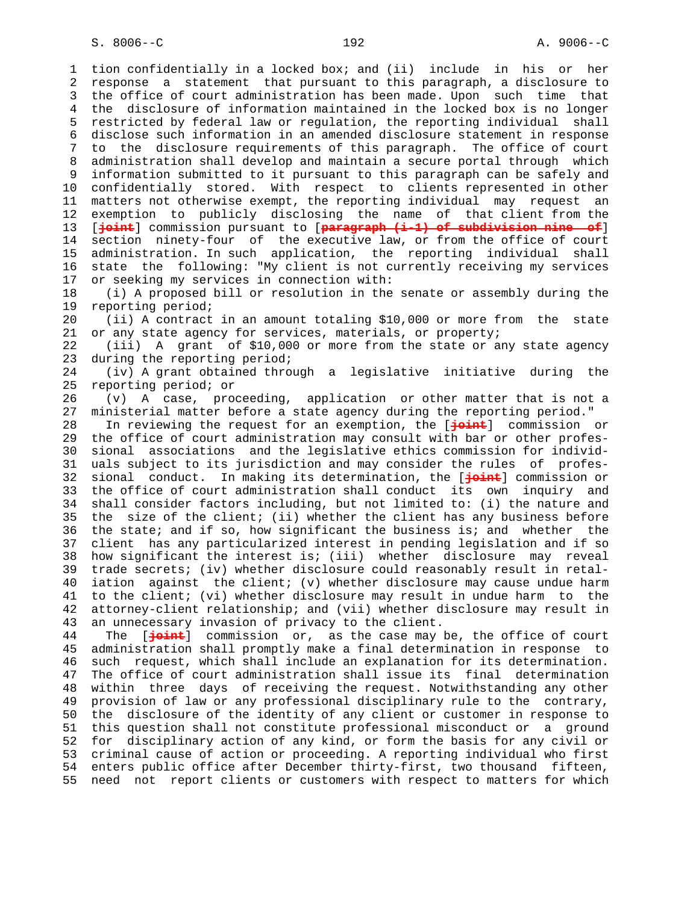tion confidentially in a locked box; and (ii) include in his or her response a statement that pursuant to this paragraph, a disclosure to the office of court administration has been made. Upon such time that the disclosure of information maintained in the locked box is no longer restricted by federal law or regulation, the reporting individual shall disclose such information in an amended disclosure statement in response to the disclosure requirements of this paragraph. The office of court administration shall develop and maintain a secure portal through which information submitted to it pursuant to this paragraph can be safely and confidentially stored. With respect to clients represented in other matters not otherwise exempt, the reporting individual may request an exemption to publicly disclosing the name of that client from the [~~joint~~] commission pursuant to [~~paragraph (i-1) of subdivision nine of~~] section ninety-four of the executive law, or from the office of court administration. In such application, the reporting individual shall state the following: "My client is not currently receiving my services or seeking my services in connection with:

(i) A proposed bill or resolution in the senate or assembly during the reporting period;

(ii) A contract in an amount totaling $10,000 or more from the state or any state agency for services, materials, or property;

(iii) A grant of $10,000 or more from the state or any state agency during the reporting period;

(iv) A grant obtained through a legislative initiative during the reporting period; or

(v) A case, proceeding, application or other matter that is not a ministerial matter before a state agency during the reporting period."

In reviewing the request for an exemption, the [~~joint~~] commission or the office of court administration may consult with bar or other professional associations and the legislative ethics commission for individuals subject to its jurisdiction and may consider the rules of professional conduct. In making its determination, the [~~joint~~] commission or the office of court administration shall conduct its own inquiry and shall consider factors including, but not limited to: (i) the nature and the size of the client; (ii) whether the client has any business before the state; and if so, how significant the business is; and whether the client has any particularized interest in pending legislation and if so how significant the interest is; (iii) whether disclosure may reveal trade secrets; (iv) whether disclosure could reasonably result in retaliation against the client; (v) whether disclosure may cause undue harm to the client; (vi) whether disclosure may result in undue harm to the attorney-client relationship; and (vii) whether disclosure may result in an unnecessary invasion of privacy to the client.

The [~~joint~~] commission or, as the case may be, the office of court administration shall promptly make a final determination in response to such request, which shall include an explanation for its determination. The office of court administration shall issue its final determination within three days of receiving the request. Notwithstanding any other provision of law or any professional disciplinary rule to the contrary, the disclosure of the identity of any client or customer in response to this question shall not constitute professional misconduct or a ground for disciplinary action of any kind, or form the basis for any civil or criminal cause of action or proceeding. A reporting individual who first enters public office after December thirty-first, two thousand fifteen, need not report clients or customers with respect to matters for which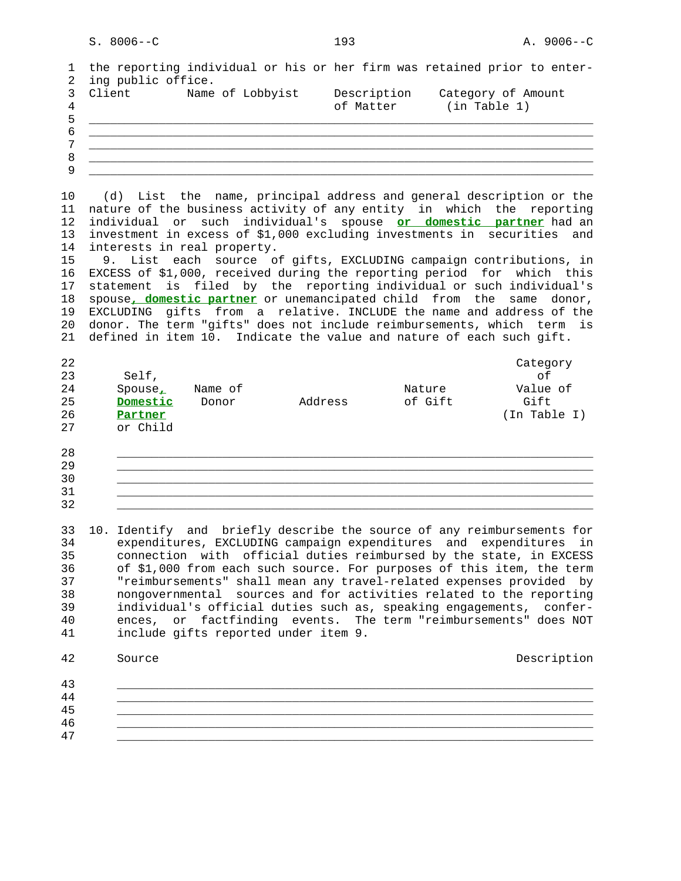the reporting individual or his or her firm was retained prior to entering public office.

| Client | Name of Lobbyist | Description of Matter | Category of Amount (in Table 1) |
|---|---|---|---|
| | | | |
| | | | |
| | | | |
| | | | |
| | | | |

(d) List the name, principal address and general description or the nature of the business activity of any entity in which the reporting individual or such individual's spouse **or domestic partner** had an investment in excess of $1,000 excluding investments in securities and interests in real property.

9. List each source of gifts, EXCLUDING campaign contributions, in EXCESS of $1,000, received during the reporting period for which this statement is filed by the reporting individual or such individual's spouse**, domestic partner** or unemancipated child from the same donor, EXCLUDING gifts from a relative. INCLUDE the name and address of the donor. The term "gifts" does not include reimbursements, which term is defined in item 10. Indicate the value and nature of each such gift.

| Self, Spouse**,** **Domestic Partner** or Child | Name of Donor | Address | Nature of Gift | Category of Value of Gift (In Table I) |
|---|---|---|---|---|
| | | | | |
| | | | | |
| | | | | |
| | | | | |
| | | | | |

10. Identify and briefly describe the source of any reimbursements for expenditures, EXCLUDING campaign expenditures and expenditures in connection with official duties reimbursed by the state, in EXCESS of $1,000 from each such source. For purposes of this item, the term "reimbursements" shall mean any travel-related expenses provided by nongovernmental sources and for activities related to the reporting individual's official duties such as, speaking engagements, conferences, or factfinding events. The term "reimbursements" does NOT include gifts reported under item 9.

| Source | Description |
|---|---|
| | |
| | |
| | |
| | |
| | |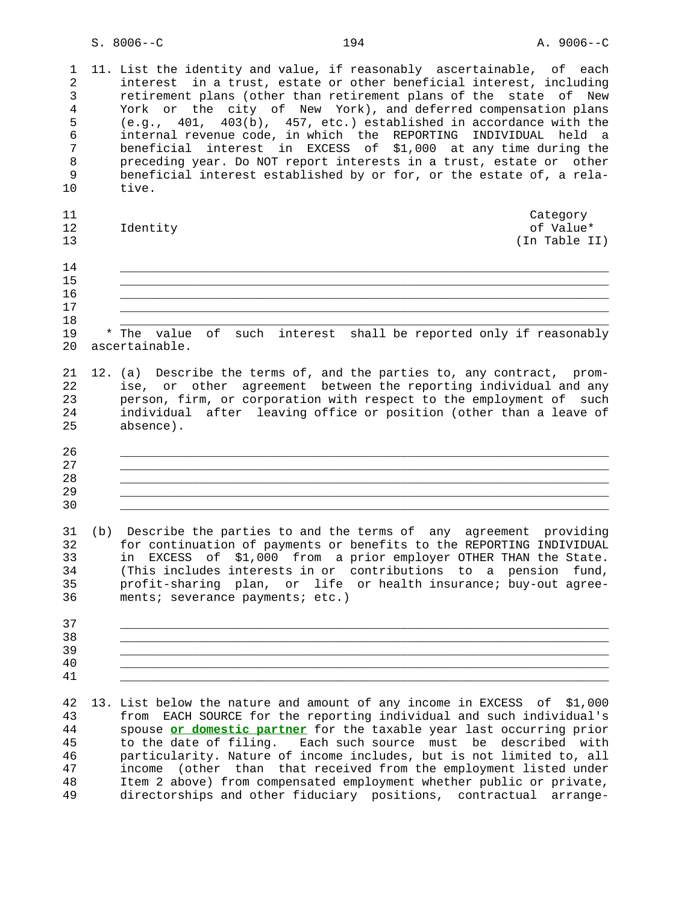11. List the identity and value, if reasonably ascertainable, of each interest in a trust, estate or other beneficial interest, including retirement plans (other than retirement plans of the state of New York or the city of New York), and deferred compensation plans (e.g., 401, 403(b), 457, etc.) established in accordance with the internal revenue code, in which the REPORTING INDIVIDUAL held a beneficial interest in EXCESS of $1,000 at any time during the preceding year. Do NOT report interests in a trust, estate or other beneficial interest established by or for, or the estate of, a relative.

| Identity | Category of Value* (In Table II) |
|---|---|
| ________________________________ | |
| ________________________________ | |
| ________________________________ | |
| ________________________________ | |
| ________________________________ | |

* The value of such interest shall be reported only if reasonably ascertainable.

12. (a) Describe the terms of, and the parties to, any contract, promise, or other agreement between the reporting individual and any person, firm, or corporation with respect to the employment of such individual after leaving office or position (other than a leave of absence).

________________________________________________________________
________________________________________________________________
________________________________________________________________
________________________________________________________________
________________________________________________________________

(b) Describe the parties to and the terms of any agreement providing for continuation of payments or benefits to the REPORTING INDIVIDUAL in EXCESS of $1,000 from a prior employer OTHER THAN the State. (This includes interests in or contributions to a pension fund, profit-sharing plan, or life or health insurance; buy-out agreements; severance payments; etc.)

________________________________________________________________
________________________________________________________________
________________________________________________________________
________________________________________________________________
________________________________________________________________

13. List below the nature and amount of any income in EXCESS of $1,000 from EACH SOURCE for the reporting individual and such individual's spouse **or domestic partner** for the taxable year last occurring prior to the date of filing. Each such source must be described with particularity. Nature of income includes, but is not limited to, all income (other than that received from the employment listed under Item 2 above) from compensated employment whether public or private, directorships and other fiduciary positions, contractual arrange-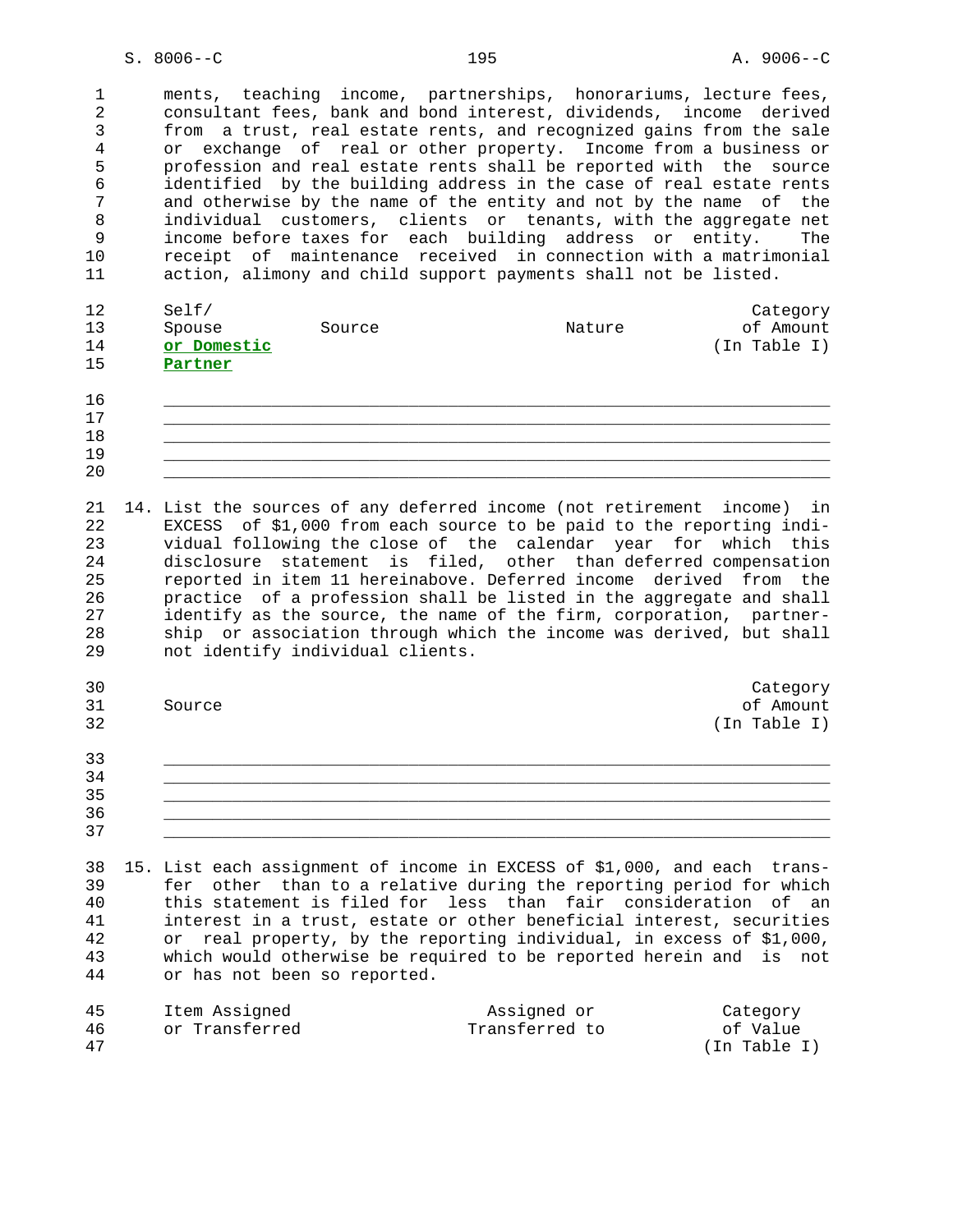ments, teaching income, partnerships, honorariums, lecture fees, consultant fees, bank and bond interest, dividends, income derived from a trust, real estate rents, and recognized gains from the sale or exchange of real or other property. Income from a business or profession and real estate rents shall be reported with the source identified by the building address in the case of real estate rents and otherwise by the name of the entity and not by the name of the individual customers, clients or tenants, with the aggregate net income before taxes for each building address or entity. The receipt of maintenance received in connection with a matrimonial action, alimony and child support payments shall not be listed.

| Self/ Spouse **or Domestic Partner** | Source | Nature | Category of Amount (In Table I) |
|---|---|---|---|
| | | | |
| | | | |
| | | | |
| | | | |
| | | | |

14. List the sources of any deferred income (not retirement income) in EXCESS of $1,000 from each source to be paid to the reporting individual following the close of the calendar year for which this disclosure statement is filed, other than deferred compensation reported in item 11 hereinabove. Deferred income derived from the practice of a profession shall be listed in the aggregate and shall identify as the source, the name of the firm, corporation, partnership or association through which the income was derived, but shall not identify individual clients.

| Source | Category of Amount (In Table I) |
|---|---|
| | |
| | |
| | |
| | |
| | |

15. List each assignment of income in EXCESS of $1,000, and each transfer other than to a relative during the reporting period for which this statement is filed for less than fair consideration of an interest in a trust, estate or other beneficial interest, securities or real property, by the reporting individual, in excess of $1,000, which would otherwise be required to be reported herein and is not or has not been so reported.

| Item Assigned or Transferred | Assigned or Transferred to | Category of Value (In Table I) |
|---|---|---|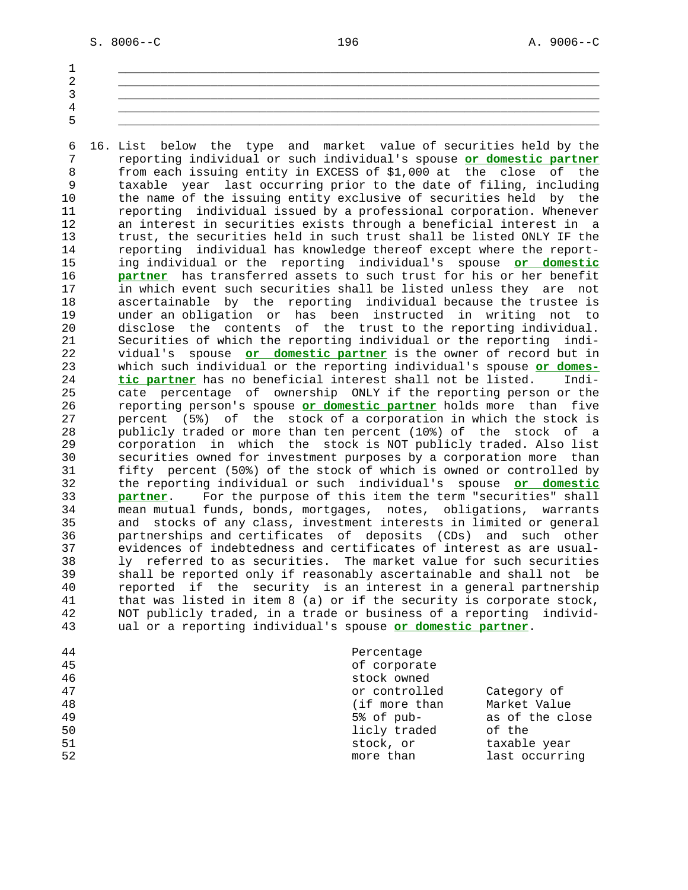\_\_\_\_\_\_\_\_\_\_\_\_\_\_\_\_\_\_\_\_\_\_\_\_\_\_\_\_\_\_\_\_\_\_\_\_\_\_\_\_\_\_\_\_\_\_\_\_\_\_\_\_\_\_\_\_\_\_\_\_\_\_\_\_\_\_\_\_

\_\_\_\_\_\_\_\_\_\_\_\_\_\_\_\_\_\_\_\_\_\_\_\_\_\_\_\_\_\_\_\_\_\_\_\_\_\_\_\_\_\_\_\_\_\_\_\_\_\_\_\_\_\_\_\_\_\_\_\_\_\_\_\_\_\_\_\_

\_\_\_\_\_\_\_\_\_\_\_\_\_\_\_\_\_\_\_\_\_\_\_\_\_\_\_\_\_\_\_\_\_\_\_\_\_\_\_\_\_\_\_\_\_\_\_\_\_\_\_\_\_\_\_\_\_\_\_\_\_\_\_\_\_\_\_\_

\_\_\_\_\_\_\_\_\_\_\_\_\_\_\_\_\_\_\_\_\_\_\_\_\_\_\_\_\_\_\_\_\_\_\_\_\_\_\_\_\_\_\_\_\_\_\_\_\_\_\_\_\_\_\_\_\_\_\_\_\_\_\_\_\_\_\_\_

\_\_\_\_\_\_\_\_\_\_\_\_\_\_\_\_\_\_\_\_\_\_\_\_\_\_\_\_\_\_\_\_\_\_\_\_\_\_\_\_\_\_\_\_\_\_\_\_\_\_\_\_\_\_\_\_\_\_\_\_\_\_\_\_\_\_\_\_

16. List below the type and market value of securities held by the reporting individual or such individual's spouse **or domestic partner** from each issuing entity in EXCESS of $1,000 at the close of the taxable year last occurring prior to the date of filing, including the name of the issuing entity exclusive of securities held by the reporting individual issued by a professional corporation. Whenever an interest in securities exists through a beneficial interest in a trust, the securities held in such trust shall be listed ONLY IF the reporting individual has knowledge thereof except where the reporting individual or the reporting individual's spouse **or domestic partner** has transferred assets to such trust for his or her benefit in which event such securities shall be listed unless they are not ascertainable by the reporting individual because the trustee is under an obligation or has been instructed in writing not to disclose the contents of the trust to the reporting individual. Securities of which the reporting individual or the reporting individual's spouse **or domestic partner** is the owner of record but in which such individual or the reporting individual's spouse **or domestic partner** has no beneficial interest shall not be listed. Indicate percentage of ownership ONLY if the reporting person or the reporting person's spouse **or domestic partner** holds more than five percent (5%) of the stock of a corporation in which the stock is publicly traded or more than ten percent (10%) of the stock of a corporation in which the stock is NOT publicly traded. Also list securities owned for investment purposes by a corporation more than fifty percent (50%) of the stock of which is owned or controlled by the reporting individual or such individual's spouse **or domestic partner**. For the purpose of this item the term "securities" shall mean mutual funds, bonds, mortgages, notes, obligations, warrants and stocks of any class, investment interests in limited or general partnerships and certificates of deposits (CDs) and such other evidences of indebtedness and certificates of interest as are usually referred to as securities. The market value for such securities shall be reported only if reasonably ascertainable and shall not be reported if the security is an interest in a general partnership that was listed in item 8 (a) or if the security is corporate stock, NOT publicly traded, in a trade or business of a reporting individual or a reporting individual's spouse **or domestic partner**.

| Percentage of corporate stock owned or controlled (if more than 5% of publicly traded stock, or more than | Category of Market Value as of the close of the taxable year last occurring |
|---|---|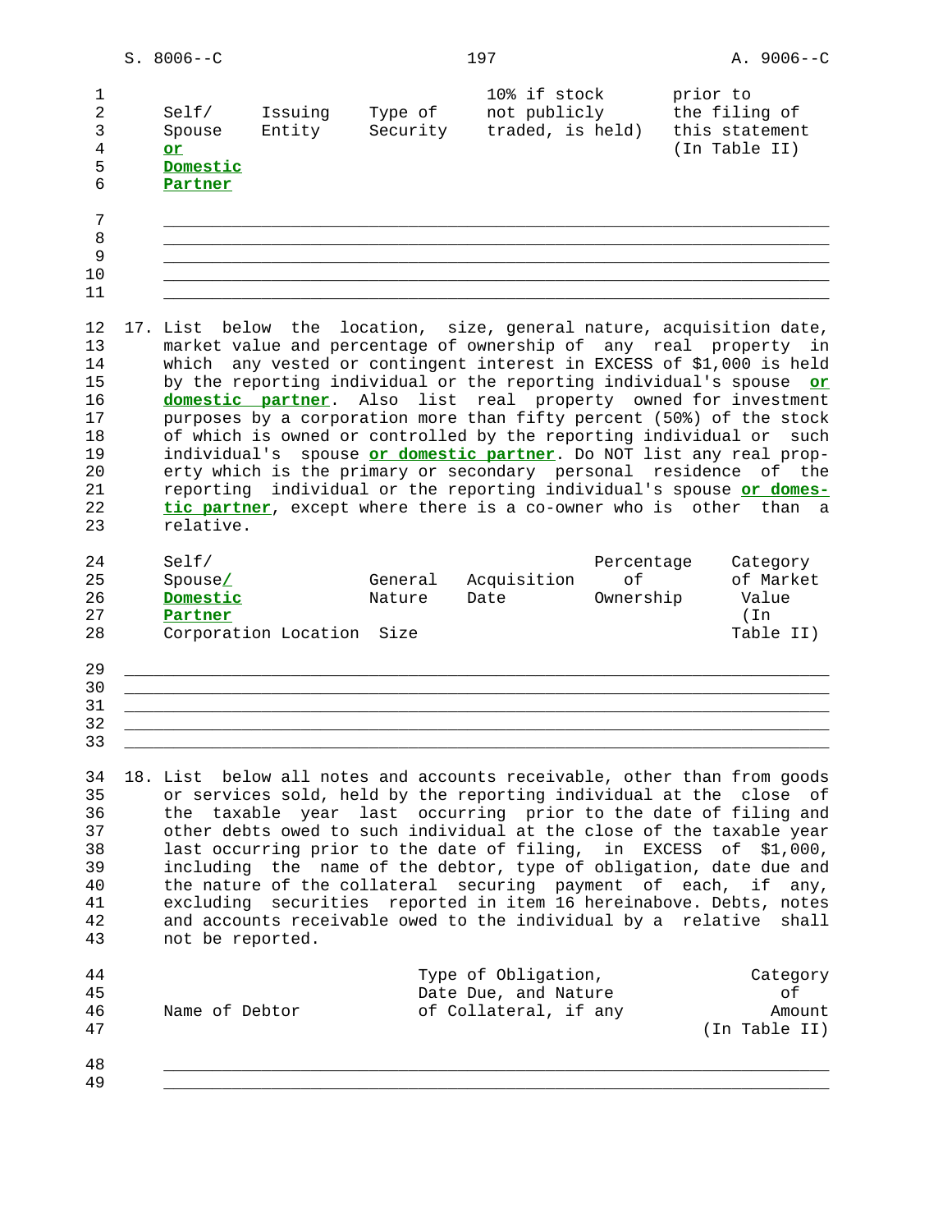| Self/ Spouse **or Domestic Partner** | Issuing Entity | Type of Security | 10% if stock not publicly traded, is held) | prior to the filing of this statement (In Table II) |
|---|---|---|---|---|
| | | | | |
| | | | | |
| | | | | |
| | | | | |
| | | | | |

17. List below the location, size, general nature, acquisition date, market value and percentage of ownership of any real property in which any vested or contingent interest in EXCESS of $1,000 is held by the reporting individual or the reporting individual's spouse **or domestic partner**. Also list real property owned for investment purposes by a corporation more than fifty percent (50%) of the stock of which is owned or controlled by the reporting individual or such individual's spouse **or domestic partner**. Do NOT list any real property which is the primary or secondary personal residence of the reporting individual or the reporting individual's spouse **or domestic partner**, except where there is a co-owner who is other than a relative.

| Self/ Spouse**/ Domestic Partner** Corporation | Location | General Nature Size | Acquisition Date | Percentage of Ownership | Category of Market Value (In Table II) |
|---|---|---|---|---|---|
| | | | | | |
| | | | | | |
| | | | | | |
| | | | | | |
| | | | | | |

18. List below all notes and accounts receivable, other than from goods or services sold, held by the reporting individual at the close of the taxable year last occurring prior to the date of filing and other debts owed to such individual at the close of the taxable year last occurring prior to the date of filing, in EXCESS of $1,000, including the name of the debtor, type of obligation, date due and the nature of the collateral securing payment of each, if any, excluding securities reported in item 16 hereinabove. Debts, notes and accounts receivable owed to the individual by a relative shall not be reported.

| Name of Debtor | Type of Obligation, Date Due, and Nature of Collateral, if any | Category of Amount (In Table II) |
|---|---|---|
| | | |
| | | |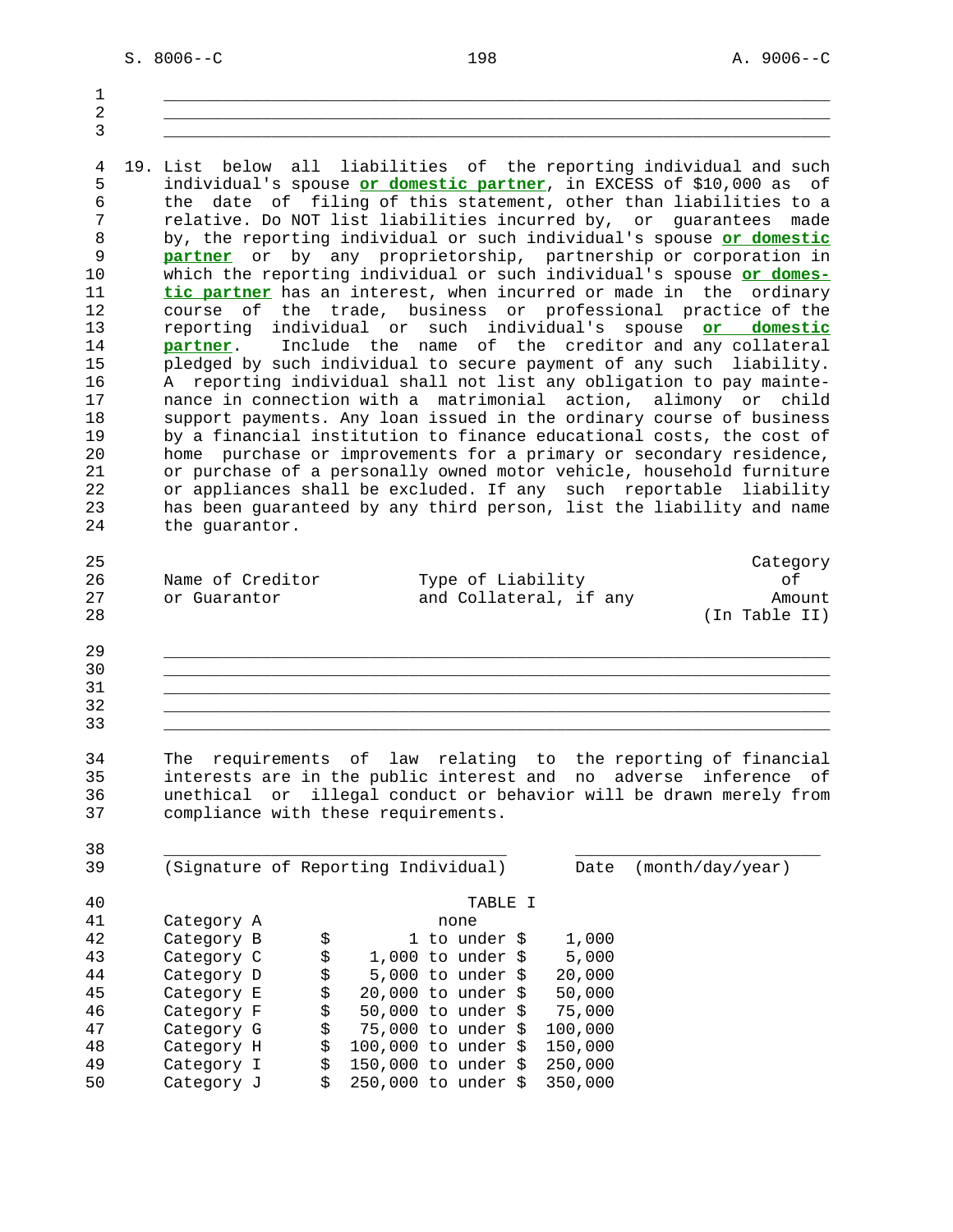\_\_\_\_\_\_\_\_\_\_\_\_\_\_\_\_\_\_\_\_\_\_\_\_\_\_\_\_\_\_\_\_\_\_\_\_\_\_\_\_\_\_\_\_\_\_\_\_\_\_\_\_\_\_\_\_\_\_\_\_\_\_\_\_\_\_\_\_

\_\_\_\_\_\_\_\_\_\_\_\_\_\_\_\_\_\_\_\_\_\_\_\_\_\_\_\_\_\_\_\_\_\_\_\_\_\_\_\_\_\_\_\_\_\_\_\_\_\_\_\_\_\_\_\_\_\_\_\_\_\_\_\_\_\_\_\_

\_\_\_\_\_\_\_\_\_\_\_\_\_\_\_\_\_\_\_\_\_\_\_\_\_\_\_\_\_\_\_\_\_\_\_\_\_\_\_\_\_\_\_\_\_\_\_\_\_\_\_\_\_\_\_\_\_\_\_\_\_\_\_\_\_\_\_\_

19. List below all liabilities of the reporting individual and such individual's spouse **or domestic partner**, in EXCESS of $10,000 as of the date of filing of this statement, other than liabilities to a relative. Do NOT list liabilities incurred by, or guarantees made by, the reporting individual or such individual's spouse **or domestic partner** or by any proprietorship, partnership or corporation in which the reporting individual or such individual's spouse **or domestic partner** has an interest, when incurred or made in the ordinary course of the trade, business or professional practice of the reporting individual or such individual's spouse **or domestic partner**. Include the name of the creditor and any collateral pledged by such individual to secure payment of any such liability. A reporting individual shall not list any obligation to pay maintenance in connection with a matrimonial action, alimony or child support payments. Any loan issued in the ordinary course of business by a financial institution to finance educational costs, the cost of home purchase or improvements for a primary or secondary residence, or purchase of a personally owned motor vehicle, household furniture or appliances shall be excluded. If any such reportable liability has been guaranteed by any third person, list the liability and name the guarantor.

| Name of Creditor or Guarantor | Type of Liability and Collateral, if any | Category of Amount (In Table II) |
|---|---|---|
| | | |
| | | |
| | | |
| | | |
| | | |

The requirements of law relating to the reporting of financial interests are in the public interest and no adverse inference of unethical or illegal conduct or behavior will be drawn merely from compliance with these requirements.

\_\_\_\_\_\_\_\_\_\_\_\_\_\_\_\_\_\_\_\_\_\_\_\_\_\_\_\_\_\_\_\_\_\_\_ &nbsp;&nbsp;&nbsp;&nbsp; \_\_\_\_\_\_\_\_\_\_\_\_\_\_\_\_\_\_\_\_\_\_\_\_\_

(Signature of Reporting Individual) &nbsp;&nbsp;&nbsp;&nbsp; Date (month/day/year)

TABLE I

| Category | Amount |
|---|---|
| Category A | none |
| Category B | $ 1 to under $ 1,000 |
| Category C | $ 1,000 to under $ 5,000 |
| Category D | $ 5,000 to under $ 20,000 |
| Category E | $ 20,000 to under $ 50,000 |
| Category F | $ 50,000 to under $ 75,000 |
| Category G | $ 75,000 to under $ 100,000 |
| Category H | $ 100,000 to under $ 150,000 |
| Category I | $ 150,000 to under $ 250,000 |
| Category J | $ 250,000 to under $ 350,000 |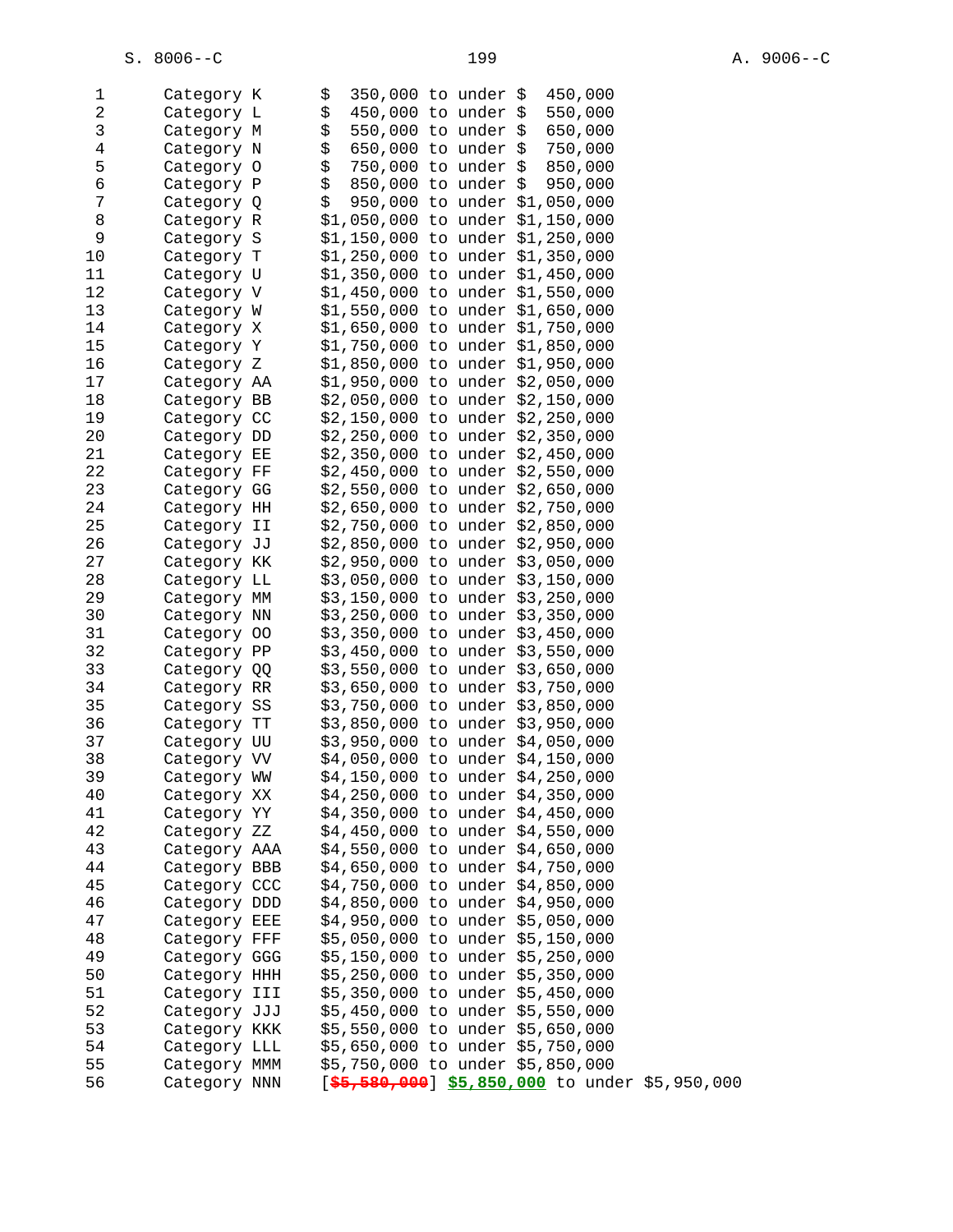| | |
|---|---|
| Category K | $  350,000 to under $  450,000 |
| Category L | $  450,000 to under $  550,000 |
| Category M | $  550,000 to under $  650,000 |
| Category N | $  650,000 to under $  750,000 |
| Category O | $  750,000 to under $  850,000 |
| Category P | $  850,000 to under $  950,000 |
| Category Q | $  950,000 to under $1,050,000 |
| Category R | $1,050,000 to under $1,150,000 |
| Category S | $1,150,000 to under $1,250,000 |
| Category T | $1,250,000 to under $1,350,000 |
| Category U | $1,350,000 to under $1,450,000 |
| Category V | $1,450,000 to under $1,550,000 |
| Category W | $1,550,000 to under $1,650,000 |
| Category X | $1,650,000 to under $1,750,000 |
| Category Y | $1,750,000 to under $1,850,000 |
| Category Z | $1,850,000 to under $1,950,000 |
| Category AA | $1,950,000 to under $2,050,000 |
| Category BB | $2,050,000 to under $2,150,000 |
| Category CC | $2,150,000 to under $2,250,000 |
| Category DD | $2,250,000 to under $2,350,000 |
| Category EE | $2,350,000 to under $2,450,000 |
| Category FF | $2,450,000 to under $2,550,000 |
| Category GG | $2,550,000 to under $2,650,000 |
| Category HH | $2,650,000 to under $2,750,000 |
| Category II | $2,750,000 to under $2,850,000 |
| Category JJ | $2,850,000 to under $2,950,000 |
| Category KK | $2,950,000 to under $3,050,000 |
| Category LL | $3,050,000 to under $3,150,000 |
| Category MM | $3,150,000 to under $3,250,000 |
| Category NN | $3,250,000 to under $3,350,000 |
| Category OO | $3,350,000 to under $3,450,000 |
| Category PP | $3,450,000 to under $3,550,000 |
| Category QQ | $3,550,000 to under $3,650,000 |
| Category RR | $3,650,000 to under $3,750,000 |
| Category SS | $3,750,000 to under $3,850,000 |
| Category TT | $3,850,000 to under $3,950,000 |
| Category UU | $3,950,000 to under $4,050,000 |
| Category VV | $4,050,000 to under $4,150,000 |
| Category WW | $4,150,000 to under $4,250,000 |
| Category XX | $4,250,000 to under $4,350,000 |
| Category YY | $4,350,000 to under $4,450,000 |
| Category ZZ | $4,450,000 to under $4,550,000 |
| Category AAA | $4,550,000 to under $4,650,000 |
| Category BBB | $4,650,000 to under $4,750,000 |
| Category CCC | $4,750,000 to under $4,850,000 |
| Category DDD | $4,850,000 to under $4,950,000 |
| Category EEE | $4,950,000 to under $5,050,000 |
| Category FFF | $5,050,000 to under $5,150,000 |
| Category GGG | $5,150,000 to under $5,250,000 |
| Category HHH | $5,250,000 to under $5,350,000 |
| Category III | $5,350,000 to under $5,450,000 |
| Category JJJ | $5,450,000 to under $5,550,000 |
| Category KKK | $5,550,000 to under $5,650,000 |
| Category LLL | $5,650,000 to under $5,750,000 |
| Category MMM | $5,750,000 to under $5,850,000 |
| Category NNN | [~~$5,580,000~~] **$5,850,000** to under $5,950,000 |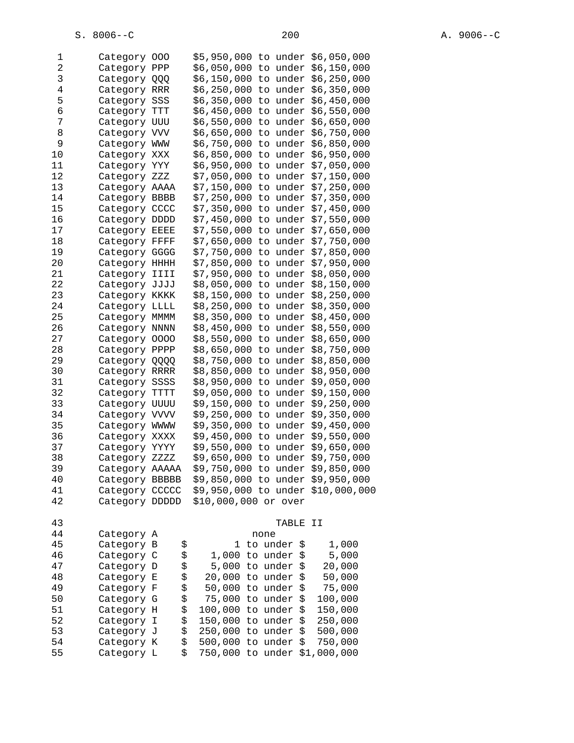| | |
|---|---|
| Category OOO | $5,950,000 to under $6,050,000 |
| Category PPP | $6,050,000 to under $6,150,000 |
| Category QQQ | $6,150,000 to under $6,250,000 |
| Category RRR | $6,250,000 to under $6,350,000 |
| Category SSS | $6,350,000 to under $6,450,000 |
| Category TTT | $6,450,000 to under $6,550,000 |
| Category UUU | $6,550,000 to under $6,650,000 |
| Category VVV | $6,650,000 to under $6,750,000 |
| Category WWW | $6,750,000 to under $6,850,000 |
| Category XXX | $6,850,000 to under $6,950,000 |
| Category YYY | $6,950,000 to under $7,050,000 |
| Category ZZZ | $7,050,000 to under $7,150,000 |
| Category AAAA | $7,150,000 to under $7,250,000 |
| Category BBBB | $7,250,000 to under $7,350,000 |
| Category CCCC | $7,350,000 to under $7,450,000 |
| Category DDDD | $7,450,000 to under $7,550,000 |
| Category EEEE | $7,550,000 to under $7,650,000 |
| Category FFFF | $7,650,000 to under $7,750,000 |
| Category GGGG | $7,750,000 to under $7,850,000 |
| Category HHHH | $7,850,000 to under $7,950,000 |
| Category IIII | $7,950,000 to under $8,050,000 |
| Category JJJJ | $8,050,000 to under $8,150,000 |
| Category KKKK | $8,150,000 to under $8,250,000 |
| Category LLLL | $8,250,000 to under $8,350,000 |
| Category MMMM | $8,350,000 to under $8,450,000 |
| Category NNNN | $8,450,000 to under $8,550,000 |
| Category OOOO | $8,550,000 to under $8,650,000 |
| Category PPPP | $8,650,000 to under $8,750,000 |
| Category QQQQ | $8,750,000 to under $8,850,000 |
| Category RRRR | $8,850,000 to under $8,950,000 |
| Category SSSS | $8,950,000 to under $9,050,000 |
| Category TTTT | $9,050,000 to under $9,150,000 |
| Category UUUU | $9,150,000 to under $9,250,000 |
| Category VVVV | $9,250,000 to under $9,350,000 |
| Category WWWW | $9,350,000 to under $9,450,000 |
| Category XXXX | $9,450,000 to under $9,550,000 |
| Category YYYY | $9,550,000 to under $9,650,000 |
| Category ZZZZ | $9,650,000 to under $9,750,000 |
| Category AAAAA | $9,750,000 to under $9,850,000 |
| Category BBBBB | $9,850,000 to under $9,950,000 |
| Category CCCCC | $9,950,000 to under $10,000,000 |
| Category DDDDD | $10,000,000 or over |

TABLE II

| | |
|---|---|
| Category A | none |
| Category B | $ 1 to under $ 1,000 |
| Category C | $ 1,000 to under $ 5,000 |
| Category D | $ 5,000 to under $ 20,000 |
| Category E | $ 20,000 to under $ 50,000 |
| Category F | $ 50,000 to under $ 75,000 |
| Category G | $ 75,000 to under $ 100,000 |
| Category H | $ 100,000 to under $ 150,000 |
| Category I | $ 150,000 to under $ 250,000 |
| Category J | $ 250,000 to under $ 500,000 |
| Category K | $ 500,000 to under $ 750,000 |
| Category L | $ 750,000 to under $1,000,000 |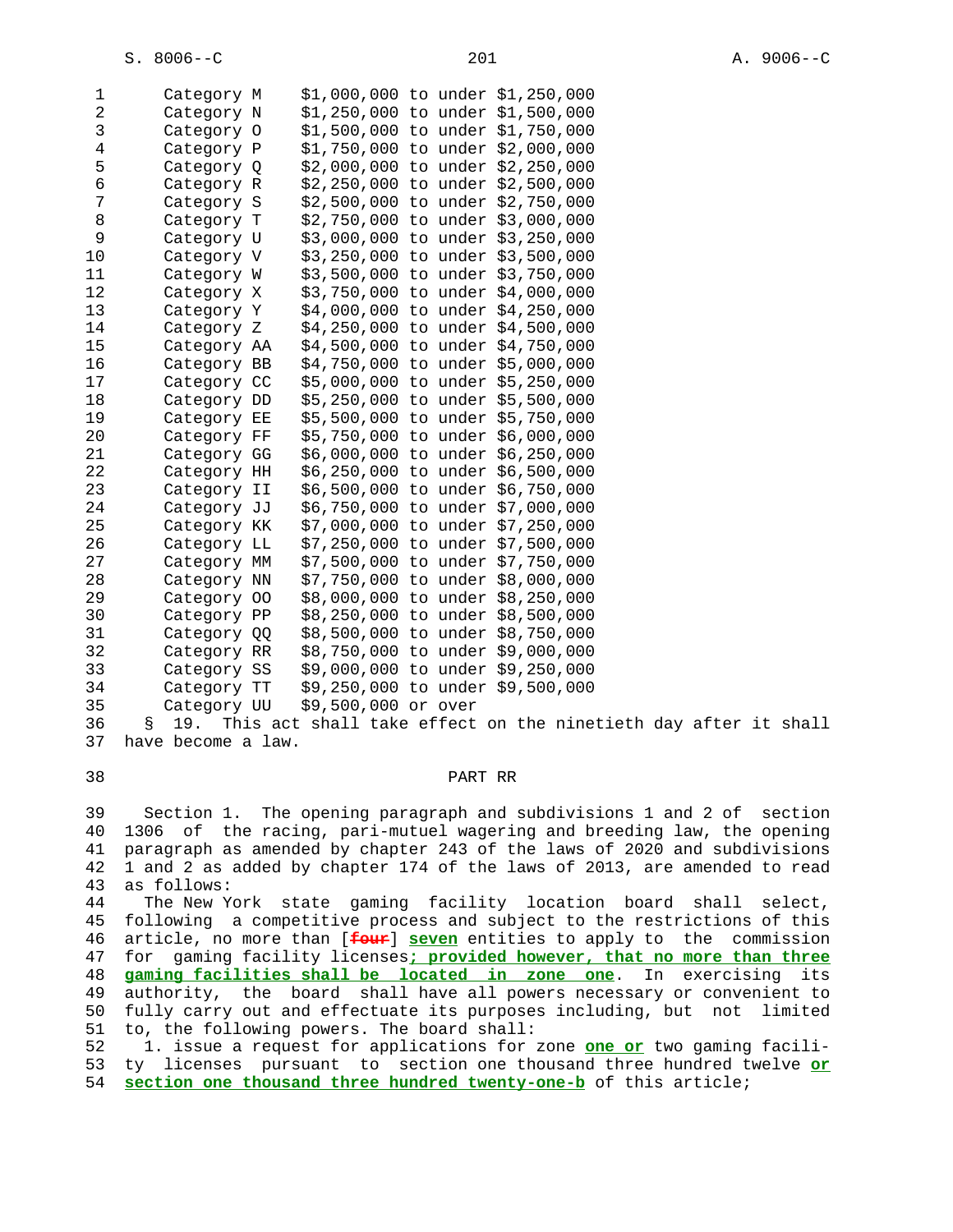| | |
|---|---|
| Category M | $1,000,000 to under $1,250,000 |
| Category N | $1,250,000 to under $1,500,000 |
| Category O | $1,500,000 to under $1,750,000 |
| Category P | $1,750,000 to under $2,000,000 |
| Category Q | $2,000,000 to under $2,250,000 |
| Category R | $2,250,000 to under $2,500,000 |
| Category S | $2,500,000 to under $2,750,000 |
| Category T | $2,750,000 to under $3,000,000 |
| Category U | $3,000,000 to under $3,250,000 |
| Category V | $3,250,000 to under $3,500,000 |
| Category W | $3,500,000 to under $3,750,000 |
| Category X | $3,750,000 to under $4,000,000 |
| Category Y | $4,000,000 to under $4,250,000 |
| Category Z | $4,250,000 to under $4,500,000 |
| Category AA | $4,500,000 to under $4,750,000 |
| Category BB | $4,750,000 to under $5,000,000 |
| Category CC | $5,000,000 to under $5,250,000 |
| Category DD | $5,250,000 to under $5,500,000 |
| Category EE | $5,500,000 to under $5,750,000 |
| Category FF | $5,750,000 to under $6,000,000 |
| Category GG | $6,000,000 to under $6,250,000 |
| Category HH | $6,250,000 to under $6,500,000 |
| Category II | $6,500,000 to under $6,750,000 |
| Category JJ | $6,750,000 to under $7,000,000 |
| Category KK | $7,000,000 to under $7,250,000 |
| Category LL | $7,250,000 to under $7,500,000 |
| Category MM | $7,500,000 to under $7,750,000 |
| Category NN | $7,750,000 to under $8,000,000 |
| Category OO | $8,000,000 to under $8,250,000 |
| Category PP | $8,250,000 to under $8,500,000 |
| Category QQ | $8,500,000 to under $8,750,000 |
| Category RR | $8,750,000 to under $9,000,000 |
| Category SS | $9,000,000 to under $9,250,000 |
| Category TT | $9,250,000 to under $9,500,000 |
| Category UU | $9,500,000 or over |

§ 19. This act shall take effect on the ninetieth day after it shall have become a law.

## PART RR

Section 1. The opening paragraph and subdivisions 1 and 2 of section 1306 of the racing, pari-mutuel wagering and breeding law, the opening paragraph as amended by chapter 243 of the laws of 2020 and subdivisions 1 and 2 as added by chapter 174 of the laws of 2013, are amended to read as follows:

The New York state gaming facility location board shall select, following a competitive process and subject to the restrictions of this article, no more than [~~four~~] **seven** entities to apply to the commission for gaming facility licenses**; provided however, that no more than three gaming facilities shall be located in zone one**. In exercising its authority, the board shall have all powers necessary or convenient to fully carry out and effectuate its purposes including, but not limited to, the following powers. The board shall:

1. issue a request for applications for zone **one or** two gaming facility licenses pursuant to section one thousand three hundred twelve **or section one thousand three hundred twenty-one-b** of this article;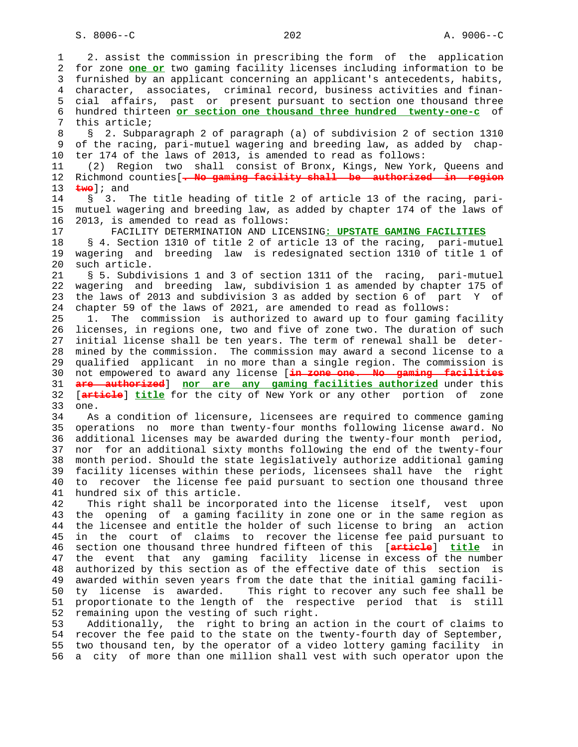2. assist the commission in prescribing the form of the application for zone **one or** two gaming facility licenses including information to be furnished by an applicant concerning an applicant's antecedents, habits, character, associates, criminal record, business activities and financial affairs, past or present pursuant to section one thousand three hundred thirteen **or section one thousand three hundred twenty-one-c** of this article;

§ 2. Subparagraph 2 of paragraph (a) of subdivision 2 of section 1310 of the racing, pari-mutuel wagering and breeding law, as added by chapter 174 of the laws of 2013, is amended to read as follows:

(2) Region two shall consist of Bronx, Kings, New York, Queens and Richmond counties[~~. No gaming facility shall be authorized in region two~~]; and

§ 3. The title heading of title 2 of article 13 of the racing, pari-mutuel wagering and breeding law, as added by chapter 174 of the laws of 2013, is amended to read as follows:

FACILITY DETERMINATION AND LICENSING**: UPSTATE GAMING FACILITIES**

§ 4. Section 1310 of title 2 of article 13 of the racing, pari-mutuel wagering and breeding law is redesignated section 1310 of title 1 of such article.

§ 5. Subdivisions 1 and 3 of section 1311 of the racing, pari-mutuel wagering and breeding law, subdivision 1 as amended by chapter 175 of the laws of 2013 and subdivision 3 as added by section 6 of part Y of chapter 59 of the laws of 2021, are amended to read as follows:

1. The commission is authorized to award up to four gaming facility licenses, in regions one, two and five of zone two. The duration of such initial license shall be ten years. The term of renewal shall be determined by the commission. The commission may award a second license to a qualified applicant in no more than a single region. The commission is not empowered to award any license [~~in zone one. No gaming facilities are authorized~~] **nor are any gaming facilities authorized** under this [~~article~~] **title** for the city of New York or any other portion of zone one.

As a condition of licensure, licensees are required to commence gaming operations no more than twenty-four months following license award. No additional licenses may be awarded during the twenty-four month period, nor for an additional sixty months following the end of the twenty-four month period. Should the state legislatively authorize additional gaming facility licenses within these periods, licensees shall have the right to recover the license fee paid pursuant to section one thousand three hundred six of this article.

This right shall be incorporated into the license itself, vest upon the opening of a gaming facility in zone one or in the same region as the licensee and entitle the holder of such license to bring an action in the court of claims to recover the license fee paid pursuant to section one thousand three hundred fifteen of this [~~article~~] **title** in the event that any gaming facility license in excess of the number authorized by this section as of the effective date of this section is awarded within seven years from the date that the initial gaming facility license is awarded. This right to recover any such fee shall be proportionate to the length of the respective period that is still remaining upon the vesting of such right.

Additionally, the right to bring an action in the court of claims to recover the fee paid to the state on the twenty-fourth day of September, two thousand ten, by the operator of a video lottery gaming facility in a city of more than one million shall vest with such operator upon the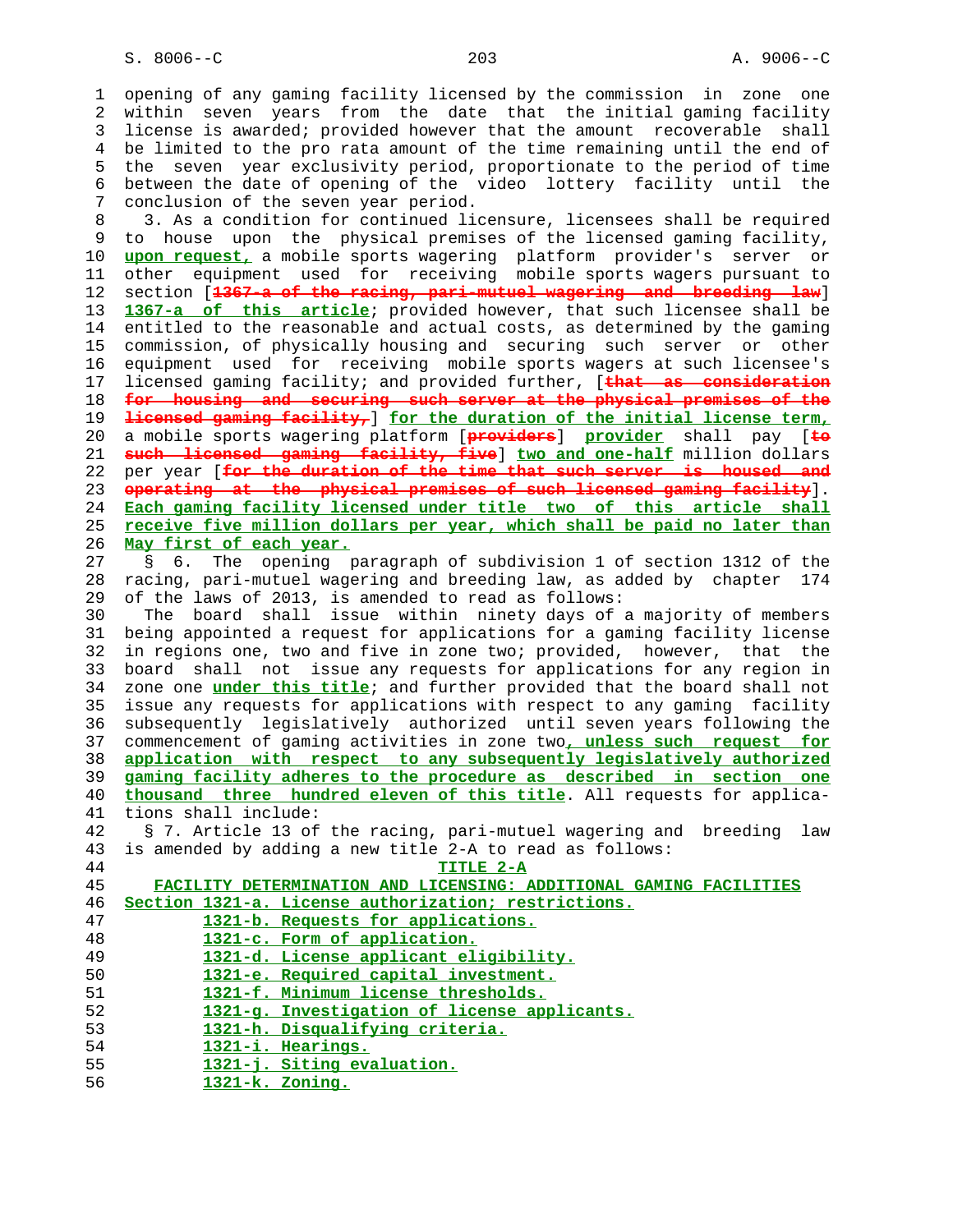opening of any gaming facility licensed by the commission in zone one within seven years from the date that the initial gaming facility license is awarded; provided however that the amount recoverable shall be limited to the pro rata amount of the time remaining until the end of the seven year exclusivity period, proportionate to the period of time between the date of opening of the video lottery facility until the conclusion of the seven year period.

3. As a condition for continued licensure, licensees shall be required to house upon the physical premises of the licensed gaming facility, upon request, a mobile sports wagering platform provider's server or other equipment used for receiving mobile sports wagers pursuant to section [1367-a of the racing, pari-mutuel wagering and breeding law] 1367-a of this article; provided however, that such licensee shall be entitled to the reasonable and actual costs, as determined by the gaming commission, of physically housing and securing such server or other equipment used for receiving mobile sports wagers at such licensee's licensed gaming facility; and provided further, [that as consideration for housing and securing such server at the physical premises of the licensed gaming facility,] for the duration of the initial license term, a mobile sports wagering platform [providers] provider shall pay [to such licensed gaming facility, five] two and one-half million dollars per year [for the duration of the time that such server is housed and operating at the physical premises of such licensed gaming facility]. Each gaming facility licensed under title two of this article shall receive five million dollars per year, which shall be paid no later than May first of each year.

§ 6. The opening paragraph of subdivision 1 of section 1312 of the racing, pari-mutuel wagering and breeding law, as added by chapter 174 of the laws of 2013, is amended to read as follows:

The board shall issue within ninety days of a majority of members being appointed a request for applications for a gaming facility license in regions one, two and five in zone two; provided, however, that the board shall not issue any requests for applications for any region in zone one under this title; and further provided that the board shall not issue any requests for applications with respect to any gaming facility subsequently legislatively authorized until seven years following the commencement of gaming activities in zone two, unless such request for application with respect to any subsequently legislatively authorized gaming facility adheres to the procedure as described in section one thousand three hundred eleven of this title. All requests for applications shall include:

§ 7. Article 13 of the racing, pari-mutuel wagering and breeding law is amended by adding a new title 2-A to read as follows:

TITLE 2-A

FACILITY DETERMINATION AND LICENSING: ADDITIONAL GAMING FACILITIES

Section 1321-a. License authorization; restrictions.
1321-b. Requests for applications.
1321-c. Form of application.
1321-d. License applicant eligibility.
1321-e. Required capital investment.
1321-f. Minimum license thresholds.
1321-g. Investigation of license applicants.
1321-h. Disqualifying criteria.
1321-i. Hearings.
1321-j. Siting evaluation.
1321-k. Zoning.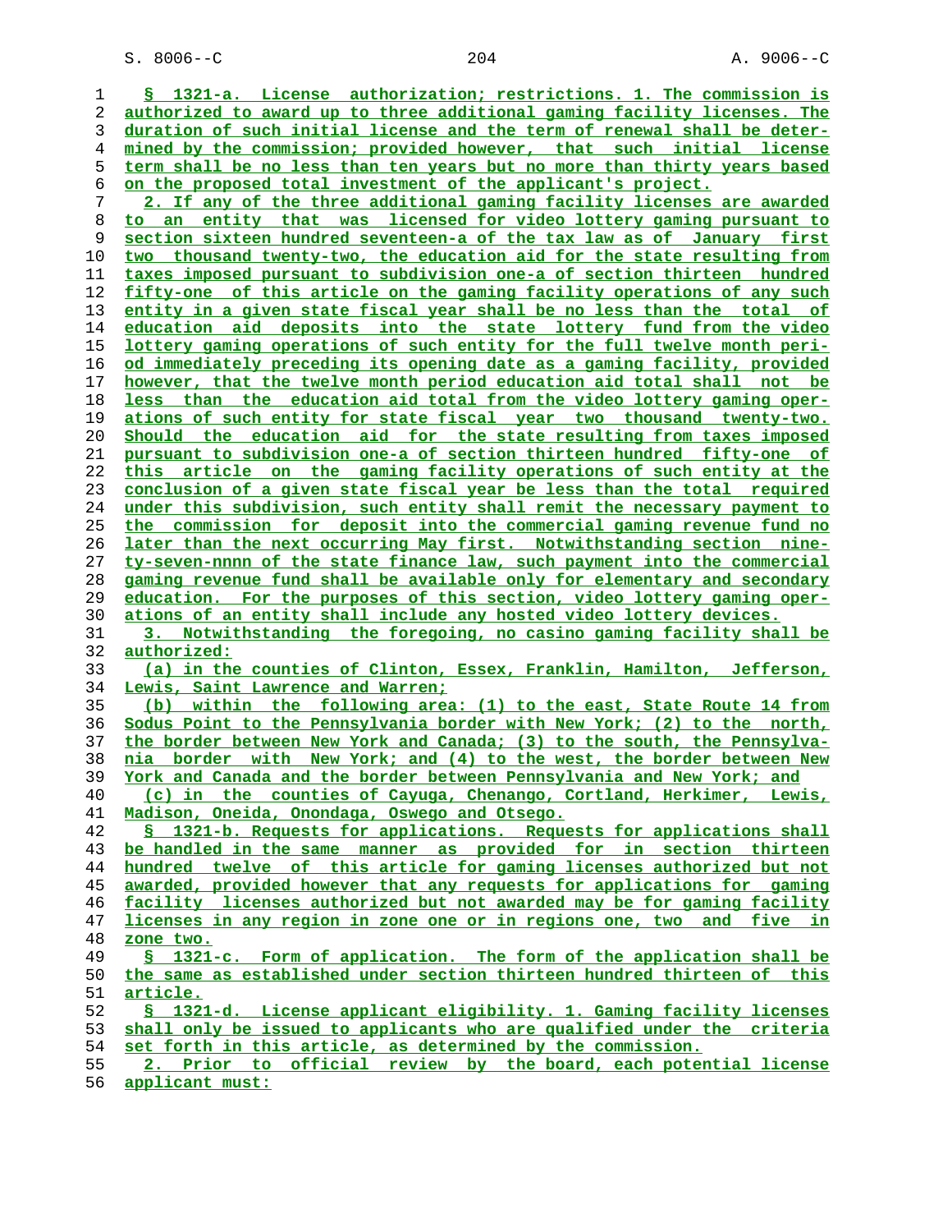§ 1321-a. License authorization; restrictions. 1. The commission is authorized to award up to three additional gaming facility licenses. The duration of such initial license and the term of renewal shall be determined by the commission; provided however, that such initial license term shall be no less than ten years but no more than thirty years based on the proposed total investment of the applicant's project.

2. If any of the three additional gaming facility licenses are awarded to an entity that was licensed for video lottery gaming pursuant to section sixteen hundred seventeen-a of the tax law as of January first two thousand twenty-two, the education aid for the state resulting from taxes imposed pursuant to subdivision one-a of section thirteen hundred fifty-one of this article on the gaming facility operations of any such entity in a given state fiscal year shall be no less than the total of education aid deposits into the state lottery fund from the video lottery gaming operations of such entity for the full twelve month period immediately preceding its opening date as a gaming facility, provided however, that the twelve month period education aid total shall not be less than the education aid total from the video lottery gaming operations of such entity for state fiscal year two thousand twenty-two. Should the education aid for the state resulting from taxes imposed pursuant to subdivision one-a of section thirteen hundred fifty-one of this article on the gaming facility operations of such entity at the conclusion of a given state fiscal year be less than the total required under this subdivision, such entity shall remit the necessary payment to the commission for deposit into the commercial gaming revenue fund no later than the next occurring May first. Notwithstanding section ninety-seven-nnnn of the state finance law, such payment into the commercial gaming revenue fund shall be available only for elementary and secondary education. For the purposes of this section, video lottery gaming operations of an entity shall include any hosted video lottery devices.

3. Notwithstanding the foregoing, no casino gaming facility shall be authorized:

(a) in the counties of Clinton, Essex, Franklin, Hamilton, Jefferson, Lewis, Saint Lawrence and Warren;

(b) within the following area: (1) to the east, State Route 14 from Sodus Point to the Pennsylvania border with New York; (2) to the north, the border between New York and Canada; (3) to the south, the Pennsylvania border with New York; and (4) to the west, the border between New York and Canada and the border between Pennsylvania and New York; and

(c) in the counties of Cayuga, Chenango, Cortland, Herkimer, Lewis, Madison, Oneida, Onondaga, Oswego and Otsego.

§ 1321-b. Requests for applications. Requests for applications shall be handled in the same manner as provided for in section thirteen hundred twelve of this article for gaming licenses authorized but not awarded, provided however that any requests for applications for gaming facility licenses authorized but not awarded may be for gaming facility licenses in any region in zone one or in regions one, two and five in zone two.

§ 1321-c. Form of application. The form of the application shall be the same as established under section thirteen hundred thirteen of this article.

§ 1321-d. License applicant eligibility. 1. Gaming facility licenses shall only be issued to applicants who are qualified under the criteria set forth in this article, as determined by the commission.

2. Prior to official review by the board, each potential license applicant must: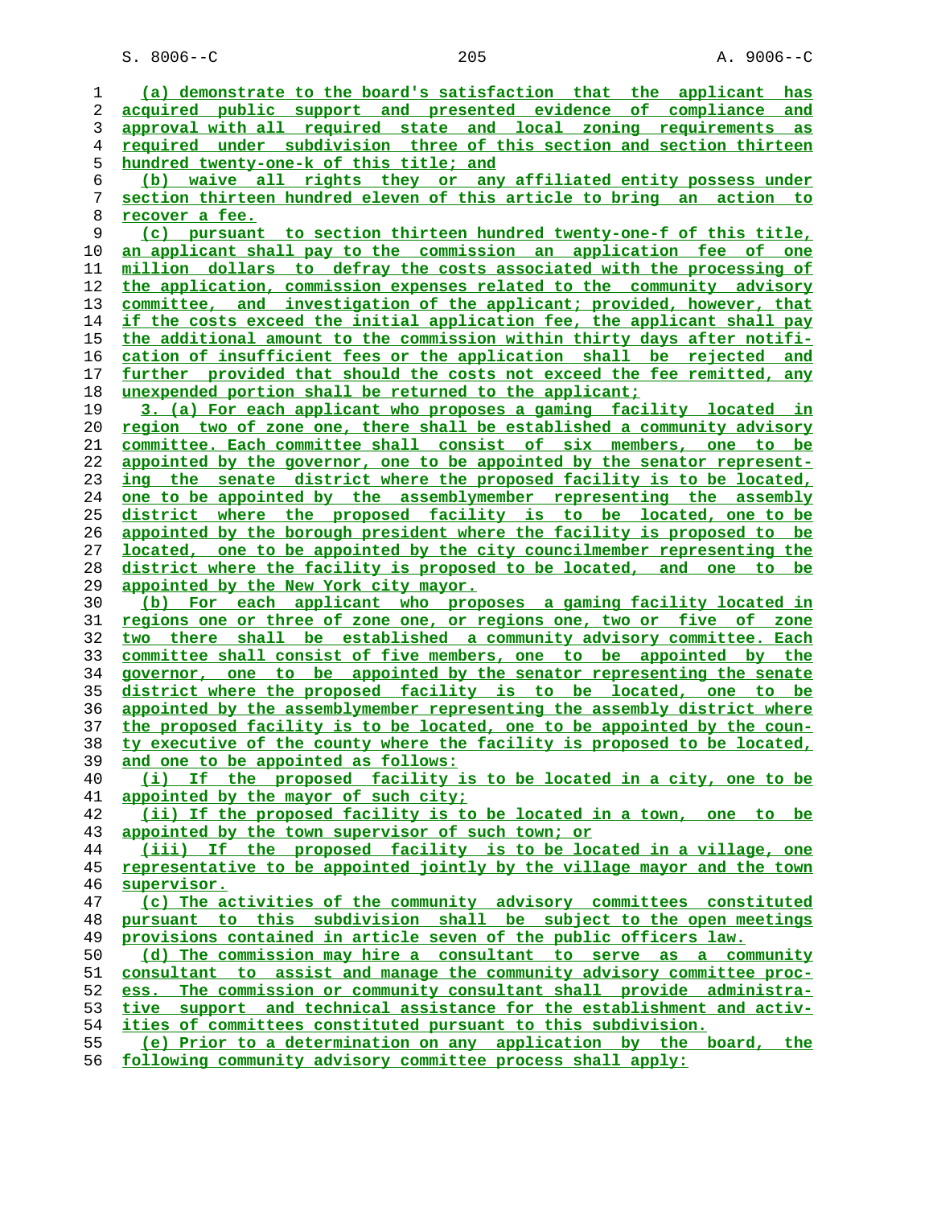(a) demonstrate to the board's satisfaction that the applicant has acquired public support and presented evidence of compliance and approval with all required state and local zoning requirements as required under subdivision three of this section and section thirteen hundred twenty-one-k of this title; and

(b) waive all rights they or any affiliated entity possess under section thirteen hundred eleven of this article to bring an action to recover a fee.

(c) pursuant to section thirteen hundred twenty-one-f of this title, an applicant shall pay to the commission an application fee of one million dollars to defray the costs associated with the processing of the application, commission expenses related to the community advisory committee, and investigation of the applicant; provided, however, that if the costs exceed the initial application fee, the applicant shall pay the additional amount to the commission within thirty days after notification of insufficient fees or the application shall be rejected and further provided that should the costs not exceed the fee remitted, any unexpended portion shall be returned to the applicant;

3. (a) For each applicant who proposes a gaming facility located in region two of zone one, there shall be established a community advisory committee. Each committee shall consist of six members, one to be appointed by the governor, one to be appointed by the senator representing the senate district where the proposed facility is to be located, one to be appointed by the assemblymember representing the assembly district where the proposed facility is to be located, one to be appointed by the borough president where the facility is proposed to be located, one to be appointed by the city councilmember representing the district where the facility is proposed to be located, and one to be appointed by the New York city mayor.

(b) For each applicant who proposes a gaming facility located in regions one or three of zone one, or regions one, two or five of zone two there shall be established a community advisory committee. Each committee shall consist of five members, one to be appointed by the governor, one to be appointed by the senator representing the senate district where the proposed facility is to be located, one to be appointed by the assemblymember representing the assembly district where the proposed facility is to be located, one to be appointed by the county executive of the county where the facility is proposed to be located, and one to be appointed as follows:

(i) If the proposed facility is to be located in a city, one to be appointed by the mayor of such city;

(ii) If the proposed facility is to be located in a town, one to be appointed by the town supervisor of such town; or

(iii) If the proposed facility is to be located in a village, one representative to be appointed jointly by the village mayor and the town supervisor.

(c) The activities of the community advisory committees constituted pursuant to this subdivision shall be subject to the open meetings provisions contained in article seven of the public officers law.

(d) The commission may hire a consultant to serve as a community consultant to assist and manage the community advisory committee process. The commission or community consultant shall provide administrative support and technical assistance for the establishment and activities of committees constituted pursuant to this subdivision.

(e) Prior to a determination on any application by the board, the following community advisory committee process shall apply: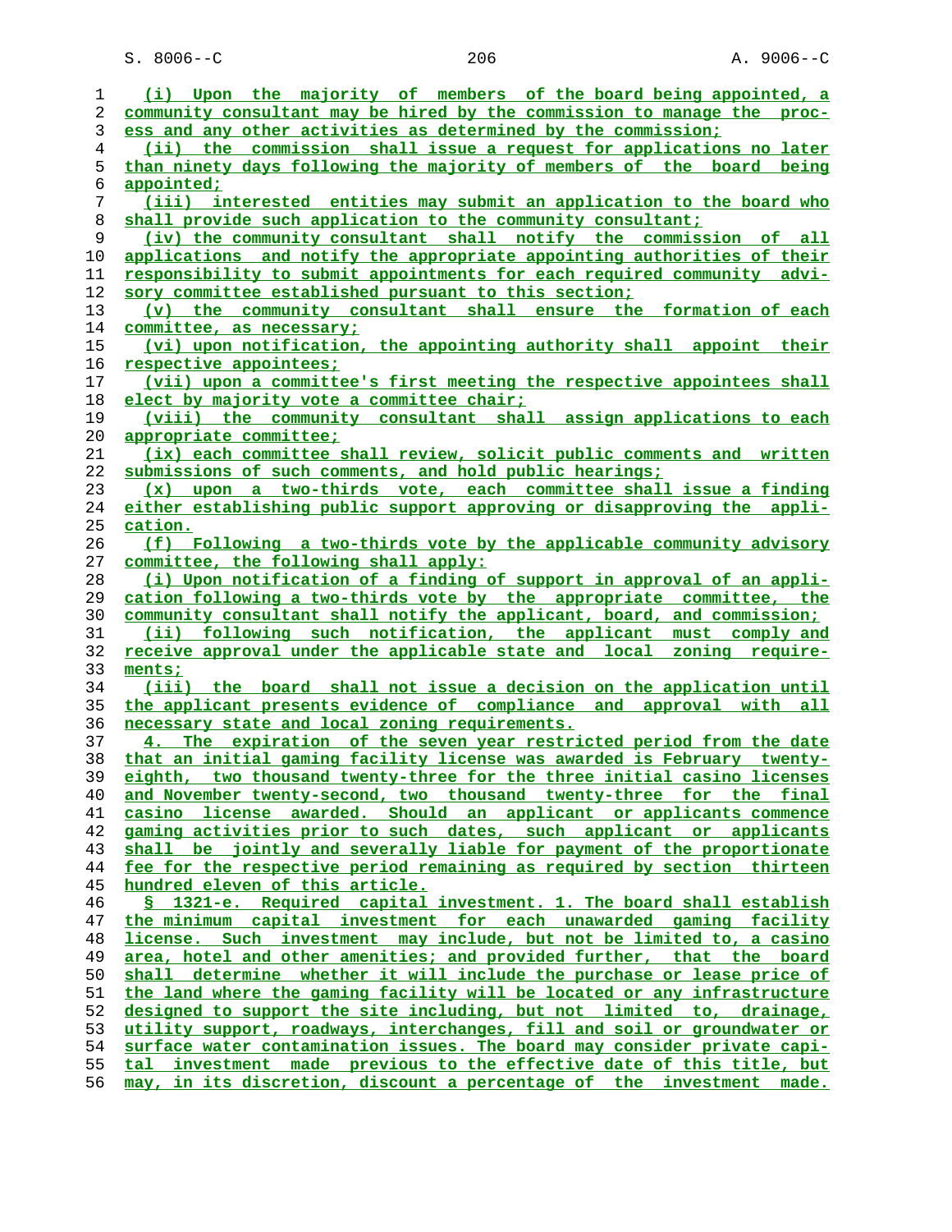(i) Upon the majority of members of the board being appointed, a community consultant may be hired by the commission to manage the process and any other activities as determined by the commission;

(ii) the commission shall issue a request for applications no later than ninety days following the majority of members of the board being appointed;

(iii) interested entities may submit an application to the board who shall provide such application to the community consultant;

(iv) the community consultant shall notify the commission of all applications and notify the appropriate appointing authorities of their responsibility to submit appointments for each required community advisory committee established pursuant to this section;

(v) the community consultant shall ensure the formation of each committee, as necessary;

(vi) upon notification, the appointing authority shall appoint their respective appointees;

(vii) upon a committee's first meeting the respective appointees shall elect by majority vote a committee chair;

(viii) the community consultant shall assign applications to each appropriate committee;

(ix) each committee shall review, solicit public comments and written submissions of such comments, and hold public hearings;

(x) upon a two-thirds vote, each committee shall issue a finding either establishing public support approving or disapproving the application.

(f) Following a two-thirds vote by the applicable community advisory committee, the following shall apply:

(i) Upon notification of a finding of support in approval of an application following a two-thirds vote by the appropriate committee, the community consultant shall notify the applicant, board, and commission;

(ii) following such notification, the applicant must comply and receive approval under the applicable state and local zoning requirements;

(iii) the board shall not issue a decision on the application until the applicant presents evidence of compliance and approval with all necessary state and local zoning requirements.

4. The expiration of the seven year restricted period from the date that an initial gaming facility license was awarded is February twenty-eighth, two thousand twenty-three for the three initial casino licenses and November twenty-second, two thousand twenty-three for the final casino license awarded. Should an applicant or applicants commence gaming activities prior to such dates, such applicant or applicants shall be jointly and severally liable for payment of the proportionate fee for the respective period remaining as required by section thirteen hundred eleven of this article.

§ 1321-e. Required capital investment. 1. The board shall establish the minimum capital investment for each unawarded gaming facility license. Such investment may include, but not be limited to, a casino area, hotel and other amenities; and provided further, that the board shall determine whether it will include the purchase or lease price of the land where the gaming facility will be located or any infrastructure designed to support the site including, but not limited to, drainage, utility support, roadways, interchanges, fill and soil or groundwater or surface water contamination issues. The board may consider private capital investment made previous to the effective date of this title, but may, in its discretion, discount a percentage of the investment made.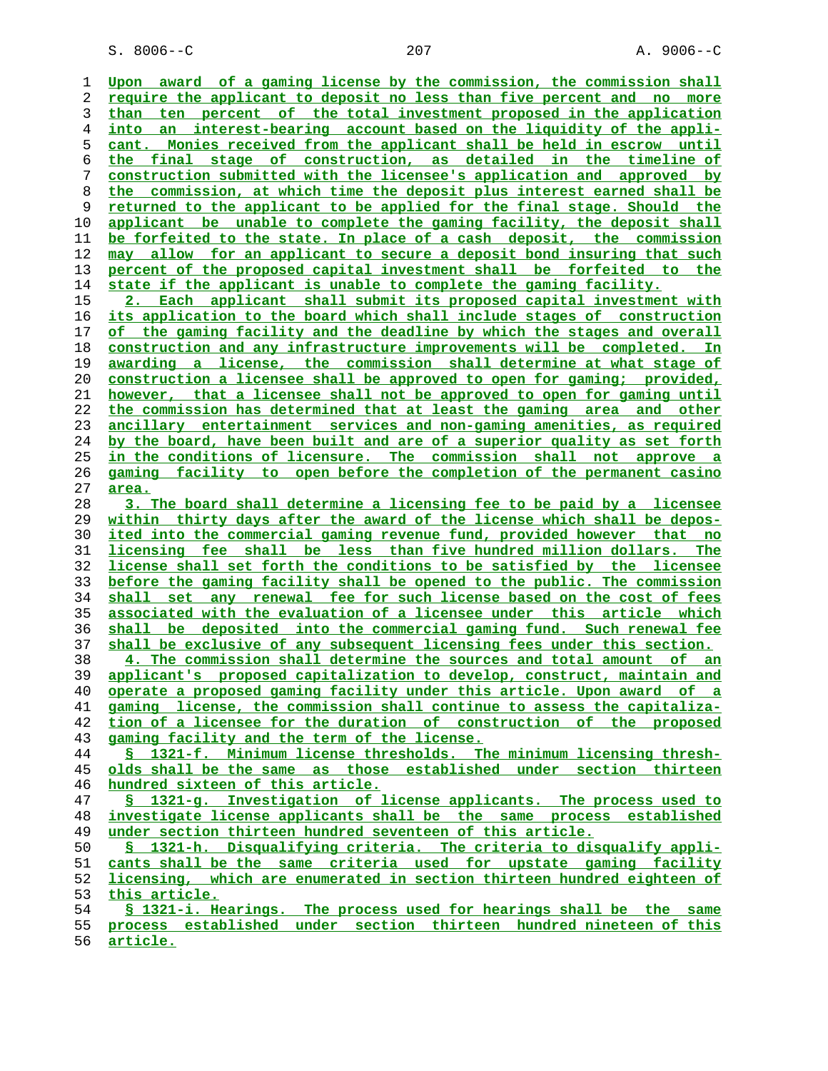Upon award of a gaming license by the commission, the commission shall require the applicant to deposit no less than five percent and no more than ten percent of the total investment proposed in the application into an interest-bearing account based on the liquidity of the applicant. Monies received from the applicant shall be held in escrow until the final stage of construction, as detailed in the timeline of construction submitted with the licensee's application and approved by the commission, at which time the deposit plus interest earned shall be returned to the applicant to be applied for the final stage. Should the applicant be unable to complete the gaming facility, the deposit shall be forfeited to the state. In place of a cash deposit, the commission may allow for an applicant to secure a deposit bond insuring that such percent of the proposed capital investment shall be forfeited to the state if the applicant is unable to complete the gaming facility.

2. Each applicant shall submit its proposed capital investment with its application to the board which shall include stages of construction of the gaming facility and the deadline by which the stages and overall construction and any infrastructure improvements will be completed. In awarding a license, the commission shall determine at what stage of construction a licensee shall be approved to open for gaming; provided, however, that a licensee shall not be approved to open for gaming until the commission has determined that at least the gaming area and other ancillary entertainment services and non-gaming amenities, as required by the board, have been built and are of a superior quality as set forth in the conditions of licensure. The commission shall not approve a gaming facility to open before the completion of the permanent casino area.

3. The board shall determine a licensing fee to be paid by a licensee within thirty days after the award of the license which shall be deposited into the commercial gaming revenue fund, provided however that no licensing fee shall be less than five hundred million dollars. The license shall set forth the conditions to be satisfied by the licensee before the gaming facility shall be opened to the public. The commission shall set any renewal fee for such license based on the cost of fees associated with the evaluation of a licensee under this article which shall be deposited into the commercial gaming fund. Such renewal fee shall be exclusive of any subsequent licensing fees under this section.

4. The commission shall determine the sources and total amount of an applicant's proposed capitalization to develop, construct, maintain and operate a proposed gaming facility under this article. Upon award of a gaming license, the commission shall continue to assess the capitalization of a licensee for the duration of construction of the proposed gaming facility and the term of the license.

§ 1321-f. Minimum license thresholds. The minimum licensing thresholds shall be the same as those established under section thirteen hundred sixteen of this article.

§ 1321-g. Investigation of license applicants. The process used to investigate license applicants shall be the same process established under section thirteen hundred seventeen of this article.

§ 1321-h. Disqualifying criteria. The criteria to disqualify applicants shall be the same criteria used for upstate gaming facility licensing, which are enumerated in section thirteen hundred eighteen of this article.

§ 1321-i. Hearings. The process used for hearings shall be the same process established under section thirteen hundred nineteen of this article.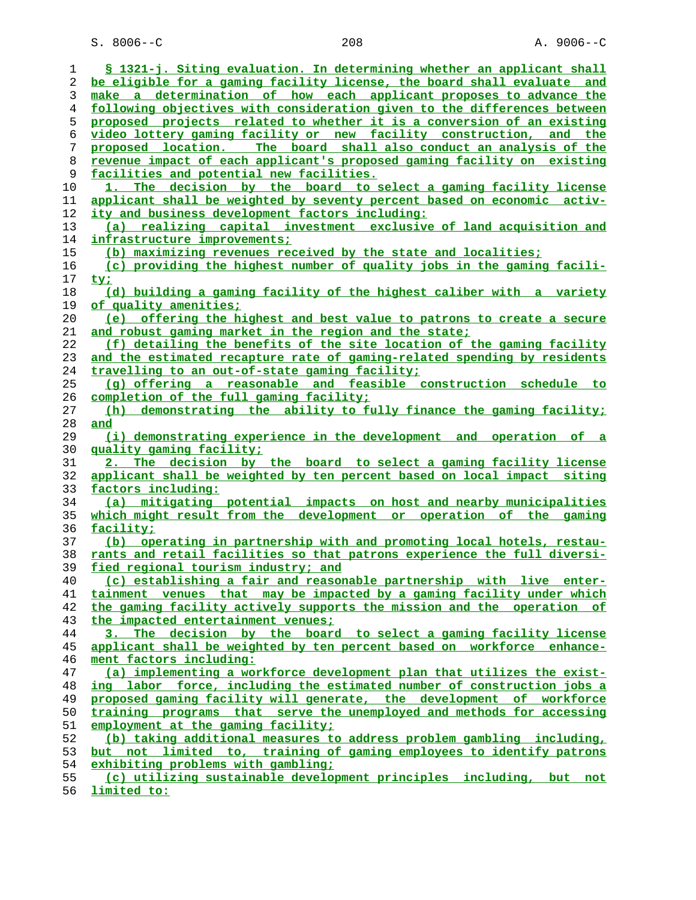§ 1321-j. Siting evaluation. In determining whether an applicant shall be eligible for a gaming facility license, the board shall evaluate and make a determination of how each applicant proposes to advance the following objectives with consideration given to the differences between proposed projects related to whether it is a conversion of an existing video lottery gaming facility or new facility construction, and the proposed location. The board shall also conduct an analysis of the revenue impact of each applicant's proposed gaming facility on existing facilities and potential new facilities.

1. The decision by the board to select a gaming facility license applicant shall be weighted by seventy percent based on economic activity and business development factors including:

(a) realizing capital investment exclusive of land acquisition and infrastructure improvements;

(b) maximizing revenues received by the state and localities;

(c) providing the highest number of quality jobs in the gaming facility;

(d) building a gaming facility of the highest caliber with a variety of quality amenities;

(e) offering the highest and best value to patrons to create a secure and robust gaming market in the region and the state;

(f) detailing the benefits of the site location of the gaming facility and the estimated recapture rate of gaming-related spending by residents travelling to an out-of-state gaming facility;

(g) offering a reasonable and feasible construction schedule to completion of the full gaming facility;

(h) demonstrating the ability to fully finance the gaming facility; and

(i) demonstrating experience in the development and operation of a quality gaming facility;

2. The decision by the board to select a gaming facility license applicant shall be weighted by ten percent based on local impact siting factors including:

(a) mitigating potential impacts on host and nearby municipalities which might result from the development or operation of the gaming facility;

(b) operating in partnership with and promoting local hotels, restaurants and retail facilities so that patrons experience the full diversified regional tourism industry; and

(c) establishing a fair and reasonable partnership with live entertainment venues that may be impacted by a gaming facility under which the gaming facility actively supports the mission and the operation of the impacted entertainment venues;

3. The decision by the board to select a gaming facility license applicant shall be weighted by ten percent based on workforce enhancement factors including:

(a) implementing a workforce development plan that utilizes the existing labor force, including the estimated number of construction jobs a proposed gaming facility will generate, the development of workforce training programs that serve the unemployed and methods for accessing employment at the gaming facility;

(b) taking additional measures to address problem gambling including, but not limited to, training of gaming employees to identify patrons exhibiting problems with gambling;

(c) utilizing sustainable development principles including, but not limited to: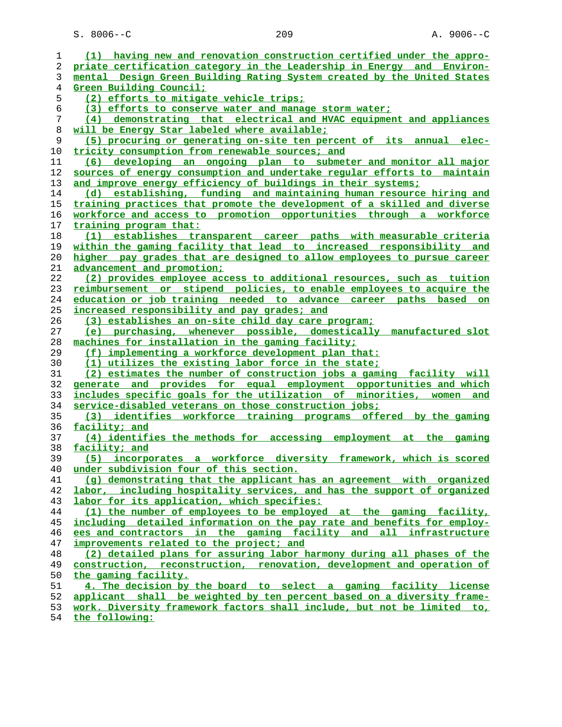(1) having new and renovation construction certified under the appropriate certification category in the Leadership in Energy and Environmental Design Green Building Rating System created by the United States Green Building Council;

(2) efforts to mitigate vehicle trips;

(3) efforts to conserve water and manage storm water;

(4) demonstrating that electrical and HVAC equipment and appliances will be Energy Star labeled where available;

(5) procuring or generating on-site ten percent of its annual electricity consumption from renewable sources; and

(6) developing an ongoing plan to submeter and monitor all major sources of energy consumption and undertake regular efforts to maintain and improve energy efficiency of buildings in their systems;

(d) establishing, funding and maintaining human resource hiring and training practices that promote the development of a skilled and diverse workforce and access to promotion opportunities through a workforce training program that:

(1) establishes transparent career paths with measurable criteria within the gaming facility that lead to increased responsibility and higher pay grades that are designed to allow employees to pursue career advancement and promotion;

(2) provides employee access to additional resources, such as tuition reimbursement or stipend policies, to enable employees to acquire the education or job training needed to advance career paths based on increased responsibility and pay grades; and

(3) establishes an on-site child day care program;

(e) purchasing, whenever possible, domestically manufactured slot machines for installation in the gaming facility;

(f) implementing a workforce development plan that:

(1) utilizes the existing labor force in the state;

(2) estimates the number of construction jobs a gaming facility will generate and provides for equal employment opportunities and which includes specific goals for the utilization of minorities, women and service-disabled veterans on those construction jobs;

(3) identifies workforce training programs offered by the gaming facility; and

(4) identifies the methods for accessing employment at the gaming facility; and

(5) incorporates a workforce diversity framework, which is scored under subdivision four of this section.

(g) demonstrating that the applicant has an agreement with organized labor, including hospitality services, and has the support of organized labor for its application, which specifies:

(1) the number of employees to be employed at the gaming facility, including detailed information on the pay rate and benefits for employees and contractors in the gaming facility and all infrastructure improvements related to the project; and

(2) detailed plans for assuring labor harmony during all phases of the construction, reconstruction, renovation, development and operation of the gaming facility.

4. The decision by the board to select a gaming facility license applicant shall be weighted by ten percent based on a diversity framework. Diversity framework factors shall include, but not be limited to, the following: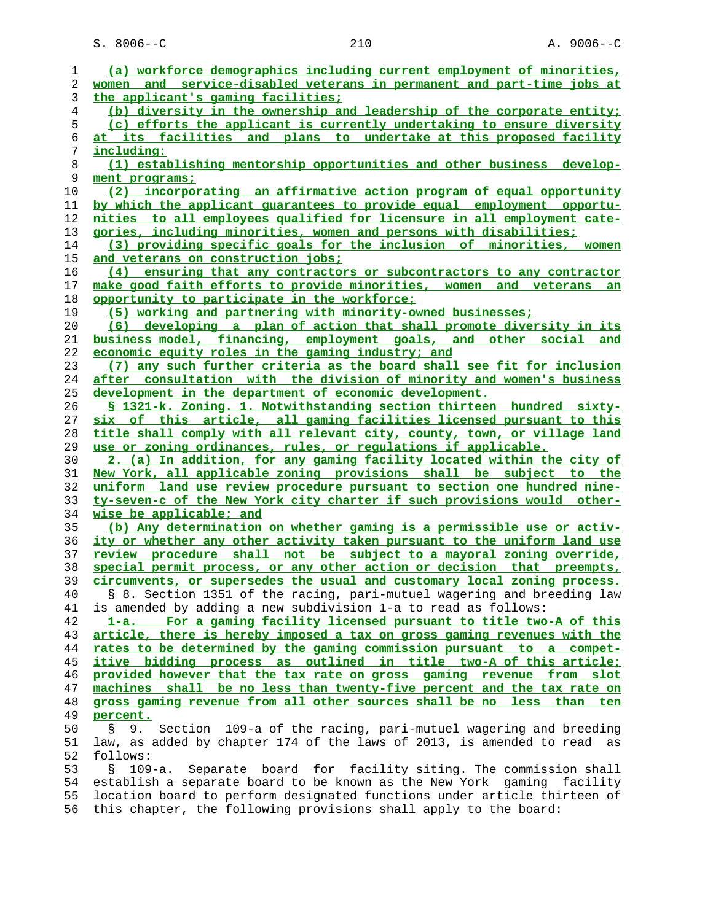(a) workforce demographics including current employment of minorities, women and service-disabled veterans in permanent and part-time jobs at the applicant's gaming facilities;

(b) diversity in the ownership and leadership of the corporate entity;

(c) efforts the applicant is currently undertaking to ensure diversity at its facilities and plans to undertake at this proposed facility including:

(1) establishing mentorship opportunities and other business development programs;

(2) incorporating an affirmative action program of equal opportunity by which the applicant guarantees to provide equal employment opportunities to all employees qualified for licensure in all employment categories, including minorities, women and persons with disabilities;

(3) providing specific goals for the inclusion of minorities, women and veterans on construction jobs;

(4) ensuring that any contractors or subcontractors to any contractor make good faith efforts to provide minorities, women and veterans an opportunity to participate in the workforce;

(5) working and partnering with minority-owned businesses;

(6) developing a plan of action that shall promote diversity in its business model, financing, employment goals, and other social and economic equity roles in the gaming industry; and

(7) any such further criteria as the board shall see fit for inclusion after consultation with the division of minority and women's business development in the department of economic development.

§ 1321-k. Zoning. 1. Notwithstanding section thirteen hundred sixty-six of this article, all gaming facilities licensed pursuant to this title shall comply with all relevant city, county, town, or village land use or zoning ordinances, rules, or regulations if applicable.

2. (a) In addition, for any gaming facility located within the city of New York, all applicable zoning provisions shall be subject to the uniform land use review procedure pursuant to section one hundred ninety-seven-c of the New York city charter if such provisions would otherwise be applicable; and

(b) Any determination on whether gaming is a permissible use or activity or whether any other activity taken pursuant to the uniform land use review procedure shall not be subject to a mayoral zoning override, special permit process, or any other action or decision that preempts, circumvents, or supersedes the usual and customary local zoning process.

§ 8. Section 1351 of the racing, pari-mutuel wagering and breeding law is amended by adding a new subdivision 1-a to read as follows:

1-a. For a gaming facility licensed pursuant to title two-A of this article, there is hereby imposed a tax on gross gaming revenues with the rates to be determined by the gaming commission pursuant to a competitive bidding process as outlined in title two-A of this article; provided however that the tax rate on gross gaming revenue from slot machines shall be no less than twenty-five percent and the tax rate on gross gaming revenue from all other sources shall be no less than ten percent.

§ 9. Section 109-a of the racing, pari-mutuel wagering and breeding law, as added by chapter 174 of the laws of 2013, is amended to read as follows:

§ 109-a. Separate board for facility siting. The commission shall establish a separate board to be known as the New York gaming facility location board to perform designated functions under article thirteen of this chapter, the following provisions shall apply to the board: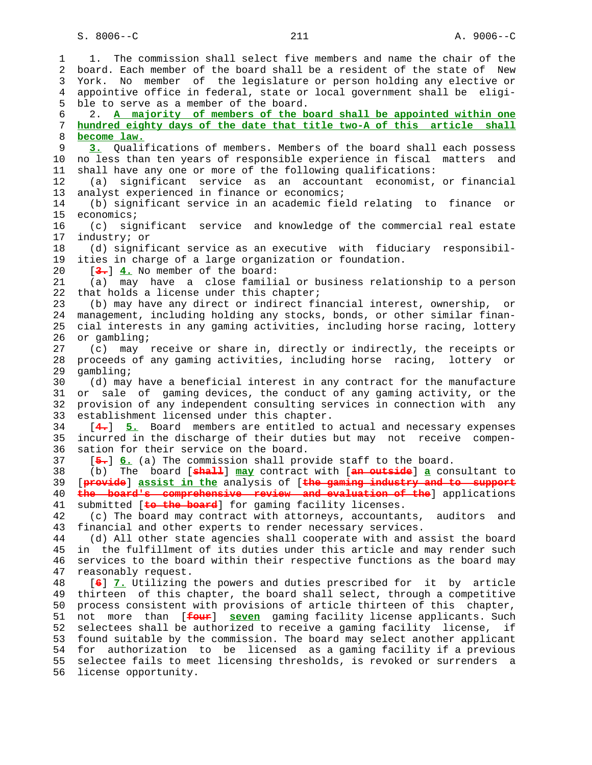1. The commission shall select five members and name the chair of the board. Each member of the board shall be a resident of the state of New York. No member of the legislature or person holding any elective or appointive office in federal, state or local government shall be eligible to serve as a member of the board.

2. **A majority of members of the board shall be appointed within one hundred eighty days of the date that title two-A of this article shall become law.**

**3.** Qualifications of members. Members of the board shall each possess no less than ten years of responsible experience in fiscal matters and shall have any one or more of the following qualifications:

(a) significant service as an accountant economist, or financial analyst experienced in finance or economics;

(b) significant service in an academic field relating to finance or economics;

(c) significant service and knowledge of the commercial real estate industry; or

(d) significant service as an executive with fiduciary responsibilities in charge of a large organization or foundation.

[~~3.~~] **4.** No member of the board:

(a) may have a close familial or business relationship to a person that holds a license under this chapter;

(b) may have any direct or indirect financial interest, ownership, or management, including holding any stocks, bonds, or other similar financial interests in any gaming activities, including horse racing, lottery or gambling;

(c) may receive or share in, directly or indirectly, the receipts or proceeds of any gaming activities, including horse racing, lottery or gambling;

(d) may have a beneficial interest in any contract for the manufacture or sale of gaming devices, the conduct of any gaming activity, or the provision of any independent consulting services in connection with any establishment licensed under this chapter.

[~~4.~~] **5.** Board members are entitled to actual and necessary expenses incurred in the discharge of their duties but may not receive compensation for their service on the board.

[~~5.~~] **6.** (a) The commission shall provide staff to the board.

(b) The board [~~shall~~] **may** contract with [~~an outside~~] **a** consultant to [~~provide~~] **assist in the** analysis of [~~the gaming industry and to support the board's comprehensive review and evaluation of the~~] applications submitted [~~to the board~~] for gaming facility licenses.

(c) The board may contract with attorneys, accountants, auditors and financial and other experts to render necessary services.

(d) All other state agencies shall cooperate with and assist the board in the fulfillment of its duties under this article and may render such services to the board within their respective functions as the board may reasonably request.

[~~6~~] **7.** Utilizing the powers and duties prescribed for it by article thirteen of this chapter, the board shall select, through a competitive process consistent with provisions of article thirteen of this chapter, not more than [~~four~~] **seven** gaming facility license applicants. Such selectees shall be authorized to receive a gaming facility license, if found suitable by the commission. The board may select another applicant for authorization to be licensed as a gaming facility if a previous selectee fails to meet licensing thresholds, is revoked or surrenders a license opportunity.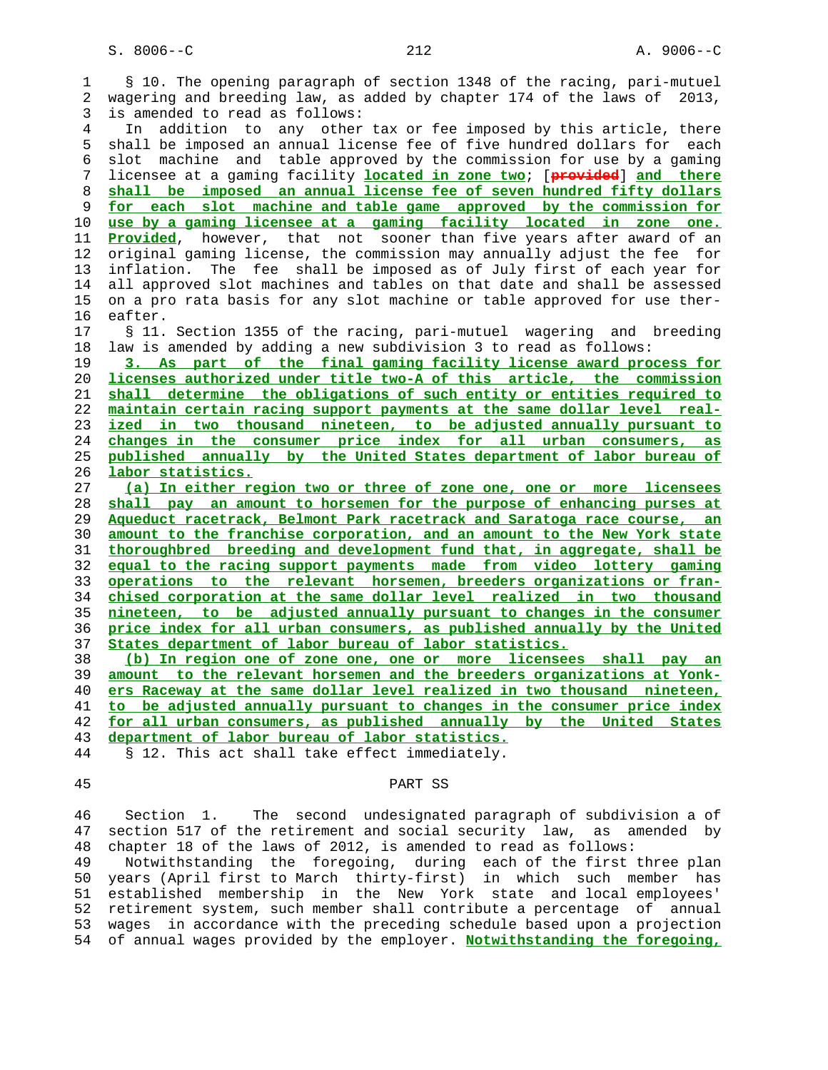§ 10. The opening paragraph of section 1348 of the racing, pari-mutuel wagering and breeding law, as added by chapter 174 of the laws of 2013, is amended to read as follows:

In addition to any other tax or fee imposed by this article, there shall be imposed an annual license fee of five hundred dollars for each slot machine and table approved by the commission for use by a gaming licensee at a gaming facility **located in zone two**; [~~provided~~] **and there shall be imposed an annual license fee of seven hundred fifty dollars for each slot machine and table game approved by the commission for use by a gaming licensee at a gaming facility located in zone one. Provided**, however, that not sooner than five years after award of an original gaming license, the commission may annually adjust the fee for inflation. The fee shall be imposed as of July first of each year for all approved slot machines and tables on that date and shall be assessed on a pro rata basis for any slot machine or table approved for use thereafter.

§ 11. Section 1355 of the racing, pari-mutuel wagering and breeding law is amended by adding a new subdivision 3 to read as follows:

**3. As part of the final gaming facility license award process for licenses authorized under title two-A of this article, the commission shall determine the obligations of such entity or entities required to maintain certain racing support payments at the same dollar level realized in two thousand nineteen, to be adjusted annually pursuant to changes in the consumer price index for all urban consumers, as published annually by the United States department of labor bureau of labor statistics.**

**(a) In either region two or three of zone one, one or more licensees shall pay an amount to horsemen for the purpose of enhancing purses at Aqueduct racetrack, Belmont Park racetrack and Saratoga race course, an amount to the franchise corporation, and an amount to the New York state thoroughbred breeding and development fund that, in aggregate, shall be equal to the racing support payments made from video lottery gaming operations to the relevant horsemen, breeders organizations or franchised corporation at the same dollar level realized in two thousand nineteen, to be adjusted annually pursuant to changes in the consumer price index for all urban consumers, as published annually by the United States department of labor bureau of labor statistics.**

**(b) In region one of zone one, one or more licensees shall pay an amount to the relevant horsemen and the breeders organizations at Yonkers Raceway at the same dollar level realized in two thousand nineteen, to be adjusted annually pursuant to changes in the consumer price index for all urban consumers, as published annually by the United States department of labor bureau of labor statistics.**

§ 12. This act shall take effect immediately.

## PART SS

Section 1. The second undesignated paragraph of subdivision a of section 517 of the retirement and social security law, as amended by chapter 18 of the laws of 2012, is amended to read as follows:

Notwithstanding the foregoing, during each of the first three plan years (April first to March thirty-first) in which such member has established membership in the New York state and local employees' retirement system, such member shall contribute a percentage of annual wages in accordance with the preceding schedule based upon a projection of annual wages provided by the employer. **Notwithstanding the foregoing,**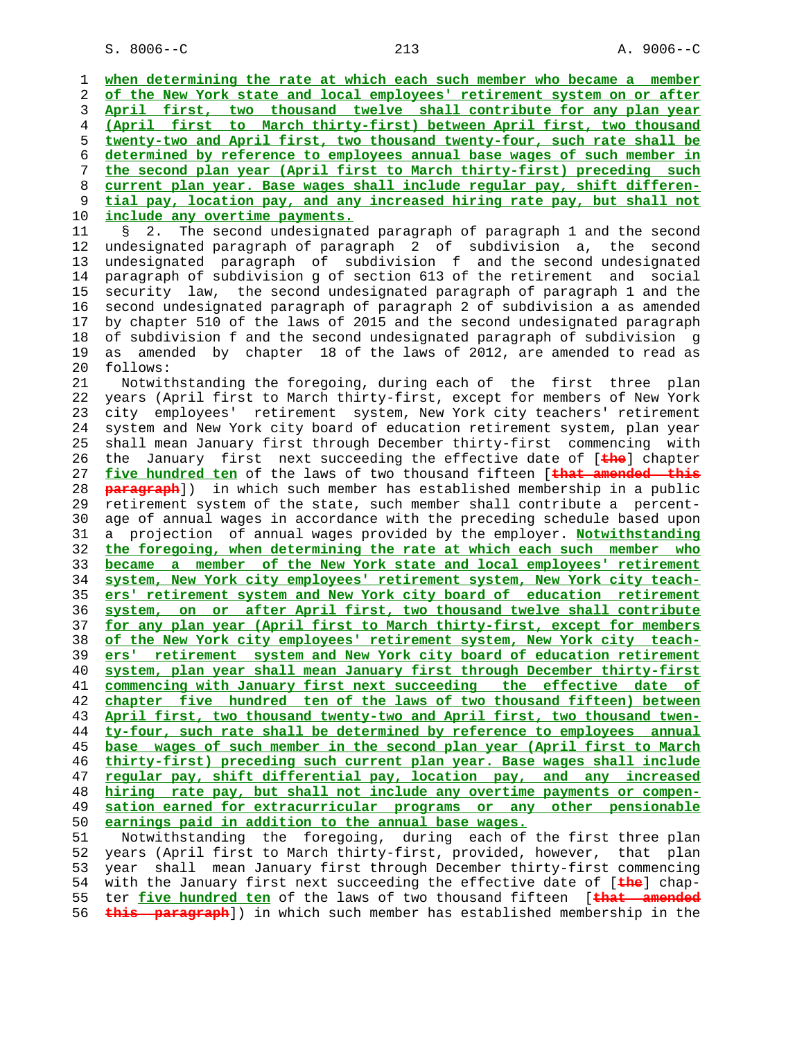when determining the rate at which each such member who became a member of the New York state and local employees' retirement system on or after April first, two thousand twelve shall contribute for any plan year (April first to March thirty-first) between April first, two thousand twenty-two and April first, two thousand twenty-four, such rate shall be determined by reference to employees annual base wages of such member in the second plan year (April first to March thirty-first) preceding such current plan year. Base wages shall include regular pay, shift differential pay, location pay, and any increased hiring rate pay, but shall not include any overtime payments.

§ 2. The second undesignated paragraph of paragraph 1 and the second undesignated paragraph of paragraph 2 of subdivision a, the second undesignated paragraph of subdivision f and the second undesignated paragraph of subdivision g of section 613 of the retirement and social security law, the second undesignated paragraph of paragraph 1 and the second undesignated paragraph of paragraph 2 of subdivision a as amended by chapter 510 of the laws of 2015 and the second undesignated paragraph of subdivision f and the second undesignated paragraph of subdivision g as amended by chapter 18 of the laws of 2012, are amended to read as follows:

Notwithstanding the foregoing, during each of the first three plan years (April first to March thirty-first, except for members of New York city employees' retirement system, New York city teachers' retirement system and New York city board of education retirement system, plan year shall mean January first through December thirty-first commencing with the January first next succeeding the effective date of [the] chapter five hundred ten of the laws of two thousand fifteen [that amended this paragraph]) in which such member has established membership in a public retirement system of the state, such member shall contribute a percentage of annual wages in accordance with the preceding schedule based upon a projection of annual wages provided by the employer. Notwithstanding the foregoing, when determining the rate at which each such member who became a member of the New York state and local employees' retirement system, New York city employees' retirement system, New York city teachers' retirement system and New York city board of education retirement system, on or after April first, two thousand twelve shall contribute for any plan year (April first to March thirty-first, except for members of the New York city employees' retirement system, New York city teachers' retirement system and New York city board of education retirement system, plan year shall mean January first through December thirty-first commencing with January first next succeeding the effective date of chapter five hundred ten of the laws of two thousand fifteen) between April first, two thousand twenty-two and April first, two thousand twenty-four, such rate shall be determined by reference to employees annual base wages of such member in the second plan year (April first to March thirty-first) preceding such current plan year. Base wages shall include regular pay, shift differential pay, location pay, and any increased hiring rate pay, but shall not include any overtime payments or compensation earned for extracurricular programs or any other pensionable earnings paid in addition to the annual base wages.

Notwithstanding the foregoing, during each of the first three plan years (April first to March thirty-first, provided, however, that plan year shall mean January first through December thirty-first commencing with the January first next succeeding the effective date of [the] chapter five hundred ten of the laws of two thousand fifteen [that amended this paragraph]) in which such member has established membership in the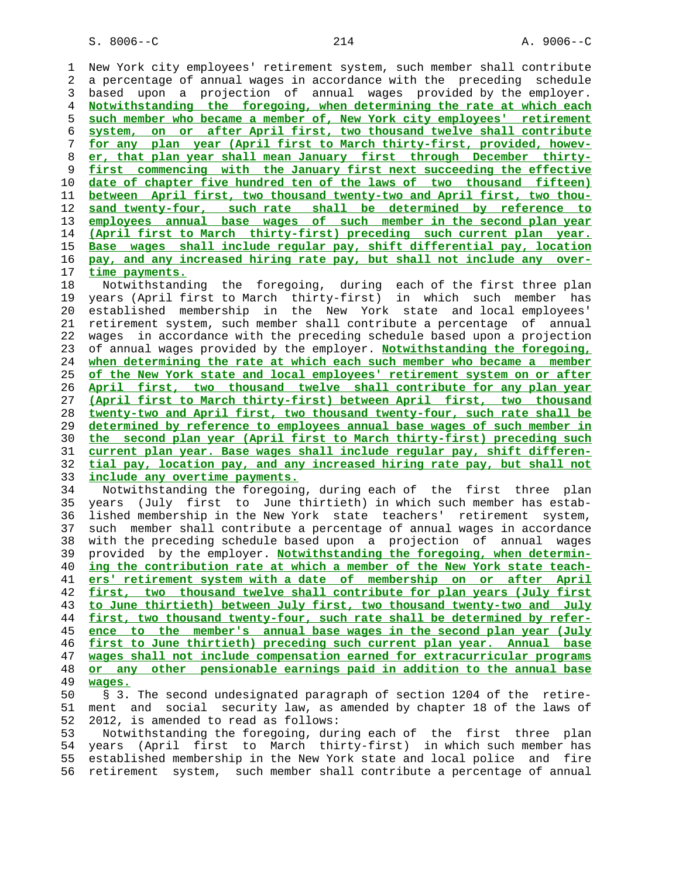New York city employees' retirement system, such member shall contribute a percentage of annual wages in accordance with the preceding schedule based upon a projection of annual wages provided by the employer. Notwithstanding the foregoing, when determining the rate at which each such member who became a member of, New York city employees' retirement system, on or after April first, two thousand twelve shall contribute for any plan year (April first to March thirty-first, provided, however, that plan year shall mean January first through December thirty-first commencing with the January first next succeeding the effective date of chapter five hundred ten of the laws of two thousand fifteen) between April first, two thousand twenty-two and April first, two thousand twenty-four, such rate shall be determined by reference to employees annual base wages of such member in the second plan year (April first to March thirty-first) preceding such current plan year. Base wages shall include regular pay, shift differential pay, location pay, and any increased hiring rate pay, but shall not include any overtime payments.

Notwithstanding the foregoing, during each of the first three plan years (April first to March thirty-first) in which such member has established membership in the New York state and local employees' retirement system, such member shall contribute a percentage of annual wages in accordance with the preceding schedule based upon a projection of annual wages provided by the employer. Notwithstanding the foregoing, when determining the rate at which each such member who became a member of the New York state and local employees' retirement system on or after April first, two thousand twelve shall contribute for any plan year (April first to March thirty-first) between April first, two thousand twenty-two and April first, two thousand twenty-four, such rate shall be determined by reference to employees annual base wages of such member in the second plan year (April first to March thirty-first) preceding such current plan year. Base wages shall include regular pay, shift differential pay, location pay, and any increased hiring rate pay, but shall not include any overtime payments.

Notwithstanding the foregoing, during each of the first three plan years (July first to June thirtieth) in which such member has established membership in the New York state teachers' retirement system, such member shall contribute a percentage of annual wages in accordance with the preceding schedule based upon a projection of annual wages provided by the employer. Notwithstanding the foregoing, when determining the contribution rate at which a member of the New York state teachers' retirement system with a date of membership on or after April first, two thousand twelve shall contribute for plan years (July first to June thirtieth) between July first, two thousand twenty-two and July first, two thousand twenty-four, such rate shall be determined by reference to the member's annual base wages in the second plan year (July first to June thirtieth) preceding such current plan year. Annual base wages shall not include compensation earned for extracurricular programs or any other pensionable earnings paid in addition to the annual base wages.

§ 3. The second undesignated paragraph of section 1204 of the retirement and social security law, as amended by chapter 18 of the laws of 2012, is amended to read as follows:

Notwithstanding the foregoing, during each of the first three plan years (April first to March thirty-first) in which such member has established membership in the New York state and local police and fire retirement system, such member shall contribute a percentage of annual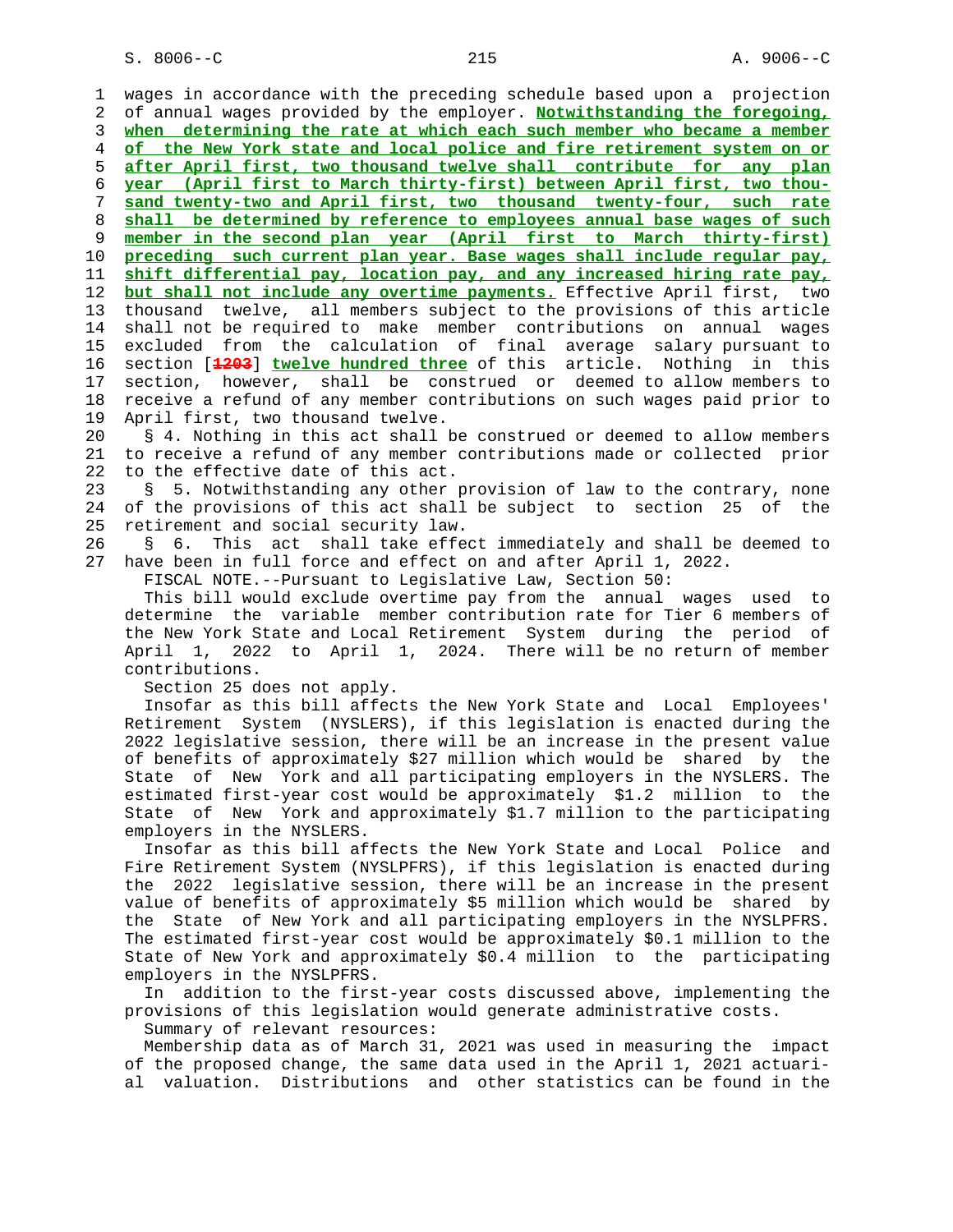wages in accordance with the preceding schedule based upon a projection of annual wages provided by the employer. **Notwithstanding the foregoing, when determining the rate at which each such member who became a member of the New York state and local police and fire retirement system on or after April first, two thousand twelve shall contribute for any plan year (April first to March thirty-first) between April first, two thousand twenty-two and April first, two thousand twenty-four, such rate shall be determined by reference to employees annual base wages of such member in the second plan year (April first to March thirty-first) preceding such current plan year. Base wages shall include regular pay, shift differential pay, location pay, and any increased hiring rate pay, but shall not include any overtime payments.** Effective April first, two thousand twelve, all members subject to the provisions of this article shall not be required to make member contributions on annual wages excluded from the calculation of final average salary pursuant to section [~~1203~~] **twelve hundred three** of this article. Nothing in this section, however, shall be construed or deemed to allow members to receive a refund of any member contributions on such wages paid prior to April first, two thousand twelve.

§ 4. Nothing in this act shall be construed or deemed to allow members to receive a refund of any member contributions made or collected prior to the effective date of this act.

§ 5. Notwithstanding any other provision of law to the contrary, none of the provisions of this act shall be subject to section 25 of the retirement and social security law.

§ 6. This act shall take effect immediately and shall be deemed to have been in full force and effect on and after April 1, 2022.

FISCAL NOTE.--Pursuant to Legislative Law, Section 50:

This bill would exclude overtime pay from the annual wages used to determine the variable member contribution rate for Tier 6 members of the New York State and Local Retirement System during the period of April 1, 2022 to April 1, 2024. There will be no return of member contributions.

Section 25 does not apply.

Insofar as this bill affects the New York State and Local Employees' Retirement System (NYSLERS), if this legislation is enacted during the 2022 legislative session, there will be an increase in the present value of benefits of approximately $27 million which would be shared by the State of New York and all participating employers in the NYSLERS. The estimated first-year cost would be approximately $1.2 million to the State of New York and approximately $1.7 million to the participating employers in the NYSLERS.

Insofar as this bill affects the New York State and Local Police and Fire Retirement System (NYSLPFRS), if this legislation is enacted during the 2022 legislative session, there will be an increase in the present value of benefits of approximately $5 million which would be shared by the State of New York and all participating employers in the NYSLPFRS. The estimated first-year cost would be approximately $0.1 million to the State of New York and approximately $0.4 million to the participating employers in the NYSLPFRS.

In addition to the first-year costs discussed above, implementing the provisions of this legislation would generate administrative costs.

Summary of relevant resources:

Membership data as of March 31, 2021 was used in measuring the impact of the proposed change, the same data used in the April 1, 2021 actuarial valuation. Distributions and other statistics can be found in the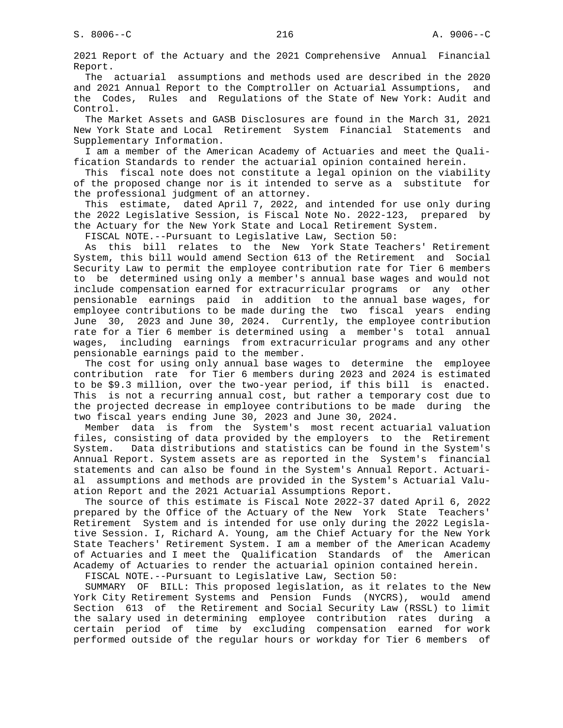2021 Report of the Actuary and the 2021 Comprehensive Annual Financial Report.

The actuarial assumptions and methods used are described in the 2020 and 2021 Annual Report to the Comptroller on Actuarial Assumptions, and the Codes, Rules and Regulations of the State of New York: Audit and Control.

The Market Assets and GASB Disclosures are found in the March 31, 2021 New York State and Local Retirement System Financial Statements and Supplementary Information.

I am a member of the American Academy of Actuaries and meet the Qualification Standards to render the actuarial opinion contained herein.

This fiscal note does not constitute a legal opinion on the viability of the proposed change nor is it intended to serve as a substitute for the professional judgment of an attorney.

This estimate, dated April 7, 2022, and intended for use only during the 2022 Legislative Session, is Fiscal Note No. 2022-123, prepared by the Actuary for the New York State and Local Retirement System.

FISCAL NOTE.--Pursuant to Legislative Law, Section 50:

As this bill relates to the New York State Teachers' Retirement System, this bill would amend Section 613 of the Retirement and Social Security Law to permit the employee contribution rate for Tier 6 members to be determined using only a member's annual base wages and would not include compensation earned for extracurricular programs or any other pensionable earnings paid in addition to the annual base wages, for employee contributions to be made during the two fiscal years ending June 30, 2023 and June 30, 2024. Currently, the employee contribution rate for a Tier 6 member is determined using a member's total annual wages, including earnings from extracurricular programs and any other pensionable earnings paid to the member.

The cost for using only annual base wages to determine the employee contribution rate for Tier 6 members during 2023 and 2024 is estimated to be $9.3 million, over the two-year period, if this bill is enacted. This is not a recurring annual cost, but rather a temporary cost due to the projected decrease in employee contributions to be made during the two fiscal years ending June 30, 2023 and June 30, 2024.

Member data is from the System's most recent actuarial valuation files, consisting of data provided by the employers to the Retirement System. Data distributions and statistics can be found in the System's Annual Report. System assets are as reported in the System's financial statements and can also be found in the System's Annual Report. Actuarial assumptions and methods are provided in the System's Actuarial Valuation Report and the 2021 Actuarial Assumptions Report.

The source of this estimate is Fiscal Note 2022-37 dated April 6, 2022 prepared by the Office of the Actuary of the New York State Teachers' Retirement System and is intended for use only during the 2022 Legislative Session. I, Richard A. Young, am the Chief Actuary for the New York State Teachers' Retirement System. I am a member of the American Academy of Actuaries and I meet the Qualification Standards of the American Academy of Actuaries to render the actuarial opinion contained herein.

FISCAL NOTE.--Pursuant to Legislative Law, Section 50:

SUMMARY OF BILL: This proposed legislation, as it relates to the New York City Retirement Systems and Pension Funds (NYCRS), would amend Section 613 of the Retirement and Social Security Law (RSSL) to limit the salary used in determining employee contribution rates during a certain period of time by excluding compensation earned for work performed outside of the regular hours or workday for Tier 6 members of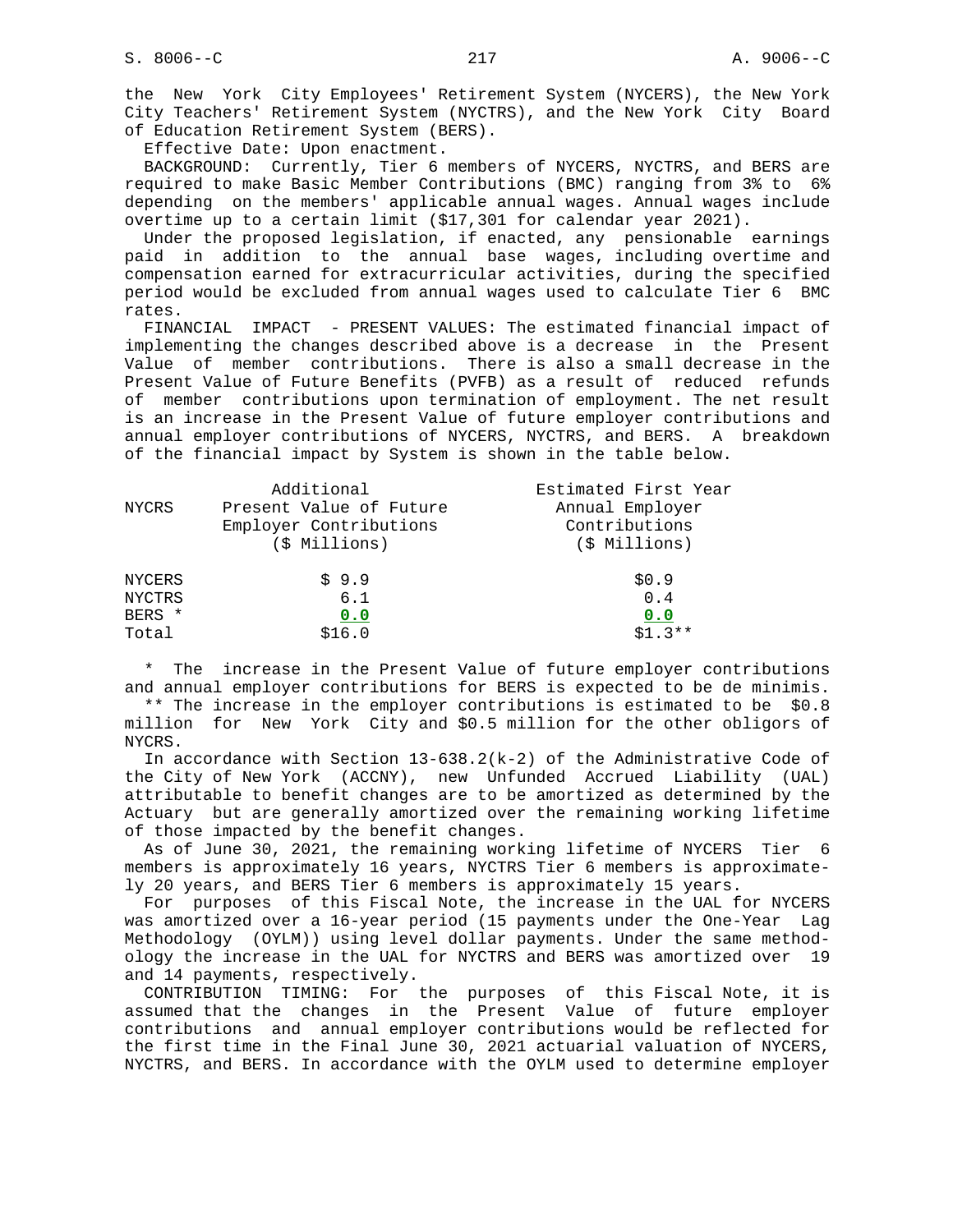the New York City Employees' Retirement System (NYCERS), the New York City Teachers' Retirement System (NYCTRS), and the New York City Board of Education Retirement System (BERS).

Effective Date: Upon enactment.

BACKGROUND: Currently, Tier 6 members of NYCERS, NYCTRS, and BERS are required to make Basic Member Contributions (BMC) ranging from 3% to 6% depending on the members' applicable annual wages. Annual wages include overtime up to a certain limit ($17,301 for calendar year 2021).

Under the proposed legislation, if enacted, any pensionable earnings paid in addition to the annual base wages, including overtime and compensation earned for extracurricular activities, during the specified period would be excluded from annual wages used to calculate Tier 6 BMC rates.

FINANCIAL IMPACT - PRESENT VALUES: The estimated financial impact of implementing the changes described above is a decrease in the Present Value of member contributions. There is also a small decrease in the Present Value of Future Benefits (PVFB) as a result of reduced refunds of member contributions upon termination of employment. The net result is an increase in the Present Value of future employer contributions and annual employer contributions of NYCERS, NYCTRS, and BERS. A breakdown of the financial impact by System is shown in the table below.

| NYCRS | Additional Present Value of Future Employer Contributions ($ Millions) | Estimated First Year Annual Employer Contributions ($ Millions) |
|---|---|---|
| NYCERS | $ 9.9 | $0.9 |
| NYCTRS | 6.1 | 0.4 |
| BERS * | 0.0 | 0.0 |
| Total | $16.0 | $1.3** |

\* The increase in the Present Value of future employer contributions and annual employer contributions for BERS is expected to be de minimis.

** The increase in the employer contributions is estimated to be $0.8 million for New York City and $0.5 million for the other obligors of NYCRS.

In accordance with Section 13-638.2(k-2) of the Administrative Code of the City of New York (ACCNY), new Unfunded Accrued Liability (UAL) attributable to benefit changes are to be amortized as determined by the Actuary but are generally amortized over the remaining working lifetime of those impacted by the benefit changes.

As of June 30, 2021, the remaining working lifetime of NYCERS Tier 6 members is approximately 16 years, NYCTRS Tier 6 members is approximately 20 years, and BERS Tier 6 members is approximately 15 years.

For purposes of this Fiscal Note, the increase in the UAL for NYCERS was amortized over a 16-year period (15 payments under the One-Year Lag Methodology (OYLM)) using level dollar payments. Under the same methodology the increase in the UAL for NYCTRS and BERS was amortized over 19 and 14 payments, respectively.

CONTRIBUTION TIMING: For the purposes of this Fiscal Note, it is assumed that the changes in the Present Value of future employer contributions and annual employer contributions would be reflected for the first time in the Final June 30, 2021 actuarial valuation of NYCERS, NYCTRS, and BERS. In accordance with the OYLM used to determine employer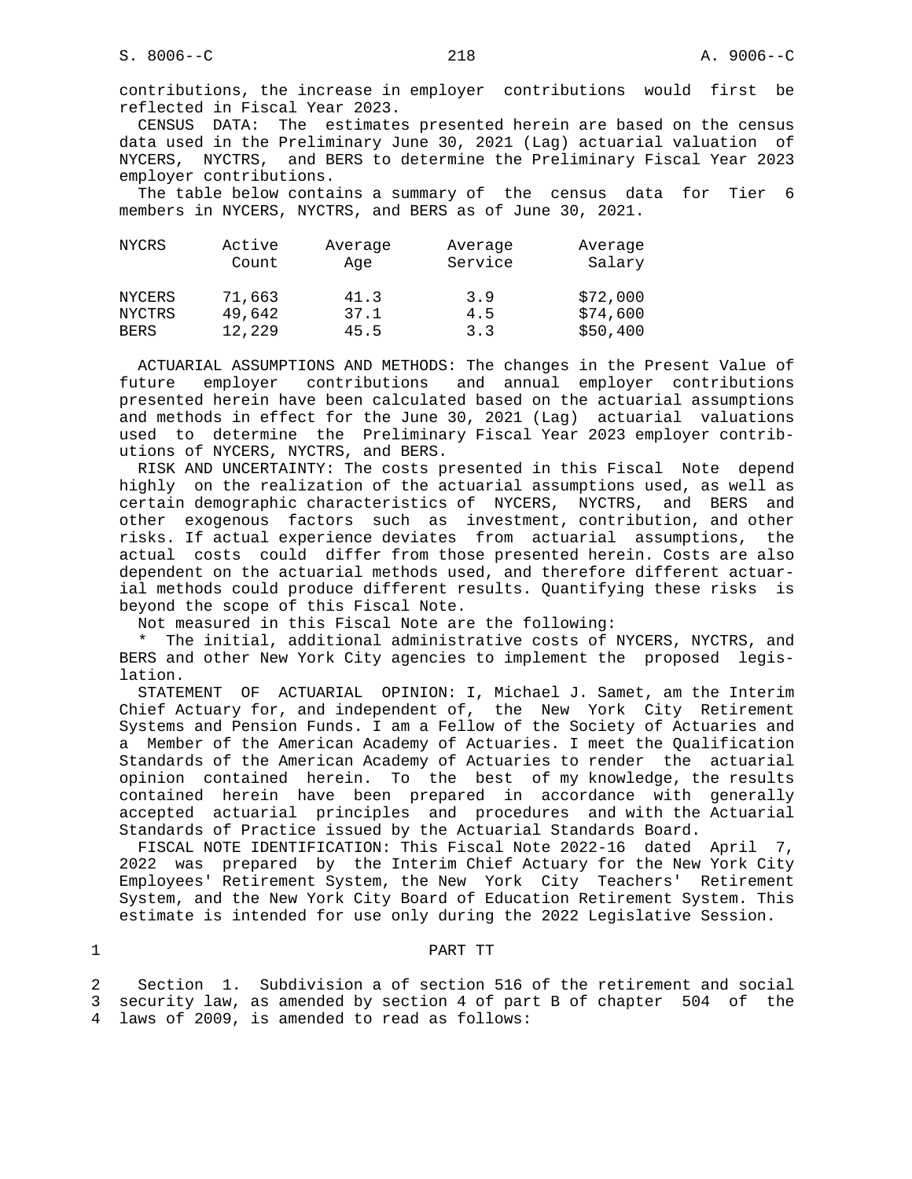contributions, the increase in employer contributions would first be reflected in Fiscal Year 2023.

CENSUS DATA: The estimates presented herein are based on the census data used in the Preliminary June 30, 2021 (Lag) actuarial valuation of NYCERS, NYCTRS, and BERS to determine the Preliminary Fiscal Year 2023 employer contributions.

The table below contains a summary of the census data for Tier 6 members in NYCERS, NYCTRS, and BERS as of June 30, 2021.

| NYCRS | Active Count | Average Age | Average Service | Average Salary |
|---|---|---|---|---|
| NYCERS | 71,663 | 41.3 | 3.9 | $72,000 |
| NYCTRS | 49,642 | 37.1 | 4.5 | $74,600 |
| BERS | 12,229 | 45.5 | 3.3 | $50,400 |

ACTUARIAL ASSUMPTIONS AND METHODS: The changes in the Present Value of future employer contributions and annual employer contributions presented herein have been calculated based on the actuarial assumptions and methods in effect for the June 30, 2021 (Lag) actuarial valuations used to determine the Preliminary Fiscal Year 2023 employer contributions of NYCERS, NYCTRS, and BERS.

RISK AND UNCERTAINTY: The costs presented in this Fiscal Note depend highly on the realization of the actuarial assumptions used, as well as certain demographic characteristics of NYCERS, NYCTRS, and BERS and other exogenous factors such as investment, contribution, and other risks. If actual experience deviates from actuarial assumptions, the actual costs could differ from those presented herein. Costs are also dependent on the actuarial methods used, and therefore different actuarial methods could produce different results. Quantifying these risks is beyond the scope of this Fiscal Note.

Not measured in this Fiscal Note are the following:

* The initial, additional administrative costs of NYCERS, NYCTRS, and BERS and other New York City agencies to implement the proposed legislation.

STATEMENT OF ACTUARIAL OPINION: I, Michael J. Samet, am the Interim Chief Actuary for, and independent of, the New York City Retirement Systems and Pension Funds. I am a Fellow of the Society of Actuaries and a Member of the American Academy of Actuaries. I meet the Qualification Standards of the American Academy of Actuaries to render the actuarial opinion contained herein. To the best of my knowledge, the results contained herein have been prepared in accordance with generally accepted actuarial principles and procedures and with the Actuarial Standards of Practice issued by the Actuarial Standards Board.

FISCAL NOTE IDENTIFICATION: This Fiscal Note 2022-16 dated April 7, 2022 was prepared by the Interim Chief Actuary for the New York City Employees' Retirement System, the New York City Teachers' Retirement System, and the New York City Board of Education Retirement System. This estimate is intended for use only during the 2022 Legislative Session.

1 PART TT

2 Section 1. Subdivision a of section 516 of the retirement and social
3 security law, as amended by section 4 of part B of chapter 504 of the
4 laws of 2009, is amended to read as follows: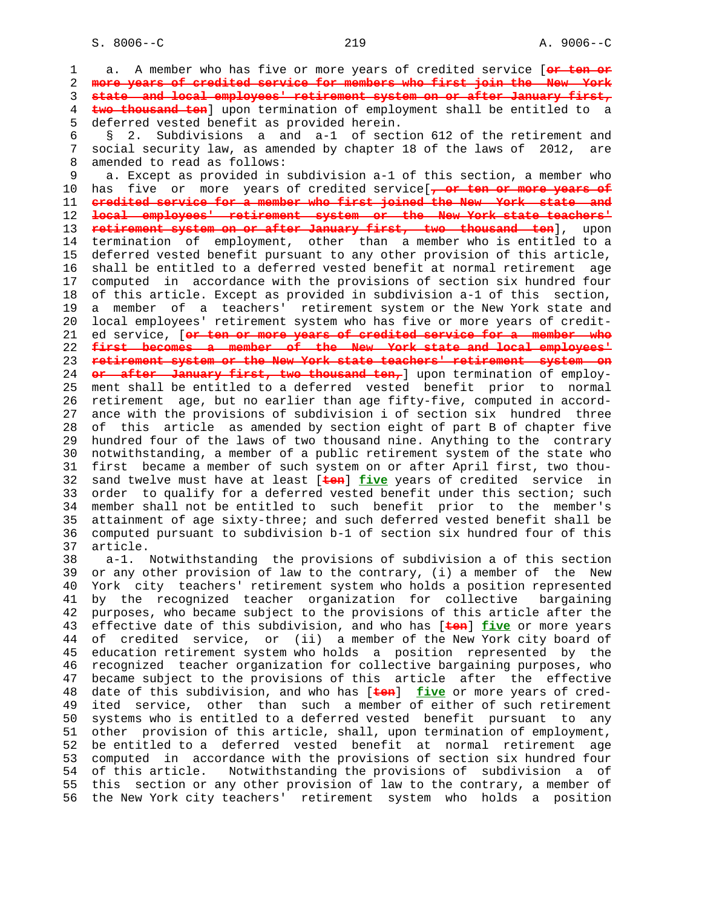a. A member who has five or more years of credited service [~~or ten or more years of credited service for members who first join the New York state and local employees' retirement system on or after January first, two thousand ten~~] upon termination of employment shall be entitled to a deferred vested benefit as provided herein.

§ 2. Subdivisions a and a-1 of section 612 of the retirement and social security law, as amended by chapter 18 of the laws of 2012, are amended to read as follows:

a. Except as provided in subdivision a-1 of this section, a member who has five or more years of credited service[~~, or ten or more years of credited service for a member who first joined the New York state and local employees' retirement system or the New York state teachers' retirement system on or after January first, two thousand ten~~], upon termination of employment, other than a member who is entitled to a deferred vested benefit pursuant to any other provision of this article, shall be entitled to a deferred vested benefit at normal retirement age computed in accordance with the provisions of section six hundred four of this article. Except as provided in subdivision a-1 of this section, a member of a teachers' retirement system or the New York state and local employees' retirement system who has five or more years of credited service, [~~or ten or more years of credited service for a member who first becomes a member of the New York state and local employees' retirement system or the New York state teachers' retirement system on or after January first, two thousand ten,~~] upon termination of employment shall be entitled to a deferred vested benefit prior to normal retirement age, but no earlier than age fifty-five, computed in accordance with the provisions of subdivision i of section six hundred three of this article as amended by section eight of part B of chapter five hundred four of the laws of two thousand nine. Anything to the contrary notwithstanding, a member of a public retirement system of the state who first became a member of such system on or after April first, two thousand twelve must have at least [~~ten~~] __five__ years of credited service in order to qualify for a deferred vested benefit under this section; such member shall not be entitled to such benefit prior to the member's attainment of age sixty-three; and such deferred vested benefit shall be computed pursuant to subdivision b-1 of section six hundred four of this article.

a-1. Notwithstanding the provisions of subdivision a of this section or any other provision of law to the contrary, (i) a member of the New York city teachers' retirement system who holds a position represented by the recognized teacher organization for collective bargaining purposes, who became subject to the provisions of this article after the effective date of this subdivision, and who has [~~ten~~] __five__ or more years of credited service, or (ii) a member of the New York city board of education retirement system who holds a position represented by the recognized teacher organization for collective bargaining purposes, who became subject to the provisions of this article after the effective date of this subdivision, and who has [~~ten~~] __five__ or more years of credited service, other than such a member of either of such retirement systems who is entitled to a deferred vested benefit pursuant to any other provision of this article, shall, upon termination of employment, be entitled to a deferred vested benefit at normal retirement age computed in accordance with the provisions of section six hundred four of this article. Notwithstanding the provisions of subdivision a of this section or any other provision of law to the contrary, a member of the New York city teachers' retirement system who holds a position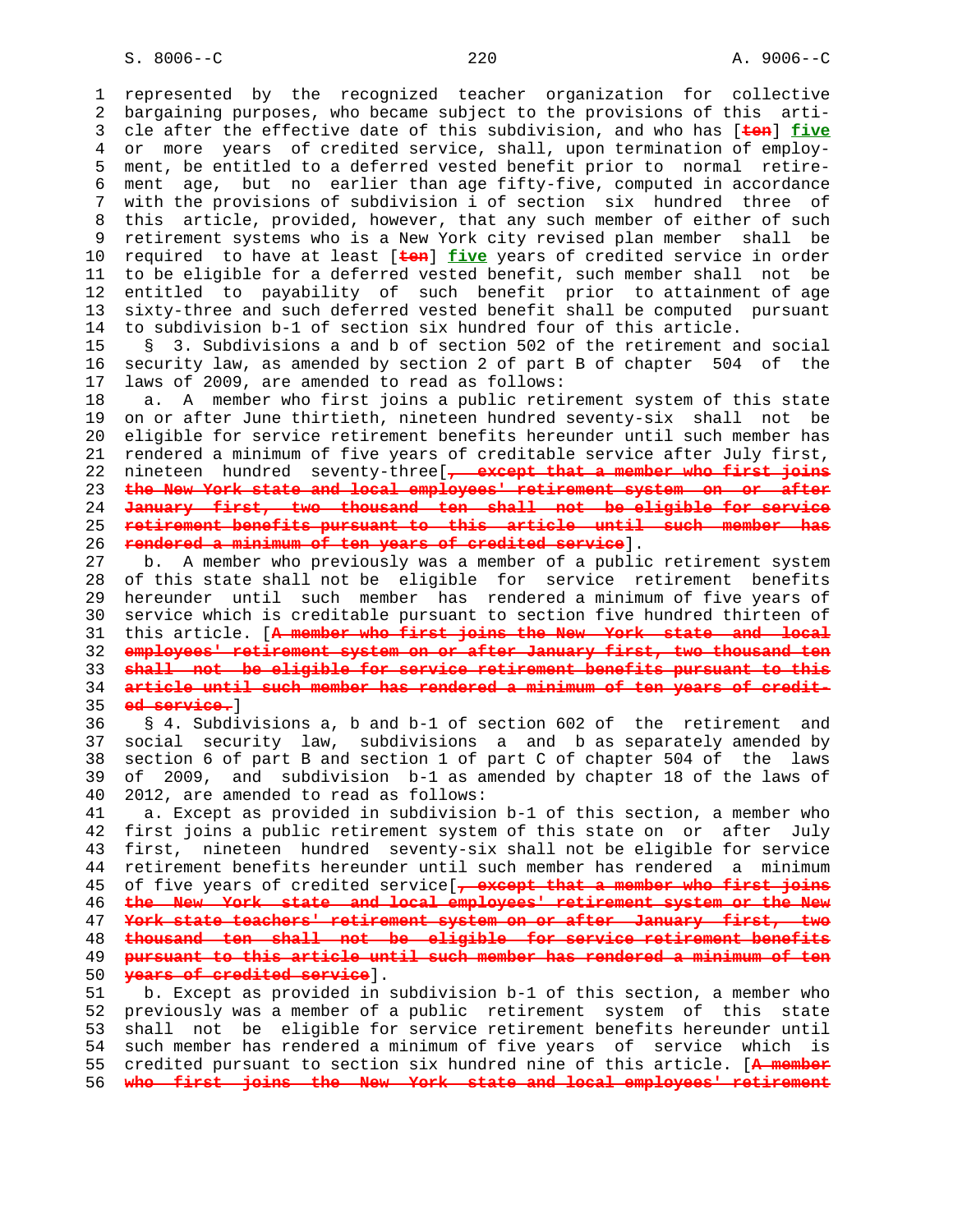represented by the recognized teacher organization for collective bargaining purposes, who became subject to the provisions of this article after the effective date of this subdivision, and who has [~~ten~~] **five** or more years of credited service, shall, upon termination of employment, be entitled to a deferred vested benefit prior to normal retirement age, but no earlier than age fifty-five, computed in accordance with the provisions of subdivision i of section six hundred three of this article, provided, however, that any such member of either of such retirement systems who is a New York city revised plan member shall be required to have at least [~~ten~~] **five** years of credited service in order to be eligible for a deferred vested benefit, such member shall not be entitled to payability of such benefit prior to attainment of age sixty-three and such deferred vested benefit shall be computed pursuant to subdivision b-1 of section six hundred four of this article.

§ 3. Subdivisions a and b of section 502 of the retirement and social security law, as amended by section 2 of part B of chapter 504 of the laws of 2009, are amended to read as follows:

a. A member who first joins a public retirement system of this state on or after June thirtieth, nineteen hundred seventy-six shall not be eligible for service retirement benefits hereunder until such member has rendered a minimum of five years of creditable service after July first, nineteen hundred seventy-three[~~, except that a member who first joins the New York state and local employees' retirement system on or after January first, two thousand ten shall not be eligible for service retirement benefits pursuant to this article until such member has rendered a minimum of ten years of credited service~~].

b. A member who previously was a member of a public retirement system of this state shall not be eligible for service retirement benefits hereunder until such member has rendered a minimum of five years of service which is creditable pursuant to section five hundred thirteen of this article. [~~A member who first joins the New York state and local employees' retirement system on or after January first, two thousand ten shall not be eligible for service retirement benefits pursuant to this article until such member has rendered a minimum of ten years of credited service.~~]

§ 4. Subdivisions a, b and b-1 of section 602 of the retirement and social security law, subdivisions a and b as separately amended by section 6 of part B and section 1 of part C of chapter 504 of the laws of 2009, and subdivision b-1 as amended by chapter 18 of the laws of 2012, are amended to read as follows:

a. Except as provided in subdivision b-1 of this section, a member who first joins a public retirement system of this state on or after July first, nineteen hundred seventy-six shall not be eligible for service retirement benefits hereunder until such member has rendered a minimum of five years of credited service[~~, except that a member who first joins the New York state and local employees' retirement system or the New York state teachers' retirement system on or after January first, two thousand ten shall not be eligible for service retirement benefits pursuant to this article until such member has rendered a minimum of ten years of credited service~~].

b. Except as provided in subdivision b-1 of this section, a member who previously was a member of a public retirement system of this state shall not be eligible for service retirement benefits hereunder until such member has rendered a minimum of five years of service which is credited pursuant to section six hundred nine of this article. [~~A member who first joins the New York state and local employees' retirement~~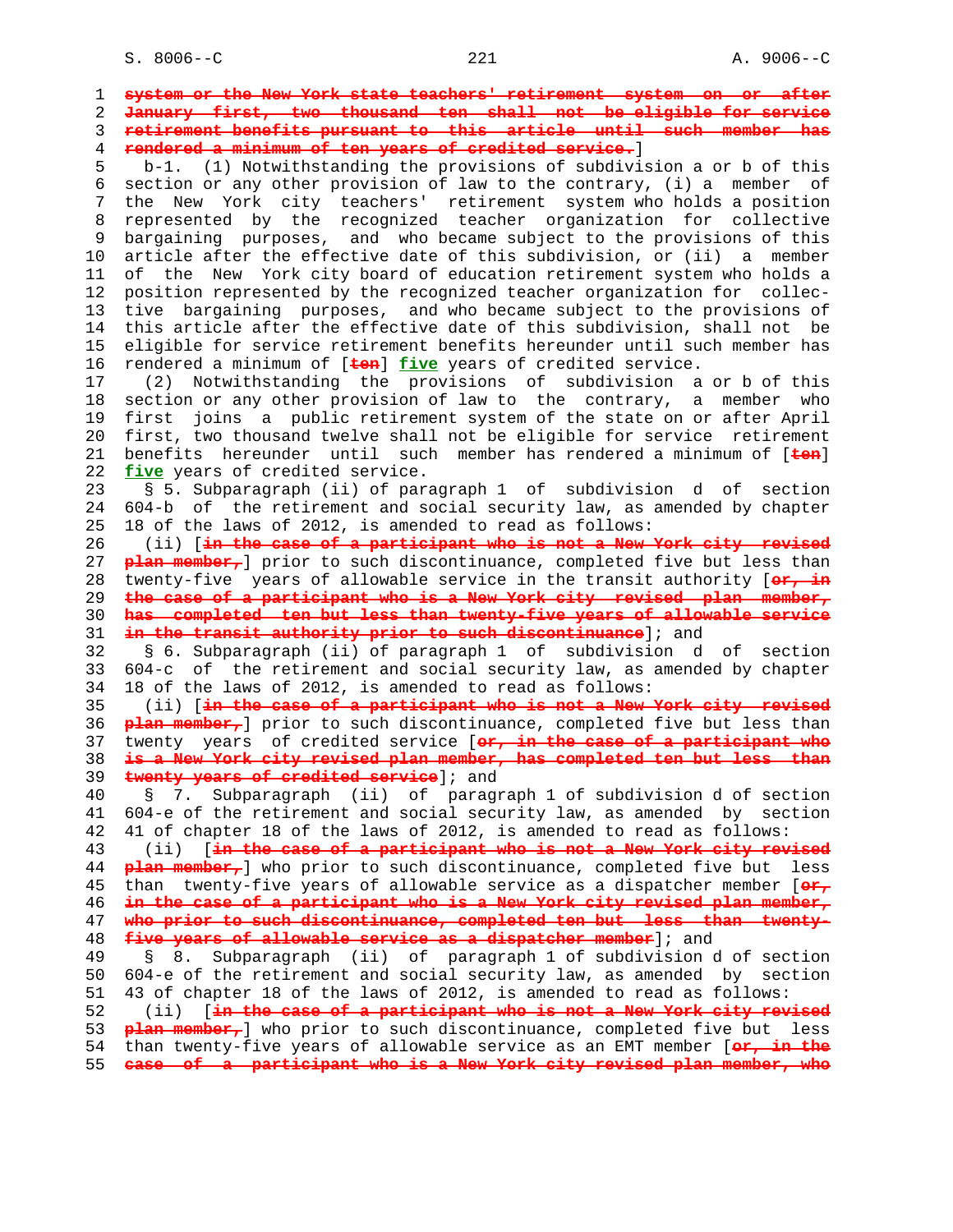~~system or the New York state teachers' retirement system on or after January first, two thousand ten shall not be eligible for service retirement benefits pursuant to this article until such member has rendered a minimum of ten years of credited service.~~]

b-1. (1) Notwithstanding the provisions of subdivision a or b of this section or any other provision of law to the contrary, (i) a member of the New York city teachers' retirement system who holds a position represented by the recognized teacher organization for collective bargaining purposes, and who became subject to the provisions of this article after the effective date of this subdivision, or (ii) a member of the New York city board of education retirement system who holds a position represented by the recognized teacher organization for collective bargaining purposes, and who became subject to the provisions of this article after the effective date of this subdivision, shall not be eligible for service retirement benefits hereunder until such member has rendered a minimum of [~~ten~~] **five** years of credited service.

(2) Notwithstanding the provisions of subdivision a or b of this section or any other provision of law to the contrary, a member who first joins a public retirement system of the state on or after April first, two thousand twelve shall not be eligible for service retirement benefits hereunder until such member has rendered a minimum of [~~ten~~] **five** years of credited service.

§ 5. Subparagraph (ii) of paragraph 1 of subdivision d of section 604-b of the retirement and social security law, as amended by chapter 18 of the laws of 2012, is amended to read as follows:

(ii) [~~in the case of a participant who is not a New York city revised plan member,~~] prior to such discontinuance, completed five but less than twenty-five years of allowable service in the transit authority [~~or, in the case of a participant who is a New York city revised plan member, has completed ten but less than twenty-five years of allowable service in the transit authority prior to such discontinuance~~]; and

§ 6. Subparagraph (ii) of paragraph 1 of subdivision d of section 604-c of the retirement and social security law, as amended by chapter 18 of the laws of 2012, is amended to read as follows:

(ii) [~~in the case of a participant who is not a New York city revised plan member,~~] prior to such discontinuance, completed five but less than twenty years of credited service [~~or, in the case of a participant who is a New York city revised plan member, has completed ten but less than twenty years of credited service~~]; and

§ 7. Subparagraph (ii) of paragraph 1 of subdivision d of section 604-e of the retirement and social security law, as amended by section 41 of chapter 18 of the laws of 2012, is amended to read as follows:

(ii) [~~in the case of a participant who is not a New York city revised plan member,~~] who prior to such discontinuance, completed five but less than twenty-five years of allowable service as a dispatcher member [~~or, in the case of a participant who is a New York city revised plan member, who prior to such discontinuance, completed ten but less than twenty-five years of allowable service as a dispatcher member~~]; and

§ 8. Subparagraph (ii) of paragraph 1 of subdivision d of section 604-e of the retirement and social security law, as amended by section 43 of chapter 18 of the laws of 2012, is amended to read as follows:

(ii) [~~in the case of a participant who is not a New York city revised plan member,~~] who prior to such discontinuance, completed five but less than twenty-five years of allowable service as an EMT member [~~or, in the case of a participant who is a New York city revised plan member, who~~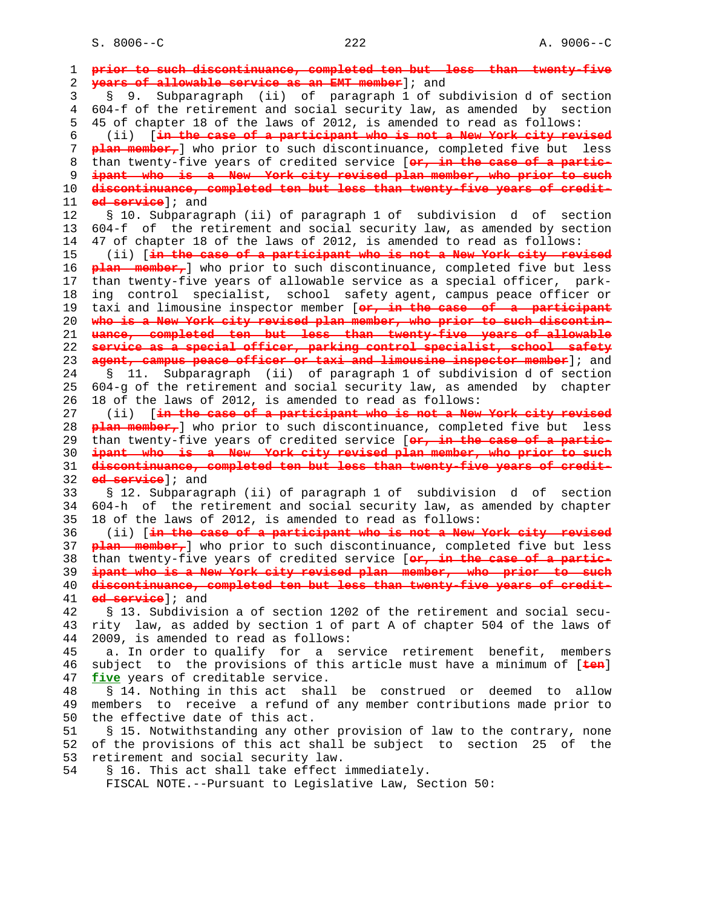prior to such discontinuance, completed ten but less than twenty-five years of allowable service as an EMT member]; and

§ 9. Subparagraph (ii) of paragraph 1 of subdivision d of section 604-f of the retirement and social security law, as amended by section 45 of chapter 18 of the laws of 2012, is amended to read as follows:

(ii) [in the case of a participant who is not a New York city revised plan member,] who prior to such discontinuance, completed five but less than twenty-five years of credited service [or, in the case of a participant who is a New York city revised plan member, who prior to such discontinuance, completed ten but less than twenty-five years of credited service]; and

§ 10. Subparagraph (ii) of paragraph 1 of subdivision d of section 604-f of the retirement and social security law, as amended by section 47 of chapter 18 of the laws of 2012, is amended to read as follows:

(ii) [in the case of a participant who is not a New York city revised plan member,] who prior to such discontinuance, completed five but less than twenty-five years of allowable service as a special officer, parking control specialist, school safety agent, campus peace officer or taxi and limousine inspector member [or, in the case of a participant who is a New York city revised plan member, who prior to such discontinuance, completed ten but less than twenty-five years of allowable service as a special officer, parking control specialist, school safety agent, campus peace officer or taxi and limousine inspector member]; and

§ 11. Subparagraph (ii) of paragraph 1 of subdivision d of section 604-g of the retirement and social security law, as amended by chapter 18 of the laws of 2012, is amended to read as follows:

(ii) [in the case of a participant who is not a New York city revised plan member,] who prior to such discontinuance, completed five but less than twenty-five years of credited service [or, in the case of a participant who is a New York city revised plan member, who prior to such discontinuance, completed ten but less than twenty-five years of credited service]; and

§ 12. Subparagraph (ii) of paragraph 1 of subdivision d of section 604-h of the retirement and social security law, as amended by chapter 18 of the laws of 2012, is amended to read as follows:

(ii) [in the case of a participant who is not a New York city revised plan member,] who prior to such discontinuance, completed five but less than twenty-five years of credited service [or, in the case of a participant who is a New York city revised plan member, who prior to such discontinuance, completed ten but less than twenty-five years of credited service]; and

§ 13. Subdivision a of section 1202 of the retirement and social security law, as added by section 1 of part A of chapter 504 of the laws of 2009, is amended to read as follows:

a. In order to qualify for a service retirement benefit, members subject to the provisions of this article must have a minimum of [ten] <u>five</u> years of creditable service.

§ 14. Nothing in this act shall be construed or deemed to allow members to receive a refund of any member contributions made prior to the effective date of this act.

§ 15. Notwithstanding any other provision of law to the contrary, none of the provisions of this act shall be subject to section 25 of the retirement and social security law.

§ 16. This act shall take effect immediately.

FISCAL NOTE.--Pursuant to Legislative Law, Section 50: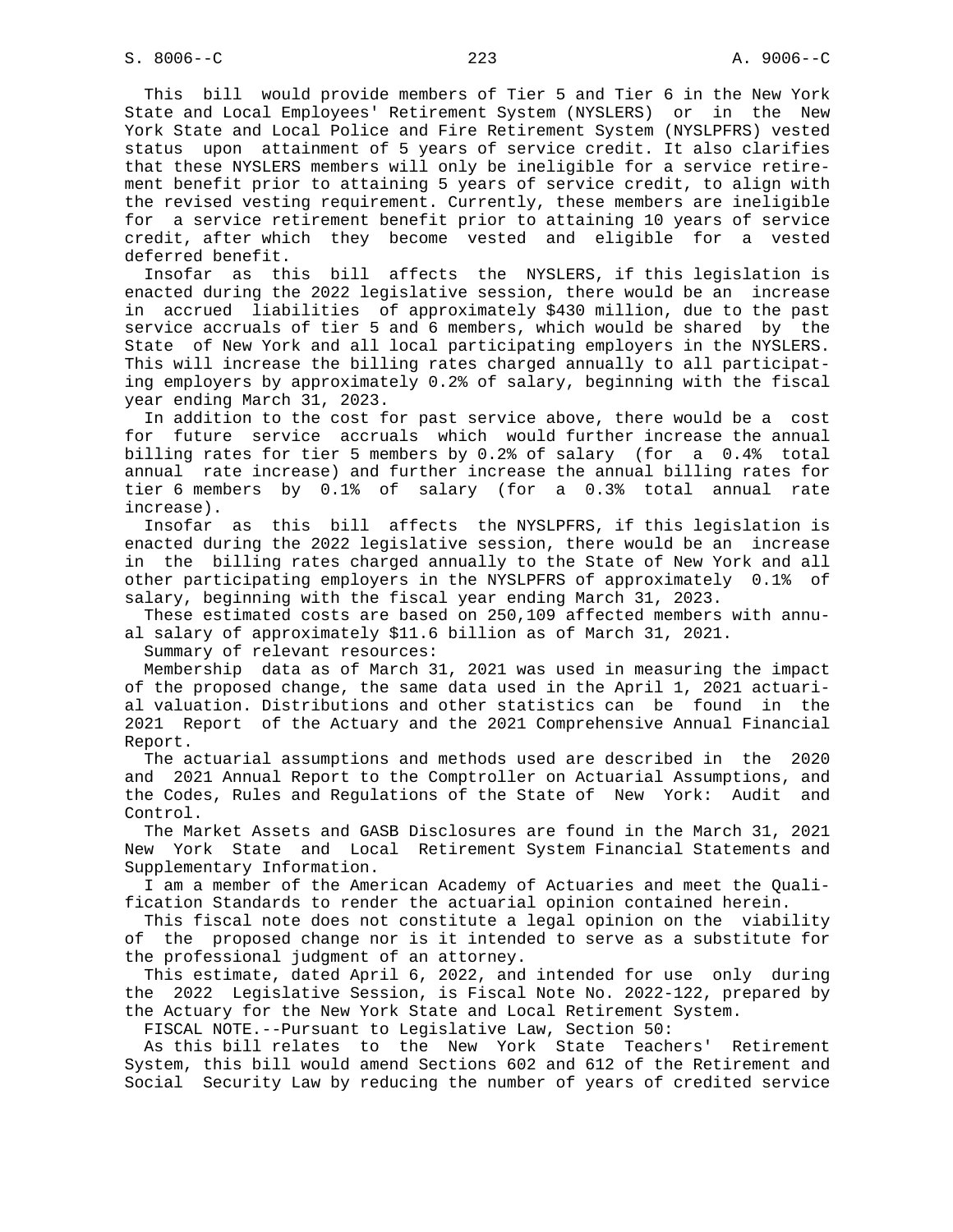This bill would provide members of Tier 5 and Tier 6 in the New York State and Local Employees' Retirement System (NYSLERS) or in the New York State and Local Police and Fire Retirement System (NYSLPFRS) vested status upon attainment of 5 years of service credit. It also clarifies that these NYSLERS members will only be ineligible for a service retirement benefit prior to attaining 5 years of service credit, to align with the revised vesting requirement. Currently, these members are ineligible for a service retirement benefit prior to attaining 10 years of service credit, after which they become vested and eligible for a vested deferred benefit.

Insofar as this bill affects the NYSLERS, if this legislation is enacted during the 2022 legislative session, there would be an increase in accrued liabilities of approximately $430 million, due to the past service accruals of tier 5 and 6 members, which would be shared by the State of New York and all local participating employers in the NYSLERS. This will increase the billing rates charged annually to all participating employers by approximately 0.2% of salary, beginning with the fiscal year ending March 31, 2023.

In addition to the cost for past service above, there would be a cost for future service accruals which would further increase the annual billing rates for tier 5 members by 0.2% of salary (for a 0.4% total annual rate increase) and further increase the annual billing rates for tier 6 members by 0.1% of salary (for a 0.3% total annual rate increase).

Insofar as this bill affects the NYSLPFRS, if this legislation is enacted during the 2022 legislative session, there would be an increase in the billing rates charged annually to the State of New York and all other participating employers in the NYSLPFRS of approximately 0.1% of salary, beginning with the fiscal year ending March 31, 2023.

These estimated costs are based on 250,109 affected members with annual salary of approximately $11.6 billion as of March 31, 2021.

Summary of relevant resources:

Membership data as of March 31, 2021 was used in measuring the impact of the proposed change, the same data used in the April 1, 2021 actuarial valuation. Distributions and other statistics can be found in the 2021 Report of the Actuary and the 2021 Comprehensive Annual Financial Report.

The actuarial assumptions and methods used are described in the 2020 and 2021 Annual Report to the Comptroller on Actuarial Assumptions, and the Codes, Rules and Regulations of the State of New York: Audit and Control.

The Market Assets and GASB Disclosures are found in the March 31, 2021 New York State and Local Retirement System Financial Statements and Supplementary Information.

I am a member of the American Academy of Actuaries and meet the Qualification Standards to render the actuarial opinion contained herein.

This fiscal note does not constitute a legal opinion on the viability of the proposed change nor is it intended to serve as a substitute for the professional judgment of an attorney.

This estimate, dated April 6, 2022, and intended for use only during the 2022 Legislative Session, is Fiscal Note No. 2022-122, prepared by the Actuary for the New York State and Local Retirement System.

FISCAL NOTE.--Pursuant to Legislative Law, Section 50:

As this bill relates to the New York State Teachers' Retirement System, this bill would amend Sections 602 and 612 of the Retirement and Social Security Law by reducing the number of years of credited service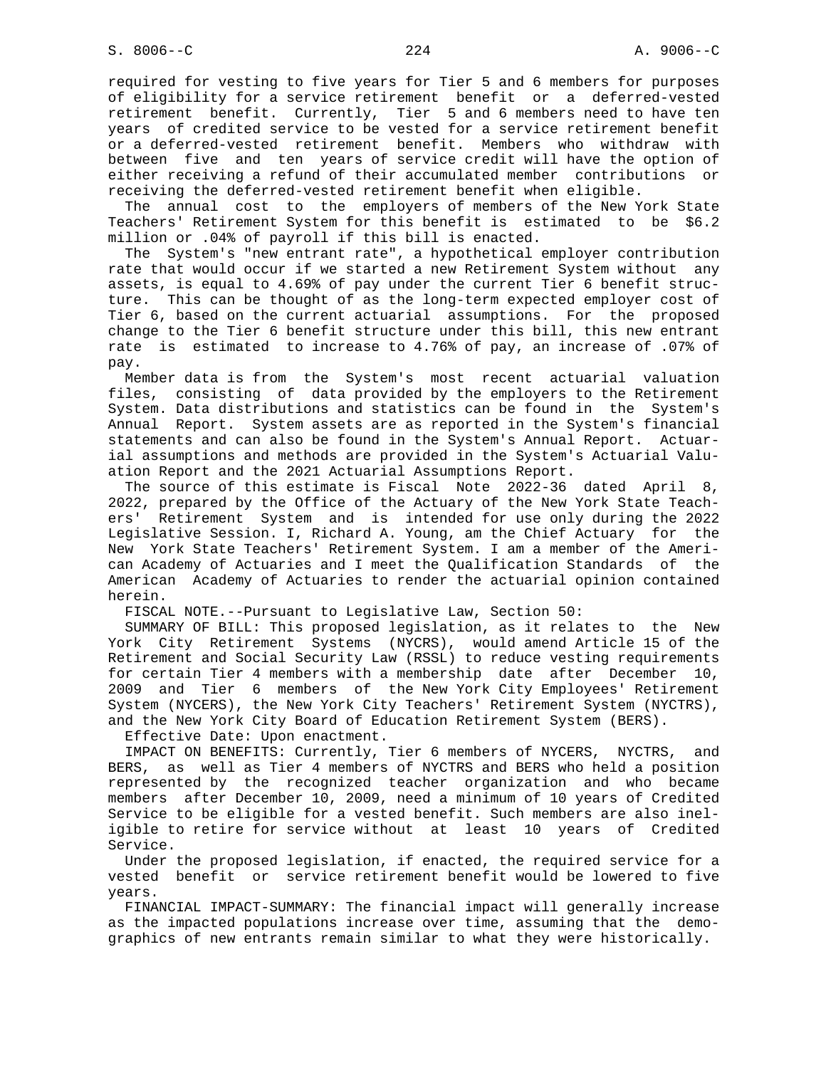required for vesting to five years for Tier 5 and 6 members for purposes of eligibility for a service retirement benefit or a deferred-vested retirement benefit. Currently, Tier 5 and 6 members need to have ten years of credited service to be vested for a service retirement benefit or a deferred-vested retirement benefit. Members who withdraw with between five and ten years of service credit will have the option of either receiving a refund of their accumulated member contributions or receiving the deferred-vested retirement benefit when eligible.

The annual cost to the employers of members of the New York State Teachers' Retirement System for this benefit is estimated to be $6.2 million or .04% of payroll if this bill is enacted.

The System's "new entrant rate", a hypothetical employer contribution rate that would occur if we started a new Retirement System without any assets, is equal to 4.69% of pay under the current Tier 6 benefit structure. This can be thought of as the long-term expected employer cost of Tier 6, based on the current actuarial assumptions. For the proposed change to the Tier 6 benefit structure under this bill, this new entrant rate is estimated to increase to 4.76% of pay, an increase of .07% of pay.

Member data is from the System's most recent actuarial valuation files, consisting of data provided by the employers to the Retirement System. Data distributions and statistics can be found in the System's Annual Report. System assets are as reported in the System's financial statements and can also be found in the System's Annual Report. Actuarial assumptions and methods are provided in the System's Actuarial Valuation Report and the 2021 Actuarial Assumptions Report.

The source of this estimate is Fiscal Note 2022-36 dated April 8, 2022, prepared by the Office of the Actuary of the New York State Teachers' Retirement System and is intended for use only during the 2022 Legislative Session. I, Richard A. Young, am the Chief Actuary for the New York State Teachers' Retirement System. I am a member of the American Academy of Actuaries and I meet the Qualification Standards of the American Academy of Actuaries to render the actuarial opinion contained herein.

FISCAL NOTE.--Pursuant to Legislative Law, Section 50:

SUMMARY OF BILL: This proposed legislation, as it relates to the New York City Retirement Systems (NYCRS), would amend Article 15 of the Retirement and Social Security Law (RSSL) to reduce vesting requirements for certain Tier 4 members with a membership date after December 10, 2009 and Tier 6 members of the New York City Employees' Retirement System (NYCERS), the New York City Teachers' Retirement System (NYCTRS), and the New York City Board of Education Retirement System (BERS).

Effective Date: Upon enactment.

IMPACT ON BENEFITS: Currently, Tier 6 members of NYCERS, NYCTRS, and BERS, as well as Tier 4 members of NYCTRS and BERS who held a position represented by the recognized teacher organization and who became members after December 10, 2009, need a minimum of 10 years of Credited Service to be eligible for a vested benefit. Such members are also ineligible to retire for service without at least 10 years of Credited Service.

Under the proposed legislation, if enacted, the required service for a vested benefit or service retirement benefit would be lowered to five years.

FINANCIAL IMPACT-SUMMARY: The financial impact will generally increase as the impacted populations increase over time, assuming that the demographics of new entrants remain similar to what they were historically.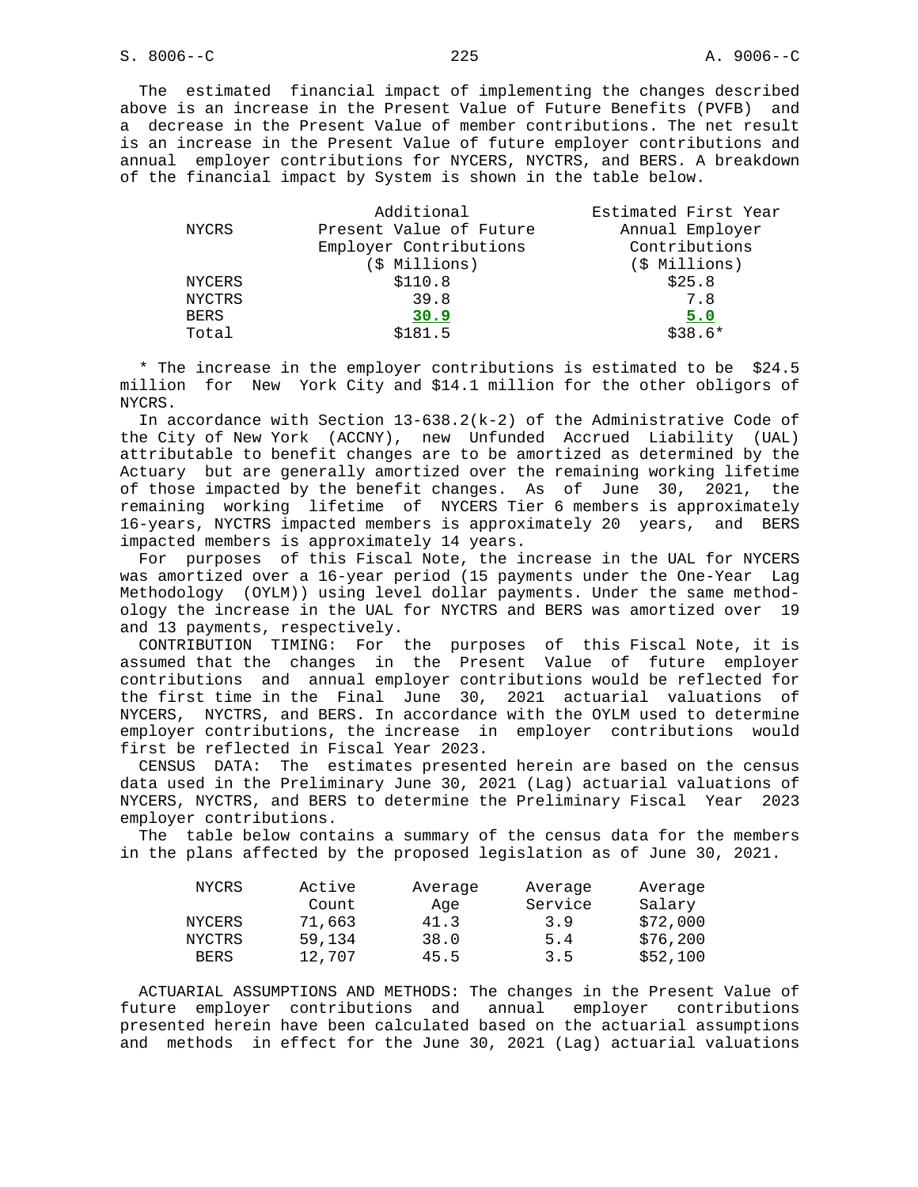The estimated financial impact of implementing the changes described above is an increase in the Present Value of Future Benefits (PVFB) and a decrease in the Present Value of member contributions. The net result is an increase in the Present Value of future employer contributions and annual employer contributions for NYCERS, NYCTRS, and BERS. A breakdown of the financial impact by System is shown in the table below.

| NYCRS | Additional Present Value of Future Employer Contributions ($ Millions) | Estimated First Year Annual Employer Contributions ($ Millions) |
|---|---|---|
| NYCERS | $110.8 | $25.8 |
| NYCTRS | 39.8 | 7.8 |
| BERS | 30.9 | 5.0 |
| Total | $181.5 | $38.6* |

* The increase in the employer contributions is estimated to be $24.5 million for New York City and $14.1 million for the other obligors of NYCRS.

In accordance with Section 13-638.2(k-2) of the Administrative Code of the City of New York (ACCNY), new Unfunded Accrued Liability (UAL) attributable to benefit changes are to be amortized as determined by the Actuary but are generally amortized over the remaining working lifetime of those impacted by the benefit changes. As of June 30, 2021, the remaining working lifetime of NYCERS Tier 6 members is approximately 16-years, NYCTRS impacted members is approximately 20 years, and BERS impacted members is approximately 14 years.

For purposes of this Fiscal Note, the increase in the UAL for NYCERS was amortized over a 16-year period (15 payments under the One-Year Lag Methodology (OYLM)) using level dollar payments. Under the same methodology the increase in the UAL for NYCTRS and BERS was amortized over 19 and 13 payments, respectively.

CONTRIBUTION TIMING: For the purposes of this Fiscal Note, it is assumed that the changes in the Present Value of future employer contributions and annual employer contributions would be reflected for the first time in the Final June 30, 2021 actuarial valuations of NYCERS, NYCTRS, and BERS. In accordance with the OYLM used to determine employer contributions, the increase in employer contributions would first be reflected in Fiscal Year 2023.

CENSUS DATA: The estimates presented herein are based on the census data used in the Preliminary June 30, 2021 (Lag) actuarial valuations of NYCERS, NYCTRS, and BERS to determine the Preliminary Fiscal Year 2023 employer contributions.

The table below contains a summary of the census data for the members in the plans affected by the proposed legislation as of June 30, 2021.

| NYCRS | Active Count | Average Age | Average Service | Average Salary |
|---|---|---|---|---|
| NYCERS | 71,663 | 41.3 | 3.9 | $72,000 |
| NYCTRS | 59,134 | 38.0 | 5.4 | $76,200 |
| BERS | 12,707 | 45.5 | 3.5 | $52,100 |

ACTUARIAL ASSUMPTIONS AND METHODS: The changes in the Present Value of future employer contributions and annual employer contributions presented herein have been calculated based on the actuarial assumptions and methods in effect for the June 30, 2021 (Lag) actuarial valuations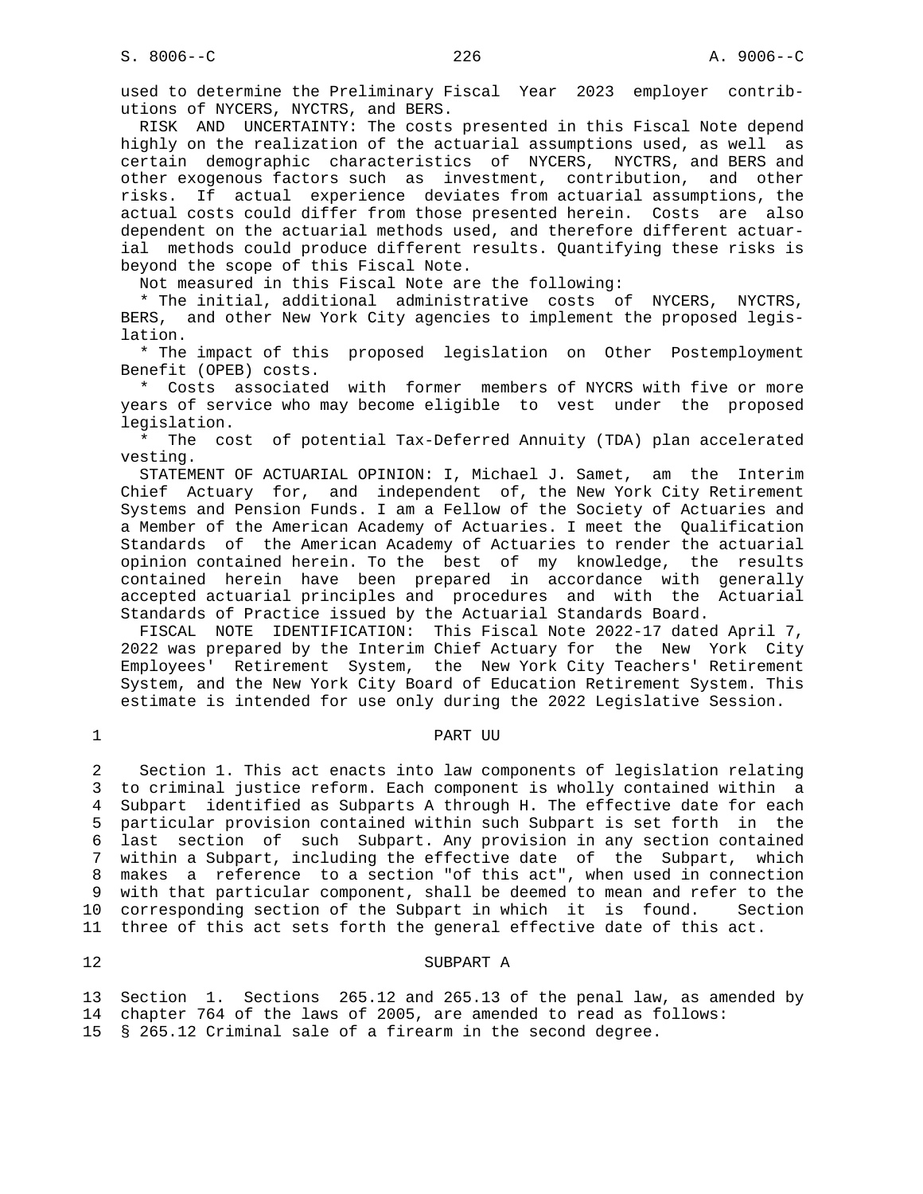used to determine the Preliminary Fiscal Year 2023 employer contributions of NYCERS, NYCTRS, and BERS.

RISK AND UNCERTAINTY: The costs presented in this Fiscal Note depend highly on the realization of the actuarial assumptions used, as well as certain demographic characteristics of NYCERS, NYCTRS, and BERS and other exogenous factors such as investment, contribution, and other risks. If actual experience deviates from actuarial assumptions, the actual costs could differ from those presented herein. Costs are also dependent on the actuarial methods used, and therefore different actuarial methods could produce different results. Quantifying these risks is beyond the scope of this Fiscal Note.

Not measured in this Fiscal Note are the following:

* The initial, additional administrative costs of NYCERS, NYCTRS, BERS, and other New York City agencies to implement the proposed legislation.
* The impact of this proposed legislation on Other Postemployment Benefit (OPEB) costs.
* Costs associated with former members of NYCRS with five or more years of service who may become eligible to vest under the proposed legislation.
* The cost of potential Tax-Deferred Annuity (TDA) plan accelerated vesting.

STATEMENT OF ACTUARIAL OPINION: I, Michael J. Samet, am the Interim Chief Actuary for, and independent of, the New York City Retirement Systems and Pension Funds. I am a Fellow of the Society of Actuaries and a Member of the American Academy of Actuaries. I meet the Qualification Standards of the American Academy of Actuaries to render the actuarial opinion contained herein. To the best of my knowledge, the results contained herein have been prepared in accordance with generally accepted actuarial principles and procedures and with the Actuarial Standards of Practice issued by the Actuarial Standards Board.

FISCAL NOTE IDENTIFICATION: This Fiscal Note 2022-17 dated April 7, 2022 was prepared by the Interim Chief Actuary for the New York City Employees' Retirement System, the New York City Teachers' Retirement System, and the New York City Board of Education Retirement System. This estimate is intended for use only during the 2022 Legislative Session.

PART UU

Section 1. This act enacts into law components of legislation relating to criminal justice reform. Each component is wholly contained within a Subpart identified as Subparts A through H. The effective date for each particular provision contained within such Subpart is set forth in the last section of such Subpart. Any provision in any section contained within a Subpart, including the effective date of the Subpart, which makes a reference to a section "of this act", when used in connection with that particular component, shall be deemed to mean and refer to the corresponding section of the Subpart in which it is found. Section three of this act sets forth the general effective date of this act.

SUBPART A

Section 1. Sections 265.12 and 265.13 of the penal law, as amended by chapter 764 of the laws of 2005, are amended to read as follows:

§ 265.12 Criminal sale of a firearm in the second degree.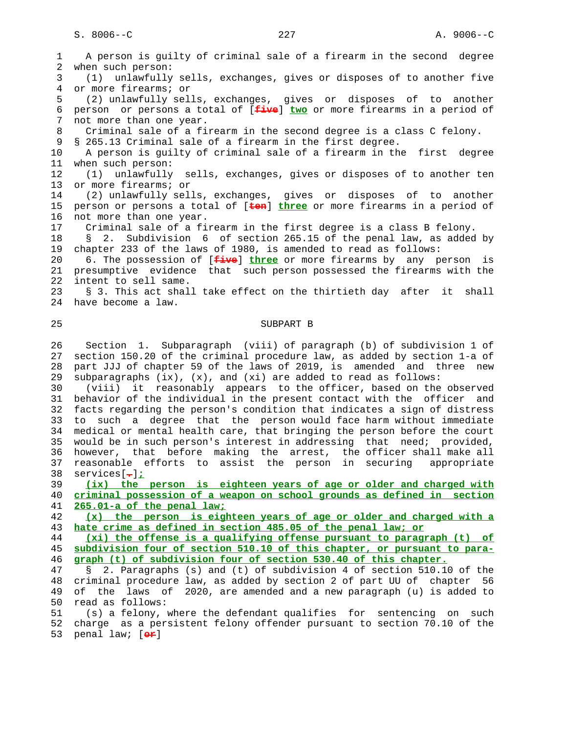A person is guilty of criminal sale of a firearm in the second degree when such person:

(1) unlawfully sells, exchanges, gives or disposes of to another five or more firearms; or

(2) unlawfully sells, exchanges, gives or disposes of to another person or persons a total of [~~five~~] **two** or more firearms in a period of not more than one year.

Criminal sale of a firearm in the second degree is a class C felony.

§ 265.13 Criminal sale of a firearm in the first degree.

A person is guilty of criminal sale of a firearm in the first degree when such person:

(1) unlawfully sells, exchanges, gives or disposes of to another ten or more firearms; or

(2) unlawfully sells, exchanges, gives or disposes of to another person or persons a total of [~~ten~~] **three** or more firearms in a period of not more than one year.

Criminal sale of a firearm in the first degree is a class B felony.

§ 2. Subdivision 6 of section 265.15 of the penal law, as added by chapter 233 of the laws of 1980, is amended to read as follows:

6. The possession of [~~five~~] **three** or more firearms by any person is presumptive evidence that such person possessed the firearms with the intent to sell same.

§ 3. This act shall take effect on the thirtieth day after it shall have become a law.

SUBPART B

Section 1. Subparagraph (viii) of paragraph (b) of subdivision 1 of section 150.20 of the criminal procedure law, as added by section 1-a of part JJJ of chapter 59 of the laws of 2019, is amended and three new subparagraphs (ix), (x), and (xi) are added to read as follows:

(viii) it reasonably appears to the officer, based on the observed behavior of the individual in the present contact with the officer and facts regarding the person's condition that indicates a sign of distress to such a degree that the person would face harm without immediate medical or mental health care, that bringing the person before the court would be in such person's interest in addressing that need; provided, however, that before making the arrest, the officer shall make all reasonable efforts to assist the person in securing appropriate services[~~.~~]**;**

**(ix) the person is eighteen years of age or older and charged with criminal possession of a weapon on school grounds as defined in section 265.01-a of the penal law;**

**(x) the person is eighteen years of age or older and charged with a hate crime as defined in section 485.05 of the penal law; or**

**(xi) the offense is a qualifying offense pursuant to paragraph (t) of subdivision four of section 510.10 of this chapter, or pursuant to paragraph (t) of subdivision four of section 530.40 of this chapter.**

§ 2. Paragraphs (s) and (t) of subdivision 4 of section 510.10 of the criminal procedure law, as added by section 2 of part UU of chapter 56 of the laws of 2020, are amended and a new paragraph (u) is added to read as follows:

(s) a felony, where the defendant qualifies for sentencing on such charge as a persistent felony offender pursuant to section 70.10 of the penal law; [~~or~~]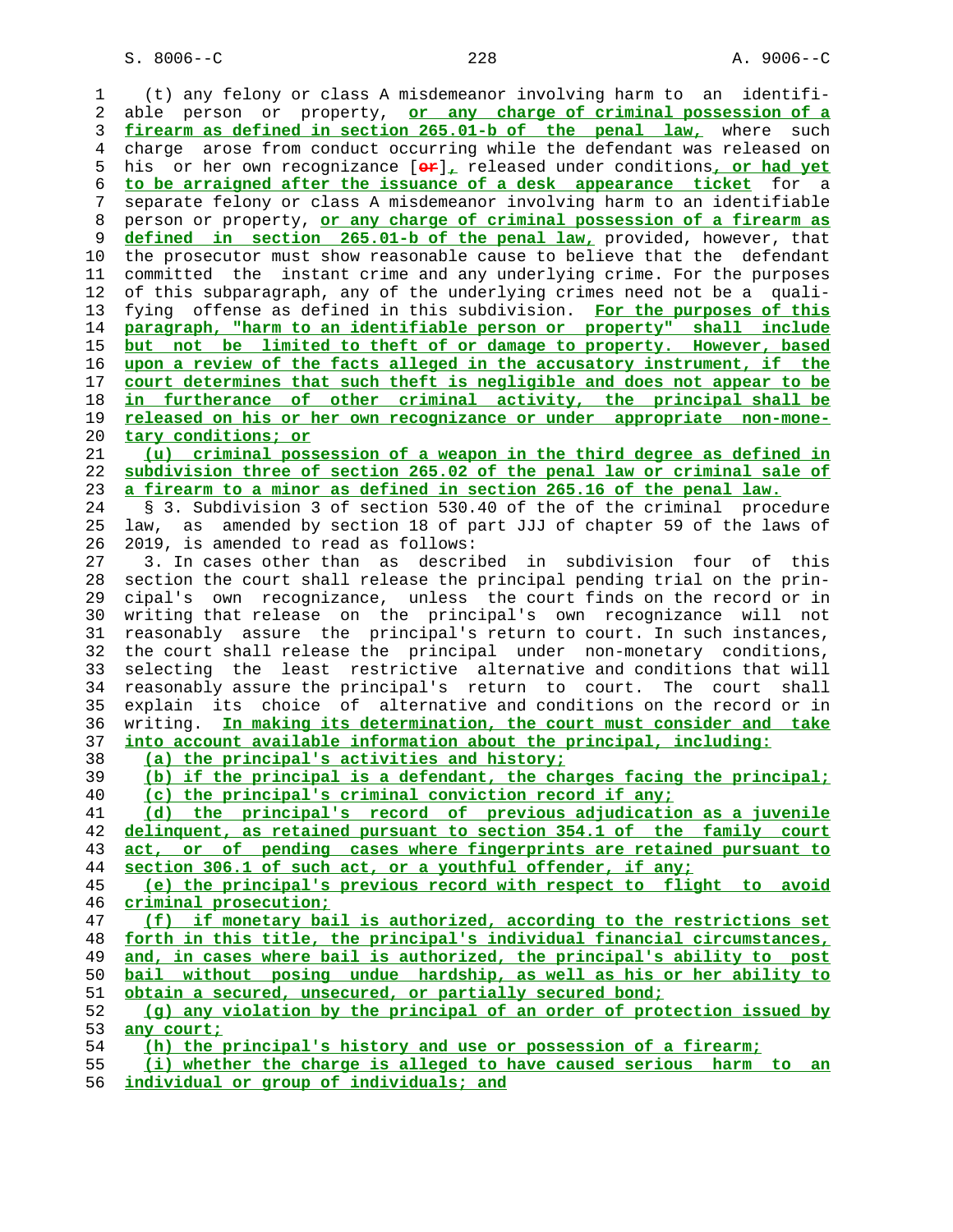(t) any felony or class A misdemeanor involving harm to an identifiable person or property, or any charge of criminal possession of a firearm as defined in section 265.01-b of the penal law, where such charge arose from conduct occurring while the defendant was released on his or her own recognizance [or], released under conditions, or had yet to be arraigned after the issuance of a desk appearance ticket for a separate felony or class A misdemeanor involving harm to an identifiable person or property, or any charge of criminal possession of a firearm as defined in section 265.01-b of the penal law, provided, however, that the prosecutor must show reasonable cause to believe that the defendant committed the instant crime and any underlying crime. For the purposes of this subparagraph, any of the underlying crimes need not be a qualifying offense as defined in this subdivision. For the purposes of this paragraph, "harm to an identifiable person or property" shall include but not be limited to theft of or damage to property. However, based upon a review of the facts alleged in the accusatory instrument, if the court determines that such theft is negligible and does not appear to be in furtherance of other criminal activity, the principal shall be released on his or her own recognizance or under appropriate non-monetary conditions; or

(u) criminal possession of a weapon in the third degree as defined in subdivision three of section 265.02 of the penal law or criminal sale of a firearm to a minor as defined in section 265.16 of the penal law.

§ 3. Subdivision 3 of section 530.40 of the of the criminal procedure law, as amended by section 18 of part JJJ of chapter 59 of the laws of 2019, is amended to read as follows:

3. In cases other than as described in subdivision four of this section the court shall release the principal pending trial on the principal's own recognizance, unless the court finds on the record or in writing that release on the principal's own recognizance will not reasonably assure the principal's return to court. In such instances, the court shall release the principal under non-monetary conditions, selecting the least restrictive alternative and conditions that will reasonably assure the principal's return to court. The court shall explain its choice of alternative and conditions on the record or in writing. In making its determination, the court must consider and take into account available information about the principal, including:

(a) the principal's activities and history;

(b) if the principal is a defendant, the charges facing the principal;

(c) the principal's criminal conviction record if any;

(d) the principal's record of previous adjudication as a juvenile delinquent, as retained pursuant to section 354.1 of the family court act, or of pending cases where fingerprints are retained pursuant to section 306.1 of such act, or a youthful offender, if any;

(e) the principal's previous record with respect to flight to avoid criminal prosecution;

(f) if monetary bail is authorized, according to the restrictions set forth in this title, the principal's individual financial circumstances, and, in cases where bail is authorized, the principal's ability to post bail without posing undue hardship, as well as his or her ability to obtain a secured, unsecured, or partially secured bond;

(g) any violation by the principal of an order of protection issued by any court;

(h) the principal's history and use or possession of a firearm;

(i) whether the charge is alleged to have caused serious harm to an individual or group of individuals; and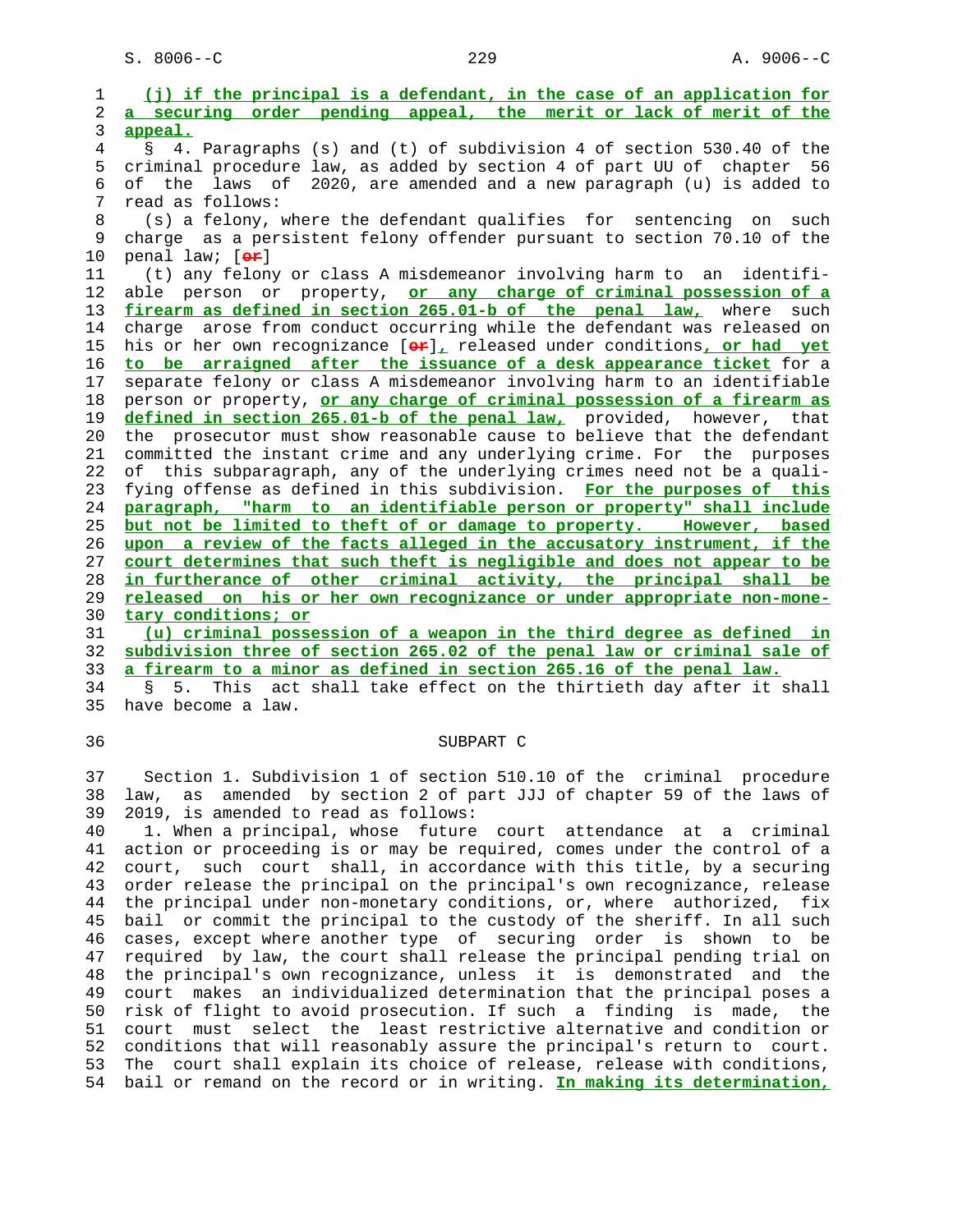(j) if the principal is a defendant, in the case of an application for a securing order pending appeal, the merit or lack of merit of the appeal.

§ 4. Paragraphs (s) and (t) of subdivision 4 of section 530.40 of the criminal procedure law, as added by section 4 of part UU of chapter 56 of the laws of 2020, are amended and a new paragraph (u) is added to read as follows:

(s) a felony, where the defendant qualifies for sentencing on such charge as a persistent felony offender pursuant to section 70.10 of the penal law; [or]

(t) any felony or class A misdemeanor involving harm to an identifiable person or property, or any charge of criminal possession of a firearm as defined in section 265.01-b of the penal law, where such charge arose from conduct occurring while the defendant was released on his or her own recognizance [or], released under conditions, or had yet to be arraigned after the issuance of a desk appearance ticket for a separate felony or class A misdemeanor involving harm to an identifiable person or property, or any charge of criminal possession of a firearm as defined in section 265.01-b of the penal law, provided, however, that the prosecutor must show reasonable cause to believe that the defendant committed the instant crime and any underlying crime. For the purposes of this subparagraph, any of the underlying crimes need not be a qualifying offense as defined in this subdivision. For the purposes of this paragraph, "harm to an identifiable person or property" shall include but not be limited to theft of or damage to property. However, based upon a review of the facts alleged in the accusatory instrument, if the court determines that such theft is negligible and does not appear to be in furtherance of other criminal activity, the principal shall be released on his or her own recognizance or under appropriate non-monetary conditions; or

(u) criminal possession of a weapon in the third degree as defined in subdivision three of section 265.02 of the penal law or criminal sale of a firearm to a minor as defined in section 265.16 of the penal law.

§ 5. This act shall take effect on the thirtieth day after it shall have become a law.

## SUBPART C

Section 1. Subdivision 1 of section 510.10 of the criminal procedure law, as amended by section 2 of part JJJ of chapter 59 of the laws of 2019, is amended to read as follows:

1. When a principal, whose future court attendance at a criminal action or proceeding is or may be required, comes under the control of a court, such court shall, in accordance with this title, by a securing order release the principal on the principal's own recognizance, release the principal under non-monetary conditions, or, where authorized, fix bail or commit the principal to the custody of the sheriff. In all such cases, except where another type of securing order is shown to be required by law, the court shall release the principal pending trial on the principal's own recognizance, unless it is demonstrated and the court makes an individualized determination that the principal poses a risk of flight to avoid prosecution. If such a finding is made, the court must select the least restrictive alternative and condition or conditions that will reasonably assure the principal's return to court. The court shall explain its choice of release, release with conditions, bail or remand on the record or in writing. In making its determination,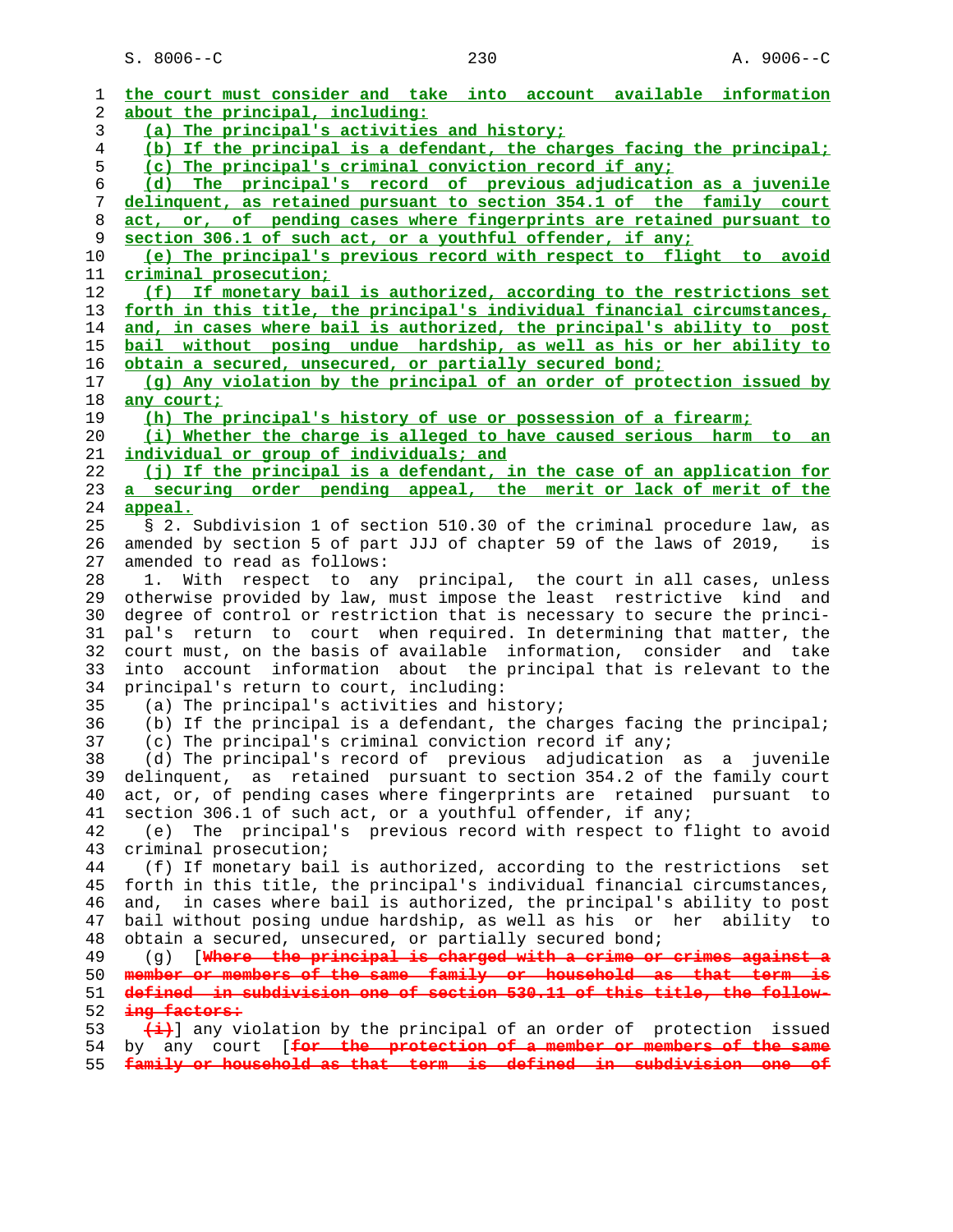the court must consider and take into account available information about the principal, including:

(a) The principal's activities and history;

(b) If the principal is a defendant, the charges facing the principal;

(c) The principal's criminal conviction record if any;

(d) The principal's record of previous adjudication as a juvenile delinquent, as retained pursuant to section 354.1 of the family court act, or, of pending cases where fingerprints are retained pursuant to section 306.1 of such act, or a youthful offender, if any;

(e) The principal's previous record with respect to flight to avoid criminal prosecution;

(f) If monetary bail is authorized, according to the restrictions set forth in this title, the principal's individual financial circumstances, and, in cases where bail is authorized, the principal's ability to post bail without posing undue hardship, as well as his or her ability to obtain a secured, unsecured, or partially secured bond;

(g) Any violation by the principal of an order of protection issued by any court;

(h) The principal's history of use or possession of a firearm;

(i) Whether the charge is alleged to have caused serious harm to an individual or group of individuals; and

(j) If the principal is a defendant, in the case of an application for a securing order pending appeal, the merit or lack of merit of the appeal.

§ 2. Subdivision 1 of section 510.30 of the criminal procedure law, as amended by section 5 of part JJJ of chapter 59 of the laws of 2019, is amended to read as follows:

1. With respect to any principal, the court in all cases, unless otherwise provided by law, must impose the least restrictive kind and degree of control or restriction that is necessary to secure the principal's return to court when required. In determining that matter, the court must, on the basis of available information, consider and take into account information about the principal that is relevant to the principal's return to court, including:

(a) The principal's activities and history;

(b) If the principal is a defendant, the charges facing the principal;

(c) The principal's criminal conviction record if any;

(d) The principal's record of previous adjudication as a juvenile delinquent, as retained pursuant to section 354.2 of the family court act, or, of pending cases where fingerprints are retained pursuant to section 306.1 of such act, or a youthful offender, if any;

(e) The principal's previous record with respect to flight to avoid criminal prosecution;

(f) If monetary bail is authorized, according to the restrictions set forth in this title, the principal's individual financial circumstances, and, in cases where bail is authorized, the principal's ability to post bail without posing undue hardship, as well as his or her ability to obtain a secured, unsecured, or partially secured bond;

(g) [~~Where the principal is charged with a crime or crimes against a member or members of the same family or household as that term is defined in subdivision one of section 530.11 of this title, the following factors:~~

~~(i)~~] any violation by the principal of an order of protection issued by any court [~~for the protection of a member or members of the same family or household as that term is defined in subdivision one of~~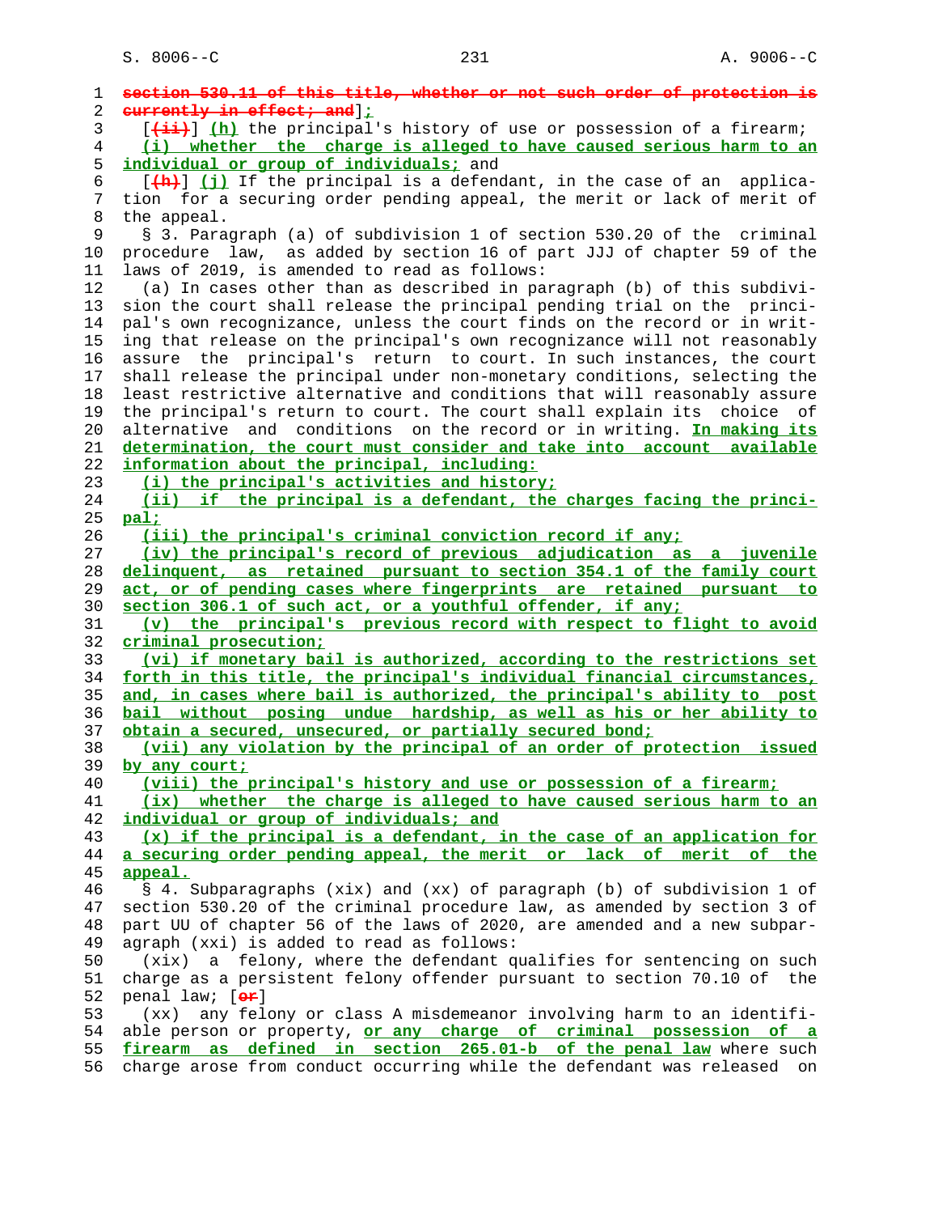~~section 530.11 of this title, whether or not such order of protection is currently in effect; and~~];

[~~(ii)~~] (h) the principal's history of use or possession of a firearm;

(i) whether the charge is alleged to have caused serious harm to an individual or group of individuals; and

[~~(h)~~] (j) If the principal is a defendant, in the case of an application for a securing order pending appeal, the merit or lack of merit of the appeal.

§ 3. Paragraph (a) of subdivision 1 of section 530.20 of the criminal procedure law, as added by section 16 of part JJJ of chapter 59 of the laws of 2019, is amended to read as follows:

(a) In cases other than as described in paragraph (b) of this subdivision the court shall release the principal pending trial on the principal's own recognizance, unless the court finds on the record or in writing that release on the principal's own recognizance will not reasonably assure the principal's return to court. In such instances, the court shall release the principal under non-monetary conditions, selecting the least restrictive alternative and conditions that will reasonably assure the principal's return to court. The court shall explain its choice of alternative and conditions on the record or in writing. In making its determination, the court must consider and take into account available information about the principal, including:

(i) the principal's activities and history;

(ii) if the principal is a defendant, the charges facing the principal;

(iii) the principal's criminal conviction record if any;

(iv) the principal's record of previous adjudication as a juvenile delinquent, as retained pursuant to section 354.1 of the family court act, or of pending cases where fingerprints are retained pursuant to section 306.1 of such act, or a youthful offender, if any;

(v) the principal's previous record with respect to flight to avoid criminal prosecution;

(vi) if monetary bail is authorized, according to the restrictions set forth in this title, the principal's individual financial circumstances, and, in cases where bail is authorized, the principal's ability to post bail without posing undue hardship, as well as his or her ability to obtain a secured, unsecured, or partially secured bond;

(vii) any violation by the principal of an order of protection issued by any court;

(viii) the principal's history and use or possession of a firearm;

(ix) whether the charge is alleged to have caused serious harm to an individual or group of individuals; and

(x) if the principal is a defendant, in the case of an application for a securing order pending appeal, the merit or lack of merit of the appeal.

§ 4. Subparagraphs (xix) and (xx) of paragraph (b) of subdivision 1 of section 530.20 of the criminal procedure law, as amended by section 3 of part UU of chapter 56 of the laws of 2020, are amended and a new subparagraph (xxi) is added to read as follows:

(xix) a felony, where the defendant qualifies for sentencing on such charge as a persistent felony offender pursuant to section 70.10 of the penal law; [~~or~~]

(xx) any felony or class A misdemeanor involving harm to an identifiable person or property, or any charge of criminal possession of a firearm as defined in section 265.01-b of the penal law where such charge arose from conduct occurring while the defendant was released on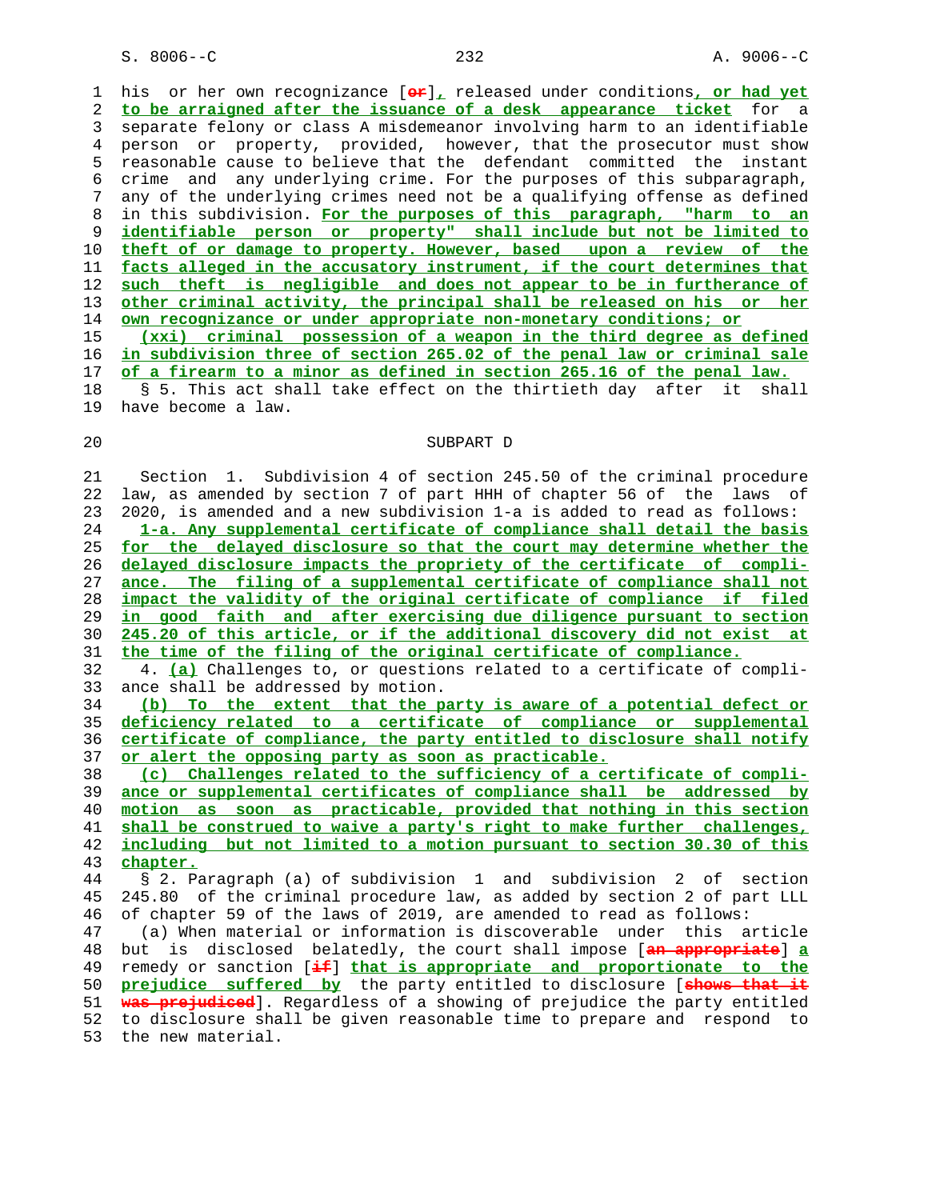his or her own recognizance [~~or~~]__,__ released under conditions__, or had yet to be arraigned after the issuance of a desk appearance ticket__ for a separate felony or class A misdemeanor involving harm to an identifiable person or property, provided, however, that the prosecutor must show reasonable cause to believe that the defendant committed the instant crime and any underlying crime. For the purposes of this subparagraph, any of the underlying crimes need not be a qualifying offense as defined in this subdivision. __For the purposes of this paragraph, "harm to an identifiable person or property" shall include but not be limited to theft of or damage to property. However, based upon a review of the facts alleged in the accusatory instrument, if the court determines that such theft is negligible and does not appear to be in furtherance of other criminal activity, the principal shall be released on his or her own recognizance or under appropriate non-monetary conditions; or__

__(xxi) criminal possession of a weapon in the third degree as defined in subdivision three of section 265.02 of the penal law or criminal sale of a firearm to a minor as defined in section 265.16 of the penal law.__

§ 5. This act shall take effect on the thirtieth day after it shall have become a law.

SUBPART D

Section 1. Subdivision 4 of section 245.50 of the criminal procedure law, as amended by section 7 of part HHH of chapter 56 of the laws of 2020, is amended and a new subdivision 1-a is added to read as follows:

__1-a. Any supplemental certificate of compliance shall detail the basis for the delayed disclosure so that the court may determine whether the delayed disclosure impacts the propriety of the certificate of compliance. The filing of a supplemental certificate of compliance shall not impact the validity of the original certificate of compliance if filed in good faith and after exercising due diligence pursuant to section 245.20 of this article, or if the additional discovery did not exist at the time of the filing of the original certificate of compliance.__

4. __(a)__ Challenges to, or questions related to a certificate of compliance shall be addressed by motion.

__(b) To the extent that the party is aware of a potential defect or deficiency related to a certificate of compliance or supplemental certificate of compliance, the party entitled to disclosure shall notify or alert the opposing party as soon as practicable.__

__(c) Challenges related to the sufficiency of a certificate of compliance or supplemental certificates of compliance shall be addressed by motion as soon as practicable, provided that nothing in this section shall be construed to waive a party's right to make further challenges, including but not limited to a motion pursuant to section 30.30 of this chapter.__

§ 2. Paragraph (a) of subdivision 1 and subdivision 2 of section 245.80 of the criminal procedure law, as added by section 2 of part LLL of chapter 59 of the laws of 2019, are amended to read as follows:

(a) When material or information is discoverable under this article but is disclosed belatedly, the court shall impose [~~an appropriate~~] __a__ remedy or sanction [~~if~~] __that is appropriate and proportionate to the prejudice suffered by__ the party entitled to disclosure [~~shows that it was prejudiced~~]. Regardless of a showing of prejudice the party entitled to disclosure shall be given reasonable time to prepare and respond to the new material.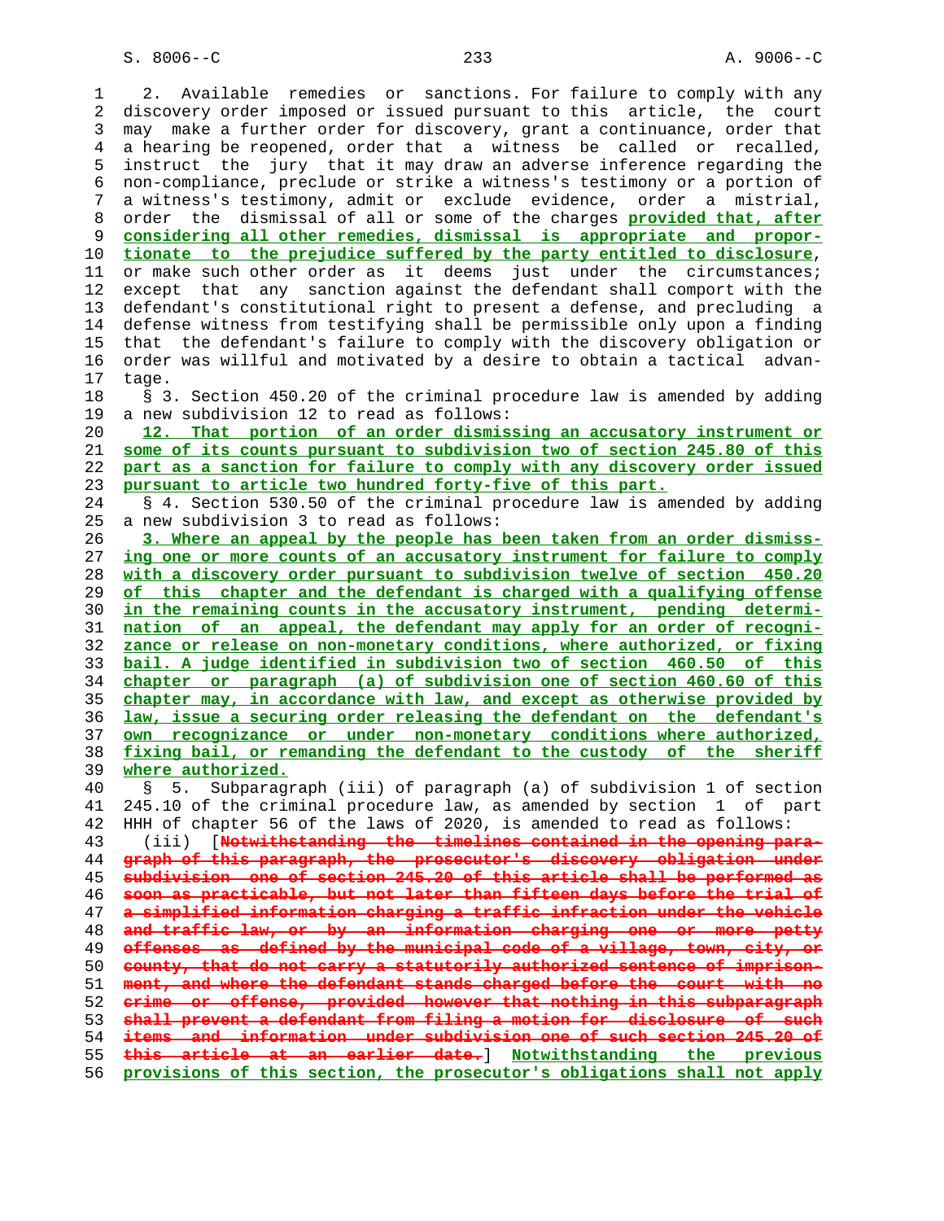2. Available remedies or sanctions. For failure to comply with any discovery order imposed or issued pursuant to this article, the court may make a further order for discovery, grant a continuance, order that a hearing be reopened, order that a witness be called or recalled, instruct the jury that it may draw an adverse inference regarding the non-compliance, preclude or strike a witness's testimony or a portion of a witness's testimony, admit or exclude evidence, order a mistrial, order the dismissal of all or some of the charges <u>**provided that, after considering all other remedies, dismissal is appropriate and proportionate to the prejudice suffered by the party entitled to disclosure**</u>, or make such other order as it deems just under the circumstances; except that any sanction against the defendant shall comport with the defendant's constitutional right to present a defense, and precluding a defense witness from testifying shall be permissible only upon a finding that the defendant's failure to comply with the discovery obligation or order was willful and motivated by a desire to obtain a tactical advantage.

§ 3. Section 450.20 of the criminal procedure law is amended by adding a new subdivision 12 to read as follows:

<u>**12. That portion of an order dismissing an accusatory instrument or some of its counts pursuant to subdivision two of section 245.80 of this part as a sanction for failure to comply with any discovery order issued pursuant to article two hundred forty-five of this part.**</u>

§ 4. Section 530.50 of the criminal procedure law is amended by adding a new subdivision 3 to read as follows:

<u>**3. Where an appeal by the people has been taken from an order dismissing one or more counts of an accusatory instrument for failure to comply with a discovery order pursuant to subdivision twelve of section 450.20 of this chapter and the defendant is charged with a qualifying offense in the remaining counts in the accusatory instrument, pending determination of an appeal, the defendant may apply for an order of recognizance or release on non-monetary conditions, where authorized, or fixing bail. A judge identified in subdivision two of section 460.50 of this chapter or paragraph (a) of subdivision one of section 460.60 of this chapter may, in accordance with law, and except as otherwise provided by law, issue a securing order releasing the defendant on the defendant's own recognizance or under non-monetary conditions where authorized, fixing bail, or remanding the defendant to the custody of the sheriff where authorized.**</u>

§ 5. Subparagraph (iii) of paragraph (a) of subdivision 1 of section 245.10 of the criminal procedure law, as amended by section 1 of part HHH of chapter 56 of the laws of 2020, is amended to read as follows:

(iii) [~~Notwithstanding the timelines contained in the opening paragraph of this paragraph, the prosecutor's discovery obligation under subdivision one of section 245.20 of this article shall be performed as soon as practicable, but not later than fifteen days before the trial of a simplified information charging a traffic infraction under the vehicle and traffic law, or by an information charging one or more petty offenses as defined by the municipal code of a village, town, city, or county, that do not carry a statutorily authorized sentence of imprisonment, and where the defendant stands charged before the court with no crime or offense, provided however that nothing in this subparagraph shall prevent a defendant from filing a motion for disclosure of such items and information under subdivision one of such section 245.20 of this article at an earlier date.~~] <u>**Notwithstanding the previous provisions of this section, the prosecutor's obligations shall not apply**</u>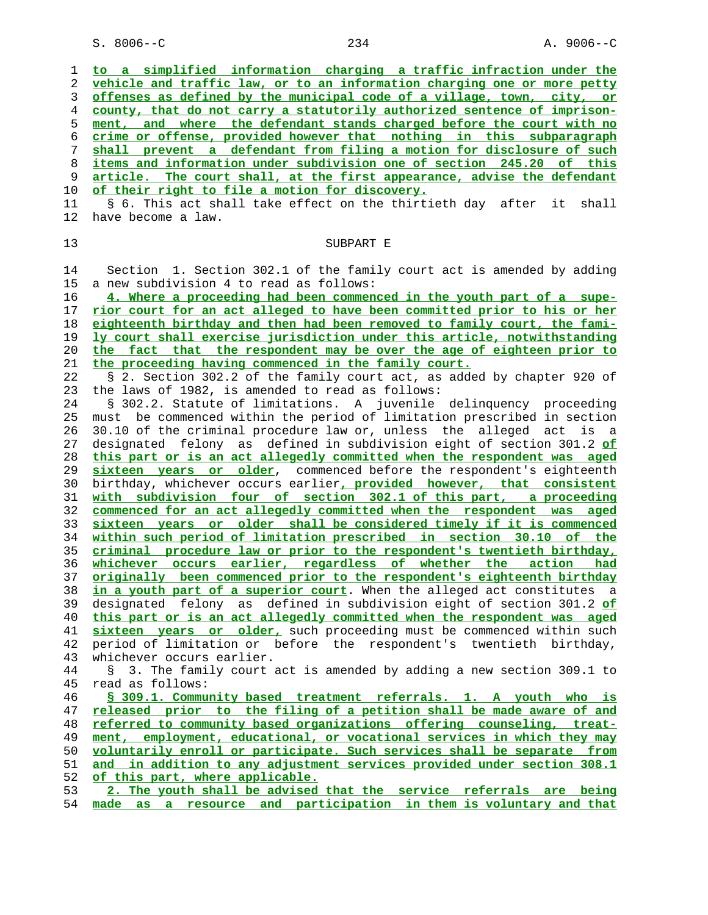to a simplified information charging a traffic infraction under the vehicle and traffic law, or to an information charging one or more petty offenses as defined by the municipal code of a village, town, city, or county, that do not carry a statutorily authorized sentence of imprisonment, and where the defendant stands charged before the court with no crime or offense, provided however that nothing in this subparagraph shall prevent a defendant from filing a motion for disclosure of such items and information under subdivision one of section 245.20 of this article. The court shall, at the first appearance, advise the defendant of their right to file a motion for discovery.

§ 6. This act shall take effect on the thirtieth day after it shall have become a law.

SUBPART E

Section 1. Section 302.1 of the family court act is amended by adding a new subdivision 4 to read as follows:

4. Where a proceeding had been commenced in the youth part of a superior court for an act alleged to have been committed prior to his or her eighteenth birthday and then had been removed to family court, the family court shall exercise jurisdiction under this article, notwithstanding the fact that the respondent may be over the age of eighteen prior to the proceeding having commenced in the family court.

§ 2. Section 302.2 of the family court act, as added by chapter 920 of the laws of 1982, is amended to read as follows:

§ 302.2. Statute of limitations. A juvenile delinquency proceeding must be commenced within the period of limitation prescribed in section 30.10 of the criminal procedure law or, unless the alleged act is a designated felony as defined in subdivision eight of section 301.2 of this part or is an act allegedly committed when the respondent was aged sixteen years or older, commenced before the respondent's eighteenth birthday, whichever occurs earlier, provided however, that consistent with subdivision four of section 302.1 of this part, a proceeding commenced for an act allegedly committed when the respondent was aged sixteen years or older shall be considered timely if it is commenced within such period of limitation prescribed in section 30.10 of the criminal procedure law or prior to the respondent's twentieth birthday, whichever occurs earlier, regardless of whether the action had originally been commenced prior to the respondent's eighteenth birthday in a youth part of a superior court. When the alleged act constitutes a designated felony as defined in subdivision eight of section 301.2 of this part or is an act allegedly committed when the respondent was aged sixteen years or older, such proceeding must be commenced within such period of limitation or before the respondent's twentieth birthday, whichever occurs earlier.

§ 3. The family court act is amended by adding a new section 309.1 to read as follows:

§ 309.1. Community based treatment referrals. 1. A youth who is released prior to the filing of a petition shall be made aware of and referred to community based organizations offering counseling, treatment, employment, educational, or vocational services in which they may voluntarily enroll or participate. Such services shall be separate from and in addition to any adjustment services provided under section 308.1 of this part, where applicable.

2. The youth shall be advised that the service referrals are being made as a resource and participation in them is voluntary and that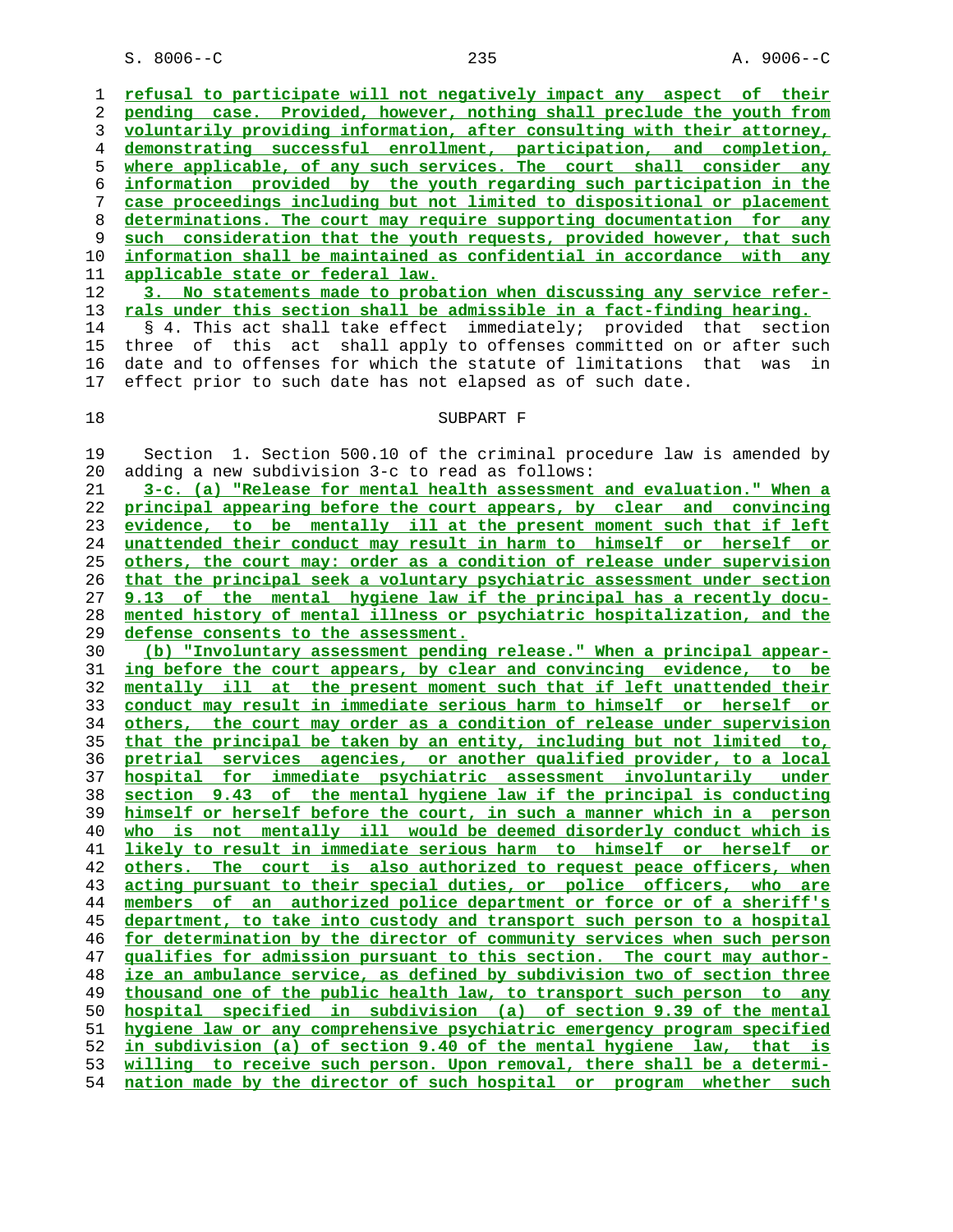refusal to participate will not negatively impact any aspect of their pending case. Provided, however, nothing shall preclude the youth from voluntarily providing information, after consulting with their attorney, demonstrating successful enrollment, participation, and completion, where applicable, of any such services. The court shall consider any information provided by the youth regarding such participation in the case proceedings including but not limited to dispositional or placement determinations. The court may require supporting documentation for any such consideration that the youth requests, provided however, that such information shall be maintained as confidential in accordance with any applicable state or federal law.

3. No statements made to probation when discussing any service referrals under this section shall be admissible in a fact-finding hearing.

§ 4. This act shall take effect immediately; provided that section three of this act shall apply to offenses committed on or after such date and to offenses for which the statute of limitations that was in effect prior to such date has not elapsed as of such date.

SUBPART F

Section 1. Section 500.10 of the criminal procedure law is amended by adding a new subdivision 3-c to read as follows:

3-c. (a) "Release for mental health assessment and evaluation." When a principal appearing before the court appears, by clear and convincing evidence, to be mentally ill at the present moment such that if left unattended their conduct may result in harm to himself or herself or others, the court may: order as a condition of release under supervision that the principal seek a voluntary psychiatric assessment under section 9.13 of the mental hygiene law if the principal has a recently documented history of mental illness or psychiatric hospitalization, and the defense consents to the assessment.

(b) "Involuntary assessment pending release." When a principal appearing before the court appears, by clear and convincing evidence, to be mentally ill at the present moment such that if left unattended their conduct may result in immediate serious harm to himself or herself or others, the court may order as a condition of release under supervision that the principal be taken by an entity, including but not limited to, pretrial services agencies, or another qualified provider, to a local hospital for immediate psychiatric assessment involuntarily under section 9.43 of the mental hygiene law if the principal is conducting himself or herself before the court, in such a manner which in a person who is not mentally ill would be deemed disorderly conduct which is likely to result in immediate serious harm to himself or herself or others. The court is also authorized to request peace officers, when acting pursuant to their special duties, or police officers, who are members of an authorized police department or force or of a sheriff's department, to take into custody and transport such person to a hospital for determination by the director of community services when such person qualifies for admission pursuant to this section. The court may authorize an ambulance service, as defined by subdivision two of section three thousand one of the public health law, to transport such person to any hospital specified in subdivision (a) of section 9.39 of the mental hygiene law or any comprehensive psychiatric emergency program specified in subdivision (a) of section 9.40 of the mental hygiene law, that is willing to receive such person. Upon removal, there shall be a determination made by the director of such hospital or program whether such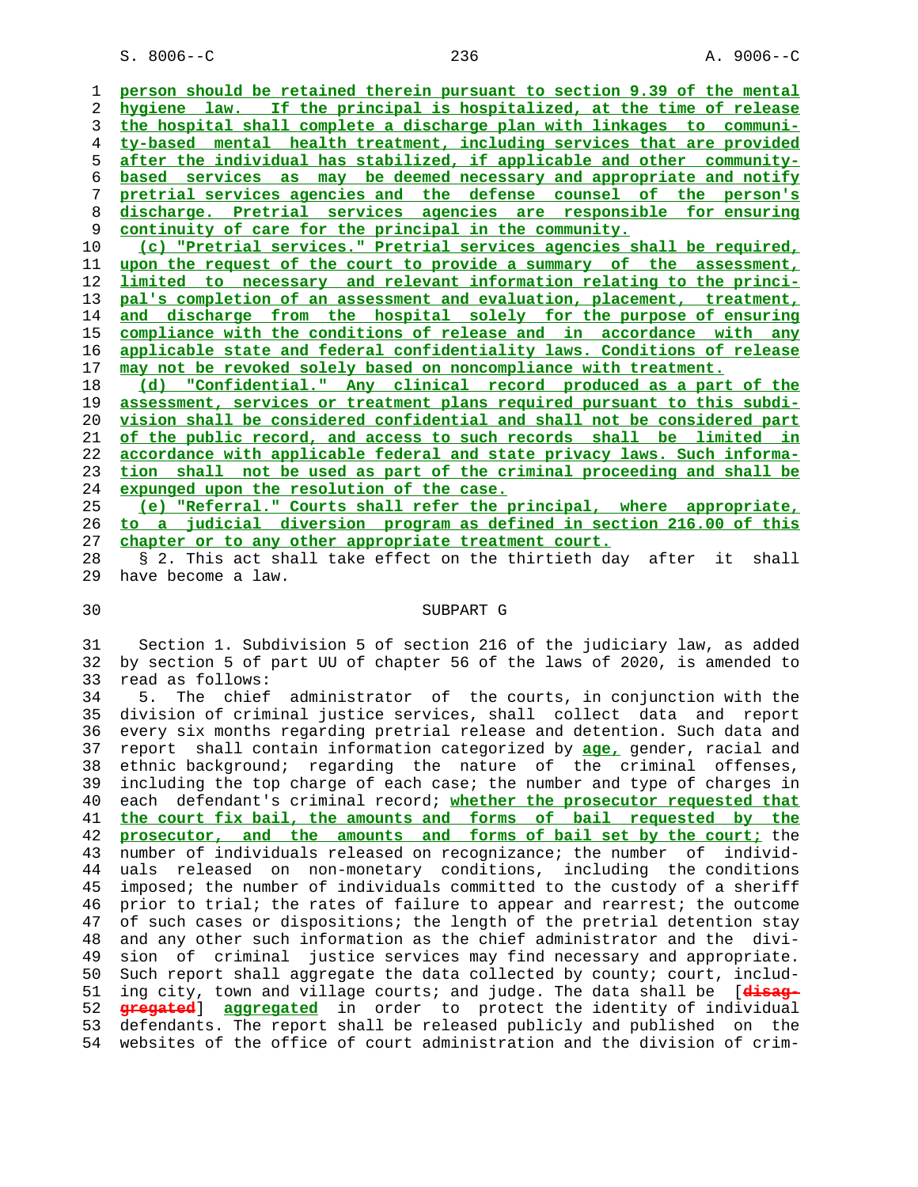person should be retained therein pursuant to section 9.39 of the mental hygiene law. If the principal is hospitalized, at the time of release the hospital shall complete a discharge plan with linkages to community-based mental health treatment, including services that are provided after the individual has stabilized, if applicable and other community-based services as may be deemed necessary and appropriate and notify pretrial services agencies and the defense counsel of the person's discharge. Pretrial services agencies are responsible for ensuring continuity of care for the principal in the community.

(c) "Pretrial services." Pretrial services agencies shall be required, upon the request of the court to provide a summary of the assessment, limited to necessary and relevant information relating to the principal's completion of an assessment and evaluation, placement, treatment, and discharge from the hospital solely for the purpose of ensuring compliance with the conditions of release and in accordance with any applicable state and federal confidentiality laws. Conditions of release may not be revoked solely based on noncompliance with treatment.

(d) "Confidential." Any clinical record produced as a part of the assessment, services or treatment plans required pursuant to this subdivision shall be considered confidential and shall not be considered part of the public record, and access to such records shall be limited in accordance with applicable federal and state privacy laws. Such information shall not be used as part of the criminal proceeding and shall be expunged upon the resolution of the case.

(e) "Referral." Courts shall refer the principal, where appropriate, to a judicial diversion program as defined in section 216.00 of this chapter or to any other appropriate treatment court.

§ 2. This act shall take effect on the thirtieth day after it shall have become a law.

SUBPART G

Section 1. Subdivision 5 of section 216 of the judiciary law, as added by section 5 of part UU of chapter 56 of the laws of 2020, is amended to read as follows:

5. The chief administrator of the courts, in conjunction with the division of criminal justice services, shall collect data and report every six months regarding pretrial release and detention. Such data and report shall contain information categorized by age, gender, racial and ethnic background; regarding the nature of the criminal offenses, including the top charge of each case; the number and type of charges in each defendant's criminal record; whether the prosecutor requested that the court fix bail, the amounts and forms of bail requested by the prosecutor, and the amounts and forms of bail set by the court; the number of individuals released on recognizance; the number of individuals released on non-monetary conditions, including the conditions imposed; the number of individuals committed to the custody of a sheriff prior to trial; the rates of failure to appear and rearrest; the outcome of such cases or dispositions; the length of the pretrial detention stay and any other such information as the chief administrator and the division of criminal justice services may find necessary and appropriate. Such report shall aggregate the data collected by county; court, including city, town and village courts; and judge. The data shall be [~~disaggregated~~] aggregated in order to protect the identity of individual defendants. The report shall be released publicly and published on the websites of the office of court administration and the division of crim-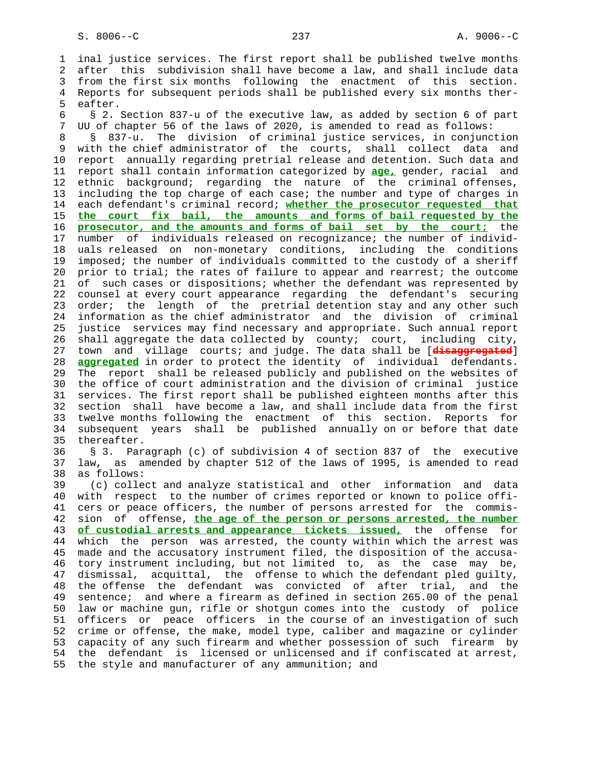inal justice services. The first report shall be published twelve months after this subdivision shall have become a law, and shall include data from the first six months following the enactment of this section. Reports for subsequent periods shall be published every six months thereafter.

§ 2. Section 837-u of the executive law, as added by section 6 of part UU of chapter 56 of the laws of 2020, is amended to read as follows:

§ 837-u. The division of criminal justice services, in conjunction with the chief administrator of the courts, shall collect data and report annually regarding pretrial release and detention. Such data and report shall contain information categorized by **age,** gender, racial and ethnic background; regarding the nature of the criminal offenses, including the top charge of each case; the number and type of charges in each defendant's criminal record; **whether the prosecutor requested that the court fix bail, the amounts and forms of bail requested by the prosecutor, and the amounts and forms of bail set by the court;** the number of individuals released on recognizance; the number of individuals released on non-monetary conditions, including the conditions imposed; the number of individuals committed to the custody of a sheriff prior to trial; the rates of failure to appear and rearrest; the outcome of such cases or dispositions; whether the defendant was represented by counsel at every court appearance regarding the defendant's securing order; the length of the pretrial detention stay and any other such information as the chief administrator and the division of criminal justice services may find necessary and appropriate. Such annual report shall aggregate the data collected by county; court, including city, town and village courts; and judge. The data shall be [~~disaggregated~~] **aggregated** in order to protect the identity of individual defendants. The report shall be released publicly and published on the websites of the office of court administration and the division of criminal justice services. The first report shall be published eighteen months after this section shall have become a law, and shall include data from the first twelve months following the enactment of this section. Reports for subsequent years shall be published annually on or before that date thereafter.

§ 3. Paragraph (c) of subdivision 4 of section 837 of the executive law, as amended by chapter 512 of the laws of 1995, is amended to read as follows:

(c) collect and analyze statistical and other information and data with respect to the number of crimes reported or known to police officers or peace officers, the number of persons arrested for the commission of offense, **the age of the person or persons arrested, the number of custodial arrests and appearance tickets issued,** the offense for which the person was arrested, the county within which the arrest was made and the accusatory instrument filed, the disposition of the accusatory instrument including, but not limited to, as the case may be, dismissal, acquittal, the offense to which the defendant pled guilty, the offense the defendant was convicted of after trial, and the sentence; and where a firearm as defined in section 265.00 of the penal law or machine gun, rifle or shotgun comes into the custody of police officers or peace officers in the course of an investigation of such crime or offense, the make, model type, caliber and magazine or cylinder capacity of any such firearm and whether possession of such firearm by the defendant is licensed or unlicensed and if confiscated at arrest, the style and manufacturer of any ammunition; and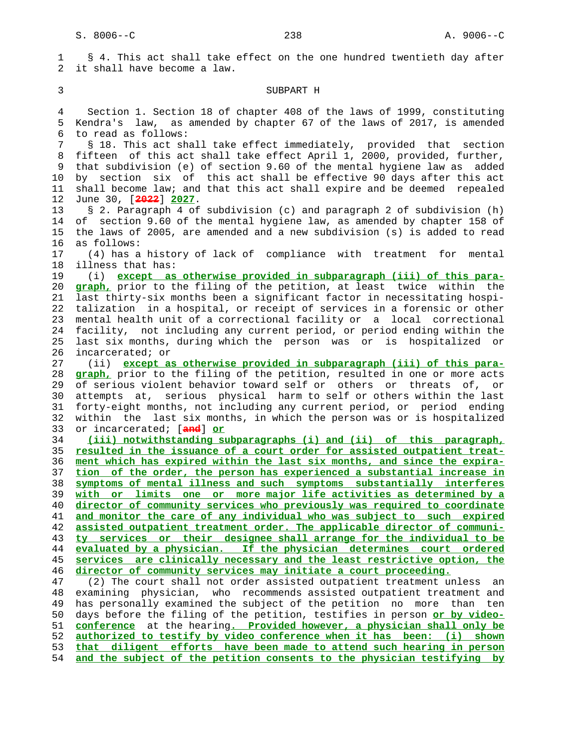§ 4. This act shall take effect on the one hundred twentieth day after it shall have become a law.

SUBPART H

Section 1. Section 18 of chapter 408 of the laws of 1999, constituting Kendra's law, as amended by chapter 67 of the laws of 2017, is amended to read as follows:

§ 18. This act shall take effect immediately, provided that section fifteen of this act shall take effect April 1, 2000, provided, further, that subdivision (e) of section 9.60 of the mental hygiene law as added by section six of this act shall be effective 90 days after this act shall become law; and that this act shall expire and be deemed repealed June 30, [2022] 2027.

§ 2. Paragraph 4 of subdivision (c) and paragraph 2 of subdivision (h) of section 9.60 of the mental hygiene law, as amended by chapter 158 of the laws of 2005, are amended and a new subdivision (s) is added to read as follows:

(4) has a history of lack of compliance with treatment for mental illness that has:

(i) except as otherwise provided in subparagraph (iii) of this paragraph, prior to the filing of the petition, at least twice within the last thirty-six months been a significant factor in necessitating hospitalization in a hospital, or receipt of services in a forensic or other mental health unit of a correctional facility or a local correctional facility, not including any current period, or period ending within the last six months, during which the person was or is hospitalized or incarcerated; or

(ii) except as otherwise provided in subparagraph (iii) of this paragraph, prior to the filing of the petition, resulted in one or more acts of serious violent behavior toward self or others or threats of, or attempts at, serious physical harm to self or others within the last forty-eight months, not including any current period, or period ending within the last six months, in which the person was or is hospitalized or incarcerated; [and] or

(iii) notwithstanding subparagraphs (i) and (ii) of this paragraph, resulted in the issuance of a court order for assisted outpatient treatment which has expired within the last six months, and since the expiration of the order, the person has experienced a substantial increase in symptoms of mental illness and such symptoms substantially interferes with or limits one or more major life activities as determined by a director of community services who previously was required to coordinate and monitor the care of any individual who was subject to such expired assisted outpatient treatment order. The applicable director of community services or their designee shall arrange for the individual to be evaluated by a physician. If the physician determines court ordered services are clinically necessary and the least restrictive option, the director of community services may initiate a court proceeding.

(2) The court shall not order assisted outpatient treatment unless an examining physician, who recommends assisted outpatient treatment and has personally examined the subject of the petition no more than ten days before the filing of the petition, testifies in person or by video-conference at the hearing. Provided however, a physician shall only be authorized to testify by video conference when it has been: (i) shown that diligent efforts have been made to attend such hearing in person and the subject of the petition consents to the physician testifying by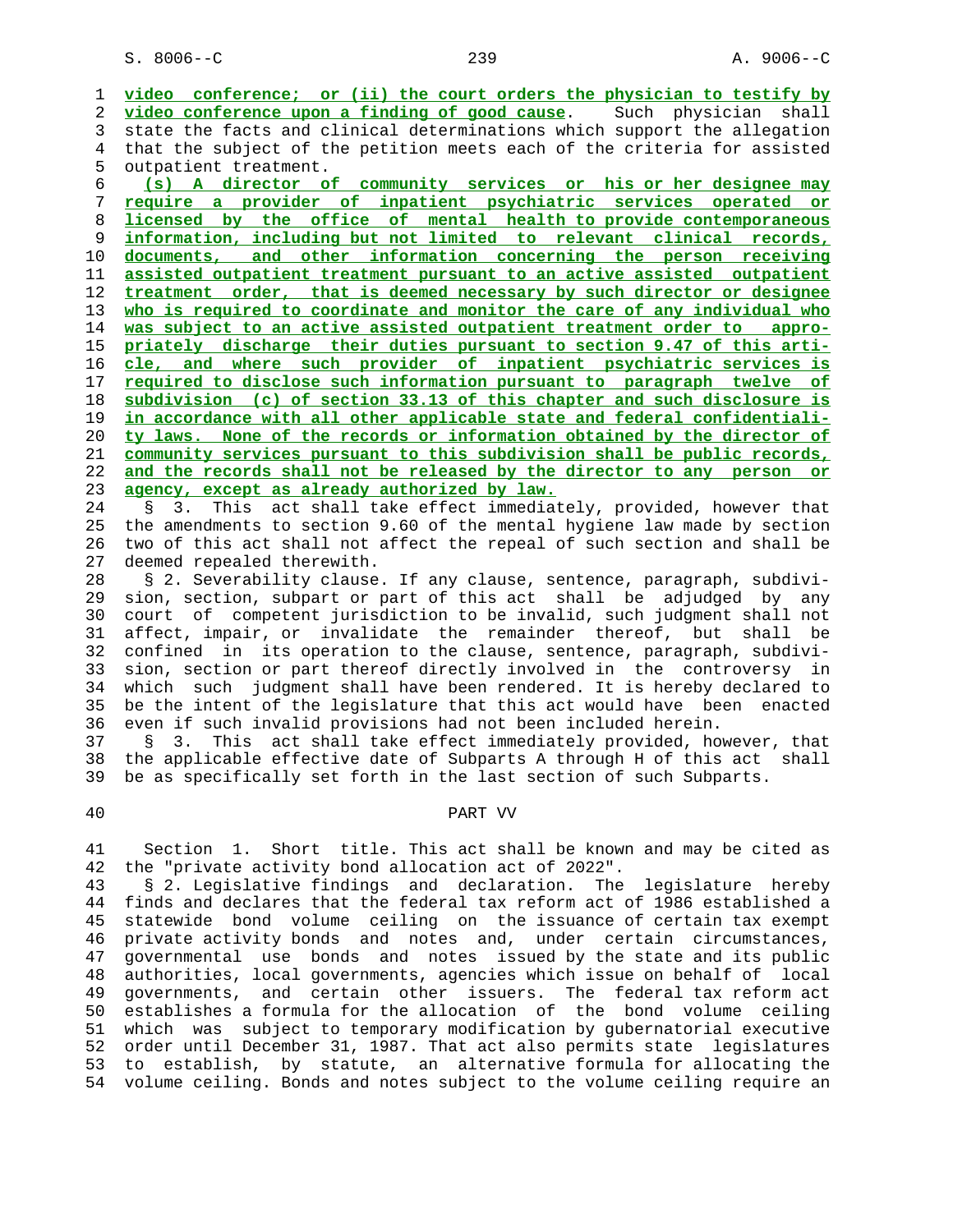video conference; or (ii) the court orders the physician to testify by video conference upon a finding of good cause. Such physician shall state the facts and clinical determinations which support the allegation that the subject of the petition meets each of the criteria for assisted outpatient treatment.

(s) A director of community services or his or her designee may require a provider of inpatient psychiatric services operated or licensed by the office of mental health to provide contemporaneous information, including but not limited to relevant clinical records, documents, and other information concerning the person receiving assisted outpatient treatment pursuant to an active assisted outpatient treatment order, that is deemed necessary by such director or designee who is required to coordinate and monitor the care of any individual who was subject to an active assisted outpatient treatment order to appropriately discharge their duties pursuant to section 9.47 of this article, and where such provider of inpatient psychiatric services is required to disclose such information pursuant to paragraph twelve of subdivision (c) of section 33.13 of this chapter and such disclosure is in accordance with all other applicable state and federal confidentiality laws. None of the records or information obtained by the director of community services pursuant to this subdivision shall be public records, and the records shall not be released by the director to any person or agency, except as already authorized by law.

§ 3. This act shall take effect immediately, provided, however that the amendments to section 9.60 of the mental hygiene law made by section two of this act shall not affect the repeal of such section and shall be deemed repealed therewith.

§ 2. Severability clause. If any clause, sentence, paragraph, subdivision, section, subpart or part of this act shall be adjudged by any court of competent jurisdiction to be invalid, such judgment shall not affect, impair, or invalidate the remainder thereof, but shall be confined in its operation to the clause, sentence, paragraph, subdivision, section or part thereof directly involved in the controversy in which such judgment shall have been rendered. It is hereby declared to be the intent of the legislature that this act would have been enacted even if such invalid provisions had not been included herein.

§ 3. This act shall take effect immediately provided, however, that the applicable effective date of Subparts A through H of this act shall be as specifically set forth in the last section of such Subparts.

## PART VV

Section 1. Short title. This act shall be known and may be cited as the "private activity bond allocation act of 2022".

§ 2. Legislative findings and declaration. The legislature hereby finds and declares that the federal tax reform act of 1986 established a statewide bond volume ceiling on the issuance of certain tax exempt private activity bonds and notes and, under certain circumstances, governmental use bonds and notes issued by the state and its public authorities, local governments, agencies which issue on behalf of local governments, and certain other issuers. The federal tax reform act establishes a formula for the allocation of the bond volume ceiling which was subject to temporary modification by gubernatorial executive order until December 31, 1987. That act also permits state legislatures to establish, by statute, an alternative formula for allocating the volume ceiling. Bonds and notes subject to the volume ceiling require an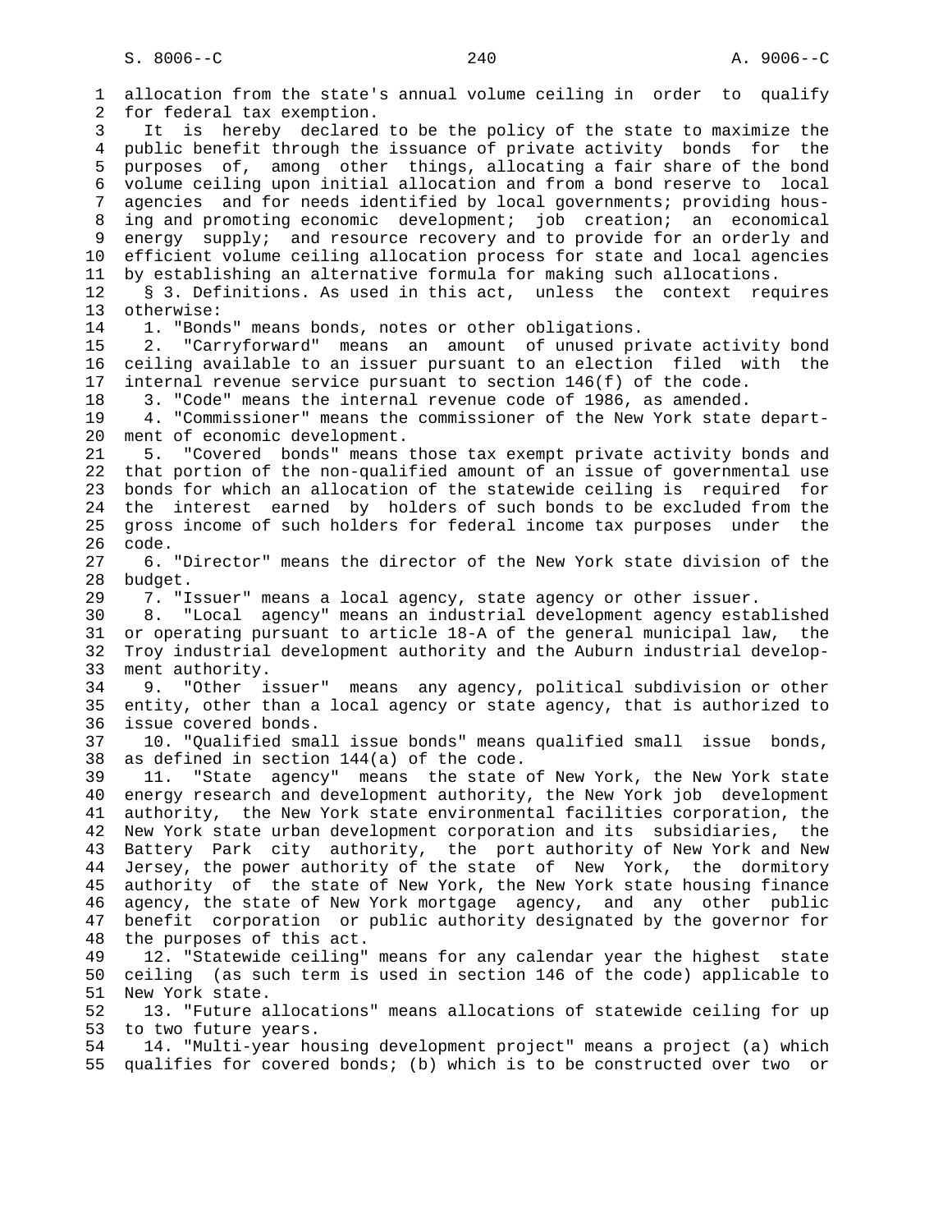allocation from the state's annual volume ceiling in order to qualify for federal tax exemption.

It is hereby declared to be the policy of the state to maximize the public benefit through the issuance of private activity bonds for the purposes of, among other things, allocating a fair share of the bond volume ceiling upon initial allocation and from a bond reserve to local agencies and for needs identified by local governments; providing housing and promoting economic development; job creation; an economical energy supply; and resource recovery and to provide for an orderly and efficient volume ceiling allocation process for state and local agencies by establishing an alternative formula for making such allocations.

§ 3. Definitions. As used in this act, unless the context requires otherwise:

1. "Bonds" means bonds, notes or other obligations.

2. "Carryforward" means an amount of unused private activity bond ceiling available to an issuer pursuant to an election filed with the internal revenue service pursuant to section 146(f) of the code.

3. "Code" means the internal revenue code of 1986, as amended.

4. "Commissioner" means the commissioner of the New York state department of economic development.

5. "Covered bonds" means those tax exempt private activity bonds and that portion of the non-qualified amount of an issue of governmental use bonds for which an allocation of the statewide ceiling is required for the interest earned by holders of such bonds to be excluded from the gross income of such holders for federal income tax purposes under the code.

6. "Director" means the director of the New York state division of the budget.

7. "Issuer" means a local agency, state agency or other issuer.

8. "Local agency" means an industrial development agency established or operating pursuant to article 18-A of the general municipal law, the Troy industrial development authority and the Auburn industrial development authority.

9. "Other issuer" means any agency, political subdivision or other entity, other than a local agency or state agency, that is authorized to issue covered bonds.

10. "Qualified small issue bonds" means qualified small issue bonds, as defined in section 144(a) of the code.

11. "State agency" means the state of New York, the New York state energy research and development authority, the New York job development authority, the New York state environmental facilities corporation, the New York state urban development corporation and its subsidiaries, the Battery Park city authority, the port authority of New York and New Jersey, the power authority of the state of New York, the dormitory authority of the state of New York, the New York state housing finance agency, the state of New York mortgage agency, and any other public benefit corporation or public authority designated by the governor for the purposes of this act.

12. "Statewide ceiling" means for any calendar year the highest state ceiling (as such term is used in section 146 of the code) applicable to New York state.

13. "Future allocations" means allocations of statewide ceiling for up to two future years.

14. "Multi-year housing development project" means a project (a) which qualifies for covered bonds; (b) which is to be constructed over two or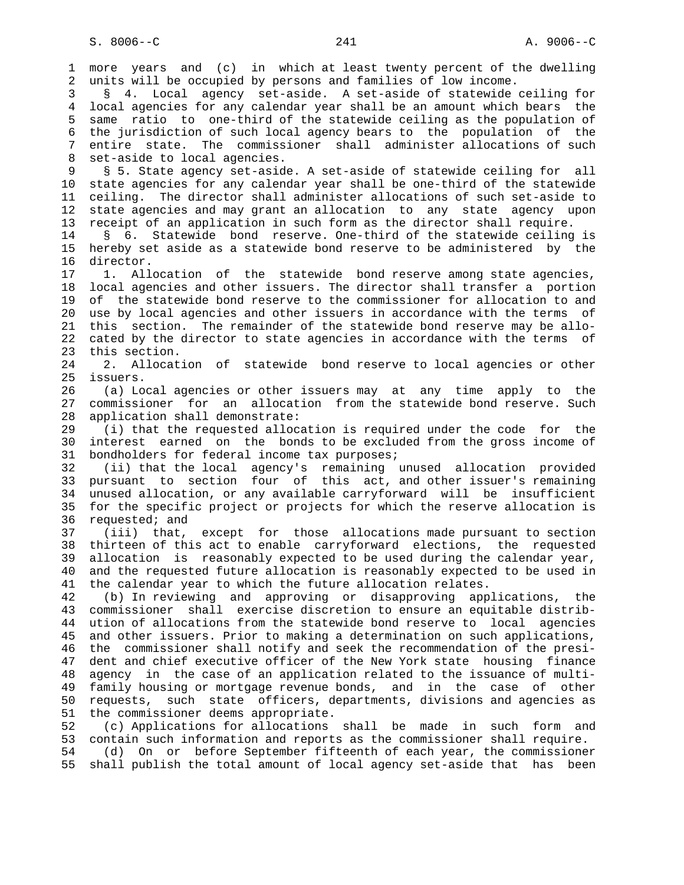more years and (c) in which at least twenty percent of the dwelling units will be occupied by persons and families of low income.

§ 4. Local agency set-aside. A set-aside of statewide ceiling for local agencies for any calendar year shall be an amount which bears the same ratio to one-third of the statewide ceiling as the population of the jurisdiction of such local agency bears to the population of the entire state. The commissioner shall administer allocations of such set-aside to local agencies.

§ 5. State agency set-aside. A set-aside of statewide ceiling for all state agencies for any calendar year shall be one-third of the statewide ceiling. The director shall administer allocations of such set-aside to state agencies and may grant an allocation to any state agency upon receipt of an application in such form as the director shall require.

§ 6. Statewide bond reserve. One-third of the statewide ceiling is hereby set aside as a statewide bond reserve to be administered by the director.

1. Allocation of the statewide bond reserve among state agencies, local agencies and other issuers. The director shall transfer a portion of the statewide bond reserve to the commissioner for allocation to and use by local agencies and other issuers in accordance with the terms of this section. The remainder of the statewide bond reserve may be allocated by the director to state agencies in accordance with the terms of this section.

2. Allocation of statewide bond reserve to local agencies or other issuers.

(a) Local agencies or other issuers may at any time apply to the commissioner for an allocation from the statewide bond reserve. Such application shall demonstrate:

(i) that the requested allocation is required under the code for the interest earned on the bonds to be excluded from the gross income of bondholders for federal income tax purposes;

(ii) that the local agency's remaining unused allocation provided pursuant to section four of this act, and other issuer's remaining unused allocation, or any available carryforward will be insufficient for the specific project or projects for which the reserve allocation is requested; and

(iii) that, except for those allocations made pursuant to section thirteen of this act to enable carryforward elections, the requested allocation is reasonably expected to be used during the calendar year, and the requested future allocation is reasonably expected to be used in the calendar year to which the future allocation relates.

(b) In reviewing and approving or disapproving applications, the commissioner shall exercise discretion to ensure an equitable distribution of allocations from the statewide bond reserve to local agencies and other issuers. Prior to making a determination on such applications, the commissioner shall notify and seek the recommendation of the president and chief executive officer of the New York state housing finance agency in the case of an application related to the issuance of multifamily housing or mortgage revenue bonds, and in the case of other requests, such state officers, departments, divisions and agencies as the commissioner deems appropriate.

(c) Applications for allocations shall be made in such form and contain such information and reports as the commissioner shall require.

(d) On or before September fifteenth of each year, the commissioner shall publish the total amount of local agency set-aside that has been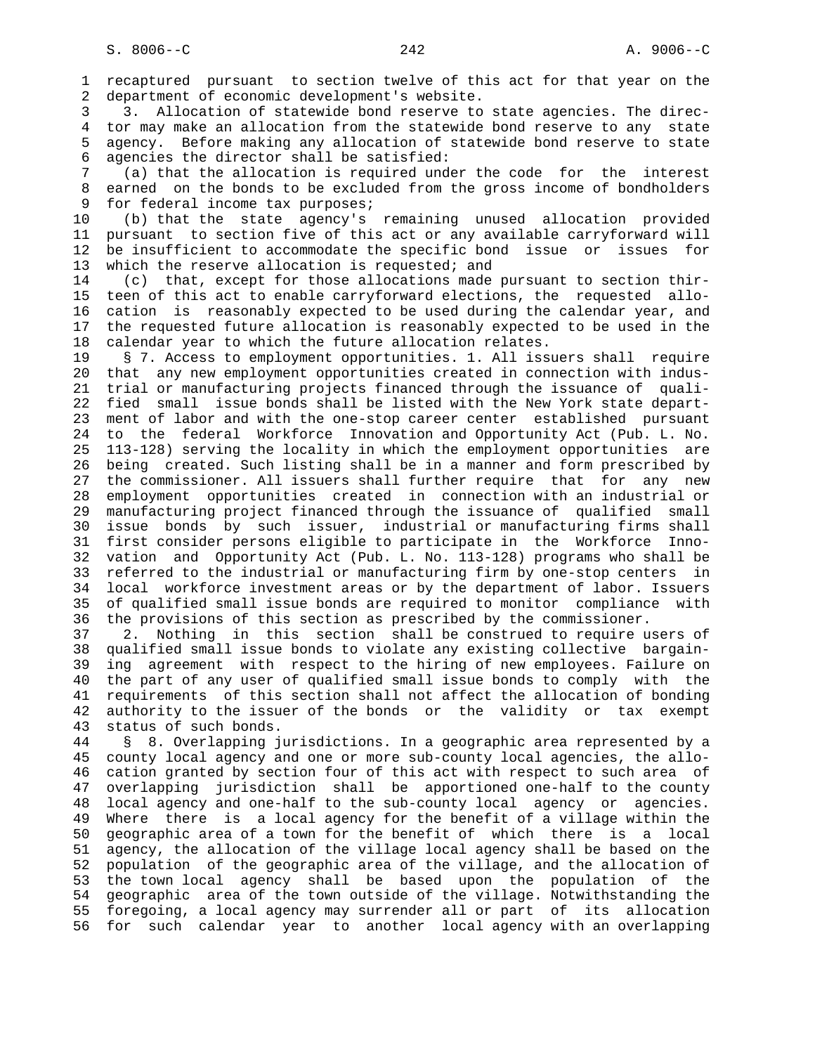recaptured pursuant to section twelve of this act for that year on the department of economic development's website.

3. Allocation of statewide bond reserve to state agencies. The director may make an allocation from the statewide bond reserve to any state agency. Before making any allocation of statewide bond reserve to state agencies the director shall be satisfied:

(a) that the allocation is required under the code for the interest earned on the bonds to be excluded from the gross income of bondholders for federal income tax purposes;

(b) that the state agency's remaining unused allocation provided pursuant to section five of this act or any available carryforward will be insufficient to accommodate the specific bond issue or issues for which the reserve allocation is requested; and

(c) that, except for those allocations made pursuant to section thirteen of this act to enable carryforward elections, the requested allocation is reasonably expected to be used during the calendar year, and the requested future allocation is reasonably expected to be used in the calendar year to which the future allocation relates.

§ 7. Access to employment opportunities. 1. All issuers shall require that any new employment opportunities created in connection with industrial or manufacturing projects financed through the issuance of qualified small issue bonds shall be listed with the New York state department of labor and with the one-stop career center established pursuant to the federal Workforce Innovation and Opportunity Act (Pub. L. No. 113-128) serving the locality in which the employment opportunities are being created. Such listing shall be in a manner and form prescribed by the commissioner. All issuers shall further require that for any new employment opportunities created in connection with an industrial or manufacturing project financed through the issuance of qualified small issue bonds by such issuer, industrial or manufacturing firms shall first consider persons eligible to participate in the Workforce Innovation and Opportunity Act (Pub. L. No. 113-128) programs who shall be referred to the industrial or manufacturing firm by one-stop centers in local workforce investment areas or by the department of labor. Issuers of qualified small issue bonds are required to monitor compliance with the provisions of this section as prescribed by the commissioner.

2. Nothing in this section shall be construed to require users of qualified small issue bonds to violate any existing collective bargaining agreement with respect to the hiring of new employees. Failure on the part of any user of qualified small issue bonds to comply with the requirements of this section shall not affect the allocation of bonding authority to the issuer of the bonds or the validity or tax exempt status of such bonds.

§ 8. Overlapping jurisdictions. In a geographic area represented by a county local agency and one or more sub-county local agencies, the allocation granted by section four of this act with respect to such area of overlapping jurisdiction shall be apportioned one-half to the county local agency and one-half to the sub-county local agency or agencies. Where there is a local agency for the benefit of a village within the geographic area of a town for the benefit of which there is a local agency, the allocation of the village local agency shall be based on the population of the geographic area of the village, and the allocation of the town local agency shall be based upon the population of the geographic area of the town outside of the village. Notwithstanding the foregoing, a local agency may surrender all or part of its allocation for such calendar year to another local agency with an overlapping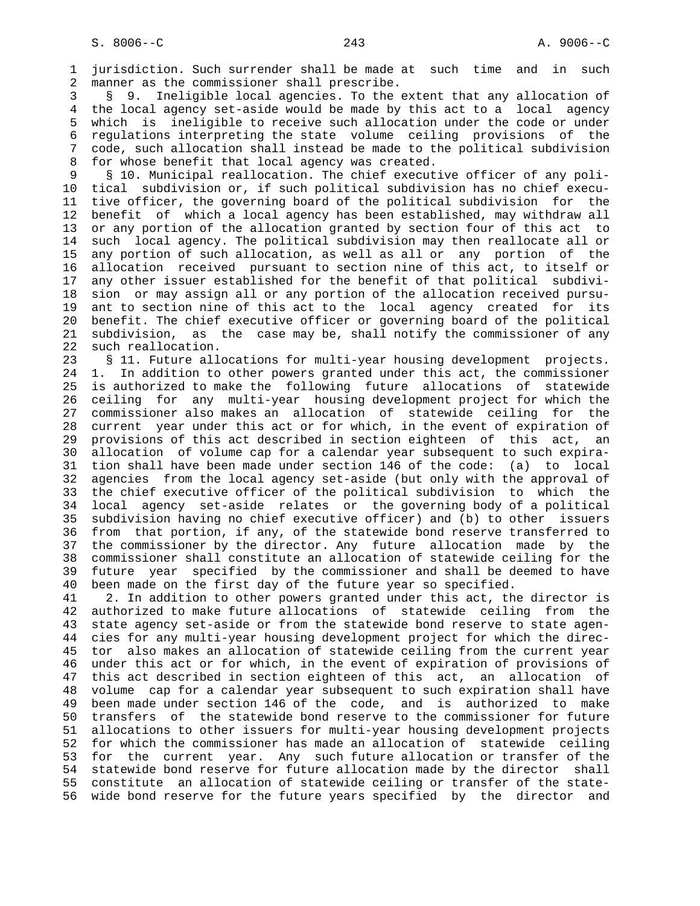jurisdiction. Such surrender shall be made at such time and in such manner as the commissioner shall prescribe.

§ 9. Ineligible local agencies. To the extent that any allocation of the local agency set-aside would be made by this act to a local agency which is ineligible to receive such allocation under the code or under regulations interpreting the state volume ceiling provisions of the code, such allocation shall instead be made to the political subdivision for whose benefit that local agency was created.

§ 10. Municipal reallocation. The chief executive officer of any political subdivision or, if such political subdivision has no chief executive officer, the governing board of the political subdivision for the benefit of which a local agency has been established, may withdraw all or any portion of the allocation granted by section four of this act to such local agency. The political subdivision may then reallocate all or any portion of such allocation, as well as all or any portion of the allocation received pursuant to section nine of this act, to itself or any other issuer established for the benefit of that political subdivision or may assign all or any portion of the allocation received pursuant to section nine of this act to the local agency created for its benefit. The chief executive officer or governing board of the political subdivision, as the case may be, shall notify the commissioner of any such reallocation.

§ 11. Future allocations for multi-year housing development projects. 1. In addition to other powers granted under this act, the commissioner is authorized to make the following future allocations of statewide ceiling for any multi-year housing development project for which the commissioner also makes an allocation of statewide ceiling for the current year under this act or for which, in the event of expiration of provisions of this act described in section eighteen of this act, an allocation of volume cap for a calendar year subsequent to such expiration shall have been made under section 146 of the code: (a) to local agencies from the local agency set-aside (but only with the approval of the chief executive officer of the political subdivision to which the local agency set-aside relates or the governing body of a political subdivision having no chief executive officer) and (b) to other issuers from that portion, if any, of the statewide bond reserve transferred to the commissioner by the director. Any future allocation made by the commissioner shall constitute an allocation of statewide ceiling for the future year specified by the commissioner and shall be deemed to have been made on the first day of the future year so specified.

2. In addition to other powers granted under this act, the director is authorized to make future allocations of statewide ceiling from the state agency set-aside or from the statewide bond reserve to state agencies for any multi-year housing development project for which the director also makes an allocation of statewide ceiling from the current year under this act or for which, in the event of expiration of provisions of this act described in section eighteen of this act, an allocation of volume cap for a calendar year subsequent to such expiration shall have been made under section 146 of the code, and is authorized to make transfers of the statewide bond reserve to the commissioner for future allocations to other issuers for multi-year housing development projects for which the commissioner has made an allocation of statewide ceiling for the current year. Any such future allocation or transfer of the statewide bond reserve for future allocation made by the director shall constitute an allocation of statewide ceiling or transfer of the statewide bond reserve for the future years specified by the director and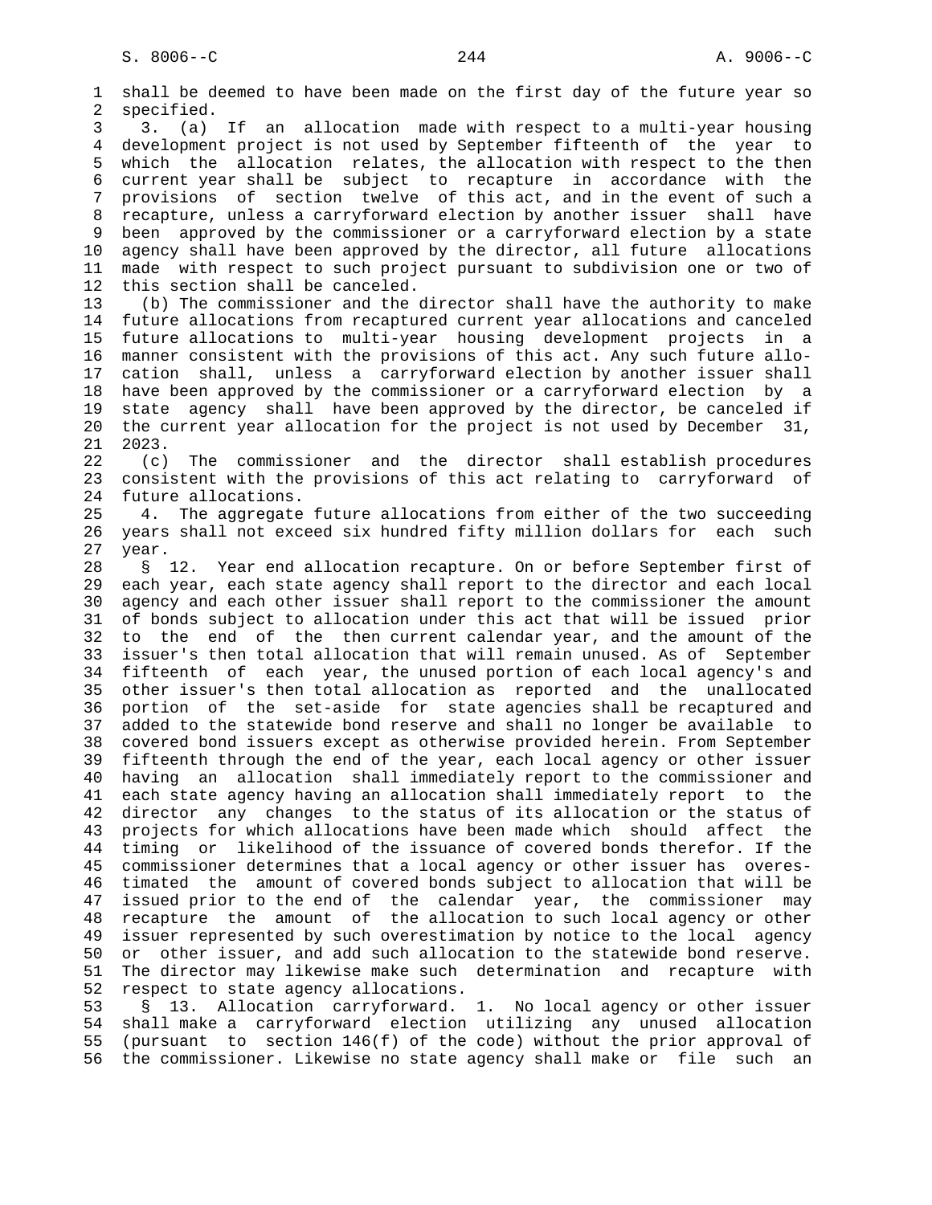shall be deemed to have been made on the first day of the future year so specified.

3. (a) If an allocation made with respect to a multi-year housing development project is not used by September fifteenth of the year to which the allocation relates, the allocation with respect to the then current year shall be subject to recapture in accordance with the provisions of section twelve of this act, and in the event of such a recapture, unless a carryforward election by another issuer shall have been approved by the commissioner or a carryforward election by a state agency shall have been approved by the director, all future allocations made with respect to such project pursuant to subdivision one or two of this section shall be canceled.

(b) The commissioner and the director shall have the authority to make future allocations from recaptured current year allocations and canceled future allocations to multi-year housing development projects in a manner consistent with the provisions of this act. Any such future allocation shall, unless a carryforward election by another issuer shall have been approved by the commissioner or a carryforward election by a state agency shall have been approved by the director, be canceled if the current year allocation for the project is not used by December 31, 2023.

(c) The commissioner and the director shall establish procedures consistent with the provisions of this act relating to carryforward of future allocations.

4. The aggregate future allocations from either of the two succeeding years shall not exceed six hundred fifty million dollars for each such year.

§ 12. Year end allocation recapture. On or before September first of each year, each state agency shall report to the director and each local agency and each other issuer shall report to the commissioner the amount of bonds subject to allocation under this act that will be issued prior to the end of the then current calendar year, and the amount of the issuer's then total allocation that will remain unused. As of September fifteenth of each year, the unused portion of each local agency's and other issuer's then total allocation as reported and the unallocated portion of the set-aside for state agencies shall be recaptured and added to the statewide bond reserve and shall no longer be available to covered bond issuers except as otherwise provided herein. From September fifteenth through the end of the year, each local agency or other issuer having an allocation shall immediately report to the commissioner and each state agency having an allocation shall immediately report to the director any changes to the status of its allocation or the status of projects for which allocations have been made which should affect the timing or likelihood of the issuance of covered bonds therefor. If the commissioner determines that a local agency or other issuer has overestimated the amount of covered bonds subject to allocation that will be issued prior to the end of the calendar year, the commissioner may recapture the amount of the allocation to such local agency or other issuer represented by such overestimation by notice to the local agency or other issuer, and add such allocation to the statewide bond reserve. The director may likewise make such determination and recapture with respect to state agency allocations.

§ 13. Allocation carryforward. 1. No local agency or other issuer shall make a carryforward election utilizing any unused allocation (pursuant to section 146(f) of the code) without the prior approval of the commissioner. Likewise no state agency shall make or file such an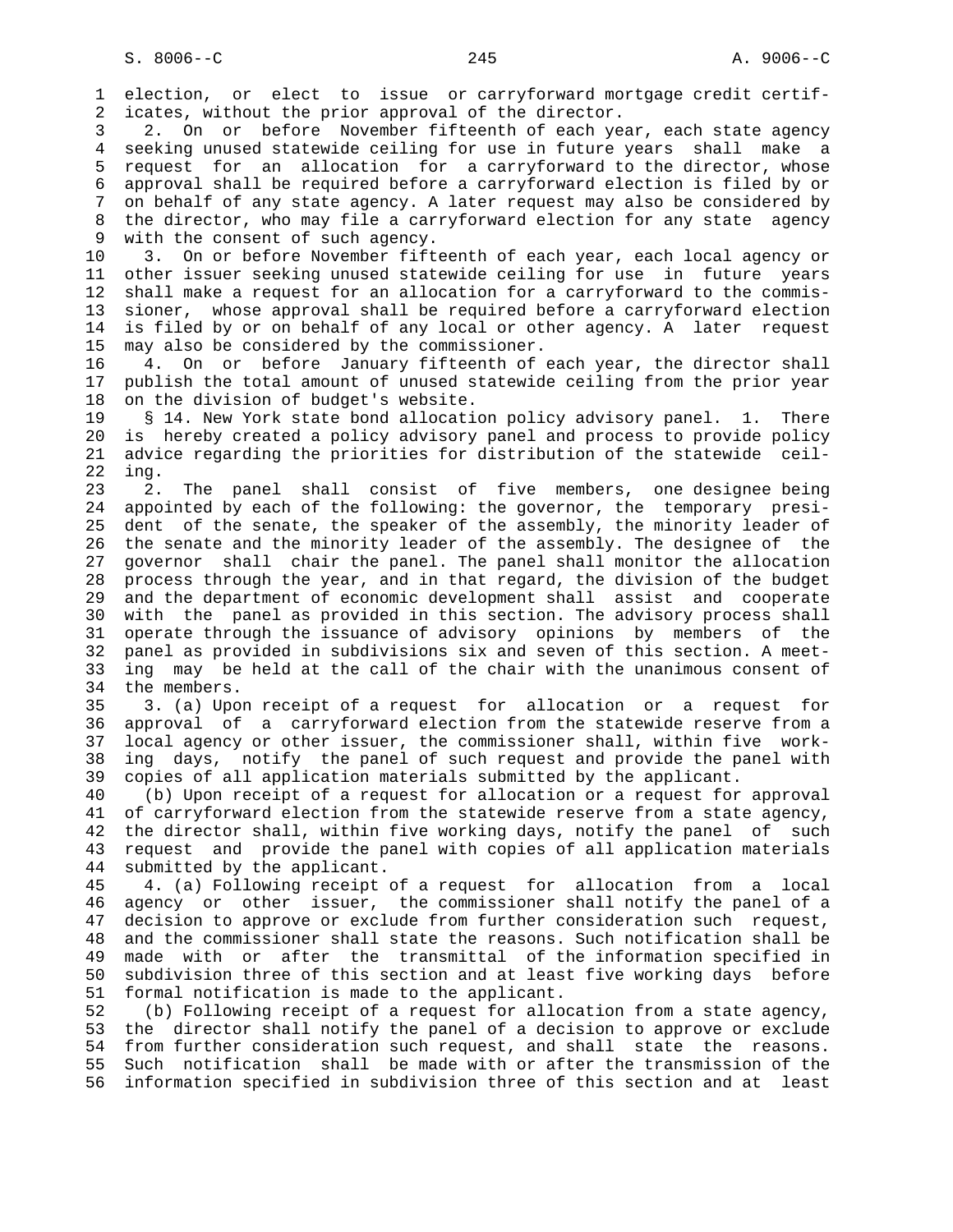election, or elect to issue or carryforward mortgage credit certificates, without the prior approval of the director.

2. On or before November fifteenth of each year, each state agency seeking unused statewide ceiling for use in future years shall make a request for an allocation for a carryforward to the director, whose approval shall be required before a carryforward election is filed by or on behalf of any state agency. A later request may also be considered by the director, who may file a carryforward election for any state agency with the consent of such agency.

3. On or before November fifteenth of each year, each local agency or other issuer seeking unused statewide ceiling for use in future years shall make a request for an allocation for a carryforward to the commissioner, whose approval shall be required before a carryforward election is filed by or on behalf of any local or other agency. A later request may also be considered by the commissioner.

4. On or before January fifteenth of each year, the director shall publish the total amount of unused statewide ceiling from the prior year on the division of budget's website.

§ 14. New York state bond allocation policy advisory panel. 1. There is hereby created a policy advisory panel and process to provide policy advice regarding the priorities for distribution of the statewide ceiling.

2. The panel shall consist of five members, one designee being appointed by each of the following: the governor, the temporary president of the senate, the speaker of the assembly, the minority leader of the senate and the minority leader of the assembly. The designee of the governor shall chair the panel. The panel shall monitor the allocation process through the year, and in that regard, the division of the budget and the department of economic development shall assist and cooperate with the panel as provided in this section. The advisory process shall operate through the issuance of advisory opinions by members of the panel as provided in subdivisions six and seven of this section. A meeting may be held at the call of the chair with the unanimous consent of the members.

3. (a) Upon receipt of a request for allocation or a request for approval of a carryforward election from the statewide reserve from a local agency or other issuer, the commissioner shall, within five working days, notify the panel of such request and provide the panel with copies of all application materials submitted by the applicant.

(b) Upon receipt of a request for allocation or a request for approval of carryforward election from the statewide reserve from a state agency, the director shall, within five working days, notify the panel of such request and provide the panel with copies of all application materials submitted by the applicant.

4. (a) Following receipt of a request for allocation from a local agency or other issuer, the commissioner shall notify the panel of a decision to approve or exclude from further consideration such request, and the commissioner shall state the reasons. Such notification shall be made with or after the transmittal of the information specified in subdivision three of this section and at least five working days before formal notification is made to the applicant.

(b) Following receipt of a request for allocation from a state agency, the director shall notify the panel of a decision to approve or exclude from further consideration such request, and shall state the reasons. Such notification shall be made with or after the transmission of the information specified in subdivision three of this section and at least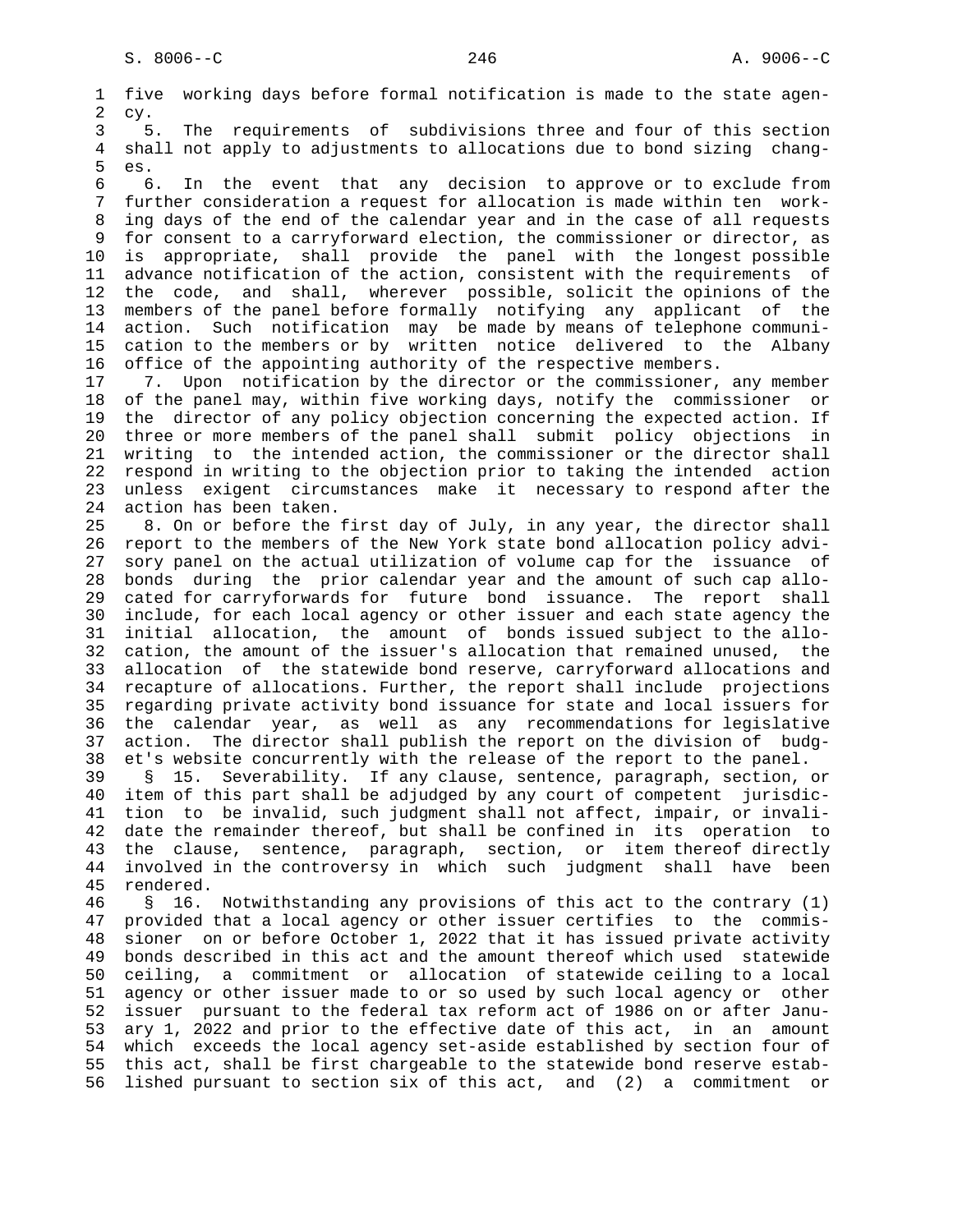five working days before formal notification is made to the state agency.

5. The requirements of subdivisions three and four of this section shall not apply to adjustments to allocations due to bond sizing changes.

6. In the event that any decision to approve or to exclude from further consideration a request for allocation is made within ten working days of the end of the calendar year and in the case of all requests for consent to a carryforward election, the commissioner or director, as is appropriate, shall provide the panel with the longest possible advance notification of the action, consistent with the requirements of the code, and shall, wherever possible, solicit the opinions of the members of the panel before formally notifying any applicant of the action. Such notification may be made by means of telephone communication to the members or by written notice delivered to the Albany office of the appointing authority of the respective members.

7. Upon notification by the director or the commissioner, any member of the panel may, within five working days, notify the commissioner or the director of any policy objection concerning the expected action. If three or more members of the panel shall submit policy objections in writing to the intended action, the commissioner or the director shall respond in writing to the objection prior to taking the intended action unless exigent circumstances make it necessary to respond after the action has been taken.

8. On or before the first day of July, in any year, the director shall report to the members of the New York state bond allocation policy advisory panel on the actual utilization of volume cap for the issuance of bonds during the prior calendar year and the amount of such cap allocated for carryforwards for future bond issuance. The report shall include, for each local agency or other issuer and each state agency the initial allocation, the amount of bonds issued subject to the allocation, the amount of the issuer's allocation that remained unused, the allocation of the statewide bond reserve, carryforward allocations and recapture of allocations. Further, the report shall include projections regarding private activity bond issuance for state and local issuers for the calendar year, as well as any recommendations for legislative action. The director shall publish the report on the division of budget's website concurrently with the release of the report to the panel.

§ 15. Severability. If any clause, sentence, paragraph, section, or item of this part shall be adjudged by any court of competent jurisdiction to be invalid, such judgment shall not affect, impair, or invalidate the remainder thereof, but shall be confined in its operation to the clause, sentence, paragraph, section, or item thereof directly involved in the controversy in which such judgment shall have been rendered.

§ 16. Notwithstanding any provisions of this act to the contrary (1) provided that a local agency or other issuer certifies to the commissioner on or before October 1, 2022 that it has issued private activity bonds described in this act and the amount thereof which used statewide ceiling, a commitment or allocation of statewide ceiling to a local agency or other issuer made to or so used by such local agency or other issuer pursuant to the federal tax reform act of 1986 on or after January 1, 2022 and prior to the effective date of this act, in an amount which exceeds the local agency set-aside established by section four of this act, shall be first chargeable to the statewide bond reserve established pursuant to section six of this act, and (2) a commitment or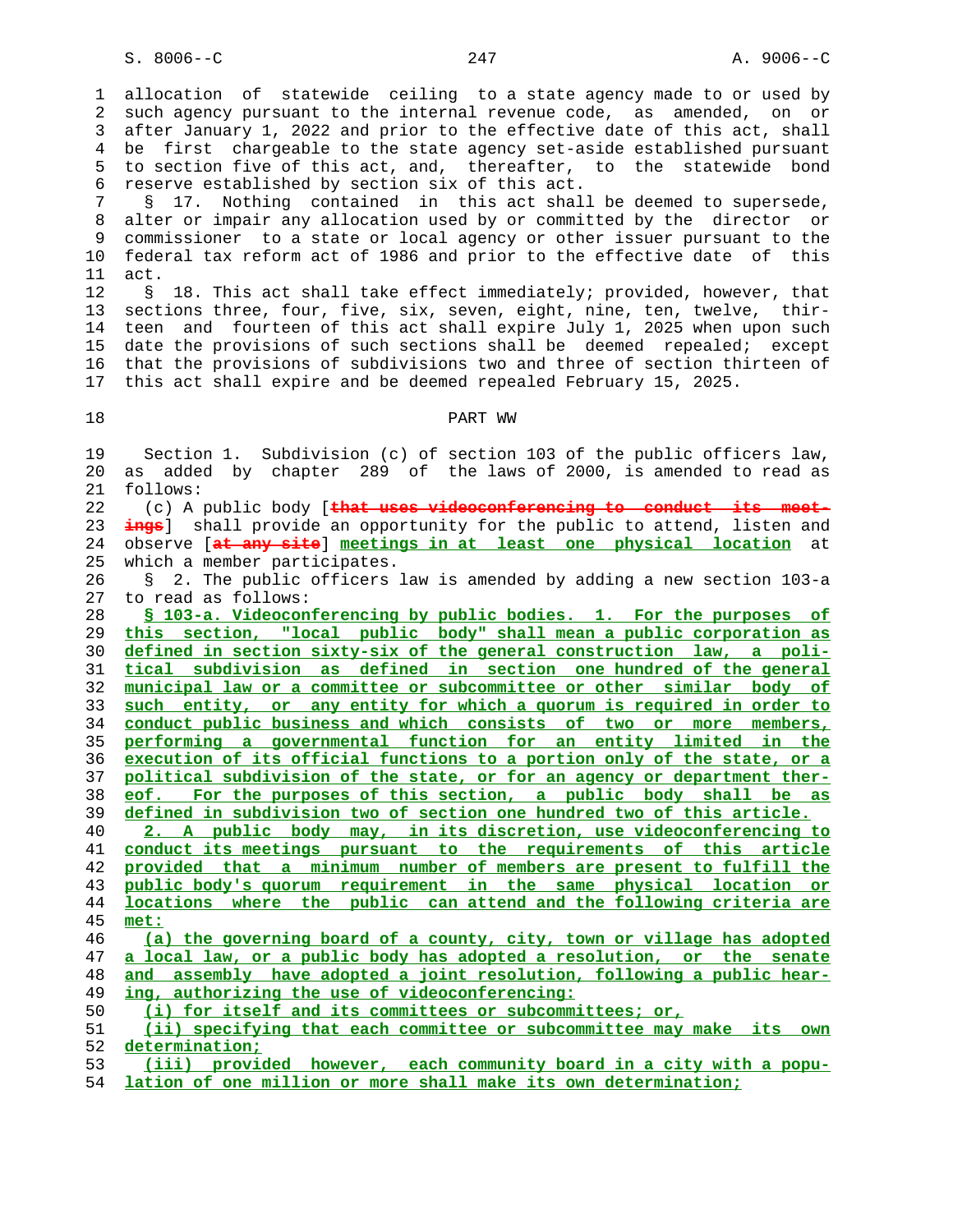allocation of statewide ceiling to a state agency made to or used by such agency pursuant to the internal revenue code, as amended, on or after January 1, 2022 and prior to the effective date of this act, shall be first chargeable to the state agency set-aside established pursuant to section five of this act, and, thereafter, to the statewide bond reserve established by section six of this act.

§ 17. Nothing contained in this act shall be deemed to supersede, alter or impair any allocation used by or committed by the director or commissioner to a state or local agency or other issuer pursuant to the federal tax reform act of 1986 and prior to the effective date of this act.

§ 18. This act shall take effect immediately; provided, however, that sections three, four, five, six, seven, eight, nine, ten, twelve, thirteen and fourteen of this act shall expire July 1, 2025 when upon such date the provisions of such sections shall be deemed repealed; except that the provisions of subdivisions two and three of section thirteen of this act shall expire and be deemed repealed February 15, 2025.

## PART WW

Section 1. Subdivision (c) of section 103 of the public officers law, as added by chapter 289 of the laws of 2000, is amended to read as follows:

(c) A public body [~~that uses videoconferencing to conduct its meetings~~] shall provide an opportunity for the public to attend, listen and observe [~~at any site~~] **meetings in at least one physical location** at which a member participates.

§ 2. The public officers law is amended by adding a new section 103-a to read as follows:

**§ 103-a. Videoconferencing by public bodies. 1. For the purposes of this section, "local public body" shall mean a public corporation as defined in section sixty-six of the general construction law, a political subdivision as defined in section one hundred of the general municipal law or a committee or subcommittee or other similar body of such entity, or any entity for which a quorum is required in order to conduct public business and which consists of two or more members, performing a governmental function for an entity limited in the execution of its official functions to a portion only of the state, or a political subdivision of the state, or for an agency or department thereof. For the purposes of this section, a public body shall be as defined in subdivision two of section one hundred two of this article.**

**2. A public body may, in its discretion, use videoconferencing to conduct its meetings pursuant to the requirements of this article provided that a minimum number of members are present to fulfill the public body's quorum requirement in the same physical location or locations where the public can attend and the following criteria are met:**

**(a) the governing board of a county, city, town or village has adopted a local law, or a public body has adopted a resolution, or the senate and assembly have adopted a joint resolution, following a public hearing, authorizing the use of videoconferencing:**

**(i) for itself and its committees or subcommittees; or,**

**(ii) specifying that each committee or subcommittee may make its own determination;**

**(iii) provided however, each community board in a city with a population of one million or more shall make its own determination;**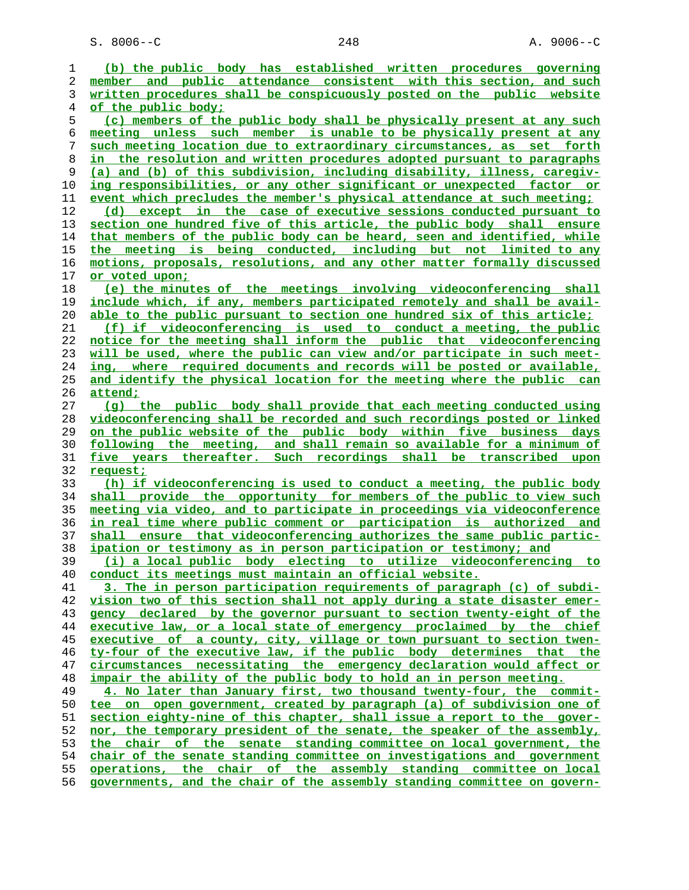(b) the public body has established written procedures governing member and public attendance consistent with this section, and such written procedures shall be conspicuously posted on the public website of the public body;

(c) members of the public body shall be physically present at any such meeting unless such member is unable to be physically present at any such meeting location due to extraordinary circumstances, as set forth in the resolution and written procedures adopted pursuant to paragraphs (a) and (b) of this subdivision, including disability, illness, caregiving responsibilities, or any other significant or unexpected factor or event which precludes the member's physical attendance at such meeting;

(d) except in the case of executive sessions conducted pursuant to section one hundred five of this article, the public body shall ensure that members of the public body can be heard, seen and identified, while the meeting is being conducted, including but not limited to any motions, proposals, resolutions, and any other matter formally discussed or voted upon;

(e) the minutes of the meetings involving videoconferencing shall include which, if any, members participated remotely and shall be available to the public pursuant to section one hundred six of this article;

(f) if videoconferencing is used to conduct a meeting, the public notice for the meeting shall inform the public that videoconferencing will be used, where the public can view and/or participate in such meeting, where required documents and records will be posted or available, and identify the physical location for the meeting where the public can attend;

(g) the public body shall provide that each meeting conducted using videoconferencing shall be recorded and such recordings posted or linked on the public website of the public body within five business days following the meeting, and shall remain so available for a minimum of five years thereafter. Such recordings shall be transcribed upon request;

(h) if videoconferencing is used to conduct a meeting, the public body shall provide the opportunity for members of the public to view such meeting via video, and to participate in proceedings via videoconference in real time where public comment or participation is authorized and shall ensure that videoconferencing authorizes the same public participation or testimony as in person participation or testimony; and

(i) a local public body electing to utilize videoconferencing to conduct its meetings must maintain an official website.

3. The in person participation requirements of paragraph (c) of subdivision two of this section shall not apply during a state disaster emergency declared by the governor pursuant to section twenty-eight of the executive law, or a local state of emergency proclaimed by the chief executive of a county, city, village or town pursuant to section twenty-four of the executive law, if the public body determines that the circumstances necessitating the emergency declaration would affect or impair the ability of the public body to hold an in person meeting.

4. No later than January first, two thousand twenty-four, the committee on open government, created by paragraph (a) of subdivision one of section eighty-nine of this chapter, shall issue a report to the governor, the temporary president of the senate, the speaker of the assembly, the chair of the senate standing committee on local government, the chair of the senate standing committee on investigations and government operations, the chair of the assembly standing committee on local governments, and the chair of the assembly standing committee on govern-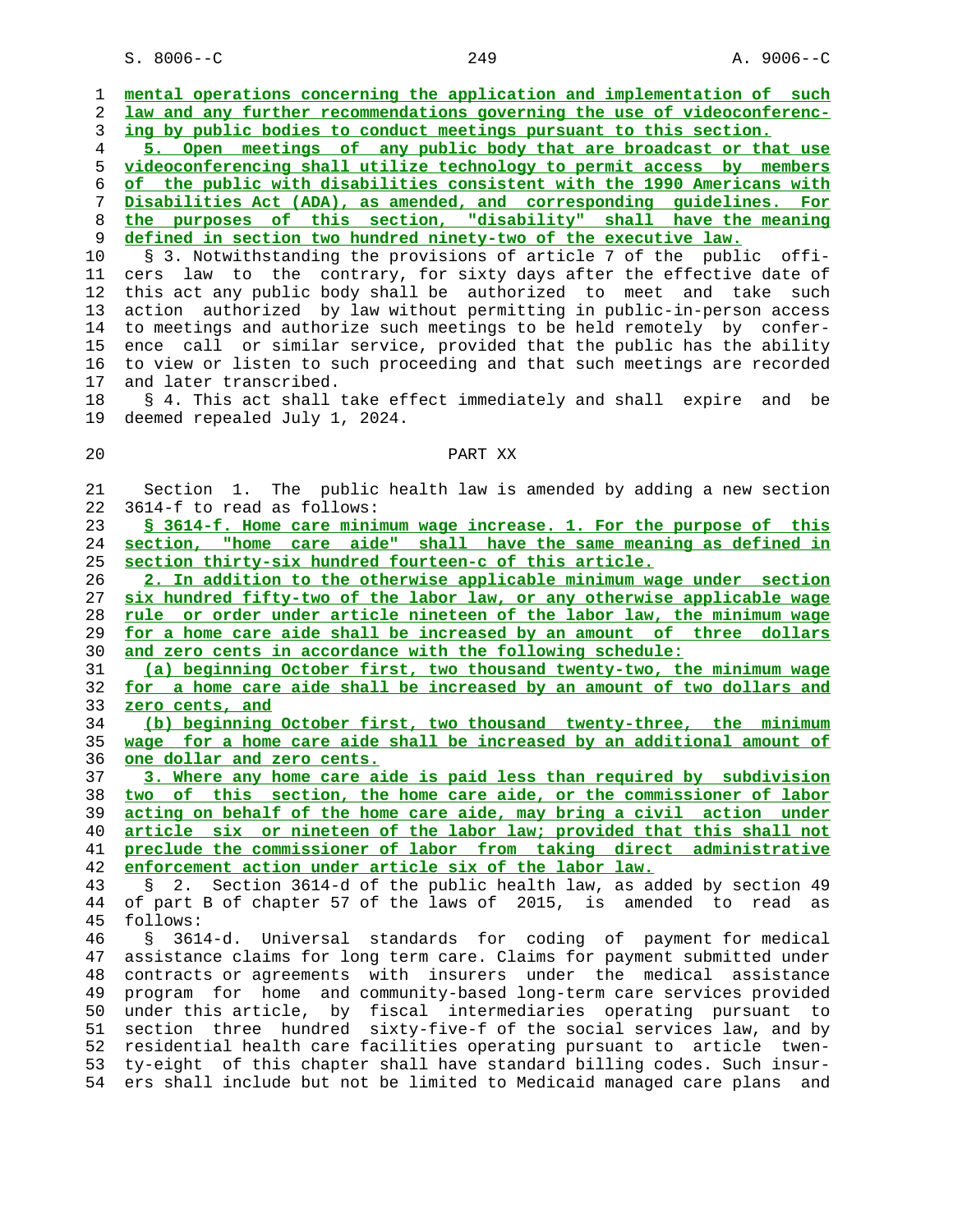mental operations concerning the application and implementation of such law and any further recommendations governing the use of videoconferencing by public bodies to conduct meetings pursuant to this section.

5. Open meetings of any public body that are broadcast or that use videoconferencing shall utilize technology to permit access by members of the public with disabilities consistent with the 1990 Americans with Disabilities Act (ADA), as amended, and corresponding guidelines. For the purposes of this section, "disability" shall have the meaning defined in section two hundred ninety-two of the executive law.

§ 3. Notwithstanding the provisions of article 7 of the public officers law to the contrary, for sixty days after the effective date of this act any public body shall be authorized to meet and take such action authorized by law without permitting in public-in-person access to meetings and authorize such meetings to be held remotely by conference call or similar service, provided that the public has the ability to view or listen to such proceeding and that such meetings are recorded and later transcribed.

§ 4. This act shall take effect immediately and shall expire and be deemed repealed July 1, 2024.

PART XX

Section 1. The public health law is amended by adding a new section 3614-f to read as follows:

§ 3614-f. Home care minimum wage increase. 1. For the purpose of this section, "home care aide" shall have the same meaning as defined in section thirty-six hundred fourteen-c of this article.

2. In addition to the otherwise applicable minimum wage under section six hundred fifty-two of the labor law, or any otherwise applicable wage rule or order under article nineteen of the labor law, the minimum wage for a home care aide shall be increased by an amount of three dollars and zero cents in accordance with the following schedule:

(a) beginning October first, two thousand twenty-two, the minimum wage for a home care aide shall be increased by an amount of two dollars and zero cents, and

(b) beginning October first, two thousand twenty-three, the minimum wage for a home care aide shall be increased by an additional amount of one dollar and zero cents.

3. Where any home care aide is paid less than required by subdivision two of this section, the home care aide, or the commissioner of labor acting on behalf of the home care aide, may bring a civil action under article six or nineteen of the labor law; provided that this shall not preclude the commissioner of labor from taking direct administrative enforcement action under article six of the labor law.

§ 2. Section 3614-d of the public health law, as added by section 49 of part B of chapter 57 of the laws of 2015, is amended to read as follows:

§ 3614-d. Universal standards for coding of payment for medical assistance claims for long term care. Claims for payment submitted under contracts or agreements with insurers under the medical assistance program for home and community-based long-term care services provided under this article, by fiscal intermediaries operating pursuant to section three hundred sixty-five-f of the social services law, and by residential health care facilities operating pursuant to article twenty-eight of this chapter shall have standard billing codes. Such insurers shall include but not be limited to Medicaid managed care plans and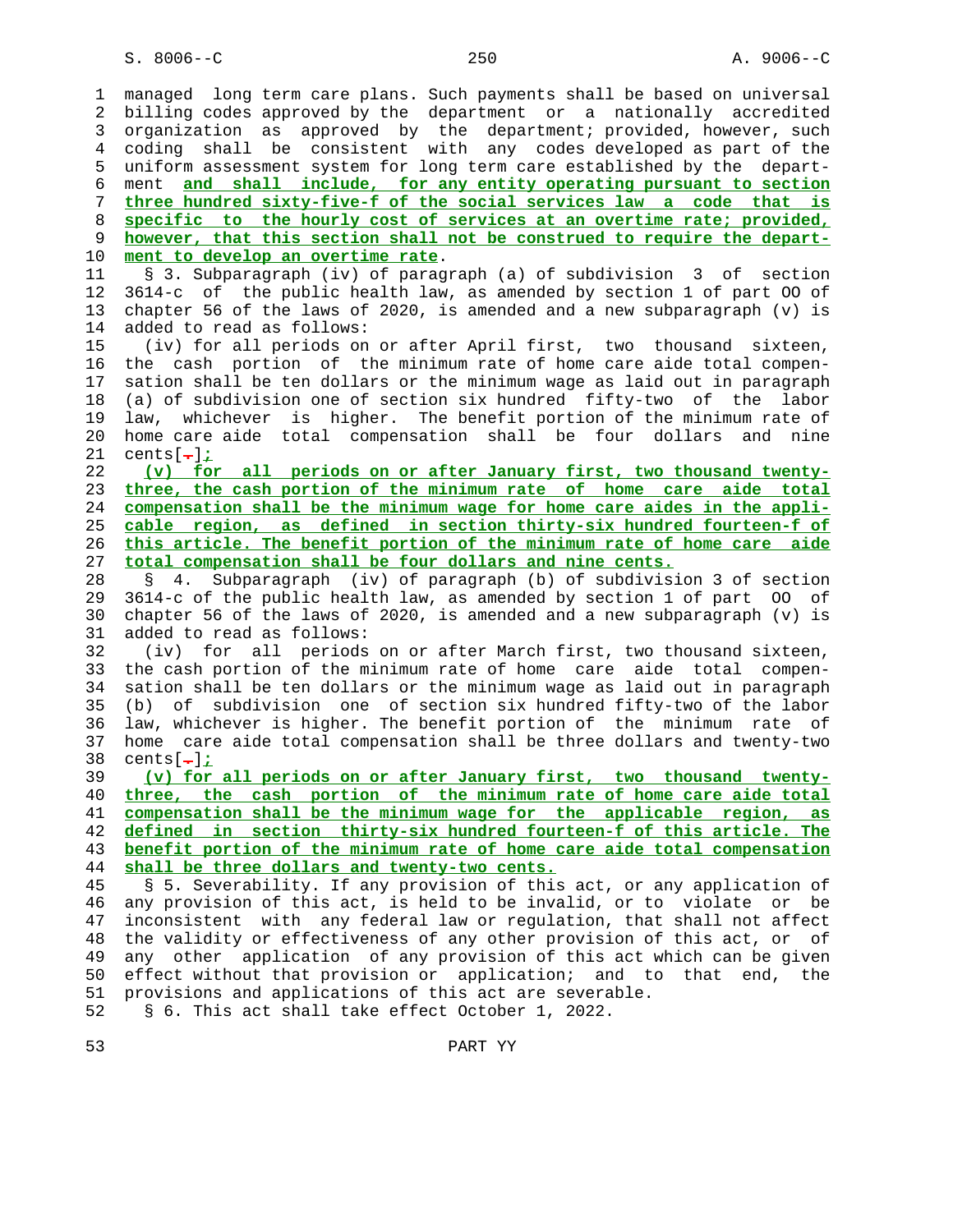managed long term care plans. Such payments shall be based on universal billing codes approved by the department or a nationally accredited organization as approved by the department; provided, however, such coding shall be consistent with any codes developed as part of the uniform assessment system for long term care established by the department **and shall include, for any entity operating pursuant to section three hundred sixty-five-f of the social services law a code that is specific to the hourly cost of services at an overtime rate; provided, however, that this section shall not be construed to require the department to develop an overtime rate**.

§ 3. Subparagraph (iv) of paragraph (a) of subdivision 3 of section 3614-c of the public health law, as amended by section 1 of part OO of chapter 56 of the laws of 2020, is amended and a new subparagraph (v) is added to read as follows:

(iv) for all periods on or after April first, two thousand sixteen, the cash portion of the minimum rate of home care aide total compensation shall be ten dollars or the minimum wage as laid out in paragraph (a) of subdivision one of section six hundred fifty-two of the labor law, whichever is higher. The benefit portion of the minimum rate of home care aide total compensation shall be four dollars and nine cents[.]**;**

**(v) for all periods on or after January first, two thousand twenty-three, the cash portion of the minimum rate of home care aide total compensation shall be the minimum wage for home care aides in the applicable region, as defined in section thirty-six hundred fourteen-f of this article. The benefit portion of the minimum rate of home care aide total compensation shall be four dollars and nine cents.**

§ 4. Subparagraph (iv) of paragraph (b) of subdivision 3 of section 3614-c of the public health law, as amended by section 1 of part OO of chapter 56 of the laws of 2020, is amended and a new subparagraph (v) is added to read as follows:

(iv) for all periods on or after March first, two thousand sixteen, the cash portion of the minimum rate of home care aide total compensation shall be ten dollars or the minimum wage as laid out in paragraph (b) of subdivision one of section six hundred fifty-two of the labor law, whichever is higher. The benefit portion of the minimum rate of home care aide total compensation shall be three dollars and twenty-two cents[.]**;**

**(v) for all periods on or after January first, two thousand twenty-three, the cash portion of the minimum rate of home care aide total compensation shall be the minimum wage for the applicable region, as defined in section thirty-six hundred fourteen-f of this article. The benefit portion of the minimum rate of home care aide total compensation shall be three dollars and twenty-two cents.**

§ 5. Severability. If any provision of this act, or any application of any provision of this act, is held to be invalid, or to violate or be inconsistent with any federal law or regulation, that shall not affect the validity or effectiveness of any other provision of this act, or of any other application of any provision of this act which can be given effect without that provision or application; and to that end, the provisions and applications of this act are severable.

§ 6. This act shall take effect October 1, 2022.

PART YY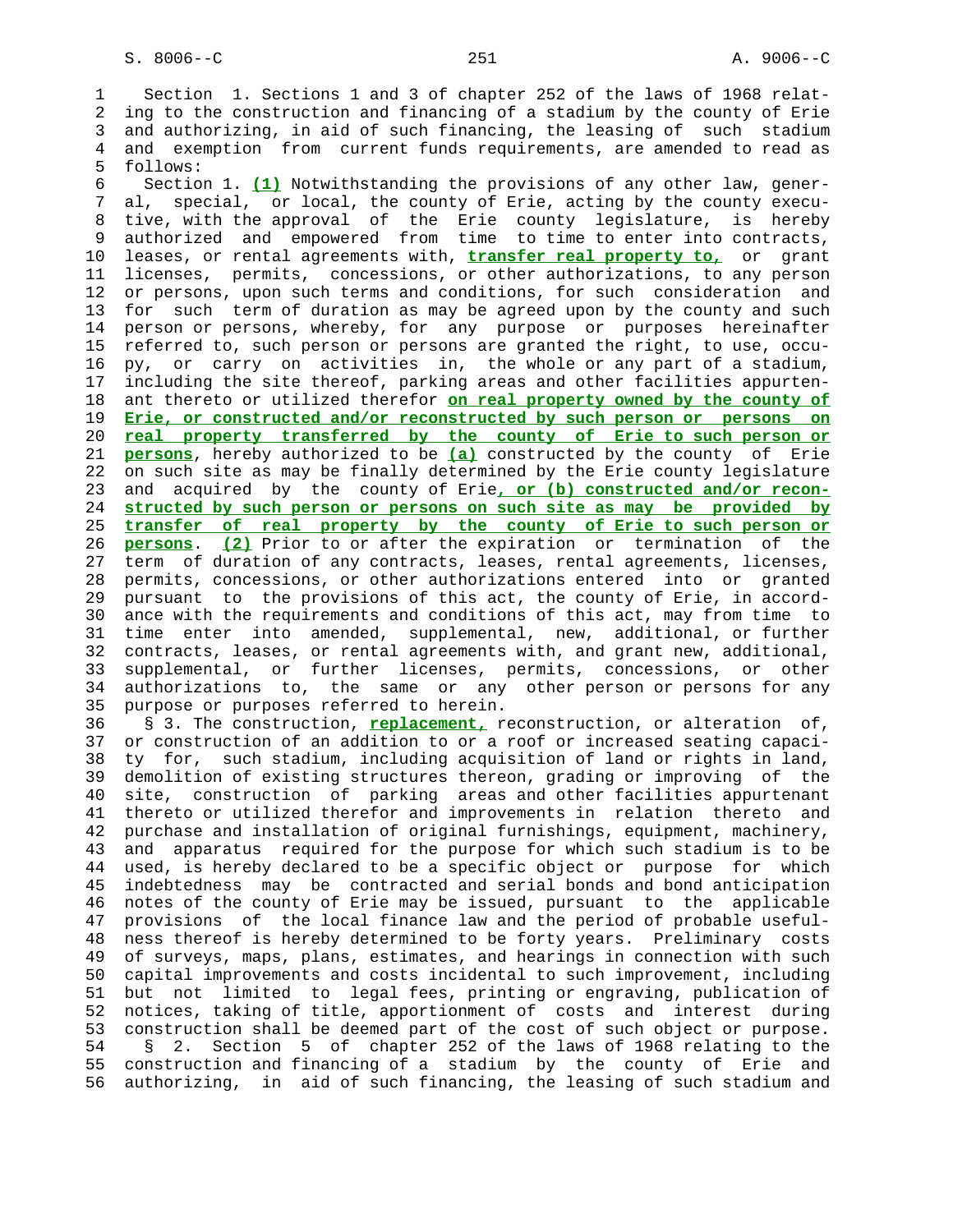Section 1. Sections 1 and 3 of chapter 252 of the laws of 1968 relating to the construction and financing of a stadium by the county of Erie and authorizing, in aid of such financing, the leasing of such stadium and exemption from current funds requirements, are amended to read as follows:

Section 1. **(1)** Notwithstanding the provisions of any other law, general, special, or local, the county of Erie, acting by the county executive, with the approval of the Erie county legislature, is hereby authorized and empowered from time to time to enter into contracts, leases, or rental agreements with, **transfer real property to,** or grant licenses, permits, concessions, or other authorizations, to any person or persons, upon such terms and conditions, for such consideration and for such term of duration as may be agreed upon by the county and such person or persons, whereby, for any purpose or purposes hereinafter referred to, such person or persons are granted the right, to use, occupy, or carry on activities in, the whole or any part of a stadium, including the site thereof, parking areas and other facilities appurtenant thereto or utilized therefor **on real property owned by the county of Erie, or constructed and/or reconstructed by such person or persons on real property transferred by the county of Erie to such person or persons**, hereby authorized to be **(a)** constructed by the county of Erie on such site as may be finally determined by the Erie county legislature and acquired by the county of Erie**, or (b) constructed and/or reconstructed by such person or persons on such site as may be provided by transfer of real property by the county of Erie to such person or persons**. **(2)** Prior to or after the expiration or termination of the term of duration of any contracts, leases, rental agreements, licenses, permits, concessions, or other authorizations entered into or granted pursuant to the provisions of this act, the county of Erie, in accordance with the requirements and conditions of this act, may from time to time enter into amended, supplemental, new, additional, or further contracts, leases, or rental agreements with, and grant new, additional, supplemental, or further licenses, permits, concessions, or other authorizations to, the same or any other person or persons for any purpose or purposes referred to herein.

§ 3. The construction, **replacement,** reconstruction, or alteration of, or construction of an addition to or a roof or increased seating capacity for, such stadium, including acquisition of land or rights in land, demolition of existing structures thereon, grading or improving of the site, construction of parking areas and other facilities appurtenant thereto or utilized therefor and improvements in relation thereto and purchase and installation of original furnishings, equipment, machinery, and apparatus required for the purpose for which such stadium is to be used, is hereby declared to be a specific object or purpose for which indebtedness may be contracted and serial bonds and bond anticipation notes of the county of Erie may be issued, pursuant to the applicable provisions of the local finance law and the period of probable usefulness thereof is hereby determined to be forty years. Preliminary costs of surveys, maps, plans, estimates, and hearings in connection with such capital improvements and costs incidental to such improvement, including but not limited to legal fees, printing or engraving, publication of notices, taking of title, apportionment of costs and interest during construction shall be deemed part of the cost of such object or purpose.

§ 2. Section 5 of chapter 252 of the laws of 1968 relating to the construction and financing of a stadium by the county of Erie and authorizing, in aid of such financing, the leasing of such stadium and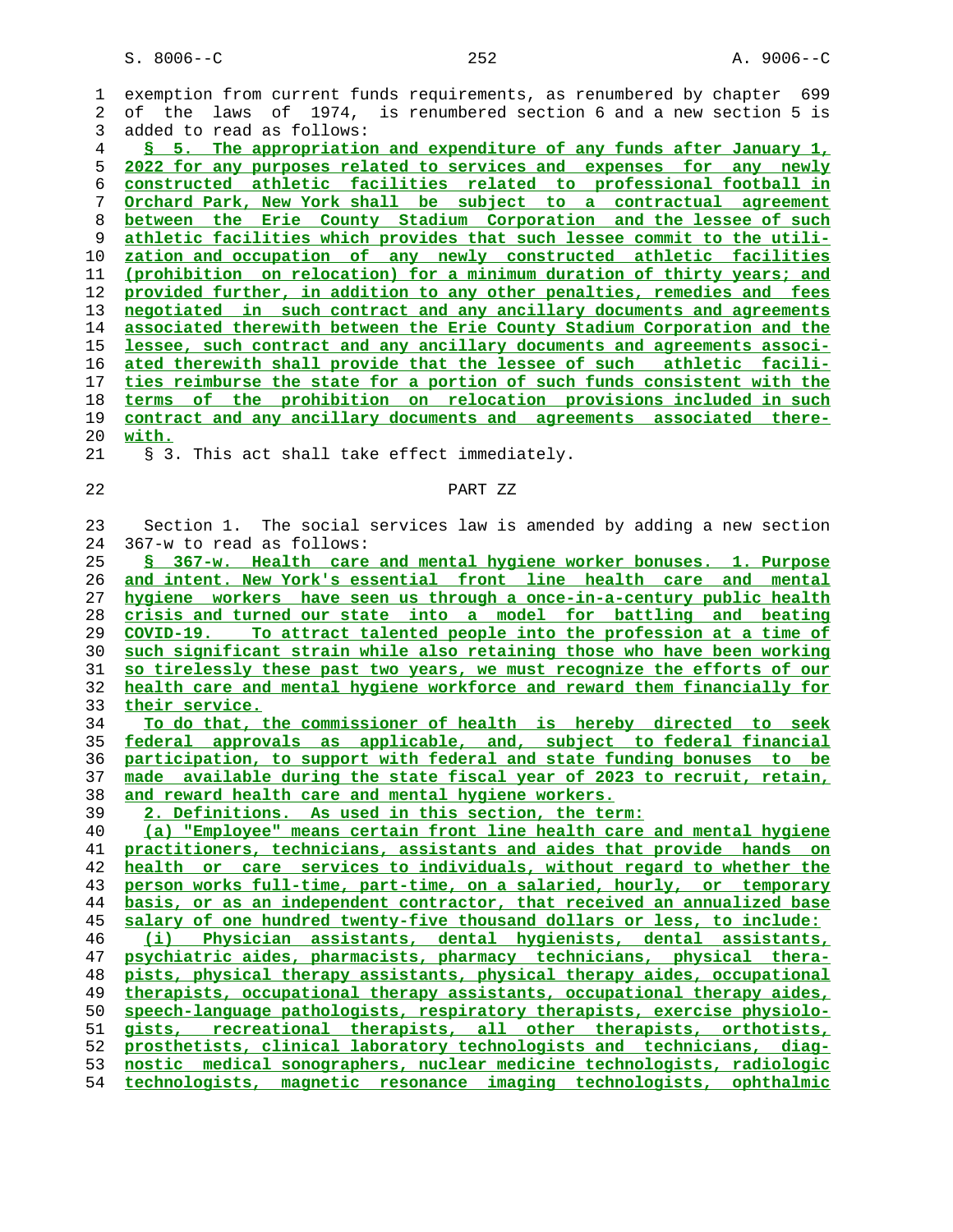exemption from current funds requirements, as renumbered by chapter 699 of the laws of 1974, is renumbered section 6 and a new section 5 is added to read as follows:

§ 5. The appropriation and expenditure of any funds after January 1, 2022 for any purposes related to services and expenses for any newly constructed athletic facilities related to professional football in Orchard Park, New York shall be subject to a contractual agreement between the Erie County Stadium Corporation and the lessee of such athletic facilities which provides that such lessee commit to the utilization and occupation of any newly constructed athletic facilities (prohibition on relocation) for a minimum duration of thirty years; and provided further, in addition to any other penalties, remedies and fees negotiated in such contract and any ancillary documents and agreements associated therewith between the Erie County Stadium Corporation and the lessee, such contract and any ancillary documents and agreements associated therewith shall provide that the lessee of such athletic facilities reimburse the state for a portion of such funds consistent with the terms of the prohibition on relocation provisions included in such contract and any ancillary documents and agreements associated therewith.

§ 3. This act shall take effect immediately.

PART ZZ

Section 1. The social services law is amended by adding a new section 367-w to read as follows:

§ 367-w. Health care and mental hygiene worker bonuses. 1. Purpose and intent. New York's essential front line health care and mental hygiene workers have seen us through a once-in-a-century public health crisis and turned our state into a model for battling and beating COVID-19. To attract talented people into the profession at a time of such significant strain while also retaining those who have been working so tirelessly these past two years, we must recognize the efforts of our health care and mental hygiene workforce and reward them financially for their service.

To do that, the commissioner of health is hereby directed to seek federal approvals as applicable, and, subject to federal financial participation, to support with federal and state funding bonuses to be made available during the state fiscal year of 2023 to recruit, retain, and reward health care and mental hygiene workers.

2. Definitions. As used in this section, the term:

(a) "Employee" means certain front line health care and mental hygiene practitioners, technicians, assistants and aides that provide hands on health or care services to individuals, without regard to whether the person works full-time, part-time, on a salaried, hourly, or temporary basis, or as an independent contractor, that received an annualized base salary of one hundred twenty-five thousand dollars or less, to include:

(i) Physician assistants, dental hygienists, dental assistants, psychiatric aides, pharmacists, pharmacy technicians, physical therapists, physical therapy assistants, physical therapy aides, occupational therapists, occupational therapy assistants, occupational therapy aides, speech-language pathologists, respiratory therapists, exercise physiologists, recreational therapists, all other therapists, orthotists, prosthetists, clinical laboratory technologists and technicians, diagnostic medical sonographers, nuclear medicine technologists, radiologic technologists, magnetic resonance imaging technologists, ophthalmic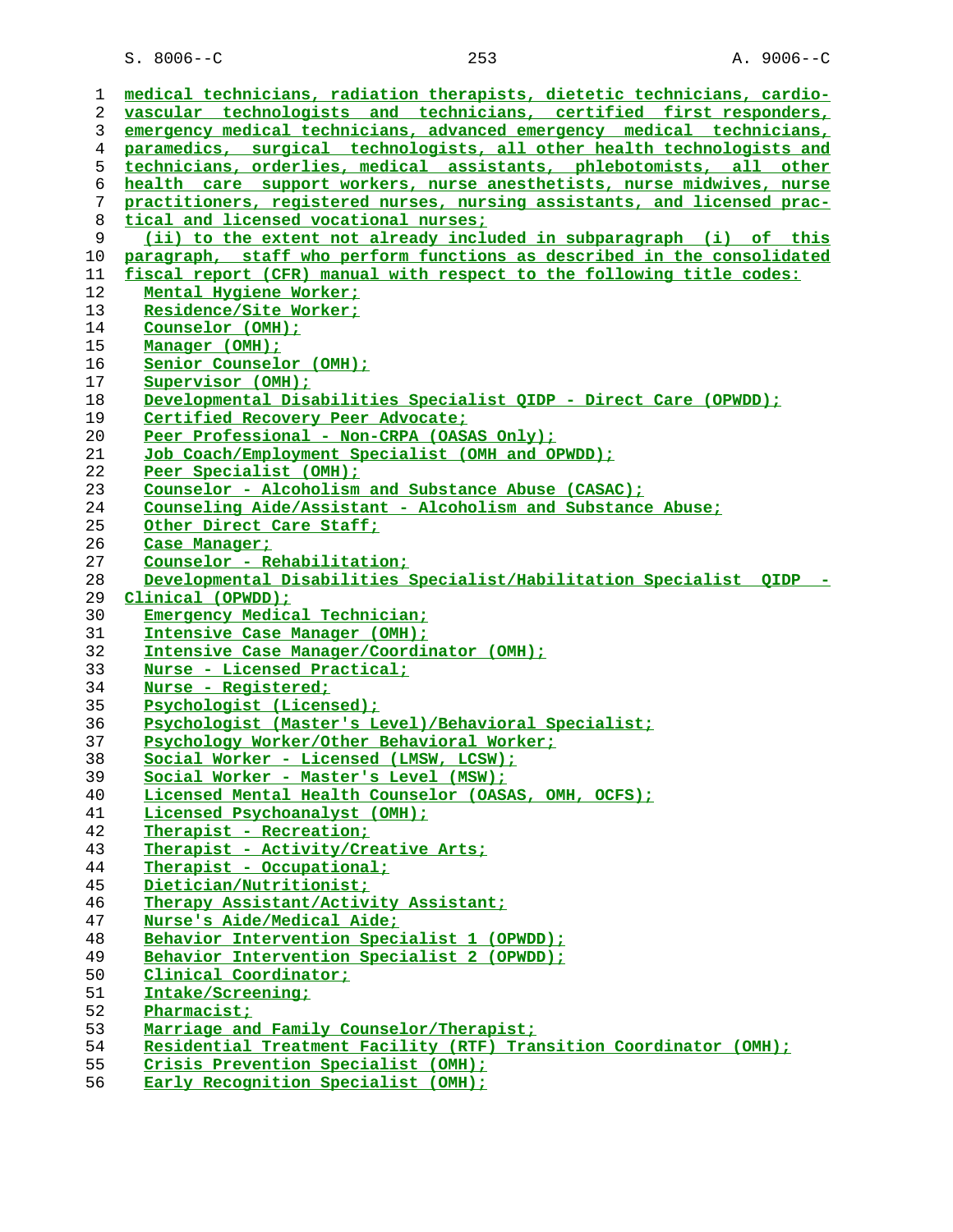medical technicians, radiation therapists, dietetic technicians, cardiovascular technologists and technicians, certified first responders, emergency medical technicians, advanced emergency medical technicians, paramedics, surgical technologists, all other health technologists and technicians, orderlies, medical assistants, phlebotomists, all other health care support workers, nurse anesthetists, nurse midwives, nurse practitioners, registered nurses, nursing assistants, and licensed practical and licensed vocational nurses;

(ii) to the extent not already included in subparagraph (i) of this paragraph, staff who perform functions as described in the consolidated fiscal report (CFR) manual with respect to the following title codes:

Mental Hygiene Worker;
Residence/Site Worker;
Counselor (OMH);
Manager (OMH);
Senior Counselor (OMH);
Supervisor (OMH);
Developmental Disabilities Specialist QIDP - Direct Care (OPWDD);
Certified Recovery Peer Advocate;
Peer Professional - Non-CRPA (OASAS Only);
Job Coach/Employment Specialist (OMH and OPWDD);
Peer Specialist (OMH);
Counselor - Alcoholism and Substance Abuse (CASAC);
Counseling Aide/Assistant - Alcoholism and Substance Abuse;
Other Direct Care Staff;
Case Manager;
Counselor - Rehabilitation;
Developmental Disabilities Specialist/Habilitation Specialist QIDP - Clinical (OPWDD);
Emergency Medical Technician;
Intensive Case Manager (OMH);
Intensive Case Manager/Coordinator (OMH);
Nurse - Licensed Practical;
Nurse - Registered;
Psychologist (Licensed);
Psychologist (Master's Level)/Behavioral Specialist;
Psychology Worker/Other Behavioral Worker;
Social Worker - Licensed (LMSW, LCSW);
Social Worker - Master's Level (MSW);
Licensed Mental Health Counselor (OASAS, OMH, OCFS);
Licensed Psychoanalyst (OMH);
Therapist - Recreation;
Therapist - Activity/Creative Arts;
Therapist - Occupational;
Dietician/Nutritionist;
Therapy Assistant/Activity Assistant;
Nurse's Aide/Medical Aide;
Behavior Intervention Specialist 1 (OPWDD);
Behavior Intervention Specialist 2 (OPWDD);
Clinical Coordinator;
Intake/Screening;
Pharmacist;
Marriage and Family Counselor/Therapist;
Residential Treatment Facility (RTF) Transition Coordinator (OMH);
Crisis Prevention Specialist (OMH);
Early Recognition Specialist (OMH);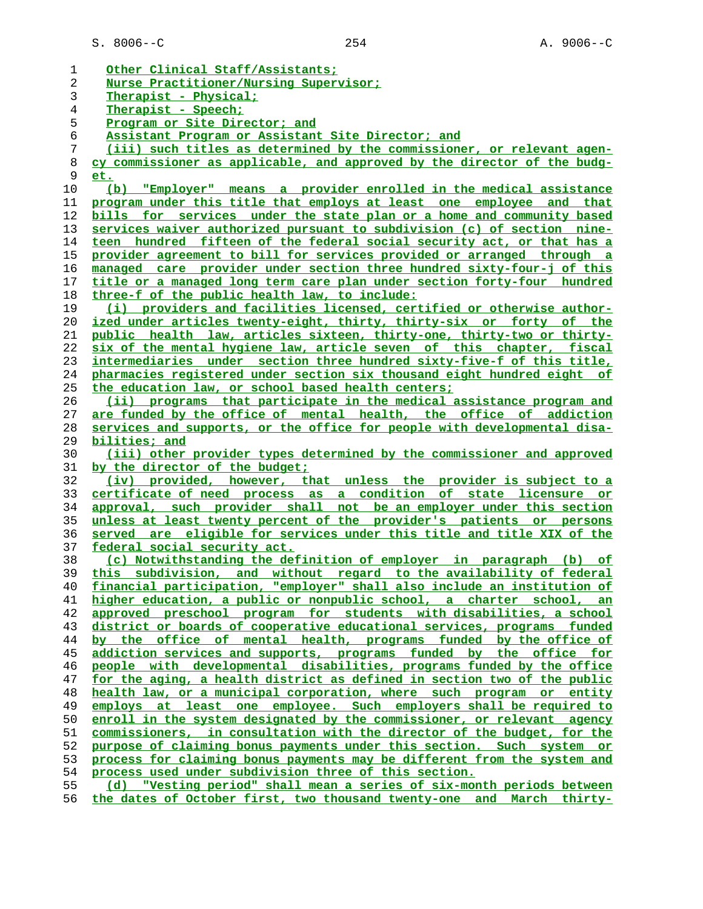Other Clinical Staff/Assistants;
Nurse Practitioner/Nursing Supervisor;
Therapist - Physical;
Therapist - Speech;
Program or Site Director; and
Assistant Program or Assistant Site Director; and
(iii) such titles as determined by the commissioner, or relevant agency commissioner as applicable, and approved by the director of the budget.

(b) "Employer" means a provider enrolled in the medical assistance program under this title that employs at least one employee and that bills for services under the state plan or a home and community based services waiver authorized pursuant to subdivision (c) of section nineteen hundred fifteen of the federal social security act, or that has a provider agreement to bill for services provided or arranged through a managed care provider under section three hundred sixty-four-j of this title or a managed long term care plan under section forty-four hundred three-f of the public health law, to include:

(i) providers and facilities licensed, certified or otherwise authorized under articles twenty-eight, thirty, thirty-six or forty of the public health law, articles sixteen, thirty-one, thirty-two or thirty-six of the mental hygiene law, article seven of this chapter, fiscal intermediaries under section three hundred sixty-five-f of this title, pharmacies registered under section six thousand eight hundred eight of the education law, or school based health centers;

(ii) programs that participate in the medical assistance program and are funded by the office of mental health, the office of addiction services and supports, or the office for people with developmental disabilities; and

(iii) other provider types determined by the commissioner and approved by the director of the budget;

(iv) provided, however, that unless the provider is subject to a certificate of need process as a condition of state licensure or approval, such provider shall not be an employer under this section unless at least twenty percent of the provider's patients or persons served are eligible for services under this title and title XIX of the federal social security act.

(c) Notwithstanding the definition of employer in paragraph (b) of this subdivision, and without regard to the availability of federal financial participation, "employer" shall also include an institution of higher education, a public or nonpublic school, a charter school, an approved preschool program for students with disabilities, a school district or boards of cooperative educational services, programs funded by the office of mental health, programs funded by the office of addiction services and supports, programs funded by the office for people with developmental disabilities, programs funded by the office for the aging, a health district as defined in section two of the public health law, or a municipal corporation, where such program or entity employs at least one employee. Such employers shall be required to enroll in the system designated by the commissioner, or relevant agency commissioners, in consultation with the director of the budget, for the purpose of claiming bonus payments under this section. Such system or process for claiming bonus payments may be different from the system and process used under subdivision three of this section.

(d) "Vesting period" shall mean a series of six-month periods between the dates of October first, two thousand twenty-one and March thirty-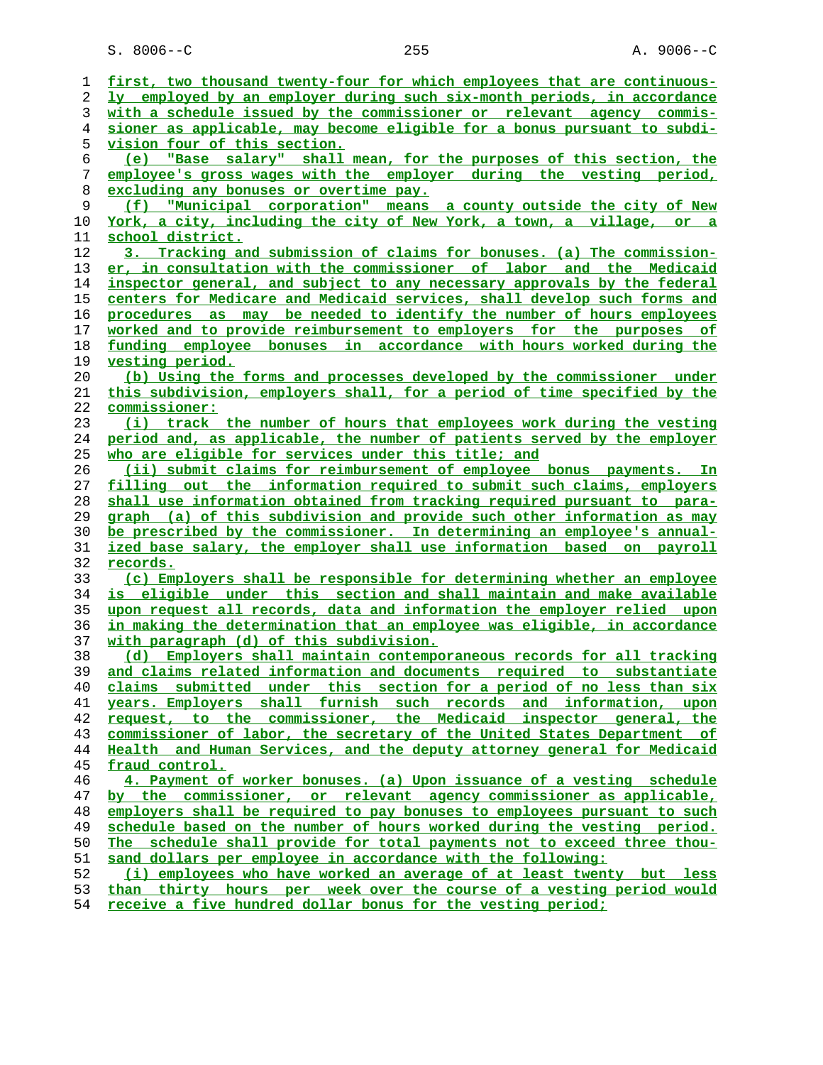first, two thousand twenty-four for which employees that are continuously employed by an employer during such six-month periods, in accordance with a schedule issued by the commissioner or relevant agency commissioner as applicable, may become eligible for a bonus pursuant to subdivision four of this section.

(e) "Base salary" shall mean, for the purposes of this section, the employee's gross wages with the employer during the vesting period, excluding any bonuses or overtime pay.

(f) "Municipal corporation" means a county outside the city of New York, a city, including the city of New York, a town, a village, or a school district.

3. Tracking and submission of claims for bonuses. (a) The commissioner, in consultation with the commissioner of labor and the Medicaid inspector general, and subject to any necessary approvals by the federal centers for Medicare and Medicaid services, shall develop such forms and procedures as may be needed to identify the number of hours employees worked and to provide reimbursement to employers for the purposes of funding employee bonuses in accordance with hours worked during the vesting period.

(b) Using the forms and processes developed by the commissioner under this subdivision, employers shall, for a period of time specified by the commissioner:

(i) track the number of hours that employees work during the vesting period and, as applicable, the number of patients served by the employer who are eligible for services under this title; and

(ii) submit claims for reimbursement of employee bonus payments. In filling out the information required to submit such claims, employers shall use information obtained from tracking required pursuant to paragraph (a) of this subdivision and provide such other information as may be prescribed by the commissioner. In determining an employee's annualized base salary, the employer shall use information based on payroll records.

(c) Employers shall be responsible for determining whether an employee is eligible under this section and shall maintain and make available upon request all records, data and information the employer relied upon in making the determination that an employee was eligible, in accordance with paragraph (d) of this subdivision.

(d) Employers shall maintain contemporaneous records for all tracking and claims related information and documents required to substantiate claims submitted under this section for a period of no less than six years. Employers shall furnish such records and information, upon request, to the commissioner, the Medicaid inspector general, the commissioner of labor, the secretary of the United States Department of Health and Human Services, and the deputy attorney general for Medicaid fraud control.

4. Payment of worker bonuses. (a) Upon issuance of a vesting schedule by the commissioner, or relevant agency commissioner as applicable, employers shall be required to pay bonuses to employees pursuant to such schedule based on the number of hours worked during the vesting period. The schedule shall provide for total payments not to exceed three thousand dollars per employee in accordance with the following:

(i) employees who have worked an average of at least twenty but less than thirty hours per week over the course of a vesting period would receive a five hundred dollar bonus for the vesting period;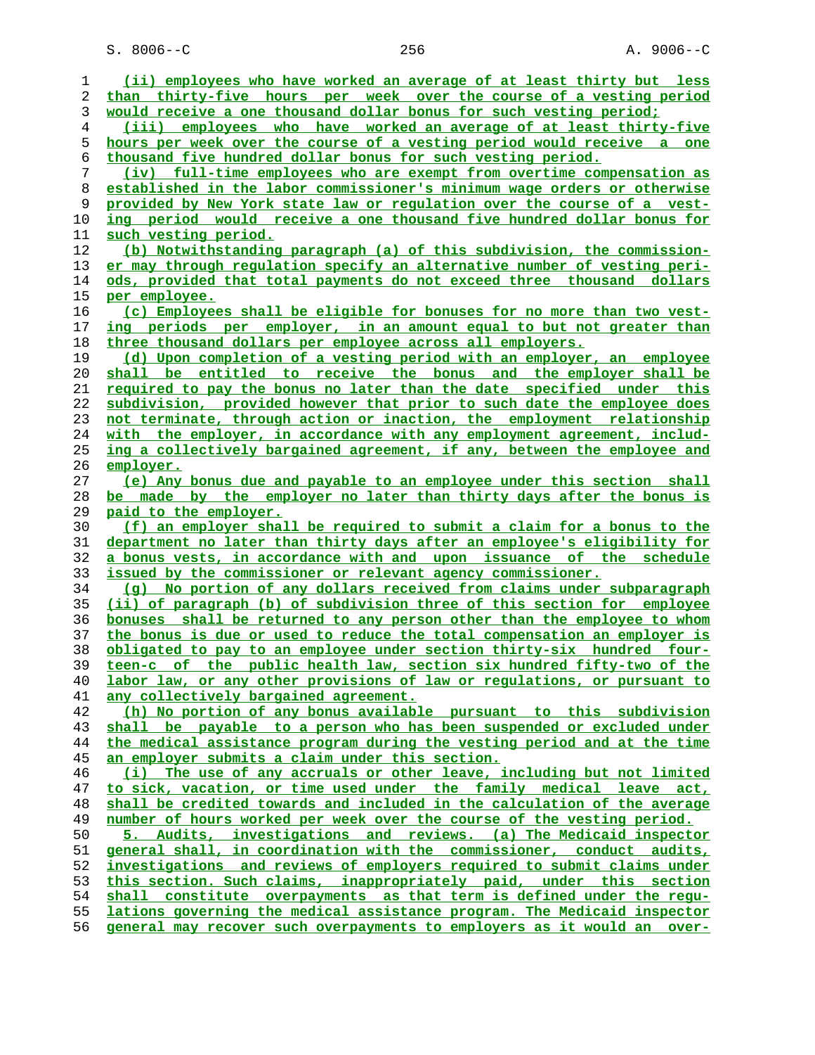(ii) employees who have worked an average of at least thirty but less than thirty-five hours per week over the course of a vesting period would receive a one thousand dollar bonus for such vesting period;

(iii) employees who have worked an average of at least thirty-five hours per week over the course of a vesting period would receive a one thousand five hundred dollar bonus for such vesting period.

(iv) full-time employees who are exempt from overtime compensation as established in the labor commissioner's minimum wage orders or otherwise provided by New York state law or regulation over the course of a vesting period would receive a one thousand five hundred dollar bonus for such vesting period.

(b) Notwithstanding paragraph (a) of this subdivision, the commissioner may through regulation specify an alternative number of vesting periods, provided that total payments do not exceed three thousand dollars per employee.

(c) Employees shall be eligible for bonuses for no more than two vesting periods per employer, in an amount equal to but not greater than three thousand dollars per employee across all employers.

(d) Upon completion of a vesting period with an employer, an employee shall be entitled to receive the bonus and the employer shall be required to pay the bonus no later than the date specified under this subdivision, provided however that prior to such date the employee does not terminate, through action or inaction, the employment relationship with the employer, in accordance with any employment agreement, including a collectively bargained agreement, if any, between the employee and employer.

(e) Any bonus due and payable to an employee under this section shall be made by the employer no later than thirty days after the bonus is paid to the employer.

(f) an employer shall be required to submit a claim for a bonus to the department no later than thirty days after an employee's eligibility for a bonus vests, in accordance with and upon issuance of the schedule issued by the commissioner or relevant agency commissioner.

(g) No portion of any dollars received from claims under subparagraph (ii) of paragraph (b) of subdivision three of this section for employee bonuses shall be returned to any person other than the employee to whom the bonus is due or used to reduce the total compensation an employer is obligated to pay to an employee under section thirty-six hundred fourteen-c of the public health law, section six hundred fifty-two of the labor law, or any other provisions of law or regulations, or pursuant to any collectively bargained agreement.

(h) No portion of any bonus available pursuant to this subdivision shall be payable to a person who has been suspended or excluded under the medical assistance program during the vesting period and at the time an employer submits a claim under this section.

(i) The use of any accruals or other leave, including but not limited to sick, vacation, or time used under the family medical leave act, shall be credited towards and included in the calculation of the average number of hours worked per week over the course of the vesting period.

5. Audits, investigations and reviews. (a) The Medicaid inspector general shall, in coordination with the commissioner, conduct audits, investigations and reviews of employers required to submit claims under this section. Such claims, inappropriately paid, under this section shall constitute overpayments as that term is defined under the regulations governing the medical assistance program. The Medicaid inspector general may recover such overpayments to employers as it would an over-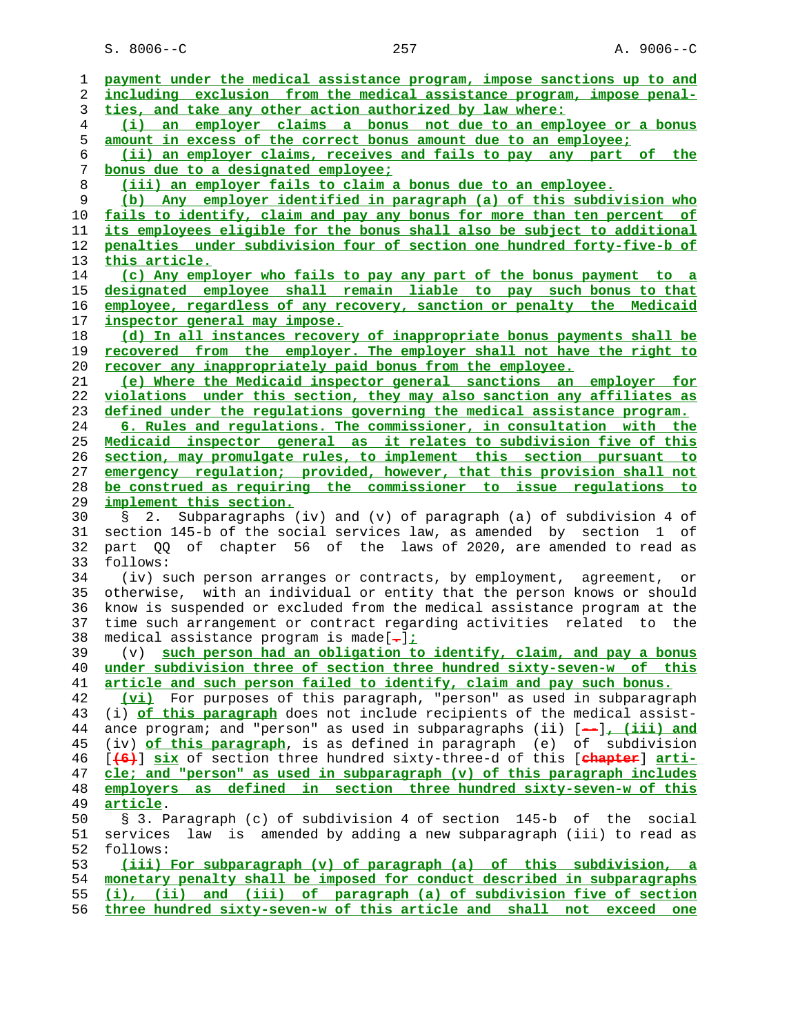payment under the medical assistance program, impose sanctions up to and including exclusion from the medical assistance program, impose penalties, and take any other action authorized by law where:

(i) an employer claims a bonus not due to an employee or a bonus amount in excess of the correct bonus amount due to an employee;

(ii) an employer claims, receives and fails to pay any part of the bonus due to a designated employee;

(iii) an employer fails to claim a bonus due to an employee.

(b) Any employer identified in paragraph (a) of this subdivision who fails to identify, claim and pay any bonus for more than ten percent of its employees eligible for the bonus shall also be subject to additional penalties under subdivision four of section one hundred forty-five-b of this article.

(c) Any employer who fails to pay any part of the bonus payment to a designated employee shall remain liable to pay such bonus to that employee, regardless of any recovery, sanction or penalty the Medicaid inspector general may impose.

(d) In all instances recovery of inappropriate bonus payments shall be recovered from the employer. The employer shall not have the right to recover any inappropriately paid bonus from the employee.

(e) Where the Medicaid inspector general sanctions an employer for violations under this section, they may also sanction any affiliates as defined under the regulations governing the medical assistance program.

6. Rules and regulations. The commissioner, in consultation with the Medicaid inspector general as it relates to subdivision five of this section, may promulgate rules, to implement this section pursuant to emergency regulation; provided, however, that this provision shall not be construed as requiring the commissioner to issue regulations to implement this section.

§ 2. Subparagraphs (iv) and (v) of paragraph (a) of subdivision 4 of section 145-b of the social services law, as amended by section 1 of part QQ of chapter 56 of the laws of 2020, are amended to read as follows:

(iv) such person arranges or contracts, by employment, agreement, or otherwise, with an individual or entity that the person knows or should know is suspended or excluded from the medical assistance program at the time such arrangement or contract regarding activities related to the medical assistance program is made[.];

(v) such person had an obligation to identify, claim, and pay a bonus under subdivision three of section three hundred sixty-seven-w of this article and such person failed to identify, claim and pay such bonus.

(vi) For purposes of this paragraph, "person" as used in subparagraph (i) of this paragraph does not include recipients of the medical assistance program; and "person" as used in subparagraphs (ii) [--], (iii) and (iv) of this paragraph, is as defined in paragraph (e) of subdivision [(6)] six of section three hundred sixty-three-d of this [chapter] article; and "person" as used in subparagraph (v) of this paragraph includes employers as defined in section three hundred sixty-seven-w of this article.

§ 3. Paragraph (c) of subdivision 4 of section 145-b of the social services law is amended by adding a new subparagraph (iii) to read as follows:

(iii) For subparagraph (v) of paragraph (a) of this subdivision, a monetary penalty shall be imposed for conduct described in subparagraphs (i), (ii) and (iii) of paragraph (a) of subdivision five of section three hundred sixty-seven-w of this article and shall not exceed one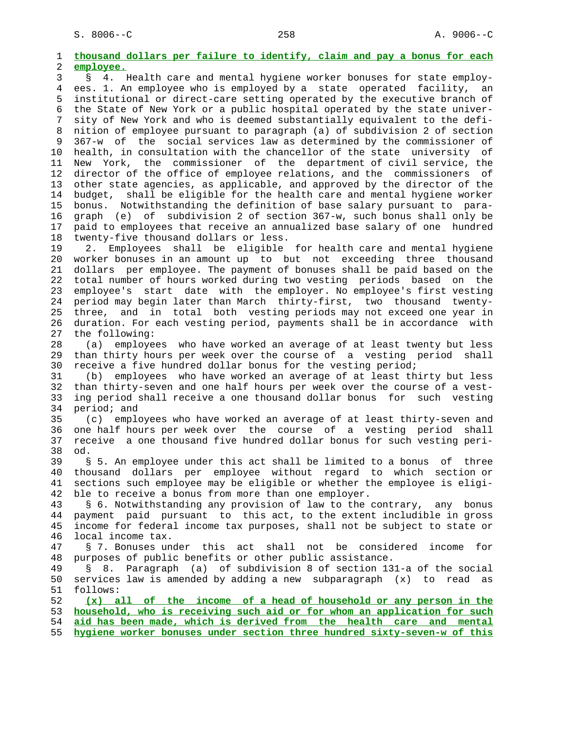**thousand dollars per failure to identify, claim and pay a bonus for each employee.**

§ 4. Health care and mental hygiene worker bonuses for state employees. 1. An employee who is employed by a state operated facility, an institutional or direct-care setting operated by the executive branch of the State of New York or a public hospital operated by the state university of New York and who is deemed substantially equivalent to the definition of employee pursuant to paragraph (a) of subdivision 2 of section 367-w of the social services law as determined by the commissioner of health, in consultation with the chancellor of the state university of New York, the commissioner of the department of civil service, the director of the office of employee relations, and the commissioners of other state agencies, as applicable, and approved by the director of the budget, shall be eligible for the health care and mental hygiene worker bonus. Notwithstanding the definition of base salary pursuant to paragraph (e) of subdivision 2 of section 367-w, such bonus shall only be paid to employees that receive an annualized base salary of one hundred twenty-five thousand dollars or less.

2. Employees shall be eligible for health care and mental hygiene worker bonuses in an amount up to but not exceeding three thousand dollars per employee. The payment of bonuses shall be paid based on the total number of hours worked during two vesting periods based on the employee's start date with the employer. No employee's first vesting period may begin later than March thirty-first, two thousand twenty-three, and in total both vesting periods may not exceed one year in duration. For each vesting period, payments shall be in accordance with the following:

(a) employees who have worked an average of at least twenty but less than thirty hours per week over the course of a vesting period shall receive a five hundred dollar bonus for the vesting period;

(b) employees who have worked an average of at least thirty but less than thirty-seven and one half hours per week over the course of a vesting period shall receive a one thousand dollar bonus for such vesting period; and

(c) employees who have worked an average of at least thirty-seven and one half hours per week over the course of a vesting period shall receive a one thousand five hundred dollar bonus for such vesting period.

§ 5. An employee under this act shall be limited to a bonus of three thousand dollars per employee without regard to which section or sections such employee may be eligible or whether the employee is eligible to receive a bonus from more than one employer.

§ 6. Notwithstanding any provision of law to the contrary, any bonus payment paid pursuant to this act, to the extent includible in gross income for federal income tax purposes, shall not be subject to state or local income tax.

§ 7. Bonuses under this act shall not be considered income for purposes of public benefits or other public assistance.

§ 8. Paragraph (a) of subdivision 8 of section 131-a of the social services law is amended by adding a new subparagraph (x) to read as follows:

**(x) all of the income of a head of household or any person in the household, who is receiving such aid or for whom an application for such aid has been made, which is derived from the health care and mental hygiene worker bonuses under section three hundred sixty-seven-w of this**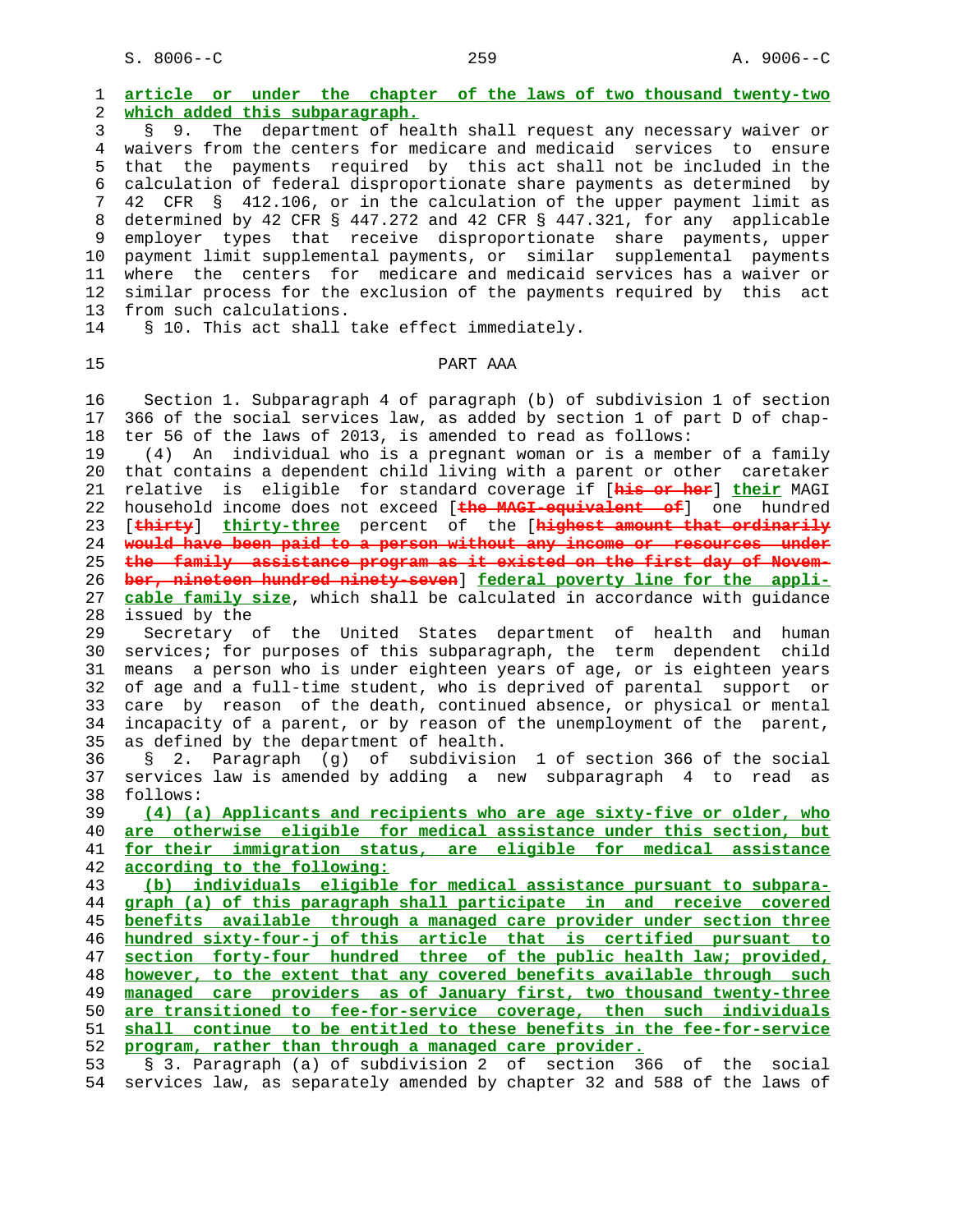article or under the chapter of the laws of two thousand twenty-two which added this subparagraph.

§ 9. The department of health shall request any necessary waiver or waivers from the centers for medicare and medicaid services to ensure that the payments required by this act shall not be included in the calculation of federal disproportionate share payments as determined by 42 CFR § 412.106, or in the calculation of the upper payment limit as determined by 42 CFR § 447.272 and 42 CFR § 447.321, for any applicable employer types that receive disproportionate share payments, upper payment limit supplemental payments, or similar supplemental payments where the centers for medicare and medicaid services has a waiver or similar process for the exclusion of the payments required by this act from such calculations.

§ 10. This act shall take effect immediately.

PART AAA

Section 1. Subparagraph 4 of paragraph (b) of subdivision 1 of section 366 of the social services law, as added by section 1 of part D of chapter 56 of the laws of 2013, is amended to read as follows:

(4) An individual who is a pregnant woman or is a member of a family that contains a dependent child living with a parent or other caretaker relative is eligible for standard coverage if [~~his or her~~] **their** MAGI household income does not exceed [~~the MAGI-equivalent of~~] one hundred [~~thirty~~] **thirty-three** percent of the [~~highest amount that ordinarily would have been paid to a person without any income or resources under the family assistance program as it existed on the first day of November, nineteen hundred ninety-seven~~] **federal poverty line for the applicable family size**, which shall be calculated in accordance with guidance issued by the Secretary of the United States department of health and human services; for purposes of this subparagraph, the term dependent child means a person who is under eighteen years of age, or is eighteen years of age and a full-time student, who is deprived of parental support or care by reason of the death, continued absence, or physical or mental incapacity of a parent, or by reason of the unemployment of the parent, as defined by the department of health.

§ 2. Paragraph (g) of subdivision 1 of section 366 of the social services law is amended by adding a new subparagraph 4 to read as follows:

**(4) (a) Applicants and recipients who are age sixty-five or older, who are otherwise eligible for medical assistance under this section, but for their immigration status, are eligible for medical assistance according to the following:**

**(b) individuals eligible for medical assistance pursuant to subparagraph (a) of this paragraph shall participate in and receive covered benefits available through a managed care provider under section three hundred sixty-four-j of this article that is certified pursuant to section forty-four hundred three of the public health law; provided, however, to the extent that any covered benefits available through such managed care providers as of January first, two thousand twenty-three are transitioned to fee-for-service coverage, then such individuals shall continue to be entitled to these benefits in the fee-for-service program, rather than through a managed care provider.**

§ 3. Paragraph (a) of subdivision 2 of section 366 of the social services law, as separately amended by chapter 32 and 588 of the laws of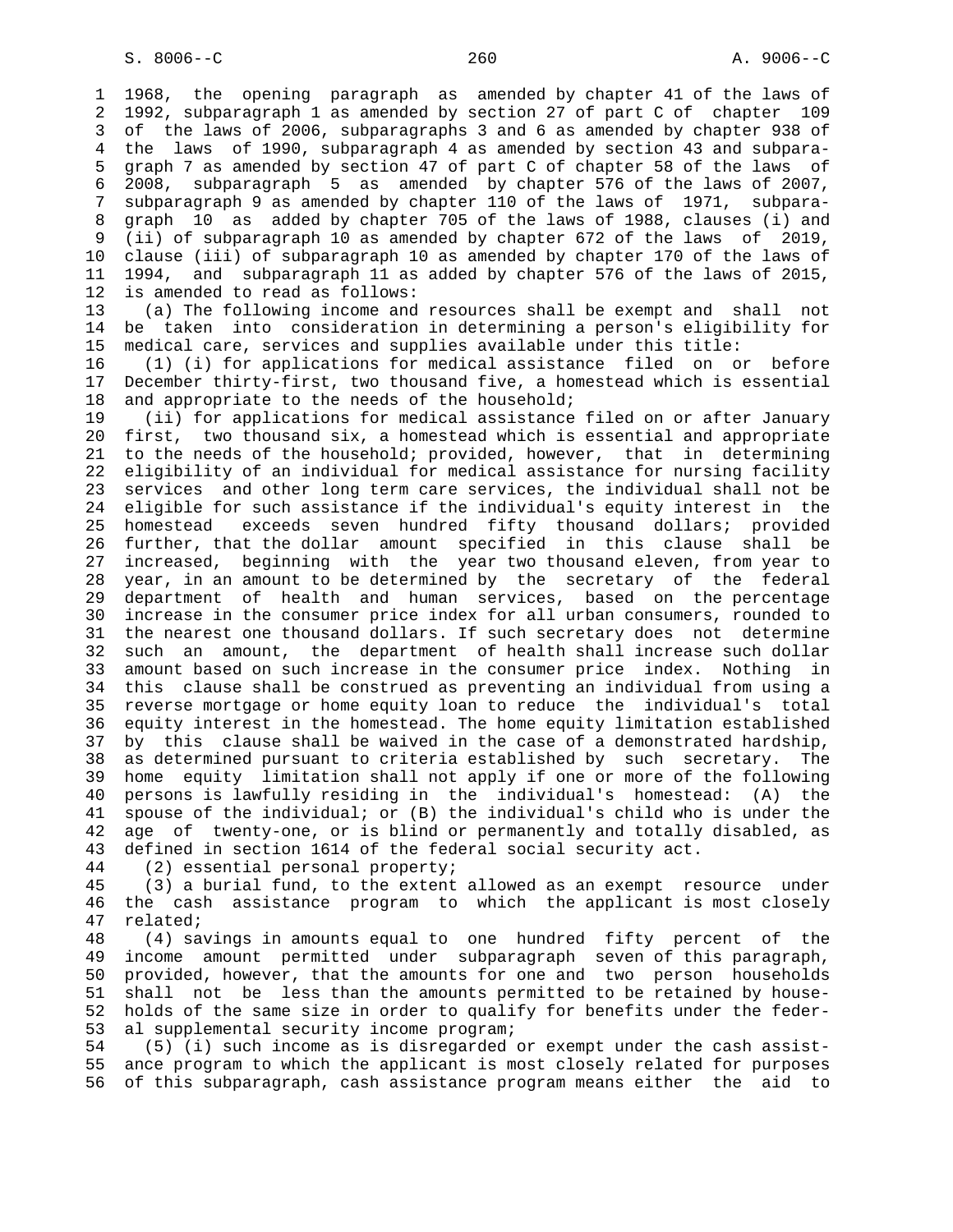1968, the opening paragraph as amended by chapter 41 of the laws of 1992, subparagraph 1 as amended by section 27 of part C of chapter 109 of the laws of 2006, subparagraphs 3 and 6 as amended by chapter 938 of the laws of 1990, subparagraph 4 as amended by section 43 and subparagraph 7 as amended by section 47 of part C of chapter 58 of the laws of 2008, subparagraph 5 as amended by chapter 576 of the laws of 2007, subparagraph 9 as amended by chapter 110 of the laws of 1971, subparagraph 10 as added by chapter 705 of the laws of 1988, clauses (i) and (ii) of subparagraph 10 as amended by chapter 672 of the laws of 2019, clause (iii) of subparagraph 10 as amended by chapter 170 of the laws of 1994, and subparagraph 11 as added by chapter 576 of the laws of 2015, is amended to read as follows:

(a) The following income and resources shall be exempt and shall not be taken into consideration in determining a person's eligibility for medical care, services and supplies available under this title:

(1) (i) for applications for medical assistance filed on or before December thirty-first, two thousand five, a homestead which is essential and appropriate to the needs of the household;

(ii) for applications for medical assistance filed on or after January first, two thousand six, a homestead which is essential and appropriate to the needs of the household; provided, however, that in determining eligibility of an individual for medical assistance for nursing facility services and other long term care services, the individual shall not be eligible for such assistance if the individual's equity interest in the homestead exceeds seven hundred fifty thousand dollars; provided further, that the dollar amount specified in this clause shall be increased, beginning with the year two thousand eleven, from year to year, in an amount to be determined by the secretary of the federal department of health and human services, based on the percentage increase in the consumer price index for all urban consumers, rounded to the nearest one thousand dollars. If such secretary does not determine such an amount, the department of health shall increase such dollar amount based on such increase in the consumer price index. Nothing in this clause shall be construed as preventing an individual from using a reverse mortgage or home equity loan to reduce the individual's total equity interest in the homestead. The home equity limitation established by this clause shall be waived in the case of a demonstrated hardship, as determined pursuant to criteria established by such secretary. The home equity limitation shall not apply if one or more of the following persons is lawfully residing in the individual's homestead: (A) the spouse of the individual; or (B) the individual's child who is under the age of twenty-one, or is blind or permanently and totally disabled, as defined in section 1614 of the federal social security act.

(2) essential personal property;

(3) a burial fund, to the extent allowed as an exempt resource under the cash assistance program to which the applicant is most closely related;

(4) savings in amounts equal to one hundred fifty percent of the income amount permitted under subparagraph seven of this paragraph, provided, however, that the amounts for one and two person households shall not be less than the amounts permitted to be retained by households of the same size in order to qualify for benefits under the federal supplemental security income program;

(5) (i) such income as is disregarded or exempt under the cash assistance program to which the applicant is most closely related for purposes of this subparagraph, cash assistance program means either the aid to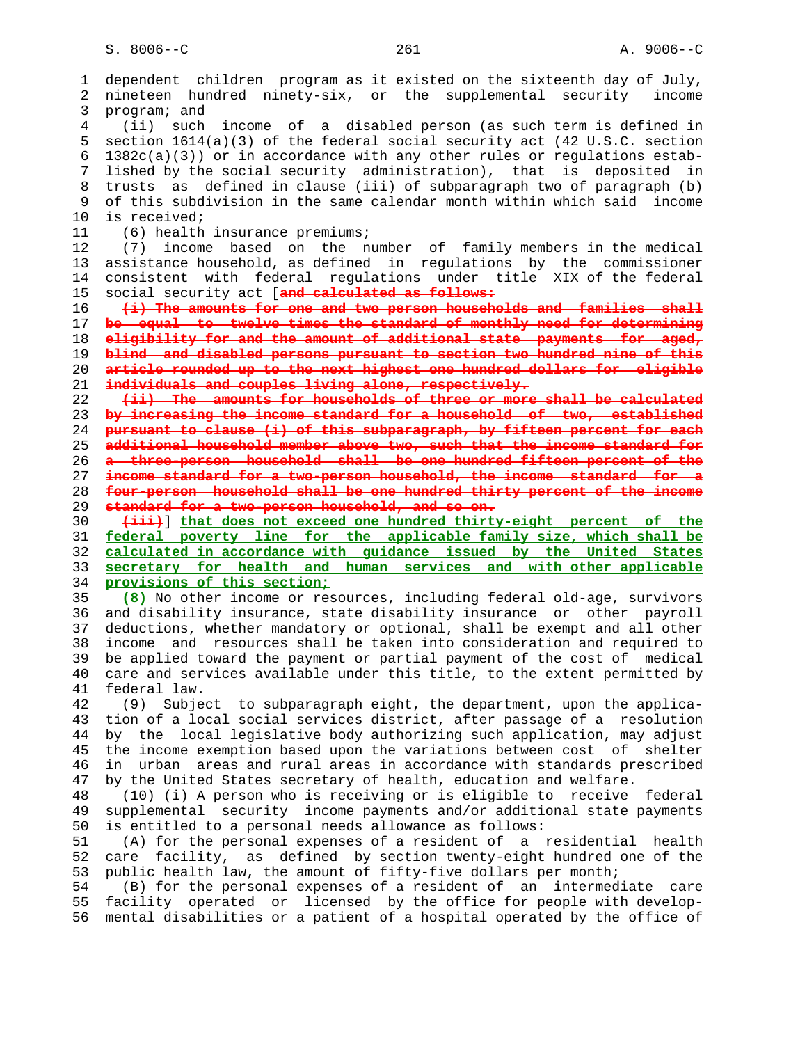dependent children program as it existed on the sixteenth day of July, nineteen hundred ninety-six, or the supplemental security income program; and

(ii) such income of a disabled person (as such term is defined in section 1614(a)(3) of the federal social security act (42 U.S.C. section 1382c(a)(3)) or in accordance with any other rules or regulations established by the social security administration), that is deposited in trusts as defined in clause (iii) of subparagraph two of paragraph (b) of this subdivision in the same calendar month within which said income is received;

(6) health insurance premiums;

(7) income based on the number of family members in the medical assistance household, as defined in regulations by the commissioner consistent with federal regulations under title XIX of the federal social security act [~~and calculated as follows:~~

~~(i) The amounts for one and two person households and families shall be equal to twelve times the standard of monthly need for determining eligibility for and the amount of additional state payments for aged, blind and disabled persons pursuant to section two hundred nine of this article rounded up to the next highest one hundred dollars for eligible individuals and couples living alone, respectively.~~

~~(ii) The amounts for households of three or more shall be calculated by increasing the income standard for a household of two, established pursuant to clause (i) of this subparagraph, by fifteen percent for each additional household member above two, such that the income standard for a three-person household shall be one hundred fifteen percent of the income standard for a two-person household, the income standard for a four-person household shall be one hundred thirty percent of the income standard for a two-person household, and so on.~~

~~(iii)~~] <u>that does not exceed one hundred thirty-eight percent of the federal poverty line for the applicable family size, which shall be calculated in accordance with guidance issued by the United States secretary for health and human services and with other applicable provisions of this section;</u>

<u>(8)</u> No other income or resources, including federal old-age, survivors and disability insurance, state disability insurance or other payroll deductions, whether mandatory or optional, shall be exempt and all other income and resources shall be taken into consideration and required to be applied toward the payment or partial payment of the cost of medical care and services available under this title, to the extent permitted by federal law.

(9) Subject to subparagraph eight, the department, upon the application of a local social services district, after passage of a resolution by the local legislative body authorizing such application, may adjust the income exemption based upon the variations between cost of shelter in urban areas and rural areas in accordance with standards prescribed by the United States secretary of health, education and welfare.

(10) (i) A person who is receiving or is eligible to receive federal supplemental security income payments and/or additional state payments is entitled to a personal needs allowance as follows:

(A) for the personal expenses of a resident of a residential health care facility, as defined by section twenty-eight hundred one of the public health law, the amount of fifty-five dollars per month;

(B) for the personal expenses of a resident of an intermediate care facility operated or licensed by the office for people with developmental disabilities or a patient of a hospital operated by the office of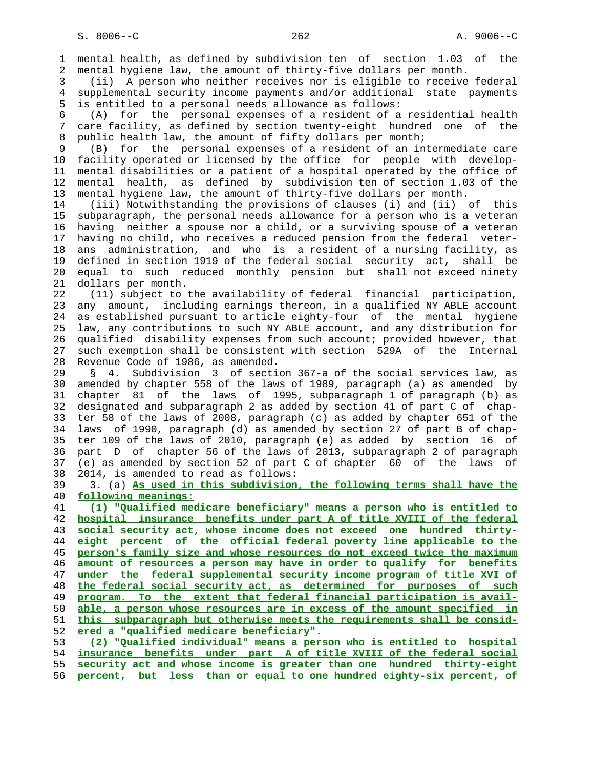mental health, as defined by subdivision ten of section 1.03 of the mental hygiene law, the amount of thirty-five dollars per month.

(ii) A person who neither receives nor is eligible to receive federal supplemental security income payments and/or additional state payments is entitled to a personal needs allowance as follows:

(A) for the personal expenses of a resident of a residential health care facility, as defined by section twenty-eight hundred one of the public health law, the amount of fifty dollars per month;

(B) for the personal expenses of a resident of an intermediate care facility operated or licensed by the office for people with developmental disabilities or a patient of a hospital operated by the office of mental health, as defined by subdivision ten of section 1.03 of the mental hygiene law, the amount of thirty-five dollars per month.

(iii) Notwithstanding the provisions of clauses (i) and (ii) of this subparagraph, the personal needs allowance for a person who is a veteran having neither a spouse nor a child, or a surviving spouse of a veteran having no child, who receives a reduced pension from the federal veterans administration, and who is a resident of a nursing facility, as defined in section 1919 of the federal social security act, shall be equal to such reduced monthly pension but shall not exceed ninety dollars per month.

(11) subject to the availability of federal financial participation, any amount, including earnings thereon, in a qualified NY ABLE account as established pursuant to article eighty-four of the mental hygiene law, any contributions to such NY ABLE account, and any distribution for qualified disability expenses from such account; provided however, that such exemption shall be consistent with section 529A of the Internal Revenue Code of 1986, as amended.

§ 4. Subdivision 3 of section 367-a of the social services law, as amended by chapter 558 of the laws of 1989, paragraph (a) as amended by chapter 81 of the laws of 1995, subparagraph 1 of paragraph (b) as designated and subparagraph 2 as added by section 41 of part C of chapter 58 of the laws of 2008, paragraph (c) as added by chapter 651 of the laws of 1990, paragraph (d) as amended by section 27 of part B of chapter 109 of the laws of 2010, paragraph (e) as added by section 16 of part D of chapter 56 of the laws of 2013, subparagraph 2 of paragraph (e) as amended by section 52 of part C of chapter 60 of the laws of 2014, is amended to read as follows:

3. (a) **As used in this subdivision, the following terms shall have the following meanings:**

**(1) "Qualified medicare beneficiary" means a person who is entitled to hospital insurance benefits under part A of title XVIII of the federal social security act, whose income does not exceed one hundred thirty-eight percent of the official federal poverty line applicable to the person's family size and whose resources do not exceed twice the maximum amount of resources a person may have in order to qualify for benefits under the federal supplemental security income program of title XVI of the federal social security act, as determined for purposes of such program. To the extent that federal financial participation is available, a person whose resources are in excess of the amount specified in this subparagraph but otherwise meets the requirements shall be considered a "qualified medicare beneficiary".**

**(2) "Qualified individual" means a person who is entitled to hospital insurance benefits under part A of title XVIII of the federal social security act and whose income is greater than one hundred thirty-eight percent, but less than or equal to one hundred eighty-six percent, of**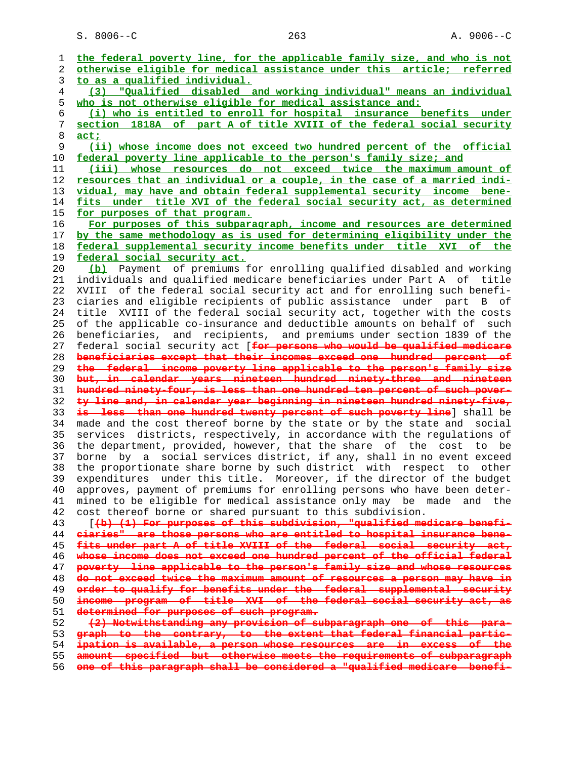the federal poverty line, for the applicable family size, and who is not otherwise eligible for medical assistance under this article; referred to as a qualified individual.

(3) "Qualified disabled and working individual" means an individual who is not otherwise eligible for medical assistance and:

(i) who is entitled to enroll for hospital insurance benefits under section 1818A of part A of title XVIII of the federal social security act;

(ii) whose income does not exceed two hundred percent of the official federal poverty line applicable to the person's family size; and

(iii) whose resources do not exceed twice the maximum amount of resources that an individual or a couple, in the case of a married individual, may have and obtain federal supplemental security income benefits under title XVI of the federal social security act, as determined for purposes of that program.

For purposes of this subparagraph, income and resources are determined by the same methodology as is used for determining eligibility under the federal supplemental security income benefits under title XVI of the federal social security act.

(b) Payment of premiums for enrolling qualified disabled and working individuals and qualified medicare beneficiaries under Part A of title XVIII of the federal social security act and for enrolling such beneficiaries and eligible recipients of public assistance under part B of title XVIII of the federal social security act, together with the costs of the applicable co-insurance and deductible amounts on behalf of such beneficiaries, and recipients, and premiums under section 1839 of the federal social security act [~~for persons who would be qualified medicare beneficiaries except that their incomes exceed one hundred percent of the federal income poverty line applicable to the person's family size but, in calendar years nineteen hundred ninety-three and nineteen hundred ninety-four, is less than one hundred ten percent of such poverty line and, in calendar year beginning in nineteen hundred ninety-five, is less than one hundred twenty percent of such poverty line~~] shall be made and the cost thereof borne by the state or by the state and social services districts, respectively, in accordance with the regulations of the department, provided, however, that the share of the cost to be borne by a social services district, if any, shall in no event exceed the proportionate share borne by such district with respect to other expenditures under this title. Moreover, if the director of the budget approves, payment of premiums for enrolling persons who have been determined to be eligible for medical assistance only may be made and the cost thereof borne or shared pursuant to this subdivision.

[~~(b) (1) For purposes of this subdivision, "qualified medicare beneficiaries" are those persons who are entitled to hospital insurance benefits under part A of title XVIII of the federal social security act, whose income does not exceed one hundred percent of the official federal poverty line applicable to the person's family size and whose resources do not exceed twice the maximum amount of resources a person may have in order to qualify for benefits under the federal supplemental security income program of title XVI of the federal social security act, as determined for purposes of such program.~~

~~(2) Notwithstanding any provision of subparagraph one of this paragraph to the contrary, to the extent that federal financial participation is available, a person whose resources are in excess of the amount specified but otherwise meets the requirements of subparagraph one of this paragraph shall be considered a "qualified medicare benefi-~~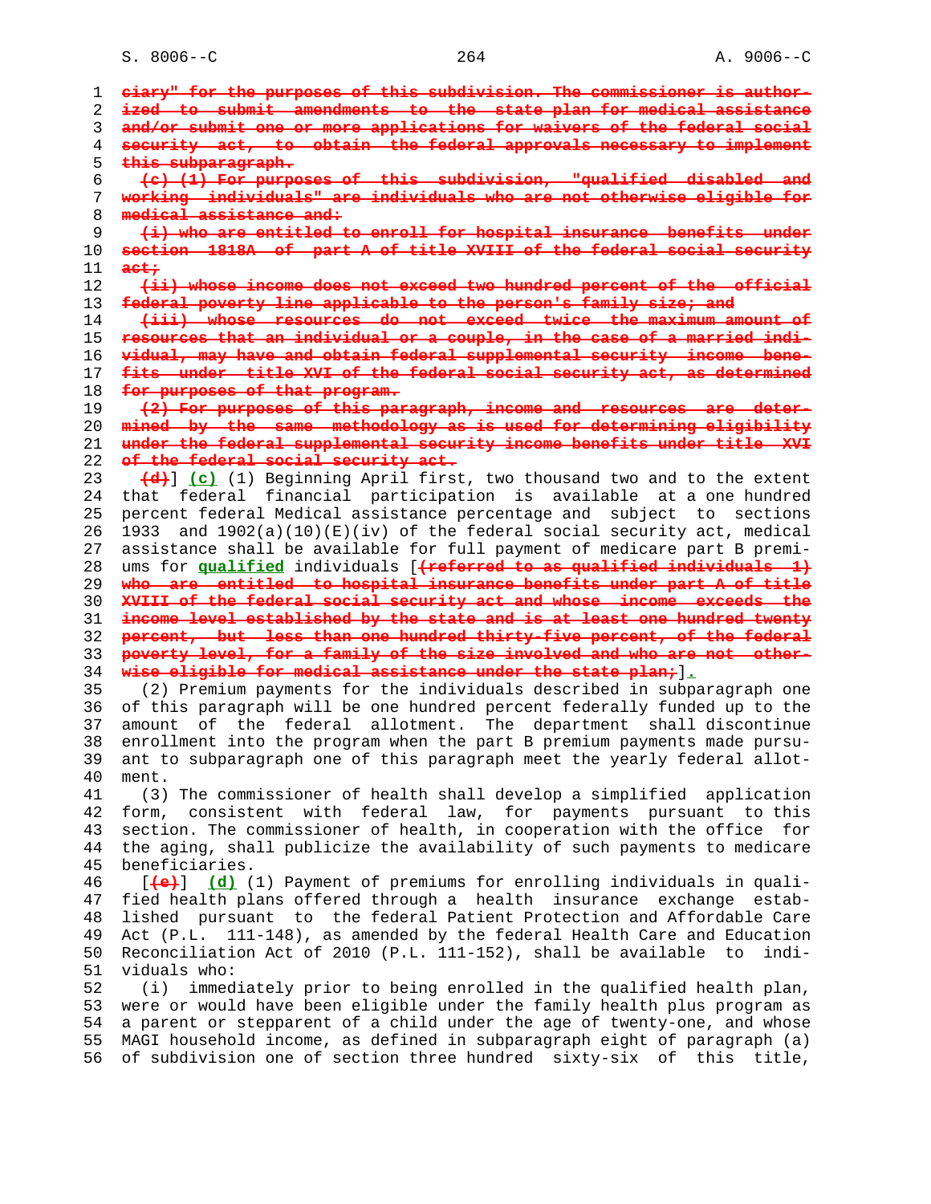~~ciary" for the purposes of this subdivision. The commissioner is authorized to submit amendments to the state plan for medical assistance and/or submit one or more applications for waivers of the federal social security act, to obtain the federal approvals necessary to implement this subparagraph.~~

~~(c) (1) For purposes of this subdivision, "qualified disabled and working individuals" are individuals who are not otherwise eligible for medical assistance and:~~

~~(i) who are entitled to enroll for hospital insurance benefits under section 1818A of part A of title XVIII of the federal social security act;~~

~~(ii) whose income does not exceed two hundred percent of the official federal poverty line applicable to the person's family size; and~~

~~(iii) whose resources do not exceed twice the maximum amount of resources that an individual or a couple, in the case of a married individual, may have and obtain federal supplemental security income benefits under title XVI of the federal social security act, as determined for purposes of that program.~~

~~(2) For purposes of this paragraph, income and resources are determined by the same methodology as is used for determining eligibility under the federal supplemental security income benefits under title XVI of the federal social security act.~~

[~~(d)~~] __(c)__ (1) Beginning April first, two thousand two and to the extent that federal financial participation is available at a one hundred percent federal Medical assistance percentage and subject to sections 1933 and 1902(a)(10)(E)(iv) of the federal social security act, medical assistance shall be available for full payment of medicare part B premiums for __qualified__ individuals [~~(referred to as qualified individuals 1) who are entitled to hospital insurance benefits under part A of title XVIII of the federal social security act and whose income exceeds the income level established by the state and is at least one hundred twenty percent, but less than one hundred thirty-five percent, of the federal poverty level, for a family of the size involved and who are not otherwise eligible for medical assistance under the state plan;~~]__.__

(2) Premium payments for the individuals described in subparagraph one of this paragraph will be one hundred percent federally funded up to the amount of the federal allotment. The department shall discontinue enrollment into the program when the part B premium payments made pursuant to subparagraph one of this paragraph meet the yearly federal allotment.

(3) The commissioner of health shall develop a simplified application form, consistent with federal law, for payments pursuant to this section. The commissioner of health, in cooperation with the office for the aging, shall publicize the availability of such payments to medicare beneficiaries.

[~~(e)~~] __(d)__ (1) Payment of premiums for enrolling individuals in qualified health plans offered through a health insurance exchange established pursuant to the federal Patient Protection and Affordable Care Act (P.L. 111-148), as amended by the federal Health Care and Education Reconciliation Act of 2010 (P.L. 111-152), shall be available to individuals who:

(i) immediately prior to being enrolled in the qualified health plan, were or would have been eligible under the family health plus program as a parent or stepparent of a child under the age of twenty-one, and whose MAGI household income, as defined in subparagraph eight of paragraph (a) of subdivision one of section three hundred sixty-six of this title,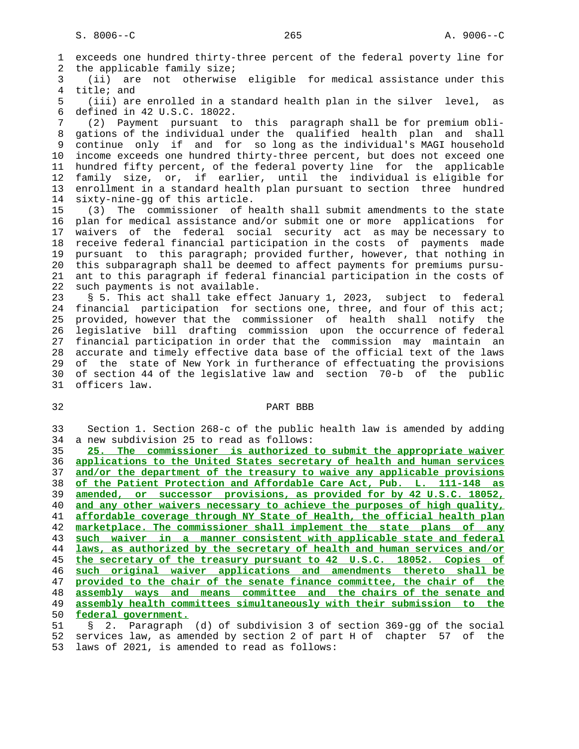exceeds one hundred thirty-three percent of the federal poverty line for the applicable family size;

(ii) are not otherwise eligible for medical assistance under this title; and

(iii) are enrolled in a standard health plan in the silver level, as defined in 42 U.S.C. 18022.

(2) Payment pursuant to this paragraph shall be for premium obligations of the individual under the qualified health plan and shall continue only if and for so long as the individual's MAGI household income exceeds one hundred thirty-three percent, but does not exceed one hundred fifty percent, of the federal poverty line for the applicable family size, or, if earlier, until the individual is eligible for enrollment in a standard health plan pursuant to section three hundred sixty-nine-gg of this article.

(3) The commissioner of health shall submit amendments to the state plan for medical assistance and/or submit one or more applications for waivers of the federal social security act as may be necessary to receive federal financial participation in the costs of payments made pursuant to this paragraph; provided further, however, that nothing in this subparagraph shall be deemed to affect payments for premiums pursuant to this paragraph if federal financial participation in the costs of such payments is not available.

§ 5. This act shall take effect January 1, 2023, subject to federal financial participation for sections one, three, and four of this act; provided, however that the commissioner of health shall notify the legislative bill drafting commission upon the occurrence of federal financial participation in order that the commission may maintain an accurate and timely effective data base of the official text of the laws of the state of New York in furtherance of effectuating the provisions of section 44 of the legislative law and section 70-b of the public officers law.

PART BBB

Section 1. Section 268-c of the public health law is amended by adding a new subdivision 25 to read as follows:

__25. The commissioner is authorized to submit the appropriate waiver applications to the United States secretary of health and human services and/or the department of the treasury to waive any applicable provisions of the Patient Protection and Affordable Care Act, Pub. L. 111-148 as amended, or successor provisions, as provided for by 42 U.S.C. 18052, and any other waivers necessary to achieve the purposes of high quality, affordable coverage through NY State of Health, the official health plan marketplace. The commissioner shall implement the state plans of any such waiver in a manner consistent with applicable state and federal laws, as authorized by the secretary of health and human services and/or the secretary of the treasury pursuant to 42 U.S.C. 18052. Copies of such original waiver applications and amendments thereto shall be provided to the chair of the senate finance committee, the chair of the assembly ways and means committee and the chairs of the senate and assembly health committees simultaneously with their submission to the federal government.__

§ 2. Paragraph (d) of subdivision 3 of section 369-gg of the social services law, as amended by section 2 of part H of chapter 57 of the laws of 2021, is amended to read as follows: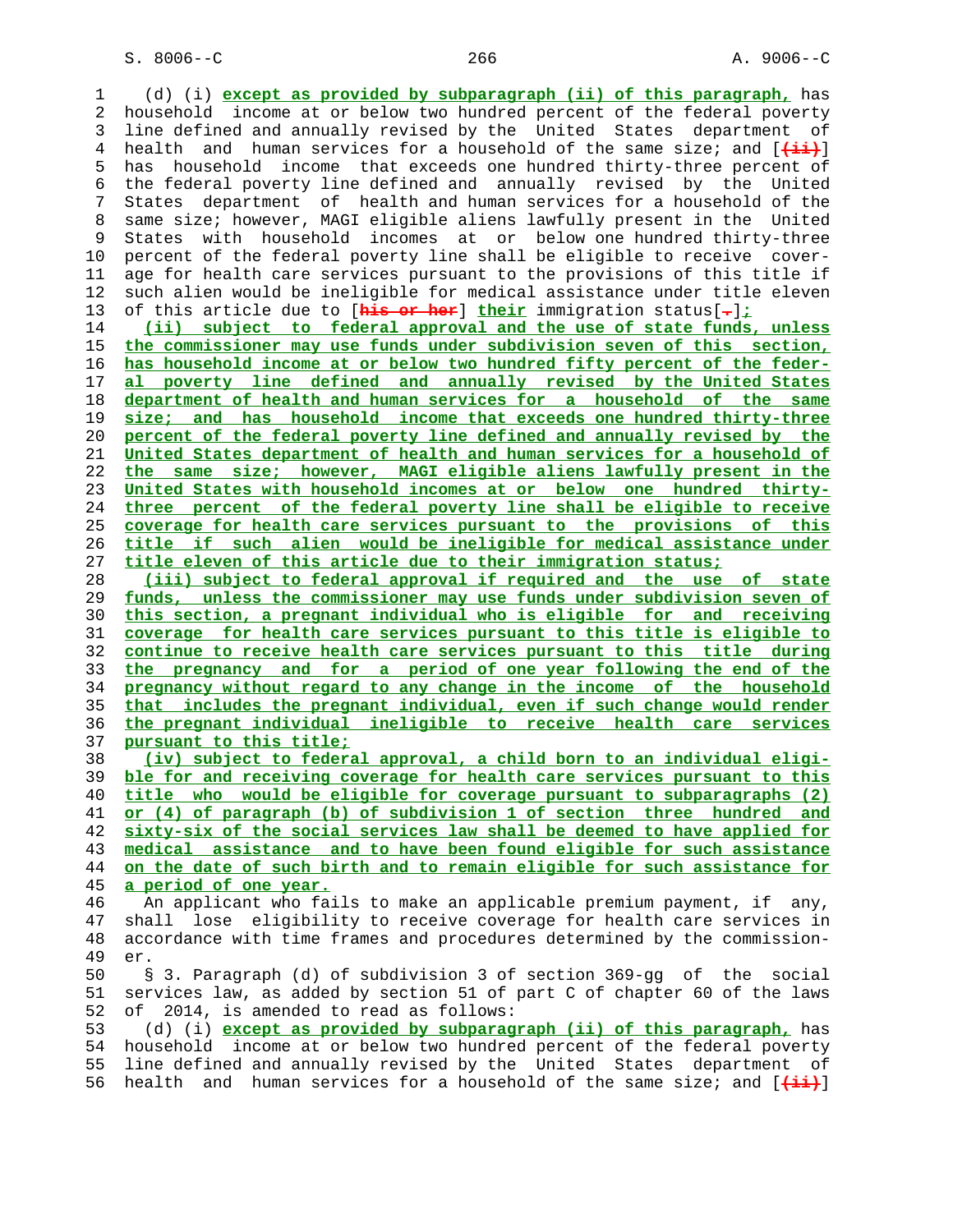(d) (i) except as provided by subparagraph (ii) of this paragraph, has household income at or below two hundred percent of the federal poverty line defined and annually revised by the United States department of health and human services for a household of the same size; and [(ii)] has household income that exceeds one hundred thirty-three percent of the federal poverty line defined and annually revised by the United States department of health and human services for a household of the same size; however, MAGI eligible aliens lawfully present in the United States with household incomes at or below one hundred thirty-three percent of the federal poverty line shall be eligible to receive coverage for health care services pursuant to the provisions of this title if such alien would be ineligible for medical assistance under title eleven of this article due to [his or her] their immigration status[.];

(ii) subject to federal approval and the use of state funds, unless the commissioner may use funds under subdivision seven of this section, has household income at or below two hundred fifty percent of the federal poverty line defined and annually revised by the United States department of health and human services for a household of the same size; and has household income that exceeds one hundred thirty-three percent of the federal poverty line defined and annually revised by the United States department of health and human services for a household of the same size; however, MAGI eligible aliens lawfully present in the United States with household incomes at or below one hundred thirty-three percent of the federal poverty line shall be eligible to receive coverage for health care services pursuant to the provisions of this title if such alien would be ineligible for medical assistance under title eleven of this article due to their immigration status;

(iii) subject to federal approval if required and the use of state funds, unless the commissioner may use funds under subdivision seven of this section, a pregnant individual who is eligible for and receiving coverage for health care services pursuant to this title is eligible to continue to receive health care services pursuant to this title during the pregnancy and for a period of one year following the end of the pregnancy without regard to any change in the income of the household that includes the pregnant individual, even if such change would render the pregnant individual ineligible to receive health care services pursuant to this title;

(iv) subject to federal approval, a child born to an individual eligible for and receiving coverage for health care services pursuant to this title who would be eligible for coverage pursuant to subparagraphs (2) or (4) of paragraph (b) of subdivision 1 of section three hundred and sixty-six of the social services law shall be deemed to have applied for medical assistance and to have been found eligible for such assistance on the date of such birth and to remain eligible for such assistance for a period of one year.

An applicant who fails to make an applicable premium payment, if any, shall lose eligibility to receive coverage for health care services in accordance with time frames and procedures determined by the commissioner.

§ 3. Paragraph (d) of subdivision 3 of section 369-gg of the social services law, as added by section 51 of part C of chapter 60 of the laws of 2014, is amended to read as follows:

(d) (i) except as provided by subparagraph (ii) of this paragraph, has household income at or below two hundred percent of the federal poverty line defined and annually revised by the United States department of health and human services for a household of the same size; and [(ii)]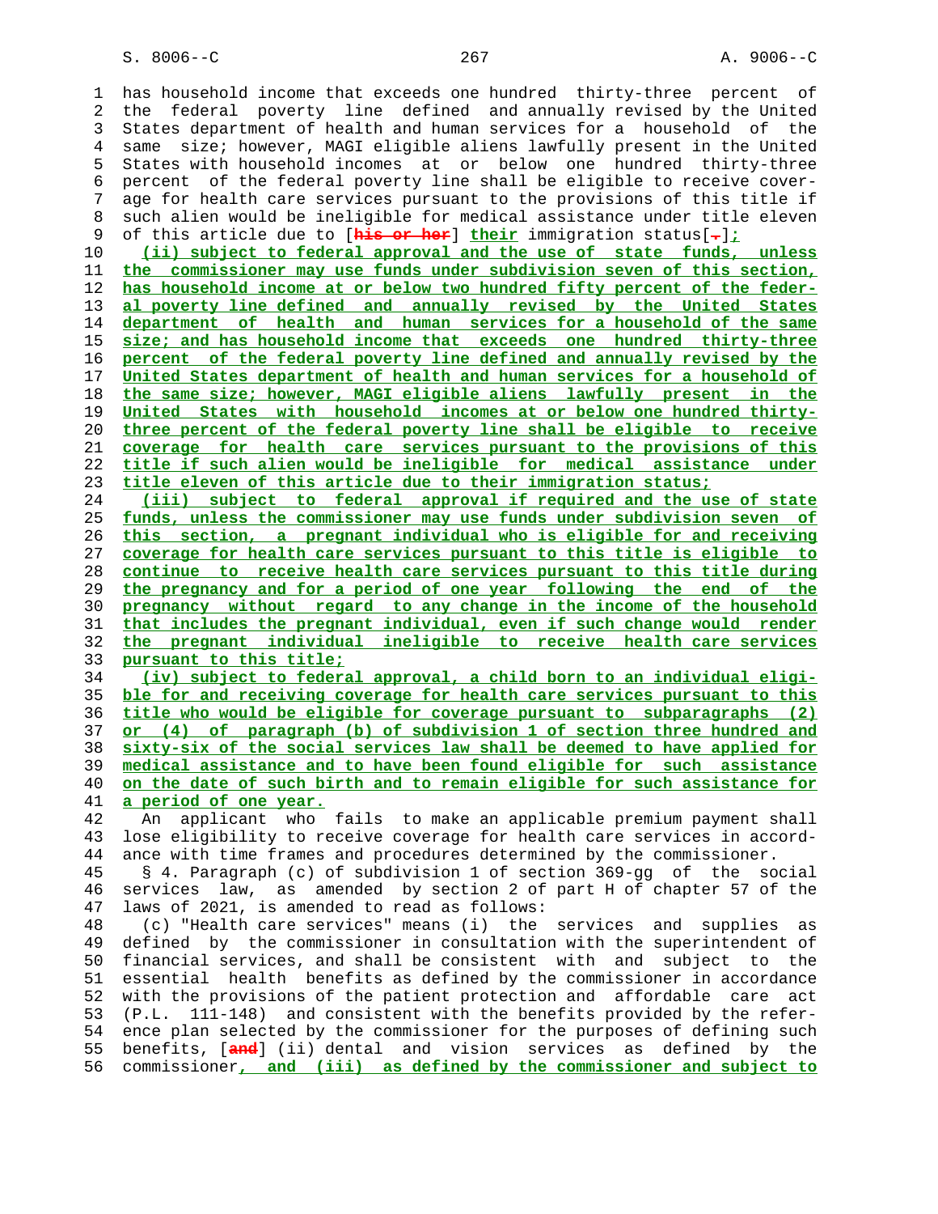has household income that exceeds one hundred thirty-three percent of the federal poverty line defined and annually revised by the United States department of health and human services for a household of the same size; however, MAGI eligible aliens lawfully present in the United States with household incomes at or below one hundred thirty-three percent of the federal poverty line shall be eligible to receive coverage for health care services pursuant to the provisions of this title if such alien would be ineligible for medical assistance under title eleven of this article due to [~~his or her~~] their immigration status[~~.~~];

(ii) subject to federal approval and the use of state funds, unless the commissioner may use funds under subdivision seven of this section, has household income at or below two hundred fifty percent of the federal poverty line defined and annually revised by the United States department of health and human services for a household of the same size; and has household income that exceeds one hundred thirty-three percent of the federal poverty line defined and annually revised by the United States department of health and human services for a household of the same size; however, MAGI eligible aliens lawfully present in the United States with household incomes at or below one hundred thirty-three percent of the federal poverty line shall be eligible to receive coverage for health care services pursuant to the provisions of this title if such alien would be ineligible for medical assistance under title eleven of this article due to their immigration status;

(iii) subject to federal approval if required and the use of state funds, unless the commissioner may use funds under subdivision seven of this section, a pregnant individual who is eligible for and receiving coverage for health care services pursuant to this title is eligible to continue to receive health care services pursuant to this title during the pregnancy and for a period of one year following the end of the pregnancy without regard to any change in the income of the household that includes the pregnant individual, even if such change would render the pregnant individual ineligible to receive health care services pursuant to this title;

(iv) subject to federal approval, a child born to an individual eligible for and receiving coverage for health care services pursuant to this title who would be eligible for coverage pursuant to subparagraphs (2) or (4) of paragraph (b) of subdivision 1 of section three hundred and sixty-six of the social services law shall be deemed to have applied for medical assistance and to have been found eligible for such assistance on the date of such birth and to remain eligible for such assistance for a period of one year.

An applicant who fails to make an applicable premium payment shall lose eligibility to receive coverage for health care services in accordance with time frames and procedures determined by the commissioner.

§ 4. Paragraph (c) of subdivision 1 of section 369-gg of the social services law, as amended by section 2 of part H of chapter 57 of the laws of 2021, is amended to read as follows:

(c) "Health care services" means (i) the services and supplies as defined by the commissioner in consultation with the superintendent of financial services, and shall be consistent with and subject to the essential health benefits as defined by the commissioner in accordance with the provisions of the patient protection and affordable care act (P.L. 111-148) and consistent with the benefits provided by the reference plan selected by the commissioner for the purposes of defining such benefits, [~~and~~] (ii) dental and vision services as defined by the commissioner, and (iii) as defined by the commissioner and subject to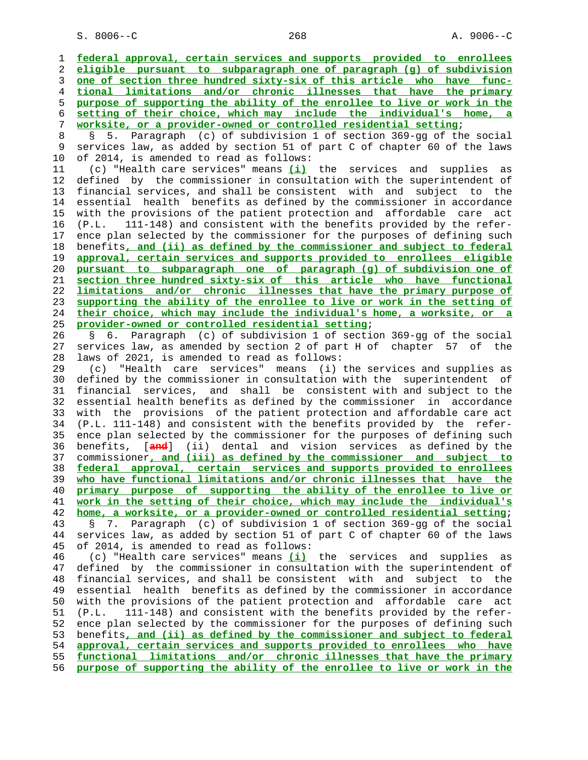federal approval, certain services and supports provided to enrollees eligible pursuant to subparagraph one of paragraph (g) of subdivision one of section three hundred sixty-six of this article who have functional limitations and/or chronic illnesses that have the primary purpose of supporting the ability of the enrollee to live or work in the setting of their choice, which may include the individual's home, a worksite, or a provider-owned or controlled residential setting;

§ 5. Paragraph (c) of subdivision 1 of section 369-gg of the social services law, as added by section 51 of part C of chapter 60 of the laws of 2014, is amended to read as follows:

(c) "Health care services" means (i) the services and supplies as defined by the commissioner in consultation with the superintendent of financial services, and shall be consistent with and subject to the essential health benefits as defined by the commissioner in accordance with the provisions of the patient protection and affordable care act (P.L. 111-148) and consistent with the benefits provided by the reference plan selected by the commissioner for the purposes of defining such benefits, and (ii) as defined by the commissioner and subject to federal approval, certain services and supports provided to enrollees eligible pursuant to subparagraph one of paragraph (g) of subdivision one of section three hundred sixty-six of this article who have functional limitations and/or chronic illnesses that have the primary purpose of supporting the ability of the enrollee to live or work in the setting of their choice, which may include the individual's home, a worksite, or a provider-owned or controlled residential setting;

§ 6. Paragraph (c) of subdivision 1 of section 369-gg of the social services law, as amended by section 2 of part H of chapter 57 of the laws of 2021, is amended to read as follows:

(c) "Health care services" means (i) the services and supplies as defined by the commissioner in consultation with the superintendent of financial services, and shall be consistent with and subject to the essential health benefits as defined by the commissioner in accordance with the provisions of the patient protection and affordable care act (P.L. 111-148) and consistent with the benefits provided by the reference plan selected by the commissioner for the purposes of defining such benefits, [and] (ii) dental and vision services as defined by the commissioner, and (iii) as defined by the commissioner and subject to federal approval, certain services and supports provided to enrollees who have functional limitations and/or chronic illnesses that have the primary purpose of supporting the ability of the enrollee to live or work in the setting of their choice, which may include the individual's home, a worksite, or a provider-owned or controlled residential setting;

§ 7. Paragraph (c) of subdivision 1 of section 369-gg of the social services law, as added by section 51 of part C of chapter 60 of the laws of 2014, is amended to read as follows:

(c) "Health care services" means (i) the services and supplies as defined by the commissioner in consultation with the superintendent of financial services, and shall be consistent with and subject to the essential health benefits as defined by the commissioner in accordance with the provisions of the patient protection and affordable care act (P.L. 111-148) and consistent with the benefits provided by the reference plan selected by the commissioner for the purposes of defining such benefits, and (ii) as defined by the commissioner and subject to federal approval, certain services and supports provided to enrollees who have functional limitations and/or chronic illnesses that have the primary purpose of supporting the ability of the enrollee to live or work in the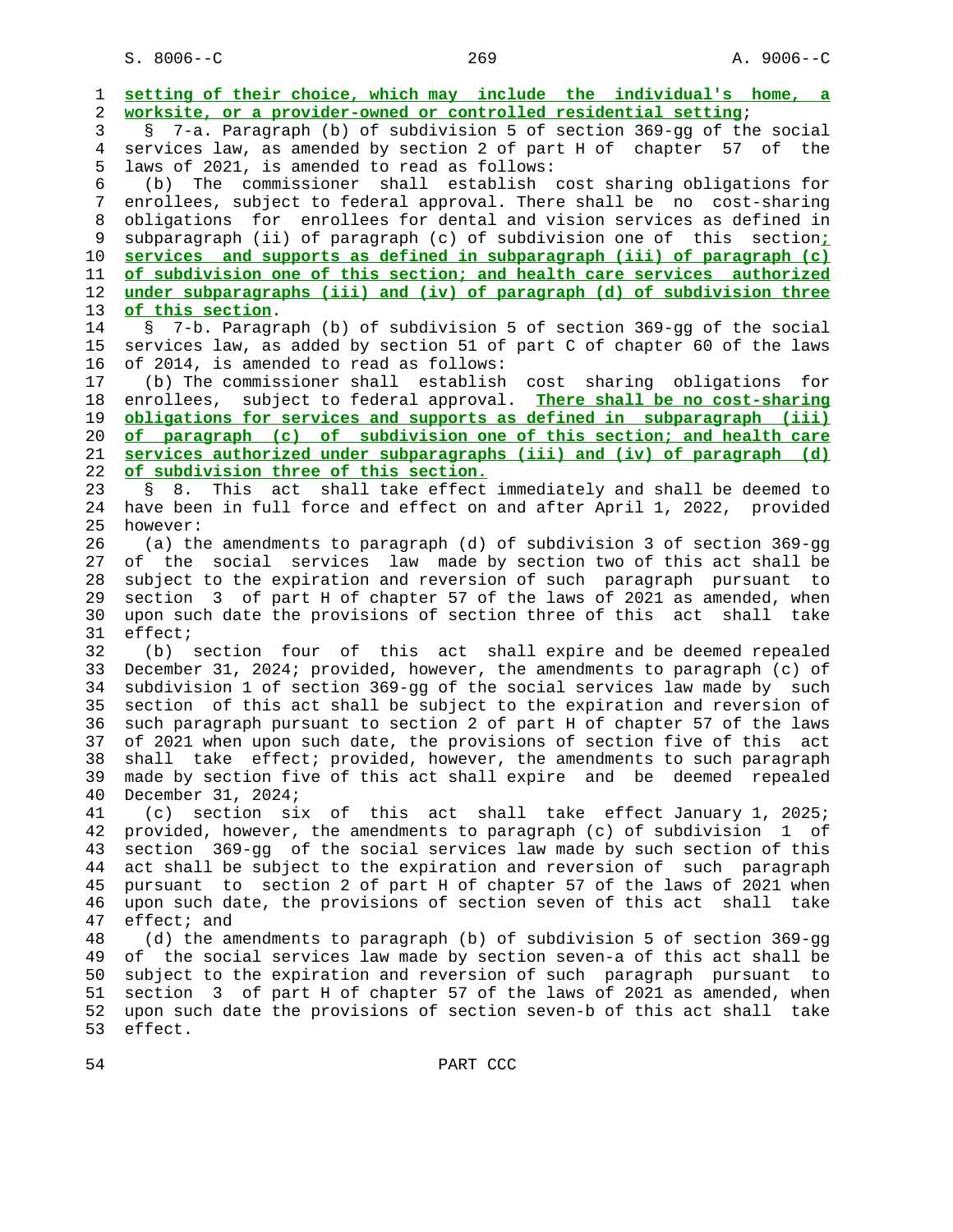**setting of their choice, which may include the individual's home, a worksite, or a provider-owned or controlled residential setting**;

§ 7-a. Paragraph (b) of subdivision 5 of section 369-gg of the social services law, as amended by section 2 of part H of chapter 57 of the laws of 2021, is amended to read as follows:

(b) The commissioner shall establish cost sharing obligations for enrollees, subject to federal approval. There shall be no cost-sharing obligations for enrollees for dental and vision services as defined in subparagraph (ii) of paragraph (c) of subdivision one of this section**; services and supports as defined in subparagraph (iii) of paragraph (c) of subdivision one of this section; and health care services authorized under subparagraphs (iii) and (iv) of paragraph (d) of subdivision three of this section**.

§ 7-b. Paragraph (b) of subdivision 5 of section 369-gg of the social services law, as added by section 51 of part C of chapter 60 of the laws of 2014, is amended to read as follows:

(b) The commissioner shall establish cost sharing obligations for enrollees, subject to federal approval. **There shall be no cost-sharing obligations for services and supports as defined in subparagraph (iii) of paragraph (c) of subdivision one of this section; and health care services authorized under subparagraphs (iii) and (iv) of paragraph (d) of subdivision three of this section.**

§ 8. This act shall take effect immediately and shall be deemed to have been in full force and effect on and after April 1, 2022, provided however:

(a) the amendments to paragraph (d) of subdivision 3 of section 369-gg of the social services law made by section two of this act shall be subject to the expiration and reversion of such paragraph pursuant to section 3 of part H of chapter 57 of the laws of 2021 as amended, when upon such date the provisions of section three of this act shall take effect;

(b) section four of this act shall expire and be deemed repealed December 31, 2024; provided, however, the amendments to paragraph (c) of subdivision 1 of section 369-gg of the social services law made by such section of this act shall be subject to the expiration and reversion of such paragraph pursuant to section 2 of part H of chapter 57 of the laws of 2021 when upon such date, the provisions of section five of this act shall take effect; provided, however, the amendments to such paragraph made by section five of this act shall expire and be deemed repealed December 31, 2024;

(c) section six of this act shall take effect January 1, 2025; provided, however, the amendments to paragraph (c) of subdivision 1 of section 369-gg of the social services law made by such section of this act shall be subject to the expiration and reversion of such paragraph pursuant to section 2 of part H of chapter 57 of the laws of 2021 when upon such date, the provisions of section seven of this act shall take effect; and

(d) the amendments to paragraph (b) of subdivision 5 of section 369-gg of the social services law made by section seven-a of this act shall be subject to the expiration and reversion of such paragraph pursuant to section 3 of part H of chapter 57 of the laws of 2021 as amended, when upon such date the provisions of section seven-b of this act shall take effect.

PART CCC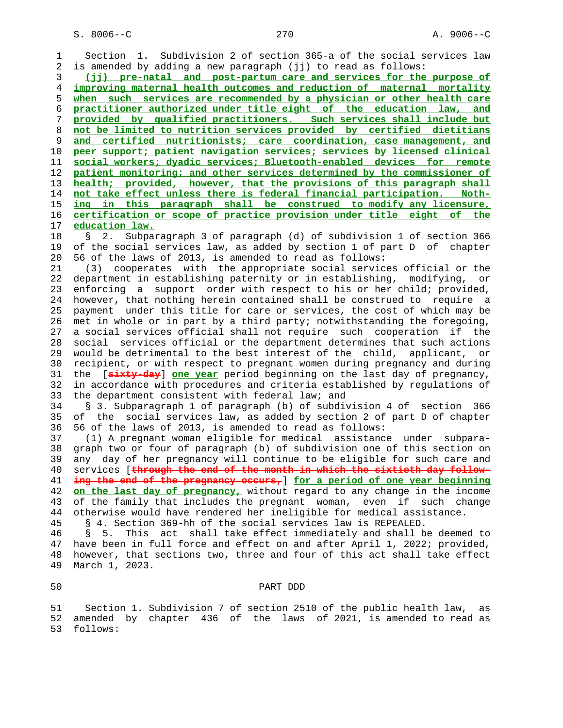Section 1. Subdivision 2 of section 365-a of the social services law is amended by adding a new paragraph (jj) to read as follows:

<u>(jj) pre-natal and post-partum care and services for the purpose of improving maternal health outcomes and reduction of maternal mortality when such services are recommended by a physician or other health care practitioner authorized under title eight of the education law, and provided by qualified practitioners. Such services shall include but not be limited to nutrition services provided by certified dietitians and certified nutritionists; care coordination, case management, and peer support; patient navigation services; services by licensed clinical social workers; dyadic services; Bluetooth-enabled devices for remote patient monitoring; and other services determined by the commissioner of health; provided, however, that the provisions of this paragraph shall not take effect unless there is federal financial participation. Nothing in this paragraph shall be construed to modify any licensure, certification or scope of practice provision under title eight of the education law.</u>

§ 2. Subparagraph 3 of paragraph (d) of subdivision 1 of section 366 of the social services law, as added by section 1 of part D of chapter 56 of the laws of 2013, is amended to read as follows:

(3) cooperates with the appropriate social services official or the department in establishing paternity or in establishing, modifying, or enforcing a support order with respect to his or her child; provided, however, that nothing herein contained shall be construed to require a payment under this title for care or services, the cost of which may be met in whole or in part by a third party; notwithstanding the foregoing, a social services official shall not require such cooperation if the social services official or the department determines that such actions would be detrimental to the best interest of the child, applicant, or recipient, or with respect to pregnant women during pregnancy and during the [~~sixty-day~~] <u>one year</u> period beginning on the last day of pregnancy, in accordance with procedures and criteria established by regulations of the department consistent with federal law; and

§ 3. Subparagraph 1 of paragraph (b) of subdivision 4 of section 366 of the social services law, as added by section 2 of part D of chapter 56 of the laws of 2013, is amended to read as follows:

(1) A pregnant woman eligible for medical assistance under subparagraph two or four of paragraph (b) of subdivision one of this section on any day of her pregnancy will continue to be eligible for such care and services [~~through the end of the month in which the sixtieth day following the end of the pregnancy occurs,~~] <u>for a period of one year beginning on the last day of pregnancy,</u> without regard to any change in the income of the family that includes the pregnant woman, even if such change otherwise would have rendered her ineligible for medical assistance.

§ 4. Section 369-hh of the social services law is REPEALED.

§ 5. This act shall take effect immediately and shall be deemed to have been in full force and effect on and after April 1, 2022; provided, however, that sections two, three and four of this act shall take effect March 1, 2023.

## PART DDD

Section 1. Subdivision 7 of section 2510 of the public health law, as amended by chapter 436 of the laws of 2021, is amended to read as follows: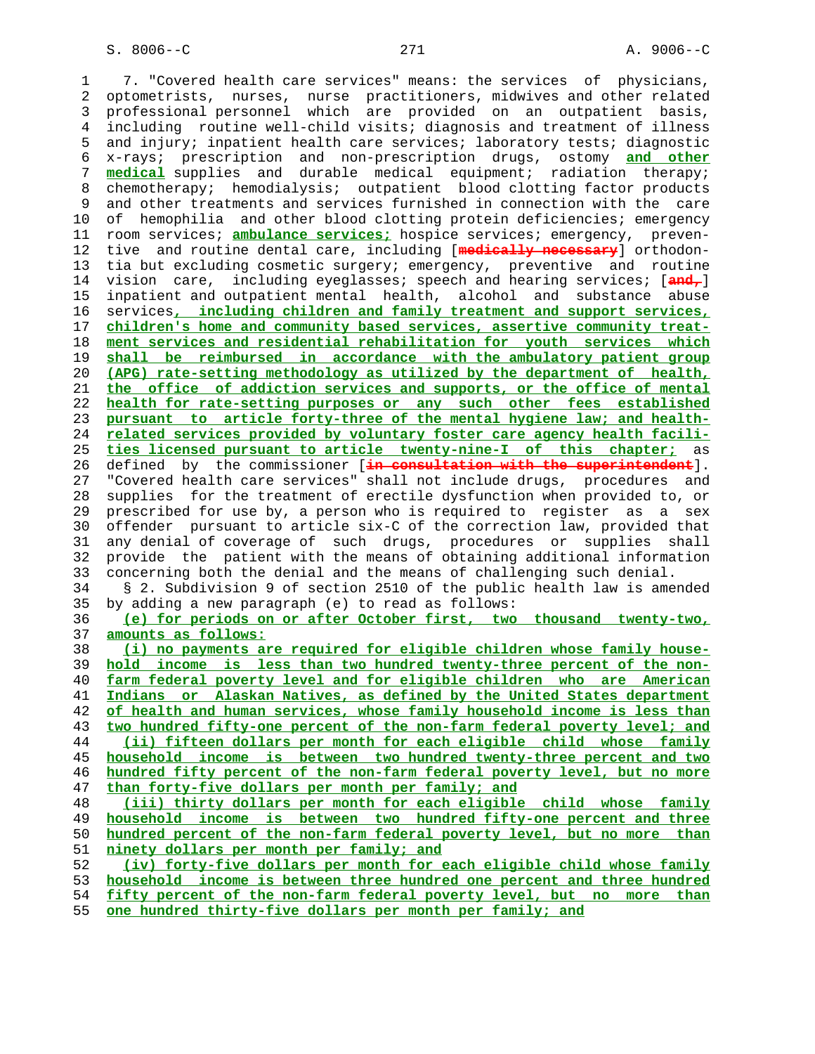7. "Covered health care services" means: the services of physicians, optometrists, nurses, nurse practitioners, midwives and other related professional personnel which are provided on an outpatient basis, including routine well-child visits; diagnosis and treatment of illness and injury; inpatient health care services; laboratory tests; diagnostic x-rays; prescription and non-prescription drugs, ostomy and other medical supplies and durable medical equipment; radiation therapy; chemotherapy; hemodialysis; outpatient blood clotting factor products and other treatments and services furnished in connection with the care of hemophilia and other blood clotting protein deficiencies; emergency room services; ambulance services; hospice services; emergency, preventive and routine dental care, including [medically necessary] orthodontia but excluding cosmetic surgery; emergency, preventive and routine vision care, including eyeglasses; speech and hearing services; [and,] inpatient and outpatient mental health, alcohol and substance abuse services, including children and family treatment and support services, children's home and community based services, assertive community treatment services and residential rehabilitation for youth services which shall be reimbursed in accordance with the ambulatory patient group (APG) rate-setting methodology as utilized by the department of health, the office of addiction services and supports, or the office of mental health for rate-setting purposes or any such other fees established pursuant to article forty-three of the mental hygiene law; and health-related services provided by voluntary foster care agency health facilities licensed pursuant to article twenty-nine-I of this chapter; as defined by the commissioner [in consultation with the superintendent]. "Covered health care services" shall not include drugs, procedures and supplies for the treatment of erectile dysfunction when provided to, or prescribed for use by, a person who is required to register as a sex offender pursuant to article six-C of the correction law, provided that any denial of coverage of such drugs, procedures or supplies shall provide the patient with the means of obtaining additional information concerning both the denial and the means of challenging such denial.

§ 2. Subdivision 9 of section 2510 of the public health law is amended by adding a new paragraph (e) to read as follows:

(e) for periods on or after October first, two thousand twenty-two, amounts as follows:

(i) no payments are required for eligible children whose family household income is less than two hundred twenty-three percent of the non-farm federal poverty level and for eligible children who are American Indians or Alaskan Natives, as defined by the United States department of health and human services, whose family household income is less than two hundred fifty-one percent of the non-farm federal poverty level; and

(ii) fifteen dollars per month for each eligible child whose family household income is between two hundred twenty-three percent and two hundred fifty percent of the non-farm federal poverty level, but no more than forty-five dollars per month per family; and

(iii) thirty dollars per month for each eligible child whose family household income is between two hundred fifty-one percent and three hundred percent of the non-farm federal poverty level, but no more than ninety dollars per month per family; and

(iv) forty-five dollars per month for each eligible child whose family household income is between three hundred one percent and three hundred fifty percent of the non-farm federal poverty level, but no more than one hundred thirty-five dollars per month per family; and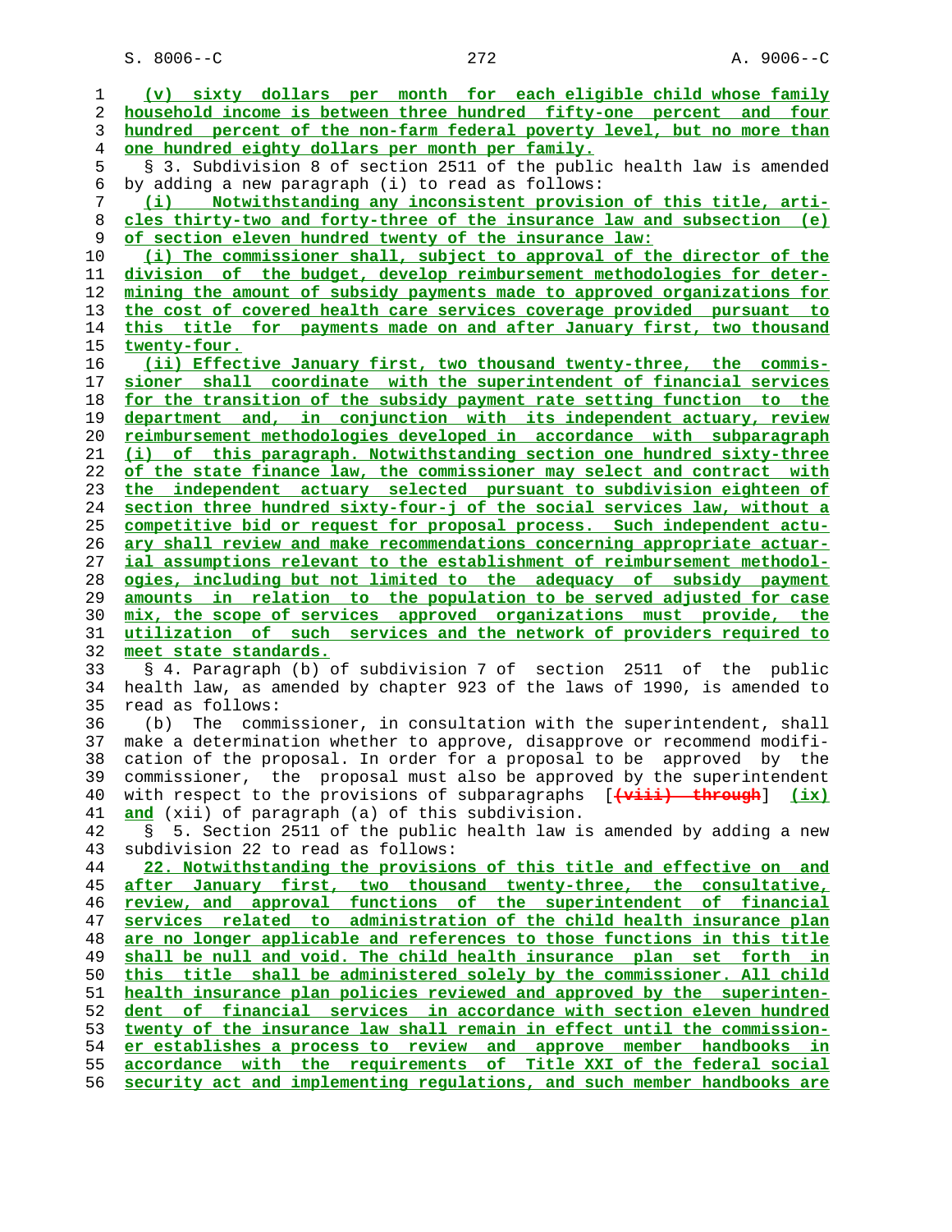(v) sixty dollars per month for each eligible child whose family household income is between three hundred fifty-one percent and four hundred percent of the non-farm federal poverty level, but no more than one hundred eighty dollars per month per family.

§ 3. Subdivision 8 of section 2511 of the public health law is amended by adding a new paragraph (i) to read as follows:

(i) Notwithstanding any inconsistent provision of this title, articles thirty-two and forty-three of the insurance law and subsection (e) of section eleven hundred twenty of the insurance law:

(i) The commissioner shall, subject to approval of the director of the division of the budget, develop reimbursement methodologies for determining the amount of subsidy payments made to approved organizations for the cost of covered health care services coverage provided pursuant to this title for payments made on and after January first, two thousand twenty-four.

(ii) Effective January first, two thousand twenty-three, the commissioner shall coordinate with the superintendent of financial services for the transition of the subsidy payment rate setting function to the department and, in conjunction with its independent actuary, review reimbursement methodologies developed in accordance with subparagraph (i) of this paragraph. Notwithstanding section one hundred sixty-three of the state finance law, the commissioner may select and contract with the independent actuary selected pursuant to subdivision eighteen of section three hundred sixty-four-j of the social services law, without a competitive bid or request for proposal process. Such independent actuary shall review and make recommendations concerning appropriate actuarial assumptions relevant to the establishment of reimbursement methodologies, including but not limited to the adequacy of subsidy payment amounts in relation to the population to be served adjusted for case mix, the scope of services approved organizations must provide, the utilization of such services and the network of providers required to meet state standards.

§ 4. Paragraph (b) of subdivision 7 of section 2511 of the public health law, as amended by chapter 923 of the laws of 1990, is amended to read as follows:

(b) The commissioner, in consultation with the superintendent, shall make a determination whether to approve, disapprove or recommend modification of the proposal. In order for a proposal to be approved by the commissioner, the proposal must also be approved by the superintendent with respect to the provisions of subparagraphs [(viii) through] (ix) and (xii) of paragraph (a) of this subdivision.

§ 5. Section 2511 of the public health law is amended by adding a new subdivision 22 to read as follows:

22. Notwithstanding the provisions of this title and effective on and after January first, two thousand twenty-three, the consultative, review, and approval functions of the superintendent of financial services related to administration of the child health insurance plan are no longer applicable and references to those functions in this title shall be null and void. The child health insurance plan set forth in this title shall be administered solely by the commissioner. All child health insurance plan policies reviewed and approved by the superintendent of financial services in accordance with section eleven hundred twenty of the insurance law shall remain in effect until the commissioner establishes a process to review and approve member handbooks in accordance with the requirements of Title XXI of the federal social security act and implementing regulations, and such member handbooks are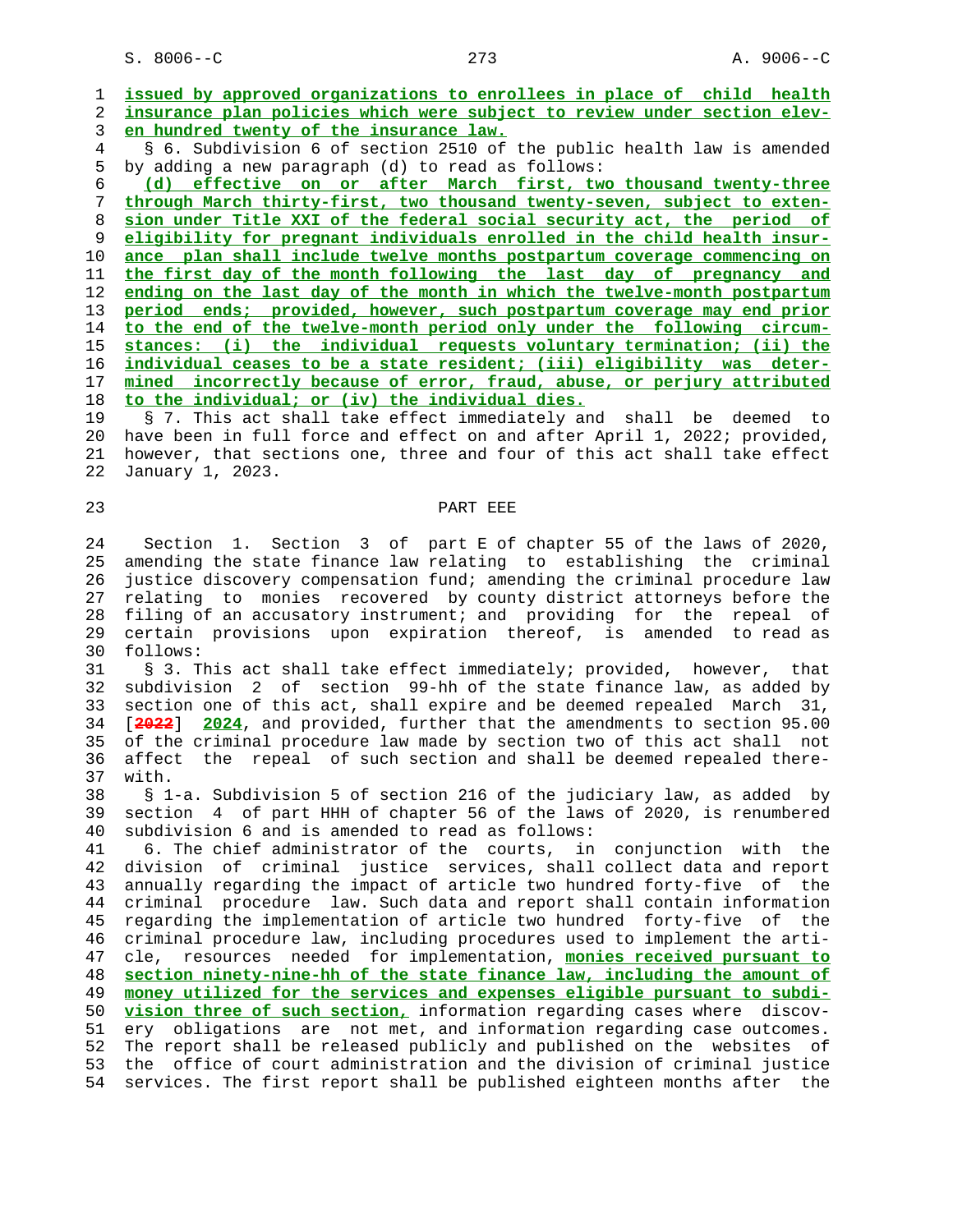issued by approved organizations to enrollees in place of child health insurance plan policies which were subject to review under section eleven hundred twenty of the insurance law.

§ 6. Subdivision 6 of section 2510 of the public health law is amended by adding a new paragraph (d) to read as follows:

(d) effective on or after March first, two thousand twenty-three through March thirty-first, two thousand twenty-seven, subject to extension under Title XXI of the federal social security act, the period of eligibility for pregnant individuals enrolled in the child health insurance plan shall include twelve months postpartum coverage commencing on the first day of the month following the last day of pregnancy and ending on the last day of the month in which the twelve-month postpartum period ends; provided, however, such postpartum coverage may end prior to the end of the twelve-month period only under the following circumstances: (i) the individual requests voluntary termination; (ii) the individual ceases to be a state resident; (iii) eligibility was determined incorrectly because of error, fraud, abuse, or perjury attributed to the individual; or (iv) the individual dies.

§ 7. This act shall take effect immediately and shall be deemed to have been in full force and effect on and after April 1, 2022; provided, however, that sections one, three and four of this act shall take effect January 1, 2023.

PART EEE

Section 1. Section 3 of part E of chapter 55 of the laws of 2020, amending the state finance law relating to establishing the criminal justice discovery compensation fund; amending the criminal procedure law relating to monies recovered by county district attorneys before the filing of an accusatory instrument; and providing for the repeal of certain provisions upon expiration thereof, is amended to read as follows:

§ 3. This act shall take effect immediately; provided, however, that subdivision 2 of section 99-hh of the state finance law, as added by section one of this act, shall expire and be deemed repealed March 31, [2022] 2024, and provided, further that the amendments to section 95.00 of the criminal procedure law made by section two of this act shall not affect the repeal of such section and shall be deemed repealed therewith.

§ 1-a. Subdivision 5 of section 216 of the judiciary law, as added by section 4 of part HHH of chapter 56 of the laws of 2020, is renumbered subdivision 6 and is amended to read as follows:

6. The chief administrator of the courts, in conjunction with the division of criminal justice services, shall collect data and report annually regarding the impact of article two hundred forty-five of the criminal procedure law. Such data and report shall contain information regarding the implementation of article two hundred forty-five of the criminal procedure law, including procedures used to implement the article, resources needed for implementation, monies received pursuant to section ninety-nine-hh of the state finance law, including the amount of money utilized for the services and expenses eligible pursuant to subdivision three of such section, information regarding cases where discovery obligations are not met, and information regarding case outcomes. The report shall be released publicly and published on the websites of the office of court administration and the division of criminal justice services. The first report shall be published eighteen months after the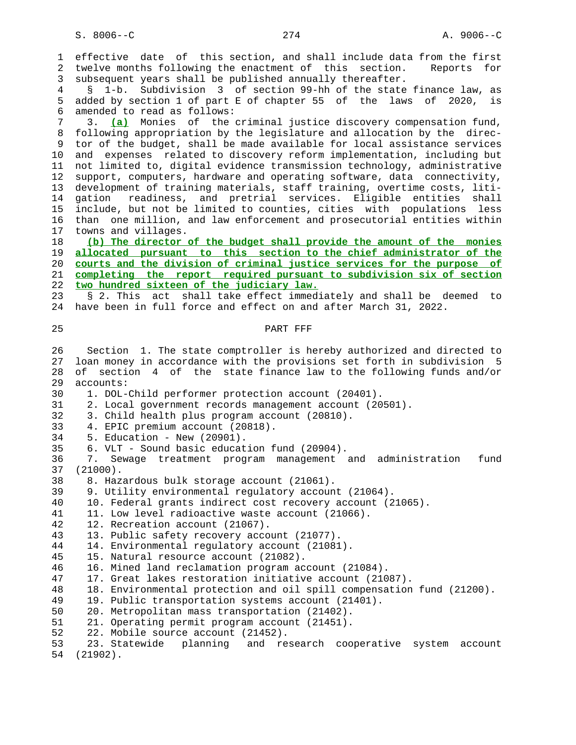effective date of this section, and shall include data from the first twelve months following the enactment of this section. Reports for subsequent years shall be published annually thereafter.

§ 1-b. Subdivision 3 of section 99-hh of the state finance law, as added by section 1 of part E of chapter 55 of the laws of 2020, is amended to read as follows:

3. **(a)** Monies of the criminal justice discovery compensation fund, following appropriation by the legislature and allocation by the director of the budget, shall be made available for local assistance services and expenses related to discovery reform implementation, including but not limited to, digital evidence transmission technology, administrative support, computers, hardware and operating software, data connectivity, development of training materials, staff training, overtime costs, litigation readiness, and pretrial services. Eligible entities shall include, but not be limited to counties, cities with populations less than one million, and law enforcement and prosecutorial entities within towns and villages.

**(b) The director of the budget shall provide the amount of the monies allocated pursuant to this section to the chief administrator of the courts and the division of criminal justice services for the purpose of completing the report required pursuant to subdivision six of section two hundred sixteen of the judiciary law.**

§ 2. This act shall take effect immediately and shall be deemed to have been in full force and effect on and after March 31, 2022.

PART FFF

Section 1. The state comptroller is hereby authorized and directed to loan money in accordance with the provisions set forth in subdivision 5 of section 4 of the state finance law to the following funds and/or accounts:

1. DOL-Child performer protection account (20401).
2. Local government records management account (20501).
3. Child health plus program account (20810).
4. EPIC premium account (20818).
5. Education - New (20901).
6. VLT - Sound basic education fund (20904).
7. Sewage treatment program management and administration fund (21000).
8. Hazardous bulk storage account (21061).
9. Utility environmental regulatory account (21064).
10. Federal grants indirect cost recovery account (21065).
11. Low level radioactive waste account (21066).
12. Recreation account (21067).
13. Public safety recovery account (21077).
14. Environmental regulatory account (21081).
15. Natural resource account (21082).
16. Mined land reclamation program account (21084).
17. Great lakes restoration initiative account (21087).
18. Environmental protection and oil spill compensation fund (21200).
19. Public transportation systems account (21401).
20. Metropolitan mass transportation (21402).
21. Operating permit program account (21451).
22. Mobile source account (21452).
23. Statewide planning and research cooperative system account (21902).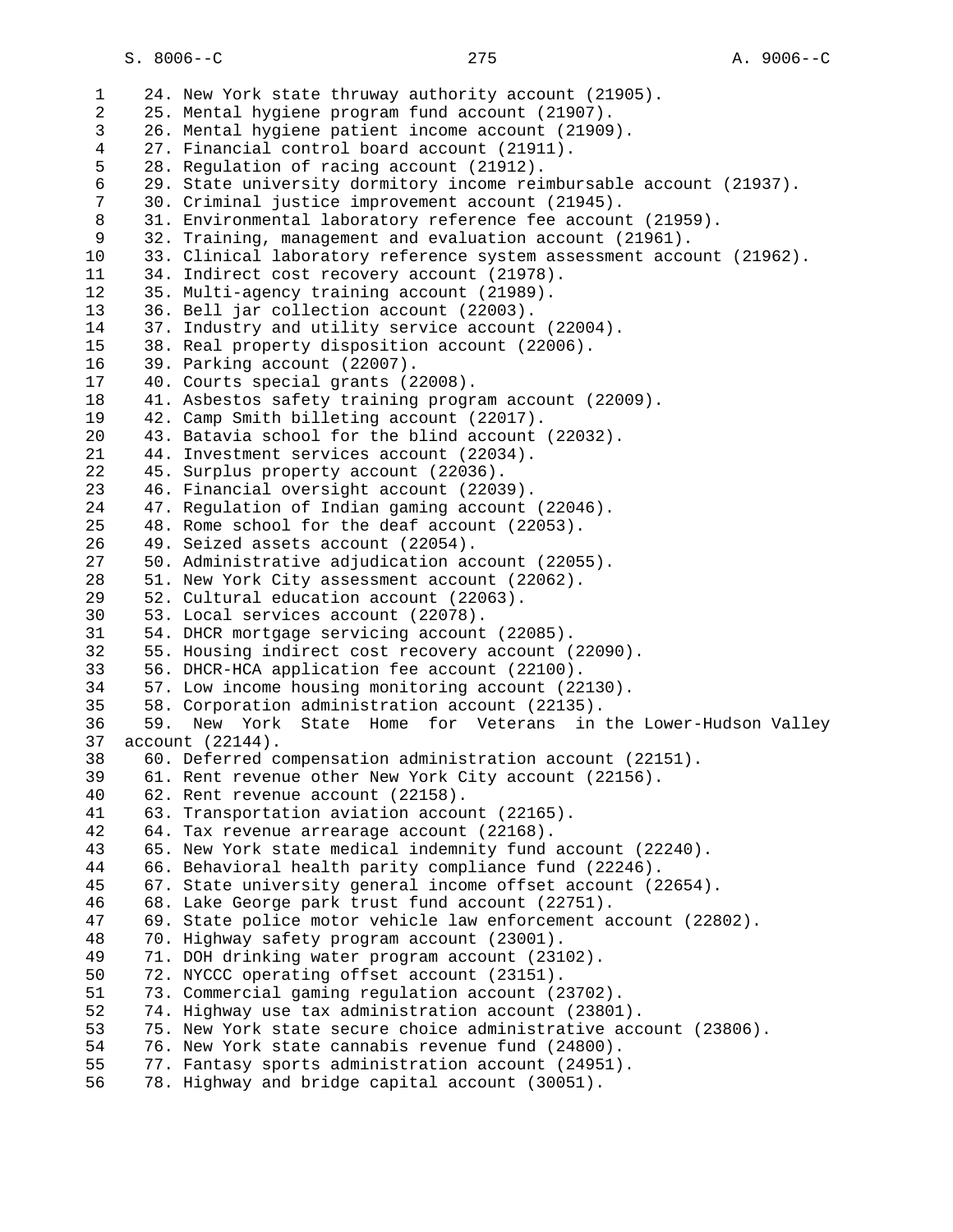24. New York state thruway authority account (21905).
25. Mental hygiene program fund account (21907).
26. Mental hygiene patient income account (21909).
27. Financial control board account (21911).
28. Regulation of racing account (21912).
29. State university dormitory income reimbursable account (21937).
30. Criminal justice improvement account (21945).
31. Environmental laboratory reference fee account (21959).
32. Training, management and evaluation account (21961).
33. Clinical laboratory reference system assessment account (21962).
34. Indirect cost recovery account (21978).
35. Multi-agency training account (21989).
36. Bell jar collection account (22003).
37. Industry and utility service account (22004).
38. Real property disposition account (22006).
39. Parking account (22007).
40. Courts special grants (22008).
41. Asbestos safety training program account (22009).
42. Camp Smith billeting account (22017).
43. Batavia school for the blind account (22032).
44. Investment services account (22034).
45. Surplus property account (22036).
46. Financial oversight account (22039).
47. Regulation of Indian gaming account (22046).
48. Rome school for the deaf account (22053).
49. Seized assets account (22054).
50. Administrative adjudication account (22055).
51. New York City assessment account (22062).
52. Cultural education account (22063).
53. Local services account (22078).
54. DHCR mortgage servicing account (22085).
55. Housing indirect cost recovery account (22090).
56. DHCR-HCA application fee account (22100).
57. Low income housing monitoring account (22130).
58. Corporation administration account (22135).
59. New York State Home for Veterans in the Lower-Hudson Valley account (22144).
60. Deferred compensation administration account (22151).
61. Rent revenue other New York City account (22156).
62. Rent revenue account (22158).
63. Transportation aviation account (22165).
64. Tax revenue arrearage account (22168).
65. New York state medical indemnity fund account (22240).
66. Behavioral health parity compliance fund (22246).
67. State university general income offset account (22654).
68. Lake George park trust fund account (22751).
69. State police motor vehicle law enforcement account (22802).
70. Highway safety program account (23001).
71. DOH drinking water program account (23102).
72. NYCCC operating offset account (23151).
73. Commercial gaming regulation account (23702).
74. Highway use tax administration account (23801).
75. New York state secure choice administrative account (23806).
76. New York state cannabis revenue fund (24800).
77. Fantasy sports administration account (24951).
78. Highway and bridge capital account (30051).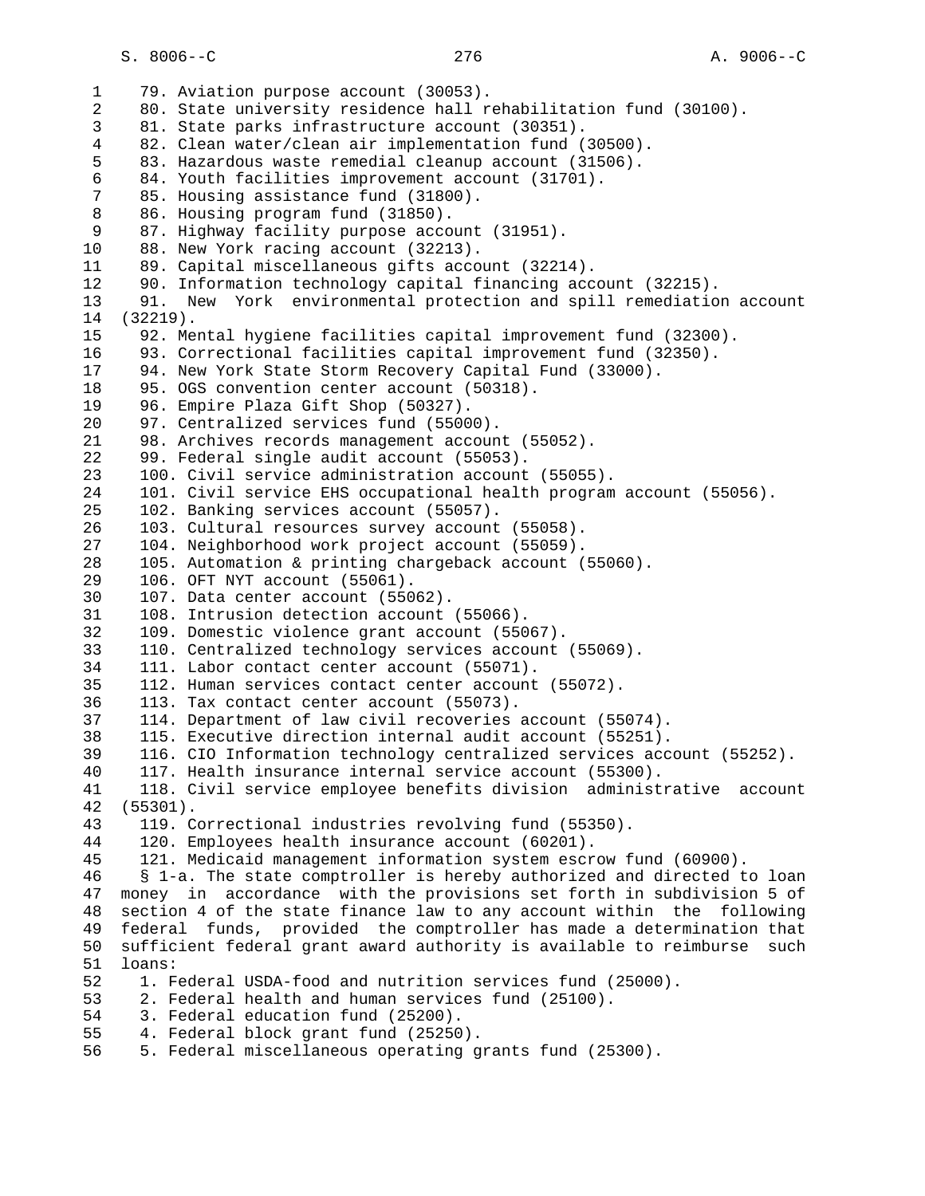79. Aviation purpose account (30053).
80. State university residence hall rehabilitation fund (30100).
81. State parks infrastructure account (30351).
82. Clean water/clean air implementation fund (30500).
83. Hazardous waste remedial cleanup account (31506).
84. Youth facilities improvement account (31701).
85. Housing assistance fund (31800).
86. Housing program fund (31850).
87. Highway facility purpose account (31951).
88. New York racing account (32213).
89. Capital miscellaneous gifts account (32214).
90. Information technology capital financing account (32215).
91. New York environmental protection and spill remediation account (32219).
92. Mental hygiene facilities capital improvement fund (32300).
93. Correctional facilities capital improvement fund (32350).
94. New York State Storm Recovery Capital Fund (33000).
95. OGS convention center account (50318).
96. Empire Plaza Gift Shop (50327).
97. Centralized services fund (55000).
98. Archives records management account (55052).
99. Federal single audit account (55053).
100. Civil service administration account (55055).
101. Civil service EHS occupational health program account (55056).
102. Banking services account (55057).
103. Cultural resources survey account (55058).
104. Neighborhood work project account (55059).
105. Automation & printing chargeback account (55060).
106. OFT NYT account (55061).
107. Data center account (55062).
108. Intrusion detection account (55066).
109. Domestic violence grant account (55067).
110. Centralized technology services account (55069).
111. Labor contact center account (55071).
112. Human services contact center account (55072).
113. Tax contact center account (55073).
114. Department of law civil recoveries account (55074).
115. Executive direction internal audit account (55251).
116. CIO Information technology centralized services account (55252).
117. Health insurance internal service account (55300).
118. Civil service employee benefits division administrative account (55301).
119. Correctional industries revolving fund (55350).
120. Employees health insurance account (60201).
121. Medicaid management information system escrow fund (60900).

§ 1-a. The state comptroller is hereby authorized and directed to loan money in accordance with the provisions set forth in subdivision 5 of section 4 of the state finance law to any account within the following federal funds, provided the comptroller has made a determination that sufficient federal grant award authority is available to reimburse such loans:

1. Federal USDA-food and nutrition services fund (25000).
2. Federal health and human services fund (25100).
3. Federal education fund (25200).
4. Federal block grant fund (25250).
5. Federal miscellaneous operating grants fund (25300).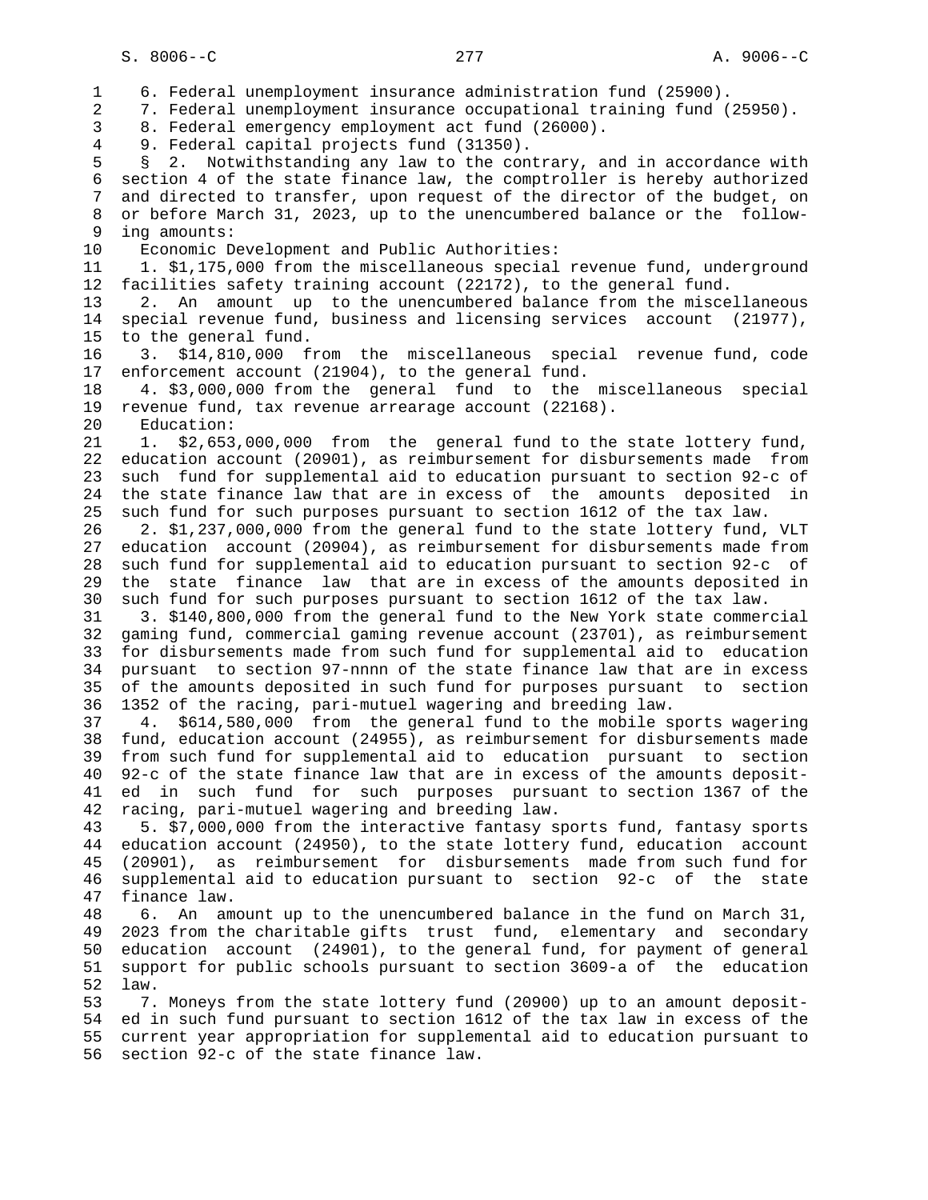6. Federal unemployment insurance administration fund (25900).

7. Federal unemployment insurance occupational training fund (25950).

8. Federal emergency employment act fund (26000).

9. Federal capital projects fund (31350).

§ 2. Notwithstanding any law to the contrary, and in accordance with section 4 of the state finance law, the comptroller is hereby authorized and directed to transfer, upon request of the director of the budget, on or before March 31, 2023, up to the unencumbered balance or the following amounts:

Economic Development and Public Authorities:

1. $1,175,000 from the miscellaneous special revenue fund, underground facilities safety training account (22172), to the general fund.

2. An amount up to the unencumbered balance from the miscellaneous special revenue fund, business and licensing services account (21977), to the general fund.

3. $14,810,000 from the miscellaneous special revenue fund, code enforcement account (21904), to the general fund.

4. $3,000,000 from the general fund to the miscellaneous special revenue fund, tax revenue arrearage account (22168).

Education:

1. $2,653,000,000 from the general fund to the state lottery fund, education account (20901), as reimbursement for disbursements made from such fund for supplemental aid to education pursuant to section 92-c of the state finance law that are in excess of the amounts deposited in such fund for such purposes pursuant to section 1612 of the tax law.

2. $1,237,000,000 from the general fund to the state lottery fund, VLT education account (20904), as reimbursement for disbursements made from such fund for supplemental aid to education pursuant to section 92-c of the state finance law that are in excess of the amounts deposited in such fund for such purposes pursuant to section 1612 of the tax law.

3. $140,800,000 from the general fund to the New York state commercial gaming fund, commercial gaming revenue account (23701), as reimbursement for disbursements made from such fund for supplemental aid to education pursuant to section 97-nnnn of the state finance law that are in excess of the amounts deposited in such fund for purposes pursuant to section 1352 of the racing, pari-mutuel wagering and breeding law.

4. $614,580,000 from the general fund to the mobile sports wagering fund, education account (24955), as reimbursement for disbursements made from such fund for supplemental aid to education pursuant to section 92-c of the state finance law that are in excess of the amounts deposited in such fund for such purposes pursuant to section 1367 of the racing, pari-mutuel wagering and breeding law.

5. $7,000,000 from the interactive fantasy sports fund, fantasy sports education account (24950), to the state lottery fund, education account (20901), as reimbursement for disbursements made from such fund for supplemental aid to education pursuant to section 92-c of the state finance law.

6. An amount up to the unencumbered balance in the fund on March 31, 2023 from the charitable gifts trust fund, elementary and secondary education account (24901), to the general fund, for payment of general support for public schools pursuant to section 3609-a of the education law.

7. Moneys from the state lottery fund (20900) up to an amount deposited in such fund pursuant to section 1612 of the tax law in excess of the current year appropriation for supplemental aid to education pursuant to section 92-c of the state finance law.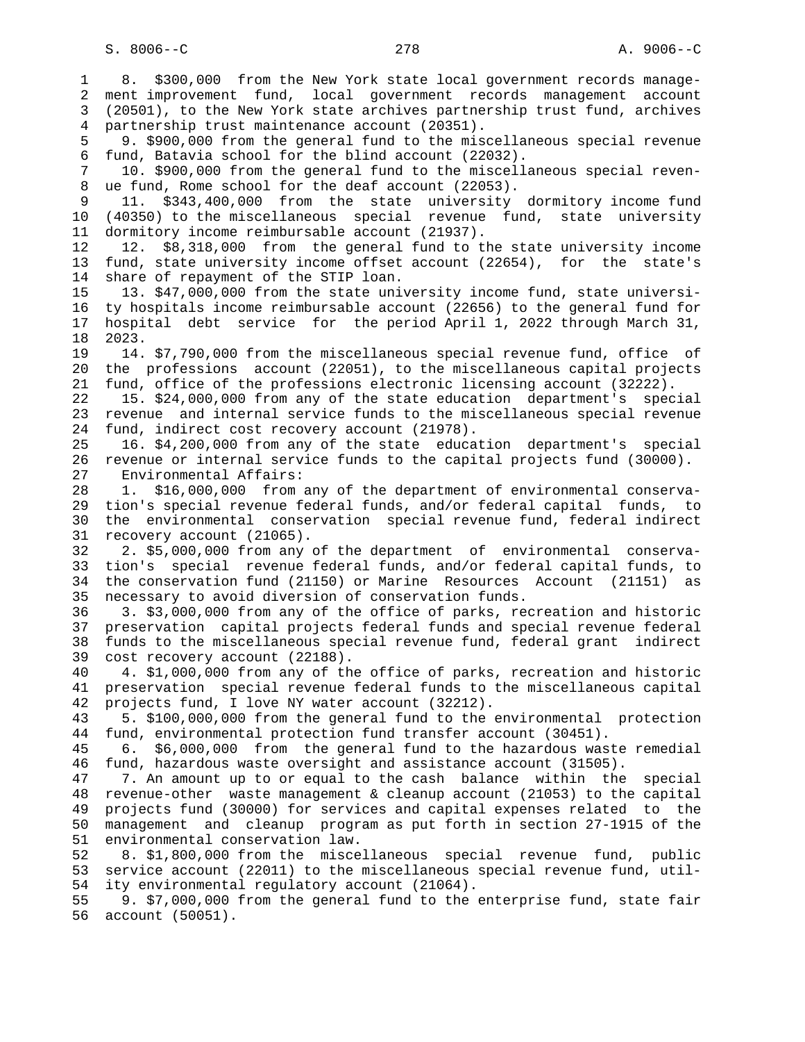8. $300,000 from the New York state local government records management improvement fund, local government records management account (20501), to the New York state archives partnership trust fund, archives partnership trust maintenance account (20351).

9. $900,000 from the general fund to the miscellaneous special revenue fund, Batavia school for the blind account (22032).

10. $900,000 from the general fund to the miscellaneous special revenue fund, Rome school for the deaf account (22053).

11. $343,400,000 from the state university dormitory income fund (40350) to the miscellaneous special revenue fund, state university dormitory income reimbursable account (21937).

12. $8,318,000 from the general fund to the state university income fund, state university income offset account (22654), for the state's share of repayment of the STIP loan.

13. $47,000,000 from the state university income fund, state university hospitals income reimbursable account (22656) to the general fund for hospital debt service for the period April 1, 2022 through March 31, 2023.

14. $7,790,000 from the miscellaneous special revenue fund, office of the professions account (22051), to the miscellaneous capital projects fund, office of the professions electronic licensing account (32222).

15. $24,000,000 from any of the state education department's special revenue and internal service funds to the miscellaneous special revenue fund, indirect cost recovery account (21978).

16. $4,200,000 from any of the state education department's special revenue or internal service funds to the capital projects fund (30000).

Environmental Affairs:

1. $16,000,000 from any of the department of environmental conservation's special revenue federal funds, and/or federal capital funds, to the environmental conservation special revenue fund, federal indirect recovery account (21065).

2. $5,000,000 from any of the department of environmental conservation's special revenue federal funds, and/or federal capital funds, to the conservation fund (21150) or Marine Resources Account (21151) as necessary to avoid diversion of conservation funds.

3. $3,000,000 from any of the office of parks, recreation and historic preservation capital projects federal funds and special revenue federal funds to the miscellaneous special revenue fund, federal grant indirect cost recovery account (22188).

4. $1,000,000 from any of the office of parks, recreation and historic preservation special revenue federal funds to the miscellaneous capital projects fund, I love NY water account (32212).

5. $100,000,000 from the general fund to the environmental protection fund, environmental protection fund transfer account (30451).

6. $6,000,000 from the general fund to the hazardous waste remedial fund, hazardous waste oversight and assistance account (31505).

7. An amount up to or equal to the cash balance within the special revenue-other waste management & cleanup account (21053) to the capital projects fund (30000) for services and capital expenses related to the management and cleanup program as put forth in section 27-1915 of the environmental conservation law.

8. $1,800,000 from the miscellaneous special revenue fund, public service account (22011) to the miscellaneous special revenue fund, utility environmental regulatory account (21064).

9. $7,000,000 from the general fund to the enterprise fund, state fair account (50051).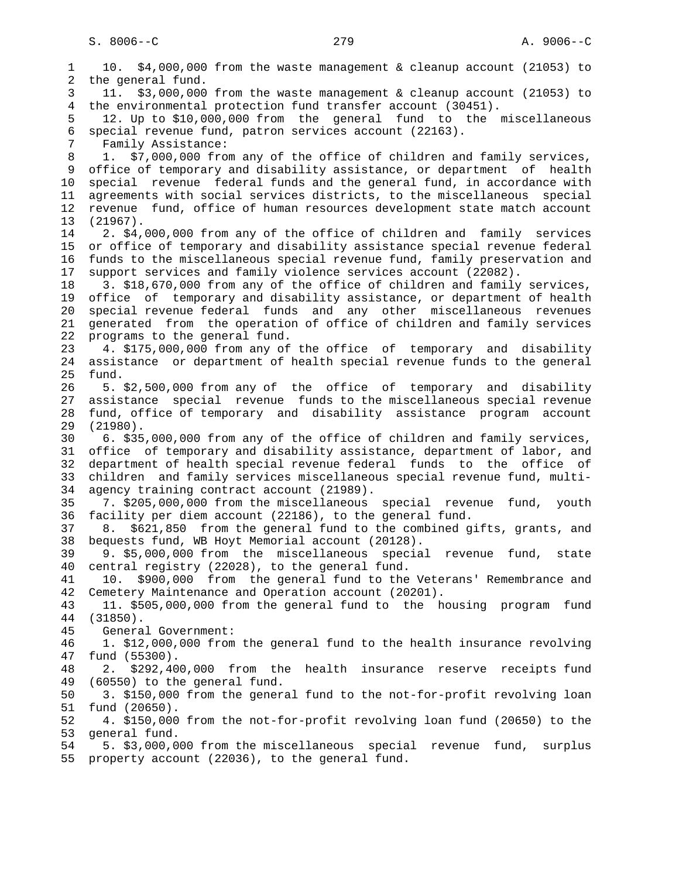10. $4,000,000 from the waste management & cleanup account (21053) to the general fund.

11. $3,000,000 from the waste management & cleanup account (21053) to the environmental protection fund transfer account (30451).

12. Up to $10,000,000 from the general fund to the miscellaneous special revenue fund, patron services account (22163).

Family Assistance:

1. $7,000,000 from any of the office of children and family services, office of temporary and disability assistance, or department of health special revenue federal funds and the general fund, in accordance with agreements with social services districts, to the miscellaneous special revenue fund, office of human resources development state match account (21967).

2. $4,000,000 from any of the office of children and family services or office of temporary and disability assistance special revenue federal funds to the miscellaneous special revenue fund, family preservation and support services and family violence services account (22082).

3. $18,670,000 from any of the office of children and family services, office of temporary and disability assistance, or department of health special revenue federal funds and any other miscellaneous revenues generated from the operation of office of children and family services programs to the general fund.

4. $175,000,000 from any of the office of temporary and disability assistance or department of health special revenue funds to the general fund.

5. $2,500,000 from any of the office of temporary and disability assistance special revenue funds to the miscellaneous special revenue fund, office of temporary and disability assistance program account (21980).

6. $35,000,000 from any of the office of children and family services, office of temporary and disability assistance, department of labor, and department of health special revenue federal funds to the office of children and family services miscellaneous special revenue fund, multi-agency training contract account (21989).

7. $205,000,000 from the miscellaneous special revenue fund, youth facility per diem account (22186), to the general fund.

8. $621,850 from the general fund to the combined gifts, grants, and bequests fund, WB Hoyt Memorial account (20128).

9. $5,000,000 from the miscellaneous special revenue fund, state central registry (22028), to the general fund.

10. $900,000 from the general fund to the Veterans' Remembrance and Cemetery Maintenance and Operation account (20201).

11. $505,000,000 from the general fund to the housing program fund (31850).

General Government:

1. $12,000,000 from the general fund to the health insurance revolving fund (55300).

2. $292,400,000 from the health insurance reserve receipts fund (60550) to the general fund.

3. $150,000 from the general fund to the not-for-profit revolving loan fund (20650).

4. $150,000 from the not-for-profit revolving loan fund (20650) to the general fund.

5. $3,000,000 from the miscellaneous special revenue fund, surplus property account (22036), to the general fund.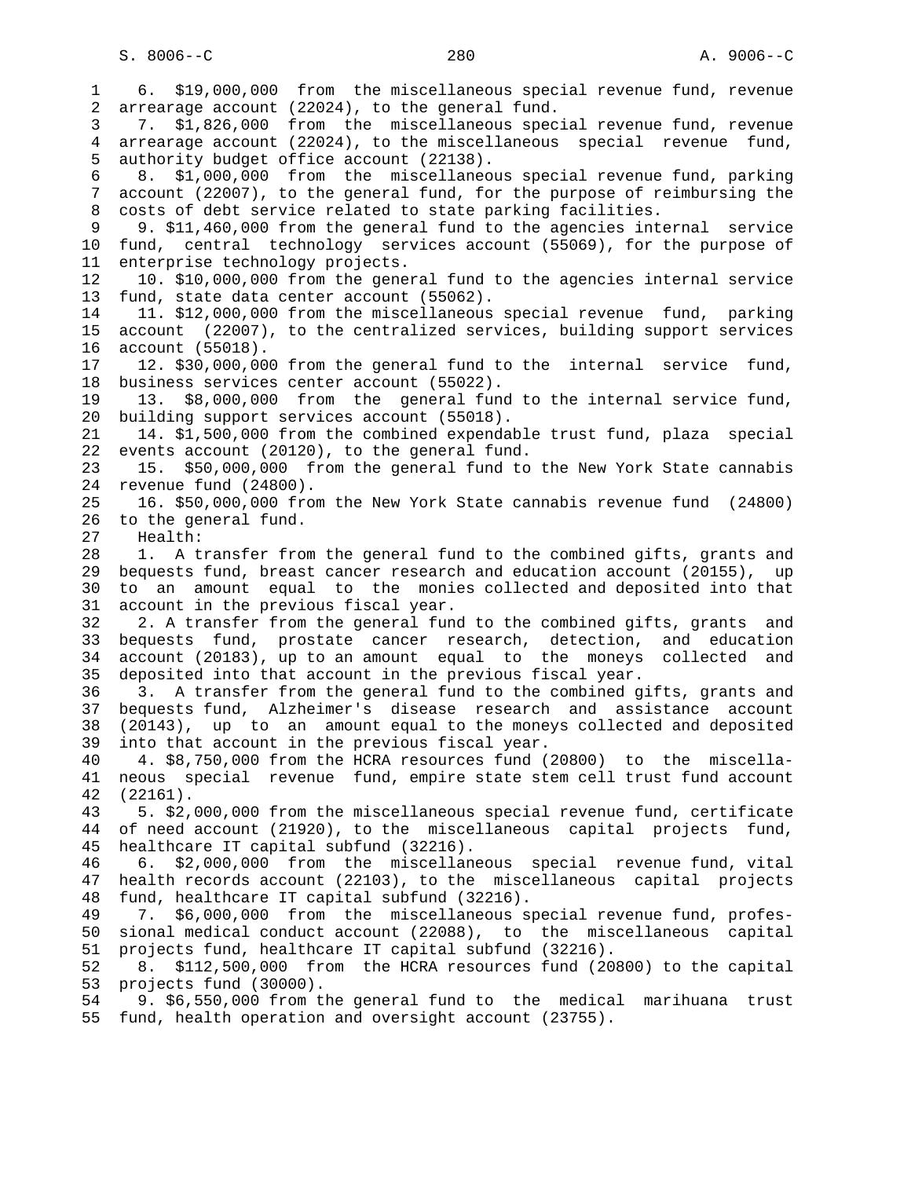6. $19,000,000 from the miscellaneous special revenue fund, revenue arrearage account (22024), to the general fund.

7. $1,826,000 from the miscellaneous special revenue fund, revenue arrearage account (22024), to the miscellaneous special revenue fund, authority budget office account (22138).

8. $1,000,000 from the miscellaneous special revenue fund, parking account (22007), to the general fund, for the purpose of reimbursing the costs of debt service related to state parking facilities.

9. $11,460,000 from the general fund to the agencies internal service fund, central technology services account (55069), for the purpose of enterprise technology projects.

10. $10,000,000 from the general fund to the agencies internal service fund, state data center account (55062).

11. $12,000,000 from the miscellaneous special revenue fund, parking account (22007), to the centralized services, building support services account (55018).

12. $30,000,000 from the general fund to the internal service fund, business services center account (55022).

13. $8,000,000 from the general fund to the internal service fund, building support services account (55018).

14. $1,500,000 from the combined expendable trust fund, plaza special events account (20120), to the general fund.

15. $50,000,000 from the general fund to the New York State cannabis revenue fund (24800).

16. $50,000,000 from the New York State cannabis revenue fund (24800) to the general fund.

Health:

1. A transfer from the general fund to the combined gifts, grants and bequests fund, breast cancer research and education account (20155), up to an amount equal to the monies collected and deposited into that account in the previous fiscal year.

2. A transfer from the general fund to the combined gifts, grants and bequests fund, prostate cancer research, detection, and education account (20183), up to an amount equal to the moneys collected and deposited into that account in the previous fiscal year.

3. A transfer from the general fund to the combined gifts, grants and bequests fund, Alzheimer's disease research and assistance account (20143), up to an amount equal to the moneys collected and deposited into that account in the previous fiscal year.

4. $8,750,000 from the HCRA resources fund (20800) to the miscellaneous special revenue fund, empire state stem cell trust fund account (22161).

5. $2,000,000 from the miscellaneous special revenue fund, certificate of need account (21920), to the miscellaneous capital projects fund, healthcare IT capital subfund (32216).

6. $2,000,000 from the miscellaneous special revenue fund, vital health records account (22103), to the miscellaneous capital projects fund, healthcare IT capital subfund (32216).

7. $6,000,000 from the miscellaneous special revenue fund, professional medical conduct account (22088), to the miscellaneous capital projects fund, healthcare IT capital subfund (32216).

8. $112,500,000 from the HCRA resources fund (20800) to the capital projects fund (30000).

9. $6,550,000 from the general fund to the medical marihuana trust fund, health operation and oversight account (23755).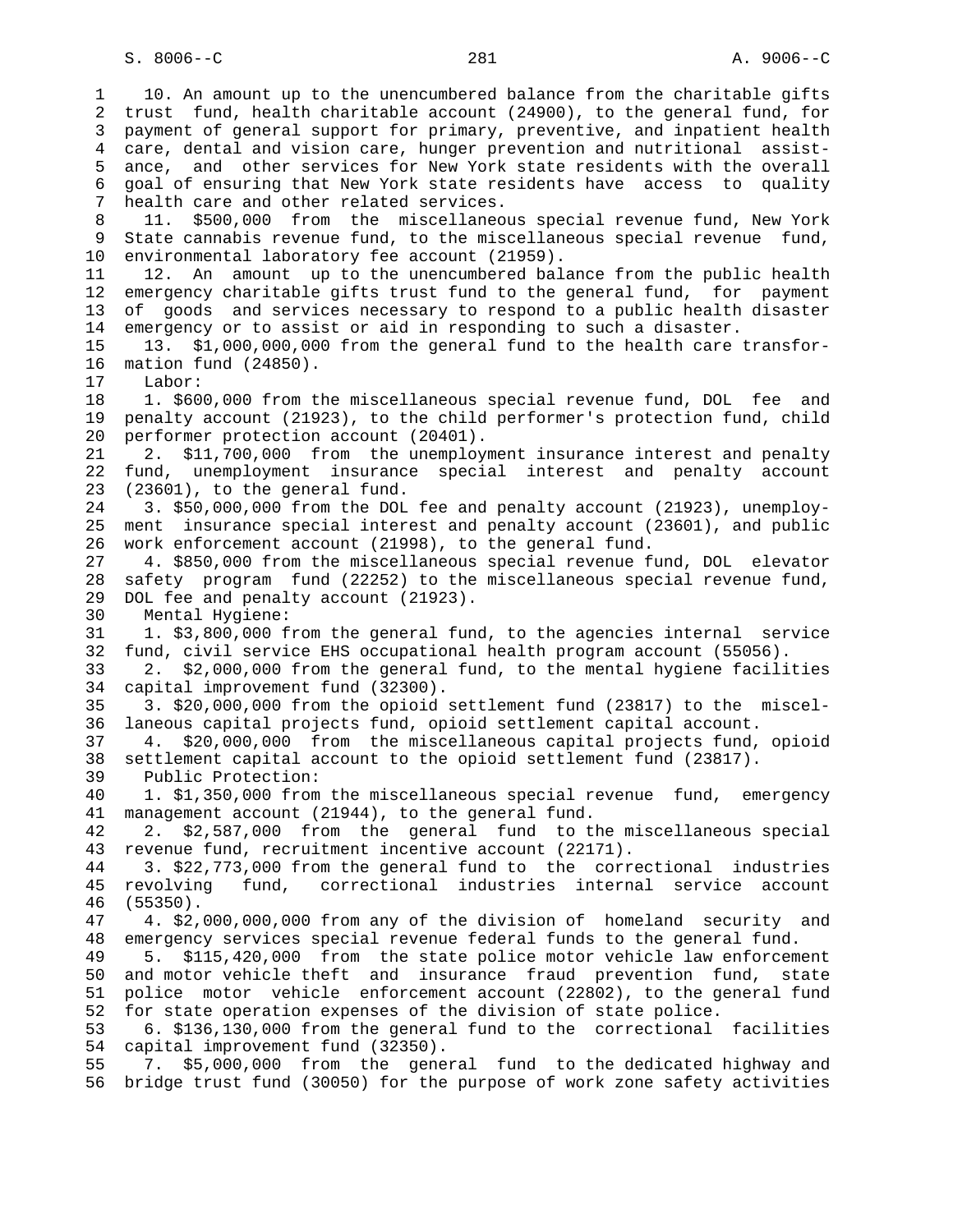10. An amount up to the unencumbered balance from the charitable gifts trust fund, health charitable account (24900), to the general fund, for payment of general support for primary, preventive, and inpatient health care, dental and vision care, hunger prevention and nutritional assistance, and other services for New York state residents with the overall goal of ensuring that New York state residents have access to quality health care and other related services.

11. $500,000 from the miscellaneous special revenue fund, New York State cannabis revenue fund, to the miscellaneous special revenue fund, environmental laboratory fee account (21959).

12. An amount up to the unencumbered balance from the public health emergency charitable gifts trust fund to the general fund, for payment of goods and services necessary to respond to a public health disaster emergency or to assist or aid in responding to such a disaster.

13. $1,000,000,000 from the general fund to the health care transformation fund (24850).

Labor:

1. $600,000 from the miscellaneous special revenue fund, DOL fee and penalty account (21923), to the child performer's protection fund, child performer protection account (20401).

2. $11,700,000 from the unemployment insurance interest and penalty fund, unemployment insurance special interest and penalty account (23601), to the general fund.

3. $50,000,000 from the DOL fee and penalty account (21923), unemployment insurance special interest and penalty account (23601), and public work enforcement account (21998), to the general fund.

4. $850,000 from the miscellaneous special revenue fund, DOL elevator safety program fund (22252) to the miscellaneous special revenue fund, DOL fee and penalty account (21923).

Mental Hygiene:

1. $3,800,000 from the general fund, to the agencies internal service fund, civil service EHS occupational health program account (55056).

2. $2,000,000 from the general fund, to the mental hygiene facilities capital improvement fund (32300).

3. $20,000,000 from the opioid settlement fund (23817) to the miscellaneous capital projects fund, opioid settlement capital account.

4. $20,000,000 from the miscellaneous capital projects fund, opioid settlement capital account to the opioid settlement fund (23817).

Public Protection:

1. $1,350,000 from the miscellaneous special revenue fund, emergency management account (21944), to the general fund.

2. $2,587,000 from the general fund to the miscellaneous special revenue fund, recruitment incentive account (22171).

3. $22,773,000 from the general fund to the correctional industries revolving fund, correctional industries internal service account (55350).

4. $2,000,000,000 from any of the division of homeland security and emergency services special revenue federal funds to the general fund.

5. $115,420,000 from the state police motor vehicle law enforcement and motor vehicle theft and insurance fraud prevention fund, state police motor vehicle enforcement account (22802), to the general fund for state operation expenses of the division of state police.

6. $136,130,000 from the general fund to the correctional facilities capital improvement fund (32350).

7. $5,000,000 from the general fund to the dedicated highway and bridge trust fund (30050) for the purpose of work zone safety activities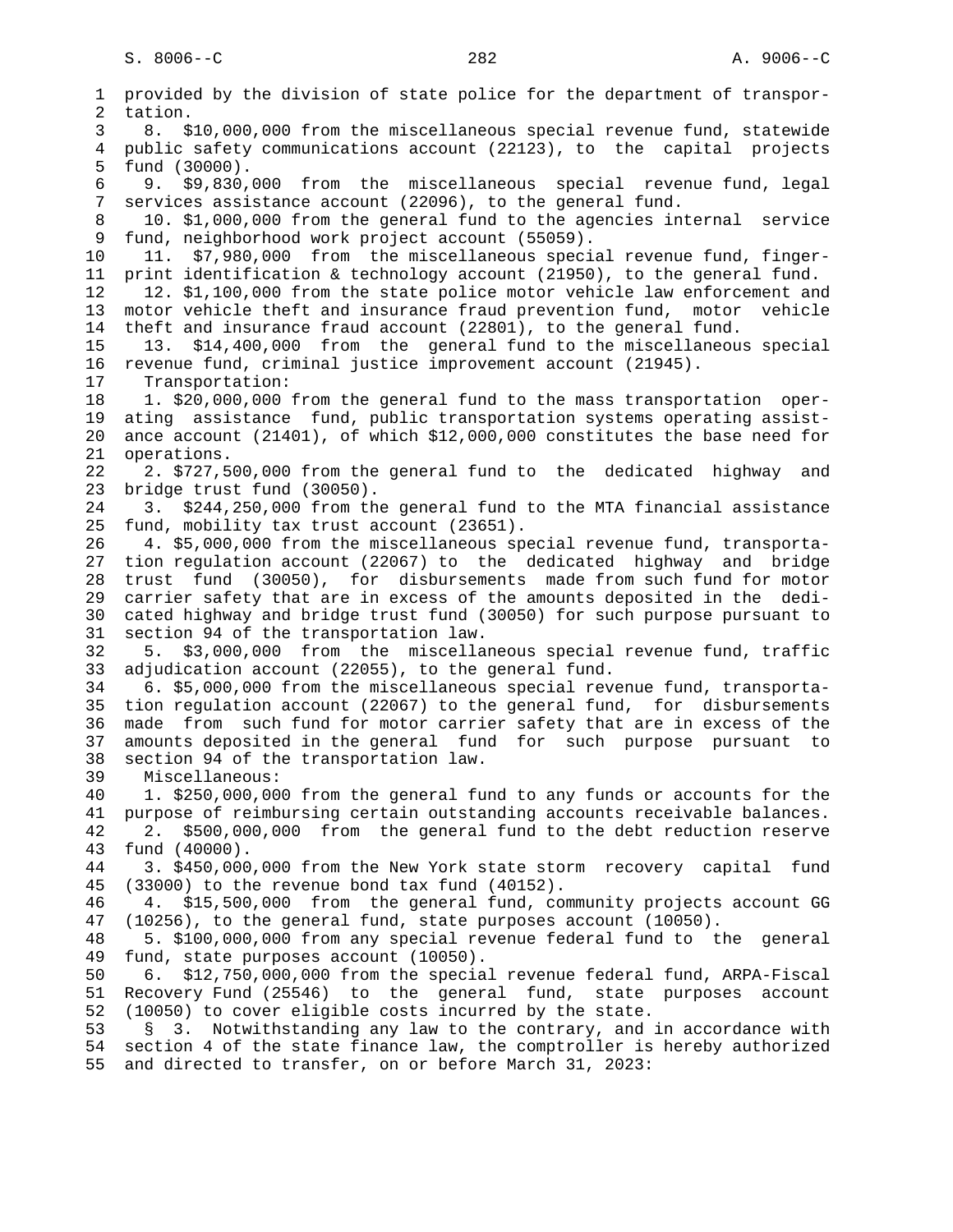provided by the division of state police for the department of transportation.

8. $10,000,000 from the miscellaneous special revenue fund, statewide public safety communications account (22123), to the capital projects fund (30000).

9. $9,830,000 from the miscellaneous special revenue fund, legal services assistance account (22096), to the general fund.

10. $1,000,000 from the general fund to the agencies internal service fund, neighborhood work project account (55059).

11. $7,980,000 from the miscellaneous special revenue fund, fingerprint identification & technology account (21950), to the general fund.

12. $1,100,000 from the state police motor vehicle law enforcement and motor vehicle theft and insurance fraud prevention fund, motor vehicle theft and insurance fraud account (22801), to the general fund.

13. $14,400,000 from the general fund to the miscellaneous special revenue fund, criminal justice improvement account (21945).

Transportation:

1. $20,000,000 from the general fund to the mass transportation operating assistance fund, public transportation systems operating assistance account (21401), of which $12,000,000 constitutes the base need for operations.

2. $727,500,000 from the general fund to the dedicated highway and bridge trust fund (30050).

3. $244,250,000 from the general fund to the MTA financial assistance fund, mobility tax trust account (23651).

4. $5,000,000 from the miscellaneous special revenue fund, transportation regulation account (22067) to the dedicated highway and bridge trust fund (30050), for disbursements made from such fund for motor carrier safety that are in excess of the amounts deposited in the dedicated highway and bridge trust fund (30050) for such purpose pursuant to section 94 of the transportation law.

5. $3,000,000 from the miscellaneous special revenue fund, traffic adjudication account (22055), to the general fund.

6. $5,000,000 from the miscellaneous special revenue fund, transportation regulation account (22067) to the general fund, for disbursements made from such fund for motor carrier safety that are in excess of the amounts deposited in the general fund for such purpose pursuant to section 94 of the transportation law.

Miscellaneous:

1. $250,000,000 from the general fund to any funds or accounts for the purpose of reimbursing certain outstanding accounts receivable balances.

2. $500,000,000 from the general fund to the debt reduction reserve fund (40000).

3. $450,000,000 from the New York state storm recovery capital fund (33000) to the revenue bond tax fund (40152).

4. $15,500,000 from the general fund, community projects account GG (10256), to the general fund, state purposes account (10050).

5. $100,000,000 from any special revenue federal fund to the general fund, state purposes account (10050).

6. $12,750,000,000 from the special revenue federal fund, ARPA-Fiscal Recovery Fund (25546) to the general fund, state purposes account (10050) to cover eligible costs incurred by the state.

§ 3. Notwithstanding any law to the contrary, and in accordance with section 4 of the state finance law, the comptroller is hereby authorized and directed to transfer, on or before March 31, 2023: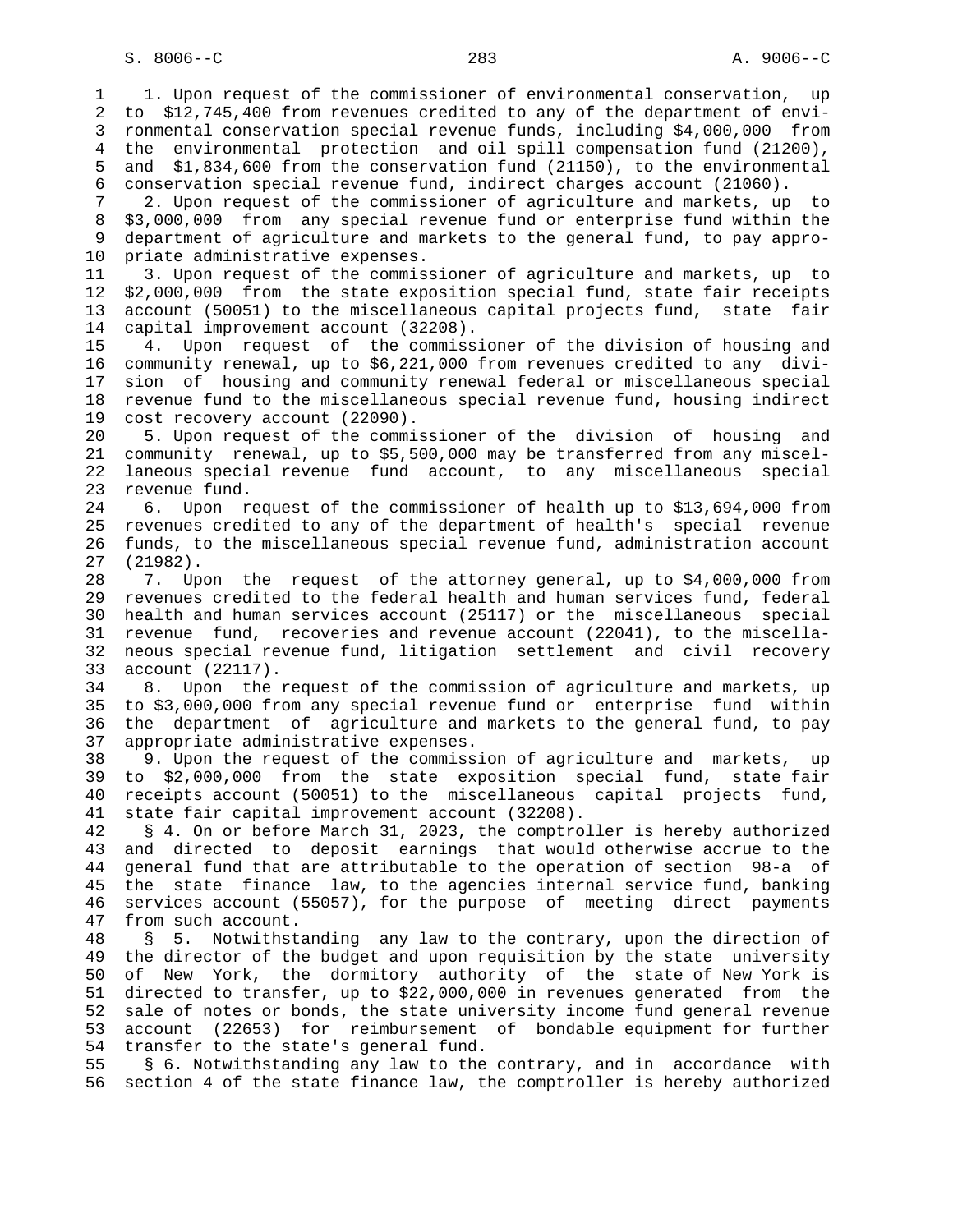1. Upon request of the commissioner of environmental conservation, up to $12,745,400 from revenues credited to any of the department of environmental conservation special revenue funds, including $4,000,000 from the environmental protection and oil spill compensation fund (21200), and $1,834,600 from the conservation fund (21150), to the environmental conservation special revenue fund, indirect charges account (21060).

2. Upon request of the commissioner of agriculture and markets, up to $3,000,000 from any special revenue fund or enterprise fund within the department of agriculture and markets to the general fund, to pay appropriate administrative expenses.

3. Upon request of the commissioner of agriculture and markets, up to $2,000,000 from the state exposition special fund, state fair receipts account (50051) to the miscellaneous capital projects fund, state fair capital improvement account (32208).

4. Upon request of the commissioner of the division of housing and community renewal, up to $6,221,000 from revenues credited to any division of housing and community renewal federal or miscellaneous special revenue fund to the miscellaneous special revenue fund, housing indirect cost recovery account (22090).

5. Upon request of the commissioner of the division of housing and community renewal, up to $5,500,000 may be transferred from any miscellaneous special revenue fund account, to any miscellaneous special revenue fund.

6. Upon request of the commissioner of health up to $13,694,000 from revenues credited to any of the department of health's special revenue funds, to the miscellaneous special revenue fund, administration account (21982).

7. Upon the request of the attorney general, up to $4,000,000 from revenues credited to the federal health and human services fund, federal health and human services account (25117) or the miscellaneous special revenue fund, recoveries and revenue account (22041), to the miscellaneous special revenue fund, litigation settlement and civil recovery account (22117).

8. Upon the request of the commission of agriculture and markets, up to $3,000,000 from any special revenue fund or enterprise fund within the department of agriculture and markets to the general fund, to pay appropriate administrative expenses.

9. Upon the request of the commission of agriculture and markets, up to $2,000,000 from the state exposition special fund, state fair receipts account (50051) to the miscellaneous capital projects fund, state fair capital improvement account (32208).

§ 4. On or before March 31, 2023, the comptroller is hereby authorized and directed to deposit earnings that would otherwise accrue to the general fund that are attributable to the operation of section 98-a of the state finance law, to the agencies internal service fund, banking services account (55057), for the purpose of meeting direct payments from such account.

§ 5. Notwithstanding any law to the contrary, upon the direction of the director of the budget and upon requisition by the state university of New York, the dormitory authority of the state of New York is directed to transfer, up to $22,000,000 in revenues generated from the sale of notes or bonds, the state university income fund general revenue account (22653) for reimbursement of bondable equipment for further transfer to the state's general fund.

§ 6. Notwithstanding any law to the contrary, and in accordance with section 4 of the state finance law, the comptroller is hereby authorized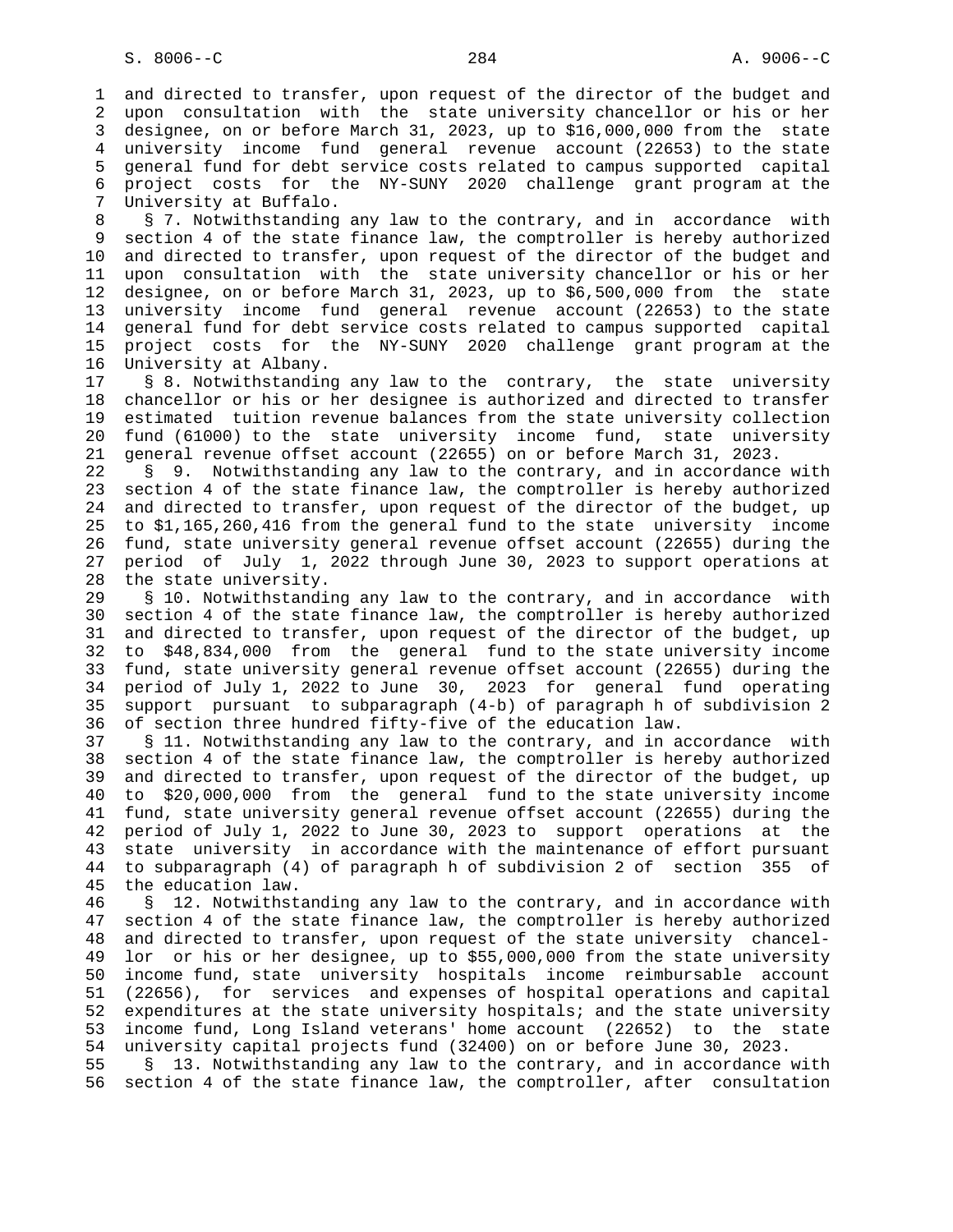and directed to transfer, upon request of the director of the budget and upon consultation with the state university chancellor or his or her designee, on or before March 31, 2023, up to $16,000,000 from the state university income fund general revenue account (22653) to the state general fund for debt service costs related to campus supported capital project costs for the NY-SUNY 2020 challenge grant program at the University at Buffalo.

§ 7. Notwithstanding any law to the contrary, and in accordance with section 4 of the state finance law, the comptroller is hereby authorized and directed to transfer, upon request of the director of the budget and upon consultation with the state university chancellor or his or her designee, on or before March 31, 2023, up to $6,500,000 from the state university income fund general revenue account (22653) to the state general fund for debt service costs related to campus supported capital project costs for the NY-SUNY 2020 challenge grant program at the University at Albany.

§ 8. Notwithstanding any law to the contrary, the state university chancellor or his or her designee is authorized and directed to transfer estimated tuition revenue balances from the state university collection fund (61000) to the state university income fund, state university general revenue offset account (22655) on or before March 31, 2023.

§ 9. Notwithstanding any law to the contrary, and in accordance with section 4 of the state finance law, the comptroller is hereby authorized and directed to transfer, upon request of the director of the budget, up to $1,165,260,416 from the general fund to the state university income fund, state university general revenue offset account (22655) during the period of July 1, 2022 through June 30, 2023 to support operations at the state university.

§ 10. Notwithstanding any law to the contrary, and in accordance with section 4 of the state finance law, the comptroller is hereby authorized and directed to transfer, upon request of the director of the budget, up to $48,834,000 from the general fund to the state university income fund, state university general revenue offset account (22655) during the period of July 1, 2022 to June 30, 2023 for general fund operating support pursuant to subparagraph (4-b) of paragraph h of subdivision 2 of section three hundred fifty-five of the education law.

§ 11. Notwithstanding any law to the contrary, and in accordance with section 4 of the state finance law, the comptroller is hereby authorized and directed to transfer, upon request of the director of the budget, up to $20,000,000 from the general fund to the state university income fund, state university general revenue offset account (22655) during the period of July 1, 2022 to June 30, 2023 to support operations at the state university in accordance with the maintenance of effort pursuant to subparagraph (4) of paragraph h of subdivision 2 of section 355 of the education law.

§ 12. Notwithstanding any law to the contrary, and in accordance with section 4 of the state finance law, the comptroller is hereby authorized and directed to transfer, upon request of the state university chancellor or his or her designee, up to $55,000,000 from the state university income fund, state university hospitals income reimbursable account (22656), for services and expenses of hospital operations and capital expenditures at the state university hospitals; and the state university income fund, Long Island veterans' home account (22652) to the state university capital projects fund (32400) on or before June 30, 2023.

§ 13. Notwithstanding any law to the contrary, and in accordance with section 4 of the state finance law, the comptroller, after consultation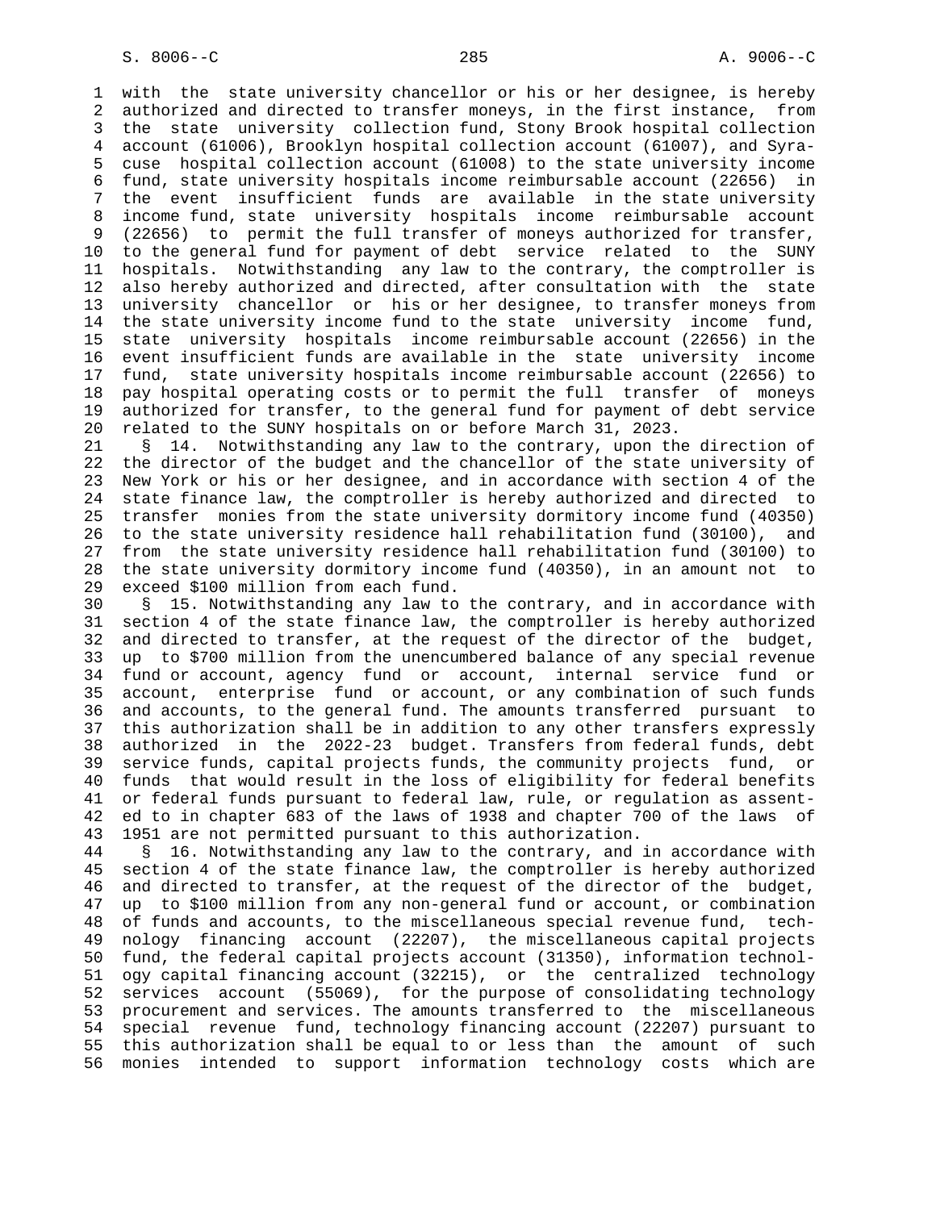with the state university chancellor or his or her designee, is hereby authorized and directed to transfer moneys, in the first instance, from the state university collection fund, Stony Brook hospital collection account (61006), Brooklyn hospital collection account (61007), and Syracuse hospital collection account (61008) to the state university income fund, state university hospitals income reimbursable account (22656) in the event insufficient funds are available in the state university income fund, state university hospitals income reimbursable account (22656) to permit the full transfer of moneys authorized for transfer, to the general fund for payment of debt service related to the SUNY hospitals. Notwithstanding any law to the contrary, the comptroller is also hereby authorized and directed, after consultation with the state university chancellor or his or her designee, to transfer moneys from the state university income fund to the state university income fund, state university hospitals income reimbursable account (22656) in the event insufficient funds are available in the state university income fund, state university hospitals income reimbursable account (22656) to pay hospital operating costs or to permit the full transfer of moneys authorized for transfer, to the general fund for payment of debt service related to the SUNY hospitals on or before March 31, 2023.

§ 14. Notwithstanding any law to the contrary, upon the direction of the director of the budget and the chancellor of the state university of New York or his or her designee, and in accordance with section 4 of the state finance law, the comptroller is hereby authorized and directed to transfer monies from the state university dormitory income fund (40350) to the state university residence hall rehabilitation fund (30100), and from the state university residence hall rehabilitation fund (30100) to the state university dormitory income fund (40350), in an amount not to exceed $100 million from each fund.

§ 15. Notwithstanding any law to the contrary, and in accordance with section 4 of the state finance law, the comptroller is hereby authorized and directed to transfer, at the request of the director of the budget, up to $700 million from the unencumbered balance of any special revenue fund or account, agency fund or account, internal service fund or account, enterprise fund or account, or any combination of such funds and accounts, to the general fund. The amounts transferred pursuant to this authorization shall be in addition to any other transfers expressly authorized in the 2022-23 budget. Transfers from federal funds, debt service funds, capital projects funds, the community projects fund, or funds that would result in the loss of eligibility for federal benefits or federal funds pursuant to federal law, rule, or regulation as assented to in chapter 683 of the laws of 1938 and chapter 700 of the laws of 1951 are not permitted pursuant to this authorization.

§ 16. Notwithstanding any law to the contrary, and in accordance with section 4 of the state finance law, the comptroller is hereby authorized and directed to transfer, at the request of the director of the budget, up to $100 million from any non-general fund or account, or combination of funds and accounts, to the miscellaneous special revenue fund, technology financing account (22207), the miscellaneous capital projects fund, the federal capital projects account (31350), information technology capital financing account (32215), or the centralized technology services account (55069), for the purpose of consolidating technology procurement and services. The amounts transferred to the miscellaneous special revenue fund, technology financing account (22207) pursuant to this authorization shall be equal to or less than the amount of such monies intended to support information technology costs which are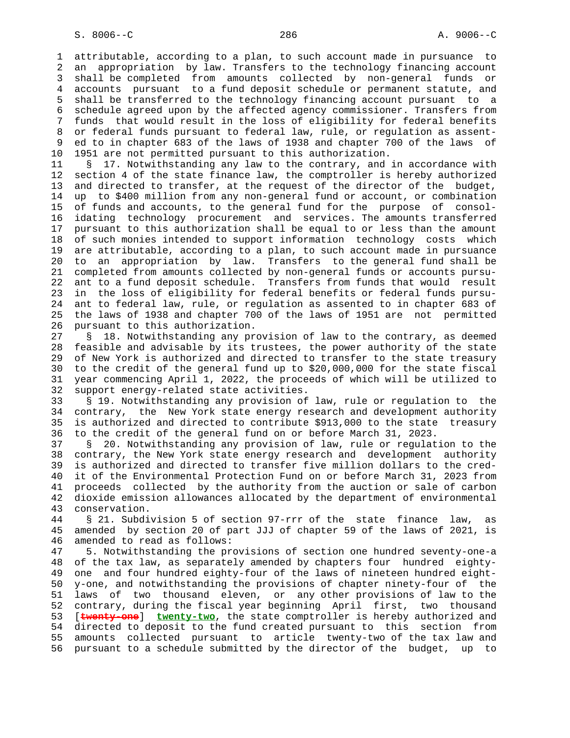attributable, according to a plan, to such account made in pursuance to an appropriation by law. Transfers to the technology financing account shall be completed from amounts collected by non-general funds or accounts pursuant to a fund deposit schedule or permanent statute, and shall be transferred to the technology financing account pursuant to a schedule agreed upon by the affected agency commissioner. Transfers from funds that would result in the loss of eligibility for federal benefits or federal funds pursuant to federal law, rule, or regulation as assented to in chapter 683 of the laws of 1938 and chapter 700 of the laws of 1951 are not permitted pursuant to this authorization.

§ 17. Notwithstanding any law to the contrary, and in accordance with section 4 of the state finance law, the comptroller is hereby authorized and directed to transfer, at the request of the director of the budget, up to $400 million from any non-general fund or account, or combination of funds and accounts, to the general fund for the purpose of consolidating technology procurement and services. The amounts transferred pursuant to this authorization shall be equal to or less than the amount of such monies intended to support information technology costs which are attributable, according to a plan, to such account made in pursuance to an appropriation by law. Transfers to the general fund shall be completed from amounts collected by non-general funds or accounts pursuant to a fund deposit schedule. Transfers from funds that would result in the loss of eligibility for federal benefits or federal funds pursuant to federal law, rule, or regulation as assented to in chapter 683 of the laws of 1938 and chapter 700 of the laws of 1951 are not permitted pursuant to this authorization.

§ 18. Notwithstanding any provision of law to the contrary, as deemed feasible and advisable by its trustees, the power authority of the state of New York is authorized and directed to transfer to the state treasury to the credit of the general fund up to $20,000,000 for the state fiscal year commencing April 1, 2022, the proceeds of which will be utilized to support energy-related state activities.

§ 19. Notwithstanding any provision of law, rule or regulation to the contrary, the New York state energy research and development authority is authorized and directed to contribute $913,000 to the state treasury to the credit of the general fund on or before March 31, 2023.

§ 20. Notwithstanding any provision of law, rule or regulation to the contrary, the New York state energy research and development authority is authorized and directed to transfer five million dollars to the credit of the Environmental Protection Fund on or before March 31, 2023 from proceeds collected by the authority from the auction or sale of carbon dioxide emission allowances allocated by the department of environmental conservation.

§ 21. Subdivision 5 of section 97-rrr of the state finance law, as amended by section 20 of part JJJ of chapter 59 of the laws of 2021, is amended to read as follows:

5. Notwithstanding the provisions of section one hundred seventy-one-a of the tax law, as separately amended by chapters four hundred eighty-one and four hundred eighty-four of the laws of nineteen hundred eighty-one, and notwithstanding the provisions of chapter ninety-four of the laws of two thousand eleven, or any other provisions of law to the contrary, during the fiscal year beginning April first, two thousand [~~twenty-one~~] <u>twenty-two</u>, the state comptroller is hereby authorized and directed to deposit to the fund created pursuant to this section from amounts collected pursuant to article twenty-two of the tax law and pursuant to a schedule submitted by the director of the budget, up to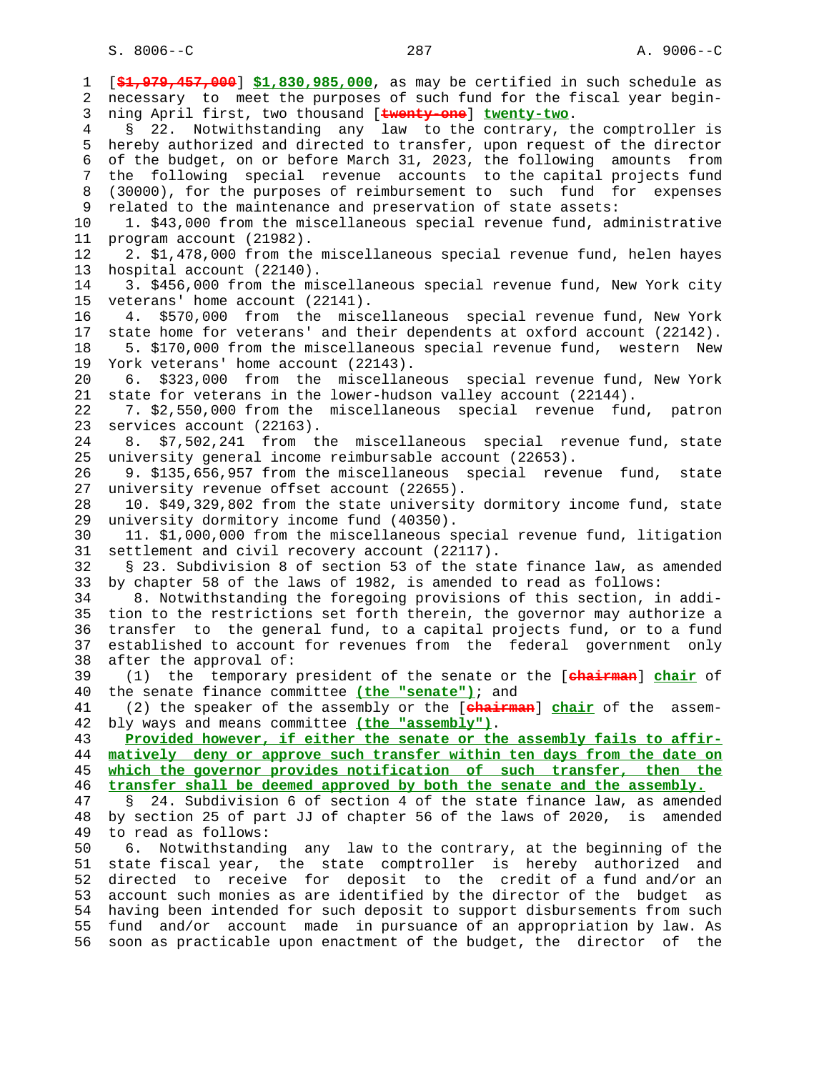[~~$1,979,457,000~~] **$1,830,985,000**, as may be certified in such schedule as necessary to meet the purposes of such fund for the fiscal year beginning April first, two thousand [~~twenty-one~~] **twenty-two**.

§ 22. Notwithstanding any law to the contrary, the comptroller is hereby authorized and directed to transfer, upon request of the director of the budget, on or before March 31, 2023, the following amounts from the following special revenue accounts to the capital projects fund (30000), for the purposes of reimbursement to such fund for expenses related to the maintenance and preservation of state assets:

1. $43,000 from the miscellaneous special revenue fund, administrative program account (21982).

2. $1,478,000 from the miscellaneous special revenue fund, helen hayes hospital account (22140).

3. $456,000 from the miscellaneous special revenue fund, New York city veterans' home account (22141).

4. $570,000 from the miscellaneous special revenue fund, New York state home for veterans' and their dependents at oxford account (22142).

5. $170,000 from the miscellaneous special revenue fund, western New York veterans' home account (22143).

6. $323,000 from the miscellaneous special revenue fund, New York state for veterans in the lower-hudson valley account (22144).

7. $2,550,000 from the miscellaneous special revenue fund, patron services account (22163).

8. $7,502,241 from the miscellaneous special revenue fund, state university general income reimbursable account (22653).

9. $135,656,957 from the miscellaneous special revenue fund, state university revenue offset account (22655).

10. $49,329,802 from the state university dormitory income fund, state university dormitory income fund (40350).

11. $1,000,000 from the miscellaneous special revenue fund, litigation settlement and civil recovery account (22117).

§ 23. Subdivision 8 of section 53 of the state finance law, as amended by chapter 58 of the laws of 1982, is amended to read as follows:

8. Notwithstanding the foregoing provisions of this section, in addition to the restrictions set forth therein, the governor may authorize a transfer to the general fund, to a capital projects fund, or to a fund established to account for revenues from the federal government only after the approval of:

(1) the temporary president of the senate or the [~~chairman~~] **chair** of the senate finance committee **(the "senate")**; and

(2) the speaker of the assembly or the [~~chairman~~] **chair** of the assembly ways and means committee **(the "assembly")**.

**Provided however, if either the senate or the assembly fails to affirmatively deny or approve such transfer within ten days from the date on which the governor provides notification of such transfer, then the transfer shall be deemed approved by both the senate and the assembly.**

§ 24. Subdivision 6 of section 4 of the state finance law, as amended by section 25 of part JJ of chapter 56 of the laws of 2020, is amended to read as follows:

6. Notwithstanding any law to the contrary, at the beginning of the state fiscal year, the state comptroller is hereby authorized and directed to receive for deposit to the credit of a fund and/or an account such monies as are identified by the director of the budget as having been intended for such deposit to support disbursements from such fund and/or account made in pursuance of an appropriation by law. As soon as practicable upon enactment of the budget, the director of the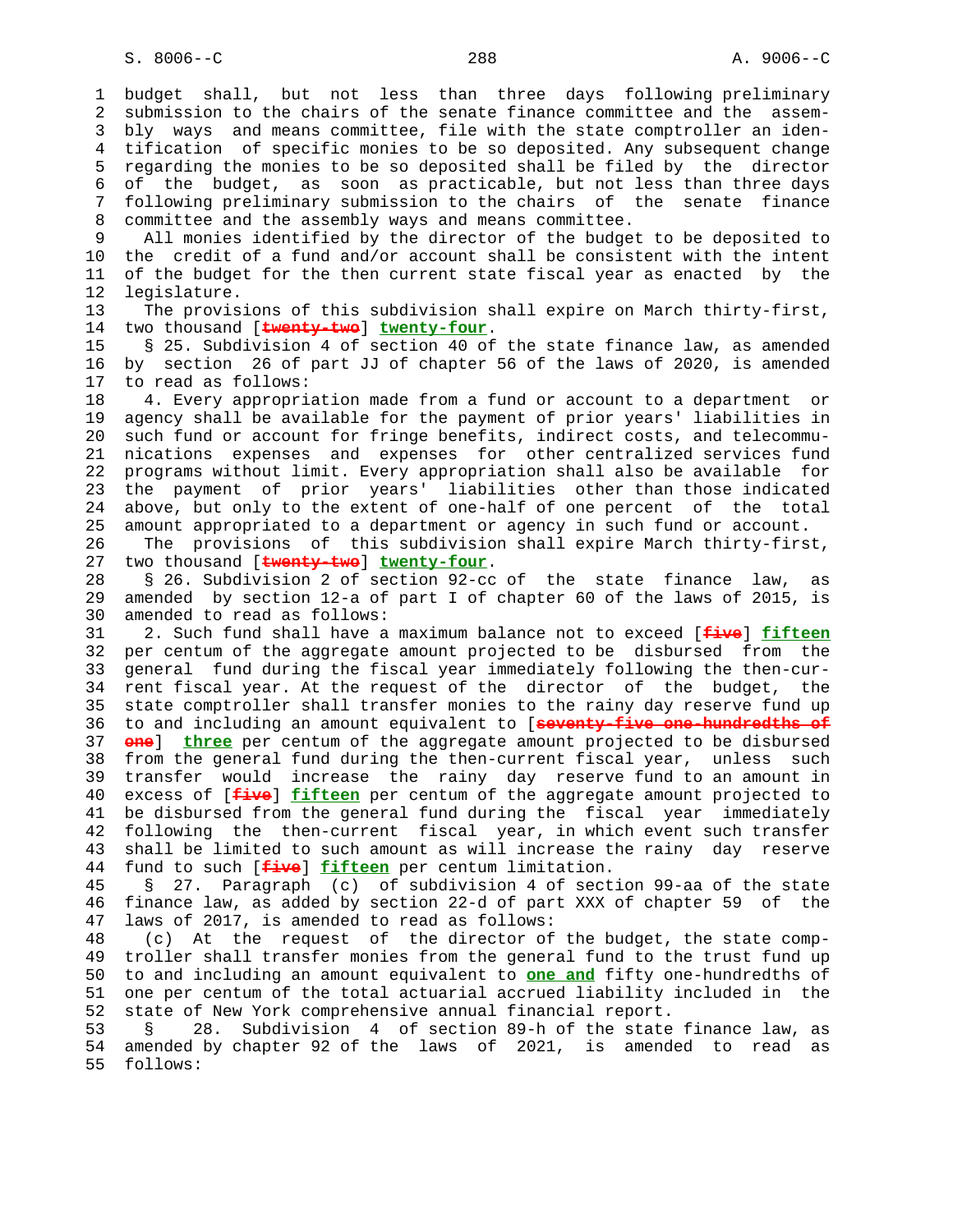budget shall, but not less than three days following preliminary submission to the chairs of the senate finance committee and the assembly ways and means committee, file with the state comptroller an identification of specific monies to be so deposited. Any subsequent change regarding the monies to be so deposited shall be filed by the director of the budget, as soon as practicable, but not less than three days following preliminary submission to the chairs of the senate finance committee and the assembly ways and means committee.

All monies identified by the director of the budget to be deposited to the credit of a fund and/or account shall be consistent with the intent of the budget for the then current state fiscal year as enacted by the legislature.

The provisions of this subdivision shall expire on March thirty-first, two thousand [~~twenty-two~~] **twenty-four**.

§ 25. Subdivision 4 of section 40 of the state finance law, as amended by section 26 of part JJ of chapter 56 of the laws of 2020, is amended to read as follows:

4. Every appropriation made from a fund or account to a department or agency shall be available for the payment of prior years' liabilities in such fund or account for fringe benefits, indirect costs, and telecommunications expenses and expenses for other centralized services fund programs without limit. Every appropriation shall also be available for the payment of prior years' liabilities other than those indicated above, but only to the extent of one-half of one percent of the total amount appropriated to a department or agency in such fund or account.

The provisions of this subdivision shall expire March thirty-first, two thousand [~~twenty-two~~] **twenty-four**.

§ 26. Subdivision 2 of section 92-cc of the state finance law, as amended by section 12-a of part I of chapter 60 of the laws of 2015, is amended to read as follows:

2. Such fund shall have a maximum balance not to exceed [~~five~~] **fifteen** per centum of the aggregate amount projected to be disbursed from the general fund during the fiscal year immediately following the then-current fiscal year. At the request of the director of the budget, the state comptroller shall transfer monies to the rainy day reserve fund up to and including an amount equivalent to [~~seventy-five one-hundredths of one~~] **three** per centum of the aggregate amount projected to be disbursed from the general fund during the then-current fiscal year, unless such transfer would increase the rainy day reserve fund to an amount in excess of [~~five~~] **fifteen** per centum of the aggregate amount projected to be disbursed from the general fund during the fiscal year immediately following the then-current fiscal year, in which event such transfer shall be limited to such amount as will increase the rainy day reserve fund to such [~~five~~] **fifteen** per centum limitation.

§ 27. Paragraph (c) of subdivision 4 of section 99-aa of the state finance law, as added by section 22-d of part XXX of chapter 59 of the laws of 2017, is amended to read as follows:

(c) At the request of the director of the budget, the state comptroller shall transfer monies from the general fund to the trust fund up to and including an amount equivalent to **one and** fifty one-hundredths of one per centum of the total actuarial accrued liability included in the state of New York comprehensive annual financial report.

§ 28. Subdivision 4 of section 89-h of the state finance law, as amended by chapter 92 of the laws of 2021, is amended to read as follows: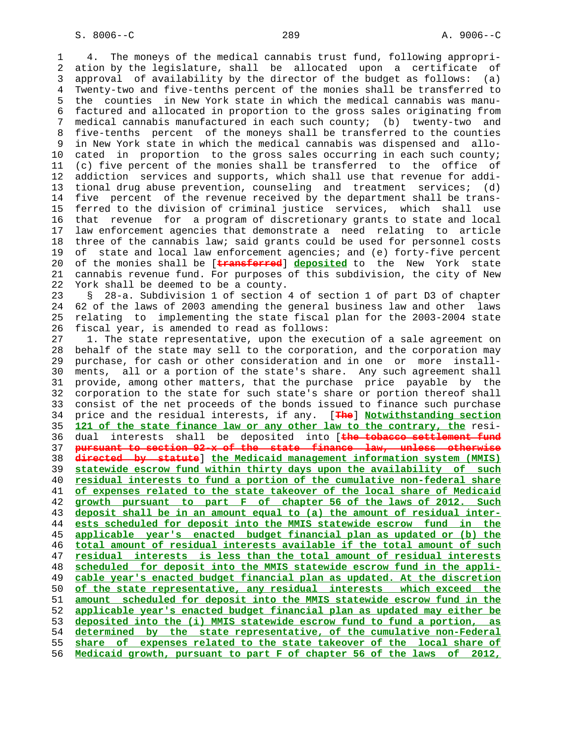4. The moneys of the medical cannabis trust fund, following appropriation by the legislature, shall be allocated upon a certificate of approval of availability by the director of the budget as follows: (a) Twenty-two and five-tenths percent of the monies shall be transferred to the counties in New York state in which the medical cannabis was manufactured and allocated in proportion to the gross sales originating from medical cannabis manufactured in each such county; (b) twenty-two and five-tenths percent of the moneys shall be transferred to the counties in New York state in which the medical cannabis was dispensed and allocated in proportion to the gross sales occurring in each such county; (c) five percent of the monies shall be transferred to the office of addiction services and supports, which shall use that revenue for additional drug abuse prevention, counseling and treatment services; (d) five percent of the revenue received by the department shall be transferred to the division of criminal justice services, which shall use that revenue for a program of discretionary grants to state and local law enforcement agencies that demonstrate a need relating to article three of the cannabis law; said grants could be used for personnel costs of state and local law enforcement agencies; and (e) forty-five percent of the monies shall be [~~transferred~~] **deposited** to the New York state cannabis revenue fund. For purposes of this subdivision, the city of New York shall be deemed to be a county.

§ 28-a. Subdivision 1 of section 4 of section 1 of part D3 of chapter 62 of the laws of 2003 amending the general business law and other laws relating to implementing the state fiscal plan for the 2003-2004 state fiscal year, is amended to read as follows:

1. The state representative, upon the execution of a sale agreement on behalf of the state may sell to the corporation, and the corporation may purchase, for cash or other consideration and in one or more installments, all or a portion of the state's share. Any such agreement shall provide, among other matters, that the purchase price payable by the corporation to the state for such state's share or portion thereof shall consist of the net proceeds of the bonds issued to finance such purchase price and the residual interests, if any. [~~The~~] **Notwithstanding section 121 of the state finance law or any other law to the contrary, the** residual interests shall be deposited into [~~the tobacco settlement fund pursuant to section 92-x of the state finance law, unless otherwise directed by statute~~] **the Medicaid management information system (MMIS) statewide escrow fund within thirty days upon the availability of such residual interests to fund a portion of the cumulative non-federal share of expenses related to the state takeover of the local share of Medicaid growth pursuant to part F of chapter 56 of the laws of 2012. Such deposit shall be in an amount equal to (a) the amount of residual interests scheduled for deposit into the MMIS statewide escrow fund in the applicable year's enacted budget financial plan as updated or (b) the total amount of residual interests available if the total amount of such residual interests is less than the total amount of residual interests scheduled for deposit into the MMIS statewide escrow fund in the applicable year's enacted budget financial plan as updated. At the discretion of the state representative, any residual interests which exceed the amount scheduled for deposit into the MMIS statewide escrow fund in the applicable year's enacted budget financial plan as updated may either be deposited into the (i) MMIS statewide escrow fund to fund a portion, as determined by the state representative, of the cumulative non-Federal share of expenses related to the state takeover of the local share of Medicaid growth, pursuant to part F of chapter 56 of the laws of 2012,**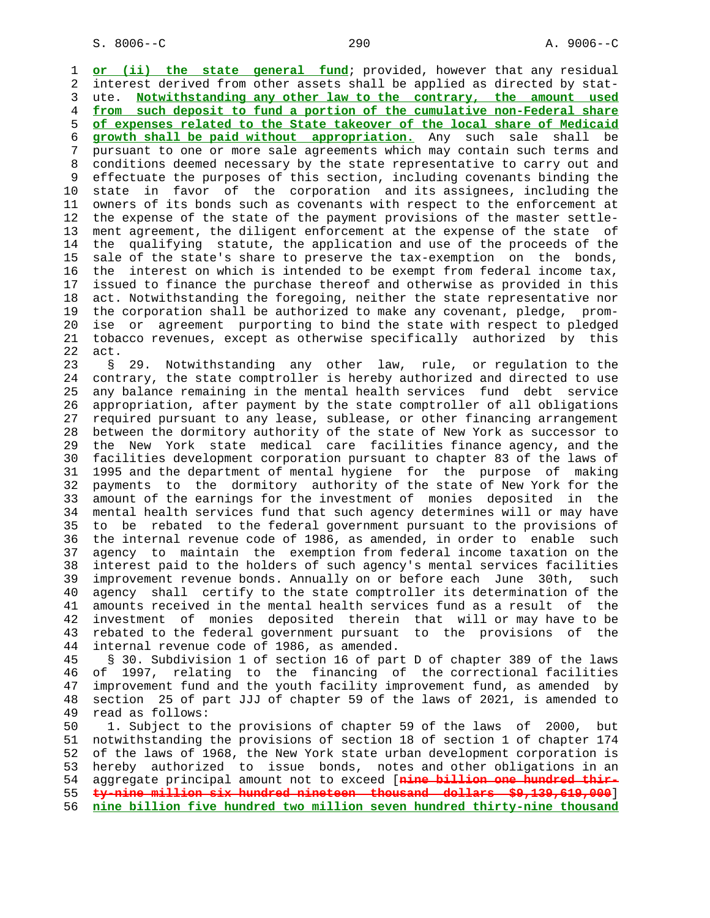or (ii) the state general fund; provided, however that any residual interest derived from other assets shall be applied as directed by statute. Notwithstanding any other law to the contrary, the amount used from such deposit to fund a portion of the cumulative non-Federal share of expenses related to the State takeover of the local share of Medicaid growth shall be paid without appropriation. Any such sale shall be pursuant to one or more sale agreements which may contain such terms and conditions deemed necessary by the state representative to carry out and effectuate the purposes of this section, including covenants binding the state in favor of the corporation and its assignees, including the owners of its bonds such as covenants with respect to the enforcement at the expense of the state of the payment provisions of the master settlement agreement, the diligent enforcement at the expense of the state of the qualifying statute, the application and use of the proceeds of the sale of the state's share to preserve the tax-exemption on the bonds, the interest on which is intended to be exempt from federal income tax, issued to finance the purchase thereof and otherwise as provided in this act. Notwithstanding the foregoing, neither the state representative nor the corporation shall be authorized to make any covenant, pledge, promise or agreement purporting to bind the state with respect to pledged tobacco revenues, except as otherwise specifically authorized by this act.

§ 29. Notwithstanding any other law, rule, or regulation to the contrary, the state comptroller is hereby authorized and directed to use any balance remaining in the mental health services fund debt service appropriation, after payment by the state comptroller of all obligations required pursuant to any lease, sublease, or other financing arrangement between the dormitory authority of the state of New York as successor to the New York state medical care facilities finance agency, and the facilities development corporation pursuant to chapter 83 of the laws of 1995 and the department of mental hygiene for the purpose of making payments to the dormitory authority of the state of New York for the amount of the earnings for the investment of monies deposited in the mental health services fund that such agency determines will or may have to be rebated to the federal government pursuant to the provisions of the internal revenue code of 1986, as amended, in order to enable such agency to maintain the exemption from federal income taxation on the interest paid to the holders of such agency's mental services facilities improvement revenue bonds. Annually on or before each June 30th, such agency shall certify to the state comptroller its determination of the amounts received in the mental health services fund as a result of the investment of monies deposited therein that will or may have to be rebated to the federal government pursuant to the provisions of the internal revenue code of 1986, as amended.

§ 30. Subdivision 1 of section 16 of part D of chapter 389 of the laws of 1997, relating to the financing of the correctional facilities improvement fund and the youth facility improvement fund, as amended by section 25 of part JJJ of chapter 59 of the laws of 2021, is amended to read as follows:

1. Subject to the provisions of chapter 59 of the laws of 2000, but notwithstanding the provisions of section 18 of section 1 of chapter 174 of the laws of 1968, the New York state urban development corporation is hereby authorized to issue bonds, notes and other obligations in an aggregate principal amount not to exceed [~~nine billion one hundred thirty-nine million six hundred nineteen thousand dollars $9,139,619,000~~] nine billion five hundred two million seven hundred thirty-nine thousand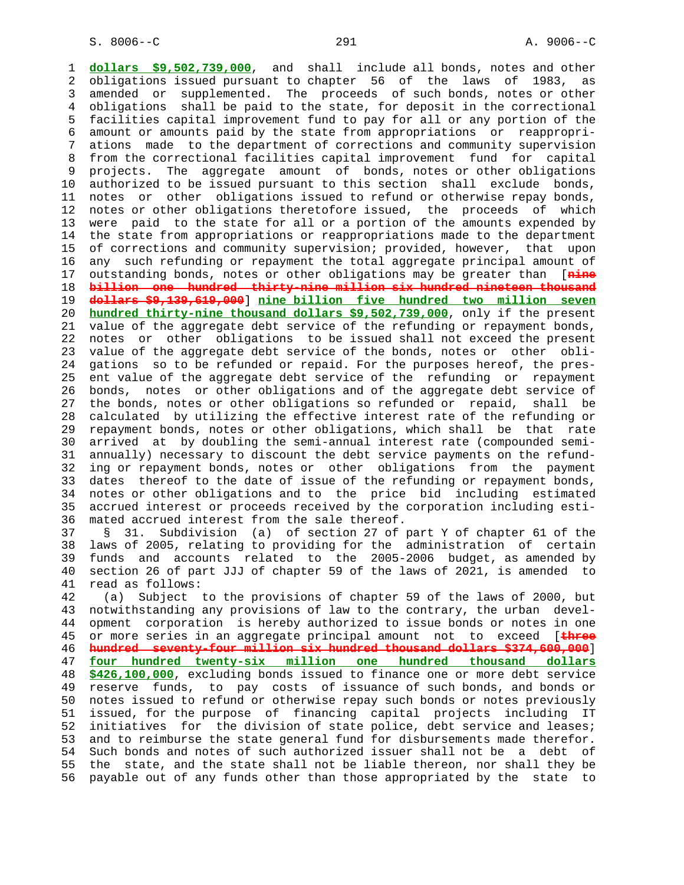dollars $9,502,739,000, and shall include all bonds, notes and other obligations issued pursuant to chapter 56 of the laws of 1983, as amended or supplemented. The proceeds of such bonds, notes or other obligations shall be paid to the state, for deposit in the correctional facilities capital improvement fund to pay for all or any portion of the amount or amounts paid by the state from appropriations or reappropriations made to the department of corrections and community supervision from the correctional facilities capital improvement fund for capital projects. The aggregate amount of bonds, notes or other obligations authorized to be issued pursuant to this section shall exclude bonds, notes or other obligations issued to refund or otherwise repay bonds, notes or other obligations theretofore issued, the proceeds of which were paid to the state for all or a portion of the amounts expended by the state from appropriations or reappropriations made to the department of corrections and community supervision; provided, however, that upon any such refunding or repayment the total aggregate principal amount of outstanding bonds, notes or other obligations may be greater than [~~nine billion one hundred thirty-nine million six hundred nineteen thousand dollars $9,139,619,000~~] nine billion five hundred two million seven hundred thirty-nine thousand dollars $9,502,739,000, only if the present value of the aggregate debt service of the refunding or repayment bonds, notes or other obligations to be issued shall not exceed the present value of the aggregate debt service of the bonds, notes or other obligations so to be refunded or repaid. For the purposes hereof, the present value of the aggregate debt service of the refunding or repayment bonds, notes or other obligations and of the aggregate debt service of the bonds, notes or other obligations so refunded or repaid, shall be calculated by utilizing the effective interest rate of the refunding or repayment bonds, notes or other obligations, which shall be that rate arrived at by doubling the semi-annual interest rate (compounded semi-annually) necessary to discount the debt service payments on the refunding or repayment bonds, notes or other obligations from the payment dates thereof to the date of issue of the refunding or repayment bonds, notes or other obligations and to the price bid including estimated accrued interest or proceeds received by the corporation including estimated accrued interest from the sale thereof.

§ 31. Subdivision (a) of section 27 of part Y of chapter 61 of the laws of 2005, relating to providing for the administration of certain funds and accounts related to the 2005-2006 budget, as amended by section 26 of part JJJ of chapter 59 of the laws of 2021, is amended to read as follows:

(a) Subject to the provisions of chapter 59 of the laws of 2000, but notwithstanding any provisions of law to the contrary, the urban development corporation is hereby authorized to issue bonds or notes in one or more series in an aggregate principal amount not to exceed [~~three hundred seventy-four million six hundred thousand dollars $374,600,000~~] four hundred twenty-six million one hundred thousand dollars $426,100,000, excluding bonds issued to finance one or more debt service reserve funds, to pay costs of issuance of such bonds, and bonds or notes issued to refund or otherwise repay such bonds or notes previously issued, for the purpose of financing capital projects including IT initiatives for the division of state police, debt service and leases; and to reimburse the state general fund for disbursements made therefor. Such bonds and notes of such authorized issuer shall not be a debt of the state, and the state shall not be liable thereon, nor shall they be payable out of any funds other than those appropriated by the state to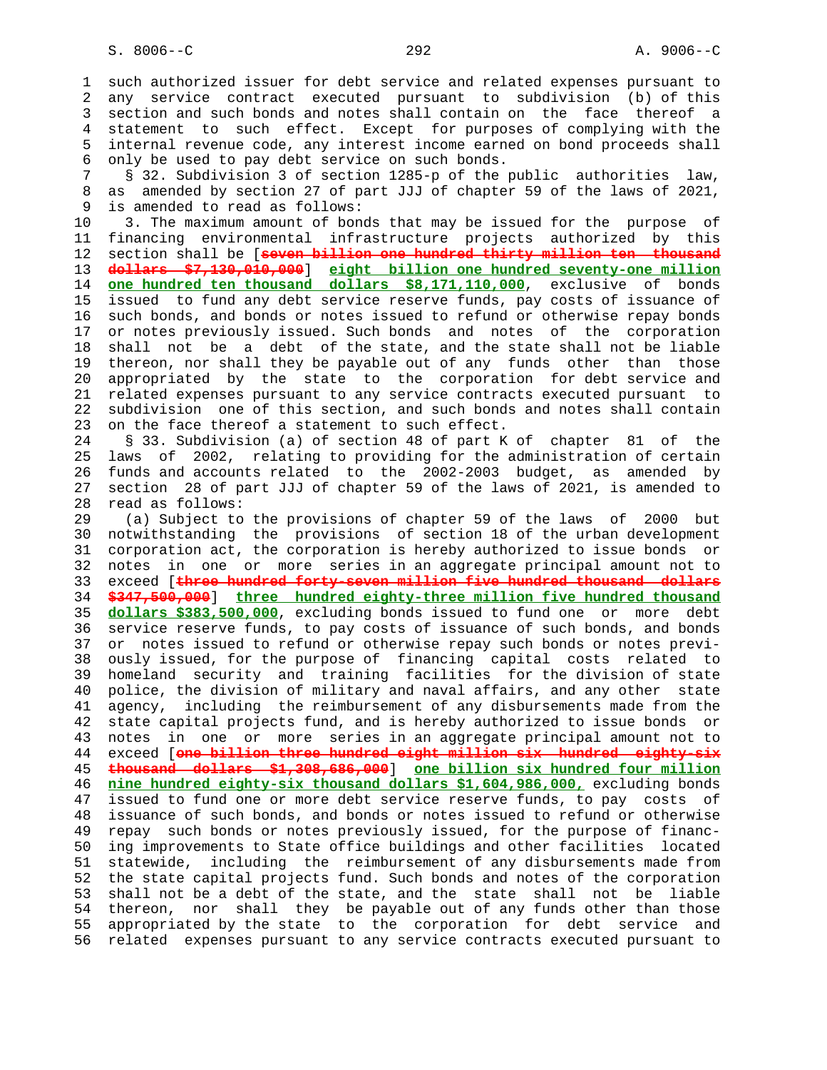such authorized issuer for debt service and related expenses pursuant to any service contract executed pursuant to subdivision (b) of this section and such bonds and notes shall contain on the face thereof a statement to such effect. Except for purposes of complying with the internal revenue code, any interest income earned on bond proceeds shall only be used to pay debt service on such bonds.

§ 32. Subdivision 3 of section 1285-p of the public authorities law, as amended by section 27 of part JJJ of chapter 59 of the laws of 2021, is amended to read as follows:

3. The maximum amount of bonds that may be issued for the purpose of financing environmental infrastructure projects authorized by this section shall be [~~seven billion one hundred thirty million ten thousand dollars $7,130,010,000~~] eight billion one hundred seventy-one million one hundred ten thousand dollars $8,171,110,000, exclusive of bonds issued to fund any debt service reserve funds, pay costs of issuance of such bonds, and bonds or notes issued to refund or otherwise repay bonds or notes previously issued. Such bonds and notes of the corporation shall not be a debt of the state, and the state shall not be liable thereon, nor shall they be payable out of any funds other than those appropriated by the state to the corporation for debt service and related expenses pursuant to any service contracts executed pursuant to subdivision one of this section, and such bonds and notes shall contain on the face thereof a statement to such effect.

§ 33. Subdivision (a) of section 48 of part K of chapter 81 of the laws of 2002, relating to providing for the administration of certain funds and accounts related to the 2002-2003 budget, as amended by section 28 of part JJJ of chapter 59 of the laws of 2021, is amended to read as follows:

(a) Subject to the provisions of chapter 59 of the laws of 2000 but notwithstanding the provisions of section 18 of the urban development corporation act, the corporation is hereby authorized to issue bonds or notes in one or more series in an aggregate principal amount not to exceed [~~three hundred forty-seven million five hundred thousand dollars $347,500,000~~] three hundred eighty-three million five hundred thousand dollars $383,500,000, excluding bonds issued to fund one or more debt service reserve funds, to pay costs of issuance of such bonds, and bonds or notes issued to refund or otherwise repay such bonds or notes previously issued, for the purpose of financing capital costs related to homeland security and training facilities for the division of state police, the division of military and naval affairs, and any other state agency, including the reimbursement of any disbursements made from the state capital projects fund, and is hereby authorized to issue bonds or notes in one or more series in an aggregate principal amount not to exceed [~~one billion three hundred eight million six hundred eighty-six thousand dollars $1,308,686,000~~] one billion six hundred four million nine hundred eighty-six thousand dollars $1,604,986,000, excluding bonds issued to fund one or more debt service reserve funds, to pay costs of issuance of such bonds, and bonds or notes issued to refund or otherwise repay such bonds or notes previously issued, for the purpose of financing improvements to State office buildings and other facilities located statewide, including the reimbursement of any disbursements made from the state capital projects fund. Such bonds and notes of the corporation shall not be a debt of the state, and the state shall not be liable thereon, nor shall they be payable out of any funds other than those appropriated by the state to the corporation for debt service and related expenses pursuant to any service contracts executed pursuant to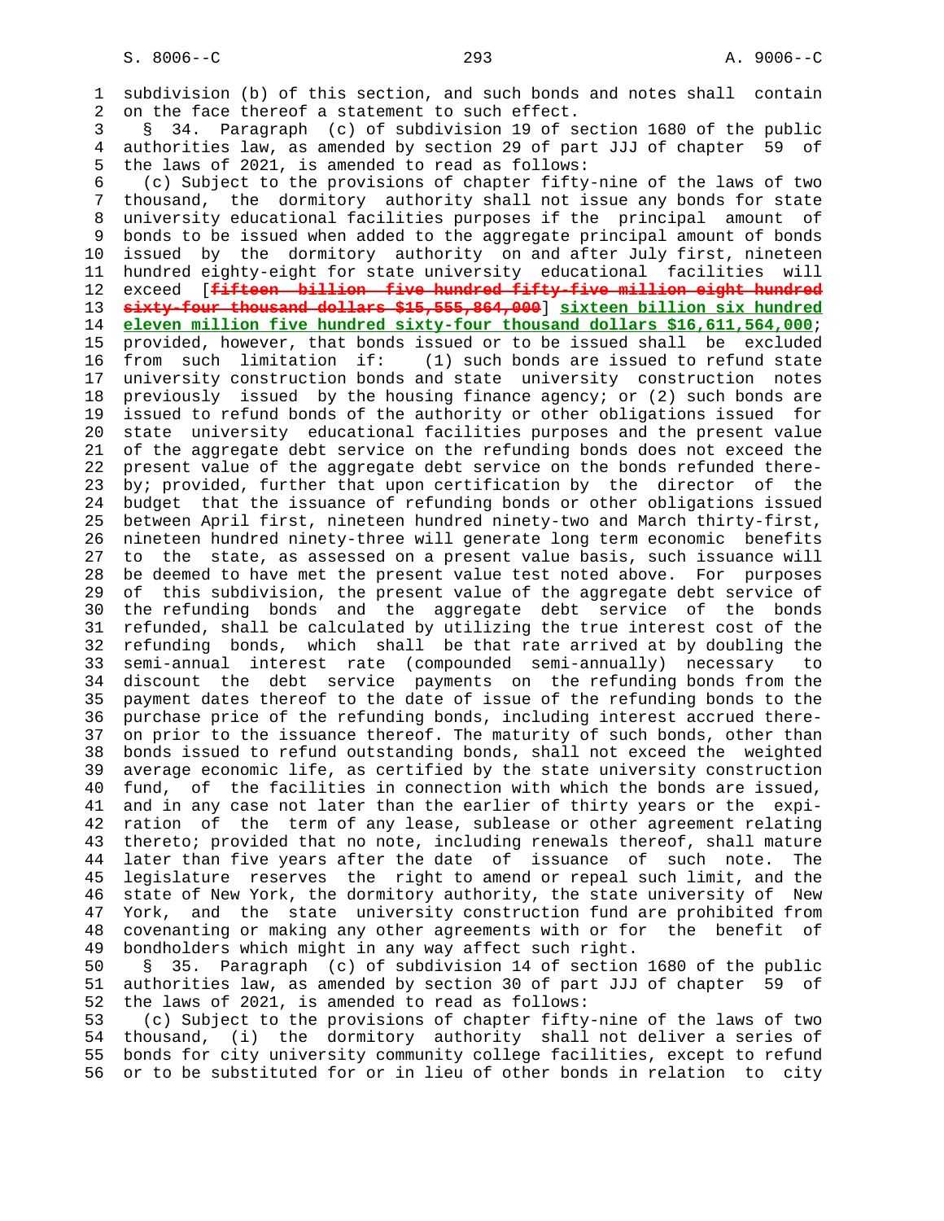subdivision (b) of this section, and such bonds and notes shall contain on the face thereof a statement to such effect.

§ 34. Paragraph (c) of subdivision 19 of section 1680 of the public authorities law, as amended by section 29 of part JJJ of chapter 59 of the laws of 2021, is amended to read as follows:

(c) Subject to the provisions of chapter fifty-nine of the laws of two thousand, the dormitory authority shall not issue any bonds for state university educational facilities purposes if the principal amount of bonds to be issued when added to the aggregate principal amount of bonds issued by the dormitory authority on and after July first, nineteen hundred eighty-eight for state university educational facilities will exceed [~~fifteen billion five hundred fifty-five million eight hundred sixty-four thousand dollars $15,555,864,000~~] **sixteen billion six hundred eleven million five hundred sixty-four thousand dollars $16,611,564,000**; provided, however, that bonds issued or to be issued shall be excluded from such limitation if: (1) such bonds are issued to refund state university construction bonds and state university construction notes previously issued by the housing finance agency; or (2) such bonds are issued to refund bonds of the authority or other obligations issued for state university educational facilities purposes and the present value of the aggregate debt service on the refunding bonds does not exceed the present value of the aggregate debt service on the bonds refunded thereby; provided, further that upon certification by the director of the budget that the issuance of refunding bonds or other obligations issued between April first, nineteen hundred ninety-two and March thirty-first, nineteen hundred ninety-three will generate long term economic benefits to the state, as assessed on a present value basis, such issuance will be deemed to have met the present value test noted above. For purposes of this subdivision, the present value of the aggregate debt service of the refunding bonds and the aggregate debt service of the bonds refunded, shall be calculated by utilizing the true interest cost of the refunding bonds, which shall be that rate arrived at by doubling the semi-annual interest rate (compounded semi-annually) necessary to discount the debt service payments on the refunding bonds from the payment dates thereof to the date of issue of the refunding bonds to the purchase price of the refunding bonds, including interest accrued thereon prior to the issuance thereof. The maturity of such bonds, other than bonds issued to refund outstanding bonds, shall not exceed the weighted average economic life, as certified by the state university construction fund, of the facilities in connection with which the bonds are issued, and in any case not later than the earlier of thirty years or the expiration of the term of any lease, sublease or other agreement relating thereto; provided that no note, including renewals thereof, shall mature later than five years after the date of issuance of such note. The legislature reserves the right to amend or repeal such limit, and the state of New York, the dormitory authority, the state university of New York, and the state university construction fund are prohibited from covenanting or making any other agreements with or for the benefit of bondholders which might in any way affect such right.

§ 35. Paragraph (c) of subdivision 14 of section 1680 of the public authorities law, as amended by section 30 of part JJJ of chapter 59 of the laws of 2021, is amended to read as follows:

(c) Subject to the provisions of chapter fifty-nine of the laws of two thousand, (i) the dormitory authority shall not deliver a series of bonds for city university community college facilities, except to refund or to be substituted for or in lieu of other bonds in relation to city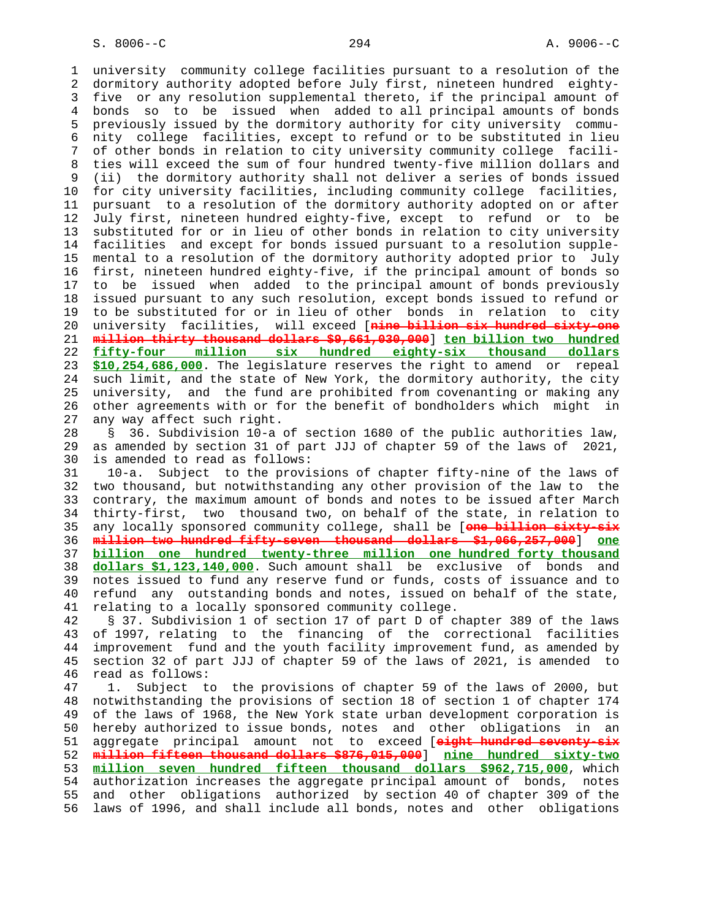university community college facilities pursuant to a resolution of the dormitory authority adopted before July first, nineteen hundred eighty-five or any resolution supplemental thereto, if the principal amount of bonds so to be issued when added to all principal amounts of bonds previously issued by the dormitory authority for city university community college facilities, except to refund or to be substituted in lieu of other bonds in relation to city university community college facilities will exceed the sum of four hundred twenty-five million dollars and (ii) the dormitory authority shall not deliver a series of bonds issued for city university facilities, including community college facilities, pursuant to a resolution of the dormitory authority adopted on or after July first, nineteen hundred eighty-five, except to refund or to be substituted for or in lieu of other bonds in relation to city university facilities and except for bonds issued pursuant to a resolution supplemental to a resolution of the dormitory authority adopted prior to July first, nineteen hundred eighty-five, if the principal amount of bonds so to be issued when added to the principal amount of bonds previously issued pursuant to any such resolution, except bonds issued to refund or to be substituted for or in lieu of other bonds in relation to city university facilities, will exceed [~~nine billion six hundred sixty-one million thirty thousand dollars $9,661,030,000~~] <u>**ten billion two hundred fifty-four million six hundred eighty-six thousand dollars $10,254,686,000**</u>. The legislature reserves the right to amend or repeal such limit, and the state of New York, the dormitory authority, the city university, and the fund are prohibited from covenanting or making any other agreements with or for the benefit of bondholders which might in any way affect such right.

§ 36. Subdivision 10-a of section 1680 of the public authorities law, as amended by section 31 of part JJJ of chapter 59 of the laws of 2021, is amended to read as follows:

10-a. Subject to the provisions of chapter fifty-nine of the laws of two thousand, but notwithstanding any other provision of the law to the contrary, the maximum amount of bonds and notes to be issued after March thirty-first, two thousand two, on behalf of the state, in relation to any locally sponsored community college, shall be [~~one billion sixty-six million two hundred fifty-seven thousand dollars $1,066,257,000~~] <u>**one billion one hundred twenty-three million one hundred forty thousand dollars $1,123,140,000**</u>. Such amount shall be exclusive of bonds and notes issued to fund any reserve fund or funds, costs of issuance and to refund any outstanding bonds and notes, issued on behalf of the state, relating to a locally sponsored community college.

§ 37. Subdivision 1 of section 17 of part D of chapter 389 of the laws of 1997, relating to the financing of the correctional facilities improvement fund and the youth facility improvement fund, as amended by section 32 of part JJJ of chapter 59 of the laws of 2021, is amended to read as follows:

1. Subject to the provisions of chapter 59 of the laws of 2000, but notwithstanding the provisions of section 18 of section 1 of chapter 174 of the laws of 1968, the New York state urban development corporation is hereby authorized to issue bonds, notes and other obligations in an aggregate principal amount not to exceed [~~eight hundred seventy-six million fifteen thousand dollars $876,015,000~~] <u>**nine hundred sixty-two million seven hundred fifteen thousand dollars $962,715,000**</u>, which authorization increases the aggregate principal amount of bonds, notes and other obligations authorized by section 40 of chapter 309 of the laws of 1996, and shall include all bonds, notes and other obligations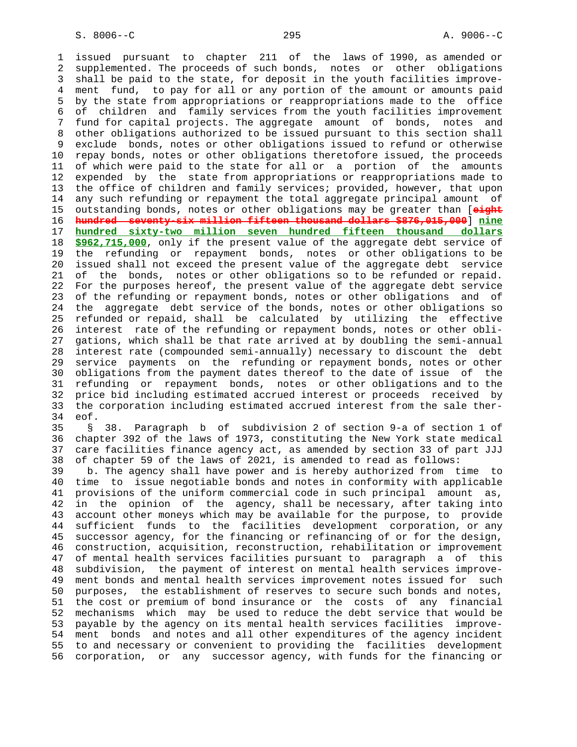issued pursuant to chapter 211 of the laws of 1990, as amended or supplemented. The proceeds of such bonds, notes or other obligations shall be paid to the state, for deposit in the youth facilities improvement fund, to pay for all or any portion of the amount or amounts paid by the state from appropriations or reappropriations made to the office of children and family services from the youth facilities improvement fund for capital projects. The aggregate amount of bonds, notes and other obligations authorized to be issued pursuant to this section shall exclude bonds, notes or other obligations issued to refund or otherwise repay bonds, notes or other obligations theretofore issued, the proceeds of which were paid to the state for all or a portion of the amounts expended by the state from appropriations or reappropriations made to the office of children and family services; provided, however, that upon any such refunding or repayment the total aggregate principal amount of outstanding bonds, notes or other obligations may be greater than [~~eight hundred seventy-six million fifteen thousand dollars $876,015,000~~] **nine hundred sixty-two million seven hundred fifteen thousand dollars $962,715,000**, only if the present value of the aggregate debt service of the refunding or repayment bonds, notes or other obligations to be issued shall not exceed the present value of the aggregate debt service of the bonds, notes or other obligations so to be refunded or repaid. For the purposes hereof, the present value of the aggregate debt service of the refunding or repayment bonds, notes or other obligations and of the aggregate debt service of the bonds, notes or other obligations so refunded or repaid, shall be calculated by utilizing the effective interest rate of the refunding or repayment bonds, notes or other obligations, which shall be that rate arrived at by doubling the semi-annual interest rate (compounded semi-annually) necessary to discount the debt service payments on the refunding or repayment bonds, notes or other obligations from the payment dates thereof to the date of issue of the refunding or repayment bonds, notes or other obligations and to the price bid including estimated accrued interest or proceeds received by the corporation including estimated accrued interest from the sale thereof.

§ 38. Paragraph b of subdivision 2 of section 9-a of section 1 of chapter 392 of the laws of 1973, constituting the New York state medical care facilities finance agency act, as amended by section 33 of part JJJ of chapter 59 of the laws of 2021, is amended to read as follows:

b. The agency shall have power and is hereby authorized from time to time to issue negotiable bonds and notes in conformity with applicable provisions of the uniform commercial code in such principal amount as, in the opinion of the agency, shall be necessary, after taking into account other moneys which may be available for the purpose, to provide sufficient funds to the facilities development corporation, or any successor agency, for the financing or refinancing of or for the design, construction, acquisition, reconstruction, rehabilitation or improvement of mental health services facilities pursuant to paragraph a of this subdivision, the payment of interest on mental health services improvement bonds and mental health services improvement notes issued for such purposes, the establishment of reserves to secure such bonds and notes, the cost or premium of bond insurance or the costs of any financial mechanisms which may be used to reduce the debt service that would be payable by the agency on its mental health services facilities improvement bonds and notes and all other expenditures of the agency incident to and necessary or convenient to providing the facilities development corporation, or any successor agency, with funds for the financing or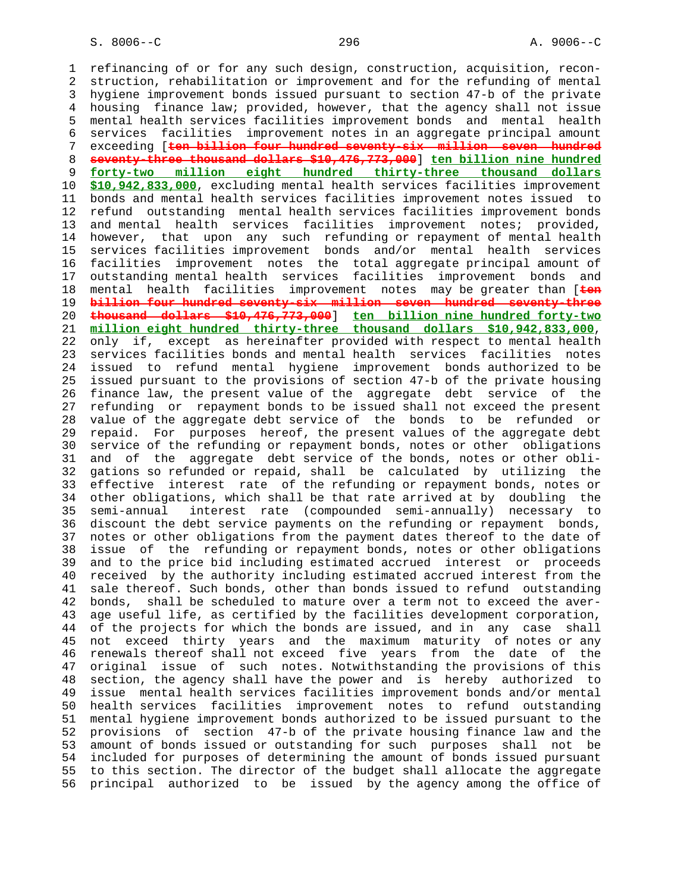refinancing of or for any such design, construction, acquisition, reconstruction, rehabilitation or improvement and for the refunding of mental hygiene improvement bonds issued pursuant to section 47-b of the private housing finance law; provided, however, that the agency shall not issue mental health services facilities improvement bonds and mental health services facilities improvement notes in an aggregate principal amount exceeding [~~ten billion four hundred seventy-six million seven hundred seventy-three thousand dollars $10,476,773,000~~] **ten billion nine hundred forty-two million eight hundred thirty-three thousand dollars $10,942,833,000**, excluding mental health services facilities improvement bonds and mental health services facilities improvement notes issued to refund outstanding mental health services facilities improvement bonds and mental health services facilities improvement notes; provided, however, that upon any such refunding or repayment of mental health services facilities improvement bonds and/or mental health services facilities improvement notes the total aggregate principal amount of outstanding mental health services facilities improvement bonds and mental health facilities improvement notes may be greater than [~~ten billion four hundred seventy-six million seven hundred seventy-three thousand dollars $10,476,773,000~~] **ten billion nine hundred forty-two million eight hundred thirty-three thousand dollars $10,942,833,000**, only if, except as hereinafter provided with respect to mental health services facilities bonds and mental health services facilities notes issued to refund mental hygiene improvement bonds authorized to be issued pursuant to the provisions of section 47-b of the private housing finance law, the present value of the aggregate debt service of the refunding or repayment bonds to be issued shall not exceed the present value of the aggregate debt service of the bonds to be refunded or repaid. For purposes hereof, the present values of the aggregate debt service of the refunding or repayment bonds, notes or other obligations and of the aggregate debt service of the bonds, notes or other obligations so refunded or repaid, shall be calculated by utilizing the effective interest rate of the refunding or repayment bonds, notes or other obligations, which shall be that rate arrived at by doubling the semi-annual interest rate (compounded semi-annually) necessary to discount the debt service payments on the refunding or repayment bonds, notes or other obligations from the payment dates thereof to the date of issue of the refunding or repayment bonds, notes or other obligations and to the price bid including estimated accrued interest or proceeds received by the authority including estimated accrued interest from the sale thereof. Such bonds, other than bonds issued to refund outstanding bonds, shall be scheduled to mature over a term not to exceed the average useful life, as certified by the facilities development corporation, of the projects for which the bonds are issued, and in any case shall not exceed thirty years and the maximum maturity of notes or any renewals thereof shall not exceed five years from the date of the original issue of such notes. Notwithstanding the provisions of this section, the agency shall have the power and is hereby authorized to issue mental health services facilities improvement bonds and/or mental health services facilities improvement notes to refund outstanding mental hygiene improvement bonds authorized to be issued pursuant to the provisions of section 47-b of the private housing finance law and the amount of bonds issued or outstanding for such purposes shall not be included for purposes of determining the amount of bonds issued pursuant to this section. The director of the budget shall allocate the aggregate principal authorized to be issued by the agency among the office of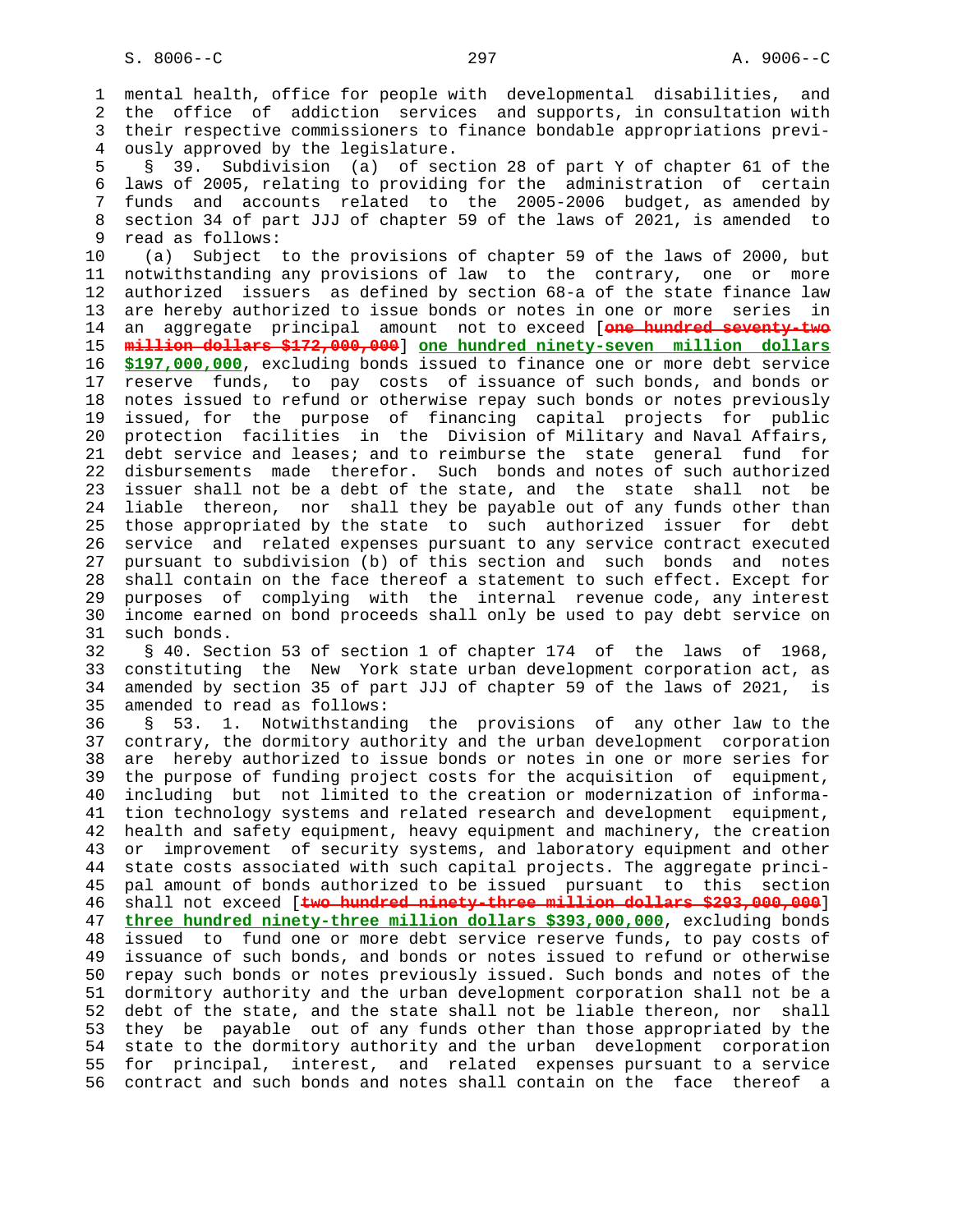mental health, office for people with developmental disabilities, and the office of addiction services and supports, in consultation with their respective commissioners to finance bondable appropriations previously approved by the legislature.

§ 39. Subdivision (a) of section 28 of part Y of chapter 61 of the laws of 2005, relating to providing for the administration of certain funds and accounts related to the 2005-2006 budget, as amended by section 34 of part JJJ of chapter 59 of the laws of 2021, is amended to read as follows:

(a) Subject to the provisions of chapter 59 of the laws of 2000, but notwithstanding any provisions of law to the contrary, one or more authorized issuers as defined by section 68-a of the state finance law are hereby authorized to issue bonds or notes in one or more series in an aggregate principal amount not to exceed [~~one hundred seventy-two million dollars $172,000,000~~] **one hundred ninety-seven million dollars $197,000,000**, excluding bonds issued to finance one or more debt service reserve funds, to pay costs of issuance of such bonds, and bonds or notes issued to refund or otherwise repay such bonds or notes previously issued, for the purpose of financing capital projects for public protection facilities in the Division of Military and Naval Affairs, debt service and leases; and to reimburse the state general fund for disbursements made therefor. Such bonds and notes of such authorized issuer shall not be a debt of the state, and the state shall not be liable thereon, nor shall they be payable out of any funds other than those appropriated by the state to such authorized issuer for debt service and related expenses pursuant to any service contract executed pursuant to subdivision (b) of this section and such bonds and notes shall contain on the face thereof a statement to such effect. Except for purposes of complying with the internal revenue code, any interest income earned on bond proceeds shall only be used to pay debt service on such bonds.

§ 40. Section 53 of section 1 of chapter 174 of the laws of 1968, constituting the New York state urban development corporation act, as amended by section 35 of part JJJ of chapter 59 of the laws of 2021, is amended to read as follows:

§ 53. 1. Notwithstanding the provisions of any other law to the contrary, the dormitory authority and the urban development corporation are hereby authorized to issue bonds or notes in one or more series for the purpose of funding project costs for the acquisition of equipment, including but not limited to the creation or modernization of information technology systems and related research and development equipment, health and safety equipment, heavy equipment and machinery, the creation or improvement of security systems, and laboratory equipment and other state costs associated with such capital projects. The aggregate principal amount of bonds authorized to be issued pursuant to this section shall not exceed [~~two hundred ninety-three million dollars $293,000,000~~] **three hundred ninety-three million dollars $393,000,000**, excluding bonds issued to fund one or more debt service reserve funds, to pay costs of issuance of such bonds, and bonds or notes issued to refund or otherwise repay such bonds or notes previously issued. Such bonds and notes of the dormitory authority and the urban development corporation shall not be a debt of the state, and the state shall not be liable thereon, nor shall they be payable out of any funds other than those appropriated by the state to the dormitory authority and the urban development corporation for principal, interest, and related expenses pursuant to a service contract and such bonds and notes shall contain on the face thereof a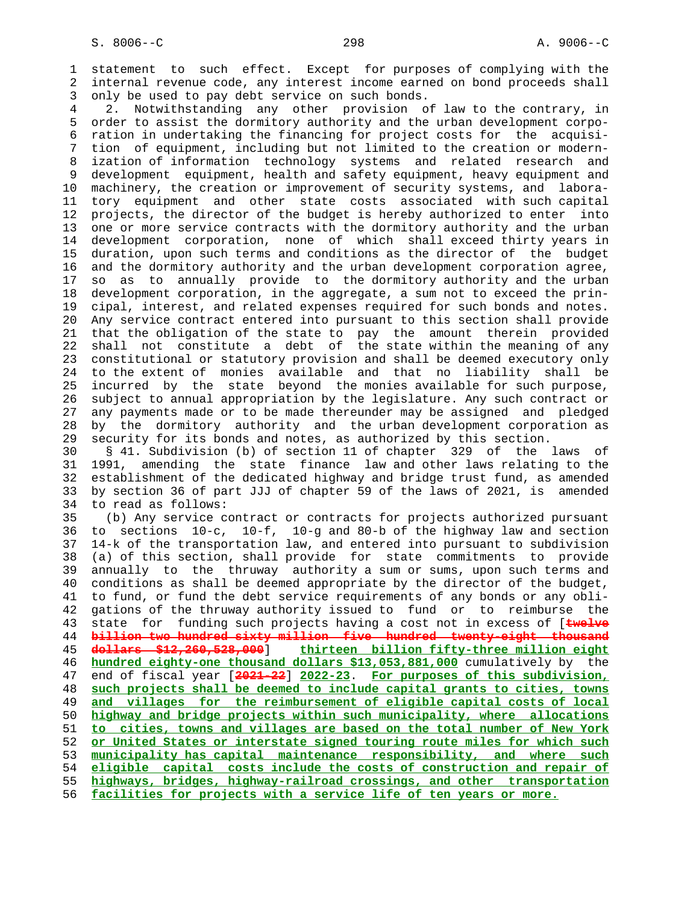statement to such effect. Except for purposes of complying with the internal revenue code, any interest income earned on bond proceeds shall only be used to pay debt service on such bonds.

2. Notwithstanding any other provision of law to the contrary, in order to assist the dormitory authority and the urban development corporation in undertaking the financing for project costs for the acquisition of equipment, including but not limited to the creation or modernization of information technology systems and related research and development equipment, health and safety equipment, heavy equipment and machinery, the creation or improvement of security systems, and laboratory equipment and other state costs associated with such capital projects, the director of the budget is hereby authorized to enter into one or more service contracts with the dormitory authority and the urban development corporation, none of which shall exceed thirty years in duration, upon such terms and conditions as the director of the budget and the dormitory authority and the urban development corporation agree, so as to annually provide to the dormitory authority and the urban development corporation, in the aggregate, a sum not to exceed the principal, interest, and related expenses required for such bonds and notes. Any service contract entered into pursuant to this section shall provide that the obligation of the state to pay the amount therein provided shall not constitute a debt of the state within the meaning of any constitutional or statutory provision and shall be deemed executory only to the extent of monies available and that no liability shall be incurred by the state beyond the monies available for such purpose, subject to annual appropriation by the legislature. Any such contract or any payments made or to be made thereunder may be assigned and pledged by the dormitory authority and the urban development corporation as security for its bonds and notes, as authorized by this section.

§ 41. Subdivision (b) of section 11 of chapter 329 of the laws of 1991, amending the state finance law and other laws relating to the establishment of the dedicated highway and bridge trust fund, as amended by section 36 of part JJJ of chapter 59 of the laws of 2021, is amended to read as follows:

(b) Any service contract or contracts for projects authorized pursuant to sections 10-c, 10-f, 10-g and 80-b of the highway law and section 14-k of the transportation law, and entered into pursuant to subdivision (a) of this section, shall provide for state commitments to provide annually to the thruway authority a sum or sums, upon such terms and conditions as shall be deemed appropriate by the director of the budget, to fund, or fund the debt service requirements of any bonds or any obligations of the thruway authority issued to fund or to reimburse the state for funding such projects having a cost not in excess of [~~twelve billion two hundred sixty million five hundred twenty-eight thousand dollars $12,260,528,000~~] **thirteen billion fifty-three million eight hundred eighty-one thousand dollars $13,053,881,000** cumulatively by the end of fiscal year [~~2021-22~~] **2022-23**. **For purposes of this subdivision, such projects shall be deemed to include capital grants to cities, towns and villages for the reimbursement of eligible capital costs of local highway and bridge projects within such municipality, where allocations to cities, towns and villages are based on the total number of New York or United States or interstate signed touring route miles for which such municipality has capital maintenance responsibility, and where such eligible capital costs include the costs of construction and repair of highways, bridges, highway-railroad crossings, and other transportation facilities for projects with a service life of ten years or more.**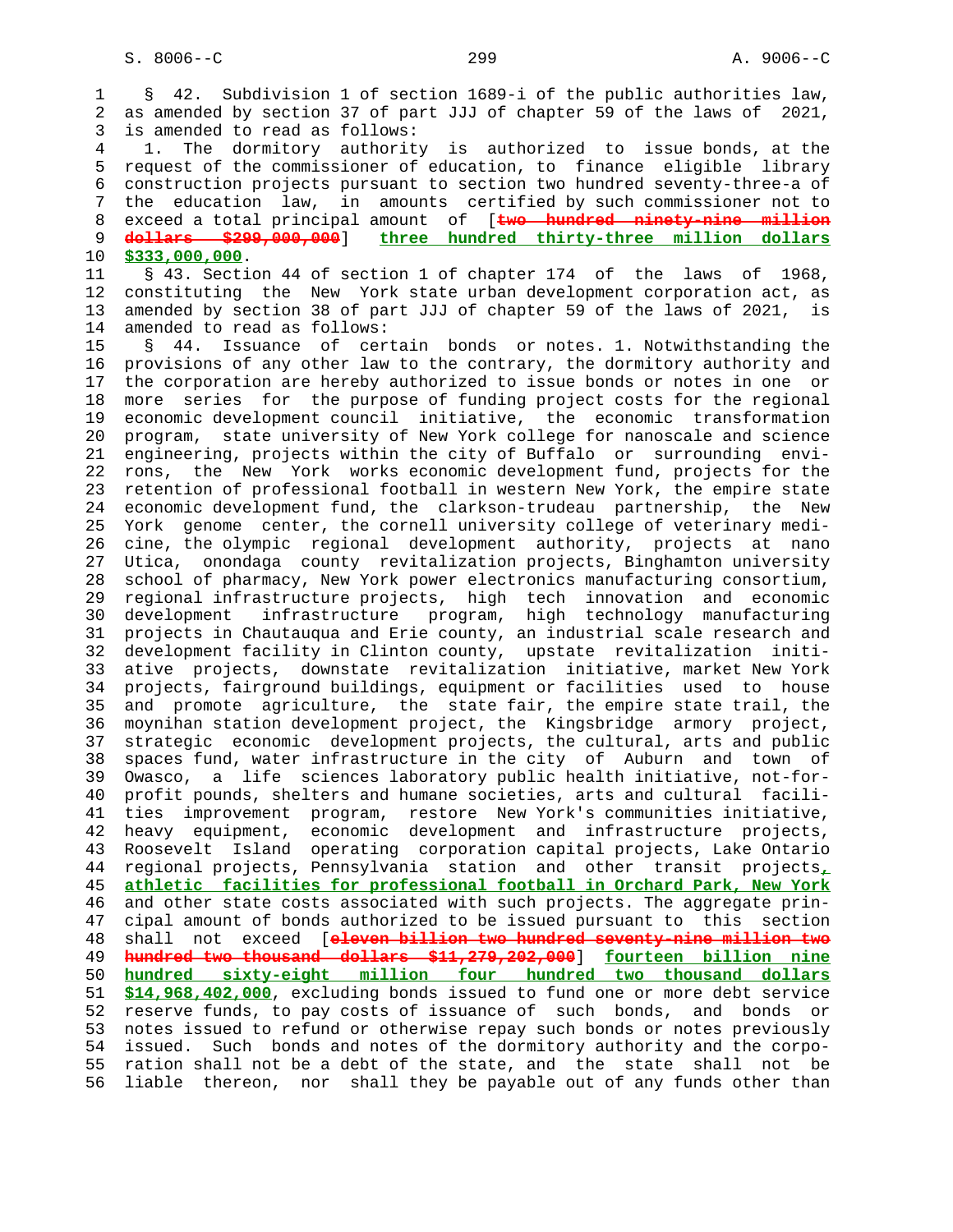§ 42. Subdivision 1 of section 1689-i of the public authorities law, as amended by section 37 of part JJJ of chapter 59 of the laws of 2021, is amended to read as follows:

1. The dormitory authority is authorized to issue bonds, at the request of the commissioner of education, to finance eligible library construction projects pursuant to section two hundred seventy-three-a of the education law, in amounts certified by such commissioner not to exceed a total principal amount of [~~two hundred ninety-nine million dollars $299,000,000~~] **three hundred thirty-three million dollars $333,000,000**.

§ 43. Section 44 of section 1 of chapter 174 of the laws of 1968, constituting the New York state urban development corporation act, as amended by section 38 of part JJJ of chapter 59 of the laws of 2021, is amended to read as follows:

§ 44. Issuance of certain bonds or notes. 1. Notwithstanding the provisions of any other law to the contrary, the dormitory authority and the corporation are hereby authorized to issue bonds or notes in one or more series for the purpose of funding project costs for the regional economic development council initiative, the economic transformation program, state university of New York college for nanoscale and science engineering, projects within the city of Buffalo or surrounding environs, the New York works economic development fund, projects for the retention of professional football in western New York, the empire state economic development fund, the clarkson-trudeau partnership, the New York genome center, the cornell university college of veterinary medicine, the olympic regional development authority, projects at nano Utica, onondaga county revitalization projects, Binghamton university school of pharmacy, New York power electronics manufacturing consortium, regional infrastructure projects, high tech innovation and economic development infrastructure program, high technology manufacturing projects in Chautauqua and Erie county, an industrial scale research and development facility in Clinton county, upstate revitalization initiative projects, downstate revitalization initiative, market New York projects, fairground buildings, equipment or facilities used to house and promote agriculture, the state fair, the empire state trail, the moynihan station development project, the Kingsbridge armory project, strategic economic development projects, the cultural, arts and public spaces fund, water infrastructure in the city of Auburn and town of Owasco, a life sciences laboratory public health initiative, not-for-profit pounds, shelters and humane societies, arts and cultural facilities improvement program, restore New York's communities initiative, heavy equipment, economic development and infrastructure projects, Roosevelt Island operating corporation capital projects, Lake Ontario regional projects, Pennsylvania station and other transit projects**, athletic facilities for professional football in Orchard Park, New York** and other state costs associated with such projects. The aggregate principal amount of bonds authorized to be issued pursuant to this section shall not exceed [~~eleven billion two hundred seventy-nine million two hundred two thousand dollars $11,279,202,000~~] **fourteen billion nine hundred sixty-eight million four hundred two thousand dollars $14,968,402,000**, excluding bonds issued to fund one or more debt service reserve funds, to pay costs of issuance of such bonds, and bonds or notes issued to refund or otherwise repay such bonds or notes previously issued. Such bonds and notes of the dormitory authority and the corporation shall not be a debt of the state, and the state shall not be liable thereon, nor shall they be payable out of any funds other than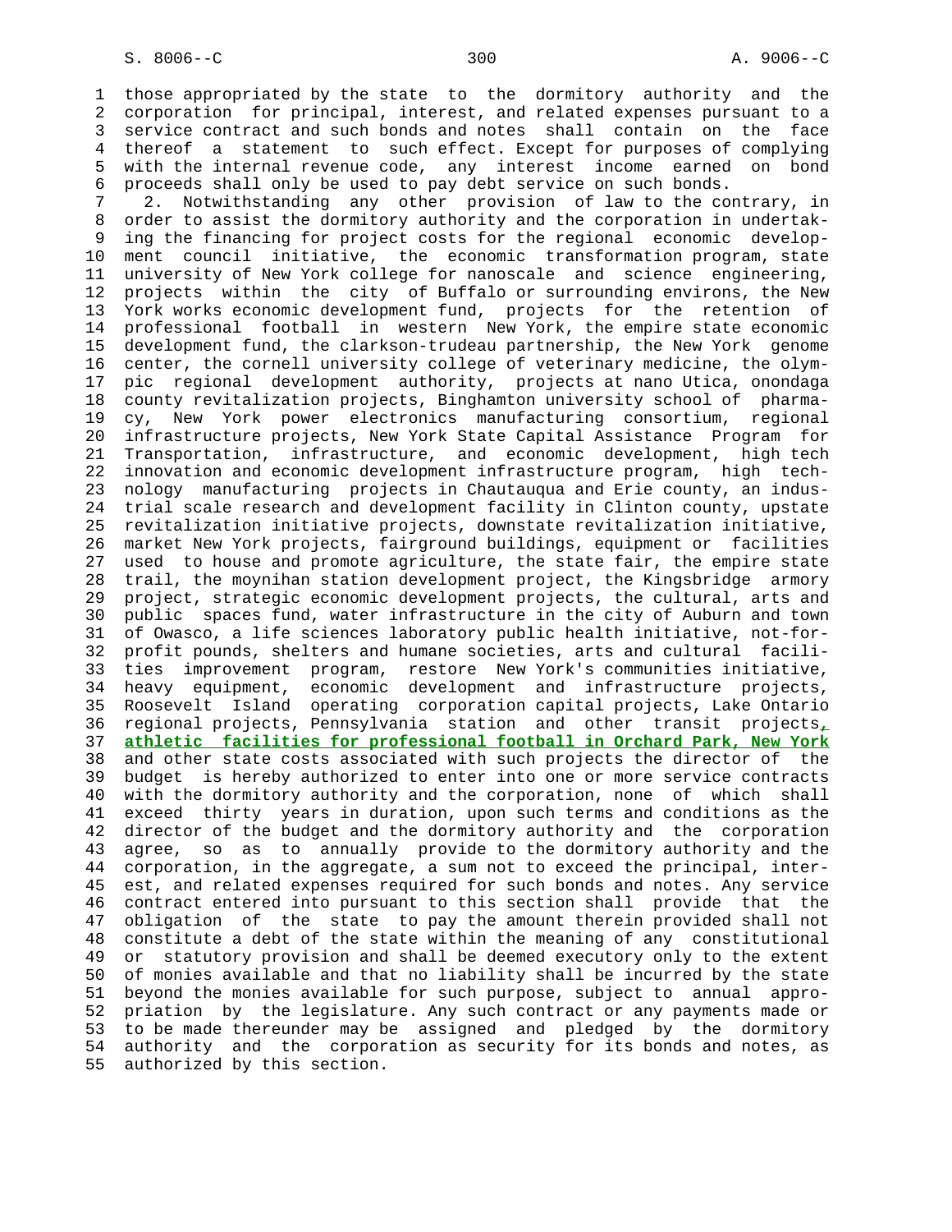those appropriated by the state to the dormitory authority and the corporation for principal, interest, and related expenses pursuant to a service contract and such bonds and notes shall contain on the face thereof a statement to such effect. Except for purposes of complying with the internal revenue code, any interest income earned on bond proceeds shall only be used to pay debt service on such bonds.

2. Notwithstanding any other provision of law to the contrary, in order to assist the dormitory authority and the corporation in undertaking the financing for project costs for the regional economic development council initiative, the economic transformation program, state university of New York college for nanoscale and science engineering, projects within the city of Buffalo or surrounding environs, the New York works economic development fund, projects for the retention of professional football in western New York, the empire state economic development fund, the clarkson-trudeau partnership, the New York genome center, the cornell university college of veterinary medicine, the olympic regional development authority, projects at nano Utica, onondaga county revitalization projects, Binghamton university school of pharmacy, New York power electronics manufacturing consortium, regional infrastructure projects, New York State Capital Assistance Program for Transportation, infrastructure, and economic development, high tech innovation and economic development infrastructure program, high technology manufacturing projects in Chautauqua and Erie county, an industrial scale research and development facility in Clinton county, upstate revitalization initiative projects, downstate revitalization initiative, market New York projects, fairground buildings, equipment or facilities used to house and promote agriculture, the state fair, the empire state trail, the moynihan station development project, the Kingsbridge armory project, strategic economic development projects, the cultural, arts and public spaces fund, water infrastructure in the city of Auburn and town of Owasco, a life sciences laboratory public health initiative, not-for-profit pounds, shelters and humane societies, arts and cultural facilities improvement program, restore New York's communities initiative, heavy equipment, economic development and infrastructure projects, Roosevelt Island operating corporation capital projects, Lake Ontario regional projects, Pennsylvania station and other transit projects**, athletic facilities for professional football in Orchard Park, New York** and other state costs associated with such projects the director of the budget is hereby authorized to enter into one or more service contracts with the dormitory authority and the corporation, none of which shall exceed thirty years in duration, upon such terms and conditions as the director of the budget and the dormitory authority and the corporation agree, so as to annually provide to the dormitory authority and the corporation, in the aggregate, a sum not to exceed the principal, interest, and related expenses required for such bonds and notes. Any service contract entered into pursuant to this section shall provide that the obligation of the state to pay the amount therein provided shall not constitute a debt of the state within the meaning of any constitutional or statutory provision and shall be deemed executory only to the extent of monies available and that no liability shall be incurred by the state beyond the monies available for such purpose, subject to annual appropriation by the legislature. Any such contract or any payments made or to be made thereunder may be assigned and pledged by the dormitory authority and the corporation as security for its bonds and notes, as authorized by this section.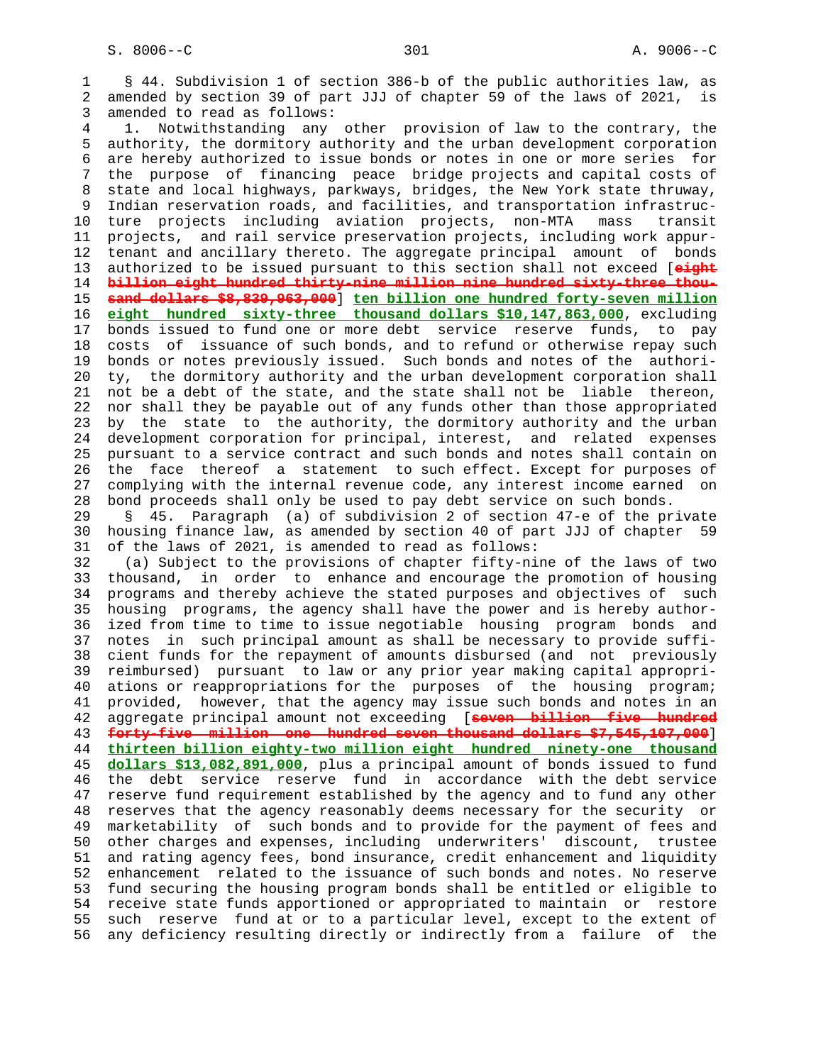§ 44. Subdivision 1 of section 386-b of the public authorities law, as amended by section 39 of part JJJ of chapter 59 of the laws of 2021, is amended to read as follows:

1. Notwithstanding any other provision of law to the contrary, the authority, the dormitory authority and the urban development corporation are hereby authorized to issue bonds or notes in one or more series for the purpose of financing peace bridge projects and capital costs of state and local highways, parkways, bridges, the New York state thruway, Indian reservation roads, and facilities, and transportation infrastructure projects including aviation projects, non-MTA mass transit projects, and rail service preservation projects, including work appurtenant and ancillary thereto. The aggregate principal amount of bonds authorized to be issued pursuant to this section shall not exceed [~~eight billion eight hundred thirty-nine million nine hundred sixty-three thousand dollars $8,839,963,000~~] **ten billion one hundred forty-seven million eight hundred sixty-three thousand dollars $10,147,863,000**, excluding bonds issued to fund one or more debt service reserve funds, to pay costs of issuance of such bonds, and to refund or otherwise repay such bonds or notes previously issued. Such bonds and notes of the authority, the dormitory authority and the urban development corporation shall not be a debt of the state, and the state shall not be liable thereon, nor shall they be payable out of any funds other than those appropriated by the state to the authority, the dormitory authority and the urban development corporation for principal, interest, and related expenses pursuant to a service contract and such bonds and notes shall contain on the face thereof a statement to such effect. Except for purposes of complying with the internal revenue code, any interest income earned on bond proceeds shall only be used to pay debt service on such bonds.

§ 45. Paragraph (a) of subdivision 2 of section 47-e of the private housing finance law, as amended by section 40 of part JJJ of chapter 59 of the laws of 2021, is amended to read as follows:

(a) Subject to the provisions of chapter fifty-nine of the laws of two thousand, in order to enhance and encourage the promotion of housing programs and thereby achieve the stated purposes and objectives of such housing programs, the agency shall have the power and is hereby authorized from time to time to issue negotiable housing program bonds and notes in such principal amount as shall be necessary to provide sufficient funds for the repayment of amounts disbursed (and not previously reimbursed) pursuant to law or any prior year making capital appropriations or reappropriations for the purposes of the housing program; provided, however, that the agency may issue such bonds and notes in an aggregate principal amount not exceeding [~~seven billion five hundred forty-five million one hundred seven thousand dollars $7,545,107,000~~] **thirteen billion eighty-two million eight hundred ninety-one thousand dollars $13,082,891,000**, plus a principal amount of bonds issued to fund the debt service reserve fund in accordance with the debt service reserve fund requirement established by the agency and to fund any other reserves that the agency reasonably deems necessary for the security or marketability of such bonds and to provide for the payment of fees and other charges and expenses, including underwriters' discount, trustee and rating agency fees, bond insurance, credit enhancement and liquidity enhancement related to the issuance of such bonds and notes. No reserve fund securing the housing program bonds shall be entitled or eligible to receive state funds apportioned or appropriated to maintain or restore such reserve fund at or to a particular level, except to the extent of any deficiency resulting directly or indirectly from a failure of the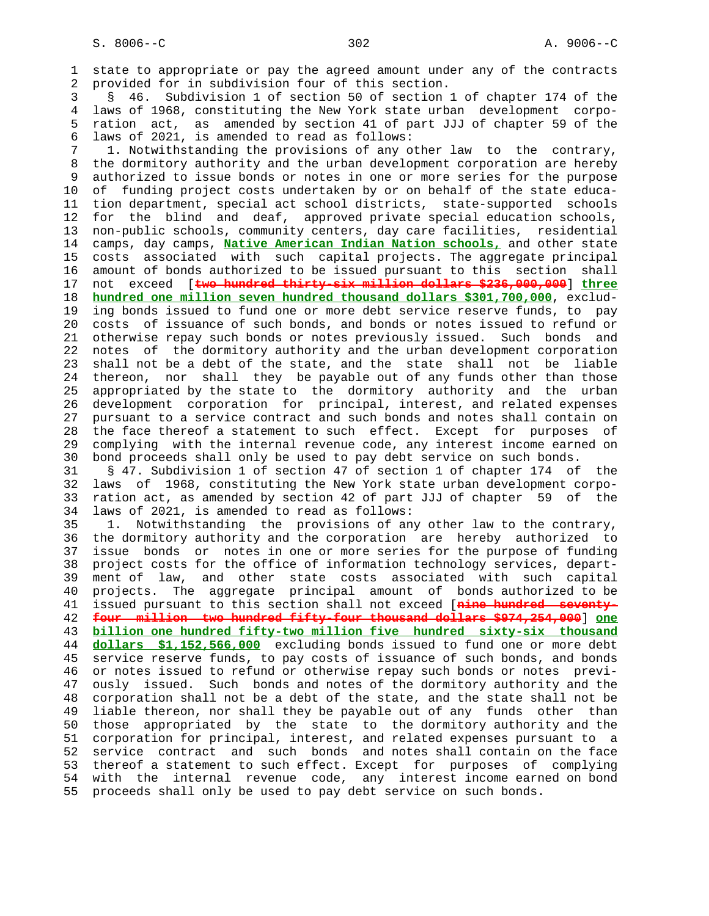state to appropriate or pay the agreed amount under any of the contracts provided for in subdivision four of this section.

§ 46. Subdivision 1 of section 50 of section 1 of chapter 174 of the laws of 1968, constituting the New York state urban development corporation act, as amended by section 41 of part JJJ of chapter 59 of the laws of 2021, is amended to read as follows:

1. Notwithstanding the provisions of any other law to the contrary, the dormitory authority and the urban development corporation are hereby authorized to issue bonds or notes in one or more series for the purpose of funding project costs undertaken by or on behalf of the state education department, special act school districts, state-supported schools for the blind and deaf, approved private special education schools, non-public schools, community centers, day care facilities, residential camps, day camps, **Native American Indian schools,** and other state costs associated with such capital projects. The aggregate principal amount of bonds authorized to be issued pursuant to this section shall not exceed [~~two hundred thirty-six million dollars $236,000,000~~] **three hundred one million seven hundred thousand dollars $301,700,000**, excluding bonds issued to fund one or more debt service reserve funds, to pay costs of issuance of such bonds, and bonds or notes issued to refund or otherwise repay such bonds or notes previously issued. Such bonds and notes of the dormitory authority and the urban development corporation shall not be a debt of the state, and the state shall not be liable thereon, nor shall they be payable out of any funds other than those appropriated by the state to the dormitory authority and the urban development corporation for principal, interest, and related expenses pursuant to a service contract and such bonds and notes shall contain on the face thereof a statement to such effect. Except for purposes of complying with the internal revenue code, any interest income earned on bond proceeds shall only be used to pay debt service on such bonds.

§ 47. Subdivision 1 of section 47 of section 1 of chapter 174 of the laws of 1968, constituting the New York state urban development corporation act, as amended by section 42 of part JJJ of chapter 59 of the laws of 2021, is amended to read as follows:

1. Notwithstanding the provisions of any other law to the contrary, the dormitory authority and the corporation are hereby authorized to issue bonds or notes in one or more series for the purpose of funding project costs for the office of information technology services, department of law, and other state costs associated with such capital projects. The aggregate principal amount of bonds authorized to be issued pursuant to this section shall not exceed [~~nine hundred seventy-four million two hundred fifty-four thousand dollars $974,254,000~~] **one billion one hundred fifty-two million five hundred sixty-six thousand dollars $1,152,566,000** excluding bonds issued to fund one or more debt service reserve funds, to pay costs of issuance of such bonds, and bonds or notes issued to refund or otherwise repay such bonds or notes previously issued. Such bonds and notes of the dormitory authority and the corporation shall not be a debt of the state, and the state shall not be liable thereon, nor shall they be payable out of any funds other than those appropriated by the state to the dormitory authority and the corporation for principal, interest, and related expenses pursuant to a service contract and such bonds and notes shall contain on the face thereof a statement to such effect. Except for purposes of complying with the internal revenue code, any interest income earned on bond proceeds shall only be used to pay debt service on such bonds.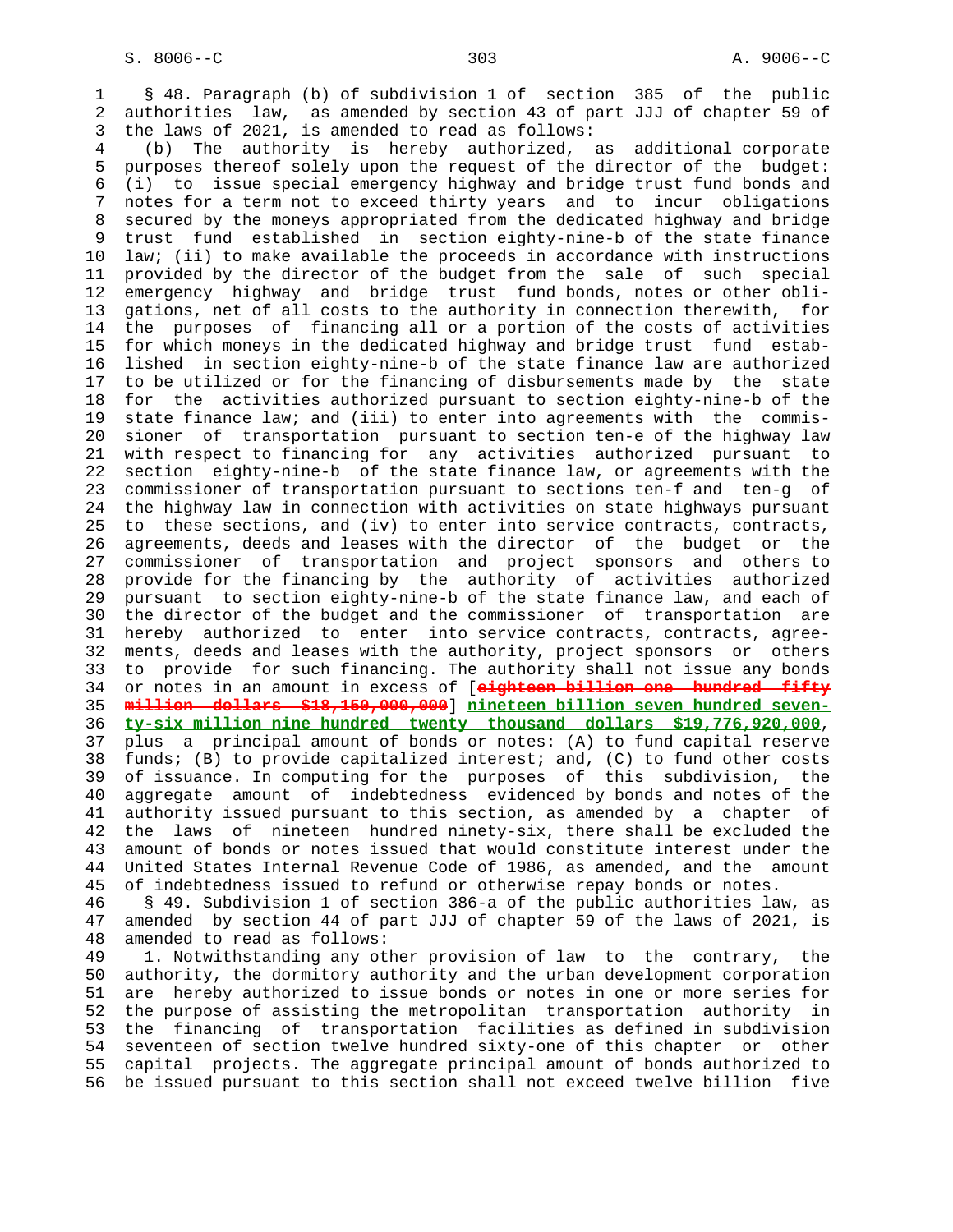§ 48. Paragraph (b) of subdivision 1 of section 385 of the public authorities law, as amended by section 43 of part JJJ of chapter 59 of the laws of 2021, is amended to read as follows:

(b) The authority is hereby authorized, as additional corporate purposes thereof solely upon the request of the director of the budget: (i) to issue special emergency highway and bridge trust fund bonds and notes for a term not to exceed thirty years and to incur obligations secured by the moneys appropriated from the dedicated highway and bridge trust fund established in section eighty-nine-b of the state finance law; (ii) to make available the proceeds in accordance with instructions provided by the director of the budget from the sale of such special emergency highway and bridge trust fund bonds, notes or other obligations, net of all costs to the authority in connection therewith, for the purposes of financing all or a portion of the costs of activities for which moneys in the dedicated highway and bridge trust fund established in section eighty-nine-b of the state finance law are authorized to be utilized or for the financing of disbursements made by the state for the activities authorized pursuant to section eighty-nine-b of the state finance law; and (iii) to enter into agreements with the commissioner of transportation pursuant to section ten-e of the highway law with respect to financing for any activities authorized pursuant to section eighty-nine-b of the state finance law, or agreements with the commissioner of transportation pursuant to sections ten-f and ten-g of the highway law in connection with activities on state highways pursuant to these sections, and (iv) to enter into service contracts, contracts, agreements, deeds and leases with the director of the budget or the commissioner of transportation and project sponsors and others to provide for the financing by the authority of activities authorized pursuant to section eighty-nine-b of the state finance law, and each of the director of the budget and the commissioner of transportation are hereby authorized to enter into service contracts, contracts, agreements, deeds and leases with the authority, project sponsors or others to provide for such financing. The authority shall not issue any bonds or notes in an amount in excess of [~~eighteen billion one hundred fifty million dollars $18,150,000,000~~] **nineteen billion seven hundred seventy-six million nine hundred twenty thousand dollars $19,776,920,000**, plus a principal amount of bonds or notes: (A) to fund capital reserve funds; (B) to provide capitalized interest; and, (C) to fund other costs of issuance. In computing for the purposes of this subdivision, the aggregate amount of indebtedness evidenced by bonds and notes of the authority issued pursuant to this section, as amended by a chapter of the laws of nineteen hundred ninety-six, there shall be excluded the amount of bonds or notes issued that would constitute interest under the United States Internal Revenue Code of 1986, as amended, and the amount of indebtedness issued to refund or otherwise repay bonds or notes.

§ 49. Subdivision 1 of section 386-a of the public authorities law, as amended by section 44 of part JJJ of chapter 59 of the laws of 2021, is amended to read as follows:

1. Notwithstanding any other provision of law to the contrary, the authority, the dormitory authority and the urban development corporation are hereby authorized to issue bonds or notes in one or more series for the purpose of assisting the metropolitan transportation authority in the financing of transportation facilities as defined in subdivision seventeen of section twelve hundred sixty-one of this chapter or other capital projects. The aggregate principal amount of bonds authorized to be issued pursuant to this section shall not exceed twelve billion five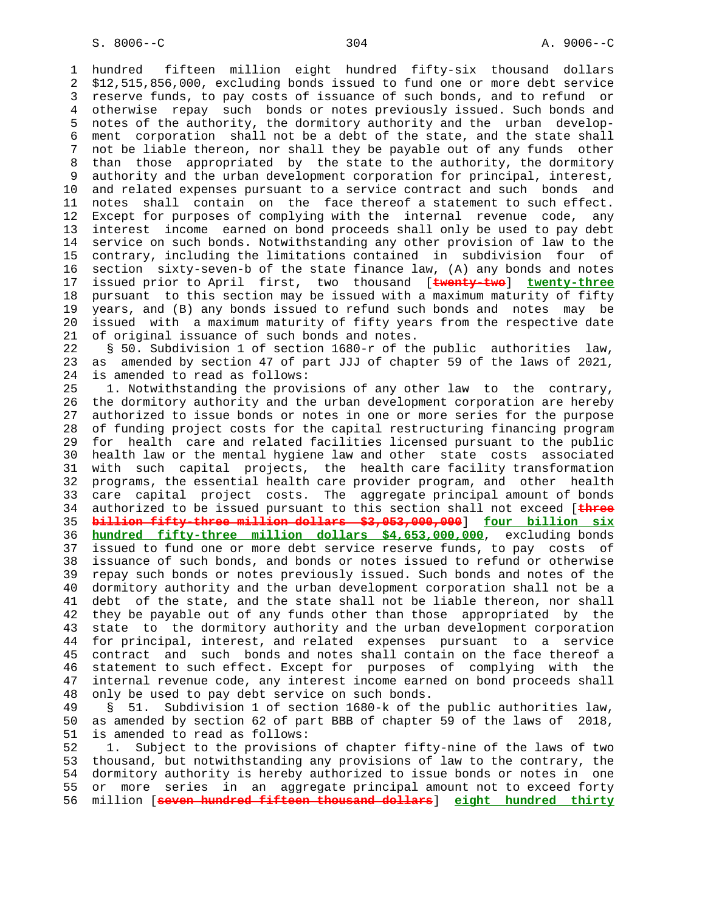hundred fifteen million eight hundred fifty-six thousand dollars $12,515,856,000, excluding bonds issued to fund one or more debt service reserve funds, to pay costs of issuance of such bonds, and to refund or otherwise repay such bonds or notes previously issued. Such bonds and notes of the authority, the dormitory authority and the urban development corporation shall not be a debt of the state, and the state shall not be liable thereon, nor shall they be payable out of any funds other than those appropriated by the state to the authority, the dormitory authority and the urban development corporation for principal, interest, and related expenses pursuant to a service contract and such bonds and notes shall contain on the face thereof a statement to such effect. Except for purposes of complying with the internal revenue code, any interest income earned on bond proceeds shall only be used to pay debt service on such bonds. Notwithstanding any other provision of law to the contrary, including the limitations contained in subdivision four of section sixty-seven-b of the state finance law, (A) any bonds and notes issued prior to April first, two thousand [~~twenty-two~~] **twenty-three** pursuant to this section may be issued with a maximum maturity of fifty years, and (B) any bonds issued to refund such bonds and notes may be issued with a maximum maturity of fifty years from the respective date of original issuance of such bonds and notes.

§ 50. Subdivision 1 of section 1680-r of the public authorities law, as amended by section 47 of part JJJ of chapter 59 of the laws of 2021, is amended to read as follows:

1. Notwithstanding the provisions of any other law to the contrary, the dormitory authority and the urban development corporation are hereby authorized to issue bonds or notes in one or more series for the purpose of funding project costs for the capital restructuring financing program for health care and related facilities licensed pursuant to the public health law or the mental hygiene law and other state costs associated with such capital projects, the health care facility transformation programs, the essential health care provider program, and other health care capital project costs. The aggregate principal amount of bonds authorized to be issued pursuant to this section shall not exceed [~~three billion fifty-three million dollars $3,053,000,000~~] **four billion six hundred fifty-three million dollars $4,653,000,000**, excluding bonds issued to fund one or more debt service reserve funds, to pay costs of issuance of such bonds, and bonds or notes issued to refund or otherwise repay such bonds or notes previously issued. Such bonds and notes of the dormitory authority and the urban development corporation shall not be a debt of the state, and the state shall not be liable thereon, nor shall they be payable out of any funds other than those appropriated by the state to the dormitory authority and the urban development corporation for principal, interest, and related expenses pursuant to a service contract and such bonds and notes shall contain on the face thereof a statement to such effect. Except for purposes of complying with the internal revenue code, any interest income earned on bond proceeds shall only be used to pay debt service on such bonds.

§ 51. Subdivision 1 of section 1680-k of the public authorities law, as amended by section 62 of part BBB of chapter 59 of the laws of 2018, is amended to read as follows:

1. Subject to the provisions of chapter fifty-nine of the laws of two thousand, but notwithstanding any provisions of law to the contrary, the dormitory authority is hereby authorized to issue bonds or notes in one or more series in an aggregate principal amount not to exceed forty million [~~seven hundred fifteen thousand dollars~~] **eight hundred thirty**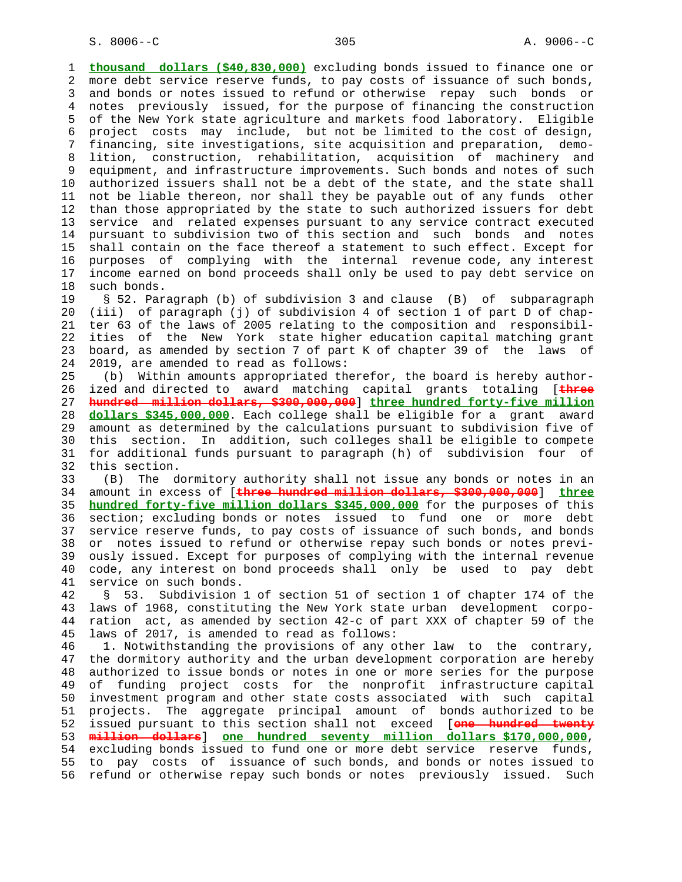**thousand dollars ($40,830,000)** excluding bonds issued to finance one or more debt service reserve funds, to pay costs of issuance of such bonds, and bonds or notes issued to refund or otherwise repay such bonds or notes previously issued, for the purpose of financing the construction of the New York state agriculture and markets food laboratory. Eligible project costs may include, but not be limited to the cost of design, financing, site investigations, site acquisition and preparation, demolition, construction, rehabilitation, acquisition of machinery and equipment, and infrastructure improvements. Such bonds and notes of such authorized issuers shall not be a debt of the state, and the state shall not be liable thereon, nor shall they be payable out of any funds other than those appropriated by the state to such authorized issuers for debt service and related expenses pursuant to any service contract executed pursuant to subdivision two of this section and such bonds and notes shall contain on the face thereof a statement to such effect. Except for purposes of complying with the internal revenue code, any interest income earned on bond proceeds shall only be used to pay debt service on such bonds.

§ 52. Paragraph (b) of subdivision 3 and clause (B) of subparagraph (iii) of paragraph (j) of subdivision 4 of section 1 of part D of chapter 63 of the laws of 2005 relating to the composition and responsibilities of the New York state higher education capital matching grant board, as amended by section 7 of part K of chapter 39 of the laws of 2019, are amended to read as follows:

(b) Within amounts appropriated therefor, the board is hereby authorized and directed to award matching capital grants totaling [~~three hundred million dollars, $300,000,000~~] **three hundred forty-five million dollars $345,000,000**. Each college shall be eligible for a grant award amount as determined by the calculations pursuant to subdivision five of this section. In addition, such colleges shall be eligible to compete for additional funds pursuant to paragraph (h) of subdivision four of this section.

(B) The dormitory authority shall not issue any bonds or notes in an amount in excess of [~~three hundred million dollars, $300,000,000~~] **three hundred forty-five million dollars $345,000,000** for the purposes of this section; excluding bonds or notes issued to fund one or more debt service reserve funds, to pay costs of issuance of such bonds, and bonds or notes issued to refund or otherwise repay such bonds or notes previously issued. Except for purposes of complying with the internal revenue code, any interest on bond proceeds shall only be used to pay debt service on such bonds.

§ 53. Subdivision 1 of section 51 of section 1 of chapter 174 of the laws of 1968, constituting the New York state urban development corporation act, as amended by section 42-c of part XXX of chapter 59 of the laws of 2017, is amended to read as follows:

1. Notwithstanding the provisions of any other law to the contrary, the dormitory authority and the urban development corporation are hereby authorized to issue bonds or notes in one or more series for the purpose of funding project costs for the nonprofit infrastructure capital investment program and other state costs associated with such capital projects. The aggregate principal amount of bonds authorized to be issued pursuant to this section shall not exceed [~~one hundred twenty million dollars~~] **one hundred seventy million dollars $170,000,000**, excluding bonds issued to fund one or more debt service reserve funds, to pay costs of issuance of such bonds, and bonds or notes issued to refund or otherwise repay such bonds or notes previously issued. Such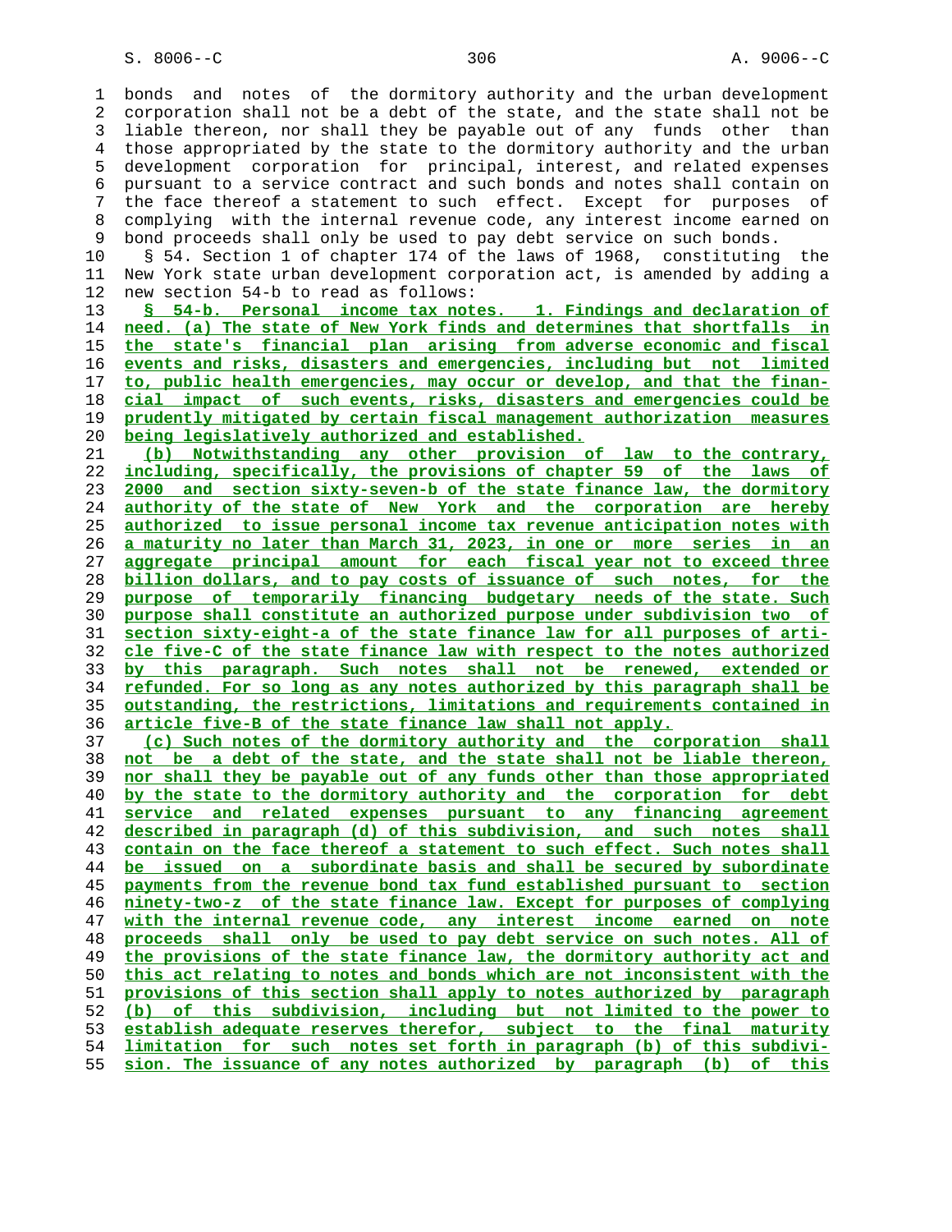bonds and notes of the dormitory authority and the urban development corporation shall not be a debt of the state, and the state shall not be liable thereon, nor shall they be payable out of any funds other than those appropriated by the state to the dormitory authority and the urban development corporation for principal, interest, and related expenses pursuant to a service contract and such bonds and notes shall contain on the face thereof a statement to such effect. Except for purposes of complying with the internal revenue code, any interest income earned on bond proceeds shall only be used to pay debt service on such bonds.

§ 54. Section 1 of chapter 174 of the laws of 1968, constituting the New York state urban development corporation act, is amended by adding a new section 54-b to read as follows:

§ 54-b. Personal income tax notes. 1. Findings and declaration of need. (a) The state of New York finds and determines that shortfalls in the state's financial plan arising from adverse economic and fiscal events and risks, disasters and emergencies, including but not limited to, public health emergencies, may occur or develop, and that the financial impact of such events, risks, disasters and emergencies could be prudently mitigated by certain fiscal management authorization measures being legislatively authorized and established.

(b) Notwithstanding any other provision of law to the contrary, including, specifically, the provisions of chapter 59 of the laws of 2000 and section sixty-seven-b of the state finance law, the dormitory authority of the state of New York and the corporation are hereby authorized to issue personal income tax revenue anticipation notes with a maturity no later than March 31, 2023, in one or more series in an aggregate principal amount for each fiscal year not to exceed three billion dollars, and to pay costs of issuance of such notes, for the purpose of temporarily financing budgetary needs of the state. Such purpose shall constitute an authorized purpose under subdivision two of section sixty-eight-a of the state finance law for all purposes of article five-C of the state finance law with respect to the notes authorized by this paragraph. Such notes shall not be renewed, extended or refunded. For so long as any notes authorized by this paragraph shall be outstanding, the restrictions, limitations and requirements contained in article five-B of the state finance law shall not apply.

(c) Such notes of the dormitory authority and the corporation shall not be a debt of the state, and the state shall not be liable thereon, nor shall they be payable out of any funds other than those appropriated by the state to the dormitory authority and the corporation for debt service and related expenses pursuant to any financing agreement described in paragraph (d) of this subdivision, and such notes shall contain on the face thereof a statement to such effect. Such notes shall be issued on a subordinate basis and shall be secured by subordinate payments from the revenue bond tax fund established pursuant to section ninety-two-z of the state finance law. Except for purposes of complying with the internal revenue code, any interest income earned on note proceeds shall only be used to pay debt service on such notes. All of the provisions of the state finance law, the dormitory authority act and this act relating to notes and bonds which are not inconsistent with the provisions of this section shall apply to notes authorized by paragraph (b) of this subdivision, including but not limited to the power to establish adequate reserves therefor, subject to the final maturity limitation for such notes set forth in paragraph (b) of this subdivision. The issuance of any notes authorized by paragraph (b) of this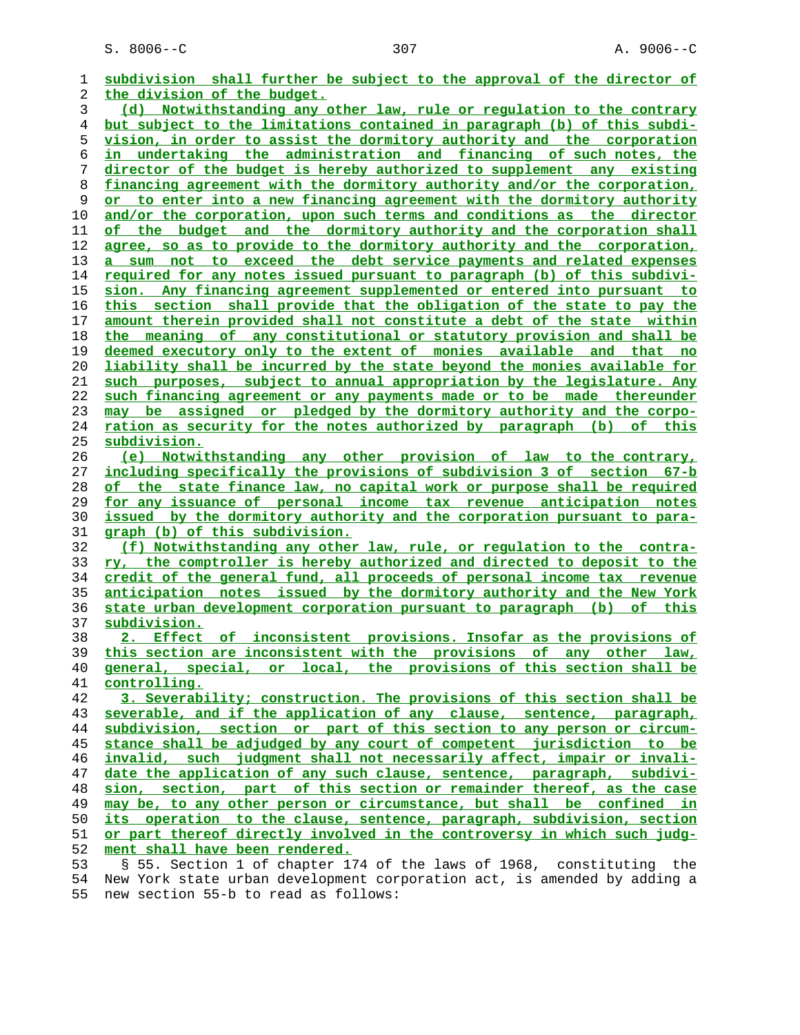subdivision shall further be subject to the approval of the director of the division of the budget.

(d) Notwithstanding any other law, rule or regulation to the contrary but subject to the limitations contained in paragraph (b) of this subdivision, in order to assist the dormitory authority and the corporation in undertaking the administration and financing of such notes, the director of the budget is hereby authorized to supplement any existing financing agreement with the dormitory authority and/or the corporation, or to enter into a new financing agreement with the dormitory authority and/or the corporation, upon such terms and conditions as the director of the budget and the dormitory authority and the corporation shall agree, so as to provide to the dormitory authority and the corporation, a sum not to exceed the debt service payments and related expenses required for any notes issued pursuant to paragraph (b) of this subdivision. Any financing agreement supplemented or entered into pursuant to this section shall provide that the obligation of the state to pay the amount therein provided shall not constitute a debt of the state within the meaning of any constitutional or statutory provision and shall be deemed executory only to the extent of monies available and that no liability shall be incurred by the state beyond the monies available for such purposes, subject to annual appropriation by the legislature. Any such financing agreement or any payments made or to be made thereunder may be assigned or pledged by the dormitory authority and the corporation as security for the notes authorized by paragraph (b) of this subdivision.

(e) Notwithstanding any other provision of law to the contrary, including specifically the provisions of subdivision 3 of section 67-b of the state finance law, no capital work or purpose shall be required for any issuance of personal income tax revenue anticipation notes issued by the dormitory authority and the corporation pursuant to paragraph (b) of this subdivision.

(f) Notwithstanding any other law, rule, or regulation to the contrary, the comptroller is hereby authorized and directed to deposit to the credit of the general fund, all proceeds of personal income tax revenue anticipation notes issued by the dormitory authority and the New York state urban development corporation pursuant to paragraph (b) of this subdivision.

2. Effect of inconsistent provisions. Insofar as the provisions of this section are inconsistent with the provisions of any other law, general, special, or local, the provisions of this section shall be controlling.

3. Severability; construction. The provisions of this section shall be severable, and if the application of any clause, sentence, paragraph, subdivision, section or part of this section to any person or circumstance shall be adjudged by any court of competent jurisdiction to be invalid, such judgment shall not necessarily affect, impair or invalidate the application of any such clause, sentence, paragraph, subdivision, section, part of this section or remainder thereof, as the case may be, to any other person or circumstance, but shall be confined in its operation to the clause, sentence, paragraph, subdivision, section or part thereof directly involved in the controversy in which such judgment shall have been rendered.

§ 55. Section 1 of chapter 174 of the laws of 1968, constituting the New York state urban development corporation act, is amended by adding a new section 55-b to read as follows: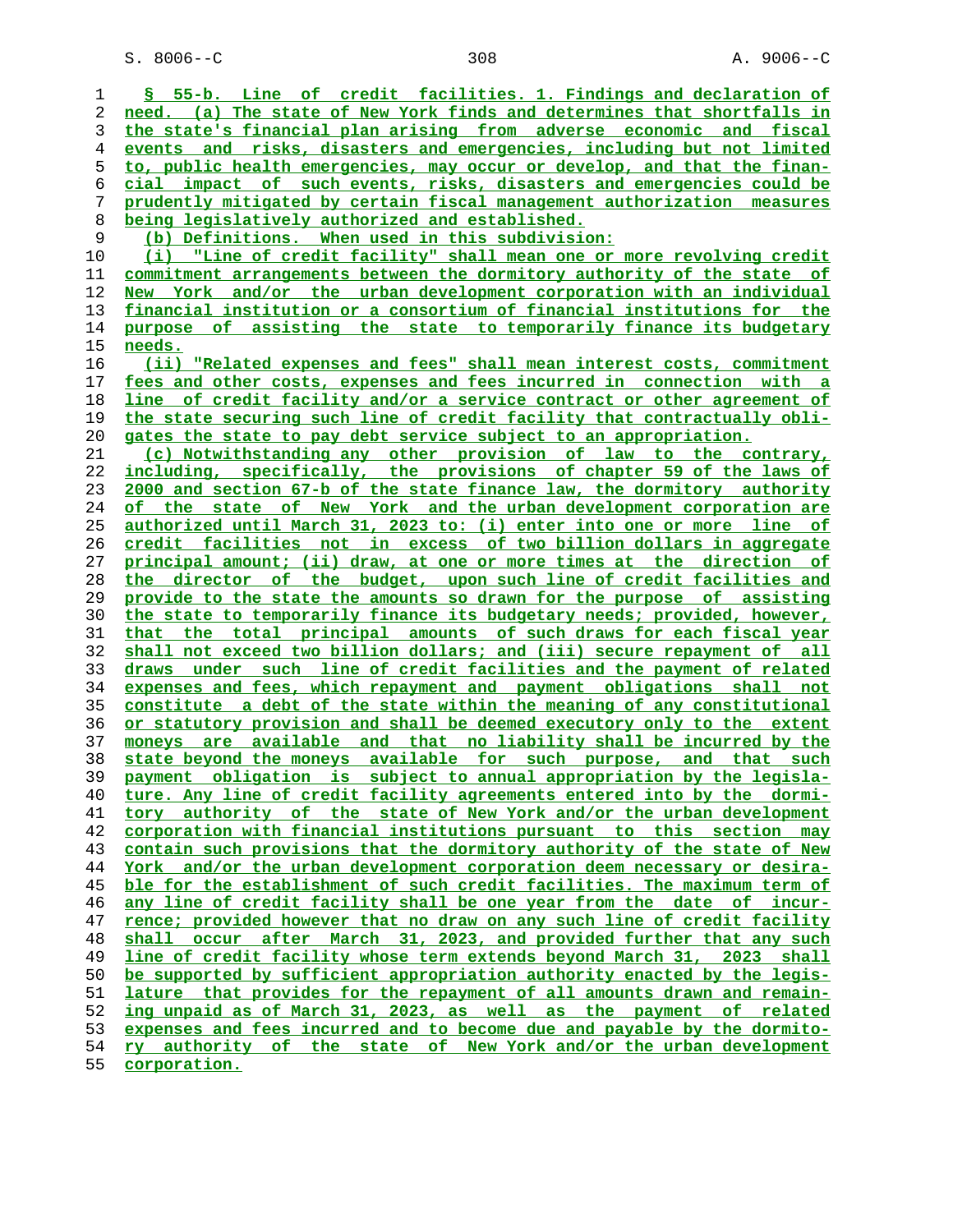§ 55-b. Line of credit facilities. 1. Findings and declaration of need. (a) The state of New York finds and determines that shortfalls in the state's financial plan arising from adverse economic and fiscal events and risks, disasters and emergencies, including but not limited to, public health emergencies, may occur or develop, and that the financial impact of such events, risks, disasters and emergencies could be prudently mitigated by certain fiscal management authorization measures being legislatively authorized and established.

(b) Definitions. When used in this subdivision:

(i) "Line of credit facility" shall mean one or more revolving credit commitment arrangements between the dormitory authority of the state of New York and/or the urban development corporation with an individual financial institution or a consortium of financial institutions for the purpose of assisting the state to temporarily finance its budgetary needs.

(ii) "Related expenses and fees" shall mean interest costs, commitment fees and other costs, expenses and fees incurred in connection with a line of credit facility and/or a service contract or other agreement of the state securing such line of credit facility that contractually obligates the state to pay debt service subject to an appropriation.

(c) Notwithstanding any other provision of law to the contrary, including, specifically, the provisions of chapter 59 of the laws of 2000 and section 67-b of the state finance law, the dormitory authority of the state of New York and the urban development corporation are authorized until March 31, 2023 to: (i) enter into one or more line of credit facilities not in excess of two billion dollars in aggregate principal amount; (ii) draw, at one or more times at the direction of the director of the budget, upon such line of credit facilities and provide to the state the amounts so drawn for the purpose of assisting the state to temporarily finance its budgetary needs; provided, however, that the total principal amounts of such draws for each fiscal year shall not exceed two billion dollars; and (iii) secure repayment of all draws under such line of credit facilities and the payment of related expenses and fees, which repayment and payment obligations shall not constitute a debt of the state within the meaning of any constitutional or statutory provision and shall be deemed executory only to the extent moneys are available and that no liability shall be incurred by the state beyond the moneys available for such purpose, and that such payment obligation is subject to annual appropriation by the legislature. Any line of credit facility agreements entered into by the dormitory authority of the state of New York and/or the urban development corporation with financial institutions pursuant to this section may contain such provisions that the dormitory authority of the state of New York and/or the urban development corporation deem necessary or desirable for the establishment of such credit facilities. The maximum term of any line of credit facility shall be one year from the date of incurrence; provided however that no draw on any such line of credit facility shall occur after March 31, 2023, and provided further that any such line of credit facility whose term extends beyond March 31, 2023 shall be supported by sufficient appropriation authority enacted by the legislature that provides for the repayment of all amounts drawn and remaining unpaid as of March 31, 2023, as well as the payment of related expenses and fees incurred and to become due and payable by the dormitory authority of the state of New York and/or the urban development corporation.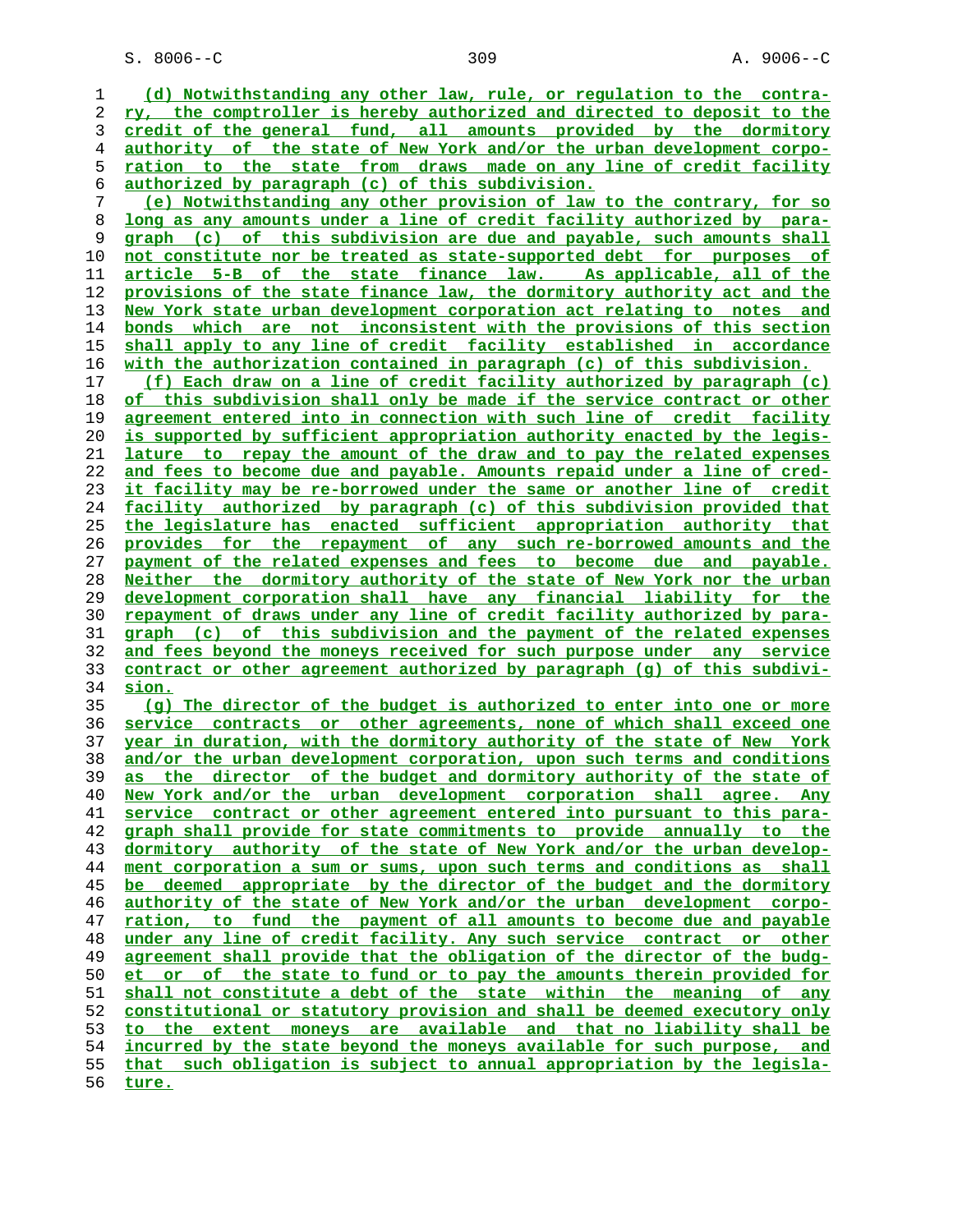(d) Notwithstanding any other law, rule, or regulation to the contrary, the comptroller is hereby authorized and directed to deposit to the credit of the general fund, all amounts provided by the dormitory authority of the state of New York and/or the urban development corporation to the state from draws made on any line of credit facility authorized by paragraph (c) of this subdivision.

(e) Notwithstanding any other provision of law to the contrary, for so long as any amounts under a line of credit facility authorized by paragraph (c) of this subdivision are due and payable, such amounts shall not constitute nor be treated as state-supported debt for purposes of article 5-B of the state finance law. As applicable, all of the provisions of the state finance law, the dormitory authority act and the New York state urban development corporation act relating to notes and bonds which are not inconsistent with the provisions of this section shall apply to any line of credit facility established in accordance with the authorization contained in paragraph (c) of this subdivision.

(f) Each draw on a line of credit facility authorized by paragraph (c) of this subdivision shall only be made if the service contract or other agreement entered into in connection with such line of credit facility is supported by sufficient appropriation authority enacted by the legislature to repay the amount of the draw and to pay the related expenses and fees to become due and payable. Amounts repaid under a line of credit facility may be re-borrowed under the same or another line of credit facility authorized by paragraph (c) of this subdivision provided that the legislature has enacted sufficient appropriation authority that provides for the repayment of any such re-borrowed amounts and the payment of the related expenses and fees to become due and payable. Neither the dormitory authority of the state of New York nor the urban development corporation shall have any financial liability for the repayment of draws under any line of credit facility authorized by paragraph (c) of this subdivision and the payment of the related expenses and fees beyond the moneys received for such purpose under any service contract or other agreement authorized by paragraph (g) of this subdivision.

(g) The director of the budget is authorized to enter into one or more service contracts or other agreements, none of which shall exceed one year in duration, with the dormitory authority of the state of New York and/or the urban development corporation, upon such terms and conditions as the director of the budget and dormitory authority of the state of New York and/or the urban development corporation shall agree. Any service contract or other agreement entered into pursuant to this paragraph shall provide for state commitments to provide annually to the dormitory authority of the state of New York and/or the urban development corporation a sum or sums, upon such terms and conditions as shall be deemed appropriate by the director of the budget and the dormitory authority of the state of New York and/or the urban development corporation, to fund the payment of all amounts to become due and payable under any line of credit facility. Any such service contract or other agreement shall provide that the obligation of the director of the budget or of the state to fund or to pay the amounts therein provided for shall not constitute a debt of the state within the meaning of any constitutional or statutory provision and shall be deemed executory only to the extent moneys are available and that no liability shall be incurred by the state beyond the moneys available for such purpose, and that such obligation is subject to annual appropriation by the legislature.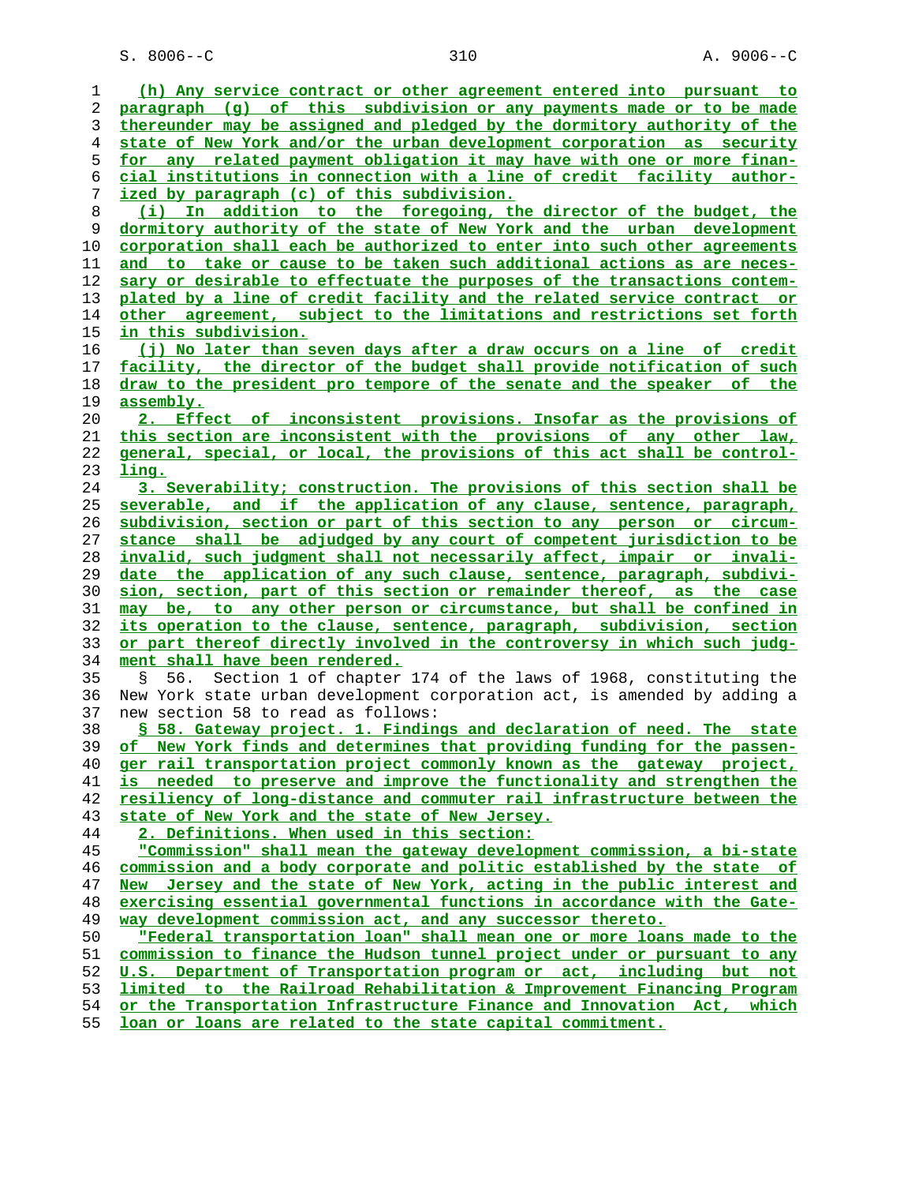(h) Any service contract or other agreement entered into pursuant to paragraph (g) of this subdivision or any payments made or to be made thereunder may be assigned and pledged by the dormitory authority of the state of New York and/or the urban development corporation as security for any related payment obligation it may have with one or more financial institutions in connection with a line of credit facility authorized by paragraph (c) of this subdivision.

(i) In addition to the foregoing, the director of the budget, the dormitory authority of the state of New York and the urban development corporation shall each be authorized to enter into such other agreements and to take or cause to be taken such additional actions as are necessary or desirable to effectuate the purposes of the transactions contemplated by a line of credit facility and the related service contract or other agreement, subject to the limitations and restrictions set forth in this subdivision.

(j) No later than seven days after a draw occurs on a line of credit facility, the director of the budget shall provide notification of such draw to the president pro tempore of the senate and the speaker of the assembly.

2. Effect of inconsistent provisions. Insofar as the provisions of this section are inconsistent with the provisions of any other law, general, special, or local, the provisions of this act shall be controlling.

3. Severability; construction. The provisions of this section shall be severable, and if the application of any clause, sentence, paragraph, subdivision, section or part of this section to any person or circumstance shall be adjudged by any court of competent jurisdiction to be invalid, such judgment shall not necessarily affect, impair or invalidate the application of any such clause, sentence, paragraph, subdivision, section, part of this section or remainder thereof, as the case may be, to any other person or circumstance, but shall be confined in its operation to the clause, sentence, paragraph, subdivision, section or part thereof directly involved in the controversy in which such judgment shall have been rendered.

§ 56. Section 1 of chapter 174 of the laws of 1968, constituting the New York state urban development corporation act, is amended by adding a new section 58 to read as follows:

§ 58. Gateway project. 1. Findings and declaration of need. The state of New York finds and determines that providing funding for the passenger rail transportation project commonly known as the gateway project, is needed to preserve and improve the functionality and strengthen the resiliency of long-distance and commuter rail infrastructure between the state of New York and the state of New Jersey.

2. Definitions. When used in this section:

"Commission" shall mean the gateway development commission, a bi-state commission and a body corporate and politic established by the state of New Jersey and the state of New York, acting in the public interest and exercising essential governmental functions in accordance with the Gateway development commission act, and any successor thereto.

"Federal transportation loan" shall mean one or more loans made to the commission to finance the Hudson tunnel project under or pursuant to any U.S. Department of Transportation program or act, including but not limited to the Railroad Rehabilitation & Improvement Financing Program or the Transportation Infrastructure Finance and Innovation Act, which loan or loans are related to the state capital commitment.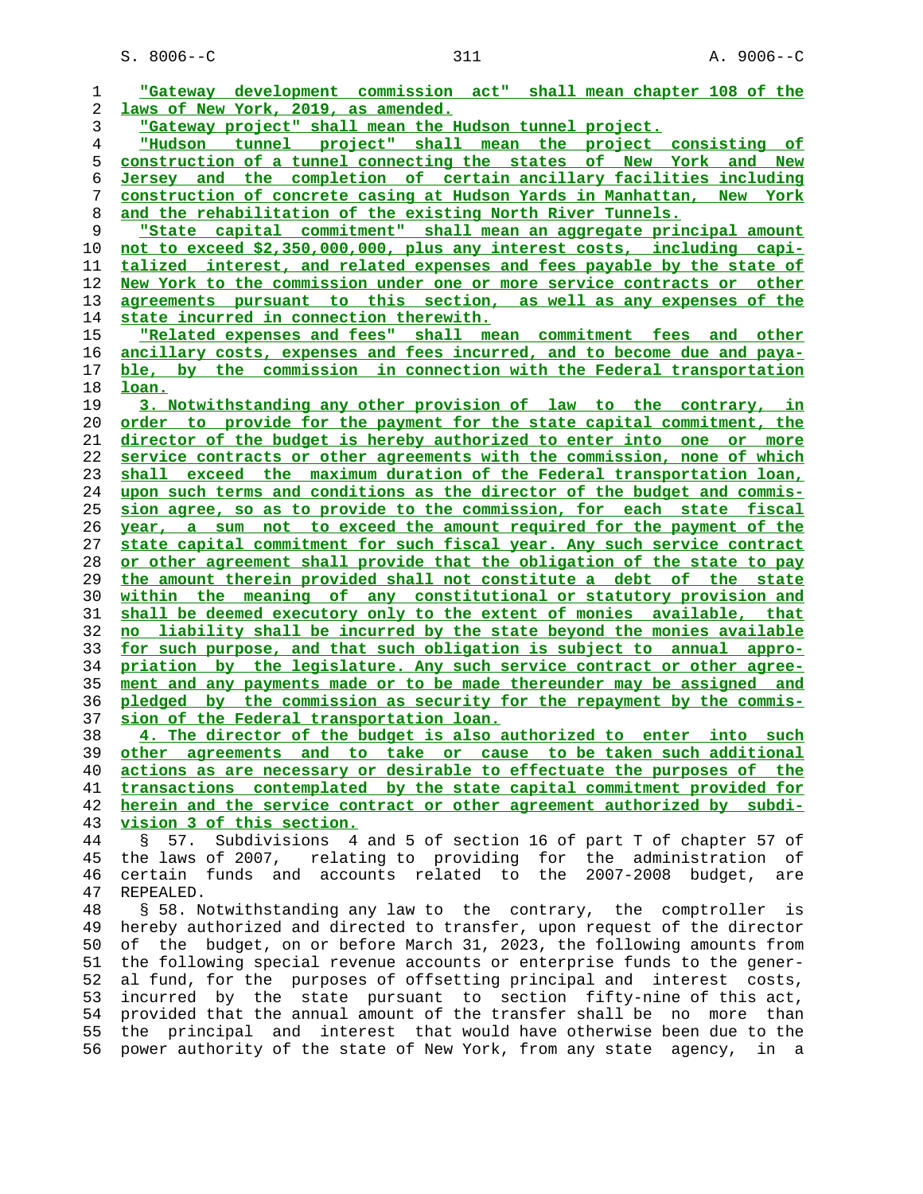"Gateway development commission act" shall mean chapter 108 of the laws of New York, 2019, as amended.

"Gateway project" shall mean the Hudson tunnel project.

"Hudson tunnel project" shall mean the project consisting of construction of a tunnel connecting the states of New York and New Jersey and the completion of certain ancillary facilities including construction of concrete casing at Hudson Yards in Manhattan, New York and the rehabilitation of the existing North River Tunnels.

"State capital commitment" shall mean an aggregate principal amount not to exceed $2,350,000,000, plus any interest costs, including capitalized interest, and related expenses and fees payable by the state of New York to the commission under one or more service contracts or other agreements pursuant to this section, as well as any expenses of the state incurred in connection therewith.

"Related expenses and fees" shall mean commitment fees and other ancillary costs, expenses and fees incurred, and to become due and payable, by the commission in connection with the Federal transportation loan.

3. Notwithstanding any other provision of law to the contrary, in order to provide for the payment for the state capital commitment, the director of the budget is hereby authorized to enter into one or more service contracts or other agreements with the commission, none of which shall exceed the maximum duration of the Federal transportation loan, upon such terms and conditions as the director of the budget and commission agree, so as to provide to the commission, for each state fiscal year, a sum not to exceed the amount required for the payment of the state capital commitment for such fiscal year. Any such service contract or other agreement shall provide that the obligation of the state to pay the amount therein provided shall not constitute a debt of the state within the meaning of any constitutional or statutory provision and shall be deemed executory only to the extent of monies available, that no liability shall be incurred by the state beyond the monies available for such purpose, and that such obligation is subject to annual appropriation by the legislature. Any such service contract or other agreement and any payments made or to be made thereunder may be assigned and pledged by the commission as security for the repayment by the commission of the Federal transportation loan.

4. The director of the budget is also authorized to enter into such other agreements and to take or cause to be taken such additional actions as are necessary or desirable to effectuate the purposes of the transactions contemplated by the state capital commitment provided for herein and the service contract or other agreement authorized by subdivision 3 of this section.

§ 57. Subdivisions 4 and 5 of section 16 of part T of chapter 57 of the laws of 2007, relating to providing for the administration of certain funds and accounts related to the 2007-2008 budget, are REPEALED.

§ 58. Notwithstanding any law to the contrary, the comptroller is hereby authorized and directed to transfer, upon request of the director of the budget, on or before March 31, 2023, the following amounts from the following special revenue accounts or enterprise funds to the general fund, for the purposes of offsetting principal and interest costs, incurred by the state pursuant to section fifty-nine of this act, provided that the annual amount of the transfer shall be no more than the principal and interest that would have otherwise been due to the power authority of the state of New York, from any state agency, in a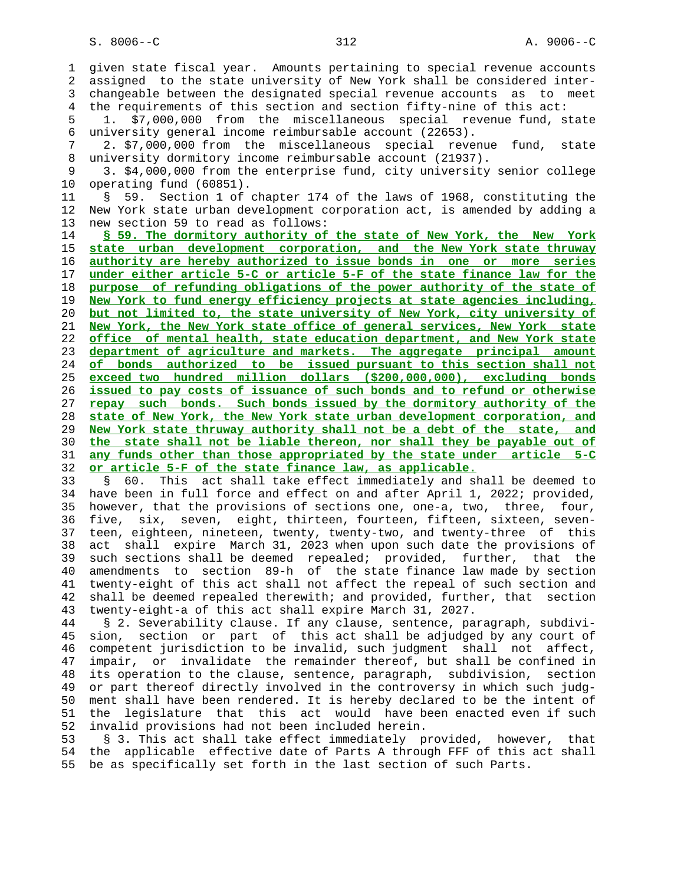given state fiscal year. Amounts pertaining to special revenue accounts assigned to the state university of New York shall be considered interchangeable between the designated special revenue accounts as to meet the requirements of this section and section fifty-nine of this act:

1. $7,000,000 from the miscellaneous special revenue fund, state university general income reimbursable account (22653).

2. $7,000,000 from the miscellaneous special revenue fund, state university dormitory income reimbursable account (21937).

3. $4,000,000 from the enterprise fund, city university senior college operating fund (60851).

§ 59. Section 1 of chapter 174 of the laws of 1968, constituting the New York state urban development corporation act, is amended by adding a new section 59 to read as follows:

<u>§ 59. The dormitory authority of the state of New York, the New York state urban development corporation, and the New York state thruway authority are hereby authorized to issue bonds in one or more series under either article 5-C or article 5-F of the state finance law for the purpose of refunding obligations of the power authority of the state of New York to fund energy efficiency projects at state agencies including, but not limited to, the state university of New York, city university of New York, the New York state office of general services, New York state office of mental health, state education department, and New York state department of agriculture and markets. The aggregate principal amount of bonds authorized to be issued pursuant to this section shall not exceed two hundred million dollars ($200,000,000), excluding bonds issued to pay costs of issuance of such bonds and to refund or otherwise repay such bonds. Such bonds issued by the dormitory authority of the state of New York, the New York state urban development corporation, and New York state thruway authority shall not be a debt of the state, and the state shall not be liable thereon, nor shall they be payable out of any funds other than those appropriated by the state under article 5-C or article 5-F of the state finance law, as applicable.</u>

§ 60. This act shall take effect immediately and shall be deemed to have been in full force and effect on and after April 1, 2022; provided, however, that the provisions of sections one, one-a, two, three, four, five, six, seven, eight, thirteen, fourteen, fifteen, sixteen, seventeen, eighteen, nineteen, twenty, twenty-two, and twenty-three of this act shall expire March 31, 2023 when upon such date the provisions of such sections shall be deemed repealed; provided, further, that the amendments to section 89-h of the state finance law made by section twenty-eight of this act shall not affect the repeal of such section and shall be deemed repealed therewith; and provided, further, that section twenty-eight-a of this act shall expire March 31, 2027.

§ 2. Severability clause. If any clause, sentence, paragraph, subdivision, section or part of this act shall be adjudged by any court of competent jurisdiction to be invalid, such judgment shall not affect, impair, or invalidate the remainder thereof, but shall be confined in its operation to the clause, sentence, paragraph, subdivision, section or part thereof directly involved in the controversy in which such judgment shall have been rendered. It is hereby declared to be the intent of the legislature that this act would have been enacted even if such invalid provisions had not been included herein.

§ 3. This act shall take effect immediately provided, however, that the applicable effective date of Parts A through FFF of this act shall be as specifically set forth in the last section of such Parts.